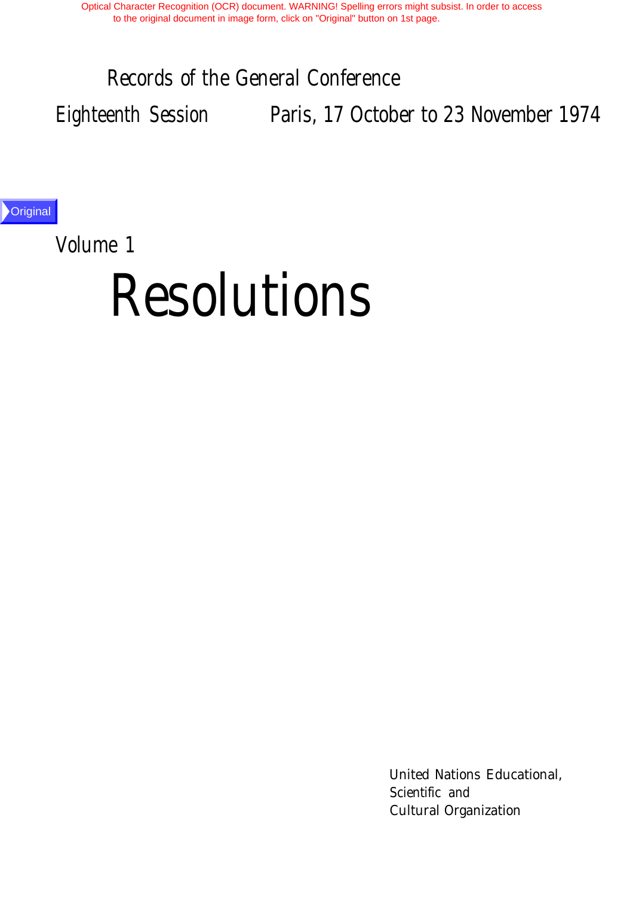Records of the General Conference

Eighteenth Session — Paris, 17 October to 23 November 1974

Volume 1

# Resolutions

United Nations Educational,
Scientific and
Cultural Organization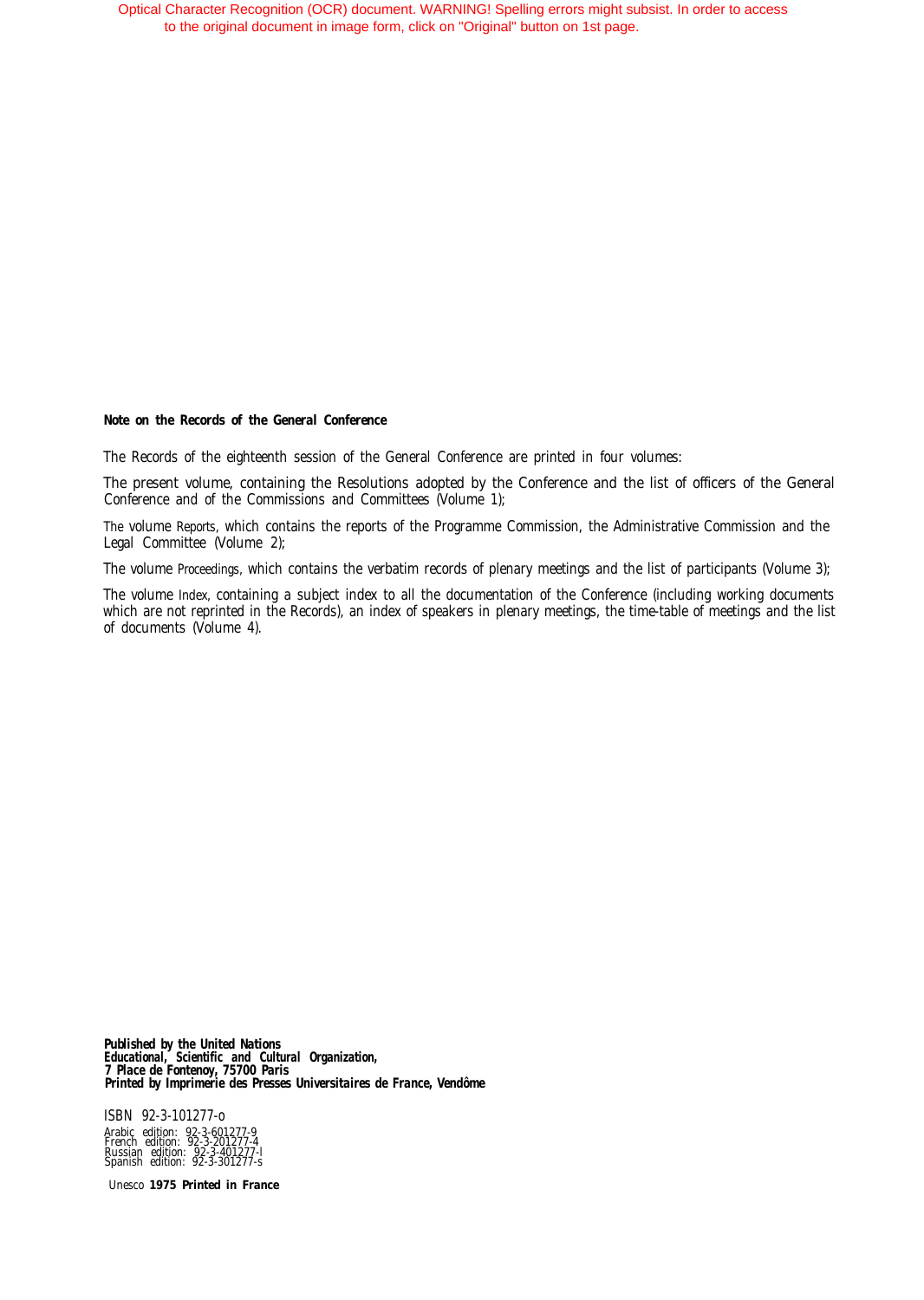Optical Character Recognition (OCR) document. WARNING! Spelling errors might subsist. In order to access to the original document in image form, click on "Original" button on 1st page.

**Note on the Records of the General Conference**

The Records of the eighteenth session of the General Conference are printed in four volumes:

The present volume, containing the Resolutions adopted by the Conference and the list of officers of the General Conference and of the Commissions and Committees (Volume 1);

The volume *Reports*, which contains the reports of the Programme Commission, the Administrative Commission and the Legal Committee (Volume 2);

The volume *Proceedings*, which contains the verbatim records of plenary meetings and the list of participants (Volume 3);

The volume *Index*, containing a subject index to all the documentation of the Conference (including working documents which are not reprinted in the Records), an index of speakers in plenary meetings, the time-table of meetings and the list of documents (Volume 4).

**Published by the United Nations**
**Educational, Scientific and Cultural Organization,**
**7 Place de Fontenoy, 75700 Paris**
**Printed by Imprimerie des Presses Universitaires de France, Vendôme**

ISBN 92-3-101277-o

Arabic edition: 92-3-601277-9
French edition: 92-3-201277-4
Russian edition: 92-3-401277-l
Spanish edition: 92-3-301277-s

Unesco **1975 Printed in France**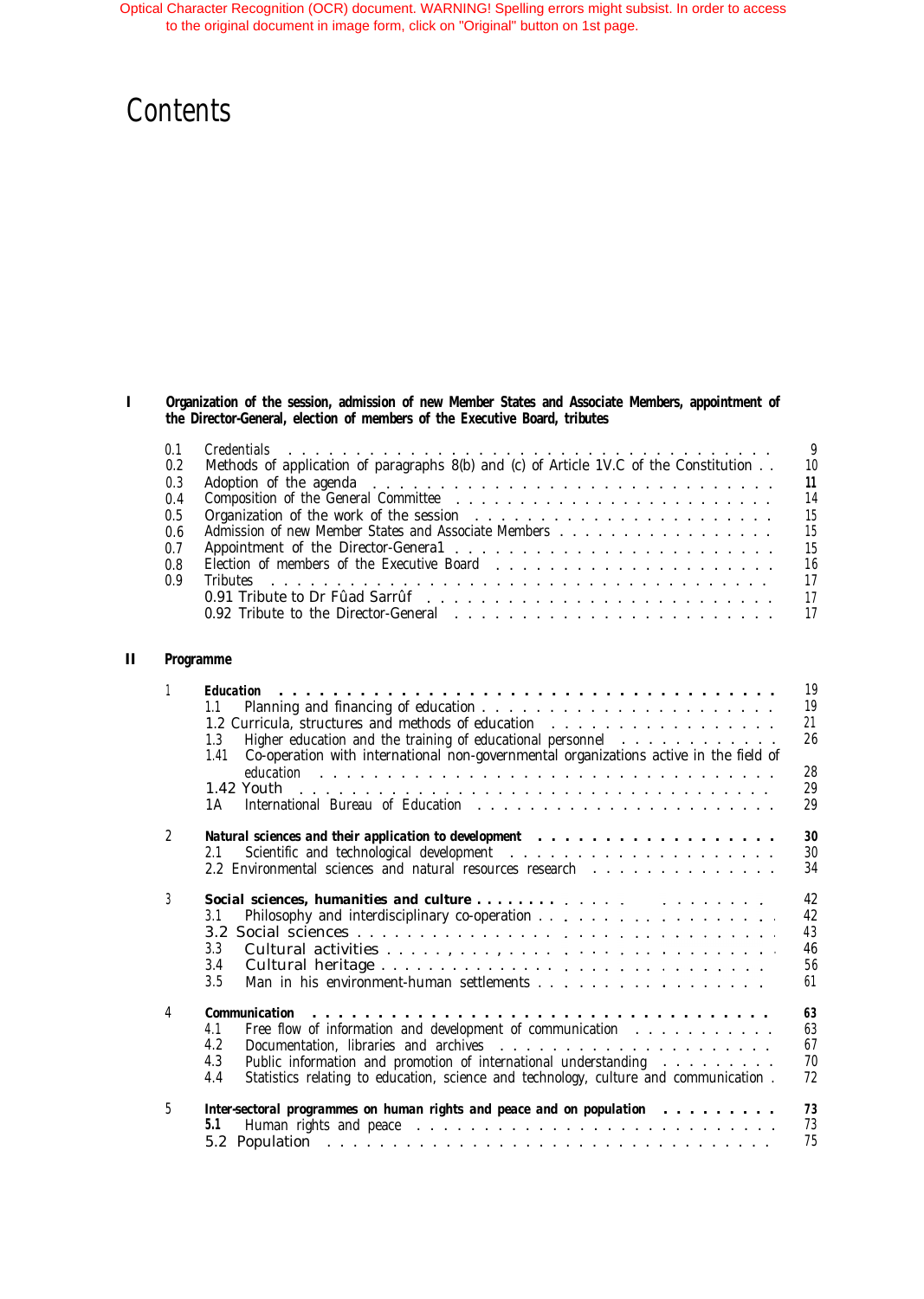Optical Character Recognition (OCR) document. WARNING! Spelling errors might subsist. In order to access to the original document in image form, click on "Original" button on 1st page.

# Contents

## I Organization of the session, admission of new Member States and Associate Members, appointment of the Director-General, election of members of the Executive Board, tributes

| | | |
|---|---|---|
| 0.1 | Credentials | 9 |
| 0.2 | Methods of application of paragraphs 8(b) and (c) of Article 1V.C of the Constitution | 10 |
| 0.3 | Adoption of the agenda | 11 |
| 0.4 | Composition of the General Committee | 14 |
| 0.5 | Organization of the work of the session | 15 |
| 0.6 | Admission of new Member States and Associate Members | 15 |
| 0.7 | Appointment of the Director-Genera1 | 15 |
| 0.8 | Election of members of the Executive Board | 16 |
| 0.9 | Tributes | 17 |
| | 0.91 Tribute to Dr Fûad Sarrûf | 17 |
| | 0.92 Tribute to the Director-General | 17 |

## II Programme

| | | |
|---|---|---|
| 1 | ***Education*** | 19 |
| 1.1 | Planning and financing of education | 19 |
| 1.2 | Curricula, structures and methods of education | 21 |
| 1.3 | Higher education and the training of educational personnel | 26 |
| 1.41 | Co-operation with international non-governmental organizations active in the field of education | 28 |
| 1.42 | Youth | 29 |
| 1A | International Bureau of Education | 29 |
| 2 | **Natural sciences and their application to development** | **30** |
| 2.1 | Scientific and technological development | 30 |
| 2.2 | Environmental sciences and natural resources research | 34 |
| 3 | **Social sciences, humanities and culture** | 42 |
| 3.1 | Philosophy and interdisciplinary co-operation | 42 |
| 3.2 | Social sciences | 43 |
| 3.3 | Cultural activities | 46 |
| 3.4 | Cultural heritage | 56 |
| 3.5 | Man in his environment-human settlements | 61 |
| 4 | **Communication** | **63** |
| 4.1 | Free flow of information and development of communication | 63 |
| 4.2 | Documentation, libraries and archives | 67 |
| 4.3 | Public information and promotion of international understanding | 70 |
| 4.4 | Statistics relating to education, science and technology, culture and communication | 72 |
| 5 | **Inter-sectoral programmes on human rights and peace and on population** | **73** |
| **5.1** | Human rights and peace | 73 |
| 5.2 | Population | 75 |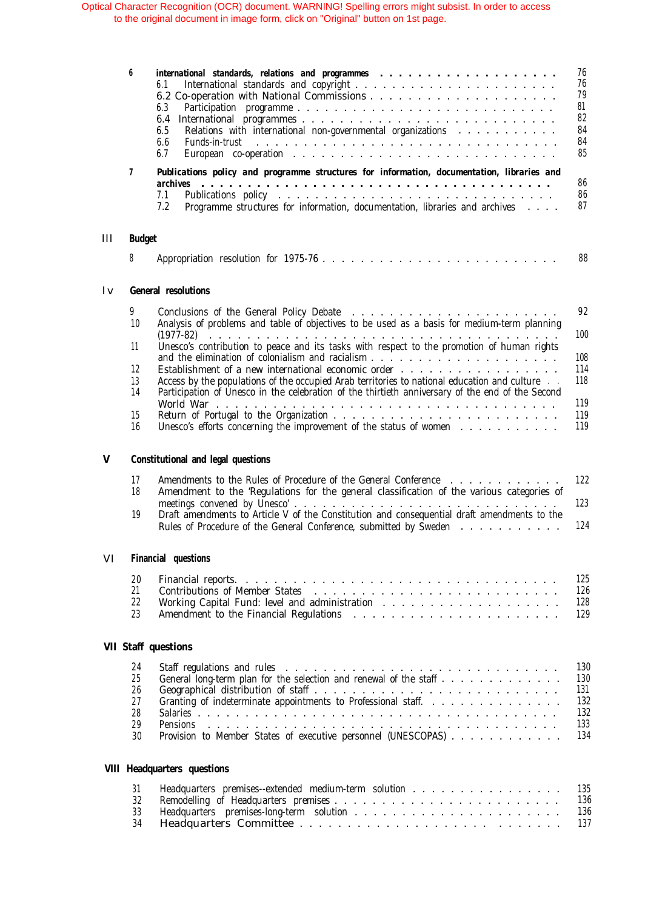Optical Character Recognition (OCR) document. WARNING! Spelling errors might subsist. In order to access to the original document in image form, click on "Original" button on 1st page.

| | | |
|---|---|---|
| **6** | **international standards, relations and programmes** | 76 |
| | 6.1 International standards and copyright | 76 |
| | 6.2 Co-operation with National Commissions | 79 |
| | 6.3 Participation programme | 81 |
| | 6.4 International programmes | 82 |
| | 6.5 Relations with international non-governmental organizations | 84 |
| | 6.6 Funds-in-trust | 84 |
| | 6.7 European co-operation | 85 |
| **7** | **Publications policy and programme structures for information, documentation, libraries and archives** | 86 |
| | 7.1 Publications policy | 86 |
| | 7.2 Programme structures for information, documentation, libraries and archives | 87 |

## III Budget

| | | |
|---|---|---|
| 8 | Appropriation resolution for 1975-76 | 88 |

## Iv General resolutions

| | | |
|---|---|---|
| 9 | Conclusions of the General Policy Debate | 92 |
| 10 | Analysis of problems and table of objectives to be used as a basis for medium-term planning (1977-82) | 100 |
| 11 | Unesco's contribution to peace and its tasks with respect to the promotion of human rights and the elimination of colonialism and racialism | 108 |
| 12 | Establishment of a new international economic order | 114 |
| 13 | Access by the populations of the occupied Arab territories to national education and culture | 118 |
| 14 | Participation of Unesco in the celebration of the thirtieth anniversary of the end of the Second World War | 119 |
| 15 | Return of Portugal to the Organization | 119 |
| 16 | Unesco's efforts concerning the improvement of the status of women | 119 |

## V Constitutional and legal questions

| | | |
|---|---|---|
| 17 | Amendments to the Rules of Procedure of the General Conference | 122 |
| 18 | Amendment to the 'Regulations for the general classification of the various categories of meetings convened by Unesco' | 123 |
| 19 | Draft amendments to Article V of the Constitution and consequential draft amendments to the Rules of Procedure of the General Conference, submitted by Sweden | 124 |

## VI Financial questions

| | | |
|---|---|---|
| 20 | Financial reports. | 125 |
| 21 | Contributions of Member States | 126 |
| 22 | Working Capital Fund: level and administration | 128 |
| 23 | Amendment to the Financial Regulations | 129 |

## VII Staff questions

| | | |
|---|---|---|
| 24 | Staff regulations and rules | 130 |
| 25 | General long-term plan for the selection and renewal of the staff | 130 |
| 26 | Geographical distribution of staff | 131 |
| 27 | Granting of indeterminate appointments to Professional staff. | 132 |
| 28 | Salaries | 132 |
| 29 | Pensions | 133 |
| 30 | Provision to Member States of executive personnel (UNESCOPAS) | 134 |

## VIII Headquarters questions

| | | |
|---|---|---|
| 31 | Headquarters premises--extended medium-term solution | 135 |
| 32 | Remodelling of Headquarters premises | 136 |
| 33 | Headquarters premises-long-term solution | 136 |
| 34 | Headquarters Committee | 137 |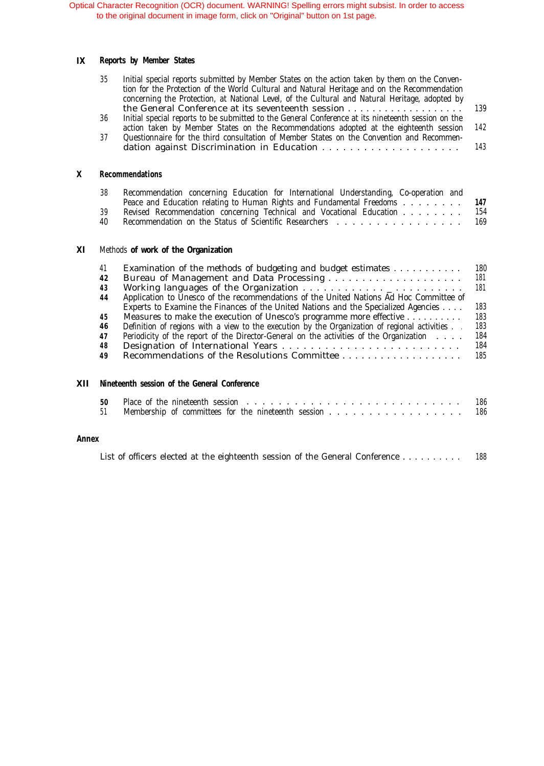Optical Character Recognition (OCR) document. WARNING! Spelling errors might subsist. In order to access to the original document in image form, click on "Original" button on 1st page.

## IX Reports by Member States

| | | |
|---|---|---|
| 35 | Initial special reports submitted by Member States on the action taken by them on the Convention for the Protection of the World Cultural and Natural Heritage and on the Recommendation concerning the Protection, at National Level, of the Cultural and Natural Heritage, adopted by the General Conference at its seventeenth session | 139 |
| 36 | Initial special reports to be submitted to the General Conference at its nineteenth session on the action taken by Member States on the Recommendations adopted at the eighteenth session | 142 |
| 37 | Questionnaire for the third consultation of Member States on the Convention and Recommendation against Discrimination in Education | 143 |

## X Recommendations

| | | |
|---|---|---|
| 38 | Recommendation concerning Education for International Understanding, Co-operation and Peace and Education relating to Human Rights and Fundamental Freedoms | 147 |
| 39 | Revised Recommendation concerning Technical and Vocational Education | 154 |
| 40 | Recommendation on the Status of Scientific Researchers | 169 |

## XI Methods of work of the Organization

| | | |
|---|---|---|
| 41 | Examination of the methods of budgeting and budget estimates | 180 |
| 42 | Bureau of Management and Data Processing | 181 |
| 43 | Working languages of the Organization | 181 |
| 44 | Application to Unesco of the recommendations of the United Nations Ad Hoc Committee of Experts to Examine the Finances of the United Nations and the Specialized Agencies | 183 |
| 45 | Measures to make the execution of Unesco's programme more effective | 183 |
| 46 | Definition of regions with a view to the execution by the Organization of regional activities | 183 |
| 47 | Periodicity of the report of the Director-General on the activities of the Organization | 184 |
| 48 | Designation of International Years | 184 |
| 49 | Recommendations of the Resolutions Committee | 185 |

## XII Nineteenth session of the General Conference

| | | |
|---|---|---|
| 50 | Place of the nineteenth session | 186 |
| 51 | Membership of committees for the nineteenth session | 186 |

## Annex

List of officers elected at the eighteenth session of the General Conference . . . . . . . . . . 188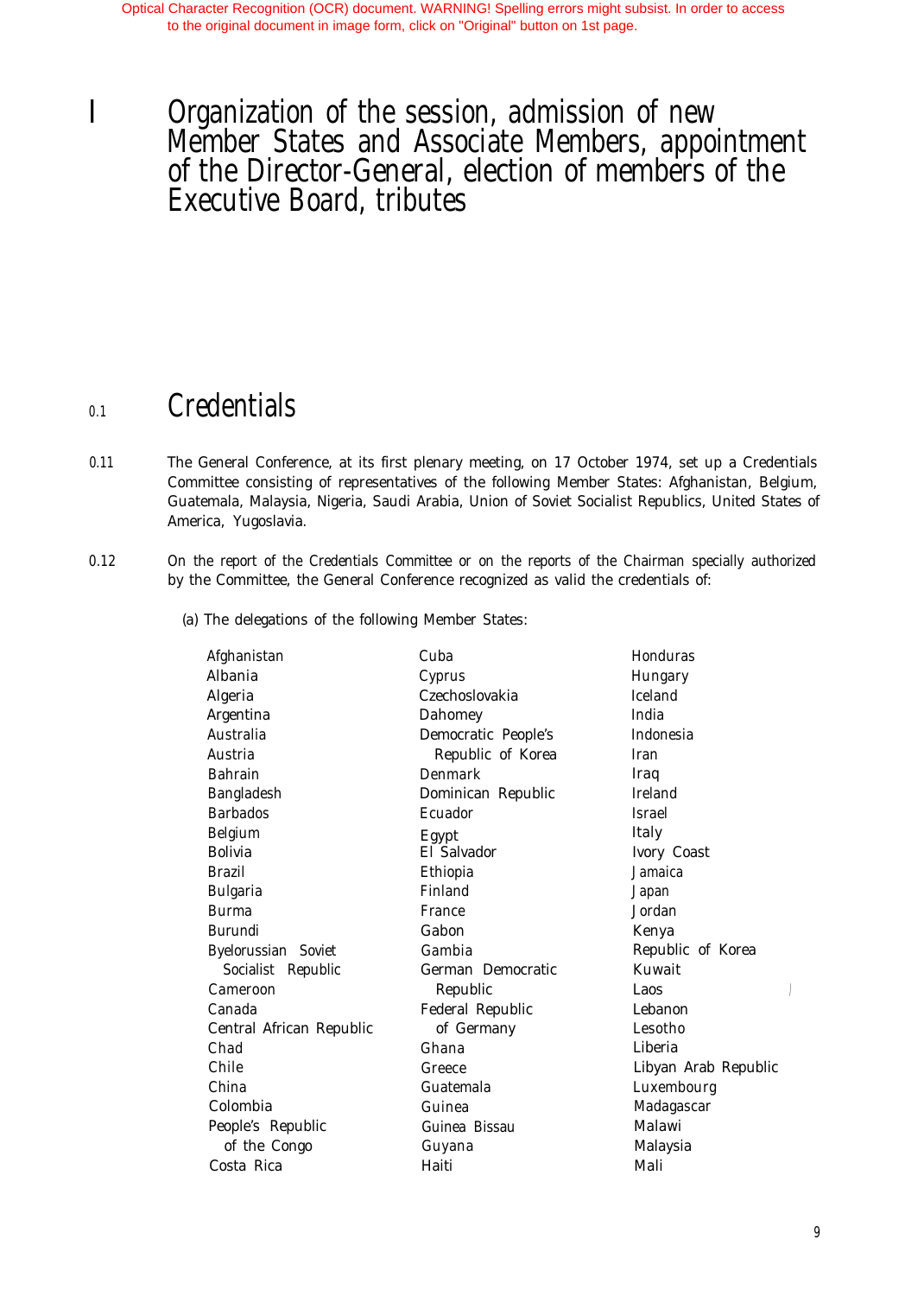Optical Character Recognition (OCR) document. WARNING! Spelling errors might subsist. In order to access to the original document in image form, click on "Original" button on 1st page.

# I Organization of the session, admission of new Member States and Associate Members, appointment of the Director-General, election of members of the Executive Board, tributes

## 0.1 Credentials

0.11 The General Conference, at its first plenary meeting, on 17 October 1974, set up a Credentials Committee consisting of representatives of the following Member States: Afghanistan, Belgium, Guatemala, Malaysia, Nigeria, Saudi Arabia, Union of Soviet Socialist Republics, United States of America, Yugoslavia.

0.12 On the report of the Credentials Committee or on the reports of the Chairman specially authorized by the Committee, the General Conference recognized as valid the credentials of:

(a) The delegations of the following Member States:

Afghanistan
Albania
Algeria
Argentina
Australia
Austria
Bahrain
Bangladesh
Barbados
Belgium
Bolivia
Brazil
Bulgaria
Burma
Burundi
Byelorussian Soviet Socialist Republic
Cameroon
Canada
Central African Republic
Chad
Chile
China
Colombia
People's Republic of the Congo
Costa Rica
Cuba
Cyprus
Czechoslovakia
Dahomey
Democratic People's Republic of Korea
Denmark
Dominican Republic
Ecuador
Egypt
El Salvador
Ethiopia
Finland
France
Gabon
Gambia
German Democratic Republic
Federal Republic of Germany
Ghana
Greece
Guatemala
Guinea
Guinea Bissau
Guyana
Haiti
Honduras
Hungary
Iceland
India
Indonesia
Iran
Iraq
Ireland
Israel
Italy
Ivory Coast
Jamaica
Japan
Jordan
Kenya
Republic of Korea
Kuwait
Laos
Lebanon
Lesotho
Liberia
Libyan Arab Republic
Luxembourg
Madagascar
Malawi
Malaysia
Mali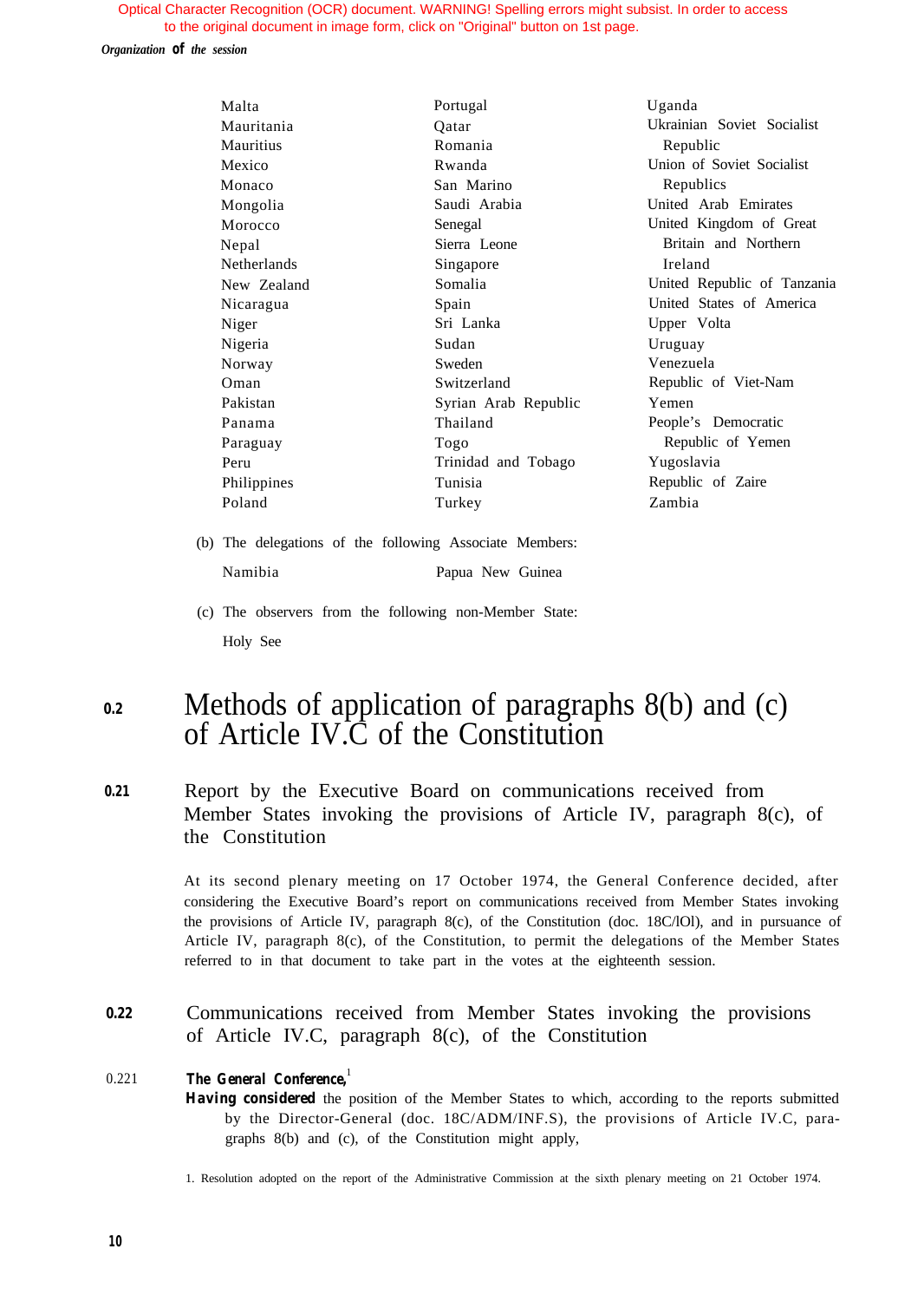Malta
Mauritania
Mauritius
Mexico
Monaco
Mongolia
Morocco
Nepal
Netherlands
New Zealand
Nicaragua
Niger
Nigeria
Norway
Oman
Pakistan
Panama
Paraguay
Peru
Philippines
Poland
Portugal
Qatar
Romania
Rwanda
San Marino
Saudi Arabia
Senegal
Sierra Leone
Singapore
Somalia
Spain
Sri Lanka
Sudan
Sweden
Switzerland
Syrian Arab Republic
Thailand
Togo
Trinidad and Tobago
Tunisia
Turkey
Uganda
Ukrainian Soviet Socialist Republic
Union of Soviet Socialist Republics
United Arab Emirates
United Kingdom of Great Britain and Northern Ireland
United Republic of Tanzania
United States of America
Upper Volta
Uruguay
Venezuela
Republic of Viet-Nam
Yemen
People's Democratic Republic of Yemen
Yugoslavia
Republic of Zaire
Zambia

(b) The delegations of the following Associate Members:

Namibia
Papua New Guinea

(c) The observers from the following non-Member State:

Holy See

# 0.2 Methods of application of paragraphs 8(b) and (c) of Article IV.C of the Constitution

## 0.21 Report by the Executive Board on communications received from Member States invoking the provisions of Article IV, paragraph 8(c), of the Constitution

At its second plenary meeting on 17 October 1974, the General Conference decided, after considering the Executive Board's report on communications received from Member States invoking the provisions of Article IV, paragraph 8(c), of the Constitution (doc. 18C/lOl), and in pursuance of Article IV, paragraph 8(c), of the Constitution, to permit the delegations of the Member States referred to in that document to take part in the votes at the eighteenth session.

## 0.22 Communications received from Member States invoking the provisions of Article IV.C, paragraph 8(c), of the Constitution

0.221 **The General Conference,**[1]

**Having considered** the position of the Member States to which, according to the reports submitted by the Director-General (doc. 18C/ADM/INF.S), the provisions of Article IV.C, paragraphs 8(b) and (c), of the Constitution might apply,

1. Resolution adopted on the report of the Administrative Commission at the sixth plenary meeting on 21 October 1974.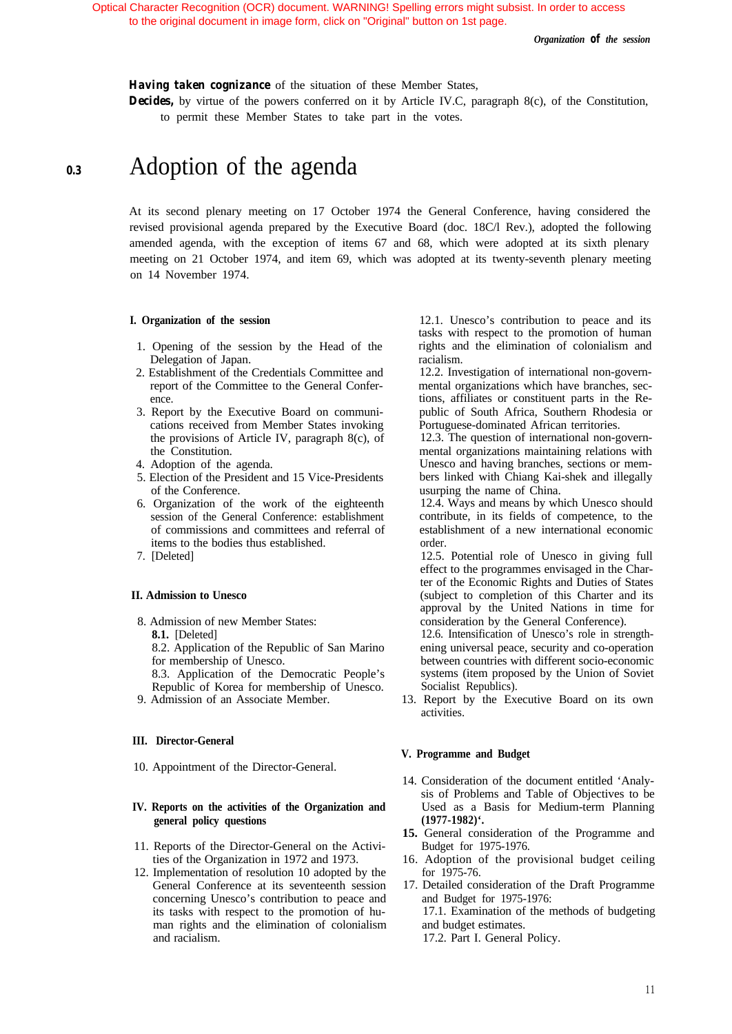**Having taken cognizance** of the situation of these Member States,

**Decides,** by virtue of the powers conferred on it by Article IV.C, paragraph 8(c), of the Constitution, to permit these Member States to take part in the votes.

# 0.3 Adoption of the agenda

At its second plenary meeting on 17 October 1974 the General Conference, having considered the revised provisional agenda prepared by the Executive Board (doc. 18C/l Rev.), adopted the following amended agenda, with the exception of items 67 and 68, which were adopted at its sixth plenary meeting on 21 October 1974, and item 69, which was adopted at its twenty-seventh plenary meeting on 14 November 1974.

### I. Organization of the session

1. Opening of the session by the Head of the Delegation of Japan.
2. Establishment of the Credentials Committee and report of the Committee to the General Conference.
3. Report by the Executive Board on communications received from Member States invoking the provisions of Article IV, paragraph 8(c), of the Constitution.
4. Adoption of the agenda.
5. Election of the President and 15 Vice-Presidents of the Conference.
6. Organization of the work of the eighteenth session of the General Conference: establishment of commissions and committees and referral of items to the bodies thus established.
7. [Deleted]

### II. Admission to Unesco

8. Admission of new Member States:
   8.1. [Deleted]
   8.2. Application of the Republic of San Marino for membership of Unesco.
   8.3. Application of the Democratic People's Republic of Korea for membership of Unesco.
9. Admission of an Associate Member.

### III. Director-General

10. Appointment of the Director-General.

### IV. Reports on the activities of the Organization and general policy questions

11. Reports of the Director-General on the Activities of the Organization in 1972 and 1973.
12. Implementation of resolution 10 adopted by the General Conference at its seventeenth session concerning Unesco's contribution to peace and its tasks with respect to the promotion of human rights and the elimination of colonialism and racialism.
   12.1. Unesco's contribution to peace and its tasks with respect to the promotion of human rights and the elimination of colonialism and racialism.
   12.2. Investigation of international non-governmental organizations which have branches, sections, affiliates or constituent parts in the Republic of South Africa, Southern Rhodesia or Portuguese-dominated African territories.
   12.3. The question of international non-governmental organizations maintaining relations with Unesco and having branches, sections or members linked with Chiang Kai-shek and illegally usurping the name of China.
   12.4. Ways and means by which Unesco should contribute, in its fields of competence, to the establishment of a new international economic order.
   12.5. Potential role of Unesco in giving full effect to the programmes envisaged in the Charter of the Economic Rights and Duties of States (subject to completion of this Charter and its approval by the United Nations in time for consideration by the General Conference).
   12.6. Intensification of Unesco's role in strengthening universal peace, security and co-operation between countries with different socio-economic systems (item proposed by the Union of Soviet Socialist Republics).
13. Report by the Executive Board on its own activities.

### V. Programme and Budget

14. Consideration of the document entitled 'Analysis of Problems and Table of Objectives to be Used as a Basis for Medium-term Planning (1977-1982)'.
15. General consideration of the Programme and Budget for 1975-1976.
16. Adoption of the provisional budget ceiling for 1975-76.
17. Detailed consideration of the Draft Programme and Budget for 1975-1976:
   17.1. Examination of the methods of budgeting and budget estimates.
   17.2. Part I. General Policy.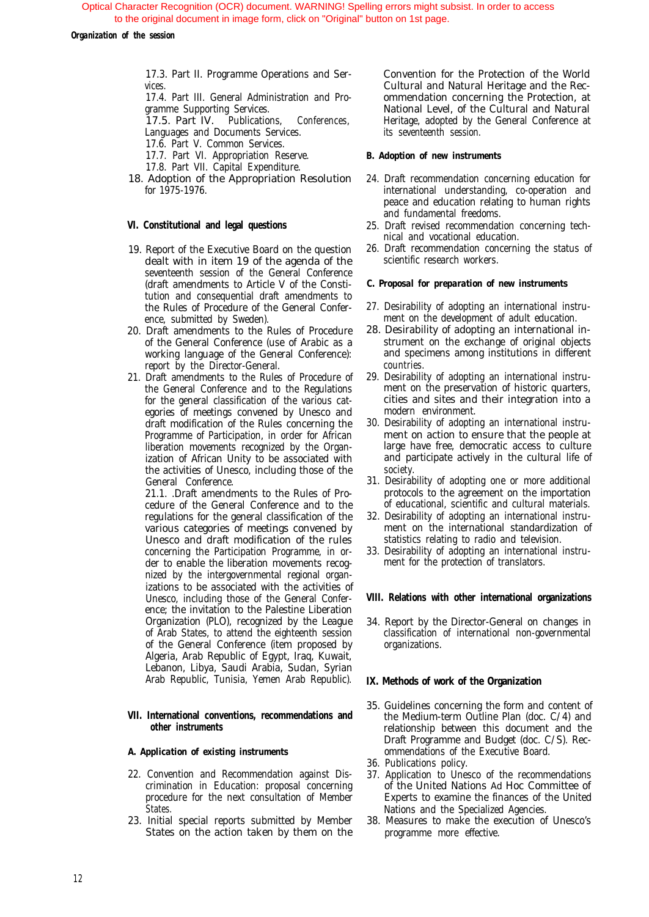17.3. Part II. Programme Operations and Services.

17.4. Part III. General Administration and Programme Supporting Services.

17.5. Part IV. Publications, Conferences, Languages and Documents Services.

17.6. Part V. Common Services.

17.7. Part VI. Appropriation Reserve.

17.8. Part VII. Capital Expenditure.

18. Adoption of the Appropriation Resolution for 1975-1976.

### VI. Constitutional and legal questions

19. Report of the Executive Board on the question dealt with in item 19 of the agenda of the seventeenth session of the General Conference (draft amendments to Article V of the Constitution and consequential draft amendments to the Rules of Procedure of the General Conference, submitted by Sweden).
20. Draft amendments to the Rules of Procedure of the General Conference (use of Arabic as a working language of the General Conference): report by the Director-General.
21. Draft amendments to the Rules of Procedure of the General Conference and to the Regulations for the general classification of the various categories of meetings convened by Unesco and draft modification of the Rules concerning the Programme of Participation, in order for African liberation movements recognized by the Organization of African Unity to be associated with the activities of Unesco, including those of the General Conference.

    21.1. .Draft amendments to the Rules of Procedure of the General Conference and to the regulations for the general classification of the various categories of meetings convened by Unesco and draft modification of the rules concerning the Participation Programme, in order to enable the liberation movements recognized by the intergovernmental regional organizations to be associated with the activities of Unesco, including those of the General Conference; the invitation to the Palestine Liberation Organization (PLO), recognized by the League of Arab States, to attend the eighteenth session of the General Conference (item proposed by Algeria, Arab Republic of Egypt, Iraq, Kuwait, Lebanon, Libya, Saudi Arabia, Sudan, Syrian Arab Republic, Tunisia, Yemen Arab Republic).

### VII. International conventions, recommendations and other instruments

#### A. Application of existing instruments

22. Convention and Recommendation against Discrimination in Education: proposal concerning procedure for the next consultation of Member States.
23. Initial special reports submitted by Member States on the action taken by them on the Convention for the Protection of the World Cultural and Natural Heritage and the Recommendation concerning the Protection, at National Level, of the Cultural and Natural Heritage, adopted by the General Conference at its seventeenth session.

#### B. Adoption of new instruments

24. Draft recommendation concerning education for international understanding, co-operation and peace and education relating to human rights and fundamental freedoms.
25. Draft revised recommendation concerning technical and vocational education.
26. Draft recommendation concerning the status of scientific research workers.

#### C. Proposal for preparation of new instruments

27. Desirability of adopting an international instrument on the development of adult education.
28. Desirability of adopting an international instrument on the exchange of original objects and specimens among institutions in different countries.
29. Desirability of adopting an international instrument on the preservation of historic quarters, cities and sites and their integration into a modern environment.
30. Desirability of adopting an international instrument on action to ensure that the people at large have free, democratic access to culture and participate actively in the cultural life of society.
31. Desirability of adopting one or more additional protocols to the agreement on the importation of educational, scientific and cultural materials.
32. Desirability of adopting an international instrument on the international standardization of statistics relating to radio and television.
33. Desirability of adopting an international instrument for the protection of translators.

### VIII. Relations with other international organizations

34. Report by the Director-General on changes in classification of international non-governmental organizations.

### IX. Methods of work of the Organization

35. Guidelines concerning the form and content of the Medium-term Outline Plan (doc. C/4) and relationship between this document and the Draft Programme and Budget (doc. C/S). Recommendations of the Executive Board.
36. Publications policy.
37. Application to Unesco of the recommendations of the United Nations Ad Hoc Committee of Experts to examine the finances of the United Nations and the Specialized Agencies.
38. Measures to make the execution of Unesco's programme more effective.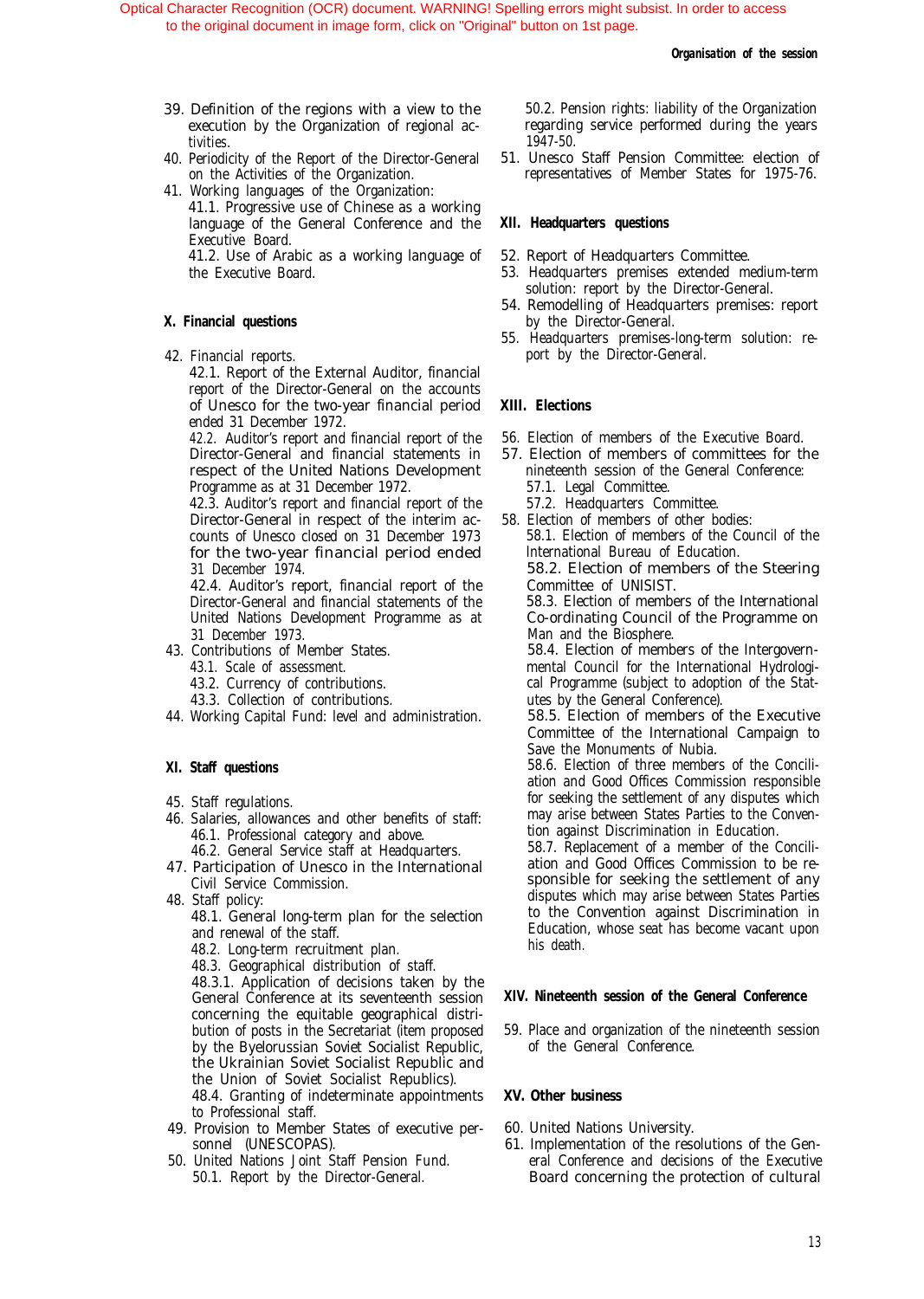39. Definition of the regions with a view to the execution by the Organization of regional activities.
40. Periodicity of the Report of the Director-General on the Activities of the Organization.
41. Working languages of the Organization:
   41.1. Progressive use of Chinese as a working language of the General Conference and the Executive Board.
   41.2. Use of Arabic as a working language of the Executive Board.

## X. Financial questions

42. Financial reports.
   42.1. Report of the External Auditor, financial report of the Director-General on the accounts of Unesco for the two-year financial period ended 31 December 1972.
   42.2. Auditor's report and financial report of the Director-General and financial statements in respect of the United Nations Development Programme as at 31 December 1972.
   42.3. Auditor's report and financial report of the Director-General in respect of the interim accounts of Unesco closed on 31 December 1973 for the two-year financial period ended 31 December 1974.
   42.4. Auditor's report, financial report of the Director-General and financial statements of the United Nations Development Programme as at 31 December 1973.
43. Contributions of Member States.
   43.1. Scale of assessment.
   43.2. Currency of contributions.
   43.3. Collection of contributions.
44. Working Capital Fund: level and administration.

## XI. Staff questions

45. Staff regulations.
46. Salaries, allowances and other benefits of staff:
   46.1. Professional category and above.
   46.2. General Service staff at Headquarters.
47. Participation of Unesco in the International Civil Service Commission.
48. Staff policy:
   48.1. General long-term plan for the selection and renewal of the staff.
   48.2. Long-term recruitment plan.
   48.3. Geographical distribution of staff.
   48.3.1. Application of decisions taken by the General Conference at its seventeenth session concerning the equitable geographical distribution of posts in the Secretariat (item proposed by the Byelorussian Soviet Socialist Republic, the Ukrainian Soviet Socialist Republic and the Union of Soviet Socialist Republics).
   48.4. Granting of indeterminate appointments to Professional staff.
49. Provision to Member States of executive personnel (UNESCOPAS).
50. United Nations Joint Staff Pension Fund.
   50.1. Report by the Director-General.
   50.2. Pension rights: liability of the Organization regarding service performed during the years 1947-50.
51. Unesco Staff Pension Committee: election of representatives of Member States for 1975-76.

## XII. Headquarters questions

52. Report of Headquarters Committee.
53. Headquarters premises extended medium-term solution: report by the Director-General.
54. Remodelling of Headquarters premises: report by the Director-General.
55. Headquarters premises-long-term solution: report by the Director-General.

## XIII. Elections

56. Election of members of the Executive Board.
57. Election of members of committees for the nineteenth session of the General Conference:
   57.1. Legal Committee.
   57.2. Headquarters Committee.
58. Election of members of other bodies:
   58.1. Election of members of the Council of the International Bureau of Education.
   58.2. Election of members of the Steering Committee of UNISIST.
   58.3. Election of members of the International Co-ordinating Council of the Programme on Man and the Biosphere.
   58.4. Election of members of the Intergovernmental Council for the International Hydrological Programme (subject to adoption of the Statutes by the General Conference).
   58.5. Election of members of the Executive Committee of the International Campaign to Save the Monuments of Nubia.
   58.6. Election of three members of the Conciliation and Good Offices Commission responsible for seeking the settlement of any disputes which may arise between States Parties to the Convention against Discrimination in Education.
   58.7. Replacement of a member of the Conciliation and Good Offices Commission to be responsible for seeking the settlement of any disputes which may arise between States Parties to the Convention against Discrimination in Education, whose seat has become vacant upon his death.

## XIV. Nineteenth session of the General Conference

59. Place and organization of the nineteenth session of the General Conference.

## XV. Other business

60. United Nations University.
61. Implementation of the resolutions of the General Conference and decisions of the Executive Board concerning the protection of cultural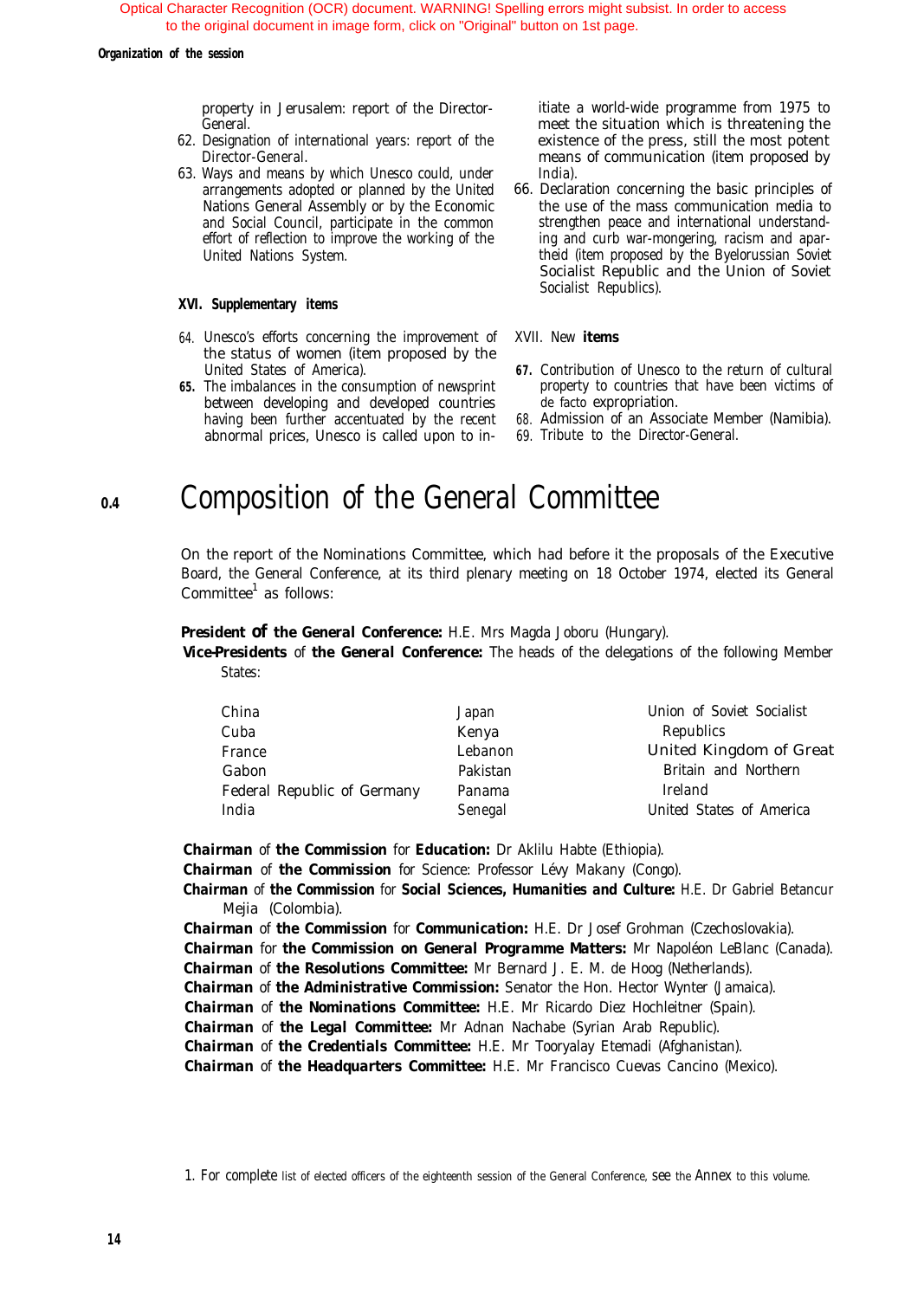property in Jerusalem: report of the Director-General.

62. Designation of international years: report of the Director-General.
63. Ways and means by which Unesco could, under arrangements adopted or planned by the United Nations General Assembly or by the Economic and Social Council, participate in the common effort of reflection to improve the working of the United Nations System.

### XVI. Supplementary items

64. Unesco's efforts concerning the improvement of the status of women (item proposed by the United States of America).
65. The imbalances in the consumption of newsprint between developing and developed countries having been further accentuated by the recent abnormal prices, Unesco is called upon to initiate a world-wide programme from 1975 to meet the situation which is threatening the existence of the press, still the most potent means of communication (item proposed by India).
66. Declaration concerning the basic principles of the use of the mass communication media to strengthen peace and international understanding and curb war-mongering, racism and apartheid (item proposed by the Byelorussian Soviet Socialist Republic and the Union of Soviet Socialist Republics).

### XVII. New items

67. Contribution of Unesco to the return of cultural property to countries that have been victims of de facto expropriation.
68. Admission of an Associate Member (Namibia).
69. Tribute to the Director-General.

## 0.4 Composition of the General Committee

On the report of the Nominations Committee, which had before it the proposals of the Executive Board, the General Conference, at its third plenary meeting on 18 October 1974, elected its General Committee[1] as follows:

**President of the General Conference:** H.E. Mrs Magda Joboru (Hungary).

**Vice-Presidents of the General Conference:** The heads of the delegations of the following Member States:

| | | |
|---|---|---|
| China | Japan | Union of Soviet Socialist Republics |
| Cuba | Kenya | United Kingdom of Great Britain and Northern Ireland |
| France | Lebanon | United States of America |
| Gabon | Pakistan | |
| Federal Republic of Germany | Panama | |
| India | Senegal | |

**Chairman of the Commission for Education:** Dr Aklilu Habte (Ethiopia).

**Chairman of the Commission** for Science: Professor Lévy Makany (Congo).

**Chairman of the Commission for Social Sciences, Humanities and Culture:** H.E. Dr Gabriel Betancur Mejia (Colombia).

**Chairman of the Commission for Communication:** H.E. Dr Josef Grohman (Czechoslovakia).

**Chairman for the Commission on General Programme Matters:** Mr Napoléon LeBlanc (Canada).

**Chairman of the Resolutions Committee:** Mr Bernard J. E. M. de Hoog (Netherlands).

**Chairman of the Administrative Commission:** Senator the Hon. Hector Wynter (Jamaica).

**Chairman of the Nominations Committee:** H.E. Mr Ricardo Diez Hochleitner (Spain).

**Chairman of the Legal Committee:** Mr Adnan Nachabe (Syrian Arab Republic).

**Chairman of the Credentials Committee:** H.E. Mr Tooryalay Etemadi (Afghanistan).

**Chairman of the Headquarters Committee:** H.E. Mr Francisco Cuevas Cancino (Mexico).

1. For complete list of elected officers of the eighteenth session of the General Conference, see the Annex to this volume.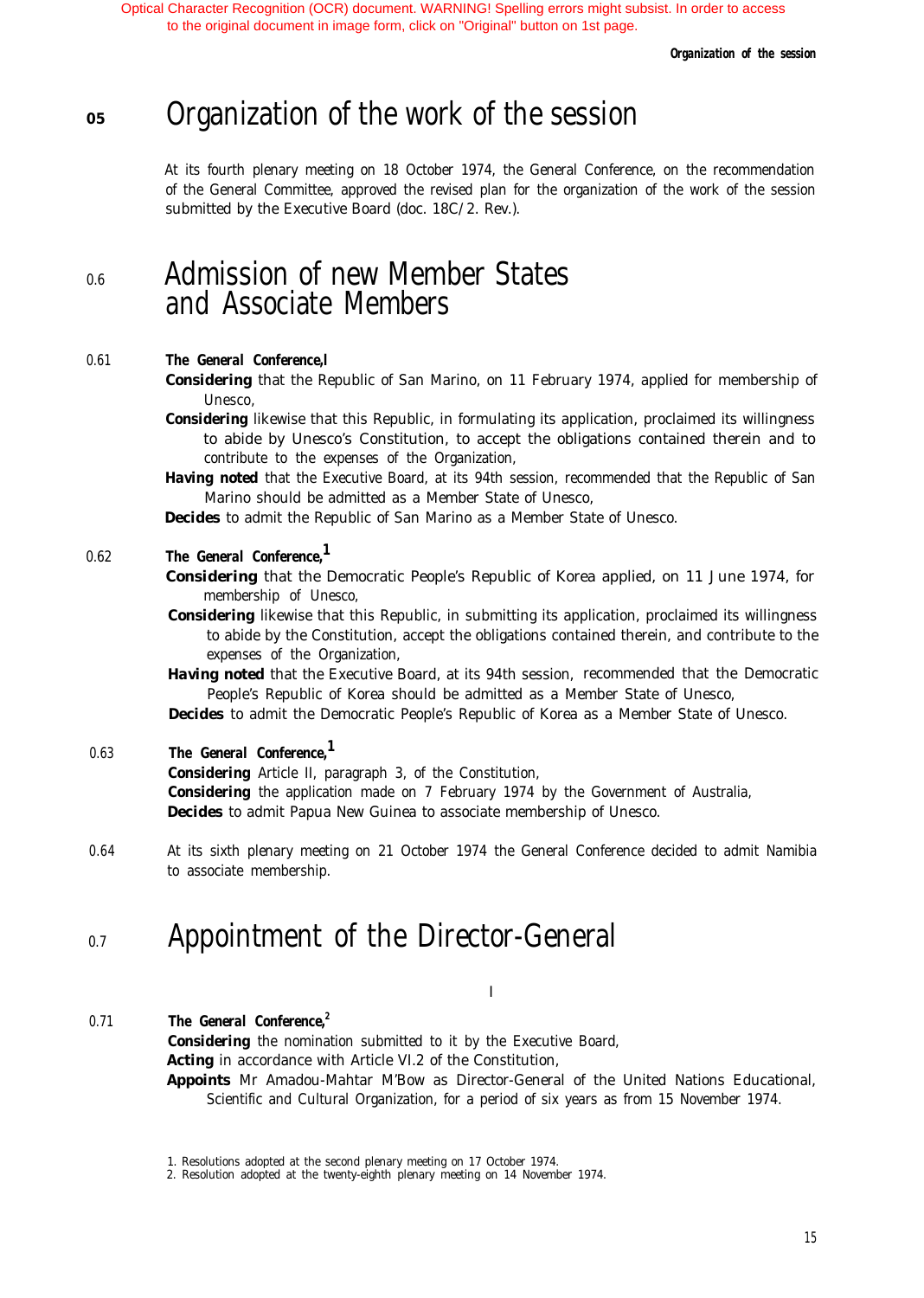## 05 Organization of the work of the session

At its fourth plenary meeting on 18 October 1974, the General Conference, on the recommendation of the General Committee, approved the revised plan for the organization of the work of the session submitted by the Executive Board (doc. 18C/2. Rev.).

## 0.6 Admission of new Member States and Associate Members

0.61 **The General Conference,**[1]

**Considering** that the Republic of San Marino, on 11 February 1974, applied for membership of Unesco,

**Considering** likewise that this Republic, in formulating its application, proclaimed its willingness to abide by Unesco's Constitution, to accept the obligations contained therein and to contribute to the expenses of the Organization,

**Having noted** that the Executive Board, at its 94th session, recommended that the Republic of San Marino should be admitted as a Member State of Unesco,

**Decides** to admit the Republic of San Marino as a Member State of Unesco.

0.62 **The General Conference,**[1]

**Considering** that the Democratic People's Republic of Korea applied, on 11 June 1974, for membership of Unesco,

**Considering** likewise that this Republic, in submitting its application, proclaimed its willingness to abide by the Constitution, accept the obligations contained therein, and contribute to the expenses of the Organization,

**Having noted** that the Executive Board, at its 94th session, recommended that the Democratic People's Republic of Korea should be admitted as a Member State of Unesco,

**Decides** to admit the Democratic People's Republic of Korea as a Member State of Unesco.

0.63 **The General Conference,**[1]

**Considering** Article II, paragraph 3, of the Constitution,

**Considering** the application made on 7 February 1974 by the Government of Australia,

**Decides** to admit Papua New Guinea to associate membership of Unesco.

0.64 At its sixth plenary meeting on 21 October 1974 the General Conference decided to admit Namibia to associate membership.

## 0.7 Appointment of the Director-General

I

0.71 **The General Conference,**[2]

**Considering** the nomination submitted to it by the Executive Board,

**Acting** in accordance with Article VI.2 of the Constitution,

**Appoints** Mr Amadou-Mahtar M'Bow as Director-General of the United Nations Educational, Scientific and Cultural Organization, for a period of six years as from 15 November 1974.

1. Resolutions adopted at the second plenary meeting on 17 October 1974.
2. Resolution adopted at the twenty-eighth plenary meeting on 14 November 1974.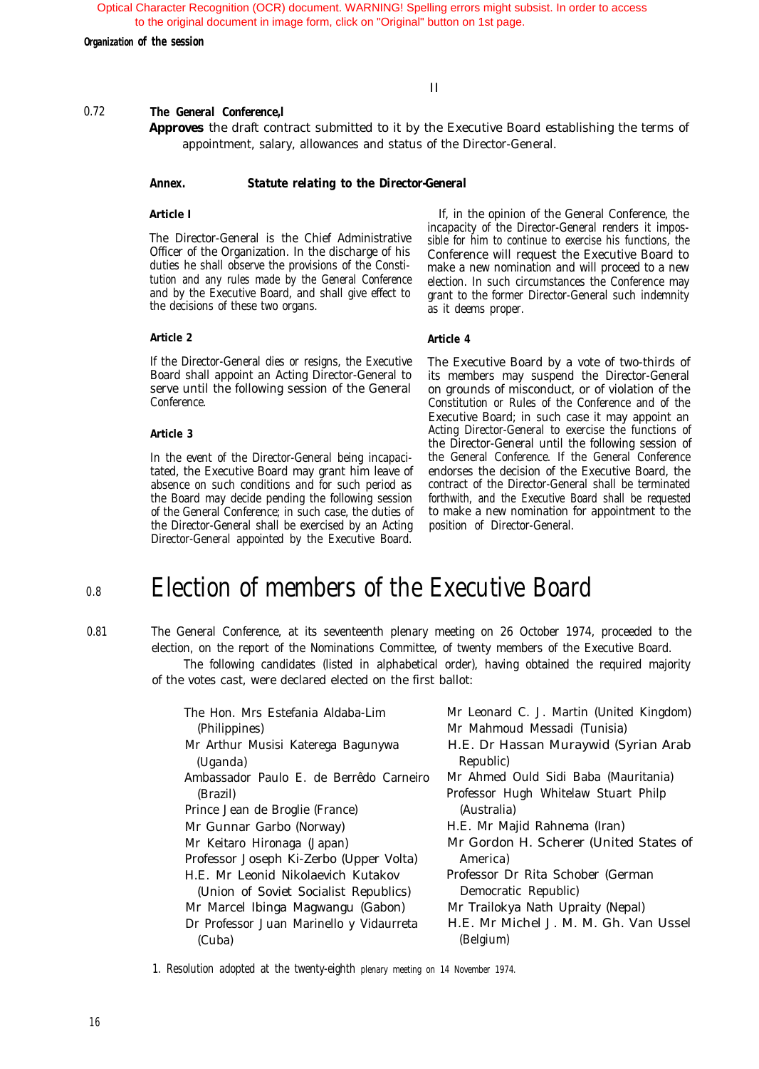Optical Character Recognition (OCR) document. WARNING! Spelling errors might subsist. In order to access to the original document in image form, click on "Original" button on 1st page.

II

0.72 **The General Conference,**[1]

**Approves** the draft contract submitted to it by the Executive Board establishing the terms of appointment, salary, allowances and status of the Director-General.

**Annex. Statute relating to the Director-General**

**Article I**

The Director-General is the Chief Administrative Officer of the Organization. In the discharge of his duties he shall observe the provisions of the Constitution and any rules made by the General Conference and by the Executive Board, and shall give effect to the decisions of these two organs.

**Article 2**

If the Director-General dies or resigns, the Executive Board shall appoint an Acting Director-General to serve until the following session of the General Conference.

**Article 3**

In the event of the Director-General being incapacitated, the Executive Board may grant him leave of absence on such conditions and for such period as the Board may decide pending the following session of the General Conference; in such case, the duties of the Director-General shall be exercised by an Acting Director-General appointed by the Executive Board.

If, in the opinion of the General Conference, the incapacity of the Director-General renders it impossible for him to continue to exercise his functions, the Conference will request the Executive Board to make a new nomination and will proceed to a new election. In such circumstances the Conference may grant to the former Director-General such indemnity as it deems proper.

**Article 4**

The Executive Board by a vote of two-thirds of its members may suspend the Director-General on grounds of misconduct, or of violation of the Constitution or Rules of the Conference and of the Executive Board; in such case it may appoint an Acting Director-General to exercise the functions of the Director-General until the following session of the General Conference. If the General Conference endorses the decision of the Executive Board, the contract of the Director-General shall be terminated forthwith, and the Executive Board shall be requested to make a new nomination for appointment to the position of Director-General.

# 0.8 Election of members of the Executive Board

0.81 The General Conference, at its seventeenth plenary meeting on 26 October 1974, proceeded to the election, on the report of the Nominations Committee, of twenty members of the Executive Board.

The following candidates (listed in alphabetical order), having obtained the required majority of the votes cast, were declared elected on the first ballot:

The Hon. Mrs Estefania Aldaba-Lim (Philippines)
Mr Arthur Musisi Katerega Bagunywa (Uganda)
Ambassador Paulo E. de Berrêdo Carneiro (Brazil)
Prince Jean de Broglie (France)
Mr Gunnar Garbo (Norway)
Mr Keitaro Hironaga (Japan)
Professor Joseph Ki-Zerbo (Upper Volta)
H.E. Mr Leonid Nikolaevich Kutakov (Union of Soviet Socialist Republics)
Mr Marcel Ibinga Magwangu (Gabon)
Dr Professor Juan Marinello y Vidaurreta (Cuba)
Mr Leonard C. J. Martin (United Kingdom)
Mr Mahmoud Messadi (Tunisia)
H.E. Dr Hassan Muraywid (Syrian Arab Republic)
Mr Ahmed Ould Sidi Baba (Mauritania)
Professor Hugh Whitelaw Stuart Philp (Australia)
H.E. Mr Majid Rahnema (Iran)
Mr Gordon H. Scherer (United States of America)
Professor Dr Rita Schober (German Democratic Republic)
Mr Trailokya Nath Upraity (Nepal)
H.E. Mr Michel J. M. M. Gh. Van Ussel (Belgium)

1. Resolution adopted at the twenty-eighth plenary meeting on 14 November 1974.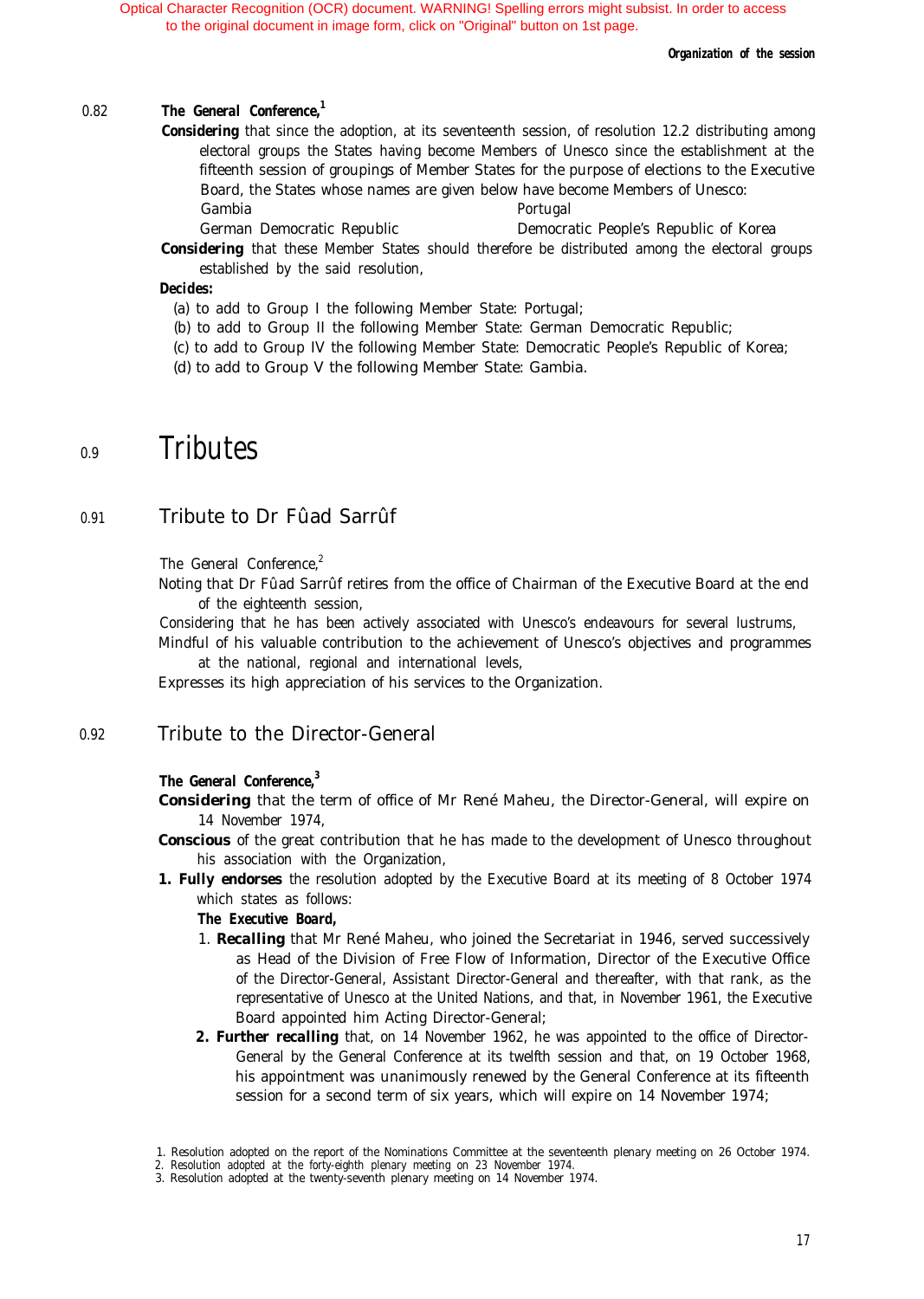0.82 **The General Conference,**[1]

**Considering** that since the adoption, at its seventeenth session, of resolution 12.2 distributing among electoral groups the States having become Members of Unesco since the establishment at the fifteenth session of groupings of Member States for the purpose of elections to the Executive Board, the States whose names are given below have become Members of Unesco:

| | |
|---|---|
| Gambia | Portugal |
| German Democratic Republic | Democratic People's Republic of Korea |

**Considering** that these Member States should therefore be distributed among the electoral groups established by the said resolution,

**Decides:**

(a) to add to Group I the following Member State: Portugal;

(b) to add to Group II the following Member State: German Democratic Republic;

(c) to add to Group IV the following Member State: Democratic People's Republic of Korea;

(d) to add to Group V the following Member State: Gambia.

# 0.9 Tributes

## 0.91 Tribute to Dr Fûad Sarrûf

The General Conference,[2]

Noting that Dr Fûad Sarrûf retires from the office of Chairman of the Executive Board at the end of the eighteenth session,

Considering that he has been actively associated with Unesco's endeavours for several lustrums,

Mindful of his valuable contribution to the achievement of Unesco's objectives and programmes at the national, regional and international levels,

Expresses its high appreciation of his services to the Organization.

## 0.92 Tribute to the Director-General

**The General Conference,**[3]

**Considering** that the term of office of Mr René Maheu, the Director-General, will expire on 14 November 1974,

**Conscious** of the great contribution that he has made to the development of Unesco throughout his association with the Organization,

**1. Fully endorses** the resolution adopted by the Executive Board at its meeting of 8 October 1974 which states as follows:

**The Executive Board,**

1. **Recalling** that Mr René Maheu, who joined the Secretariat in 1946, served successively as Head of the Division of Free Flow of Information, Director of the Executive Office of the Director-General, Assistant Director-General and thereafter, with that rank, as the representative of Unesco at the United Nations, and that, in November 1961, the Executive Board appointed him Acting Director-General;

2. **Further recalling** that, on 14 November 1962, he was appointed to the office of Director-General by the General Conference at its twelfth session and that, on 19 October 1968, his appointment was unanimously renewed by the General Conference at its fifteenth session for a second term of six years, which will expire on 14 November 1974;

1. Resolution adopted on the report of the Nominations Committee at the seventeenth plenary meeting on 26 October 1974.
2. Resolution adopted at the forty-eighth plenary meeting on 23 November 1974.
3. Resolution adopted at the twenty-seventh plenary meeting on 14 November 1974.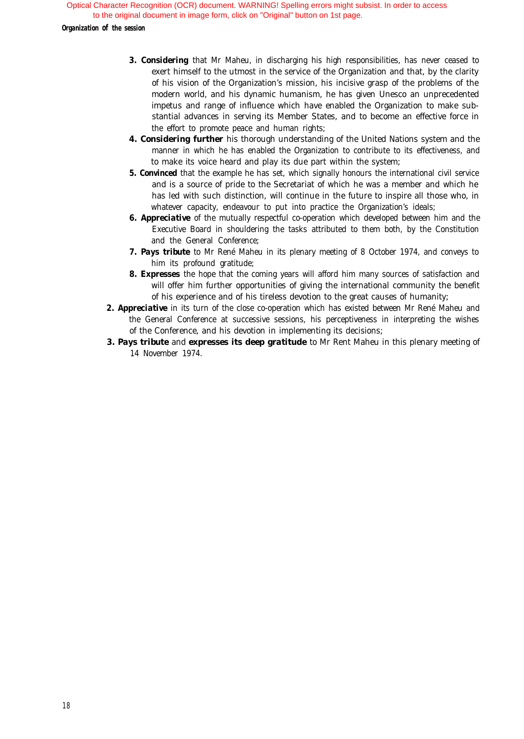3. **Considering** that Mr Maheu, in discharging his high responsibilities, has never ceased to exert himself to the utmost in the service of the Organization and that, by the clarity of his vision of the Organization's mission, his incisive grasp of the problems of the modern world, and his dynamic humanism, he has given Unesco an unprecedented impetus and range of influence which have enabled the Organization to make substantial advances in serving its Member States, and to become an effective force in the effort to promote peace and human rights;
4. **Considering further** his thorough understanding of the United Nations system and the manner in which he has enabled the Organization to contribute to its effectiveness, and to make its voice heard and play its due part within the system;
5. **Convinced** that the example he has set, which signally honours the international civil service and is a source of pride to the Secretariat of which he was a member and which he has led with such distinction, will continue in the future to inspire all those who, in whatever capacity, endeavour to put into practice the Organization's ideals;
6. ***Appreciative*** of the mutually respectful co-operation which developed between him and the Executive Board in shouldering the tasks attributed to them both, by the Constitution and the General Conference;
7. ***Pays tribute*** to Mr René Maheu in its plenary meeting of 8 October 1974, and conveys to him its profound gratitude;
8. **Expresses** the hope that the coming years will afford him many sources of satisfaction and will offer him further opportunities of giving the international community the benefit of his experience and of his tireless devotion to the great causes of humanity;

2. ***Appreciative*** in its turn of the close co-operation which has existed between Mr René Maheu and the General Conference at successive sessions, his perceptiveness in interpreting the wishes of the Conference, and his devotion in implementing its decisions;
3. ***Pays tribute*** and ***expresses its deep gratitude*** to Mr Rent Maheu in this plenary meeting of 14 November 1974.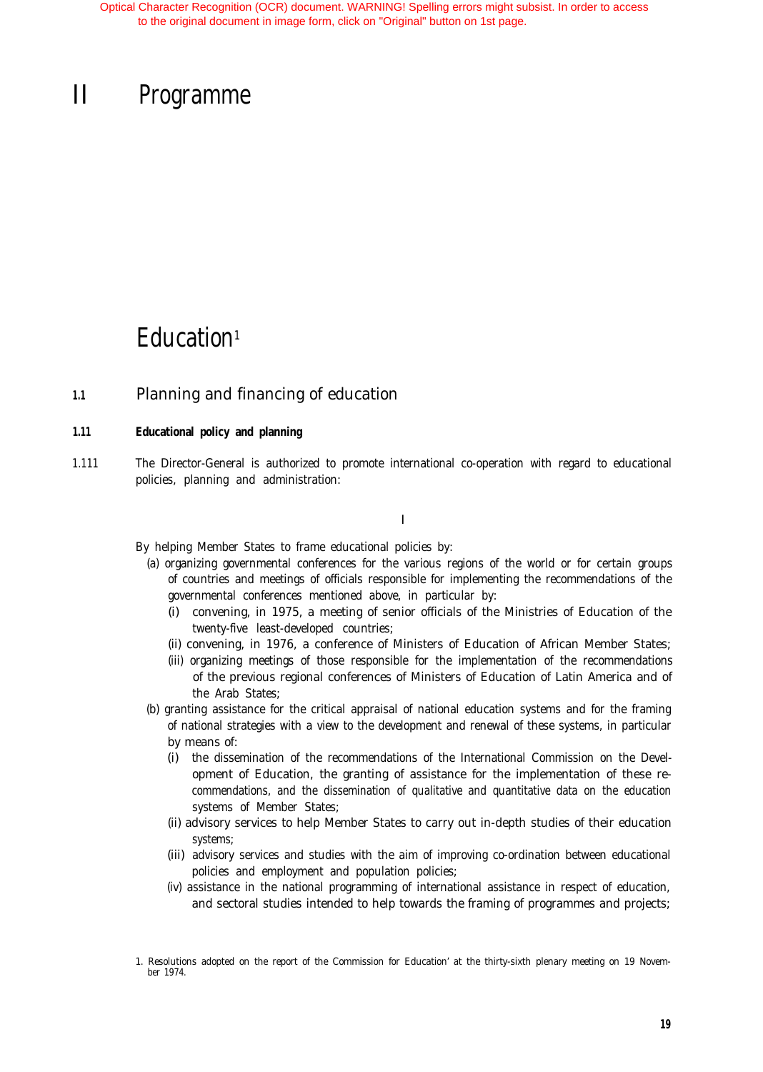Optical Character Recognition (OCR) document. WARNING! Spelling errors might subsist. In order to access to the original document in image form, click on "Original" button on 1st page.

# II Programme

# Education[1]

## 1.1 Planning and financing of education

### 1.11 Educational policy and planning

1.111 The Director-General is authorized to promote international co-operation with regard to educational policies, planning and administration:

I

By helping Member States to frame educational policies by:

(a) organizing governmental conferences for the various regions of the world or for certain groups of countries and meetings of officials responsible for implementing the recommendations of the governmental conferences mentioned above, in particular by:
  - (i) convening, in 1975, a meeting of senior officials of the Ministries of Education of the twenty-five least-developed countries;
  - (ii) convening, in 1976, a conference of Ministers of Education of African Member States;
  - (iii) organizing meetings of those responsible for the implementation of the recommendations of the previous regional conferences of Ministers of Education of Latin America and of the Arab States;

(b) granting assistance for the critical appraisal of national education systems and for the framing of national strategies with a view to the development and renewal of these systems, in particular by means of:
  - (i) the dissemination of the recommendations of the International Commission on the Development of Education, the granting of assistance for the implementation of these recommendations, and the dissemination of qualitative and quantitative data on the education systems of Member States;
  - (ii) advisory services to help Member States to carry out in-depth studies of their education systems;
  - (iii) advisory services and studies with the aim of improving co-ordination between educational policies and employment and population policies;
  - (iv) assistance in the national programming of international assistance in respect of education, and sectoral studies intended to help towards the framing of programmes and projects;

1. Resolutions adopted on the report of the Commission for Education' at the thirty-sixth plenary meeting on 19 November 1974.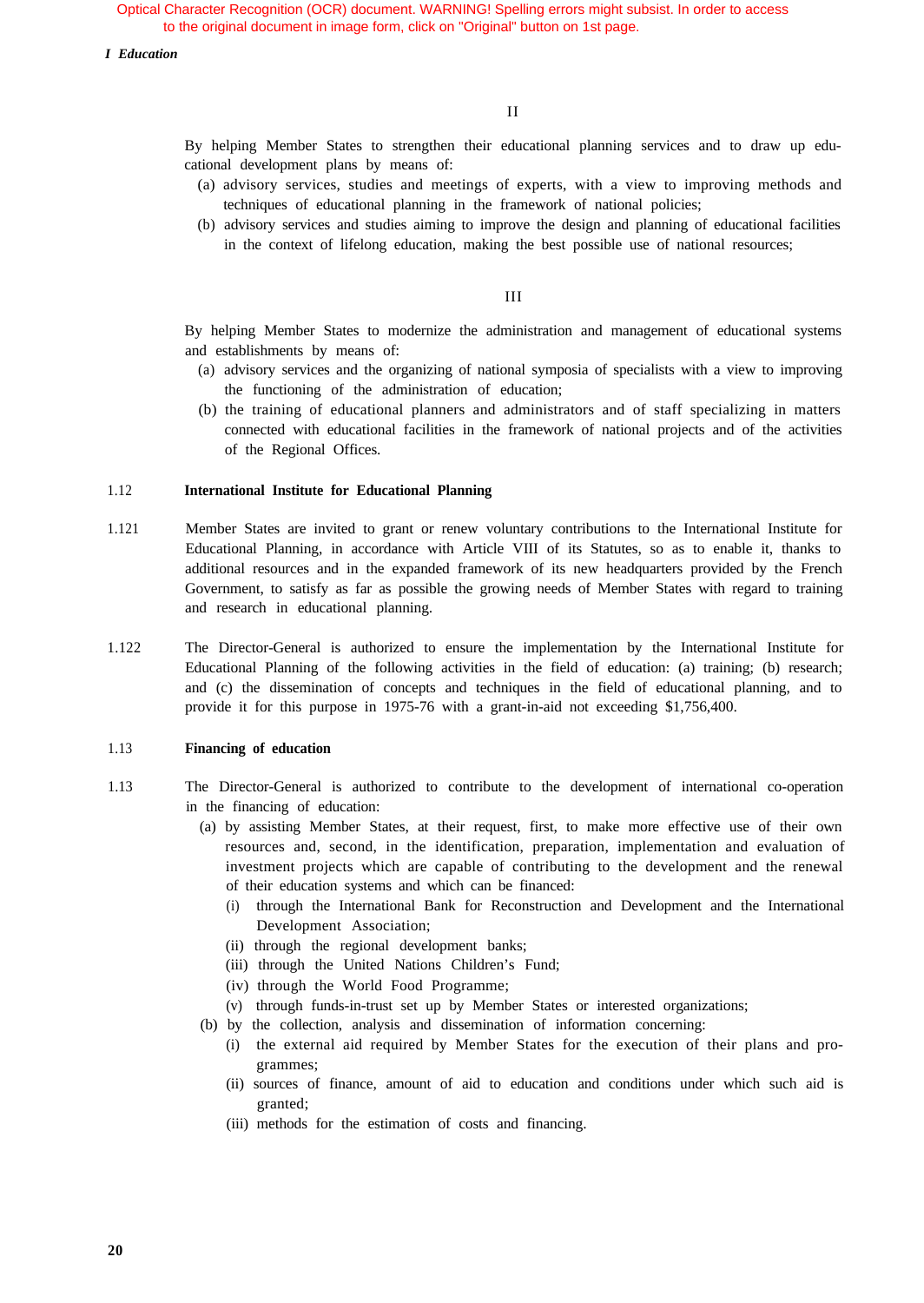II

By helping Member States to strengthen their educational planning services and to draw up educational development plans by means of:

(a) advisory services, studies and meetings of experts, with a view to improving methods and techniques of educational planning in the framework of national policies;

(b) advisory services and studies aiming to improve the design and planning of educational facilities in the context of lifelong education, making the best possible use of national resources;

III

By helping Member States to modernize the administration and management of educational systems and establishments by means of:

(a) advisory services and the organizing of national symposia of specialists with a view to improving the functioning of the administration of education;

(b) the training of educational planners and administrators and of staff specializing in matters connected with educational facilities in the framework of national projects and of the activities of the Regional Offices.

### 1.12 International Institute for Educational Planning

1.121 Member States are invited to grant or renew voluntary contributions to the International Institute for Educational Planning, in accordance with Article VIII of its Statutes, so as to enable it, thanks to additional resources and in the expanded framework of its new headquarters provided by the French Government, to satisfy as far as possible the growing needs of Member States with regard to training and research in educational planning.

1.122 The Director-General is authorized to ensure the implementation by the International Institute for Educational Planning of the following activities in the field of education: (a) training; (b) research; and (c) the dissemination of concepts and techniques in the field of educational planning, and to provide it for this purpose in 1975-76 with a grant-in-aid not exceeding $1,756,400.

### 1.13 Financing of education

1.13 The Director-General is authorized to contribute to the development of international co-operation in the financing of education:

(a) by assisting Member States, at their request, first, to make more effective use of their own resources and, second, in the identification, preparation, implementation and evaluation of investment projects which are capable of contributing to the development and the renewal of their education systems and which can be financed:

- (i) through the International Bank for Reconstruction and Development and the International Development Association;
- (ii) through the regional development banks;
- (iii) through the United Nations Children's Fund;
- (iv) through the World Food Programme;
- (v) through funds-in-trust set up by Member States or interested organizations;

(b) by the collection, analysis and dissemination of information concerning:

- (i) the external aid required by Member States for the execution of their plans and programmes;
- (ii) sources of finance, amount of aid to education and conditions under which such aid is granted;
- (iii) methods for the estimation of costs and financing.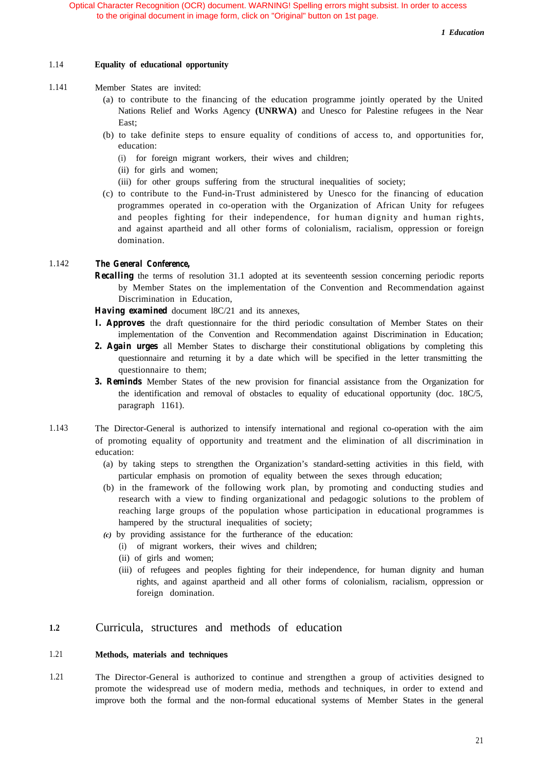Optical Character Recognition (OCR) document. WARNING! Spelling errors might subsist. In order to access to the original document in image form, click on "Original" button on 1st page.

1.14 **Equality of educational opportunity**

1.141 Member States are invited:

(a) to contribute to the financing of the education programme jointly operated by the United Nations Relief and Works Agency **(UNRWA)** and Unesco for Palestine refugees in the Near East;

(b) to take definite steps to ensure equality of conditions of access to, and opportunities for, education:

(i) for foreign migrant workers, their wives and children;

(ii) for girls and women;

(iii) for other groups suffering from the structural inequalities of society;

(c) to contribute to the Fund-in-Trust administered by Unesco for the financing of education programmes operated in co-operation with the Organization of African Unity for refugees and peoples fighting for their independence, for human dignity and human rights, and against apartheid and all other forms of colonialism, racialism, oppression or foreign domination.

1.142 **The General Conference,**

**Recalling** the terms of resolution 31.1 adopted at its seventeenth session concerning periodic reports by Member States on the implementation of the Convention and Recommendation against Discrimination in Education,

**Having examined** document l8C/21 and its annexes,

**I. Approves** the draft questionnaire for the third periodic consultation of Member States on their implementation of the Convention and Recommendation against Discrimination in Education;

**2. Again urges** all Member States to discharge their constitutional obligations by completing this questionnaire and returning it by a date which will be specified in the letter transmitting the questionnaire to them;

**3. Reminds** Member States of the new provision for financial assistance from the Organization for the identification and removal of obstacles to equality of educational opportunity (doc. 18C/5, paragraph 1161).

1.143 The Director-General is authorized to intensify international and regional co-operation with the aim of promoting equality of opportunity and treatment and the elimination of all discrimination in education:

(a) by taking steps to strengthen the Organization's standard-setting activities in this field, with particular emphasis on promotion of equality between the sexes through education;

(b) in the framework of the following work plan, by promoting and conducting studies and research with a view to finding organizational and pedagogic solutions to the problem of reaching large groups of the population whose participation in educational programmes is hampered by the structural inequalities of society;

*(c)* by providing assistance for the furtherance of the education:

(i) of migrant workers, their wives and children;

(ii) of girls and women;

(iii) of refugees and peoples fighting for their independence, for human dignity and human rights, and against apartheid and all other forms of colonialism, racialism, oppression or foreign domination.

## 1.2 Curricula, structures and methods of education

1.21 **Methods, materials and techniques**

1.21 The Director-General is authorized to continue and strengthen a group of activities designed to promote the widespread use of modern media, methods and techniques, in order to extend and improve both the formal and the non-formal educational systems of Member States in the general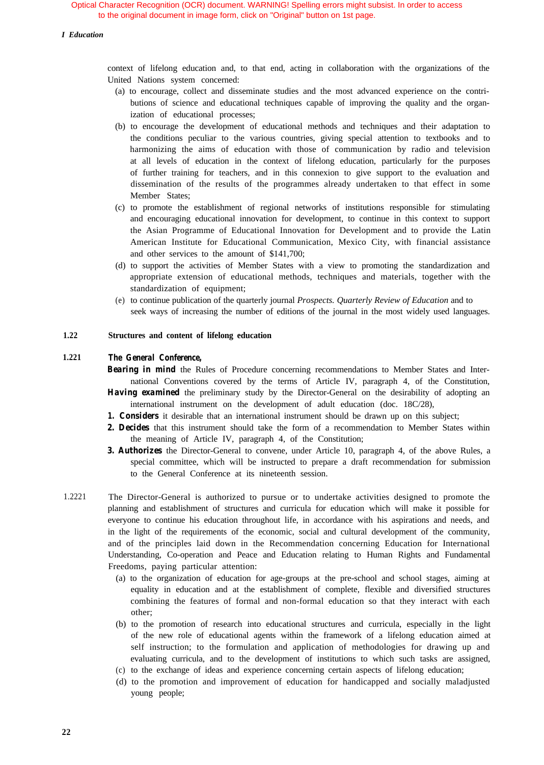context of lifelong education and, to that end, acting in collaboration with the organizations of the United Nations system concerned:

(a) to encourage, collect and disseminate studies and the most advanced experience on the contributions of science and educational techniques capable of improving the quality and the organization of educational processes;

(b) to encourage the development of educational methods and techniques and their adaptation to the conditions peculiar to the various countries, giving special attention to textbooks and to harmonizing the aims of education with those of communication by radio and television at all levels of education in the context of lifelong education, particularly for the purposes of further training for teachers, and in this connexion to give support to the evaluation and dissemination of the results of the programmes already undertaken to that effect in some Member States;

(c) to promote the establishment of regional networks of institutions responsible for stimulating and encouraging educational innovation for development, to continue in this context to support the Asian Programme of Educational Innovation for Development and to provide the Latin American Institute for Educational Communication, Mexico City, with financial assistance and other services to the amount of $141,700;

(d) to support the activities of Member States with a view to promoting the standardization and appropriate extension of educational methods, techniques and materials, together with the standardization of equipment;

(e) to continue publication of the quarterly journal *Prospects. Quarterly Review of Education* and to seek ways of increasing the number of editions of the journal in the most widely used languages.

## 1.22 Structures and content of lifelong education

**1.221** ***The General Conference,***

***Bearing in mind*** the Rules of Procedure concerning recommendations to Member States and International Conventions covered by the terms of Article IV, paragraph 4, of the Constitution,

***Having examined*** the preliminary study by the Director-General on the desirability of adopting an international instrument on the development of adult education (doc. 18C/28),

**1. *Considers*** it desirable that an international instrument should be drawn up on this subject;

**2. *Decides*** that this instrument should take the form of a recommendation to Member States within the meaning of Article IV, paragraph 4, of the Constitution;

**3. *Authorizes*** the Director-General to convene, under Article 10, paragraph 4, of the above Rules, a special committee, which will be instructed to prepare a draft recommendation for submission to the General Conference at its nineteenth session.

1.2221 The Director-General is authorized to pursue or to undertake activities designed to promote the planning and establishment of structures and curricula for education which will make it possible for everyone to continue his education throughout life, in accordance with his aspirations and needs, and in the light of the requirements of the economic, social and cultural development of the community, and of the principles laid down in the Recommendation concerning Education for International Understanding, Co-operation and Peace and Education relating to Human Rights and Fundamental Freedoms, paying particular attention:

(a) to the organization of education for age-groups at the pre-school and school stages, aiming at equality in education and at the establishment of complete, flexible and diversified structures combining the features of formal and non-formal education so that they interact with each other;

(b) to the promotion of research into educational structures and curricula, especially in the light of the new role of educational agents within the framework of a lifelong education aimed at self instruction; to the formulation and application of methodologies for drawing up and evaluating curricula, and to the development of institutions to which such tasks are assigned,

(c) to the exchange of ideas and experience concerning certain aspects of lifelong education;

(d) to the promotion and improvement of education for handicapped and socially maladjusted young people;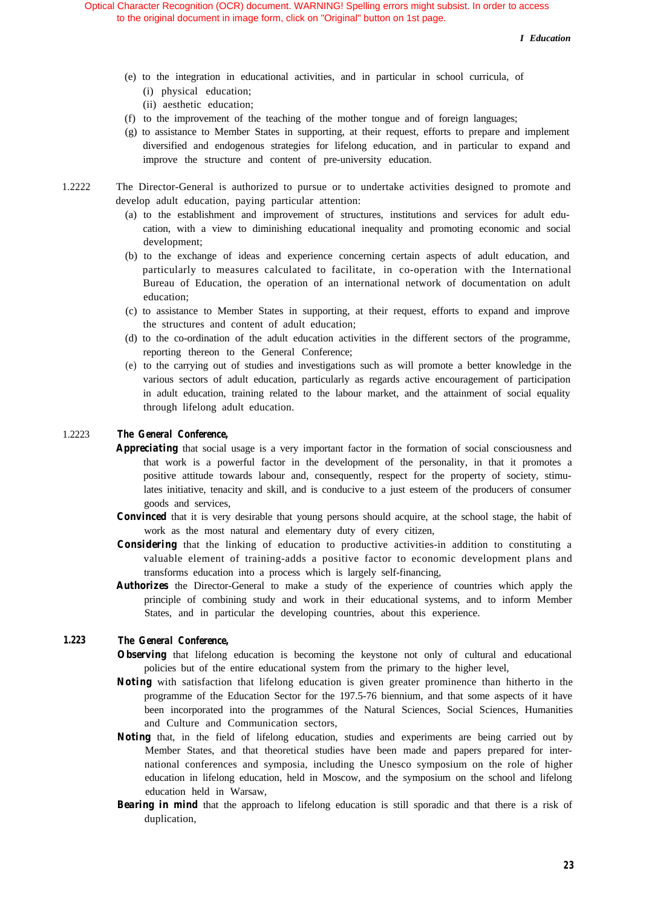(e) to the integration in educational activities, and in particular in school curricula, of
  (i) physical education;
  (ii) aesthetic education;

(f) to the improvement of the teaching of the mother tongue and of foreign languages;

(g) to assistance to Member States in supporting, at their request, efforts to prepare and implement diversified and endogenous strategies for lifelong education, and in particular to expand and improve the structure and content of pre-university education.

1.2222 The Director-General is authorized to pursue or to undertake activities designed to promote and develop adult education, paying particular attention:

(a) to the establishment and improvement of structures, institutions and services for adult education, with a view to diminishing educational inequality and promoting economic and social development;

(b) to the exchange of ideas and experience concerning certain aspects of adult education, and particularly to measures calculated to facilitate, in co-operation with the International Bureau of Education, the operation of an international network of documentation on adult education;

(c) to assistance to Member States in supporting, at their request, efforts to expand and improve the structures and content of adult education;

(d) to the co-ordination of the adult education activities in the different sectors of the programme, reporting thereon to the General Conference;

(e) to the carrying out of studies and investigations such as will promote a better knowledge in the various sectors of adult education, particularly as regards active encouragement of participation in adult education, training related to the labour market, and the attainment of social equality through lifelong adult education.

1.2223 **The General Conference,**

**Appreciating** that social usage is a very important factor in the formation of social consciousness and that work is a powerful factor in the development of the personality, in that it promotes a positive attitude towards labour and, consequently, respect for the property of society, stimulates initiative, tenacity and skill, and is conducive to a just esteem of the producers of consumer goods and services,

**Convinced** that it is very desirable that young persons should acquire, at the school stage, the habit of work as the most natural and elementary duty of every citizen,

**Considering** that the linking of education to productive activities-in addition to constituting a valuable element of training-adds a positive factor to economic development plans and transforms education into a process which is largely self-financing,

**Authorizes** the Director-General to make a study of the experience of countries which apply the principle of combining study and work in their educational systems, and to inform Member States, and in particular the developing countries, about this experience.

**1.223** **The General Conference,**

**Observing** that lifelong education is becoming the keystone not only of cultural and educational policies but of the entire educational system from the primary to the higher level,

**Noting** with satisfaction that lifelong education is given greater prominence than hitherto in the programme of the Education Sector for the 197.5-76 biennium, and that some aspects of it have been incorporated into the programmes of the Natural Sciences, Social Sciences, Humanities and Culture and Communication sectors,

**Noting** that, in the field of lifelong education, studies and experiments are being carried out by Member States, and that theoretical studies have been made and papers prepared for international conferences and symposia, including the Unesco symposium on the role of higher education in lifelong education, held in Moscow, and the symposium on the school and lifelong education held in Warsaw,

**Bearing in mind** that the approach to lifelong education is still sporadic and that there is a risk of duplication,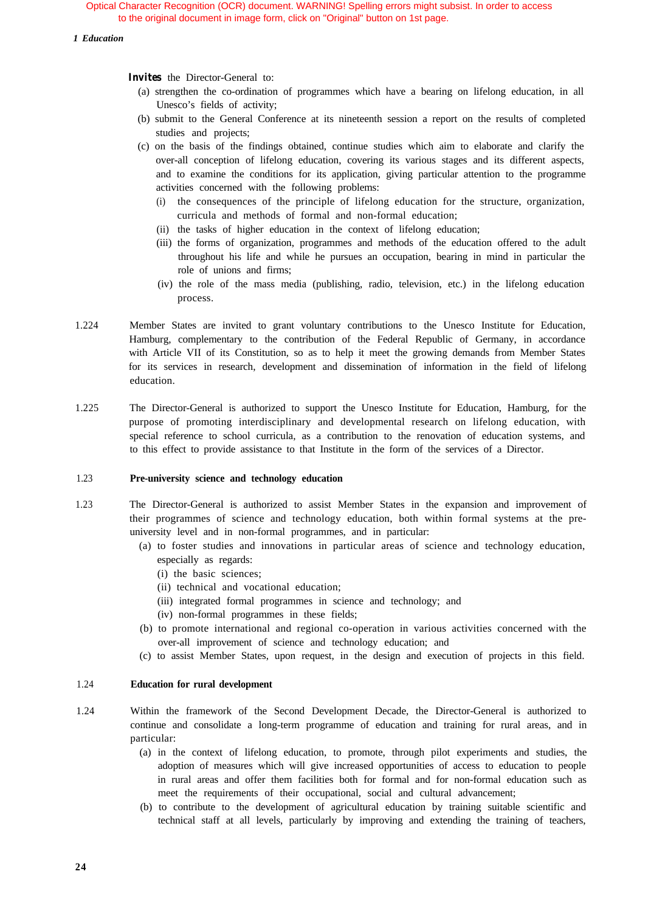**Invites** the Director-General to:

(a) strengthen the co-ordination of programmes which have a bearing on lifelong education, in all Unesco's fields of activity;

(b) submit to the General Conference at its nineteenth session a report on the results of completed studies and projects;

(c) on the basis of the findings obtained, continue studies which aim to elaborate and clarify the over-all conception of lifelong education, covering its various stages and its different aspects, and to examine the conditions for its application, giving particular attention to the programme activities concerned with the following problems:

- (i) the consequences of the principle of lifelong education for the structure, organization, curricula and methods of formal and non-formal education;
- (ii) the tasks of higher education in the context of lifelong education;
- (iii) the forms of organization, programmes and methods of the education offered to the adult throughout his life and while he pursues an occupation, bearing in mind in particular the role of unions and firms;
- (iv) the role of the mass media (publishing, radio, television, etc.) in the lifelong education process.

1.224 Member States are invited to grant voluntary contributions to the Unesco Institute for Education, Hamburg, complementary to the contribution of the Federal Republic of Germany, in accordance with Article VII of its Constitution, so as to help it meet the growing demands from Member States for its services in research, development and dissemination of information in the field of lifelong education.

1.225 The Director-General is authorized to support the Unesco Institute for Education, Hamburg, for the purpose of promoting interdisciplinary and developmental research on lifelong education, with special reference to school curricula, as a contribution to the renovation of education systems, and to this effect to provide assistance to that Institute in the form of the services of a Director.

## 1.23 Pre-university science and technology education

1.23 The Director-General is authorized to assist Member States in the expansion and improvement of their programmes of science and technology education, both within formal systems at the pre-university level and in non-formal programmes, and in particular:

(a) to foster studies and innovations in particular areas of science and technology education, especially as regards:

- (i) the basic sciences;
- (ii) technical and vocational education;
- (iii) integrated formal programmes in science and technology; and
- (iv) non-formal programmes in these fields;

(b) to promote international and regional co-operation in various activities concerned with the over-all improvement of science and technology education; and

(c) to assist Member States, upon request, in the design and execution of projects in this field.

## 1.24 Education for rural development

1.24 Within the framework of the Second Development Decade, the Director-General is authorized to continue and consolidate a long-term programme of education and training for rural areas, and in particular:

(a) in the context of lifelong education, to promote, through pilot experiments and studies, the adoption of measures which will give increased opportunities of access to education to people in rural areas and offer them facilities both for formal and for non-formal education such as meet the requirements of their occupational, social and cultural advancement;

(b) to contribute to the development of agricultural education by training suitable scientific and technical staff at all levels, particularly by improving and extending the training of teachers,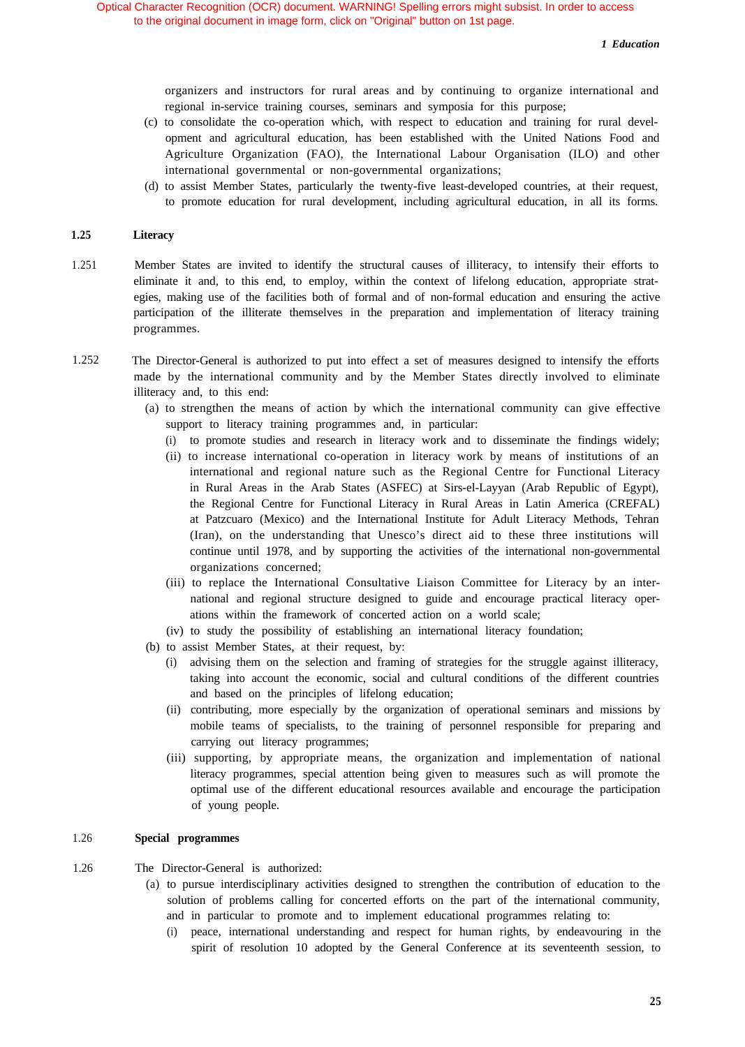organizers and instructors for rural areas and by continuing to organize international and regional in-service training courses, seminars and symposia for this purpose;

(c) to consolidate the co-operation which, with respect to education and training for rural development and agricultural education, has been established with the United Nations Food and Agriculture Organization (FAO), the International Labour Organisation (ILO) and other international governmental or non-governmental organizations;

(d) to assist Member States, particularly the twenty-five least-developed countries, at their request, to promote education for rural development, including agricultural education, in all its forms.

## 1.25 Literacy

1.251 Member States are invited to identify the structural causes of illiteracy, to intensify their efforts to eliminate it and, to this end, to employ, within the context of lifelong education, appropriate strategies, making use of the facilities both of formal and of non-formal education and ensuring the active participation of the illiterate themselves in the preparation and implementation of literacy training programmes.

1.252 The Director-General is authorized to put into effect a set of measures designed to intensify the efforts made by the international community and by the Member States directly involved to eliminate illiteracy and, to this end:

(a) to strengthen the means of action by which the international community can give effective support to literacy training programmes and, in particular:

(i) to promote studies and research in literacy work and to disseminate the findings widely;

(ii) to increase international co-operation in literacy work by means of institutions of an international and regional nature such as the Regional Centre for Functional Literacy in Rural Areas in the Arab States (ASFEC) at Sirs-el-Layyan (Arab Republic of Egypt), the Regional Centre for Functional Literacy in Rural Areas in Latin America (CREFAL) at Patzcuaro (Mexico) and the International Institute for Adult Literacy Methods, Tehran (Iran), on the understanding that Unesco's direct aid to these three institutions will continue until 1978, and by supporting the activities of the international non-governmental organizations concerned;

(iii) to replace the International Consultative Liaison Committee for Literacy by an international and regional structure designed to guide and encourage practical literacy operations within the framework of concerted action on a world scale;

(iv) to study the possibility of establishing an international literacy foundation;

(b) to assist Member States, at their request, by:

(i) advising them on the selection and framing of strategies for the struggle against illiteracy, taking into account the economic, social and cultural conditions of the different countries and based on the principles of lifelong education;

(ii) contributing, more especially by the organization of operational seminars and missions by mobile teams of specialists, to the training of personnel responsible for preparing and carrying out literacy programmes;

(iii) supporting, by appropriate means, the organization and implementation of national literacy programmes, special attention being given to measures such as will promote the optimal use of the different educational resources available and encourage the participation of young people.

## 1.26 Special programmes

1.26 The Director-General is authorized:

(a) to pursue interdisciplinary activities designed to strengthen the contribution of education to the solution of problems calling for concerted efforts on the part of the international community, and in particular to promote and to implement educational programmes relating to:

(i) peace, international understanding and respect for human rights, by endeavouring in the spirit of resolution 10 adopted by the General Conference at its seventeenth session, to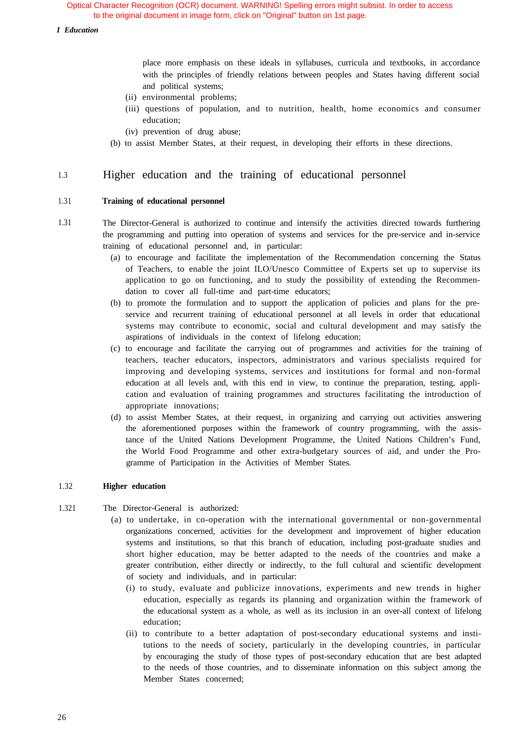place more emphasis on these ideals in syllabuses, curricula and textbooks, in accordance with the principles of friendly relations between peoples and States having different social and political systems;

(ii) environmental problems;

(iii) questions of population, and to nutrition, health, home economics and consumer education;

(iv) prevention of drug abuse;

(b) to assist Member States, at their request, in developing their efforts in these directions.

## 1.3 Higher education and the training of educational personnel

### 1.31 Training of educational personnel

1.31 The Director-General is authorized to continue and intensify the activities directed towards furthering the programming and putting into operation of systems and services for the pre-service and in-service training of educational personnel and, in particular:

(a) to encourage and facilitate the implementation of the Recommendation concerning the Status of Teachers, to enable the joint ILO/Unesco Committee of Experts set up to supervise its application to go on functioning, and to study the possibility of extending the Recommendation to cover all full-time and part-time educators;

(b) to promote the formulation and to support the application of policies and plans for the pre-service and recurrent training of educational personnel at all levels in order that educational systems may contribute to economic, social and cultural development and may satisfy the aspirations of individuals in the context of lifelong education;

(c) to encourage and facilitate the carrying out of programmes and activities for the training of teachers, teacher educators, inspectors, administrators and various specialists required for improving and developing systems, services and institutions for formal and non-formal education at all levels and, with this end in view, to continue the preparation, testing, application and evaluation of training programmes and structures facilitating the introduction of appropriate innovations;

(d) to assist Member States, at their request, in organizing and carrying out activities answering the aforementioned purposes within the framework of country programming, with the assistance of the United Nations Development Programme, the United Nations Children's Fund, the World Food Programme and other extra-budgetary sources of aid, and under the Programme of Participation in the Activities of Member States.

### 1.32 Higher education

1.321 The Director-General is authorized:

(a) to undertake, in co-operation with the international governmental or non-governmental organizations concerned, activities for the development and improvement of higher education systems and institutions, so that this branch of education, including post-graduate studies and short higher education, may be better adapted to the needs of the countries and make a greater contribution, either directly or indirectly, to the full cultural and scientific development of society and individuals, and in particular:

(i) to study, evaluate and publicize innovations, experiments and new trends in higher education, especially as regards its planning and organization within the framework of the educational system as a whole, as well as its inclusion in an over-all context of lifelong education;

(ii) to contribute to a better adaptation of post-secondary educational systems and institutions to the needs of society, particularly in the developing countries, in particular by encouraging the study of those types of post-secondary education that are best adapted to the needs of those countries, and to disseminate information on this subject among the Member States concerned;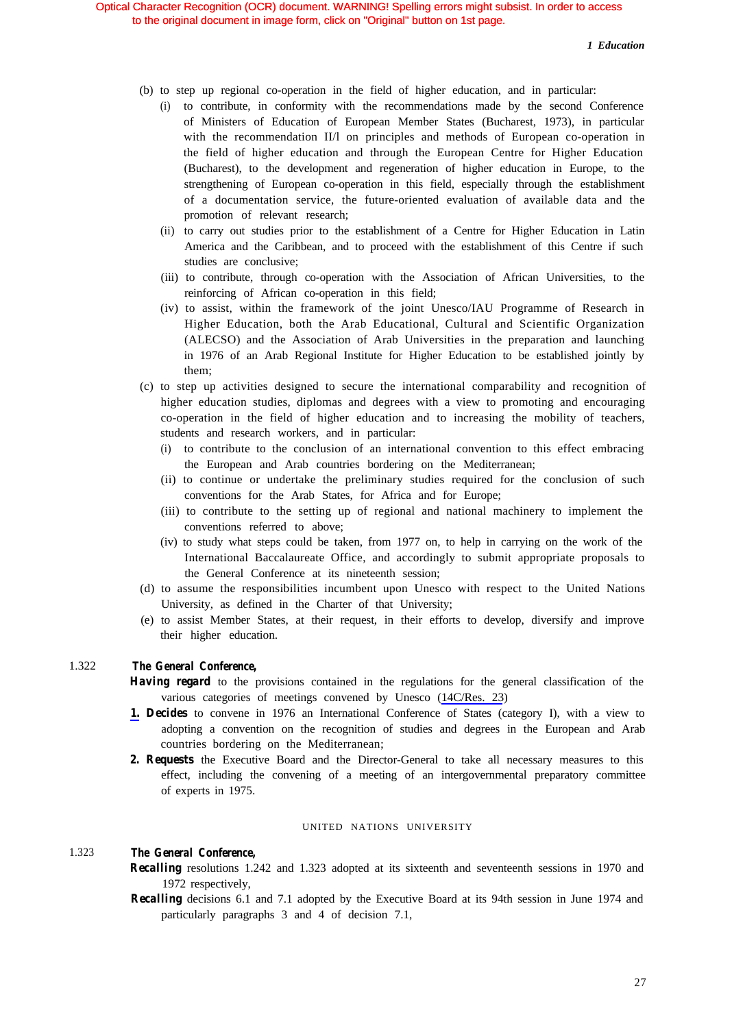(b) to step up regional co-operation in the field of higher education, and in particular:

(i) to contribute, in conformity with the recommendations made by the second Conference of Ministers of Education of European Member States (Bucharest, 1973), in particular with the recommendation II/l on principles and methods of European co-operation in the field of higher education and through the European Centre for Higher Education (Bucharest), to the development and regeneration of higher education in Europe, to the strengthening of European co-operation in this field, especially through the establishment of a documentation service, the future-oriented evaluation of available data and the promotion of relevant research;

(ii) to carry out studies prior to the establishment of a Centre for Higher Education in Latin America and the Caribbean, and to proceed with the establishment of this Centre if such studies are conclusive;

(iii) to contribute, through co-operation with the Association of African Universities, to the reinforcing of African co-operation in this field;

(iv) to assist, within the framework of the joint Unesco/IAU Programme of Research in Higher Education, both the Arab Educational, Cultural and Scientific Organization (ALECSO) and the Association of Arab Universities in the preparation and launching in 1976 of an Arab Regional Institute for Higher Education to be established jointly by them;

(c) to step up activities designed to secure the international comparability and recognition of higher education studies, diplomas and degrees with a view to promoting and encouraging co-operation in the field of higher education and to increasing the mobility of teachers, students and research workers, and in particular:

(i) to contribute to the conclusion of an international convention to this effect embracing the European and Arab countries bordering on the Mediterranean;

(ii) to continue or undertake the preliminary studies required for the conclusion of such conventions for the Arab States, for Africa and for Europe;

(iii) to contribute to the setting up of regional and national machinery to implement the conventions referred to above;

(iv) to study what steps could be taken, from 1977 on, to help in carrying on the work of the International Baccalaureate Office, and accordingly to submit appropriate proposals to the General Conference at its nineteenth session;

(d) to assume the responsibilities incumbent upon Unesco with respect to the United Nations University, as defined in the Charter of that University;

(e) to assist Member States, at their request, in their efforts to develop, diversify and improve their higher education.

1.322 **The General Conference,**

**Having regard** to the provisions contained in the regulations for the general classification of the various categories of meetings convened by Unesco (14C/Res. 23)

**1. Decides** to convene in 1976 an International Conference of States (category I), with a view to adopting a convention on the recognition of studies and degrees in the European and Arab countries bordering on the Mediterranean;

**2. Requests** the Executive Board and the Director-General to take all necessary measures to this effect, including the convening of a meeting of an intergovernmental preparatory committee of experts in 1975.

## UNITED NATIONS UNIVERSITY

1.323 **The General Conference,**

**Recalling** resolutions 1.242 and 1.323 adopted at its sixteenth and seventeenth sessions in 1970 and 1972 respectively,

**Recalling** decisions 6.1 and 7.1 adopted by the Executive Board at its 94th session in June 1974 and particularly paragraphs 3 and 4 of decision 7.1,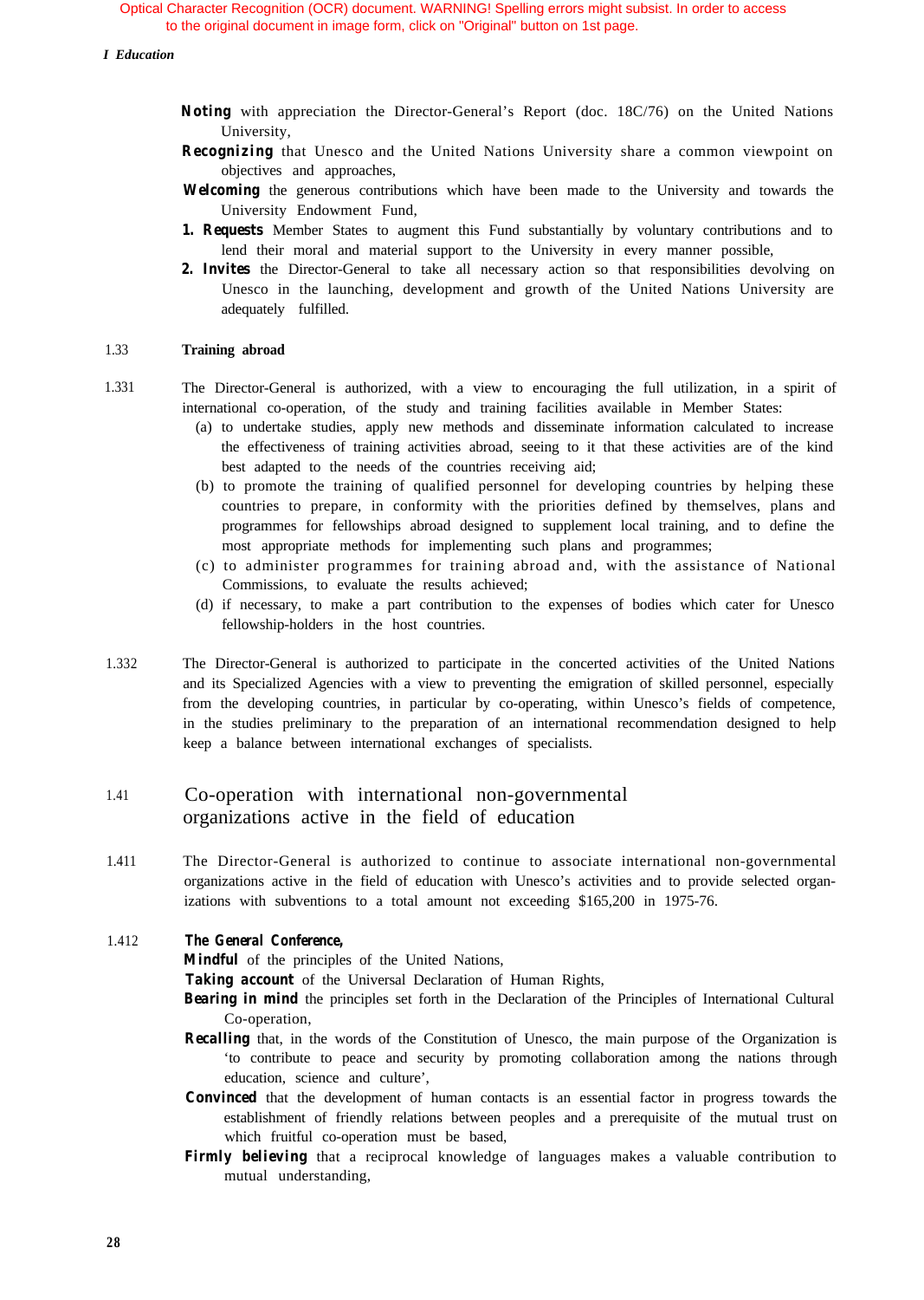**Noting** with appreciation the Director-General's Report (doc. 18C/76) on the United Nations University,

**Recognizing** that Unesco and the United Nations University share a common viewpoint on objectives and approaches,

**Welcoming** the generous contributions which have been made to the University and towards the University Endowment Fund,

1. **Requests** Member States to augment this Fund substantially by voluntary contributions and to lend their moral and material support to the University in every manner possible,
2. **Invites** the Director-General to take all necessary action so that responsibilities devolving on Unesco in the launching, development and growth of the United Nations University are adequately fulfilled.

1.33 **Training abroad**

1.331 The Director-General is authorized, with a view to encouraging the full utilization, in a spirit of international co-operation, of the study and training facilities available in Member States:

(a) to undertake studies, apply new methods and disseminate information calculated to increase the effectiveness of training activities abroad, seeing to it that these activities are of the kind best adapted to the needs of the countries receiving aid;

(b) to promote the training of qualified personnel for developing countries by helping these countries to prepare, in conformity with the priorities defined by themselves, plans and programmes for fellowships abroad designed to supplement local training, and to define the most appropriate methods for implementing such plans and programmes;

(c) to administer programmes for training abroad and, with the assistance of National Commissions, to evaluate the results achieved;

(d) if necessary, to make a part contribution to the expenses of bodies which cater for Unesco fellowship-holders in the host countries.

1.332 The Director-General is authorized to participate in the concerted activities of the United Nations and its Specialized Agencies with a view to preventing the emigration of skilled personnel, especially from the developing countries, in particular by co-operating, within Unesco's fields of competence, in the studies preliminary to the preparation of an international recommendation designed to help keep a balance between international exchanges of specialists.

## 1.41 Co-operation with international non-governmental organizations active in the field of education

1.411 The Director-General is authorized to continue to associate international non-governmental organizations active in the field of education with Unesco's activities and to provide selected organizations with subventions to a total amount not exceeding $165,200 in 1975-76.

1.412 **The General Conference,**

**Mindful** of the principles of the United Nations,

**Taking account** of the Universal Declaration of Human Rights,

**Bearing in mind** the principles set forth in the Declaration of the Principles of International Cultural Co-operation,

**Recalling** that, in the words of the Constitution of Unesco, the main purpose of the Organization is 'to contribute to peace and security by promoting collaboration among the nations through education, science and culture',

**Convinced** that the development of human contacts is an essential factor in progress towards the establishment of friendly relations between peoples and a prerequisite of the mutual trust on which fruitful co-operation must be based,

**Firmly believing** that a reciprocal knowledge of languages makes a valuable contribution to mutual understanding,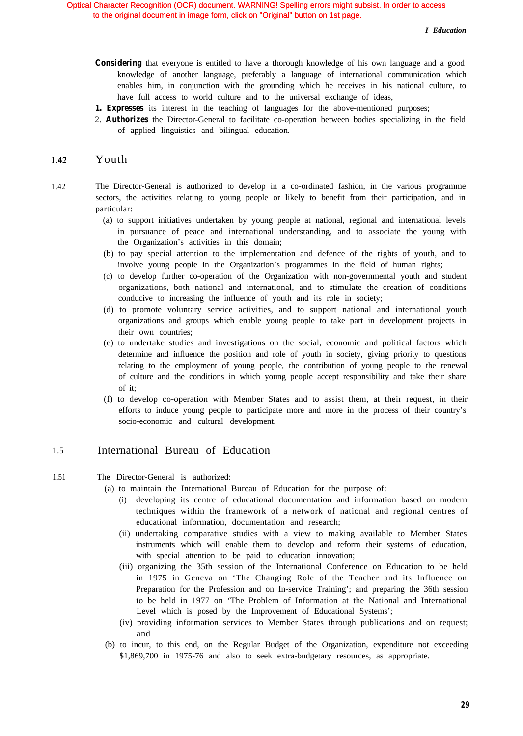**Considering** that everyone is entitled to have a thorough knowledge of his own language and a good knowledge of another language, preferably a language of international communication which enables him, in conjunction with the grounding which he receives in his national culture, to have full access to world culture and to the universal exchange of ideas,

1. **Expresses** its interest in the teaching of languages for the above-mentioned purposes;
2. **Authorizes** the Director-General to facilitate co-operation between bodies specializing in the field of applied linguistics and bilingual education.

## 1.42 Youth

1.42 The Director-General is authorized to develop in a co-ordinated fashion, in the various programme sectors, the activities relating to young people or likely to benefit from their participation, and in particular:

(a) to support initiatives undertaken by young people at national, regional and international levels in pursuance of peace and international understanding, and to associate the young with the Organization's activities in this domain;

(b) to pay special attention to the implementation and defence of the rights of youth, and to involve young people in the Organization's programmes in the field of human rights;

(c) to develop further co-operation of the Organization with non-governmental youth and student organizations, both national and international, and to stimulate the creation of conditions conducive to increasing the influence of youth and its role in society;

(d) to promote voluntary service activities, and to support national and international youth organizations and groups which enable young people to take part in development projects in their own countries;

(e) to undertake studies and investigations on the social, economic and political factors which determine and influence the position and role of youth in society, giving priority to questions relating to the employment of young people, the contribution of young people to the renewal of culture and the conditions in which young people accept responsibility and take their share of it;

(f) to develop co-operation with Member States and to assist them, at their request, in their efforts to induce young people to participate more and more in the process of their country's socio-economic and cultural development.

## 1.5 International Bureau of Education

1.51 The Director-General is authorized:

(a) to maintain the International Bureau of Education for the purpose of:

  (i) developing its centre of educational documentation and information based on modern techniques within the framework of a network of national and regional centres of educational information, documentation and research;

  (ii) undertaking comparative studies with a view to making available to Member States instruments which will enable them to develop and reform their systems of education, with special attention to be paid to education innovation;

  (iii) organizing the 35th session of the International Conference on Education to be held in 1975 in Geneva on 'The Changing Role of the Teacher and its Influence on Preparation for the Profession and on In-service Training'; and preparing the 36th session to be held in 1977 on 'The Problem of Information at the National and International Level which is posed by the Improvement of Educational Systems';

  (iv) providing information services to Member States through publications and on request; and

(b) to incur, to this end, on the Regular Budget of the Organization, expenditure not exceeding $1,869,700 in 1975-76 and also to seek extra-budgetary resources, as appropriate.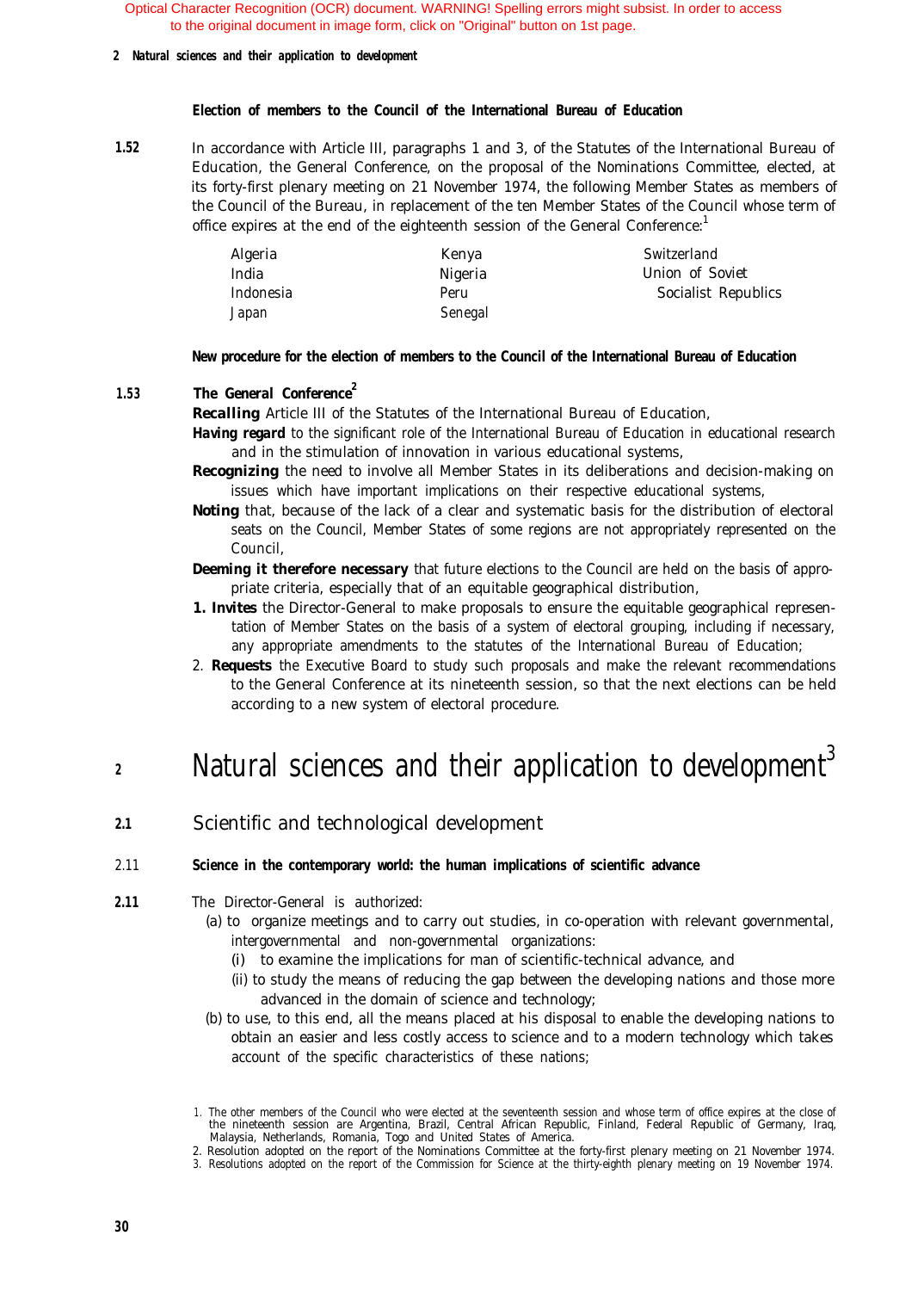### Election of members to the Council of the International Bureau of Education

**1.52** In accordance with Article III, paragraphs 1 and 3, of the Statutes of the International Bureau of Education, the General Conference, on the proposal of the Nominations Committee, elected, at its forty-first plenary meeting on 21 November 1974, the following Member States as members of the Council of the Bureau, in replacement of the ten Member States of the Council whose term of office expires at the end of the eighteenth session of the General Conference:[1]

Algeria
India
Indonesia
Japan
Kenya
Nigeria
Peru
Senegal
Switzerland
Union of Soviet Socialist Republics

### New procedure for the election of members to the Council of the International Bureau of Education

**1.53** **The General Conference**[2]

**Recalling** Article III of the Statutes of the International Bureau of Education,

**Having regard** to the significant role of the International Bureau of Education in educational research and in the stimulation of innovation in various educational systems,

**Recognizing** the need to involve all Member States in its deliberations and decision-making on issues which have important implications on their respective educational systems,

**Noting** that, because of the lack of a clear and systematic basis for the distribution of electoral seats on the Council, Member States of some regions are not appropriately represented on the Council,

**Deeming it therefore necessary** that future elections to the Council are held on the basis of appropriate criteria, especially that of an equitable geographical distribution,

1. **Invites** the Director-General to make proposals to ensure the equitable geographical representation of Member States on the basis of a system of electoral grouping, including if necessary, any appropriate amendments to the statutes of the International Bureau of Education;
2. **Requests** the Executive Board to study such proposals and make the relevant recommendations to the General Conference at its nineteenth session, so that the next elections can be held according to a new system of electoral procedure.

# 2 Natural sciences and their application to development[3]

## 2.1 Scientific and technological development

### 2.11 Science in the contemporary world: the human implications of scientific advance

**2.11** The Director-General is authorized:

(a) to organize meetings and to carry out studies, in co-operation with relevant governmental, intergovernmental and non-governmental organizations:
   (i) to examine the implications for man of scientific-technical advance, and
   (ii) to study the means of reducing the gap between the developing nations and those more advanced in the domain of science and technology;

(b) to use, to this end, all the means placed at his disposal to enable the developing nations to obtain an easier and less costly access to science and to a modern technology which takes account of the specific characteristics of these nations;

---

1. The other members of the Council who were elected at the seventeenth session and whose term of office expires at the close of the nineteenth session are Argentina, Brazil, Central African Republic, Finland, Federal Republic of Germany, Iraq, Malaysia, Netherlands, Romania, Togo and United States of America.
2. Resolution adopted on the report of the Nominations Committee at the forty-first plenary meeting on 21 November 1974.
3. Resolutions adopted on the report of the Commission for Science at the thirty-eighth plenary meeting on 19 November 1974.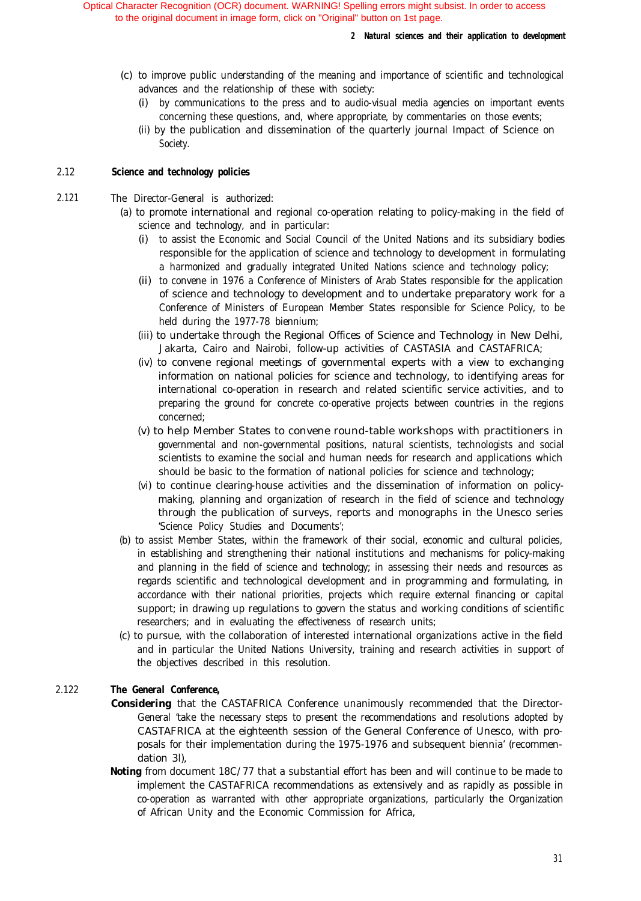(c) to improve public understanding of the meaning and importance of scientific and technological advances and the relationship of these with society:
   (i) by communications to the press and to audio-visual media agencies on important events concerning these questions, and, where appropriate, by commentaries on those events;
   (ii) by the publication and dissemination of the quarterly journal Impact of Science on Society.

## 2.12 Science and technology policies

2.121 The Director-General is authorized:

(a) to promote international and regional co-operation relating to policy-making in the field of science and technology, and in particular:
   (i) to assist the Economic and Social Council of the United Nations and its subsidiary bodies responsible for the application of science and technology to development in formulating a harmonized and gradually integrated United Nations science and technology policy;
   (ii) to convene in 1976 a Conference of Ministers of Arab States responsible for the application of science and technology to development and to undertake preparatory work for a Conference of Ministers of European Member States responsible for Science Policy, to be held during the 1977-78 biennium;
   (iii) to undertake through the Regional Offices of Science and Technology in New Delhi, Jakarta, Cairo and Nairobi, follow-up activities of CASTASIA and CASTAFRICA;
   (iv) to convene regional meetings of governmental experts with a view to exchanging information on national policies for science and technology, to identifying areas for international co-operation in research and related scientific service activities, and to preparing the ground for concrete co-operative projects between countries in the regions concerned;
   (v) to help Member States to convene round-table workshops with practitioners in governmental and non-governmental positions, natural scientists, technologists and social scientists to examine the social and human needs for research and applications which should be basic to the formation of national policies for science and technology;
   (vi) to continue clearing-house activities and the dissemination of information on policy-making, planning and organization of research in the field of science and technology through the publication of surveys, reports and monographs in the Unesco series 'Science Policy Studies and Documents';

(b) to assist Member States, within the framework of their social, economic and cultural policies, in establishing and strengthening their national institutions and mechanisms for policy-making and planning in the field of science and technology; in assessing their needs and resources as regards scientific and technological development and in programming and formulating, in accordance with their national priorities, projects which require external financing or capital support; in drawing up regulations to govern the status and working conditions of scientific researchers; and in evaluating the effectiveness of research units;

(c) to pursue, with the collaboration of interested international organizations active in the field and in particular the United Nations University, training and research activities in support of the objectives described in this resolution.

2.122 **The General Conference,**

**Considering** that the CASTAFRICA Conference unanimously recommended that the Director-General 'take the necessary steps to present the recommendations and resolutions adopted by CASTAFRICA at the eighteenth session of the General Conference of Unesco, with proposals for their implementation during the 1975-1976 and subsequent biennia' (recommendation 3l),

**Noting** from document 18C/77 that a substantial effort has been and will continue to be made to implement the CASTAFRICA recommendations as extensively and as rapidly as possible in co-operation as warranted with other appropriate organizations, particularly the Organization of African Unity and the Economic Commission for Africa,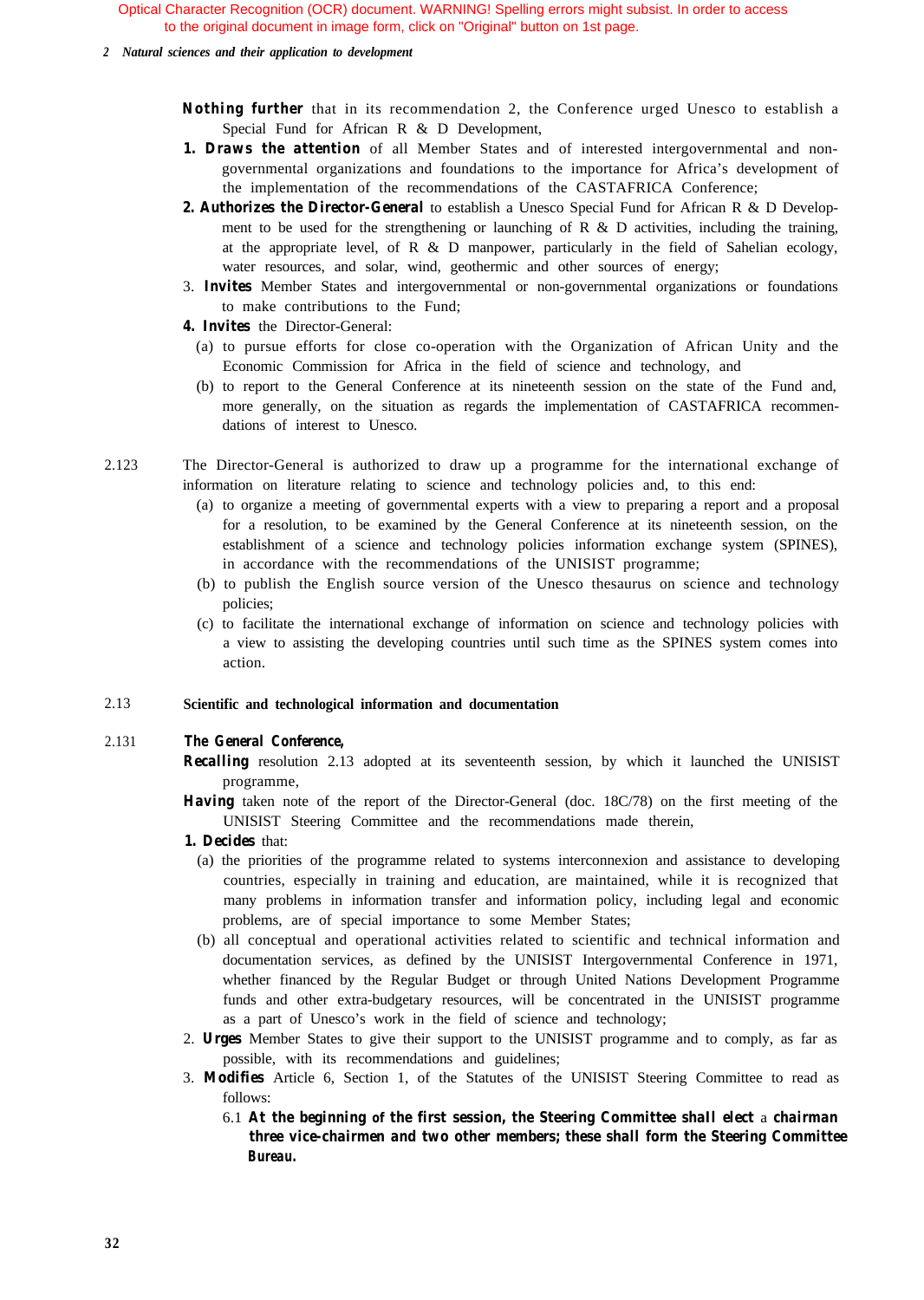**Nothing further** that in its recommendation 2, the Conference urged Unesco to establish a Special Fund for African R & D Development,

1. **Draws the attention** of all Member States and of interested intergovernmental and non-governmental organizations and foundations to the importance for Africa's development of the implementation of the recommendations of the CASTAFRICA Conference;
2. **Authorizes the Director-General** to establish a Unesco Special Fund for African R & D Development to be used for the strengthening or launching of R & D activities, including the training, at the appropriate level, of R & D manpower, particularly in the field of Sahelian ecology, water resources, and solar, wind, geothermic and other sources of energy;
3. **Invites** Member States and intergovernmental or non-governmental organizations or foundations to make contributions to the Fund;
4. **Invites** the Director-General:
   - (a) to pursue efforts for close co-operation with the Organization of African Unity and the Economic Commission for Africa in the field of science and technology, and
   - (b) to report to the General Conference at its nineteenth session on the state of the Fund and, more generally, on the situation as regards the implementation of CASTAFRICA recommendations of interest to Unesco.

2.123 The Director-General is authorized to draw up a programme for the international exchange of information on literature relating to science and technology policies and, to this end:

- (a) to organize a meeting of governmental experts with a view to preparing a report and a proposal for a resolution, to be examined by the General Conference at its nineteenth session, on the establishment of a science and technology policies information exchange system (SPINES), in accordance with the recommendations of the UNISIST programme;
- (b) to publish the English source version of the Unesco thesaurus on science and technology policies;
- (c) to facilitate the international exchange of information on science and technology policies with a view to assisting the developing countries until such time as the SPINES system comes into action.

## 2.13 Scientific and technological information and documentation

2.131 ***The General Conference,***

**Recalling** resolution 2.13 adopted at its seventeenth session, by which it launched the UNISIST programme,

**Having** taken note of the report of the Director-General (doc. 18C/78) on the first meeting of the UNISIST Steering Committee and the recommendations made therein,

1. **Decides** that:
   - (a) the priorities of the programme related to systems interconnexion and assistance to developing countries, especially in training and education, are maintained, while it is recognized that many problems in information transfer and information policy, including legal and economic problems, are of special importance to some Member States;
   - (b) all conceptual and operational activities related to scientific and technical information and documentation services, as defined by the UNISIST Intergovernmental Conference in 1971, whether financed by the Regular Budget or through United Nations Development Programme funds and other extra-budgetary resources, will be concentrated in the UNISIST programme as a part of Unesco's work in the field of science and technology;
2. **Urges** Member States to give their support to the UNISIST programme and to comply, as far as possible, with its recommendations and guidelines;
3. **Modifies** Article 6, Section 1, of the Statutes of the UNISIST Steering Committee to read as follows:

   6.1 **At the beginning of the first session, the Steering Committee shall elect** a **chairman three vice-chairmen and two other members; these shall form the Steering Committee *Bureau*.**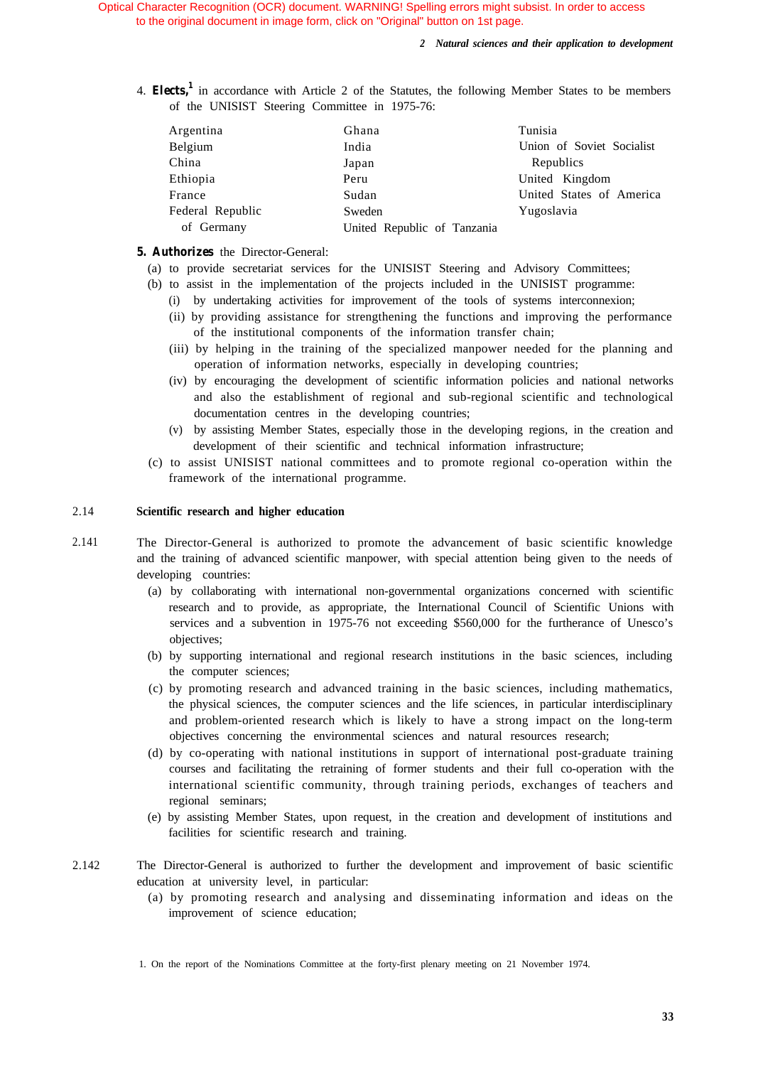4. **Elects,**[1] in accordance with Article 2 of the Statutes, the following Member States to be members of the UNISIST Steering Committee in 1975-76:

| | | |
|---|---|---|
| Argentina | Ghana | Tunisia |
| Belgium | India | Union of Soviet Socialist Republics |
| China | Japan | United Kingdom |
| Ethiopia | Peru | United States of America |
| France | Sudan | Yugoslavia |
| Federal Republic of Germany | Sweden | |
| | United Republic of Tanzania | |

5. **Authorizes** the Director-General:

(a) to provide secretariat services for the UNISIST Steering and Advisory Committees;

(b) to assist in the implementation of the projects included in the UNISIST programme:

(i) by undertaking activities for improvement of the tools of systems interconnexion;

(ii) by providing assistance for strengthening the functions and improving the performance of the institutional components of the information transfer chain;

(iii) by helping in the training of the specialized manpower needed for the planning and operation of information networks, especially in developing countries;

(iv) by encouraging the development of scientific information policies and national networks and also the establishment of regional and sub-regional scientific and technological documentation centres in the developing countries;

(v) by assisting Member States, especially those in the developing regions, in the creation and development of their scientific and technical information infrastructure;

(c) to assist UNISIST national committees and to promote regional co-operation within the framework of the international programme.

## 2.14 Scientific research and higher education

2.141 The Director-General is authorized to promote the advancement of basic scientific knowledge and the training of advanced scientific manpower, with special attention being given to the needs of developing countries:

(a) by collaborating with international non-governmental organizations concerned with scientific research and to provide, as appropriate, the International Council of Scientific Unions with services and a subvention in 1975-76 not exceeding $560,000 for the furtherance of Unesco's objectives;

(b) by supporting international and regional research institutions in the basic sciences, including the computer sciences;

(c) by promoting research and advanced training in the basic sciences, including mathematics, the physical sciences, the computer sciences and the life sciences, in particular interdisciplinary and problem-oriented research which is likely to have a strong impact on the long-term objectives concerning the environmental sciences and natural resources research;

(d) by co-operating with national institutions in support of international post-graduate training courses and facilitating the retraining of former students and their full co-operation with the international scientific community, through training periods, exchanges of teachers and regional seminars;

(e) by assisting Member States, upon request, in the creation and development of institutions and facilities for scientific research and training.

2.142 The Director-General is authorized to further the development and improvement of basic scientific education at university level, in particular:

(a) by promoting research and analysing and disseminating information and ideas on the improvement of science education;

1. On the report of the Nominations Committee at the forty-first plenary meeting on 21 November 1974.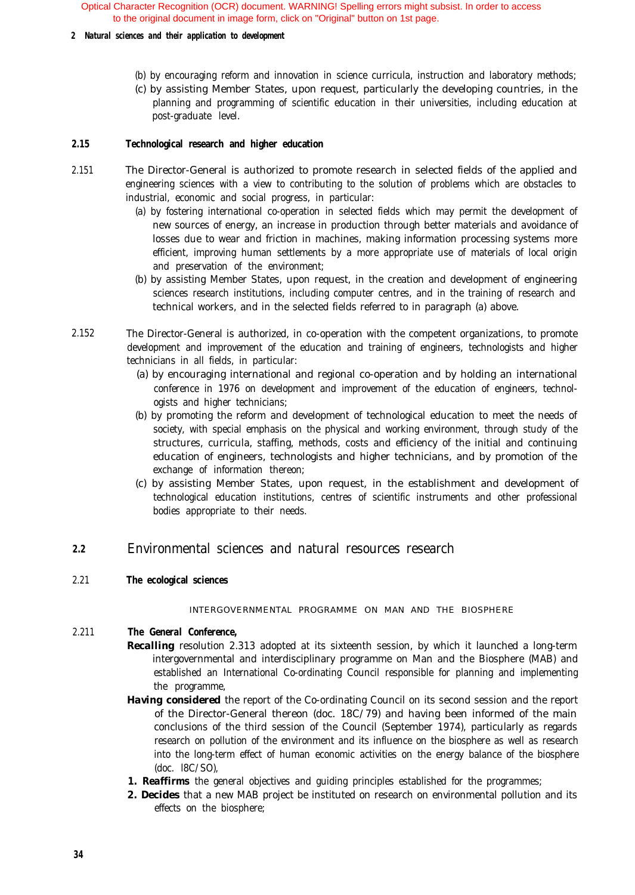(b) by encouraging reform and innovation in science curricula, instruction and laboratory methods;

(c) by assisting Member States, upon request, particularly the developing countries, in the planning and programming of scientific education in their universities, including education at post-graduate level.

**2.15 Technological research and higher education**

2.151 The Director-General is authorized to promote research in selected fields of the applied and engineering sciences with a view to contributing to the solution of problems which are obstacles to industrial, economic and social progress, in particular:

(a) by fostering international co-operation in selected fields which may permit the development of new sources of energy, an increase in production through better materials and avoidance of losses due to wear and friction in machines, making information processing systems more efficient, improving human settlements by a more appropriate use of materials of local origin and preservation of the environment;

(b) by assisting Member States, upon request, in the creation and development of engineering sciences research institutions, including computer centres, and in the training of research and technical workers, and in the selected fields referred to in paragraph (a) above.

2.152 The Director-General is authorized, in co-operation with the competent organizations, to promote development and improvement of the education and training of engineers, technologists and higher technicians in all fields, in particular:

(a) by encouraging international and regional co-operation and by holding an international conference in 1976 on development and improvement of the education of engineers, technologists and higher technicians;

(b) by promoting the reform and development of technological education to meet the needs of society, with special emphasis on the physical and working environment, through study of the structures, curricula, staffing, methods, costs and efficiency of the initial and continuing education of engineers, technologists and higher technicians, and by promotion of the exchange of information thereon;

(c) by assisting Member States, upon request, in the establishment and development of technological education institutions, centres of scientific instruments and other professional bodies appropriate to their needs.

## 2.2 Environmental sciences and natural resources research

**2.21 The ecological sciences**

INTERGOVERNMENTAL PROGRAMME ON MAN AND THE BIOSPHERE

2.211 **The General Conference,**

**Recalling** resolution 2.313 adopted at its sixteenth session, by which it launched a long-term intergovernmental and interdisciplinary programme on Man and the Biosphere (MAB) and established an International Co-ordinating Council responsible for planning and implementing the programme,

**Having considered** the report of the Co-ordinating Council on its second session and the report of the Director-General thereon (doc. 18C/79) and having been informed of the main conclusions of the third session of the Council (September 1974), particularly as regards research on pollution of the environment and its influence on the biosphere as well as research into the long-term effect of human economic activities on the energy balance of the biosphere (doc. l8C/SO),

1. **Reaffirms** the general objectives and guiding principles established for the programmes;
2. **Decides** that a new MAB project be instituted on research on environmental pollution and its effects on the biosphere;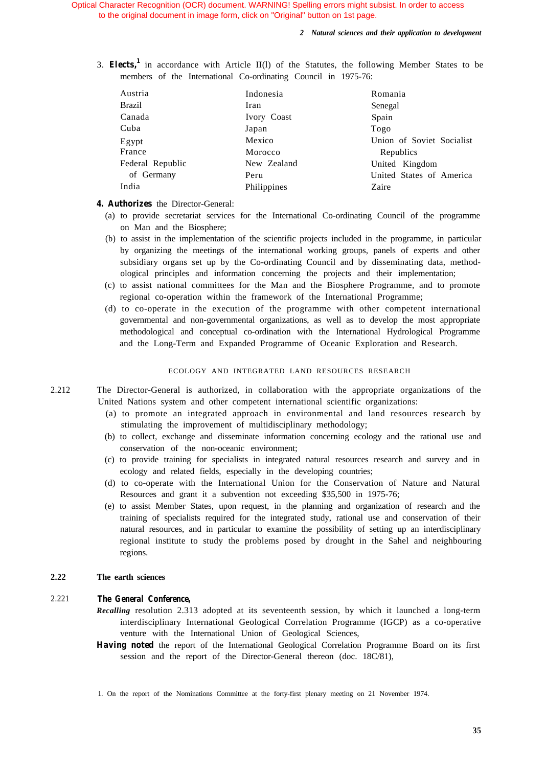3. **Elects,**[1] in accordance with Article II(l) of the Statutes, the following Member States to be members of the International Co-ordinating Council in 1975-76:

| | | |
|---|---|---|
| Austria | Indonesia | Romania |
| Brazil | Iran | Senegal |
| Canada | Ivory Coast | Spain |
| Cuba | Japan | Togo |
| Egypt | Mexico | Union of Soviet Socialist Republics |
| France | Morocco | United Kingdom |
| Federal Republic of Germany | New Zealand | United States of America |
| India | Peru | Zaire |
| | Philippines | |

4. **Authorizes** the Director-General:

(a) to provide secretariat services for the International Co-ordinating Council of the programme on Man and the Biosphere;

(b) to assist in the implementation of the scientific projects included in the programme, in particular by organizing the meetings of the international working groups, panels of experts and other subsidiary organs set up by the Co-ordinating Council and by disseminating data, methodological principles and information concerning the projects and their implementation;

(c) to assist national committees for the Man and the Biosphere Programme, and to promote regional co-operation within the framework of the International Programme;

(d) to co-operate in the execution of the programme with other competent international governmental and non-governmental organizations, as well as to develop the most appropriate methodological and conceptual co-ordination with the International Hydrological Programme and the Long-Term and Expanded Programme of Oceanic Exploration and Research.

### ECOLOGY AND INTEGRATED LAND RESOURCES RESEARCH

2.212 The Director-General is authorized, in collaboration with the appropriate organizations of the United Nations system and other competent international scientific organizations:

(a) to promote an integrated approach in environmental and land resources research by stimulating the improvement of multidisciplinary methodology;

(b) to collect, exchange and disseminate information concerning ecology and the rational use and conservation of the non-oceanic environment;

(c) to provide training for specialists in integrated natural resources research and survey and in ecology and related fields, especially in the developing countries;

(d) to co-operate with the International Union for the Conservation of Nature and Natural Resources and grant it a subvention not exceeding $35,500 in 1975-76;

(e) to assist Member States, upon request, in the planning and organization of research and the training of specialists required for the integrated study, rational use and conservation of their natural resources, and in particular to examine the possibility of setting up an interdisciplinary regional institute to study the problems posed by drought in the Sahel and neighbouring regions.

## 2.22 The earth sciences

2.221 **The General Conference,**

***Recalling*** resolution 2.313 adopted at its seventeenth session, by which it launched a long-term interdisciplinary International Geological Correlation Programme (IGCP) as a co-operative venture with the International Union of Geological Sciences,

**Having noted** the report of the International Geological Correlation Programme Board on its first session and the report of the Director-General thereon (doc. 18C/81),

1. On the report of the Nominations Committee at the forty-first plenary meeting on 21 November 1974.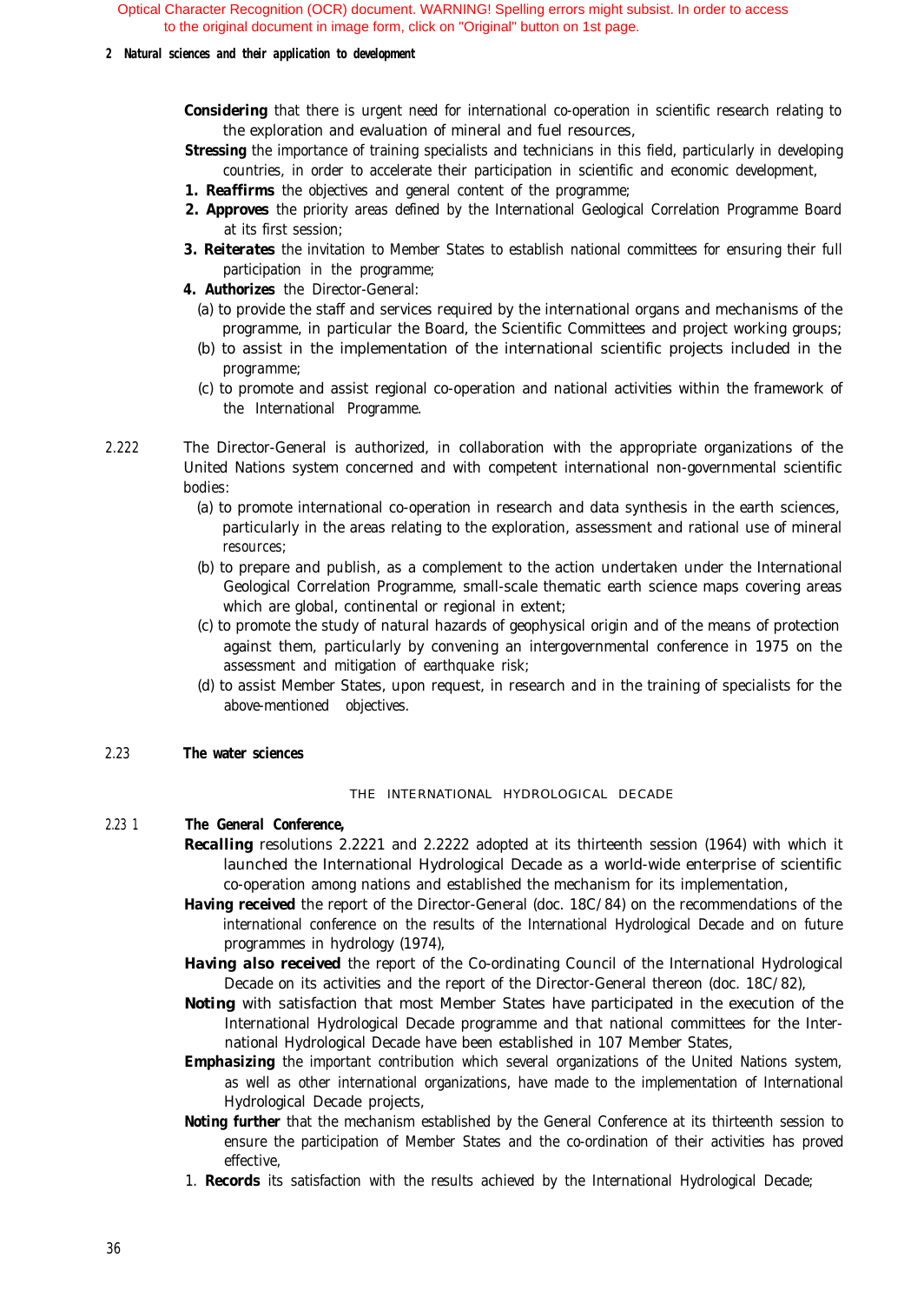Optical Character Recognition (OCR) document. WARNING! Spelling errors might subsist. In order to access to the original document in image form, click on "Original" button on 1st page.

**Considering** that there is urgent need for international co-operation in scientific research relating to the exploration and evaluation of mineral and fuel resources,

**Stressing** the importance of training specialists and technicians in this field, particularly in developing countries, in order to accelerate their participation in scientific and economic development,

1. **Reaffirms** the objectives and general content of the programme;
2. **Approves** the priority areas defined by the International Geological Correlation Programme Board at its first session;
3. **Reiterates** the invitation to Member States to establish national committees for ensuring their full participation in the programme;
4. **Authorizes** the Director-General:
   - (a) to provide the staff and services required by the international organs and mechanisms of the programme, in particular the Board, the Scientific Committees and project working groups;
   - (b) to assist in the implementation of the international scientific projects included in the programme;
   - (c) to promote and assist regional co-operation and national activities within the framework of the International Programme.

2.222 The Director-General is authorized, in collaboration with the appropriate organizations of the United Nations system concerned and with competent international non-governmental scientific bodies:

- (a) to promote international co-operation in research and data synthesis in the earth sciences, particularly in the areas relating to the exploration, assessment and rational use of mineral resources;
- (b) to prepare and publish, as a complement to the action undertaken under the International Geological Correlation Programme, small-scale thematic earth science maps covering areas which are global, continental or regional in extent;
- (c) to promote the study of natural hazards of geophysical origin and of the means of protection against them, particularly by convening an intergovernmental conference in 1975 on the assessment and mitigation of earthquake risk;
- (d) to assist Member States, upon request, in research and in the training of specialists for the above-mentioned objectives.

## 2.23 The water sciences

### THE INTERNATIONAL HYDROLOGICAL DECADE

2.23 1 **The General Conference,**

**Recalling** resolutions 2.2221 and 2.2222 adopted at its thirteenth session (1964) with which it launched the International Hydrological Decade as a world-wide enterprise of scientific co-operation among nations and established the mechanism for its implementation,

**Having received** the report of the Director-General (doc. 18C/84) on the recommendations of the international conference on the results of the International Hydrological Decade and on future programmes in hydrology (1974),

**Having also received** the report of the Co-ordinating Council of the International Hydrological Decade on its activities and the report of the Director-General thereon (doc. 18C/82),

**Noting** with satisfaction that most Member States have participated in the execution of the International Hydrological Decade programme and that national committees for the International Hydrological Decade have been established in 107 Member States,

**Emphasizing** the important contribution which several organizations of the United Nations system, as well as other international organizations, have made to the implementation of International Hydrological Decade projects,

**Noting further** that the mechanism established by the General Conference at its thirteenth session to ensure the participation of Member States and the co-ordination of their activities has proved effective,

1. **Records** its satisfaction with the results achieved by the International Hydrological Decade;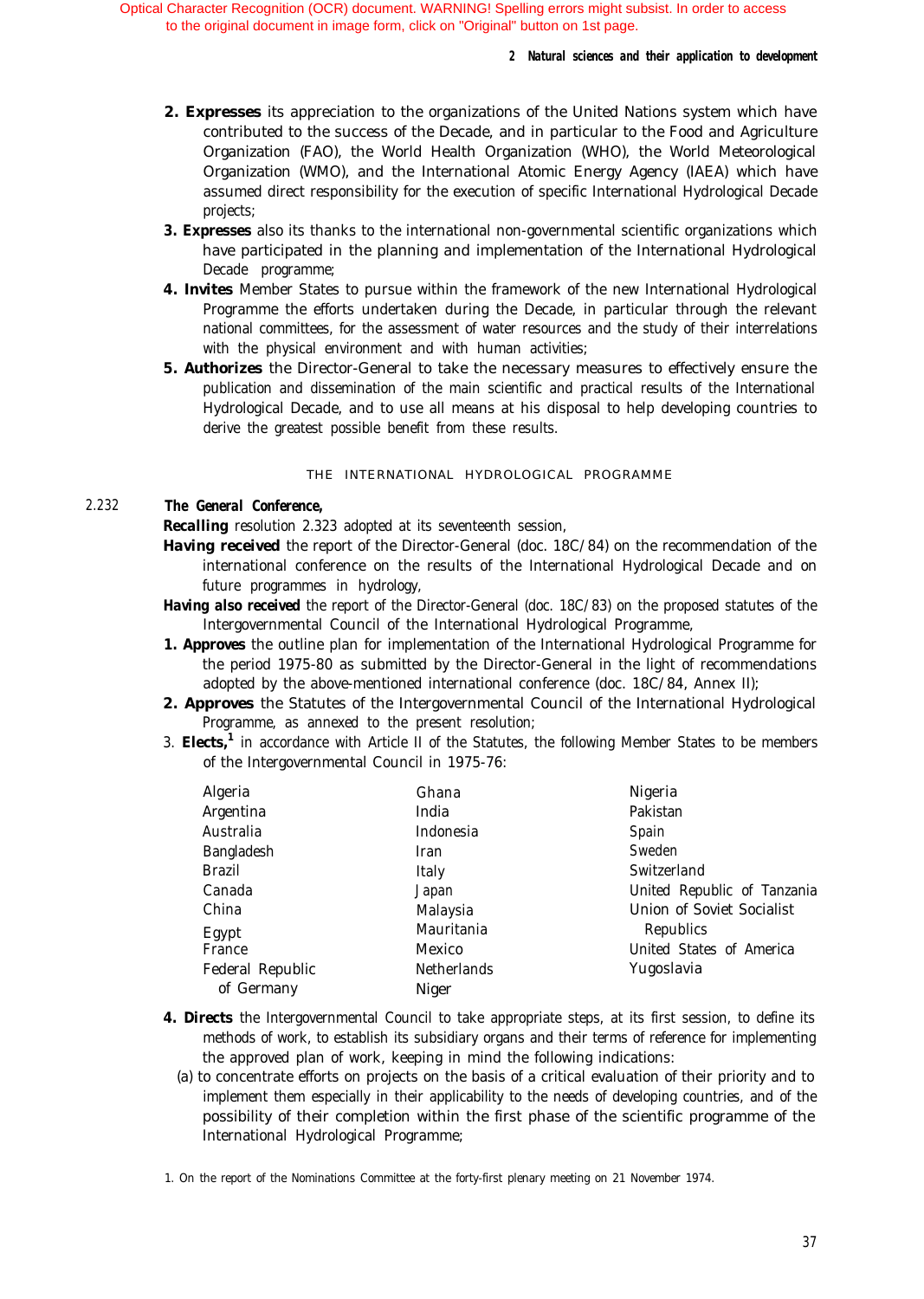2. **Expresses** its appreciation to the organizations of the United Nations system which have contributed to the success of the Decade, and in particular to the Food and Agriculture Organization (FAO), the World Health Organization (WHO), the World Meteorological Organization (WMO), and the International Atomic Energy Agency (IAEA) which have assumed direct responsibility for the execution of specific International Hydrological Decade projects;

3. **Expresses** also its thanks to the international non-governmental scientific organizations which have participated in the planning and implementation of the International Hydrological Decade programme;

4. **Invites** Member States to pursue within the framework of the new International Hydrological Programme the efforts undertaken during the Decade, in particular through the relevant national committees, for the assessment of water resources and the study of their interrelations with the physical environment and with human activities;

5. **Authorizes** the Director-General to take the necessary measures to effectively ensure the publication and dissemination of the main scientific and practical results of the International Hydrological Decade, and to use all means at his disposal to help developing countries to derive the greatest possible benefit from these results.

THE INTERNATIONAL HYDROLOGICAL PROGRAMME

2.232 ***The General Conference,***

**Recalling** resolution 2.323 adopted at its seventeenth session,

**Having received** the report of the Director-General (doc. 18C/84) on the recommendation of the international conference on the results of the International Hydrological Decade and on future programmes in hydrology,

**Having also received** the report of the Director-General (doc. 18C/83) on the proposed statutes of the Intergovernmental Council of the International Hydrological Programme,

1. **Approves** the outline plan for implementation of the International Hydrological Programme for the period 1975-80 as submitted by the Director-General in the light of recommendations adopted by the above-mentioned international conference (doc. 18C/84, Annex II);

2. **Approves** the Statutes of the Intergovernmental Council of the International Hydrological Programme, as annexed to the present resolution;

3. **Elects,**[1] in accordance with Article II of the Statutes, the following Member States to be members of the Intergovernmental Council in 1975-76:

Algeria
Argentina
Australia
Bangladesh
Brazil
Canada
China
Egypt
France
Federal Republic of Germany
Ghana
India
Indonesia
Iran
Italy
Japan
Malaysia
Mauritania
Mexico
Netherlands
Niger
Nigeria
Pakistan
Spain
Sweden
Switzerland
United Republic of Tanzania
Union of Soviet Socialist Republics
United States of America
Yugoslavia

4. **Directs** the Intergovernmental Council to take appropriate steps, at its first session, to define its methods of work, to establish its subsidiary organs and their terms of reference for implementing the approved plan of work, keeping in mind the following indications:

(a) to concentrate efforts on projects on the basis of a critical evaluation of their priority and to implement them especially in their applicability to the needs of developing countries, and of the possibility of their completion within the first phase of the scientific programme of the International Hydrological Programme;

1. On the report of the Nominations Committee at the forty-first plenary meeting on 21 November 1974.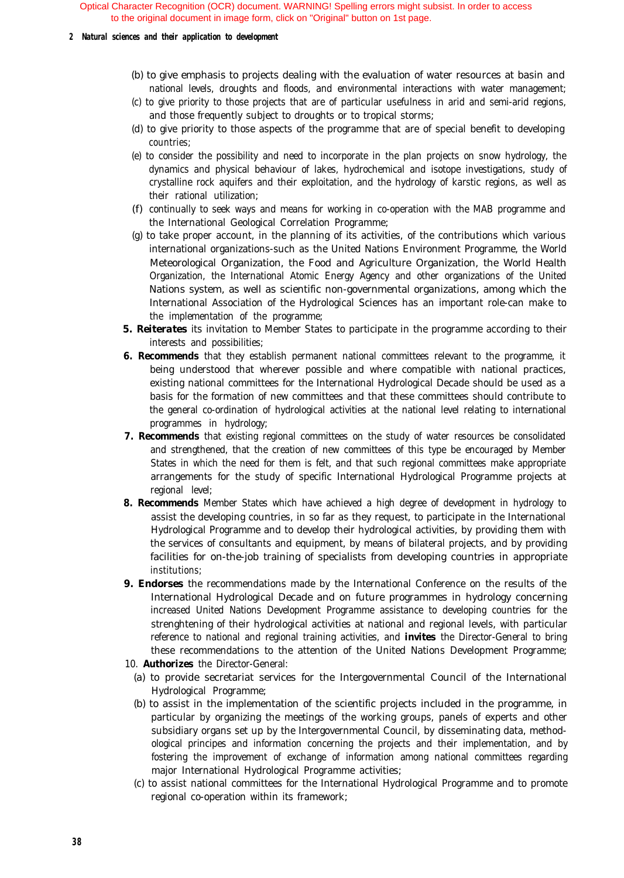(b) to give emphasis to projects dealing with the evaluation of water resources at basin and national levels, droughts and floods, and environmental interactions with water management;

(c) to give priority to those projects that are of particular usefulness in arid and semi-arid regions, and those frequently subject to droughts or to tropical storms;

(d) to give priority to those aspects of the programme that are of special benefit to developing countries;

(e) to consider the possibility and need to incorporate in the plan projects on snow hydrology, the dynamics and physical behaviour of lakes, hydrochemical and isotope investigations, study of crystalline rock aquifers and their exploitation, and the hydrology of karstic regions, as well as their rational utilization;

(f) continually to seek ways and means for working in co-operation with the MAB programme and the International Geological Correlation Programme;

(g) to take proper account, in the planning of its activities, of the contributions which various international organizations-such as the United Nations Environment Programme, the World Meteorological Organization, the Food and Agriculture Organization, the World Health Organization, the International Atomic Energy Agency and other organizations of the United Nations system, as well as scientific non-governmental organizations, among which the International Association of the Hydrological Sciences has an important role-can make to the implementation of the programme;

5. **Reiterates** its invitation to Member States to participate in the programme according to their interests and possibilities;

6. **Recommends** that they establish permanent national committees relevant to the programme, it being understood that wherever possible and where compatible with national practices, existing national committees for the International Hydrological Decade should be used as a basis for the formation of new committees and that these committees should contribute to the general co-ordination of hydrological activities at the national level relating to international programmes in hydrology;

7. **Recommends** that existing regional committees on the study of water resources be consolidated and strengthened, that the creation of new committees of this type be encouraged by Member States in which the need for them is felt, and that such regional committees make appropriate arrangements for the study of specific International Hydrological Programme projects at regional level;

8. **Recommends** Member States which have achieved a high degree of development in hydrology to assist the developing countries, in so far as they request, to participate in the International Hydrological Programme and to develop their hydrological activities, by providing them with the services of consultants and equipment, by means of bilateral projects, and by providing facilities for on-the-job training of specialists from developing countries in appropriate institutions;

9. **Endorses** the recommendations made by the International Conference on the results of the International Hydrological Decade and on future programmes in hydrology concerning increased United Nations Development Programme assistance to developing countries for the strenghtening of their hydrological activities at national and regional levels, with particular reference to national and regional training activities, and **invites** the Director-General to bring these recommendations to the attention of the United Nations Development Programme;

10. **Authorizes** the Director-General:

(a) to provide secretariat services for the Intergovernmental Council of the International Hydrological Programme;

(b) to assist in the implementation of the scientific projects included in the programme, in particular by organizing the meetings of the working groups, panels of experts and other subsidiary organs set up by the Intergovernmental Council, by disseminating data, methodological principles and information concerning the projects and their implementation, and by fostering the improvement of exchange of information among national committees regarding major International Hydrological Programme activities;

(c) to assist national committees for the International Hydrological Programme and to promote regional co-operation within its framework;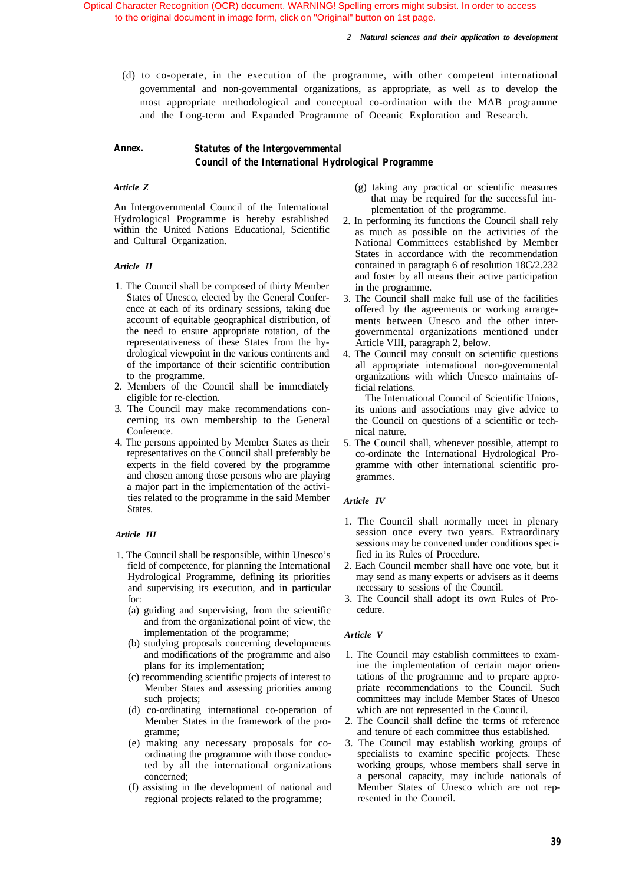(d) to co-operate, in the execution of the programme, with other competent international governmental and non-governmental organizations, as appropriate, as well as to develop the most appropriate methodological and conceptual co-ordination with the MAB programme and the Long-term and Expanded Programme of Oceanic Exploration and Research.

## Annex. Statutes of the Intergovernmental Council of the International Hydrological Programme

### *Article Z*

An Intergovernmental Council of the International Hydrological Programme is hereby established within the United Nations Educational, Scientific and Cultural Organization.

### *Article II*

1. The Council shall be composed of thirty Member States of Unesco, elected by the General Conference at each of its ordinary sessions, taking due account of equitable geographical distribution, of the need to ensure appropriate rotation, of the representativeness of these States from the hydrological viewpoint in the various continents and of the importance of their scientific contribution to the programme.
2. Members of the Council shall be immediately eligible for re-election.
3. The Council may make recommendations concerning its own membership to the General Conference.
4. The persons appointed by Member States as their representatives on the Council shall preferably be experts in the field covered by the programme and chosen among those persons who are playing a major part in the implementation of the activities related to the programme in the said Member States.

### *Article III*

1. The Council shall be responsible, within Unesco's field of competence, for planning the International Hydrological Programme, defining its priorities and supervising its execution, and in particular for:
   - (a) guiding and supervising, from the scientific and from the organizational point of view, the implementation of the programme;
   - (b) studying proposals concerning developments and modifications of the programme and also plans for its implementation;
   - (c) recommending scientific projects of interest to Member States and assessing priorities among such projects;
   - (d) co-ordinating international co-operation of Member States in the framework of the programme;
   - (e) making any necessary proposals for co-ordinating the programme with those conducted by all the international organizations concerned;
   - (f) assisting in the development of national and regional projects related to the programme;
   - (g) taking any practical or scientific measures that may be required for the successful implementation of the programme.
2. In performing its functions the Council shall rely as much as possible on the activities of the National Committees established by Member States in accordance with the recommendation contained in paragraph 6 of resolution 18C/2.232 and foster by all means their active participation in the programme.
3. The Council shall make full use of the facilities offered by the agreements or working arrangements between Unesco and the other intergovernmental organizations mentioned under Article VIII, paragraph 2, below.
4. The Council may consult on scientific questions all appropriate international non-governmental organizations with which Unesco maintains official relations.

   The International Council of Scientific Unions, its unions and associations may give advice to the Council on questions of a scientific or technical nature.
5. The Council shall, whenever possible, attempt to co-ordinate the International Hydrological Programme with other international scientific programmes.

### *Article IV*

1. The Council shall normally meet in plenary session once every two years. Extraordinary sessions may be convened under conditions specified in its Rules of Procedure.
2. Each Council member shall have one vote, but it may send as many experts or advisers as it deems necessary to sessions of the Council.
3. The Council shall adopt its own Rules of Procedure.

### *Article V*

1. The Council may establish committees to examine the implementation of certain major orientations of the programme and to prepare appropriate recommendations to the Council. Such committees may include Member States of Unesco which are not represented in the Council.
2. The Council shall define the terms of reference and tenure of each committee thus established.
3. The Council may establish working groups of specialists to examine specific projects. These working groups, whose members shall serve in a personal capacity, may include nationals of Member States of Unesco which are not represented in the Council.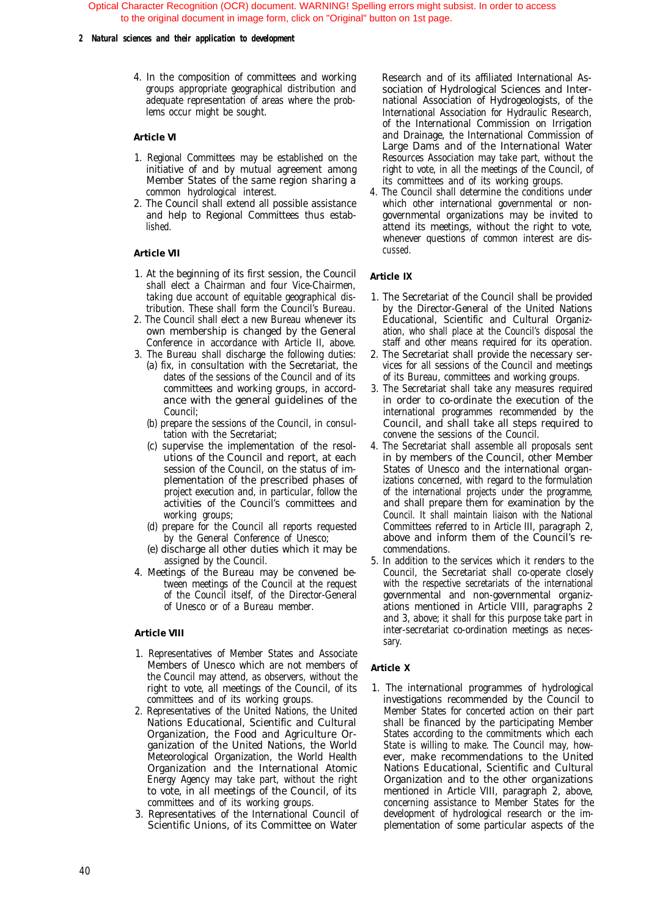4. In the composition of committees and working groups appropriate geographical distribution and adequate representation of areas where the problems occur might be sought.

### Article VI

1. Regional Committees may be established on the initiative of and by mutual agreement among Member States of the same region sharing a common hydrological interest.
2. The Council shall extend all possible assistance and help to Regional Committees thus established.

### Article VII

1. At the beginning of its first session, the Council shall elect a Chairman and four Vice-Chairmen, taking due account of equitable geographical distribution. These shall form the Council's Bureau.
2. The Council shall elect a new Bureau whenever its own membership is changed by the General Conference in accordance with Article II, above.
3. The Bureau shall discharge the following duties:
   (a) fix, in consultation with the Secretariat, the dates of the sessions of the Council and of its committees and working groups, in accordance with the general guidelines of the Council;
   (b) prepare the sessions of the Council, in consultation with the Secretariat;
   (c) supervise the implementation of the resolutions of the Council and report, at each session of the Council, on the status of implementation of the prescribed phases of project execution and, in particular, follow the activities of the Council's committees and working groups;
   (d) prepare for the Council all reports requested by the General Conference of Unesco;
   (e) discharge all other duties which it may be assigned by the Council.
4. Meetings of the Bureau may be convened between meetings of the Council at the request of the Council itself, of the Director-General of Unesco or of a Bureau member.

### Article VIII

1. Representatives of Member States and Associate Members of Unesco which are not members of the Council may attend, as observers, without the right to vote, all meetings of the Council, of its committees and of its working groups.
2. Representatives of the United Nations, the United Nations Educational, Scientific and Cultural Organization, the Food and Agriculture Organization of the United Nations, the World Meteorological Organization, the World Health Organization and the International Atomic Energy Agency may take part, without the right to vote, in all meetings of the Council, of its committees and of its working groups.
3. Representatives of the International Council of Scientific Unions, of its Committee on Water Research and of its affiliated International Association of Hydrological Sciences and International Association of Hydrogeologists, of the International Association for Hydraulic Research, of the International Commission on Irrigation and Drainage, the International Commission of Large Dams and of the International Water Resources Association may take part, without the right to vote, in all the meetings of the Council, of its committees and of its working groups.
4. The Council shall determine the conditions under which other international governmental or non-governmental organizations may be invited to attend its meetings, without the right to vote, whenever questions of common interest are discussed.

### Article IX

1. The Secretariat of the Council shall be provided by the Director-General of the United Nations Educational, Scientific and Cultural Organization, who shall place at the Council's disposal the staff and other means required for its operation.
2. The Secretariat shall provide the necessary services for all sessions of the Council and meetings of its Bureau, committees and working groups.
3. The Secretariat shall take any measures required in order to co-ordinate the execution of the international programmes recommended by the Council, and shall take all steps required to convene the sessions of the Council.
4. The Secretariat shall assemble all proposals sent in by members of the Council, other Member States of Unesco and the international organizations concerned, with regard to the formulation of the international projects under the programme, and shall prepare them for examination by the Council. It shall maintain liaison with the National Committees referred to in Article III, paragraph 2, above and inform them of the Council's recommendations.
5. In addition to the services which it renders to the Council, the Secretariat shall co-operate closely with the respective secretariats of the international governmental and non-governmental organizations mentioned in Article VIII, paragraphs 2 and 3, above; it shall for this purpose take part in inter-secretariat co-ordination meetings as necessary.

### Article X

1. The international programmes of hydrological investigations recommended by the Council to Member States for concerted action on their part shall be financed by the participating Member States according to the commitments which each State is willing to make. The Council may, however, make recommendations to the United Nations Educational, Scientific and Cultural Organization and to the other organizations mentioned in Article VIII, paragraph 2, above, concerning assistance to Member States for the development of hydrological research or the implementation of some particular aspects of the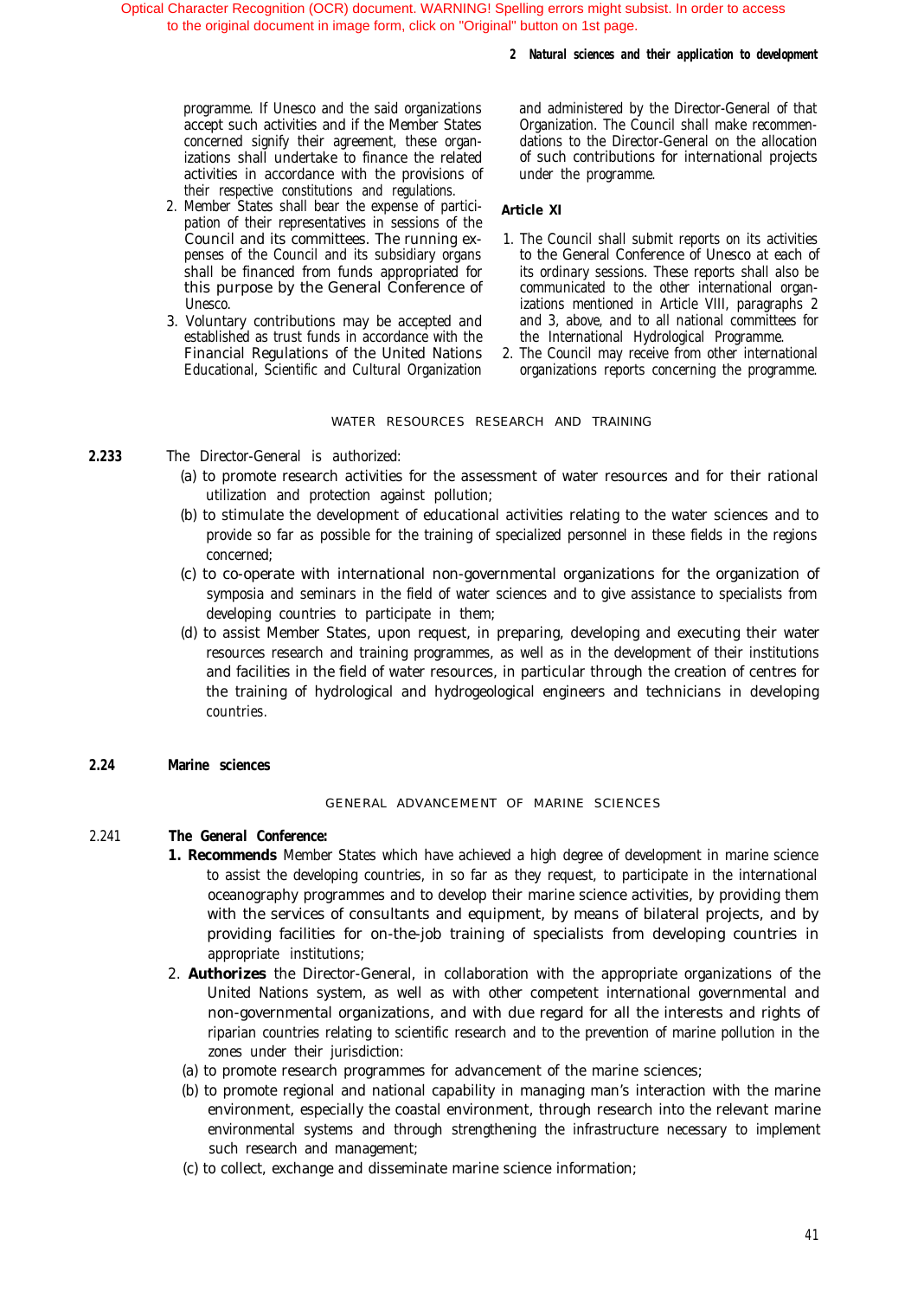programme. If Unesco and the said organizations accept such activities and if the Member States concerned signify their agreement, these organizations shall undertake to finance the related activities in accordance with the provisions of their respective constitutions and regulations.

2. Member States shall bear the expense of participation of their representatives in sessions of the Council and its committees. The running expenses of the Council and its subsidiary organs shall be financed from funds appropriated for this purpose by the General Conference of Unesco.

3. Voluntary contributions may be accepted and established as trust funds in accordance with the Financial Regulations of the United Nations Educational, Scientific and Cultural Organization and administered by the Director-General of that Organization. The Council shall make recommendations to the Director-General on the allocation of such contributions for international projects under the programme.

**Article XI**

1. The Council shall submit reports on its activities to the General Conference of Unesco at each of its ordinary sessions. These reports shall also be communicated to the other international organizations mentioned in Article VIII, paragraphs 2 and 3, above, and to all national committees for the International Hydrological Programme.
2. The Council may receive from other international organizations reports concerning the programme.

WATER RESOURCES RESEARCH AND TRAINING

**2.233** The Director-General is authorized:

(a) to promote research activities for the assessment of water resources and for their rational utilization and protection against pollution;

(b) to stimulate the development of educational activities relating to the water sciences and to provide so far as possible for the training of specialized personnel in these fields in the regions concerned;

(c) to co-operate with international non-governmental organizations for the organization of symposia and seminars in the field of water sciences and to give assistance to specialists from developing countries to participate in them;

(d) to assist Member States, upon request, in preparing, developing and executing their water resources research and training programmes, as well as in the development of their institutions and facilities in the field of water resources, in particular through the creation of centres for the training of hydrological and hydrogeological engineers and technicians in developing countries.

## 2.24 Marine sciences

GENERAL ADVANCEMENT OF MARINE SCIENCES

2.241 **The General Conference:**

1. **Recommends** Member States which have achieved a high degree of development in marine science to assist the developing countries, in so far as they request, to participate in the international oceanography programmes and to develop their marine science activities, by providing them with the services of consultants and equipment, by means of bilateral projects, and by providing facilities for on-the-job training of specialists from developing countries in appropriate institutions;
2. **Authorizes** the Director-General, in collaboration with the appropriate organizations of the United Nations system, as well as with other competent international governmental and non-governmental organizations, and with due regard for all the interests and rights of riparian countries relating to scientific research and to the prevention of marine pollution in the zones under their jurisdiction:

(a) to promote research programmes for advancement of the marine sciences;

(b) to promote regional and national capability in managing man's interaction with the marine environment, especially the coastal environment, through research into the relevant marine environmental systems and through strengthening the infrastructure necessary to implement such research and management;

(c) to collect, exchange and disseminate marine science information;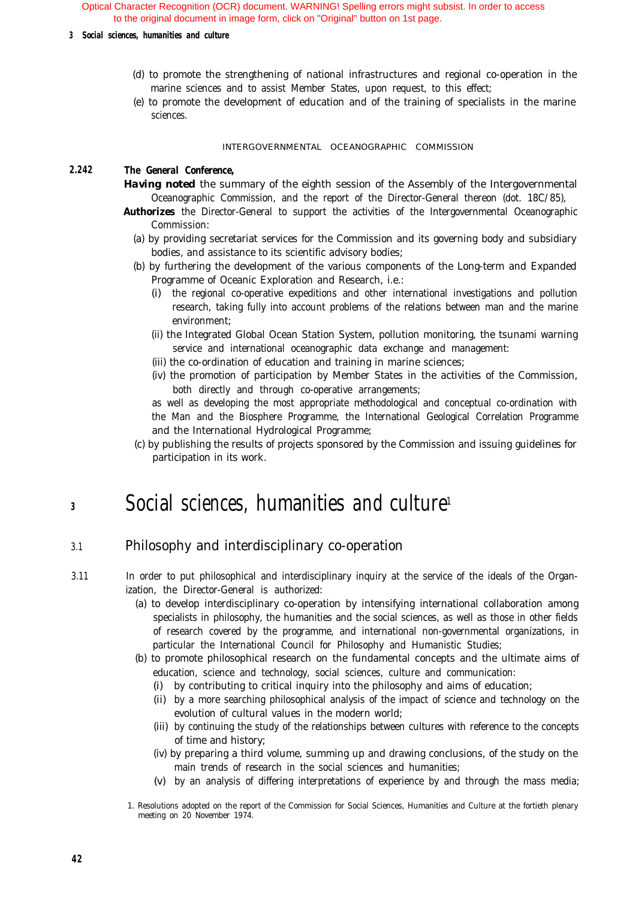(d) to promote the strengthening of national infrastructures and regional co-operation in the marine sciences and to assist Member States, upon request, to this effect;

(e) to promote the development of education and of the training of specialists in the marine sciences.

INTERGOVERNMENTAL OCEANOGRAPHIC COMMISSION

2.242 **The General Conference,**

**Having noted** the summary of the eighth session of the Assembly of the Intergovernmental Oceanographic Commission, and the report of the Director-General thereon (dot. 18C/85),

**Authorizes** the Director-General to support the activities of the Intergovernmental Oceanographic Commission:

(a) by providing secretariat services for the Commission and its governing body and subsidiary bodies, and assistance to its scientific advisory bodies;

(b) by furthering the development of the various components of the Long-term and Expanded Programme of Oceanic Exploration and Research, i.e.:

(i) the regional co-operative expeditions and other international investigations and pollution research, taking fully into account problems of the relations between man and the marine environment;

(ii) the Integrated Global Ocean Station System, pollution monitoring, the tsunami warning service and international oceanographic data exchange and management:

(iii) the co-ordination of education and training in marine sciences;

(iv) the promotion of participation by Member States in the activities of the Commission, both directly and through co-operative arrangements;

as well as developing the most appropriate methodological and conceptual co-ordination with the Man and the Biosphere Programme, the International Geological Correlation Programme and the International Hydrological Programme;

(c) by publishing the results of projects sponsored by the Commission and issuing guidelines for participation in its work.

# 3 Social sciences, humanities and culture[1]

## 3.1 Philosophy and interdisciplinary co-operation

3.11 In order to put philosophical and interdisciplinary inquiry at the service of the ideals of the Organization, the Director-General is authorized:

(a) to develop interdisciplinary co-operation by intensifying international collaboration among specialists in philosophy, the humanities and the social sciences, as well as those in other fields of research covered by the programme, and international non-governmental organizations, in particular the International Council for Philosophy and Humanistic Studies;

(b) to promote philosophical research on the fundamental concepts and the ultimate aims of education, science and technology, social sciences, culture and communication:

(i) by contributing to critical inquiry into the philosophy and aims of education;

(ii) by a more searching philosophical analysis of the impact of science and technology on the evolution of cultural values in the modern world;

(iii) by continuing the study of the relationships between cultures with reference to the concepts of time and history;

(iv) by preparing a third volume, summing up and drawing conclusions, of the study on the main trends of research in the social sciences and humanities;

(v) by an analysis of differing interpretations of experience by and through the mass media;

1. Resolutions adopted on the report of the Commission for Social Sciences, Humanities and Culture at the fortieth plenary meeting on 20 November 1974.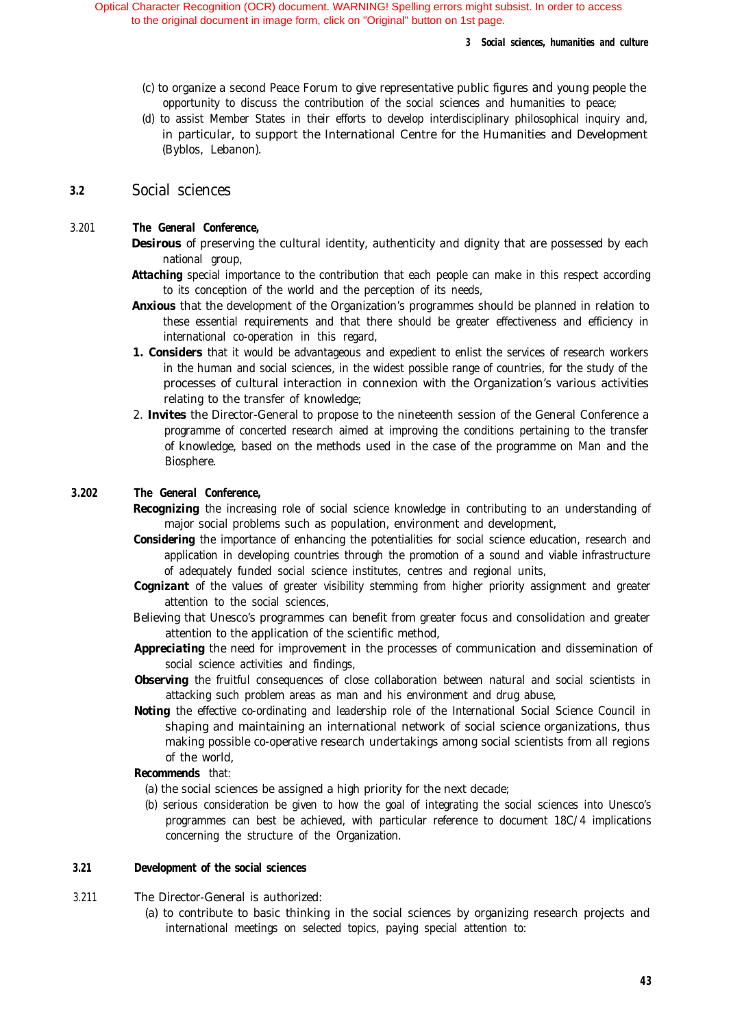(c) to organize a second Peace Forum to give representative public figures and young people the opportunity to discuss the contribution of the social sciences and humanities to peace;

(d) to assist Member States in their efforts to develop interdisciplinary philosophical inquiry and, in particular, to support the International Centre for the Humanities and Development (Byblos, Lebanon).

## 3.2 Social sciences

3.201 **The General Conference,**

**Desirous** of preserving the cultural identity, authenticity and dignity that are possessed by each national group,

**Attaching** special importance to the contribution that each people can make in this respect according to its conception of the world and the perception of its needs,

**Anxious** that the development of the Organization's programmes should be planned in relation to these essential requirements and that there should be greater effectiveness and efficiency in international co-operation in this regard,

1. **Considers** that it would be advantageous and expedient to enlist the services of research workers in the human and social sciences, in the widest possible range of countries, for the study of the processes of cultural interaction in connexion with the Organization's various activities relating to the transfer of knowledge;
2. **Invites** the Director-General to propose to the nineteenth session of the General Conference a programme of concerted research aimed at improving the conditions pertaining to the transfer of knowledge, based on the methods used in the case of the programme on Man and the Biosphere.

**3.202** **The General Conference,**

**Recognizing** the increasing role of social science knowledge in contributing to an understanding of major social problems such as population, environment and development,

**Considering** the importance of enhancing the potentialities for social science education, research and application in developing countries through the promotion of a sound and viable infrastructure of adequately funded social science institutes, centres and regional units,

***Cognizant*** of the values of greater visibility stemming from higher priority assignment and greater attention to the social sciences,

Believing that Unesco's programmes can benefit from greater focus and consolidation and greater attention to the application of the scientific method,

***Appreciating*** the need for improvement in the processes of communication and dissemination of social science activities and findings,

**Observing** the fruitful consequences of close collaboration between natural and social scientists in attacking such problem areas as man and his environment and drug abuse,

**Noting** the effective co-ordinating and leadership role of the International Social Science Council in shaping and maintaining an international network of social science organizations, thus making possible co-operative research undertakings among social scientists from all regions of the world,

**Recommends** that:

(a) the social sciences be assigned a high priority for the next decade;

(b) serious consideration be given to how the goal of integrating the social sciences into Unesco's programmes can best be achieved, with particular reference to document 18C/4 implications concerning the structure of the Organization.

### 3.21 Development of the social sciences

3.211 The Director-General is authorized:

(a) to contribute to basic thinking in the social sciences by organizing research projects and international meetings on selected topics, paying special attention to: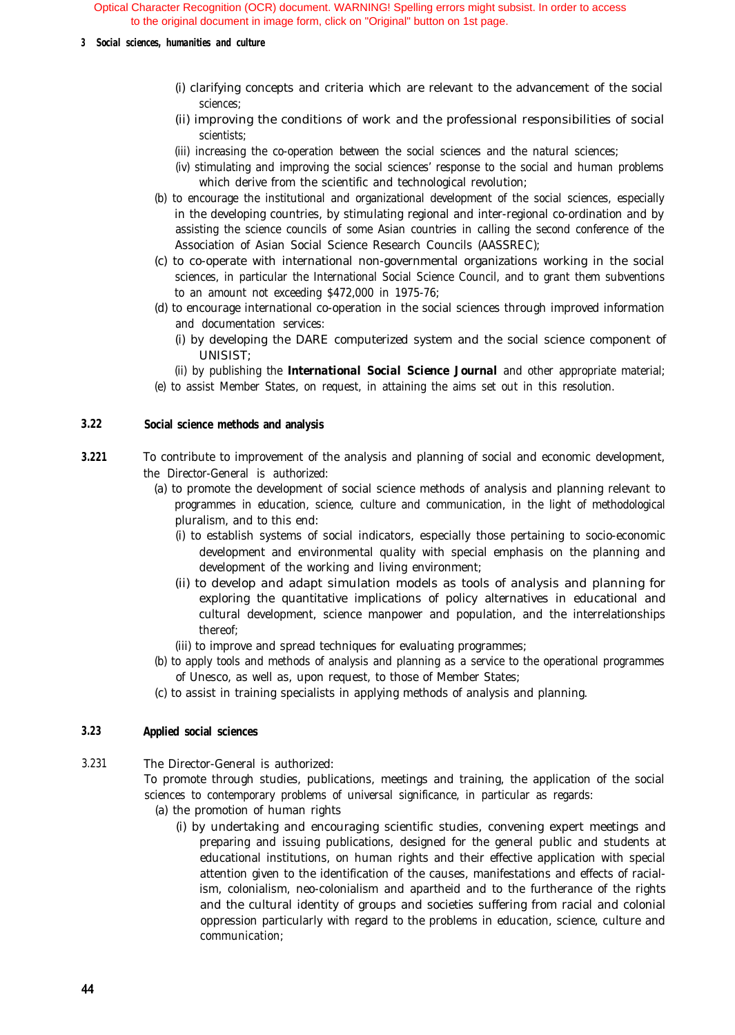(i) clarifying concepts and criteria which are relevant to the advancement of the social sciences;

(ii) improving the conditions of work and the professional responsibilities of social scientists;

(iii) increasing the co-operation between the social sciences and the natural sciences;

(iv) stimulating and improving the social sciences' response to the social and human problems which derive from the scientific and technological revolution;

(b) to encourage the institutional and organizational development of the social sciences, especially in the developing countries, by stimulating regional and inter-regional co-ordination and by assisting the science councils of some Asian countries in calling the second conference of the Association of Asian Social Science Research Councils (AASSREC);

(c) to co-operate with international non-governmental organizations working in the social sciences, in particular the International Social Science Council, and to grant them subventions to an amount not exceeding $472,000 in 1975-76;

(d) to encourage international co-operation in the social sciences through improved information and documentation services:

(i) by developing the DARE computerized system and the social science component of UNISIST;

(ii) by publishing the **International Social Science Journal** and other appropriate material;

(e) to assist Member States, on request, in attaining the aims set out in this resolution.

### 3.22 Social science methods and analysis

**3.221** To contribute to improvement of the analysis and planning of social and economic development, the Director-General is authorized:

(a) to promote the development of social science methods of analysis and planning relevant to programmes in education, science, culture and communication, in the light of methodological pluralism, and to this end:

(i) to establish systems of social indicators, especially those pertaining to socio-economic development and environmental quality with special emphasis on the planning and development of the working and living environment;

(ii) to develop and adapt simulation models as tools of analysis and planning for exploring the quantitative implications of policy alternatives in educational and cultural development, science manpower and population, and the interrelationships thereof;

(iii) to improve and spread techniques for evaluating programmes;

(b) to apply tools and methods of analysis and planning as a service to the operational programmes of Unesco, as well as, upon request, to those of Member States;

(c) to assist in training specialists in applying methods of analysis and planning.

### 3.23 Applied social sciences

3.231 The Director-General is authorized:

To promote through studies, publications, meetings and training, the application of the social sciences to contemporary problems of universal significance, in particular as regards:

(a) the promotion of human rights

(i) by undertaking and encouraging scientific studies, convening expert meetings and preparing and issuing publications, designed for the general public and students at educational institutions, on human rights and their effective application with special attention given to the identification of the causes, manifestations and effects of racialism, colonialism, neo-colonialism and apartheid and to the furtherance of the rights and the cultural identity of groups and societies suffering from racial and colonial oppression particularly with regard to the problems in education, science, culture and communication;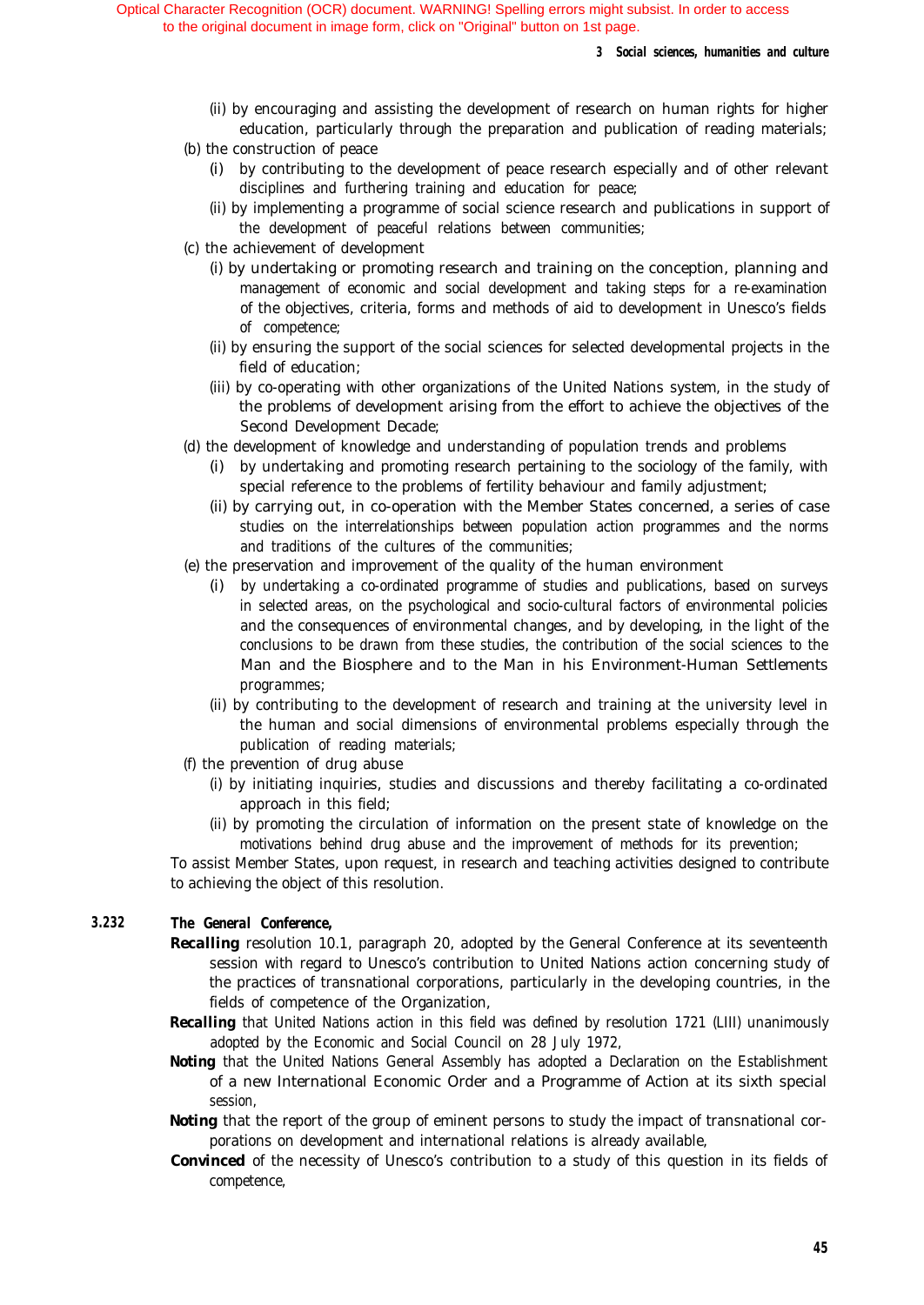(ii) by encouraging and assisting the development of research on human rights for higher education, particularly through the preparation and publication of reading materials;

(b) the construction of peace

(i) by contributing to the development of peace research especially and of other relevant disciplines and furthering training and education for peace;

(ii) by implementing a programme of social science research and publications in support of the development of peaceful relations between communities;

(c) the achievement of development

(i) by undertaking or promoting research and training on the conception, planning and management of economic and social development and taking steps for a re-examination of the objectives, criteria, forms and methods of aid to development in Unesco's fields of competence;

(ii) by ensuring the support of the social sciences for selected developmental projects in the field of education;

(iii) by co-operating with other organizations of the United Nations system, in the study of the problems of development arising from the effort to achieve the objectives of the Second Development Decade;

(d) the development of knowledge and understanding of population trends and problems

(i) by undertaking and promoting research pertaining to the sociology of the family, with special reference to the problems of fertility behaviour and family adjustment;

(ii) by carrying out, in co-operation with the Member States concerned, a series of case studies on the interrelationships between population action programmes and the norms and traditions of the cultures of the communities;

(e) the preservation and improvement of the quality of the human environment

(i) by undertaking a co-ordinated programme of studies and publications, based on surveys in selected areas, on the psychological and socio-cultural factors of environmental policies and the consequences of environmental changes, and by developing, in the light of the conclusions to be drawn from these studies, the contribution of the social sciences to the Man and the Biosphere and to the Man in his Environment-Human Settlements programmes;

(ii) by contributing to the development of research and training at the university level in the human and social dimensions of environmental problems especially through the publication of reading materials;

(f) the prevention of drug abuse

(i) by initiating inquiries, studies and discussions and thereby facilitating a co-ordinated approach in this field;

(ii) by promoting the circulation of information on the present state of knowledge on the motivations behind drug abuse and the improvement of methods for its prevention;

To assist Member States, upon request, in research and teaching activities designed to contribute to achieving the object of this resolution.

**3.232** ***The General Conference,***

**Recalling** resolution 10.1, paragraph 20, adopted by the General Conference at its seventeenth session with regard to Unesco's contribution to United Nations action concerning study of the practices of transnational corporations, particularly in the developing countries, in the fields of competence of the Organization,

**Recalling** that United Nations action in this field was defined by resolution 1721 (LIII) unanimously adopted by the Economic and Social Council on 28 July 1972,

**Noting** that the United Nations General Assembly has adopted a Declaration on the Establishment of a new International Economic Order and a Programme of Action at its sixth special session,

**Noting** that the report of the group of eminent persons to study the impact of transnational corporations on development and international relations is already available,

**Convinced** of the necessity of Unesco's contribution to a study of this question in its fields of competence,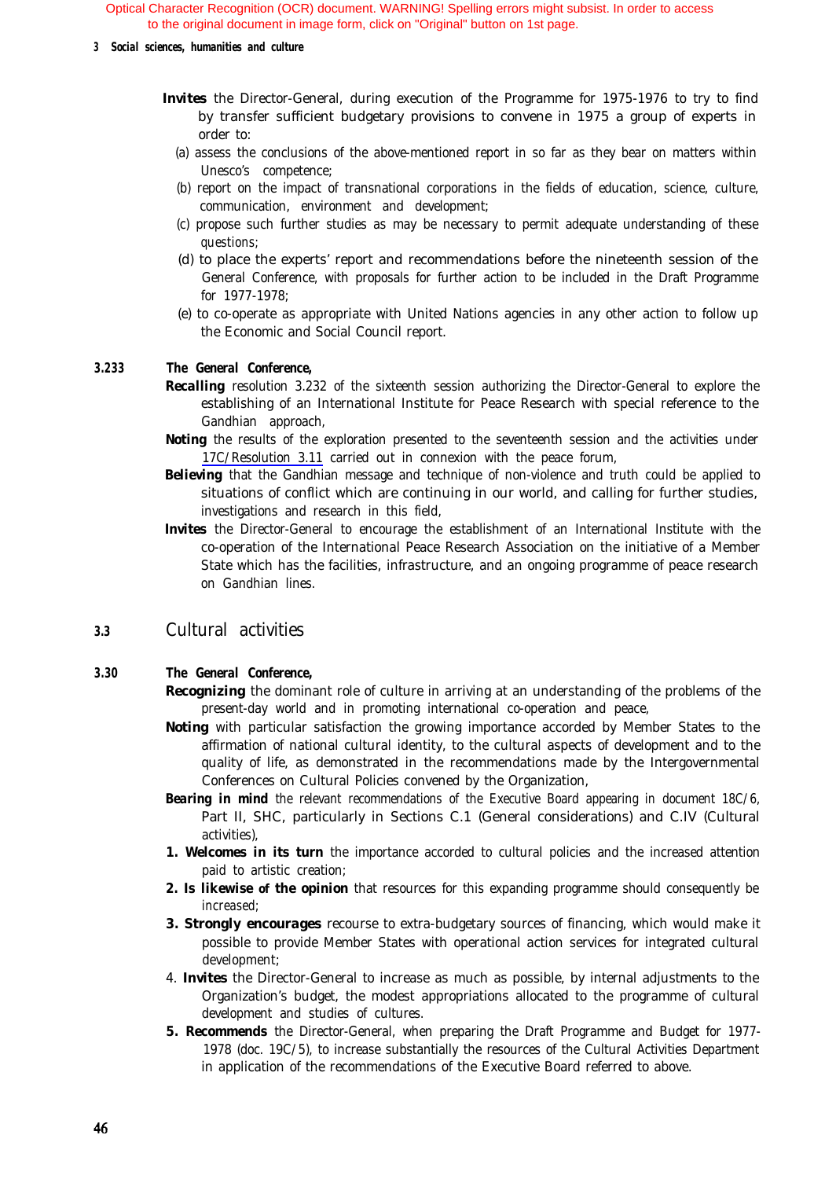**Invites** the Director-General, during execution of the Programme for 1975-1976 to try to find by transfer sufficient budgetary provisions to convene in 1975 a group of experts in order to:

(a) assess the conclusions of the above-mentioned report in so far as they bear on matters within Unesco's competence;

(b) report on the impact of transnational corporations in the fields of education, science, culture, communication, environment and development;

(c) propose such further studies as may be necessary to permit adequate understanding of these questions;

(d) to place the experts' report and recommendations before the nineteenth session of the General Conference, with proposals for further action to be included in the Draft Programme for 1977-1978;

(e) to co-operate as appropriate with United Nations agencies in any other action to follow up the Economic and Social Council report.

**3.233** ***The General Conference,***

**Recalling** resolution 3.232 of the sixteenth session authorizing the Director-General to explore the establishing of an International Institute for Peace Research with special reference to the Gandhian approach,

**Noting** the results of the exploration presented to the seventeenth session and the activities under 17C/Resolution 3.11 carried out in connexion with the peace forum,

**Believing** that the Gandhian message and technique of non-violence and truth could be applied to situations of conflict which are continuing in our world, and calling for further studies, investigations and research in this field,

**Invites** the Director-General to encourage the establishment of an International Institute with the co-operation of the International Peace Research Association on the initiative of a Member State which has the facilities, infrastructure, and an ongoing programme of peace research on Gandhian lines.

## 3.3 Cultural activities

**3.30** ***The General Conference,***

**Recognizing** the dominant role of culture in arriving at an understanding of the problems of the present-day world and in promoting international co-operation and peace,

**Noting** with particular satisfaction the growing importance accorded by Member States to the affirmation of national cultural identity, to the cultural aspects of development and to the quality of life, as demonstrated in the recommendations made by the Intergovernmental Conferences on Cultural Policies convened by the Organization,

**Bearing in mind** the relevant recommendations of the Executive Board appearing in document 18C/6, Part II, SHC, particularly in Sections C.1 (General considerations) and C.IV (Cultural activities),

1. **Welcomes in its turn** the importance accorded to cultural policies and the increased attention paid to artistic creation;
2. **Is likewise of the opinion** that resources for this expanding programme should consequently be increased;
3. **Strongly encourages** recourse to extra-budgetary sources of financing, which would make it possible to provide Member States with operational action services for integrated cultural development;
4. **Invites** the Director-General to increase as much as possible, by internal adjustments to the Organization's budget, the modest appropriations allocated to the programme of cultural development and studies of cultures.
5. **Recommends** the Director-General, when preparing the Draft Programme and Budget for 1977-1978 (doc. 19C/5), to increase substantially the resources of the Cultural Activities Department in application of the recommendations of the Executive Board referred to above.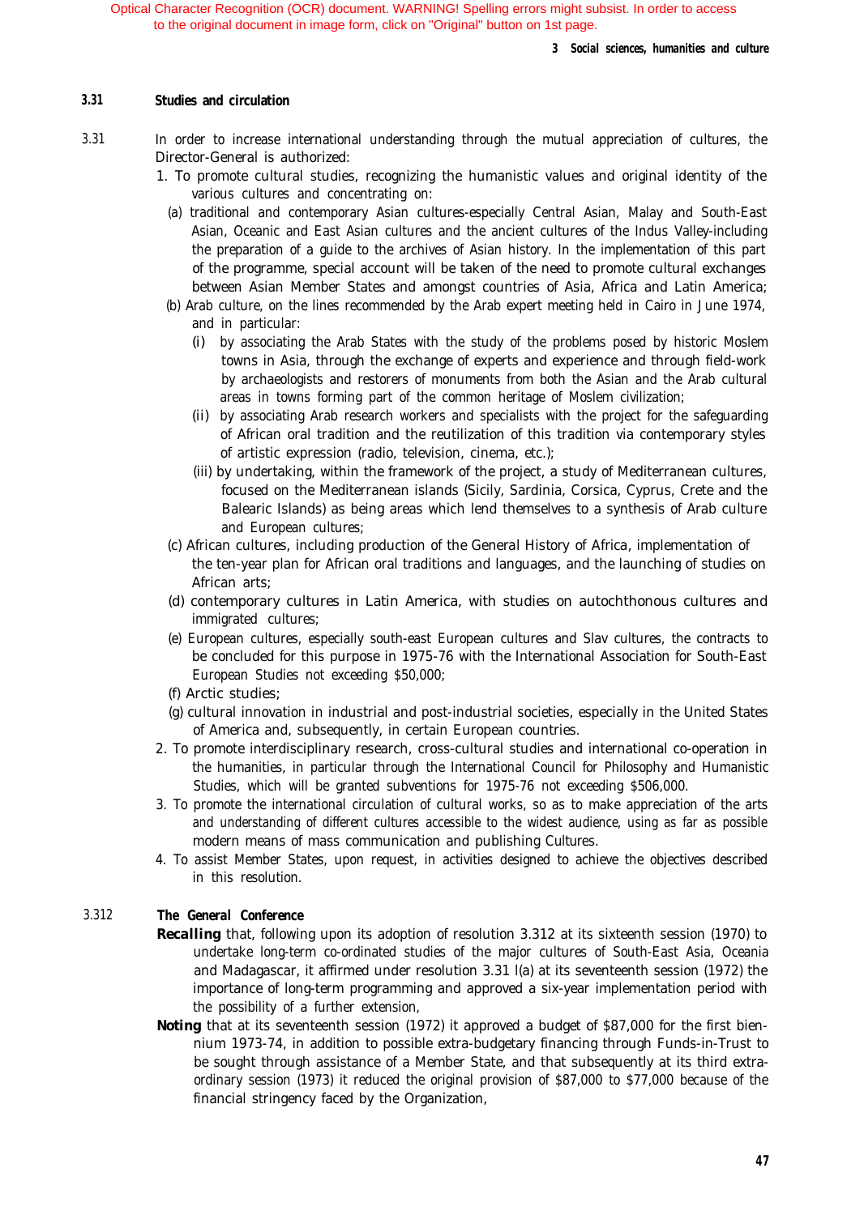### 3.31 Studies and circulation

3.31 In order to increase international understanding through the mutual appreciation of cultures, the Director-General is authorized:

1. To promote cultural studies, recognizing the humanistic values and original identity of the various cultures and concentrating on:
   - (a) traditional and contemporary Asian cultures-especially Central Asian, Malay and South-East Asian, Oceanic and East Asian cultures and the ancient cultures of the Indus Valley-including the preparation of a guide to the archives of Asian history. In the implementation of this part of the programme, special account will be taken of the need to promote cultural exchanges between Asian Member States and amongst countries of Asia, Africa and Latin America;
   - (b) Arab culture, on the lines recommended by the Arab expert meeting held in Cairo in June 1974, and in particular:
     - (i) by associating the Arab States with the study of the problems posed by historic Moslem towns in Asia, through the exchange of experts and experience and through field-work by archaeologists and restorers of monuments from both the Asian and the Arab cultural areas in towns forming part of the common heritage of Moslem civilization;
     - (ii) by associating Arab research workers and specialists with the project for the safeguarding of African oral tradition and the reutilization of this tradition via contemporary styles of artistic expression (radio, television, cinema, etc.);
     - (iii) by undertaking, within the framework of the project, a study of Mediterranean cultures, focused on the Mediterranean islands (Sicily, Sardinia, Corsica, Cyprus, Crete and the Balearic Islands) as being areas which lend themselves to a synthesis of Arab culture and European cultures;
   - (c) African cultures, including production of the General History of Africa, implementation of the ten-year plan for African oral traditions and languages, and the launching of studies on African arts;
   - (d) contemporary cultures in Latin America, with studies on autochthonous cultures and immigrated cultures;
   - (e) European cultures, especially south-east European cultures and Slav cultures, the contracts to be concluded for this purpose in 1975-76 with the International Association for South-East European Studies not exceeding $50,000;
   - (f) Arctic studies;
   - (g) cultural innovation in industrial and post-industrial societies, especially in the United States of America and, subsequently, in certain European countries.
2. To promote interdisciplinary research, cross-cultural studies and international co-operation in the humanities, in particular through the International Council for Philosophy and Humanistic Studies, which will be granted subventions for 1975-76 not exceeding $506,000.
3. To promote the international circulation of cultural works, so as to make appreciation of the arts and understanding of different cultures accessible to the widest audience, using as far as possible modern means of mass communication and publishing Cultures.
4. To assist Member States, upon request, in activities designed to achieve the objectives described in this resolution.

3.312 **The General Conference**

**Recalling** that, following upon its adoption of resolution 3.312 at its sixteenth session (1970) to undertake long-term co-ordinated studies of the major cultures of South-East Asia, Oceania and Madagascar, it affirmed under resolution 3.31 l(a) at its seventeenth session (1972) the importance of long-term programming and approved a six-year implementation period with the possibility of a further extension,

**Noting** that at its seventeenth session (1972) it approved a budget of $87,000 for the first biennium 1973-74, in addition to possible extra-budgetary financing through Funds-in-Trust to be sought through assistance of a Member State, and that subsequently at its third extra-ordinary session (1973) it reduced the original provision of $87,000 to $77,000 because of the financial stringency faced by the Organization,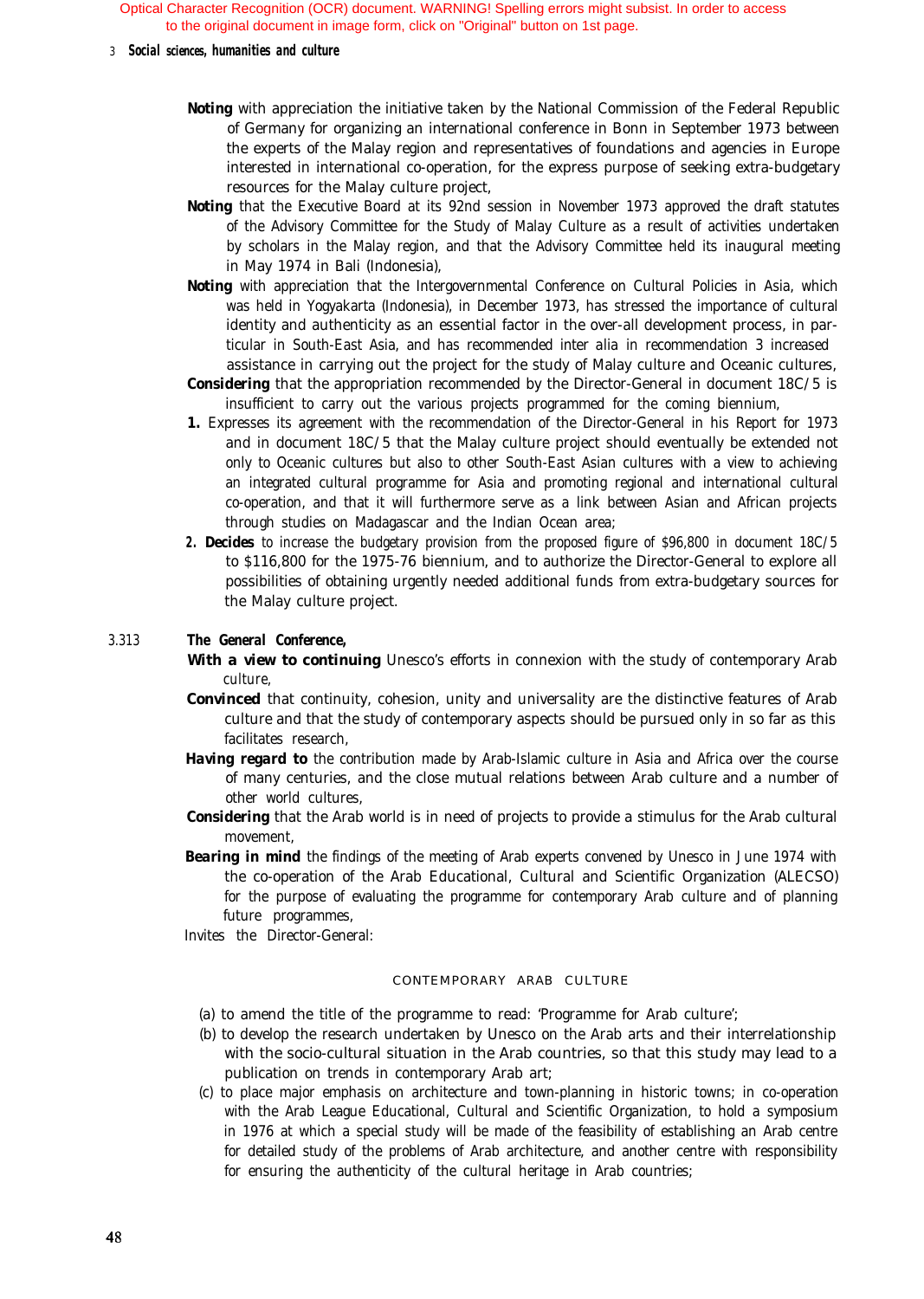Optical Character Recognition (OCR) document. WARNING! Spelling errors might subsist. In order to access to the original document in image form, click on "Original" button on 1st page.

**Noting** with appreciation the initiative taken by the National Commission of the Federal Republic of Germany for organizing an international conference in Bonn in September 1973 between the experts of the Malay region and representatives of foundations and agencies in Europe interested in international co-operation, for the express purpose of seeking extra-budgetary resources for the Malay culture project,

**Noting** that the Executive Board at its 92nd session in November 1973 approved the draft statutes of the Advisory Committee for the Study of Malay Culture as a result of activities undertaken by scholars in the Malay region, and that the Advisory Committee held its inaugural meeting in May 1974 in Bali (Indonesia),

**Noting** with appreciation that the Intergovernmental Conference on Cultural Policies in Asia, which was held in Yogyakarta (Indonesia), in December 1973, has stressed the importance of cultural identity and authenticity as an essential factor in the over-all development process, in particular in South-East Asia, and has recommended inter alia in recommendation 3 increased assistance in carrying out the project for the study of Malay culture and Oceanic cultures,

**Considering** that the appropriation recommended by the Director-General in document 18C/5 is insufficient to carry out the various projects programmed for the coming biennium,

**1.** Expresses its agreement with the recommendation of the Director-General in his Report for 1973 and in document 18C/5 that the Malay culture project should eventually be extended not only to Oceanic cultures but also to other South-East Asian cultures with a view to achieving an integrated cultural programme for Asia and promoting regional and international cultural co-operation, and that it will furthermore serve as a link between Asian and African projects through studies on Madagascar and the Indian Ocean area;

**2. Decides** to increase the budgetary provision from the proposed figure of $96,800 in document 18C/5 to $116,800 for the 1975-76 biennium, and to authorize the Director-General to explore all possibilities of obtaining urgently needed additional funds from extra-budgetary sources for the Malay culture project.

3.313 ***The General Conference,***

**With a view to continuing** Unesco's efforts in connexion with the study of contemporary Arab culture,

**Convinced** that continuity, cohesion, unity and universality are the distinctive features of Arab culture and that the study of contemporary aspects should be pursued only in so far as this facilitates research,

***Having regard to*** the contribution made by Arab-Islamic culture in Asia and Africa over the course of many centuries, and the close mutual relations between Arab culture and a number of other world cultures,

**Considering** that the Arab world is in need of projects to provide a stimulus for the Arab cultural movement,

**Bearing in mind** the findings of the meeting of Arab experts convened by Unesco in June 1974 with the co-operation of the Arab Educational, Cultural and Scientific Organization (ALECSO) for the purpose of evaluating the programme for contemporary Arab culture and of planning future programmes,

Invites the Director-General:

CONTEMPORARY ARAB CULTURE

(a) to amend the title of the programme to read: 'Programme for Arab culture';

(b) to develop the research undertaken by Unesco on the Arab arts and their interrelationship with the socio-cultural situation in the Arab countries, so that this study may lead to a publication on trends in contemporary Arab art;

(c) to place major emphasis on architecture and town-planning in historic towns; in co-operation with the Arab League Educational, Cultural and Scientific Organization, to hold a symposium in 1976 at which a special study will be made of the feasibility of establishing an Arab centre for detailed study of the problems of Arab architecture, and another centre with responsibility for ensuring the authenticity of the cultural heritage in Arab countries;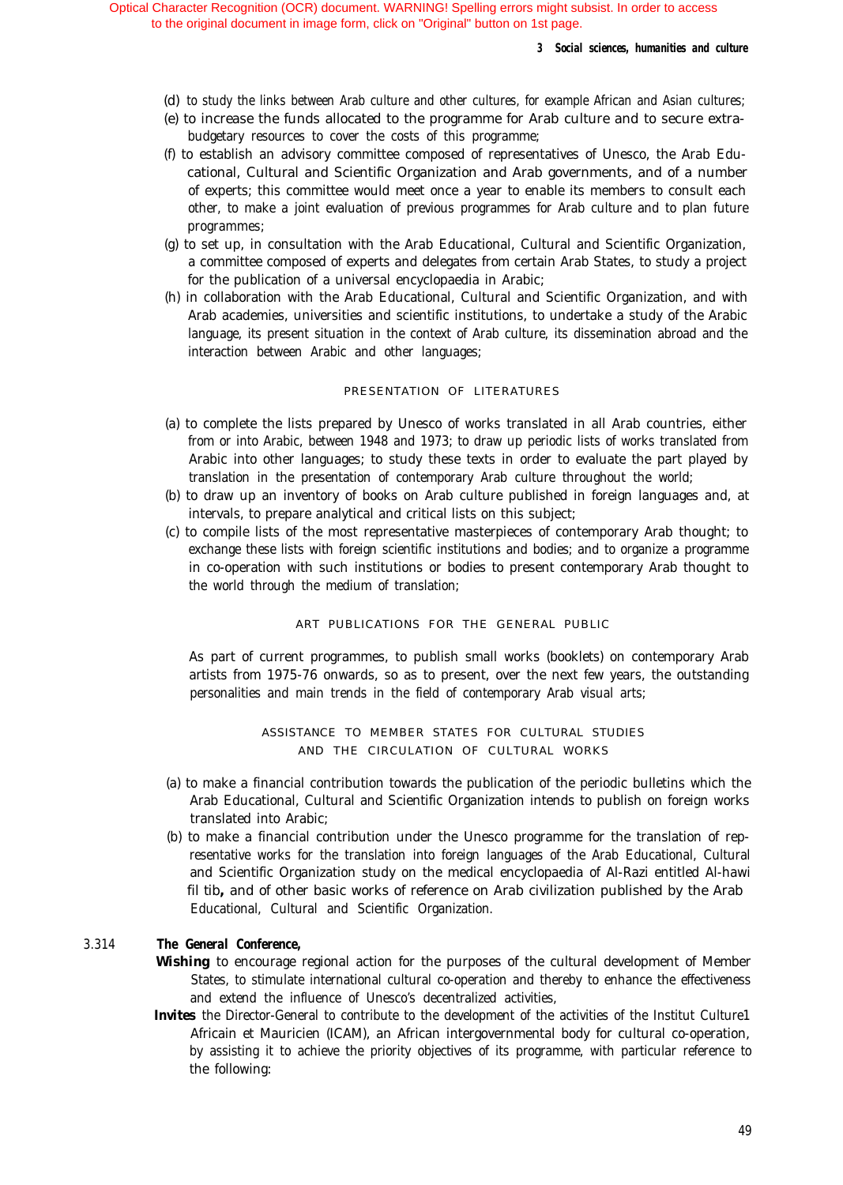(d) to study the links between Arab culture and other cultures, for example African and Asian cultures;

(e) to increase the funds allocated to the programme for Arab culture and to secure extra-budgetary resources to cover the costs of this programme;

(f) to establish an advisory committee composed of representatives of Unesco, the Arab Educational, Cultural and Scientific Organization and Arab governments, and of a number of experts; this committee would meet once a year to enable its members to consult each other, to make a joint evaluation of previous programmes for Arab culture and to plan future programmes;

(g) to set up, in consultation with the Arab Educational, Cultural and Scientific Organization, a committee composed of experts and delegates from certain Arab States, to study a project for the publication of a universal encyclopaedia in Arabic;

(h) in collaboration with the Arab Educational, Cultural and Scientific Organization, and with Arab academies, universities and scientific institutions, to undertake a study of the Arabic language, its present situation in the context of Arab culture, its dissemination abroad and the interaction between Arabic and other languages;

PRESENTATION OF LITERATURES

(a) to complete the lists prepared by Unesco of works translated in all Arab countries, either from or into Arabic, between 1948 and 1973; to draw up periodic lists of works translated from Arabic into other languages; to study these texts in order to evaluate the part played by translation in the presentation of contemporary Arab culture throughout the world;

(b) to draw up an inventory of books on Arab culture published in foreign languages and, at intervals, to prepare analytical and critical lists on this subject;

(c) to compile lists of the most representative masterpieces of contemporary Arab thought; to exchange these lists with foreign scientific institutions and bodies; and to organize a programme in co-operation with such institutions or bodies to present contemporary Arab thought to the world through the medium of translation;

ART PUBLICATIONS FOR THE GENERAL PUBLIC

As part of current programmes, to publish small works (booklets) on contemporary Arab artists from 1975-76 onwards, so as to present, over the next few years, the outstanding personalities and main trends in the field of contemporary Arab visual arts;

ASSISTANCE TO MEMBER STATES FOR CULTURAL STUDIES AND THE CIRCULATION OF CULTURAL WORKS

(a) to make a financial contribution towards the publication of the periodic bulletins which the Arab Educational, Cultural and Scientific Organization intends to publish on foreign works translated into Arabic;

(b) to make a financial contribution under the Unesco programme for the translation of representative works for the translation into foreign languages of the Arab Educational, Cultural and Scientific Organization study on the medical encyclopaedia of Al-Razi entitled Al-hawi fil tib**,** and of other basic works of reference on Arab civilization published by the Arab Educational, Cultural and Scientific Organization.

3.314 ***The General Conference,***

**Wishing** to encourage regional action for the purposes of the cultural development of Member States, to stimulate international cultural co-operation and thereby to enhance the effectiveness and extend the influence of Unesco's decentralized activities,

**Invites** the Director-General to contribute to the development of the activities of the Institut Culture1 Africain et Mauricien (ICAM), an African intergovernmental body for cultural co-operation, by assisting it to achieve the priority objectives of its programme, with particular reference to the following: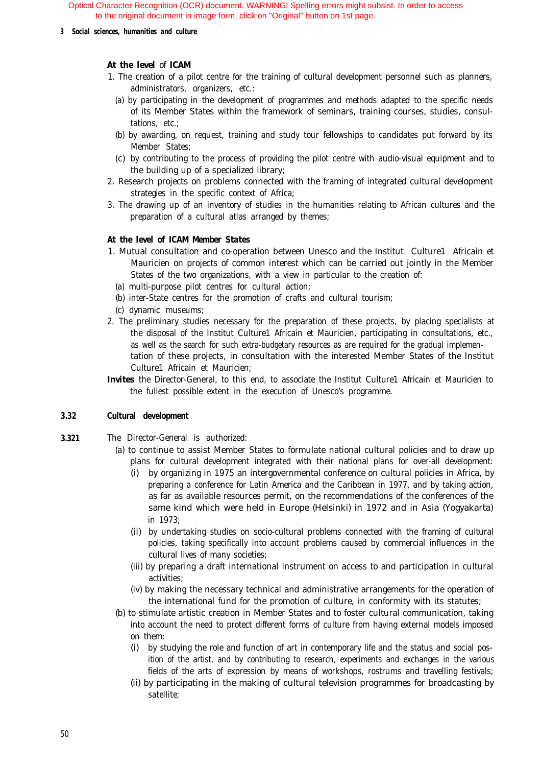Optical Character Recognition (OCR) document. WARNING! Spelling errors might subsist. In order to access to the original document in image form, click on "Original" button on 1st page.

**At the level of ICAM**

1. The creation of a pilot centre for the training of cultural development personnel such as planners, administrators, organizers, etc.:
   - (a) by participating in the development of programmes and methods adapted to the specific needs of its Member States within the framework of seminars, training courses, studies, consultations, etc.;
   - (b) by awarding, on request, training and study tour fellowships to candidates put forward by its Member States;
   - (c) by contributing to the process of providing the pilot centre with audio-visual equipment and to the building up of a specialized library;
2. Research projects on problems connected with the framing of integrated cultural development strategies in the specific context of Africa;
3. The drawing up of an inventory of studies in the humanities relating to African cultures and the preparation of a cultural atlas arranged by themes;

**At the level of ICAM Member States**

1. Mutual consultation and co-operation between Unesco and the Institut Culture1 Africain et Mauricien on projects of common interest which can be carried out jointly in the Member States of the two organizations, with a view in particular to the creation of:
   - (a) multi-purpose pilot centres for cultural action;
   - (b) inter-State centres for the promotion of crafts and cultural tourism;
   - (c) dynamic museums;
2. The preliminary studies necessary for the preparation of these projects, by placing specialists at the disposal of the Institut Culture1 Africain et Mauricien, participating in consultations, etc., as well as the search for such extra-budgetary resources as are required for the gradual implementation of these projects, in consultation with the interested Member States of the Institut Culture1 Africain et Mauricien;

**Invites** the Director-General, to this end, to associate the Institut Culture1 Africain et Mauricien to the fullest possible extent in the execution of Unesco's programme.

**3.32 Cultural development**

**3.321** The Director-General is authorized:

- (a) to continue to assist Member States to formulate national cultural policies and to draw up plans for cultural development integrated with their national plans for over-all development:
  - (i) by organizing in 1975 an intergovernmental conference on cultural policies in Africa, by preparing a conference for Latin America and the Caribbean in 1977, and by taking action, as far as available resources permit, on the recommendations of the conferences of the same kind which were held in Europe (Helsinki) in 1972 and in Asia (Yogyakarta) in 1973;
  - (ii) by undertaking studies on socio-cultural problems connected with the framing of cultural policies, taking specifically into account problems caused by commercial influences in the cultural lives of many societies;
  - (iii) by preparing a draft international instrument on access to and participation in cultural activities;
  - (iv) by making the necessary technical and administrative arrangements for the operation of the international fund for the promotion of culture, in conformity with its statutes;
- (b) to stimulate artistic creation in Member States and to foster cultural communication, taking into account the need to protect different forms of culture from having external models imposed on them:
  - (i) by studying the role and function of art in contemporary life and the status and social position of the artist, and by contributing to research, experiments and exchanges in the various fields of the arts of expression by means of workshops, rostrums and travelling festivals;
  - (ii) by participating in the making of cultural television programmes for broadcasting by satellite;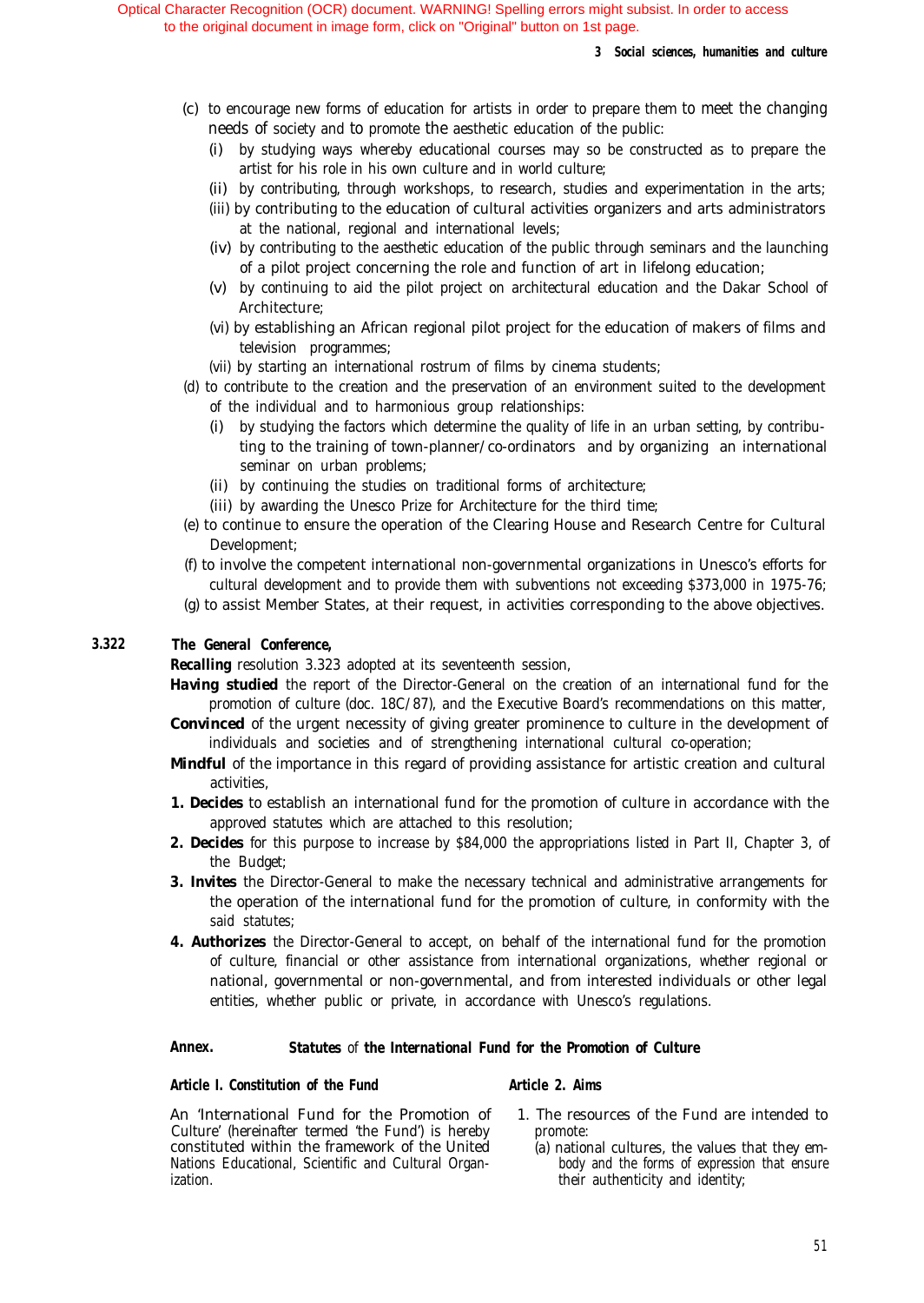(c) to encourage new forms of education for artists in order to prepare them to meet the changing needs of society and to promote the aesthetic education of the public:

(i) by studying ways whereby educational courses may so be constructed as to prepare the artist for his role in his own culture and in world culture;

(ii) by contributing, through workshops, to research, studies and experimentation in the arts;

(iii) by contributing to the education of cultural activities organizers and arts administrators at the national, regional and international levels;

(iv) by contributing to the aesthetic education of the public through seminars and the launching of a pilot project concerning the role and function of art in lifelong education;

(v) by continuing to aid the pilot project on architectural education and the Dakar School of Architecture;

(vi) by establishing an African regional pilot project for the education of makers of films and television programmes;

(vii) by starting an international rostrum of films by cinema students;

(d) to contribute to the creation and the preservation of an environment suited to the development of the individual and to harmonious group relationships:

(i) by studying the factors which determine the quality of life in an urban setting, by contributing to the training of town-planner/co-ordinators and by organizing an international seminar on urban problems;

(ii) by continuing the studies on traditional forms of architecture;

(iii) by awarding the Unesco Prize for Architecture for the third time;

(e) to continue to ensure the operation of the Clearing House and Research Centre for Cultural Development;

(f) to involve the competent international non-governmental organizations in Unesco's efforts for cultural development and to provide them with subventions not exceeding $373,000 in 1975-76;

(g) to assist Member States, at their request, in activities corresponding to the above objectives.

**3.322** ***The General Conference,***

***Recalling*** resolution 3.323 adopted at its seventeenth session,

***Having studied*** the report of the Director-General on the creation of an international fund for the promotion of culture (doc. 18C/87), and the Executive Board's recommendations on this matter,

**Convinced** of the urgent necessity of giving greater prominence to culture in the development of individuals and societies and of strengthening international cultural co-operation;

**Mindful** of the importance in this regard of providing assistance for artistic creation and cultural activities,

1. **Decides** to establish an international fund for the promotion of culture in accordance with the approved statutes which are attached to this resolution;
2. **Decides** for this purpose to increase by $84,000 the appropriations listed in Part II, Chapter 3, of the Budget;
3. **Invites** the Director-General to make the necessary technical and administrative arrangements for the operation of the international fund for the promotion of culture, in conformity with the said statutes;
4. **Authorizes** the Director-General to accept, on behalf of the international fund for the promotion of culture, financial or other assistance from international organizations, whether regional or national, governmental or non-governmental, and from interested individuals or other legal entities, whether public or private, in accordance with Unesco's regulations.

### Annex. Statutes of the International Fund for the Promotion of Culture

#### *Article I. Constitution of the Fund*

An 'International Fund for the Promotion of Culture' (hereinafter termed 'the Fund') is hereby constituted within the framework of the United Nations Educational, Scientific and Cultural Organization.

#### *Article 2. Aims*

1. The resources of the Fund are intended to promote:

(a) national cultures, the values that they embody and the forms of expression that ensure their authenticity and identity;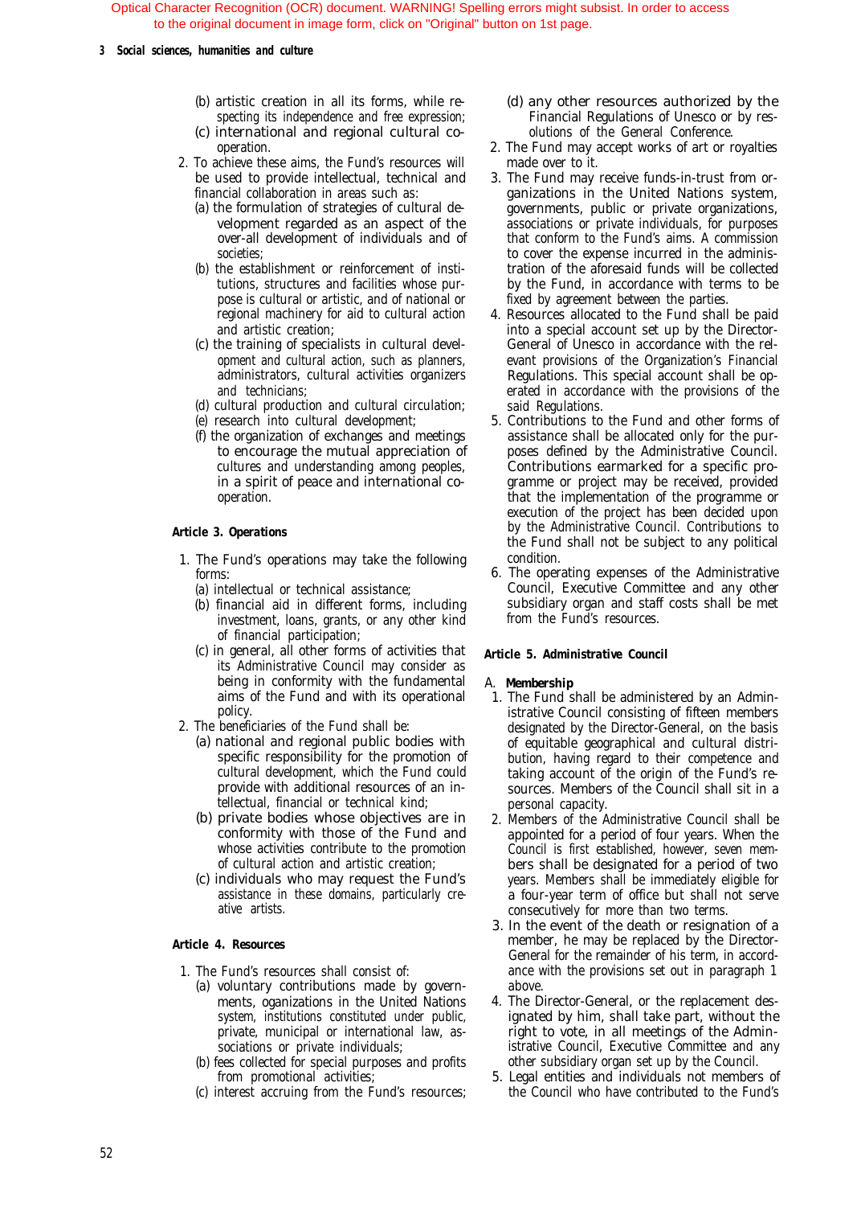(b) artistic creation in all its forms, while respecting its independence and free expression;
(c) international and regional cultural co-operation.

2. To achieve these aims, the Fund's resources will be used to provide intellectual, technical and financial collaboration in areas such as:
   (a) the formulation of strategies of cultural development regarded as an aspect of the over-all development of individuals and of societies;
   (b) the establishment or reinforcement of institutions, structures and facilities whose purpose is cultural or artistic, and of national or regional machinery for aid to cultural action and artistic creation;
   (c) the training of specialists in cultural development and cultural action, such as planners, administrators, cultural activities organizers and technicians;
   (d) cultural production and cultural circulation;
   (e) research into cultural development;
   (f) the organization of exchanges and meetings to encourage the mutual appreciation of cultures and understanding among peoples, in a spirit of peace and international co-operation.

**Article 3. Operations**

1. The Fund's operations may take the following forms:
   (a) intellectual or technical assistance;
   (b) financial aid in different forms, including investment, loans, grants, or any other kind of financial participation;
   (c) in general, all other forms of activities that its Administrative Council may consider as being in conformity with the fundamental aims of the Fund and with its operational policy.
2. The beneficiaries of the Fund shall be:
   (a) national and regional public bodies with specific responsibility for the promotion of cultural development, which the Fund could provide with additional resources of an intellectual, financial or technical kind;
   (b) private bodies whose objectives are in conformity with those of the Fund and whose activities contribute to the promotion of cultural action and artistic creation;
   (c) individuals who may request the Fund's assistance in these domains, particularly creative artists.

**Article 4. Resources**

1. The Fund's resources shall consist of:
   (a) voluntary contributions made by governments, organizations in the United Nations system, institutions constituted under public, private, municipal or international law, associations or private individuals;
   (b) fees collected for special purposes and profits from promotional activities;
   (c) interest accruing from the Fund's resources;
   (d) any other resources authorized by the Financial Regulations of Unesco or by resolutions of the General Conference.
2. The Fund may accept works of art or royalties made over to it.
3. The Fund may receive funds-in-trust from organizations in the United Nations system, governments, public or private organizations, associations or private individuals, for purposes that conform to the Fund's aims. A commission to cover the expense incurred in the administration of the aforesaid funds will be collected by the Fund, in accordance with terms to be fixed by agreement between the parties.
4. Resources allocated to the Fund shall be paid into a special account set up by the Director-General of Unesco in accordance with the relevant provisions of the Organization's Financial Regulations. This special account shall be operated in accordance with the provisions of the said Regulations.
5. Contributions to the Fund and other forms of assistance shall be allocated only for the purposes defined by the Administrative Council. Contributions earmarked for a specific programme or project may be received, provided that the implementation of the programme or execution of the project has been decided upon by the Administrative Council. Contributions to the Fund shall not be subject to any political condition.
6. The operating expenses of the Administrative Council, Executive Committee and any other subsidiary organ and staff costs shall be met from the Fund's resources.

**Article 5. Administrative Council**

A. **Membership**

1. The Fund shall be administered by an Administrative Council consisting of fifteen members designated by the Director-General, on the basis of equitable geographical and cultural distribution, having regard to their competence and taking account of the origin of the Fund's resources. Members of the Council shall sit in a personal capacity.
2. Members of the Administrative Council shall be appointed for a period of four years. When the Council is first established, however, seven members shall be designated for a period of two years. Members shall be immediately eligible for a four-year term of office but shall not serve consecutively for more than two terms.
3. In the event of the death or resignation of a member, he may be replaced by the Director-General for the remainder of his term, in accordance with the provisions set out in paragraph 1 above.
4. The Director-General, or the replacement designated by him, shall take part, without the right to vote, in all meetings of the Administrative Council, Executive Committee and any other subsidiary organ set up by the Council.
5. Legal entities and individuals not members of the Council who have contributed to the Fund's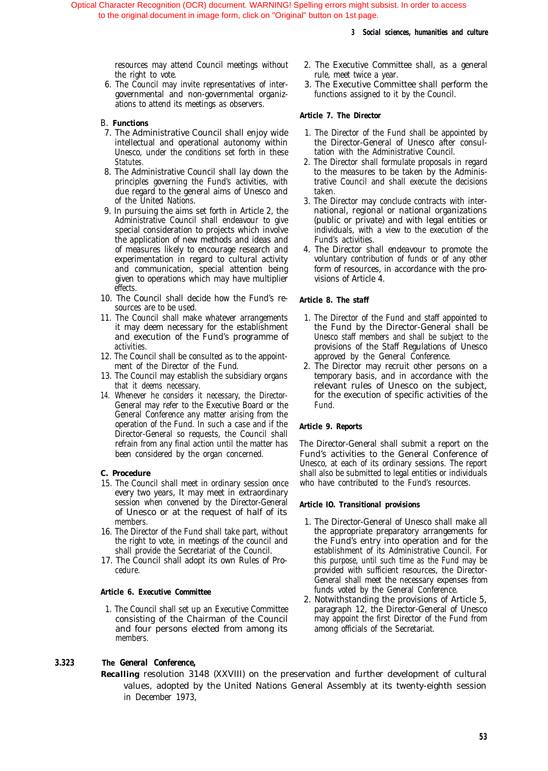resources may attend Council meetings without the right to vote.

6. The Council may invite representatives of intergovernmental and non-governmental organizations to attend its meetings as observers.

B. **Functions**

7. The Administrative Council shall enjoy wide intellectual and operational autonomy within Unesco, under the conditions set forth in these Statutes.
8. The Administrative Council shall lay down the principles governing the Fund's activities, with due regard to the general aims of Unesco and of the United Nations.
9. In pursuing the aims set forth in Article 2, the Administrative Council shall endeavour to give special consideration to projects which involve the application of new methods and ideas and of measures likely to encourage research and experimentation in regard to cultural activity and communication, special attention being given to operations which may have multiplier effects.
10. The Council shall decide how the Fund's resources are to be used.
11. The Council shall make whatever arrangements it may deem necessary for the establishment and execution of the Fund's programme of activities.
12. The Council shall be consulted as to the appointment of the Director of the Fund.
13. The Council may establish the subsidiary organs that it deems necessary.
14. Whenever he considers it necessary, the Director-General may refer to the Executive Board or the General Conference any matter arising from the operation of the Fund. In such a case and if the Director-General so requests, the Council shall refrain from any final action until the matter has been considered by the organ concerned.

**C. Procedure**

15. The Council shall meet in ordinary session once every two years, It may meet in extraordinary session when convened by the Director-General of Unesco or at the request of half of its members.
16. The Director of the Fund shall take part, without the right to vote, in meetings of the council and shall provide the Secretariat of the Council.
17. The Council shall adopt its own Rules of Procedure.

**Article 6. Executive Committee**

1. The Council shall set up an Executive Committee consisting of the Chairman of the Council and four persons elected from among its members.
2. The Executive Committee shall, as a general rule, meet twice a year.
3. The Executive Committee shall perform the functions assigned to it by the Council.

**Article 7. The Director**

1. The Director of the Fund shall be appointed by the Director-General of Unesco after consultation with the Administrative Council.
2. The Director shall formulate proposals in regard to the measures to be taken by the Administrative Council and shall execute the decisions taken.
3. The Director may conclude contracts with international, regional or national organizations (public or private) and with legal entities or individuals, with a view to the execution of the Fund's activities.
4. The Director shall endeavour to promote the voluntary contribution of funds or of any other form of resources, in accordance with the provisions of Article 4.

**Article 8. The staff**

1. The Director of the Fund and staff appointed to the Fund by the Director-General shall be Unesco staff members and shall be subject to the provisions of the Staff Regulations of Unesco approved by the General Conference.
2. The Director may recruit other persons on a temporary basis, and in accordance with the relevant rules of Unesco on the subject, for the execution of specific activities of the Fund.

**Article 9. Reports**

The Director-General shall submit a report on the Fund's activities to the General Conference of Unesco, at each of its ordinary sessions. The report shall also be submitted to legal entities or individuals who have contributed to the Fund's resources.

**Article IO. Transitional provisions**

1. The Director-General of Unesco shall make all the appropriate preparatory arrangements for the Fund's entry into operation and for the establishment of its Administrative Council. For this purpose, until such time as the Fund may be provided with sufficient resources, the Director-General shall meet the necessary expenses from funds voted by the General Conference.
2. Notwithstanding the provisions of Article 5, paragraph 12, the Director-General of Unesco may appoint the first Director of the Fund from among officials of the Secretariat.

**3.323** **The General Conference,**

**Recalling** resolution 3148 (XXVIII) on the preservation and further development of cultural values, adopted by the United Nations General Assembly at its twenty-eighth session in December 1973,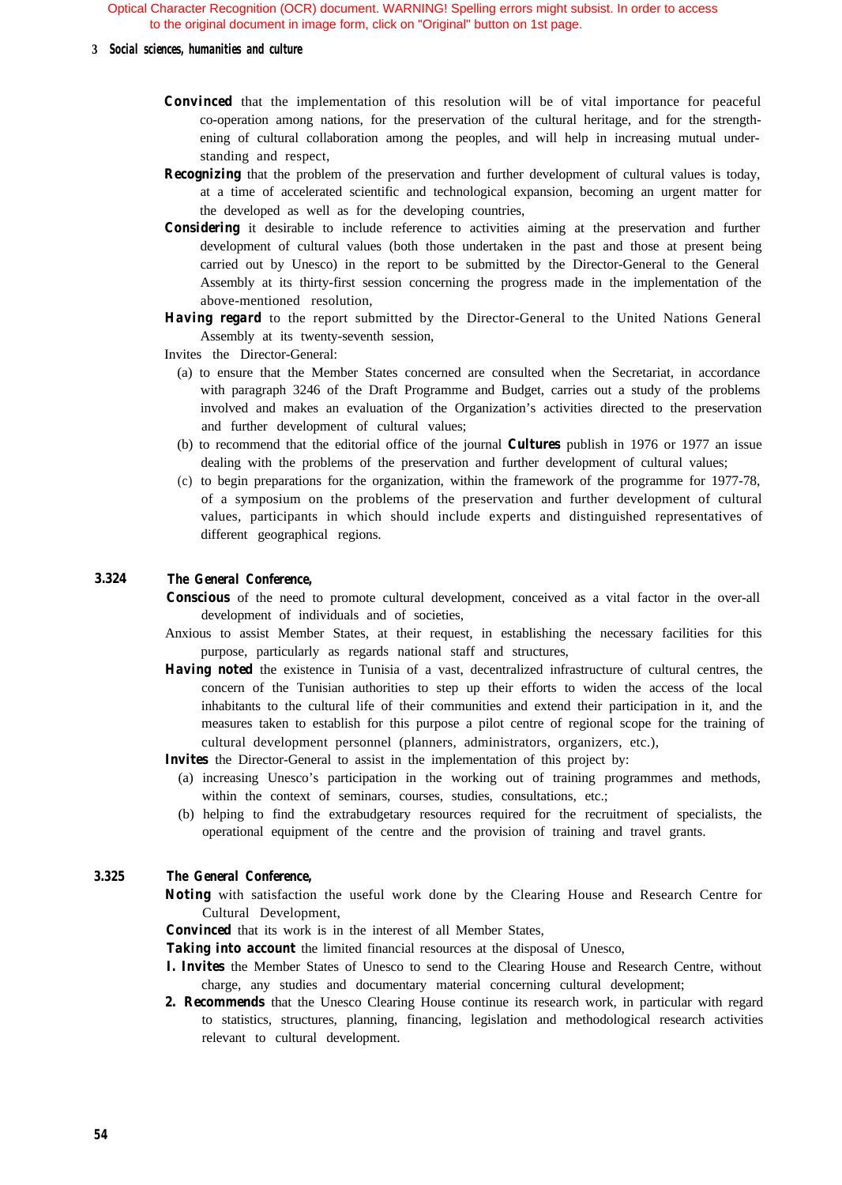**Convinced** that the implementation of this resolution will be of vital importance for peaceful co-operation among nations, for the preservation of the cultural heritage, and for the strengthening of cultural collaboration among the peoples, and will help in increasing mutual understanding and respect,

**Recognizing** that the problem of the preservation and further development of cultural values is today, at a time of accelerated scientific and technological expansion, becoming an urgent matter for the developed as well as for the developing countries,

**Considering** it desirable to include reference to activities aiming at the preservation and further development of cultural values (both those undertaken in the past and those at present being carried out by Unesco) in the report to be submitted by the Director-General to the General Assembly at its thirty-first session concerning the progress made in the implementation of the above-mentioned resolution,

**Having regard** to the report submitted by the Director-General to the United Nations General Assembly at its twenty-seventh session,

Invites the Director-General:

(a) to ensure that the Member States concerned are consulted when the Secretariat, in accordance with paragraph 3246 of the Draft Programme and Budget, carries out a study of the problems involved and makes an evaluation of the Organization's activities directed to the preservation and further development of cultural values;

(b) to recommend that the editorial office of the journal **Cultures** publish in 1976 or 1977 an issue dealing with the problems of the preservation and further development of cultural values;

(c) to begin preparations for the organization, within the framework of the programme for 1977-78, of a symposium on the problems of the preservation and further development of cultural values, participants in which should include experts and distinguished representatives of different geographical regions.

**3.324** **The General Conference,**

**Conscious** of the need to promote cultural development, conceived as a vital factor in the over-all development of individuals and of societies,

Anxious to assist Member States, at their request, in establishing the necessary facilities for this purpose, particularly as regards national staff and structures,

**Having noted** the existence in Tunisia of a vast, decentralized infrastructure of cultural centres, the concern of the Tunisian authorities to step up their efforts to widen the access of the local inhabitants to the cultural life of their communities and extend their participation in it, and the measures taken to establish for this purpose a pilot centre of regional scope for the training of cultural development personnel (planners, administrators, organizers, etc.),

**Invites** the Director-General to assist in the implementation of this project by:

(a) increasing Unesco's participation in the working out of training programmes and methods, within the context of seminars, courses, studies, consultations, etc.;

(b) helping to find the extrabudgetary resources required for the recruitment of specialists, the operational equipment of the centre and the provision of training and travel grants.

**3.325** **The General Conference,**

**Noting** with satisfaction the useful work done by the Clearing House and Research Centre for Cultural Development,

**Convinced** that its work is in the interest of all Member States,

**Taking into account** the limited financial resources at the disposal of Unesco,

**I. Invites** the Member States of Unesco to send to the Clearing House and Research Centre, without charge, any studies and documentary material concerning cultural development;

**2. Recommends** that the Unesco Clearing House continue its research work, in particular with regard to statistics, structures, planning, financing, legislation and methodological research activities relevant to cultural development.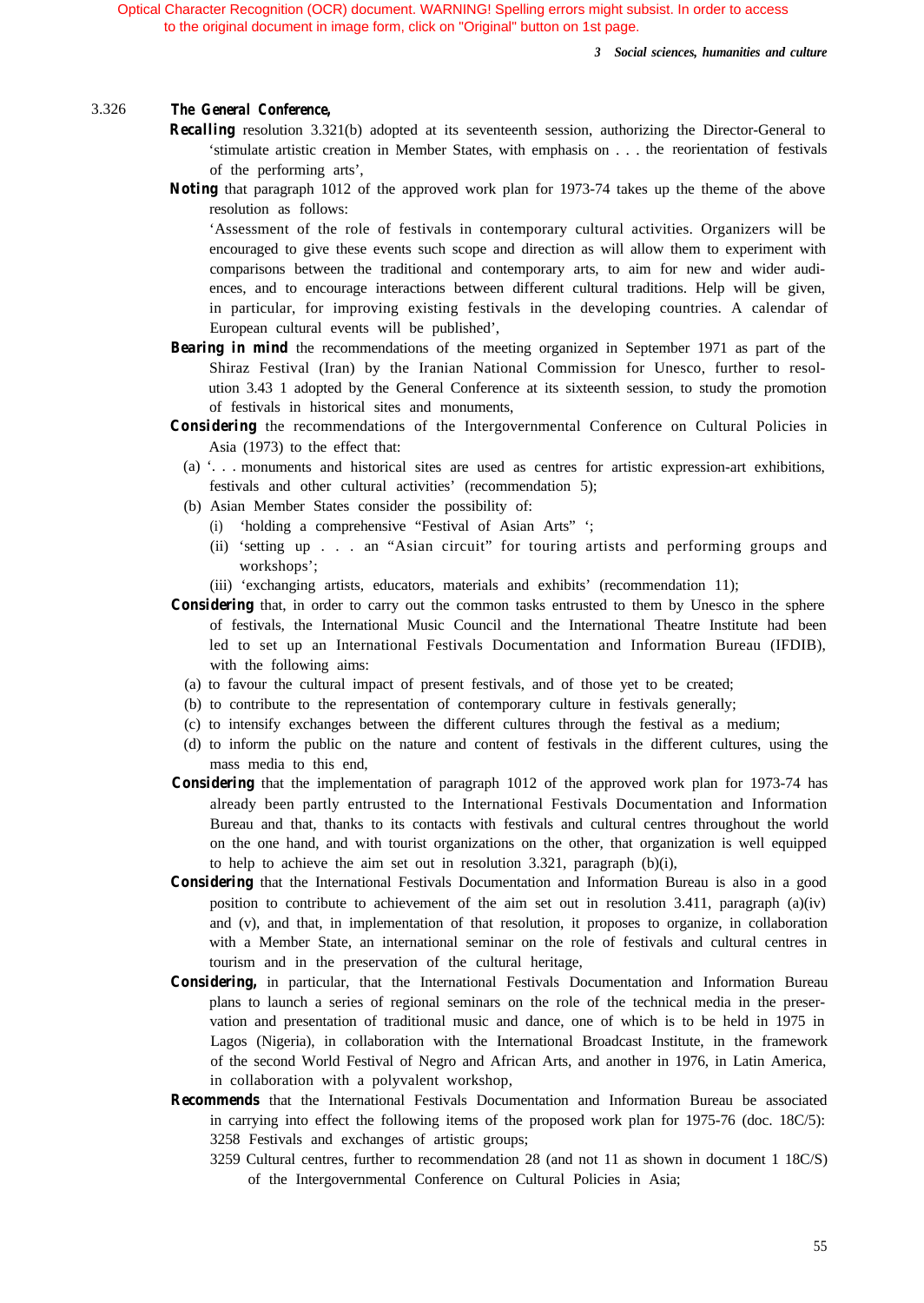3.326 **The General Conference,**

**Recalling** resolution 3.321(b) adopted at its seventeenth session, authorizing the Director-General to 'stimulate artistic creation in Member States, with emphasis on . . . the reorientation of festivals of the performing arts',

**Noting** that paragraph 1012 of the approved work plan for 1973-74 takes up the theme of the above resolution as follows:

'Assessment of the role of festivals in contemporary cultural activities. Organizers will be encouraged to give these events such scope and direction as will allow them to experiment with comparisons between the traditional and contemporary arts, to aim for new and wider audiences, and to encourage interactions between different cultural traditions. Help will be given, in particular, for improving existing festivals in the developing countries. A calendar of European cultural events will be published',

**Bearing in mind** the recommendations of the meeting organized in September 1971 as part of the Shiraz Festival (Iran) by the Iranian National Commission for Unesco, further to resolution 3.43 1 adopted by the General Conference at its sixteenth session, to study the promotion of festivals in historical sites and monuments,

**Considering** the recommendations of the Intergovernmental Conference on Cultural Policies in Asia (1973) to the effect that:

(a) '. . . monuments and historical sites are used as centres for artistic expression-art exhibitions, festivals and other cultural activities' (recommendation 5);

(b) Asian Member States consider the possibility of:

(i) 'holding a comprehensive "Festival of Asian Arts" ';

(ii) 'setting up . . . an "Asian circuit" for touring artists and performing groups and workshops';

(iii) 'exchanging artists, educators, materials and exhibits' (recommendation 11);

**Considering** that, in order to carry out the common tasks entrusted to them by Unesco in the sphere of festivals, the International Music Council and the International Theatre Institute had been led to set up an International Festivals Documentation and Information Bureau (IFDIB), with the following aims:

(a) to favour the cultural impact of present festivals, and of those yet to be created;

(b) to contribute to the representation of contemporary culture in festivals generally;

(c) to intensify exchanges between the different cultures through the festival as a medium;

(d) to inform the public on the nature and content of festivals in the different cultures, using the mass media to this end,

**Considering** that the implementation of paragraph 1012 of the approved work plan for 1973-74 has already been partly entrusted to the International Festivals Documentation and Information Bureau and that, thanks to its contacts with festivals and cultural centres throughout the world on the one hand, and with tourist organizations on the other, that organization is well equipped to help to achieve the aim set out in resolution 3.321, paragraph (b)(i),

**Considering** that the International Festivals Documentation and Information Bureau is also in a good position to contribute to achievement of the aim set out in resolution 3.411, paragraph (a)(iv) and (v), and that, in implementation of that resolution, it proposes to organize, in collaboration with a Member State, an international seminar on the role of festivals and cultural centres in tourism and in the preservation of the cultural heritage,

**Considering,** in particular, that the International Festivals Documentation and Information Bureau plans to launch a series of regional seminars on the role of the technical media in the preservation and presentation of traditional music and dance, one of which is to be held in 1975 in Lagos (Nigeria), in collaboration with the International Broadcast Institute, in the framework of the second World Festival of Negro and African Arts, and another in 1976, in Latin America, in collaboration with a polyvalent workshop,

**Recommends** that the International Festivals Documentation and Information Bureau be associated in carrying into effect the following items of the proposed work plan for 1975-76 (doc. 18C/5):

3258 Festivals and exchanges of artistic groups;

3259 Cultural centres, further to recommendation 28 (and not 11 as shown in document 1 18C/S) of the Intergovernmental Conference on Cultural Policies in Asia;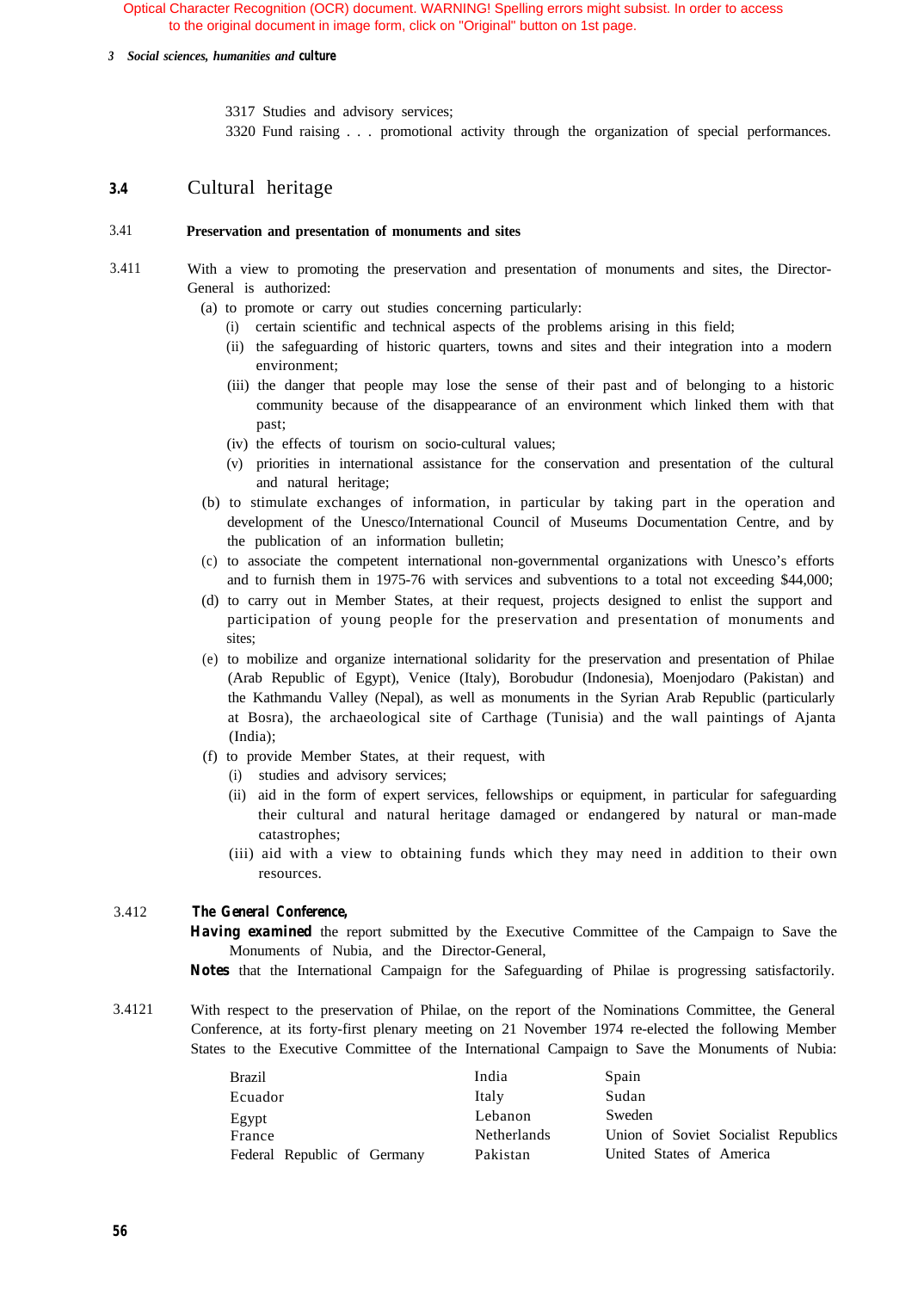3317 Studies and advisory services;
3320 Fund raising . . . promotional activity through the organization of special performances.

## 3.4 Cultural heritage

### 3.41 Preservation and presentation of monuments and sites

3.411 With a view to promoting the preservation and presentation of monuments and sites, the Director-General is authorized:

(a) to promote or carry out studies concerning particularly:
  (i) certain scientific and technical aspects of the problems arising in this field;
  (ii) the safeguarding of historic quarters, towns and sites and their integration into a modern environment;
  (iii) the danger that people may lose the sense of their past and of belonging to a historic community because of the disappearance of an environment which linked them with that past;
  (iv) the effects of tourism on socio-cultural values;
  (v) priorities in international assistance for the conservation and presentation of the cultural and natural heritage;

(b) to stimulate exchanges of information, in particular by taking part in the operation and development of the Unesco/International Council of Museums Documentation Centre, and by the publication of an information bulletin;

(c) to associate the competent international non-governmental organizations with Unesco's efforts and to furnish them in 1975-76 with services and subventions to a total not exceeding $44,000;

(d) to carry out in Member States, at their request, projects designed to enlist the support and participation of young people for the preservation and presentation of monuments and sites;

(e) to mobilize and organize international solidarity for the preservation and presentation of Philae (Arab Republic of Egypt), Venice (Italy), Borobudur (Indonesia), Moenjodaro (Pakistan) and the Kathmandu Valley (Nepal), as well as monuments in the Syrian Arab Republic (particularly at Bosra), the archaeological site of Carthage (Tunisia) and the wall paintings of Ajanta (India);

(f) to provide Member States, at their request, with
  (i) studies and advisory services;
  (ii) aid in the form of expert services, fellowships or equipment, in particular for safeguarding their cultural and natural heritage damaged or endangered by natural or man-made catastrophes;
  (iii) aid with a view to obtaining funds which they may need in addition to their own resources.

3.412 **The General Conference,**

**Having examined** the report submitted by the Executive Committee of the Campaign to Save the Monuments of Nubia, and the Director-General,

**Notes** that the International Campaign for the Safeguarding of Philae is progressing satisfactorily.

3.4121 With respect to the preservation of Philae, on the report of the Nominations Committee, the General Conference, at its forty-first plenary meeting on 21 November 1974 re-elected the following Member States to the Executive Committee of the International Campaign to Save the Monuments of Nubia:

Brazil
Ecuador
Egypt
France
Federal Republic of Germany
India
Italy
Lebanon
Netherlands
Pakistan
Spain
Sudan
Sweden
Union of Soviet Socialist Republics
United States of America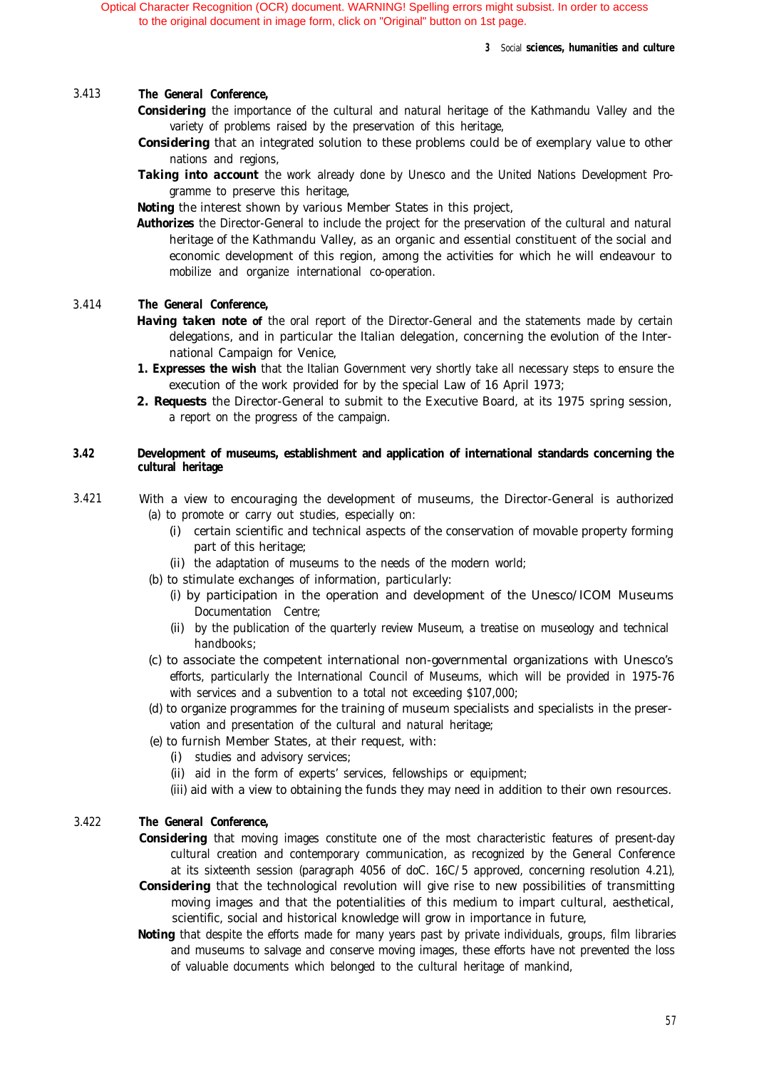3.413 **The General Conference,**

**Considering** the importance of the cultural and natural heritage of the Kathmandu Valley and the variety of problems raised by the preservation of this heritage,

**Considering** that an integrated solution to these problems could be of exemplary value to other nations and regions,

**Taking into account** the work already done by Unesco and the United Nations Development Programme to preserve this heritage,

**Noting** the interest shown by various Member States in this project,

**Authorizes** the Director-General to include the project for the preservation of the cultural and natural heritage of the Kathmandu Valley, as an organic and essential constituent of the social and economic development of this region, among the activities for which he will endeavour to mobilize and organize international co-operation.

3.414 **The General Conference,**

**Having taken note of** the oral report of the Director-General and the statements made by certain delegations, and in particular the Italian delegation, concerning the evolution of the International Campaign for Venice,

**1. Expresses the wish** that the Italian Government very shortly take all necessary steps to ensure the execution of the work provided for by the special Law of 16 April 1973;

**2. Requests** the Director-General to submit to the Executive Board, at its 1975 spring session, a report on the progress of the campaign.

### 3.42 Development of museums, establishment and application of international standards concerning the cultural heritage

3.421 With a view to encouraging the development of museums, the Director-General is authorized

(a) to promote or carry out studies, especially on:

(i) certain scientific and technical aspects of the conservation of movable property forming part of this heritage;

(ii) the adaptation of museums to the needs of the modern world;

(b) to stimulate exchanges of information, particularly:

(i) by participation in the operation and development of the Unesco/ICOM Museums Documentation Centre;

(ii) by the publication of the quarterly review Museum, a treatise on museology and technical handbooks;

(c) to associate the competent international non-governmental organizations with Unesco's efforts, particularly the International Council of Museums, which will be provided in 1975-76 with services and a subvention to a total not exceeding $107,000;

(d) to organize programmes for the training of museum specialists and specialists in the preservation and presentation of the cultural and natural heritage;

(e) to furnish Member States, at their request, with:

(i) studies and advisory services;

(ii) aid in the form of experts' services, fellowships or equipment;

(iii) aid with a view to obtaining the funds they may need in addition to their own resources.

3.422 **The General Conference,**

**Considering** that moving images constitute one of the most characteristic features of present-day cultural creation and contemporary communication, as recognized by the General Conference at its sixteenth session (paragraph 4056 of doC. 16C/5 approved, concerning resolution 4.21),

**Considering** that the technological revolution will give rise to new possibilities of transmitting moving images and that the potentialities of this medium to impart cultural, aesthetical, scientific, social and historical knowledge will grow in importance in future,

**Noting** that despite the efforts made for many years past by private individuals, groups, film libraries and museums to salvage and conserve moving images, these efforts have not prevented the loss of valuable documents which belonged to the cultural heritage of mankind,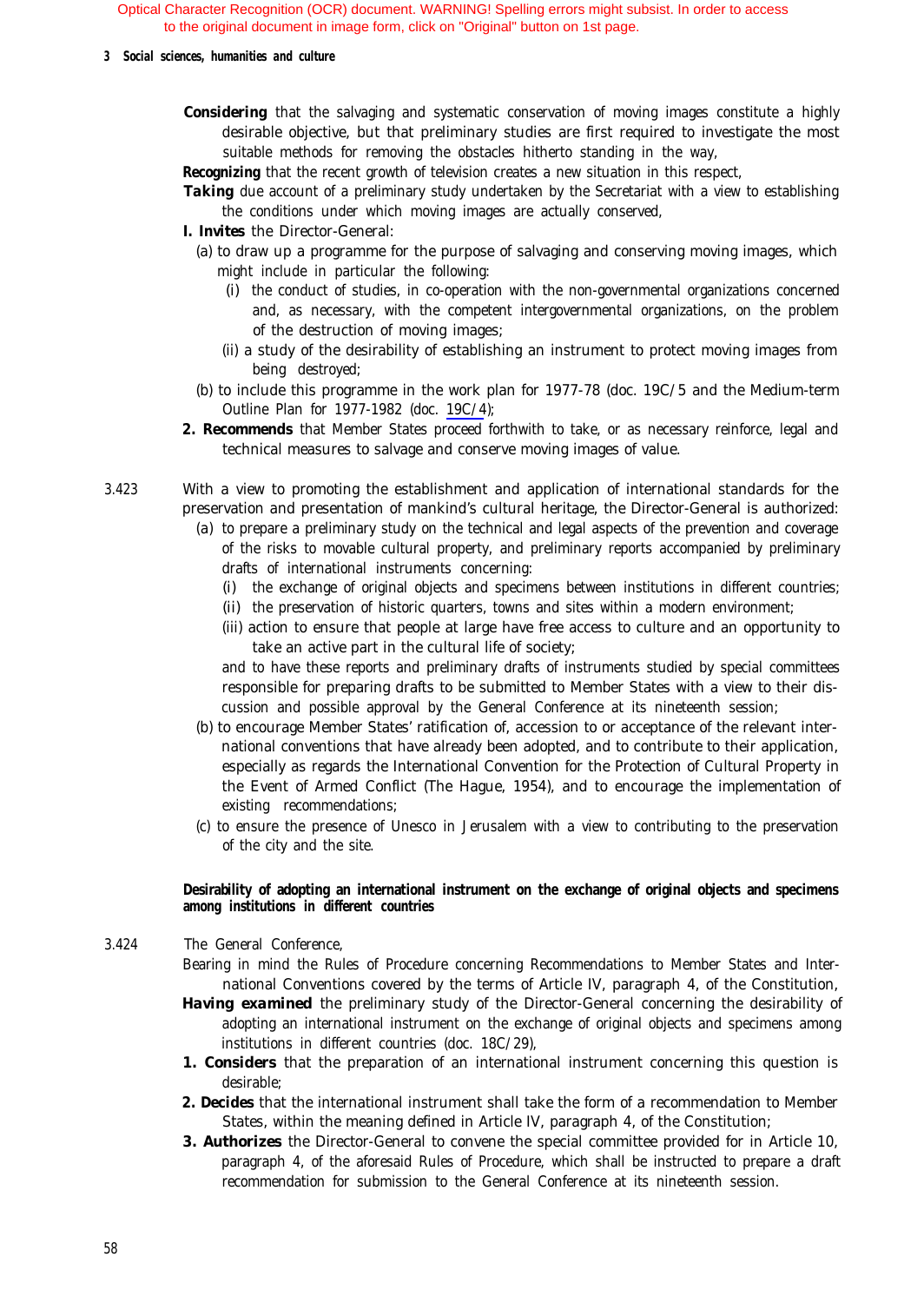**Considering** that the salvaging and systematic conservation of moving images constitute a highly desirable objective, but that preliminary studies are first required to investigate the most suitable methods for removing the obstacles hitherto standing in the way,

**Recognizing** that the recent growth of television creates a new situation in this respect,

**Taking** due account of a preliminary study undertaken by the Secretariat with a view to establishing the conditions under which moving images are actually conserved,

**I. Invites** the Director-General:

(a) to draw up a programme for the purpose of salvaging and conserving moving images, which might include in particular the following:

(i) the conduct of studies, in co-operation with the non-governmental organizations concerned and, as necessary, with the competent intergovernmental organizations, on the problem of the destruction of moving images;

(ii) a study of the desirability of establishing an instrument to protect moving images from being destroyed;

(b) to include this programme in the work plan for 1977-78 (doc. 19C/5 and the Medium-term Outline Plan for 1977-1982 (doc. 19C/4);

**2. Recommends** that Member States proceed forthwith to take, or as necessary reinforce, legal and technical measures to salvage and conserve moving images of value.

3.423 With a view to promoting the establishment and application of international standards for the preservation and presentation of mankind's cultural heritage, the Director-General is authorized:

(a) to prepare a preliminary study on the technical and legal aspects of the prevention and coverage of the risks to movable cultural property, and preliminary reports accompanied by preliminary drafts of international instruments concerning:

(i) the exchange of original objects and specimens between institutions in different countries;

(ii) the preservation of historic quarters, towns and sites within a modern environment;

(iii) action to ensure that people at large have free access to culture and an opportunity to take an active part in the cultural life of society;

and to have these reports and preliminary drafts of instruments studied by special committees responsible for preparing drafts to be submitted to Member States with a view to their discussion and possible approval by the General Conference at its nineteenth session;

(b) to encourage Member States' ratification of, accession to or acceptance of the relevant international conventions that have already been adopted, and to contribute to their application, especially as regards the International Convention for the Protection of Cultural Property in the Event of Armed Conflict (The Hague, 1954), and to encourage the implementation of existing recommendations;

(c) to ensure the presence of Unesco in Jerusalem with a view to contributing to the preservation of the city and the site.

**Desirability of adopting an international instrument on the exchange of original objects and specimens among institutions in different countries**

3.424 The General Conference,

Bearing in mind the Rules of Procedure concerning Recommendations to Member States and International Conventions covered by the terms of Article IV, paragraph 4, of the Constitution,

**Having examined** the preliminary study of the Director-General concerning the desirability of adopting an international instrument on the exchange of original objects and specimens among institutions in different countries (doc. 18C/29),

**1. Considers** that the preparation of an international instrument concerning this question is desirable;

**2. Decides** that the international instrument shall take the form of a recommendation to Member States, within the meaning defined in Article IV, paragraph 4, of the Constitution;

**3. Authorizes** the Director-General to convene the special committee provided for in Article 10, paragraph 4, of the aforesaid Rules of Procedure, which shall be instructed to prepare a draft recommendation for submission to the General Conference at its nineteenth session.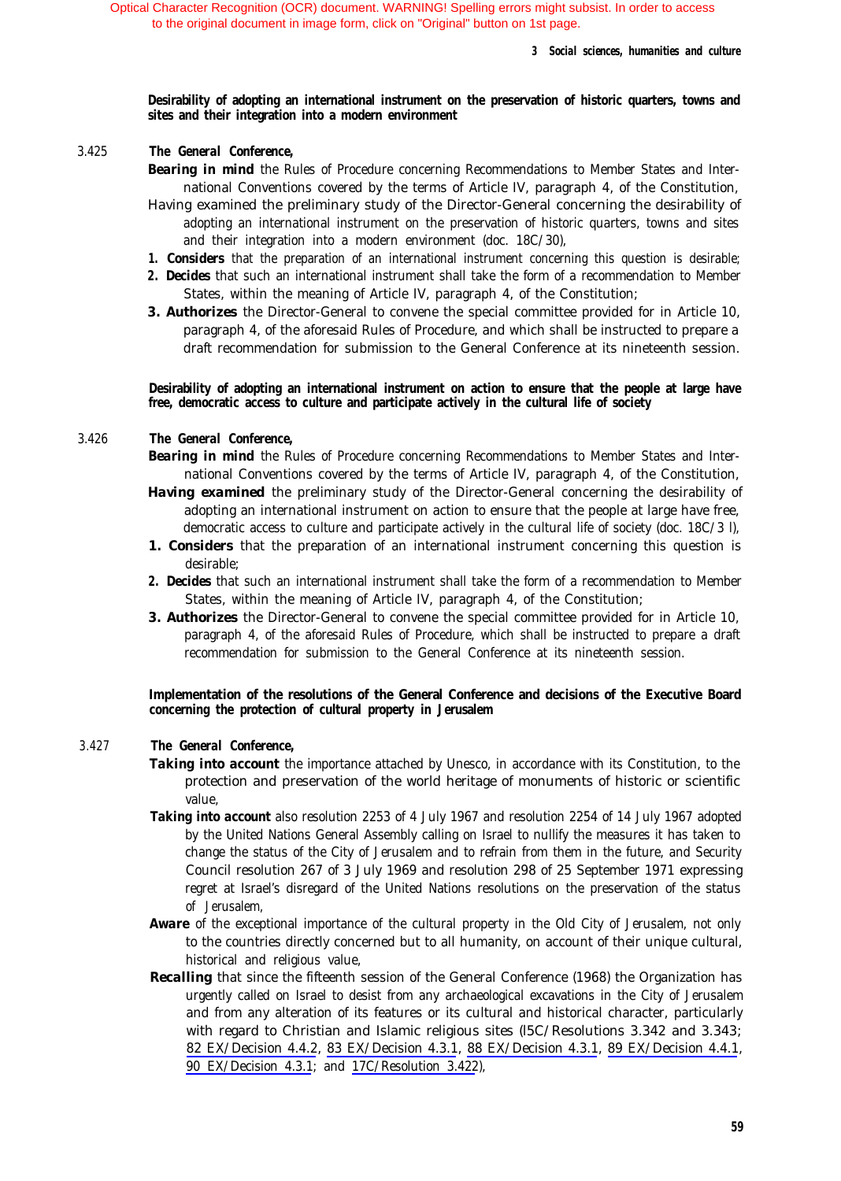Optical Character Recognition (OCR) document. WARNING! Spelling errors might subsist. In order to access to the original document in image form, click on "Original" button on 1st page.

### Desirability of adopting an international instrument on the preservation of historic quarters, towns and sites and their integration into a modern environment

3.425 **The General Conference,**

**Bearing in mind** the Rules of Procedure concerning Recommendations to Member States and International Conventions covered by the terms of Article IV, paragraph 4, of the Constitution,

Having examined the preliminary study of the Director-General concerning the desirability of adopting an international instrument on the preservation of historic quarters, towns and sites and their integration into a modern environment (doc. 18C/30),

1. **Considers** that the preparation of an international instrument concerning this question is desirable;
2. **Decides** that such an international instrument shall take the form of a recommendation to Member States, within the meaning of Article IV, paragraph 4, of the Constitution;
3. **Authorizes** the Director-General to convene the special committee provided for in Article 10, paragraph 4, of the aforesaid Rules of Procedure, and which shall be instructed to prepare a draft recommendation for submission to the General Conference at its nineteenth session.

### Desirability of adopting an international instrument on action to ensure that the people at large have free, democratic access to culture and participate actively in the cultural life of society

3.426 **The General Conference,**

**Bearing in mind** the Rules of Procedure concerning Recommendations to Member States and International Conventions covered by the terms of Article IV, paragraph 4, of the Constitution,

**Having examined** the preliminary study of the Director-General concerning the desirability of adopting an international instrument on action to ensure that the people at large have free, democratic access to culture and participate actively in the cultural life of society (doc. 18C/3 l),

1. **Considers** that the preparation of an international instrument concerning this question is desirable;
2. **Decides** that such an international instrument shall take the form of a recommendation to Member States, within the meaning of Article IV, paragraph 4, of the Constitution;
3. **Authorizes** the Director-General to convene the special committee provided for in Article 10, paragraph 4, of the aforesaid Rules of Procedure, which shall be instructed to prepare a draft recommendation for submission to the General Conference at its nineteenth session.

### Implementation of the resolutions of the General Conference and decisions of the Executive Board concerning the protection of cultural property in Jerusalem

3.427 **The General Conference,**

**Taking into account** the importance attached by Unesco, in accordance with its Constitution, to the protection and preservation of the world heritage of monuments of historic or scientific value,

**Taking into account** also resolution 2253 of 4 July 1967 and resolution 2254 of 14 July 1967 adopted by the United Nations General Assembly calling on Israel to nullify the measures it has taken to change the status of the City of Jerusalem and to refrain from them in the future, and Security Council resolution 267 of 3 July 1969 and resolution 298 of 25 September 1971 expressing regret at Israel's disregard of the United Nations resolutions on the preservation of the status of Jerusalem,

**Aware** of the exceptional importance of the cultural property in the Old City of Jerusalem, not only to the countries directly concerned but to all humanity, on account of their unique cultural, historical and religious value,

**Recalling** that since the fifteenth session of the General Conference (1968) the Organization has urgently called on Israel to desist from any archaeological excavations in the City of Jerusalem and from any alteration of its features or its cultural and historical character, particularly with regard to Christian and Islamic religious sites (l5C/Resolutions 3.342 and 3.343; 82 EX/Decision 4.4.2, 83 EX/Decision 4.3.1, 88 EX/Decision 4.3.1, 89 EX/Decision 4.4.1, 90 EX/Decision 4.3.1; and 17C/Resolution 3.422),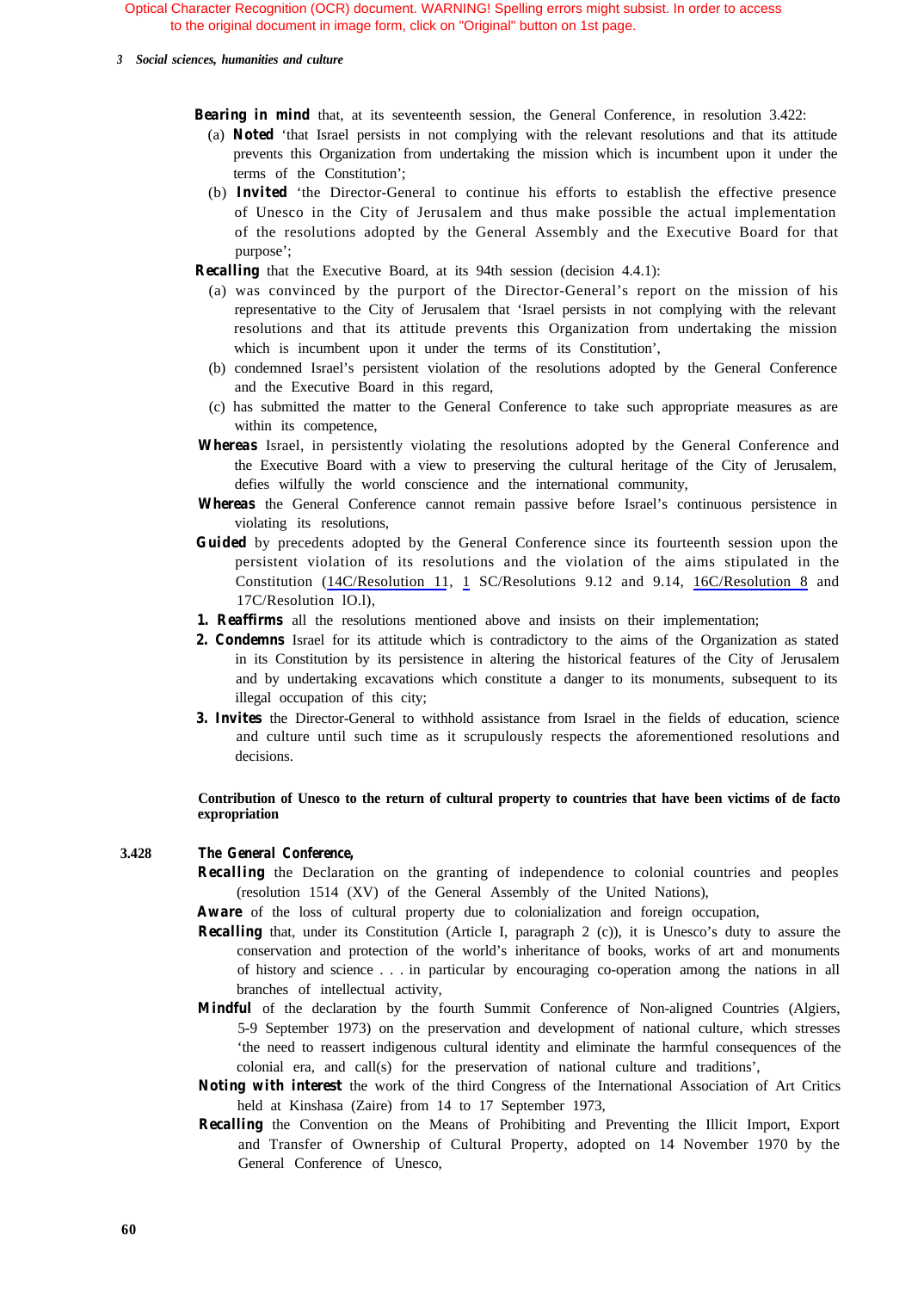Optical Character Recognition (OCR) document. WARNING! Spelling errors might subsist. In order to access to the original document in image form, click on "Original" button on 1st page.

**Bearing in mind** that, at its seventeenth session, the General Conference, in resolution 3.422:

(a) **Noted** 'that Israel persists in not complying with the relevant resolutions and that its attitude prevents this Organization from undertaking the mission which is incumbent upon it under the terms of the Constitution';

(b) **Invited** 'the Director-General to continue his efforts to establish the effective presence of Unesco in the City of Jerusalem and thus make possible the actual implementation of the resolutions adopted by the General Assembly and the Executive Board for that purpose';

**Recalling** that the Executive Board, at its 94th session (decision 4.4.1):

(a) was convinced by the purport of the Director-General's report on the mission of his representative to the City of Jerusalem that 'Israel persists in not complying with the relevant resolutions and that its attitude prevents this Organization from undertaking the mission which is incumbent upon it under the terms of its Constitution',

(b) condemned Israel's persistent violation of the resolutions adopted by the General Conference and the Executive Board in this regard,

(c) has submitted the matter to the General Conference to take such appropriate measures as are within its competence,

**Whereas** Israel, in persistently violating the resolutions adopted by the General Conference and the Executive Board with a view to preserving the cultural heritage of the City of Jerusalem, defies wilfully the world conscience and the international community,

**Whereas** the General Conference cannot remain passive before Israel's continuous persistence in violating its resolutions,

**Guided** by precedents adopted by the General Conference since its fourteenth session upon the persistent violation of its resolutions and the violation of the aims stipulated in the Constitution (14C/Resolution 11, 1 SC/Resolutions 9.12 and 9.14, 16C/Resolution 8 and 17C/Resolution lO.l),

1. **Reaffirms** all the resolutions mentioned above and insists on their implementation;
2. **Condemns** Israel for its attitude which is contradictory to the aims of the Organization as stated in its Constitution by its persistence in altering the historical features of the City of Jerusalem and by undertaking excavations which constitute a danger to its monuments, subsequent to its illegal occupation of this city;
3. **Invites** the Director-General to withhold assistance from Israel in the fields of education, science and culture until such time as it scrupulously respects the aforementioned resolutions and decisions.

**Contribution of Unesco to the return of cultural property to countries that have been victims of de facto expropriation**

3.428 **The General Conference,**

**Recalling** the Declaration on the granting of independence to colonial countries and peoples (resolution 1514 (XV) of the General Assembly of the United Nations),

**Aware** of the loss of cultural property due to colonialization and foreign occupation,

**Recalling** that, under its Constitution (Article I, paragraph 2 (c)), it is Unesco's duty to assure the conservation and protection of the world's inheritance of books, works of art and monuments of history and science . . . in particular by encouraging co-operation among the nations in all branches of intellectual activity,

**Mindful** of the declaration by the fourth Summit Conference of Non-aligned Countries (Algiers, 5-9 September 1973) on the preservation and development of national culture, which stresses 'the need to reassert indigenous cultural identity and eliminate the harmful consequences of the colonial era, and call(s) for the preservation of national culture and traditions',

**Noting with interest** the work of the third Congress of the International Association of Art Critics held at Kinshasa (Zaire) from 14 to 17 September 1973,

**Recalling** the Convention on the Means of Prohibiting and Preventing the Illicit Import, Export and Transfer of Ownership of Cultural Property, adopted on 14 November 1970 by the General Conference of Unesco,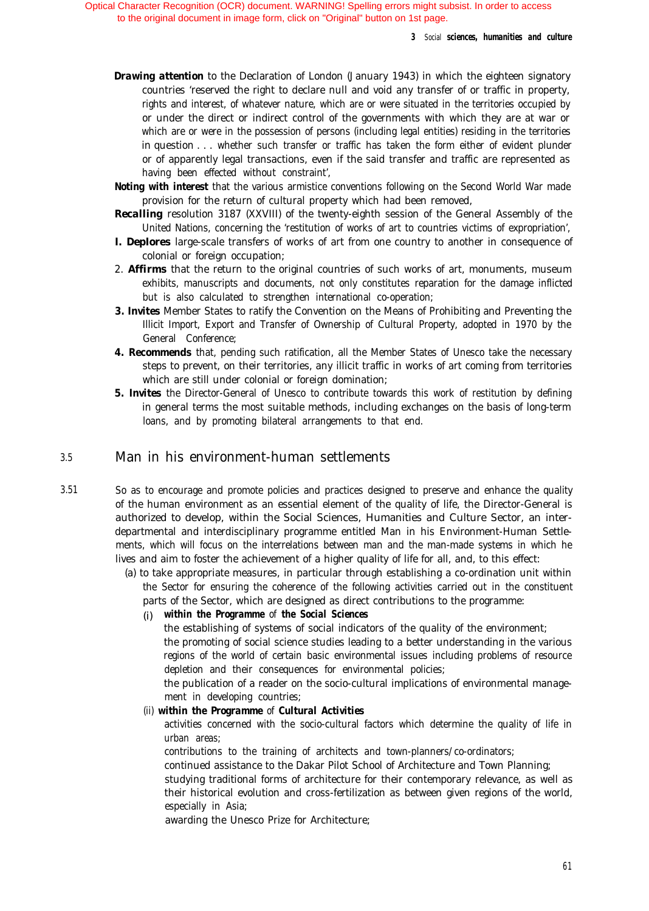**Drawing attention** to the Declaration of London (January 1943) in which the eighteen signatory countries 'reserved the right to declare null and void any transfer of or traffic in property, rights and interest, of whatever nature, which are or were situated in the territories occupied by or under the direct or indirect control of the governments with which they are at war or which are or were in the possession of persons (including legal entities) residing in the territories in question . . . whether such transfer or traffic has taken the form either of evident plunder or of apparently legal transactions, even if the said transfer and traffic are represented as having been effected without constraint',

**Noting with interest** that the various armistice conventions following on the Second World War made provision for the return of cultural property which had been removed,

**Recalling** resolution 3187 (XXVIII) of the twenty-eighth session of the General Assembly of the United Nations, concerning the 'restitution of works of art to countries victims of expropriation',

1. **Deplores** large-scale transfers of works of art from one country to another in consequence of colonial or foreign occupation;
2. **Affirms** that the return to the original countries of such works of art, monuments, museum exhibits, manuscripts and documents, not only constitutes reparation for the damage inflicted but is also calculated to strengthen international co-operation;
3. **Invites** Member States to ratify the Convention on the Means of Prohibiting and Preventing the Illicit Import, Export and Transfer of Ownership of Cultural Property, adopted in 1970 by the General Conference;
4. **Recommends** that, pending such ratification, all the Member States of Unesco take the necessary steps to prevent, on their territories, any illicit traffic in works of art coming from territories which are still under colonial or foreign domination;
5. **Invites** the Director-General of Unesco to contribute towards this work of restitution by defining in general terms the most suitable methods, including exchanges on the basis of long-term loans, and by promoting bilateral arrangements to that end.

## 3.5 Man in his environment-human settlements

3.51 So as to encourage and promote policies and practices designed to preserve and enhance the quality of the human environment as an essential element of the quality of life, the Director-General is authorized to develop, within the Social Sciences, Humanities and Culture Sector, an inter-departmental and interdisciplinary programme entitled Man in his Environment-Human Settlements, which will focus on the interrelations between man and the man-made systems in which he lives and aim to foster the achievement of a higher quality of life for all, and, to this effect:

(a) to take appropriate measures, in particular through establishing a co-ordination unit within the Sector for ensuring the coherence of the following activities carried out in the constituent parts of the Sector, which are designed as direct contributions to the programme:

(i) ***within the Programme of the Social Sciences***

the establishing of systems of social indicators of the quality of the environment;

the promoting of social science studies leading to a better understanding in the various regions of the world of certain basic environmental issues including problems of resource depletion and their consequences for environmental policies;

the publication of a reader on the socio-cultural implications of environmental management in developing countries;

(ii) **within the Programme of Cultural Activities**

activities concerned with the socio-cultural factors which determine the quality of life in urban areas;

contributions to the training of architects and town-planners/co-ordinators;

continued assistance to the Dakar Pilot School of Architecture and Town Planning;

studying traditional forms of architecture for their contemporary relevance, as well as their historical evolution and cross-fertilization as between given regions of the world, especially in Asia;

awarding the Unesco Prize for Architecture;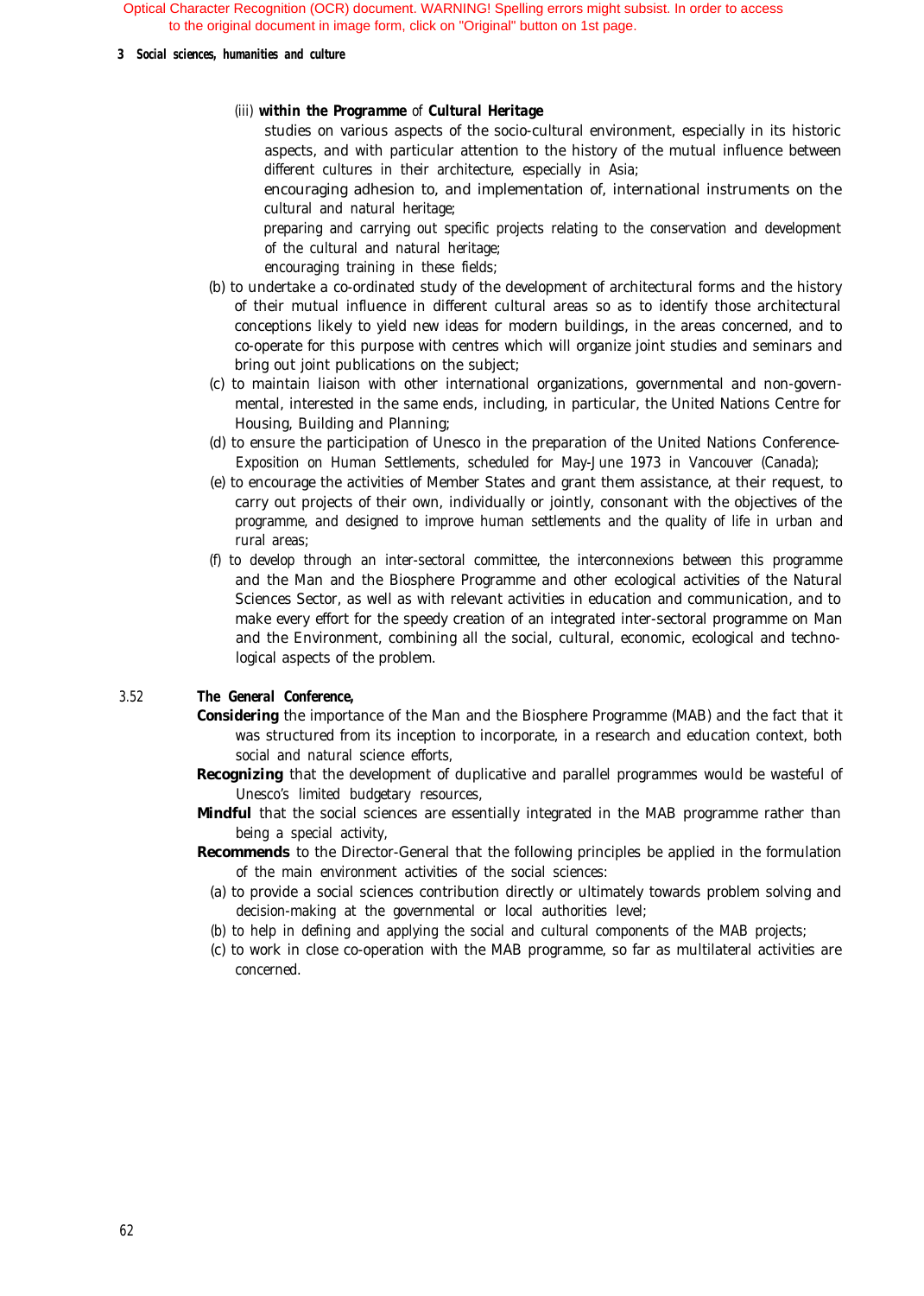(iii) **within the Programme** of **Cultural Heritage**

studies on various aspects of the socio-cultural environment, especially in its historic aspects, and with particular attention to the history of the mutual influence between different cultures in their architecture, especially in Asia;

encouraging adhesion to, and implementation of, international instruments on the cultural and natural heritage;

preparing and carrying out specific projects relating to the conservation and development of the cultural and natural heritage;

encouraging training in these fields;

(b) to undertake a co-ordinated study of the development of architectural forms and the history of their mutual influence in different cultural areas so as to identify those architectural conceptions likely to yield new ideas for modern buildings, in the areas concerned, and to co-operate for this purpose with centres which will organize joint studies and seminars and bring out joint publications on the subject;

(c) to maintain liaison with other international organizations, governmental and non-governmental, interested in the same ends, including, in particular, the United Nations Centre for Housing, Building and Planning;

(d) to ensure the participation of Unesco in the preparation of the United Nations Conference-Exposition on Human Settlements, scheduled for May-June 1973 in Vancouver (Canada);

(e) to encourage the activities of Member States and grant them assistance, at their request, to carry out projects of their own, individually or jointly, consonant with the objectives of the programme, and designed to improve human settlements and the quality of life in urban and rural areas;

(f) to develop through an inter-sectoral committee, the interconnexions between this programme and the Man and the Biosphere Programme and other ecological activities of the Natural Sciences Sector, as well as with relevant activities in education and communication, and to make every effort for the speedy creation of an integrated inter-sectoral programme on Man and the Environment, combining all the social, cultural, economic, ecological and technological aspects of the problem.

3.52 **The General Conference,**

**Considering** the importance of the Man and the Biosphere Programme (MAB) and the fact that it was structured from its inception to incorporate, in a research and education context, both social and natural science efforts,

**Recognizing** that the development of duplicative and parallel programmes would be wasteful of Unesco's limited budgetary resources,

**Mindful** that the social sciences are essentially integrated in the MAB programme rather than being a special activity,

**Recommends** to the Director-General that the following principles be applied in the formulation of the main environment activities of the social sciences:

(a) to provide a social sciences contribution directly or ultimately towards problem solving and decision-making at the governmental or local authorities level;

(b) to help in defining and applying the social and cultural components of the MAB projects;

(c) to work in close co-operation with the MAB programme, so far as multilateral activities are concerned.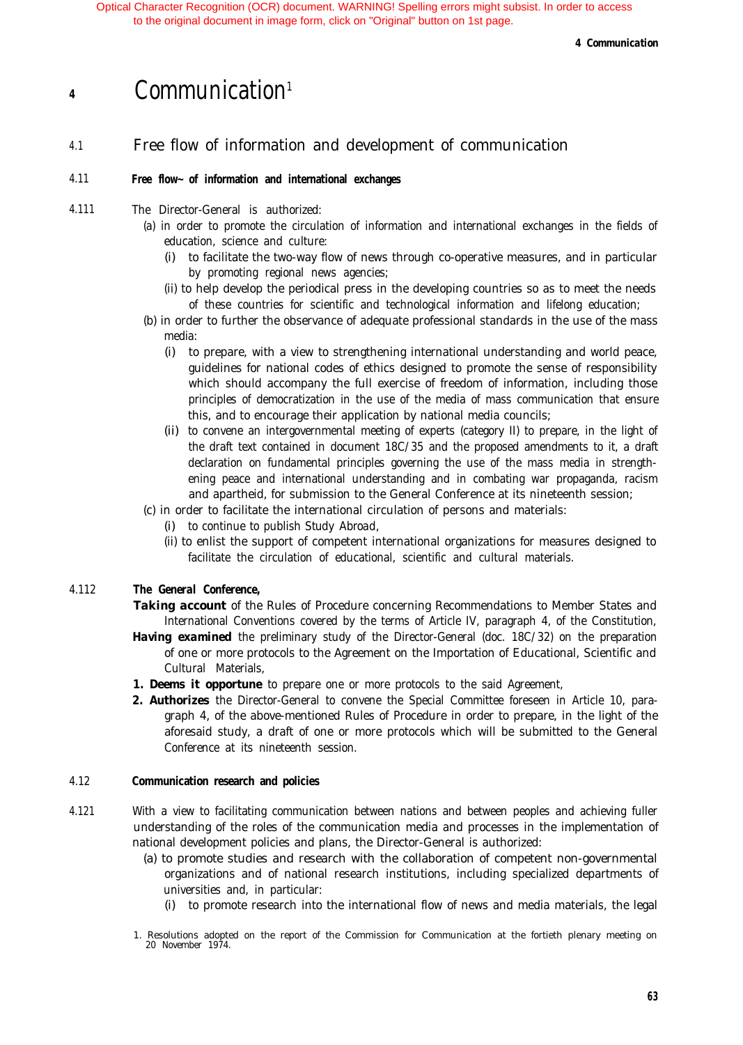# 4 Communication[1]

## 4.1 Free flow of information and development of communication

### 4.11 Free flow~ of information and international exchanges

4.111 The Director-General is authorized:

(a) in order to promote the circulation of information and international exchanges in the fields of education, science and culture:

(i) to facilitate the two-way flow of news through co-operative measures, and in particular by promoting regional news agencies;

(ii) to help develop the periodical press in the developing countries so as to meet the needs of these countries for scientific and technological information and lifelong education;

(b) in order to further the observance of adequate professional standards in the use of the mass media:

(i) to prepare, with a view to strengthening international understanding and world peace, guidelines for national codes of ethics designed to promote the sense of responsibility which should accompany the full exercise of freedom of information, including those principles of democratization in the use of the media of mass communication that ensure this, and to encourage their application by national media councils;

(ii) to convene an intergovernmental meeting of experts (category II) to prepare, in the light of the draft text contained in document 18C/35 and the proposed amendments to it, a draft declaration on fundamental principles governing the use of the mass media in strengthening peace and international understanding and in combating war propaganda, racism and apartheid, for submission to the General Conference at its nineteenth session;

(c) in order to facilitate the international circulation of persons and materials:

(i) to continue to publish Study Abroad,

(ii) to enlist the support of competent international organizations for measures designed to facilitate the circulation of educational, scientific and cultural materials.

4.112 ***The General Conference,***

**Taking account** of the Rules of Procedure concerning Recommendations to Member States and International Conventions covered by the terms of Article IV, paragraph 4, of the Constitution,

**Having examined** the preliminary study of the Director-General (doc. 18C/32) on the preparation of one or more protocols to the Agreement on the Importation of Educational, Scientific and Cultural Materials,

**1. Deems it opportune** to prepare one or more protocols to the said Agreement,

**2. Authorizes** the Director-General to convene the Special Committee foreseen in Article 10, paragraph 4, of the above-mentioned Rules of Procedure in order to prepare, in the light of the aforesaid study, a draft of one or more protocols which will be submitted to the General Conference at its nineteenth session.

### 4.12 Communication research and policies

4.121 With a view to facilitating communication between nations and between peoples and achieving fuller understanding of the roles of the communication media and processes in the implementation of national development policies and plans, the Director-General is authorized:

(a) to promote studies and research with the collaboration of competent non-governmental organizations and of national research institutions, including specialized departments of universities and, in particular:

(i) to promote research into the international flow of news and media materials, the legal

1. Resolutions adopted on the report of the Commission for Communication at the fortieth plenary meeting on 20 November 1974.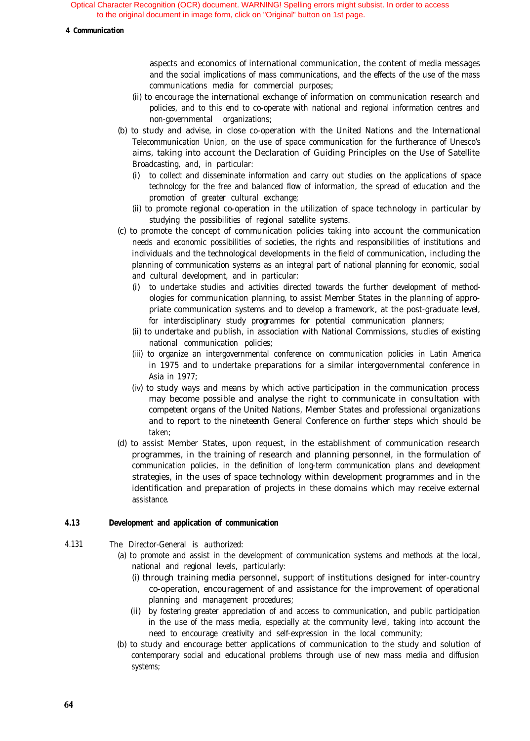aspects and economics of international communication, the content of media messages and the social implications of mass communications, and the effects of the use of the mass communications media for commercial purposes;

(ii) to encourage the international exchange of information on communication research and policies, and to this end to co-operate with national and regional information centres and non-governmental organizations;

(b) to study and advise, in close co-operation with the United Nations and the International Telecommunication Union, on the use of space communication for the furtherance of Unesco's aims, taking into account the Declaration of Guiding Principles on the Use of Satellite Broadcasting, and, in particular:

(i) to collect and disseminate information and carry out studies on the applications of space technology for the free and balanced flow of information, the spread of education and the promotion of greater cultural exchange;

(ii) to promote regional co-operation in the utilization of space technology in particular by studying the possibilities of regional satellite systems.

(c) to promote the concept of communication policies taking into account the communication needs and economic possibilities of societies, the rights and responsibilities of institutions and individuals and the technological developments in the field of communication, including the planning of communication systems as an integral part of national planning for economic, social and cultural development, and in particular:

(i) to undertake studies and activities directed towards the further development of methodologies for communication planning, to assist Member States in the planning of appropriate communication systems and to develop a framework, at the post-graduate level, for interdisciplinary study programmes for potential communication planners;

(ii) to undertake and publish, in association with National Commissions, studies of existing national communication policies;

(iii) to organize an intergovernmental conference on communication policies in Latin America in 1975 and to undertake preparations for a similar intergovernmental conference in Asia in 1977;

(iv) to study ways and means by which active participation in the communication process may become possible and analyse the right to communicate in consultation with competent organs of the United Nations, Member States and professional organizations and to report to the nineteenth General Conference on further steps which should be taken;

(d) to assist Member States, upon request, in the establishment of communication research programmes, in the training of research and planning personnel, in the formulation of communication policies, in the definition of long-term communication plans and development strategies, in the uses of space technology within development programmes and in the identification and preparation of projects in these domains which may receive external assistance.

## 4.13 Development and application of communication

4.131 The Director-General is authorized:

(a) to promote and assist in the development of communication systems and methods at the local, national and regional levels, particularly:

(i) through training media personnel, support of institutions designed for inter-country co-operation, encouragement of and assistance for the improvement of operational planning and management procedures;

(ii) by fostering greater appreciation of and access to communication, and public participation in the use of the mass media, especially at the community level, taking into account the need to encourage creativity and self-expression in the local community;

(b) to study and encourage better applications of communication to the study and solution of contemporary social and educational problems through use of new mass media and diffusion systems;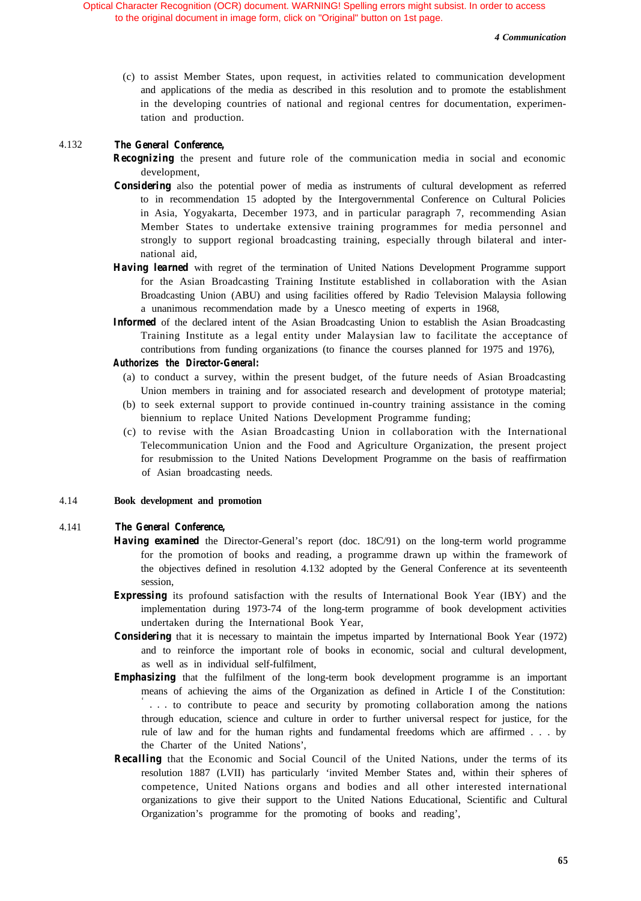(c) to assist Member States, upon request, in activities related to communication development and applications of the media as described in this resolution and to promote the establishment in the developing countries of national and regional centres for documentation, experimentation and production.

4.132 **The General Conference,**

**Recognizing** the present and future role of the communication media in social and economic development,

**Considering** also the potential power of media as instruments of cultural development as referred to in recommendation 15 adopted by the Intergovernmental Conference on Cultural Policies in Asia, Yogyakarta, December 1973, and in particular paragraph 7, recommending Asian Member States to undertake extensive training programmes for media personnel and strongly to support regional broadcasting training, especially through bilateral and international aid,

**Having learned** with regret of the termination of United Nations Development Programme support for the Asian Broadcasting Training Institute established in collaboration with the Asian Broadcasting Union (ABU) and using facilities offered by Radio Television Malaysia following a unanimous recommendation made by a Unesco meeting of experts in 1968,

**Informed** of the declared intent of the Asian Broadcasting Union to establish the Asian Broadcasting Training Institute as a legal entity under Malaysian law to facilitate the acceptance of contributions from funding organizations (to finance the courses planned for 1975 and 1976),

**Authorizes the Director-General:**

(a) to conduct a survey, within the present budget, of the future needs of Asian Broadcasting Union members in training and for associated research and development of prototype material;

(b) to seek external support to provide continued in-country training assistance in the coming biennium to replace United Nations Development Programme funding;

(c) to revise with the Asian Broadcasting Union in collaboration with the International Telecommunication Union and the Food and Agriculture Organization, the present project for resubmission to the United Nations Development Programme on the basis of reaffirmation of Asian broadcasting needs.

## 4.14 Book development and promotion

4.141 **The General Conference,**

**Having examined** the Director-General's report (doc. 18C/91) on the long-term world programme for the promotion of books and reading, a programme drawn up within the framework of the objectives defined in resolution 4.132 adopted by the General Conference at its seventeenth session,

**Expressing** its profound satisfaction with the results of International Book Year (IBY) and the implementation during 1973-74 of the long-term programme of book development activities undertaken during the International Book Year,

**Considering** that it is necessary to maintain the impetus imparted by International Book Year (1972) and to reinforce the important role of books in economic, social and cultural development, as well as in individual self-fulfilment,

**Emphasizing** that the fulfilment of the long-term book development programme is an important means of achieving the aims of the Organization as defined in Article I of the Constitution: '. . . to contribute to peace and security by promoting collaboration among the nations through education, science and culture in order to further universal respect for justice, for the rule of law and for the human rights and fundamental freedoms which are affirmed . . . by the Charter of the United Nations',

**Recalling** that the Economic and Social Council of the United Nations, under the terms of its resolution 1887 (LVII) has particularly 'invited Member States and, within their spheres of competence, United Nations organs and bodies and all other interested international organizations to give their support to the United Nations Educational, Scientific and Cultural Organization's programme for the promoting of books and reading',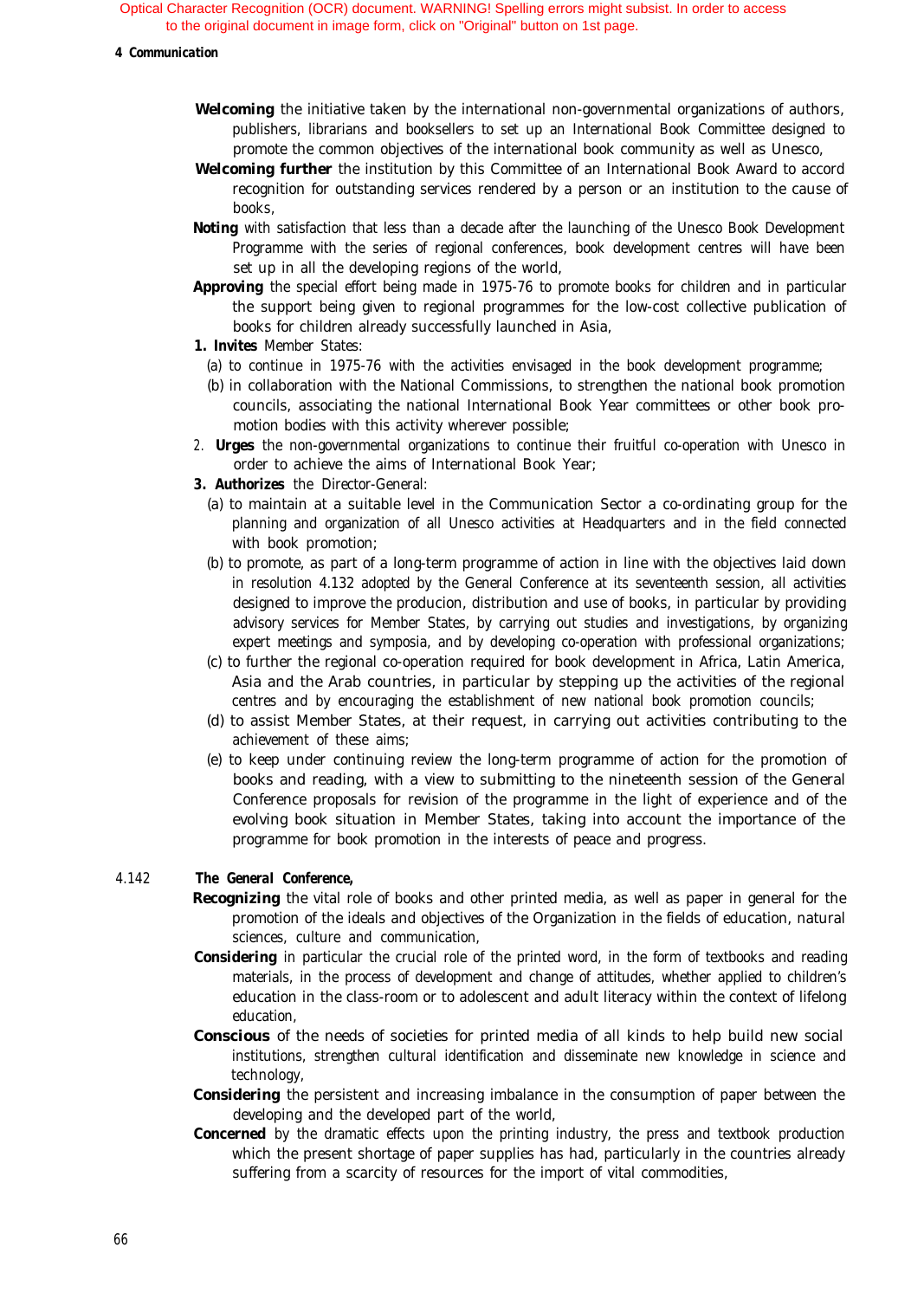Optical Character Recognition (OCR) document. WARNING! Spelling errors might subsist. In order to access to the original document in image form, click on "Original" button on 1st page.

**Welcoming** the initiative taken by the international non-governmental organizations of authors, publishers, librarians and booksellers to set up an International Book Committee designed to promote the common objectives of the international book community as well as Unesco,

**Welcoming further** the institution by this Committee of an International Book Award to accord recognition for outstanding services rendered by a person or an institution to the cause of books,

**Noting** with satisfaction that less than a decade after the launching of the Unesco Book Development Programme with the series of regional conferences, book development centres will have been set up in all the developing regions of the world,

**Approving** the special effort being made in 1975-76 to promote books for children and in particular the support being given to regional programmes for the low-cost collective publication of books for children already successfully launched in Asia,

1. **Invites** Member States:
   (a) to continue in 1975-76 with the activities envisaged in the book development programme;
   (b) in collaboration with the National Commissions, to strengthen the national book promotion councils, associating the national International Book Year committees or other book promotion bodies with this activity wherever possible;
2. **Urges** the non-governmental organizations to continue their fruitful co-operation with Unesco in order to achieve the aims of International Book Year;
3. **Authorizes** the Director-General:
   (a) to maintain at a suitable level in the Communication Sector a co-ordinating group for the planning and organization of all Unesco activities at Headquarters and in the field connected with book promotion;
   (b) to promote, as part of a long-term programme of action in line with the objectives laid down in resolution 4.132 adopted by the General Conference at its seventeenth session, all activities designed to improve the producion, distribution and use of books, in particular by providing advisory services for Member States, by carrying out studies and investigations, by organizing expert meetings and symposia, and by developing co-operation with professional organizations;
   (c) to further the regional co-operation required for book development in Africa, Latin America, Asia and the Arab countries, in particular by stepping up the activities of the regional centres and by encouraging the establishment of new national book promotion councils;
   (d) to assist Member States, at their request, in carrying out activities contributing to the achievement of these aims;
   (e) to keep under continuing review the long-term programme of action for the promotion of books and reading, with a view to submitting to the nineteenth session of the General Conference proposals for revision of the programme in the light of experience and of the evolving book situation in Member States, taking into account the importance of the programme for book promotion in the interests of peace and progress.

4.142 ***The General Conference,***

**Recognizing** the vital role of books and other printed media, as well as paper in general for the promotion of the ideals and objectives of the Organization in the fields of education, natural sciences, culture and communication,

**Considering** in particular the crucial role of the printed word, in the form of textbooks and reading materials, in the process of development and change of attitudes, whether applied to children's education in the class-room or to adolescent and adult literacy within the context of lifelong education,

**Conscious** of the needs of societies for printed media of all kinds to help build new social institutions, strengthen cultural identification and disseminate new knowledge in science and technology,

**Considering** the persistent and increasing imbalance in the consumption of paper between the developing and the developed part of the world,

**Concerned** by the dramatic effects upon the printing industry, the press and textbook production which the present shortage of paper supplies has had, particularly in the countries already suffering from a scarcity of resources for the import of vital commodities,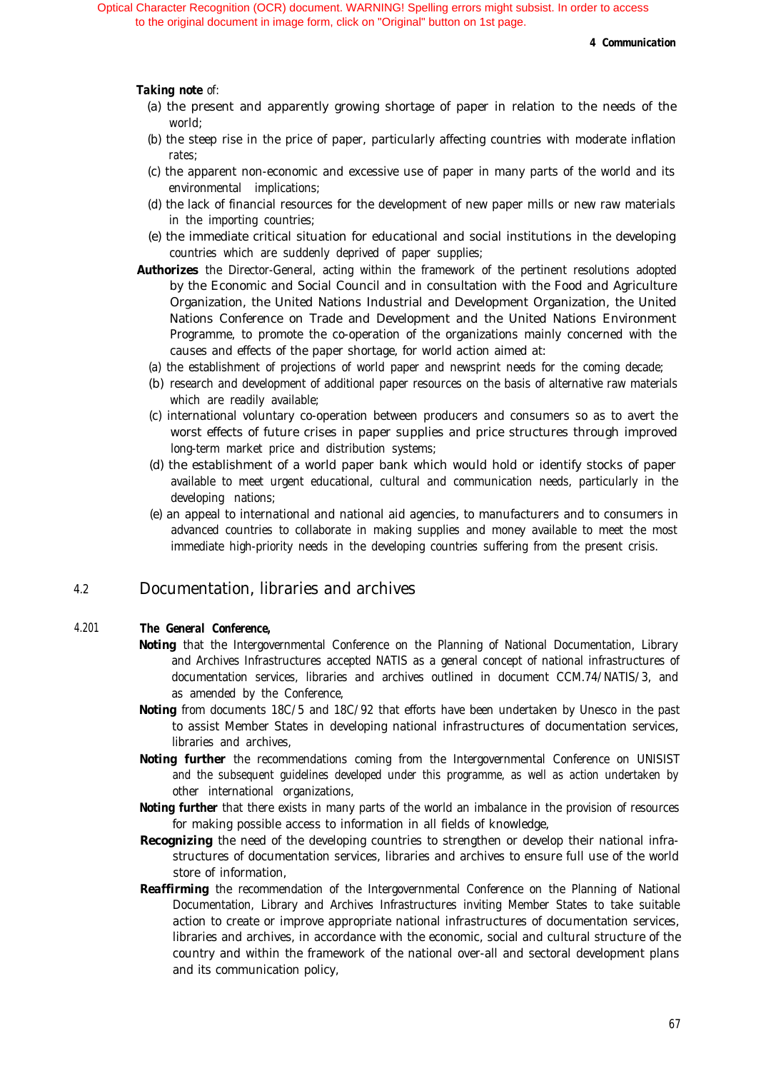*Taking note* of:

(a) the present and apparently growing shortage of paper in relation to the needs of the world;

(b) the steep rise in the price of paper, particularly affecting countries with moderate inflation rates;

(c) the apparent non-economic and excessive use of paper in many parts of the world and its environmental implications;

(d) the lack of financial resources for the development of new paper mills or new raw materials in the importing countries;

(e) the immediate critical situation for educational and social institutions in the developing countries which are suddenly deprived of paper supplies;

**Authorizes** the Director-General, acting within the framework of the pertinent resolutions adopted by the Economic and Social Council and in consultation with the Food and Agriculture Organization, the United Nations Industrial and Development Organization, the United Nations Conference on Trade and Development and the United Nations Environment Programme, to promote the co-operation of the organizations mainly concerned with the causes and effects of the paper shortage, for world action aimed at:

(a) the establishment of projections of world paper and newsprint needs for the coming decade;

(b) research and development of additional paper resources on the basis of alternative raw materials which are readily available;

(c) international voluntary co-operation between producers and consumers so as to avert the worst effects of future crises in paper supplies and price structures through improved long-term market price and distribution systems;

(d) the establishment of a world paper bank which would hold or identify stocks of paper available to meet urgent educational, cultural and communication needs, particularly in the developing nations;

(e) an appeal to international and national aid agencies, to manufacturers and to consumers in advanced countries to collaborate in making supplies and money available to meet the most immediate high-priority needs in the developing countries suffering from the present crisis.

## 4.2 Documentation, libraries and archives

4.201 **The General Conference,**

**Noting** that the Intergovernmental Conference on the Planning of National Documentation, Library and Archives Infrastructures accepted NATIS as a general concept of national infrastructures of documentation services, libraries and archives outlined in document CCM.74/NATIS/3, and as amended by the Conference,

**Noting** from documents 18C/5 and 18C/92 that efforts have been undertaken by Unesco in the past to assist Member States in developing national infrastructures of documentation services, libraries and archives,

**Noting further** the recommendations coming from the Intergovernmental Conference on UNISIST and the subsequent guidelines developed under this programme, as well as action undertaken by other international organizations,

**Noting further** that there exists in many parts of the world an imbalance in the provision of resources for making possible access to information in all fields of knowledge,

**Recognizing** the need of the developing countries to strengthen or develop their national infrastructures of documentation services, libraries and archives to ensure full use of the world store of information,

**Reaffirming** the recommendation of the Intergovernmental Conference on the Planning of National Documentation, Library and Archives Infrastructures inviting Member States to take suitable action to create or improve appropriate national infrastructures of documentation services, libraries and archives, in accordance with the economic, social and cultural structure of the country and within the framework of the national over-all and sectoral development plans and its communication policy,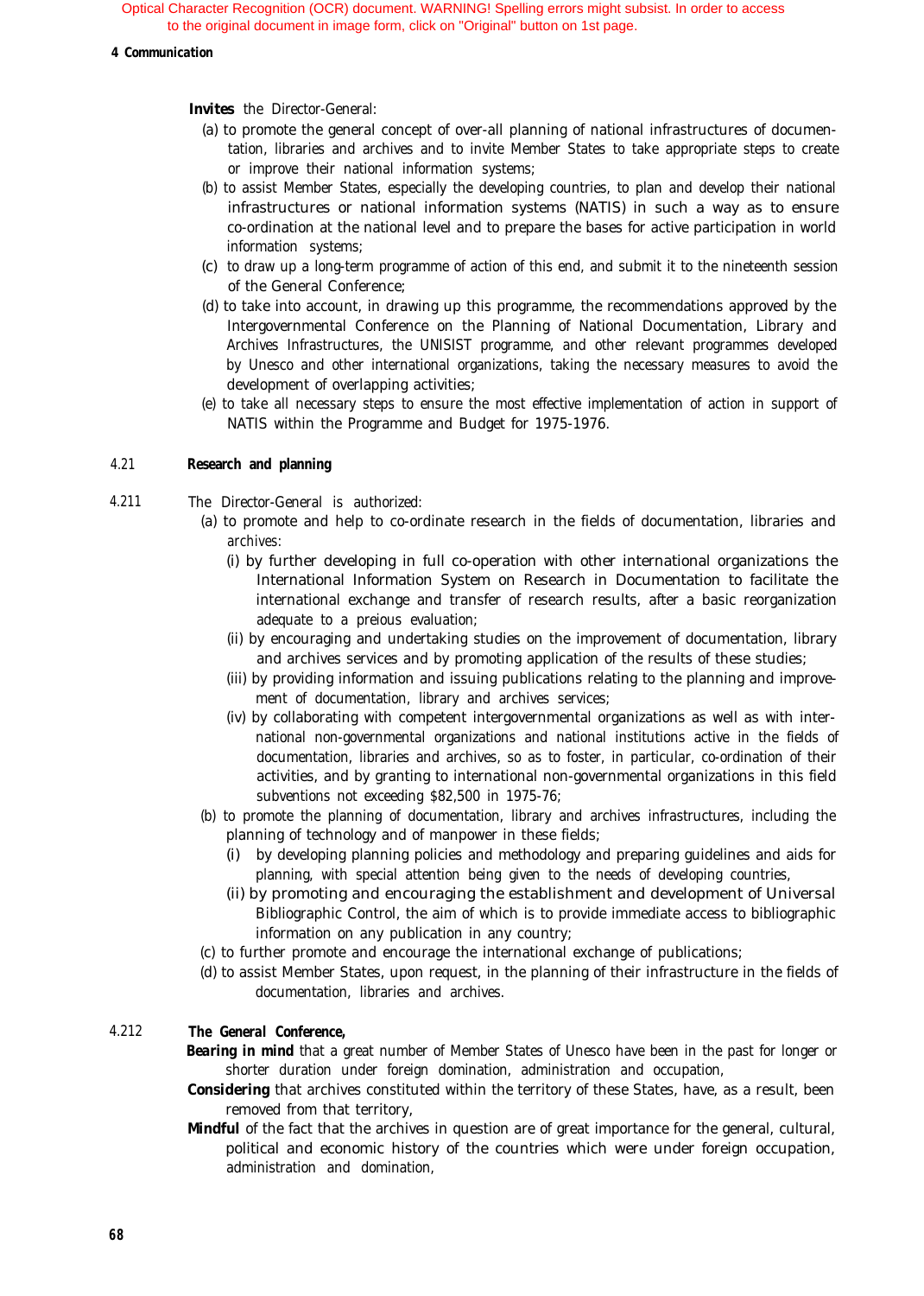**Invites** the Director-General:

(a) to promote the general concept of over-all planning of national infrastructures of documentation, libraries and archives and to invite Member States to take appropriate steps to create or improve their national information systems;

(b) to assist Member States, especially the developing countries, to plan and develop their national infrastructures or national information systems (NATIS) in such a way as to ensure co-ordination at the national level and to prepare the bases for active participation in world information systems;

(c) to draw up a long-term programme of action of this end, and submit it to the nineteenth session of the General Conference;

(d) to take into account, in drawing up this programme, the recommendations approved by the Intergovernmental Conference on the Planning of National Documentation, Library and Archives Infrastructures, the UNISIST programme, and other relevant programmes developed by Unesco and other international organizations, taking the necessary measures to avoid the development of overlapping activities;

(e) to take all necessary steps to ensure the most effective implementation of action in support of NATIS within the Programme and Budget for 1975-1976.

### 4.21 Research and planning

4.211 The Director-General is authorized:

(a) to promote and help to co-ordinate research in the fields of documentation, libraries and archives:

(i) by further developing in full co-operation with other international organizations the International Information System on Research in Documentation to facilitate the international exchange and transfer of research results, after a basic reorganization adequate to a preious evaluation;

(ii) by encouraging and undertaking studies on the improvement of documentation, library and archives services and by promoting application of the results of these studies;

(iii) by providing information and issuing publications relating to the planning and improvement of documentation, library and archives services;

(iv) by collaborating with competent intergovernmental organizations as well as with international non-governmental organizations and national institutions active in the fields of documentation, libraries and archives, so as to foster, in particular, co-ordination of their activities, and by granting to international non-governmental organizations in this field subventions not exceeding $82,500 in 1975-76;

(b) to promote the planning of documentation, library and archives infrastructures, including the planning of technology and of manpower in these fields;

(i) by developing planning policies and methodology and preparing guidelines and aids for planning, with special attention being given to the needs of developing countries,

(ii) by promoting and encouraging the establishment and development of Universal Bibliographic Control, the aim of which is to provide immediate access to bibliographic information on any publication in any country;

(c) to further promote and encourage the international exchange of publications;

(d) to assist Member States, upon request, in the planning of their infrastructure in the fields of documentation, libraries and archives.

4.212 ***The General Conference,***

**Bearing in mind** that a great number of Member States of Unesco have been in the past for longer or shorter duration under foreign domination, administration and occupation,

**Considering** that archives constituted within the territory of these States, have, as a result, been removed from that territory,

**Mindful** of the fact that the archives in question are of great importance for the general, cultural, political and economic history of the countries which were under foreign occupation, administration and domination,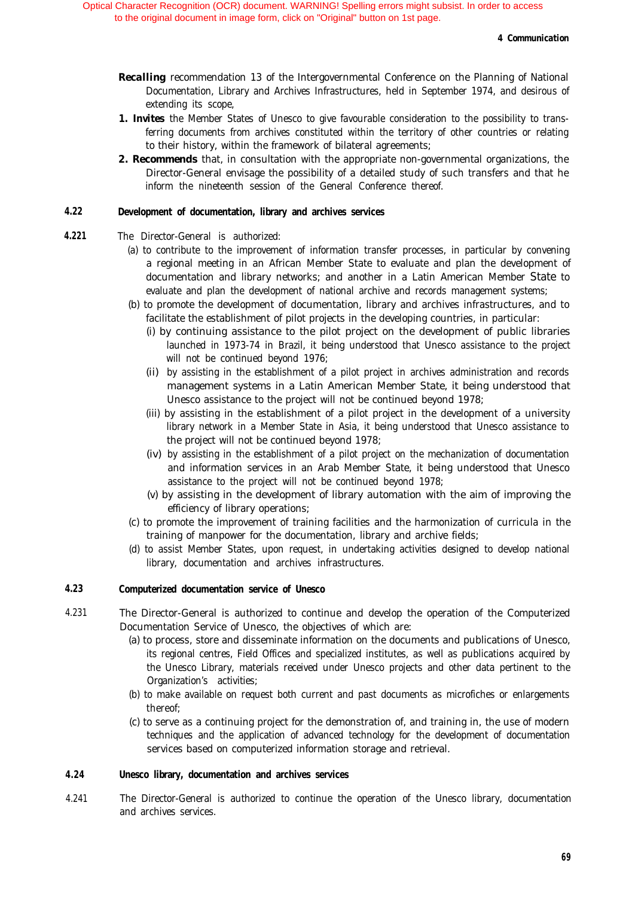**Recalling** recommendation 13 of the Intergovernmental Conference on the Planning of National Documentation, Library and Archives Infrastructures, held in September 1974, and desirous of extending its scope,

**1. Invites** the Member States of Unesco to give favourable consideration to the possibility to transferring documents from archives constituted within the territory of other countries or relating to their history, within the framework of bilateral agreements;

**2. Recommends** that, in consultation with the appropriate non-governmental organizations, the Director-General envisage the possibility of a detailed study of such transfers and that he inform the nineteenth session of the General Conference thereof.

### 4.22 Development of documentation, library and archives services

**4.221** The Director-General is authorized:

(a) to contribute to the improvement of information transfer processes, in particular by convening a regional meeting in an African Member State to evaluate and plan the development of documentation and library networks; and another in a Latin American Member State to evaluate and plan the development of national archive and records management systems;

(b) to promote the development of documentation, library and archives infrastructures, and to facilitate the establishment of pilot projects in the developing countries, in particular:

- (i) by continuing assistance to the pilot project on the development of public libraries launched in 1973-74 in Brazil, it being understood that Unesco assistance to the project will not be continued beyond 1976;
- (ii) by assisting in the establishment of a pilot project in archives administration and records management systems in a Latin American Member State, it being understood that Unesco assistance to the project will not be continued beyond 1978;
- (iii) by assisting in the establishment of a pilot project in the development of a university library network in a Member State in Asia, it being understood that Unesco assistance to the project will not be continued beyond 1978;
- (iv) by assisting in the establishment of a pilot project on the mechanization of documentation and information services in an Arab Member State, it being understood that Unesco assistance to the project will not be continued beyond 1978;
- (v) by assisting in the development of library automation with the aim of improving the efficiency of library operations;

(c) to promote the improvement of training facilities and the harmonization of curricula in the training of manpower for the documentation, library and archive fields;

(d) to assist Member States, upon request, in undertaking activities designed to develop national library, documentation and archives infrastructures.

### 4.23 Computerized documentation service of Unesco

4.231 The Director-General is authorized to continue and develop the operation of the Computerized Documentation Service of Unesco, the objectives of which are:

(a) to process, store and disseminate information on the documents and publications of Unesco, its regional centres, Field Offices and specialized institutes, as well as publications acquired by the Unesco Library, materials received under Unesco projects and other data pertinent to the Organization's activities;

(b) to make available on request both current and past documents as microfiches or enlargements thereof;

(c) to serve as a continuing project for the demonstration of, and training in, the use of modern techniques and the application of advanced technology for the development of documentation services based on computerized information storage and retrieval.

### 4.24 Unesco library, documentation and archives services

4.241 The Director-General is authorized to continue the operation of the Unesco library, documentation and archives services.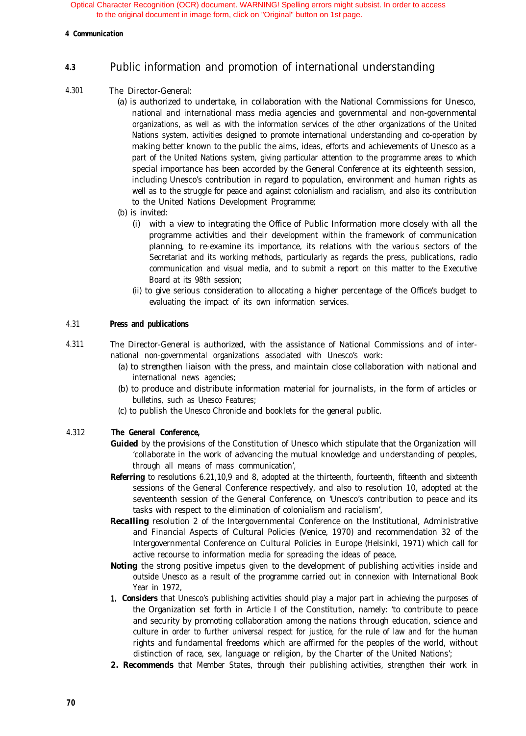## 4.3 Public information and promotion of international understanding

4.301 The Director-General:

(a) is authorized to undertake, in collaboration with the National Commissions for Unesco, national and international mass media agencies and governmental and non-governmental organizations, as well as with the information services of the other organizations of the United Nations system, activities designed to promote international understanding and co-operation by making better known to the public the aims, ideas, efforts and achievements of Unesco as a part of the United Nations system, giving particular attention to the programme areas to which special importance has been accorded by the General Conference at its eighteenth session, including Unesco's contribution in regard to population, environment and human rights as well as to the struggle for peace and against colonialism and racialism, and also its contribution to the United Nations Development Programme;

(b) is invited:

(i) with a view to integrating the Office of Public Information more closely with all the programme activities and their development within the framework of communication planning, to re-examine its importance, its relations with the various sectors of the Secretariat and its working methods, particularly as regards the press, publications, radio communication and visual media, and to submit a report on this matter to the Executive Board at its 98th session;

(ii) to give serious consideration to allocating a higher percentage of the Office's budget to evaluating the impact of its own information services.

### 4.31 Press and publications

4.311 The Director-General is authorized, with the assistance of National Commissions and of international non-governmental organizations associated with Unesco's work:

(a) to strengthen liaison with the press, and maintain close collaboration with national and international news agencies;

(b) to produce and distribute information material for journalists, in the form of articles or bulletins, such as Unesco Features;

(c) to publish the Unesco Chronicle and booklets for the general public.

4.312 **The General Conference,**

**Guided** by the provisions of the Constitution of Unesco which stipulate that the Organization will 'collaborate in the work of advancing the mutual knowledge and understanding of peoples, through all means of mass communication',

**Referring** to resolutions 6.21,10,9 and 8, adopted at the thirteenth, fourteenth, fifteenth and sixteenth sessions of the General Conference respectively, and also to resolution 10, adopted at the seventeenth session of the General Conference, on 'Unesco's contribution to peace and its tasks with respect to the elimination of colonialism and racialism',

**Recalling** resolution 2 of the Intergovernmental Conference on the Institutional, Administrative and Financial Aspects of Cultural Policies (Venice, 1970) and recommendation 32 of the Intergovernmental Conference on Cultural Policies in Europe (Helsinki, 1971) which call for active recourse to information media for spreading the ideas of peace,

**Noting** the strong positive impetus given to the development of publishing activities inside and outside Unesco as a result of the programme carried out in connexion with International Book Year in 1972,

1. **Considers** that Unesco's publishing activities should play a major part in achieving the purposes of the Organization set forth in Article I of the Constitution, namely: 'to contribute to peace and security by promoting collaboration among the nations through education, science and culture in order to further universal respect for justice, for the rule of law and for the human rights and fundamental freedoms which are affirmed for the peoples of the world, without distinction of race, sex, language or religion, by the Charter of the United Nations';

2. **Recommends** that Member States, through their publishing activities, strengthen their work in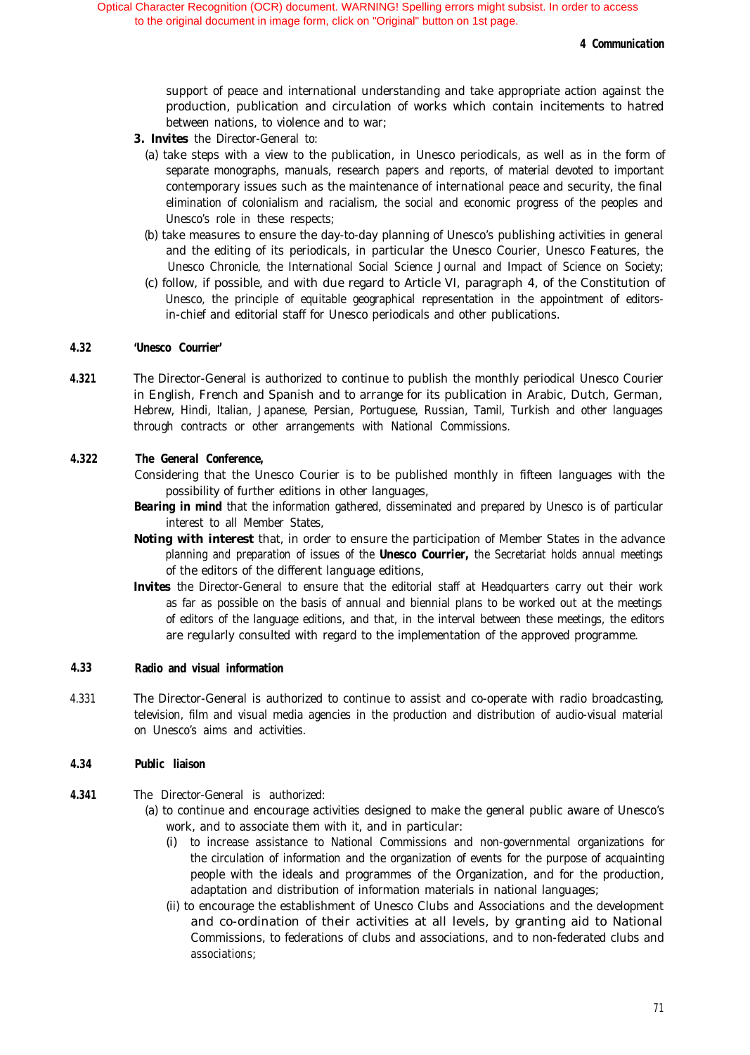support of peace and international understanding and take appropriate action against the production, publication and circulation of works which contain incitements to hatred between nations, to violence and to war;

**3. Invites** the Director-General to:

(a) take steps with a view to the publication, in Unesco periodicals, as well as in the form of separate monographs, manuals, research papers and reports, of material devoted to important contemporary issues such as the maintenance of international peace and security, the final elimination of colonialism and racialism, the social and economic progress of the peoples and Unesco's role in these respects;

(b) take measures to ensure the day-to-day planning of Unesco's publishing activities in general and the editing of its periodicals, in particular the Unesco Courier, Unesco Features, the Unesco Chronicle, the International Social Science Journal and Impact of Science on Society;

(c) follow, if possible, and with due regard to Article VI, paragraph 4, of the Constitution of Unesco, the principle of equitable geographical representation in the appointment of editors-in-chief and editorial staff for Unesco periodicals and other publications.

### 4.32 'Unesco Courier'

**4.321** The Director-General is authorized to continue to publish the monthly periodical Unesco Courier in English, French and Spanish and to arrange for its publication in Arabic, Dutch, German, Hebrew, Hindi, Italian, Japanese, Persian, Portuguese, Russian, Tamil, Turkish and other languages through contracts or other arrangements with National Commissions.

**4.322** **The General Conference,**

Considering that the Unesco Courier is to be published monthly in fifteen languages with the possibility of further editions in other languages,

***Bearing in mind*** that the information gathered, disseminated and prepared by Unesco is of particular interest to all Member States,

**Noting with interest** that, in order to ensure the participation of Member States in the advance planning and preparation of issues of the **Unesco Courier,** the Secretariat holds annual meetings of the editors of the different language editions,

**Invites** the Director-General to ensure that the editorial staff at Headquarters carry out their work as far as possible on the basis of annual and biennial plans to be worked out at the meetings of editors of the language editions, and that, in the interval between these meetings, the editors are regularly consulted with regard to the implementation of the approved programme.

### 4.33 Radio and visual information

4.331 The Director-General is authorized to continue to assist and co-operate with radio broadcasting, television, film and visual media agencies in the production and distribution of audio-visual material on Unesco's aims and activities.

### 4.34 Public liaison

**4.341** The Director-General is authorized:

(a) to continue and encourage activities designed to make the general public aware of Unesco's work, and to associate them with it, and in particular:

(i) to increase assistance to National Commissions and non-governmental organizations for the circulation of information and the organization of events for the purpose of acquainting people with the ideals and programmes of the Organization, and for the production, adaptation and distribution of information materials in national languages;

(ii) to encourage the establishment of Unesco Clubs and Associations and the development and co-ordination of their activities at all levels, by granting aid to National Commissions, to federations of clubs and associations, and to non-federated clubs and associations;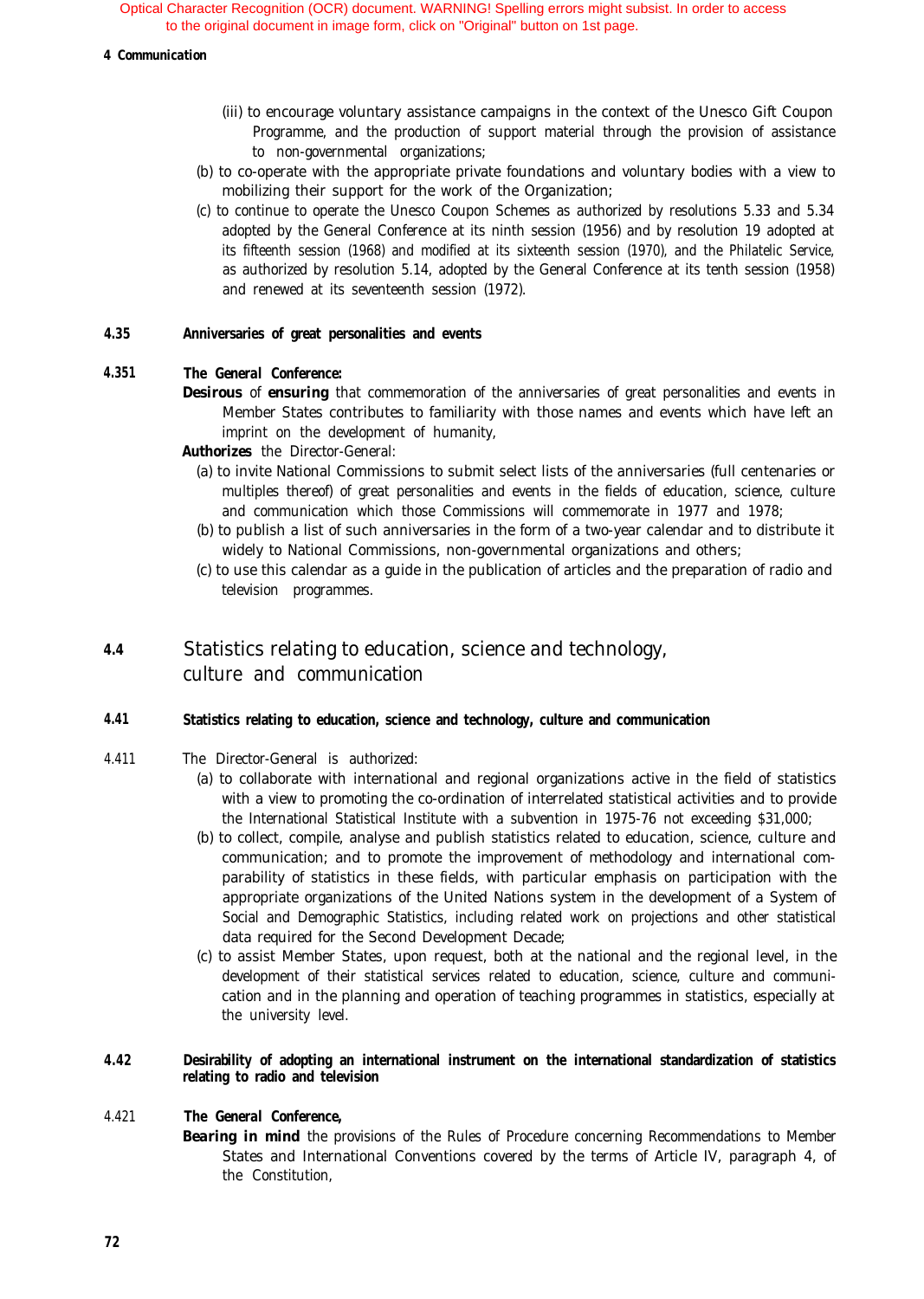(iii) to encourage voluntary assistance campaigns in the context of the Unesco Gift Coupon Programme, and the production of support material through the provision of assistance to non-governmental organizations;

(b) to co-operate with the appropriate private foundations and voluntary bodies with a view to mobilizing their support for the work of the Organization;

(c) to continue to operate the Unesco Coupon Schemes as authorized by resolutions 5.33 and 5.34 adopted by the General Conference at its ninth session (1956) and by resolution 19 adopted at its fifteenth session (1968) and modified at its sixteenth session (1970), and the Philatelic Service, as authorized by resolution 5.14, adopted by the General Conference at its tenth session (1958) and renewed at its seventeenth session (1972).

### 4.35 Anniversaries of great personalities and events

**4.351** ***The General Conference:***

**Desirous** of **ensuring** that commemoration of the anniversaries of great personalities and events in Member States contributes to familiarity with those names and events which have left an imprint on the development of humanity,

**Authorizes** the Director-General:

(a) to invite National Commissions to submit select lists of the anniversaries (full centenaries or multiples thereof) of great personalities and events in the fields of education, science, culture and communication which those Commissions will commemorate in 1977 and 1978;

(b) to publish a list of such anniversaries in the form of a two-year calendar and to distribute it widely to National Commissions, non-governmental organizations and others;

(c) to use this calendar as a guide in the publication of articles and the preparation of radio and television programmes.

## 4.4 Statistics relating to education, science and technology, culture and communication

### 4.41 Statistics relating to education, science and technology, culture and communication

4.411 The Director-General is authorized:

(a) to collaborate with international and regional organizations active in the field of statistics with a view to promoting the co-ordination of interrelated statistical activities and to provide the International Statistical Institute with a subvention in 1975-76 not exceeding $31,000;

(b) to collect, compile, analyse and publish statistics related to education, science, culture and communication; and to promote the improvement of methodology and international comparability of statistics in these fields, with particular emphasis on participation with the appropriate organizations of the United Nations system in the development of a System of Social and Demographic Statistics, including related work on projections and other statistical data required for the Second Development Decade;

(c) to assist Member States, upon request, both at the national and the regional level, in the development of their statistical services related to education, science, culture and communication and in the planning and operation of teaching programmes in statistics, especially at the university level.

### 4.42 Desirability of adopting an international instrument on the international standardization of statistics relating to radio and television

4.421 ***The General Conference,***

**Bearing in mind** the provisions of the Rules of Procedure concerning Recommendations to Member States and International Conventions covered by the terms of Article IV, paragraph 4, of the Constitution,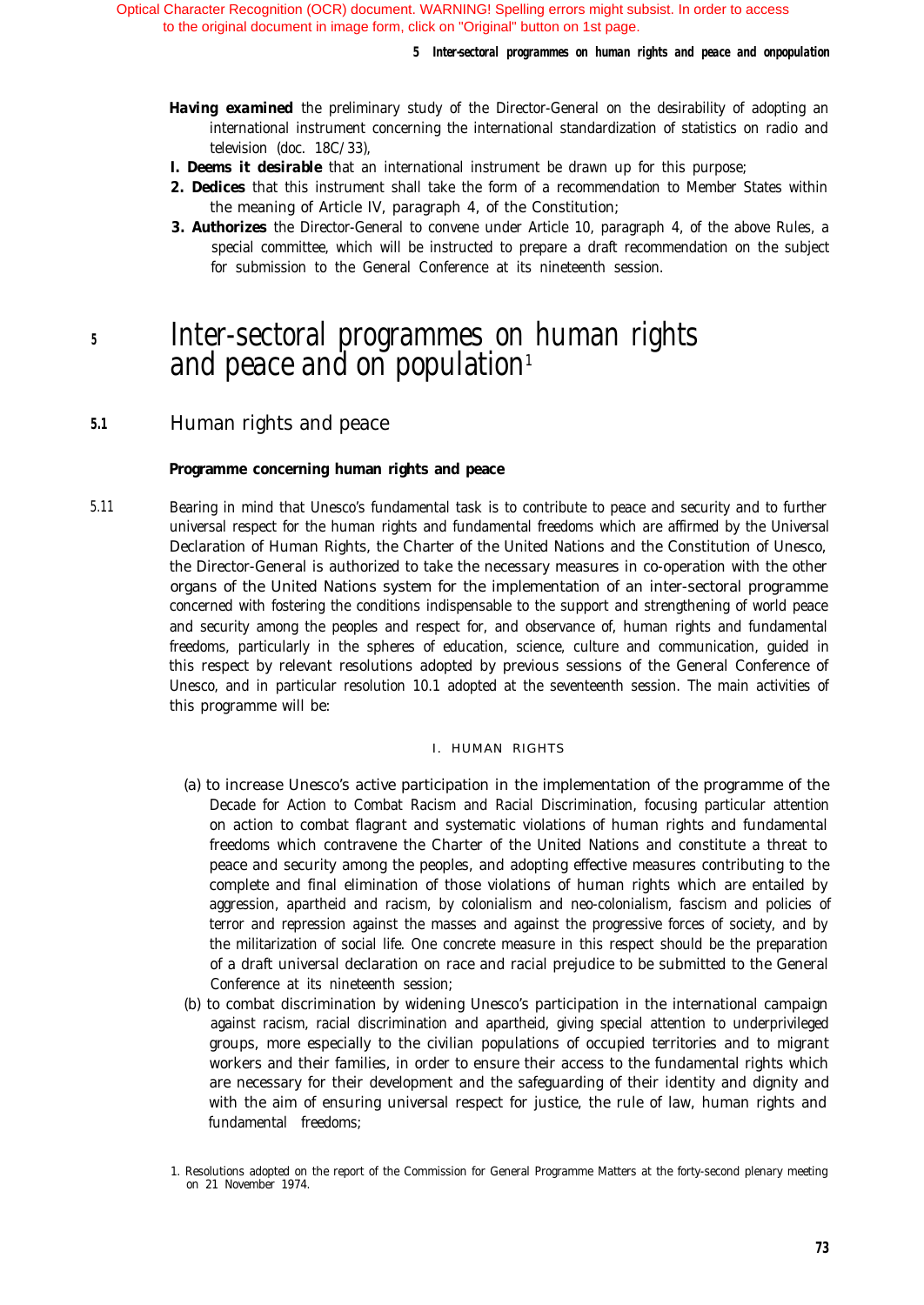**Having examined** the preliminary study of the Director-General on the desirability of adopting an international instrument concerning the international standardization of statistics on radio and television (doc. 18C/33),

**I. Deems it desirable** that an international instrument be drawn up for this purpose;

**2. Dedices** that this instrument shall take the form of a recommendation to Member States within the meaning of Article IV, paragraph 4, of the Constitution;

**3. Authorizes** the Director-General to convene under Article 10, paragraph 4, of the above Rules, a special committee, which will be instructed to prepare a draft recommendation on the subject for submission to the General Conference at its nineteenth session.

# 5 Inter-sectoral programmes on human rights and peace and on population[1]

## 5.1 Human rights and peace

### Programme concerning human rights and peace

5.11 Bearing in mind that Unesco's fundamental task is to contribute to peace and security and to further universal respect for the human rights and fundamental freedoms which are affirmed by the Universal Declaration of Human Rights, the Charter of the United Nations and the Constitution of Unesco, the Director-General is authorized to take the necessary measures in co-operation with the other organs of the United Nations system for the implementation of an inter-sectoral programme concerned with fostering the conditions indispensable to the support and strengthening of world peace and security among the peoples and respect for, and observance of, human rights and fundamental freedoms, particularly in the spheres of education, science, culture and communication, guided in this respect by relevant resolutions adopted by previous sessions of the General Conference of Unesco, and in particular resolution 10.1 adopted at the seventeenth session. The main activities of this programme will be:

I. HUMAN RIGHTS

(a) to increase Unesco's active participation in the implementation of the programme of the Decade for Action to Combat Racism and Racial Discrimination, focusing particular attention on action to combat flagrant and systematic violations of human rights and fundamental freedoms which contravene the Charter of the United Nations and constitute a threat to peace and security among the peoples, and adopting effective measures contributing to the complete and final elimination of those violations of human rights which are entailed by aggression, apartheid and racism, by colonialism and neo-colonialism, fascism and policies of terror and repression against the masses and against the progressive forces of society, and by the militarization of social life. One concrete measure in this respect should be the preparation of a draft universal declaration on race and racial prejudice to be submitted to the General Conference at its nineteenth session;

(b) to combat discrimination by widening Unesco's participation in the international campaign against racism, racial discrimination and apartheid, giving special attention to underprivileged groups, more especially to the civilian populations of occupied territories and to migrant workers and their families, in order to ensure their access to the fundamental rights which are necessary for their development and the safeguarding of their identity and dignity and with the aim of ensuring universal respect for justice, the rule of law, human rights and fundamental freedoms;

1. Resolutions adopted on the report of the Commission for General Programme Matters at the forty-second plenary meeting on 21 November 1974.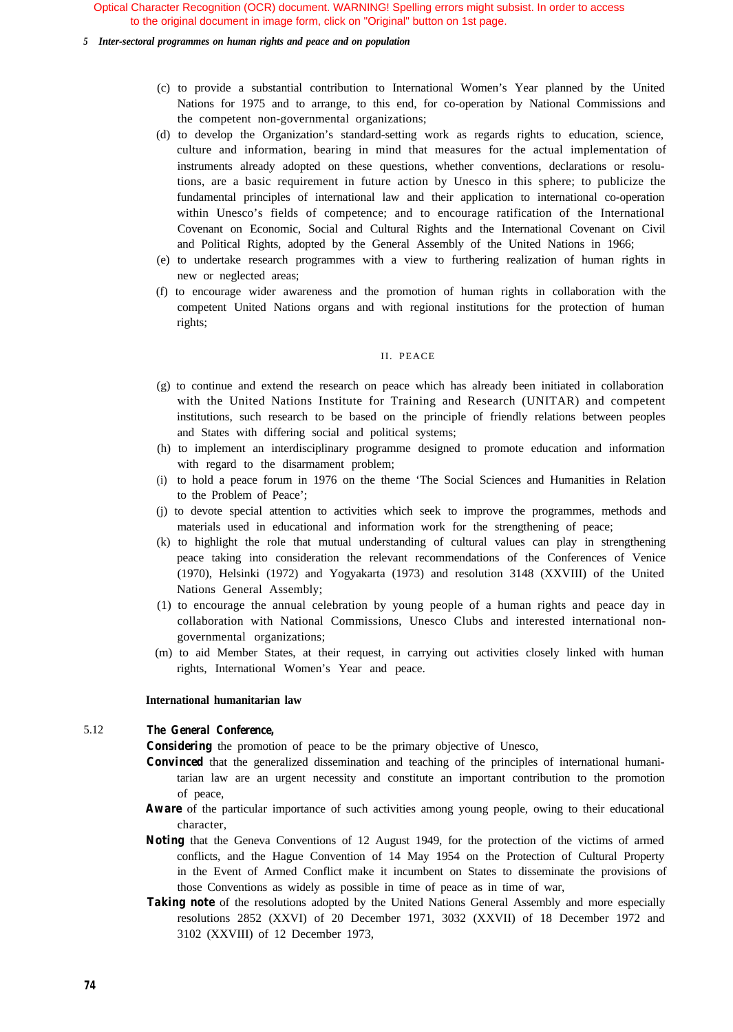(c) to provide a substantial contribution to International Women's Year planned by the United Nations for 1975 and to arrange, to this end, for co-operation by National Commissions and the competent non-governmental organizations;

(d) to develop the Organization's standard-setting work as regards rights to education, science, culture and information, bearing in mind that measures for the actual implementation of instruments already adopted on these questions, whether conventions, declarations or resolutions, are a basic requirement in future action by Unesco in this sphere; to publicize the fundamental principles of international law and their application to international co-operation within Unesco's fields of competence; and to encourage ratification of the International Covenant on Economic, Social and Cultural Rights and the International Covenant on Civil and Political Rights, adopted by the General Assembly of the United Nations in 1966;

(e) to undertake research programmes with a view to furthering realization of human rights in new or neglected areas;

(f) to encourage wider awareness and the promotion of human rights in collaboration with the competent United Nations organs and with regional institutions for the protection of human rights;

## II. PEACE

(g) to continue and extend the research on peace which has already been initiated in collaboration with the United Nations Institute for Training and Research (UNITAR) and competent institutions, such research to be based on the principle of friendly relations between peoples and States with differing social and political systems;

(h) to implement an interdisciplinary programme designed to promote education and information with regard to the disarmament problem;

(i) to hold a peace forum in 1976 on the theme 'The Social Sciences and Humanities in Relation to the Problem of Peace';

(j) to devote special attention to activities which seek to improve the programmes, methods and materials used in educational and information work for the strengthening of peace;

(k) to highlight the role that mutual understanding of cultural values can play in strengthening peace taking into consideration the relevant recommendations of the Conferences of Venice (1970), Helsinki (1972) and Yogyakarta (1973) and resolution 3148 (XXVIII) of the United Nations General Assembly;

(l) to encourage the annual celebration by young people of a human rights and peace day in collaboration with National Commissions, Unesco Clubs and interested international non-governmental organizations;

(m) to aid Member States, at their request, in carrying out activities closely linked with human rights, International Women's Year and peace.

### International humanitarian law

5.12 **The General Conference,**

**Considering** the promotion of peace to be the primary objective of Unesco,

**Convinced** that the generalized dissemination and teaching of the principles of international humanitarian law are an urgent necessity and constitute an important contribution to the promotion of peace,

**Aware** of the particular importance of such activities among young people, owing to their educational character,

**Noting** that the Geneva Conventions of 12 August 1949, for the protection of the victims of armed conflicts, and the Hague Convention of 14 May 1954 on the Protection of Cultural Property in the Event of Armed Conflict make it incumbent on States to disseminate the provisions of those Conventions as widely as possible in time of peace as in time of war,

**Taking note** of the resolutions adopted by the United Nations General Assembly and more especially resolutions 2852 (XXVI) of 20 December 1971, 3032 (XXVII) of 18 December 1972 and 3102 (XXVIII) of 12 December 1973,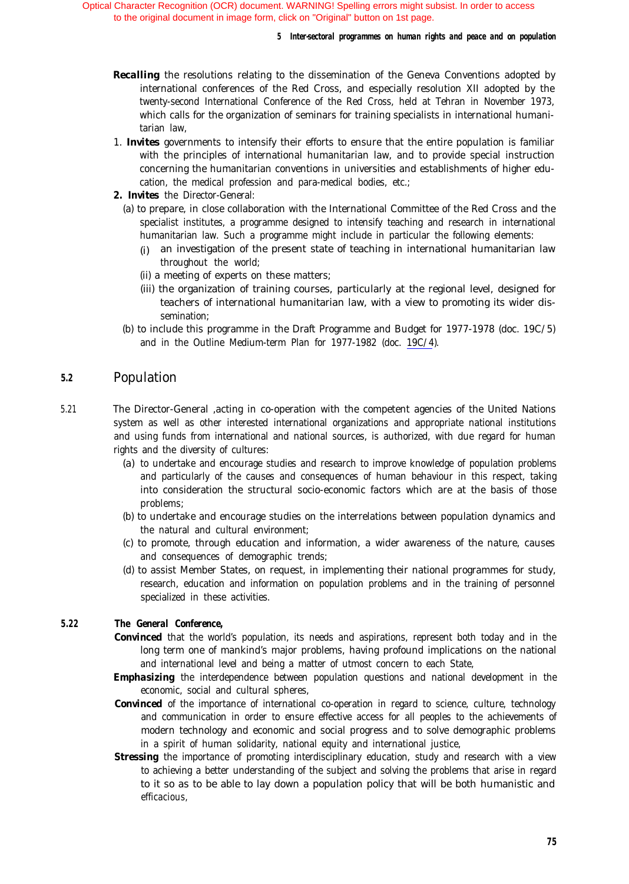**Recalling** the resolutions relating to the dissemination of the Geneva Conventions adopted by international conferences of the Red Cross, and especially resolution XII adopted by the twenty-second International Conference of the Red Cross, held at Tehran in November 1973, which calls for the organization of seminars for training specialists in international humanitarian law,

1. **Invites** governments to intensify their efforts to ensure that the entire population is familiar with the principles of international humanitarian law, and to provide special instruction concerning the humanitarian conventions in universities and establishments of higher education, the medical profession and para-medical bodies, etc.;
2. **Invites** the Director-General:
   - (a) to prepare, in close collaboration with the International Committee of the Red Cross and the specialist institutes, a programme designed to intensify teaching and research in international humanitarian law. Such a programme might include in particular the following elements:
     - (i) an investigation of the present state of teaching in international humanitarian law throughout the world;
     - (ii) a meeting of experts on these matters;
     - (iii) the organization of training courses, particularly at the regional level, designed for teachers of international humanitarian law, with a view to promoting its wider dissemination;
   - (b) to include this programme in the Draft Programme and Budget for 1977-1978 (doc. 19C/5) and in the Outline Medium-term Plan for 1977-1982 (doc. 19C/4).

## 5.2 Population

5.21 The Director-General ,acting in co-operation with the competent agencies of the United Nations system as well as other interested international organizations and appropriate national institutions and using funds from international and national sources, is authorized, with due regard for human rights and the diversity of cultures:

- (a) to undertake and encourage studies and research to improve knowledge of population problems and particularly of the causes and consequences of human behaviour in this respect, taking into consideration the structural socio-economic factors which are at the basis of those problems;
- (b) to undertake and encourage studies on the interrelations between population dynamics and the natural and cultural environment;
- (c) to promote, through education and information, a wider awareness of the nature, causes and consequences of demographic trends;
- (d) to assist Member States, on request, in implementing their national programmes for study, research, education and information on population problems and in the training of personnel specialized in these activities.

5.22 **The General Conference,**

**Convinced** that the world's population, its needs and aspirations, represent both today and in the long term one of mankind's major problems, having profound implications on the national and international level and being a matter of utmost concern to each State,

**Emphasizing** the interdependence between population questions and national development in the economic, social and cultural spheres,

**Convinced** of the importance of international co-operation in regard to science, culture, technology and communication in order to ensure effective access for all peoples to the achievements of modern technology and economic and social progress and to solve demographic problems in a spirit of human solidarity, national equity and international justice,

**Stressing** the importance of promoting interdisciplinary education, study and research with a view to achieving a better understanding of the subject and solving the problems that arise in regard to it so as to be able to lay down a population policy that will be both humanistic and efficacious,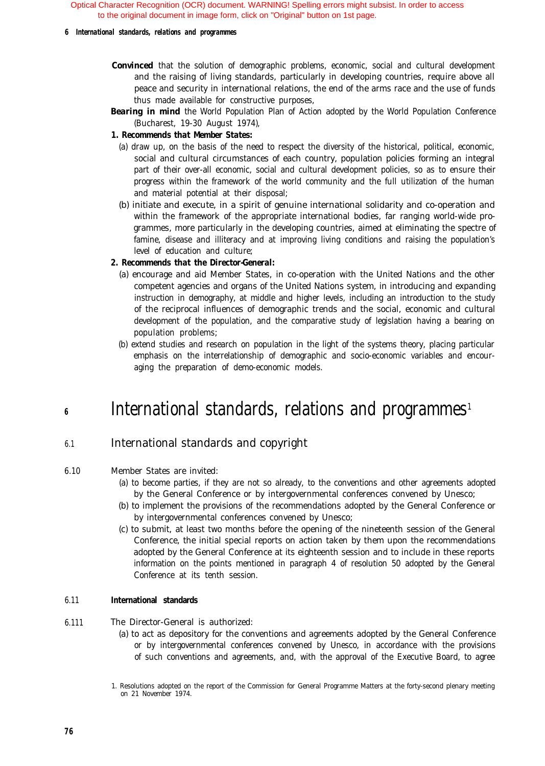**Convinced** that the solution of demographic problems, economic, social and cultural development and the raising of living standards, particularly in developing countries, require above all peace and security in international relations, the end of the arms race and the use of funds thus made available for constructive purposes,

**Bearing in mind** the World Population Plan of Action adopted by the World Population Conference (Bucharest, 19-30 August 1974),

**1. Recommends that Member States:**

(a) draw up, on the basis of the need to respect the diversity of the historical, political, economic, social and cultural circumstances of each country, population policies forming an integral part of their over-all economic, social and cultural development policies, so as to ensure their progress within the framework of the world community and the full utilization of the human and material potential at their disposal;

(b) initiate and execute, in a spirit of genuine international solidarity and co-operation and within the framework of the appropriate international bodies, far ranging world-wide programmes, more particularly in the developing countries, aimed at eliminating the spectre of famine, disease and illiteracy and at improving living conditions and raising the population's level of education and culture;

**2. Recommends that the Director-General:**

(a) encourage and aid Member States, in co-operation with the United Nations and the other competent agencies and organs of the United Nations system, in introducing and expanding instruction in demography, at middle and higher levels, including an introduction to the study of the reciprocal influences of demographic trends and the social, economic and cultural development of the population, and the comparative study of legislation having a bearing on population problems;

(b) extend studies and research on population in the light of the systems theory, placing particular emphasis on the interrelationship of demographic and socio-economic variables and encouraging the preparation of demo-economic models.

# 6 International standards, relations and programmes[1]

## 6.1 International standards and copyright

6.10 Member States are invited:

(a) to become parties, if they are not so already, to the conventions and other agreements adopted by the General Conference or by intergovernmental conferences convened by Unesco;

(b) to implement the provisions of the recommendations adopted by the General Conference or by intergovernmental conferences convened by Unesco;

(c) to submit, at least two months before the opening of the nineteenth session of the General Conference, the initial special reports on action taken by them upon the recommendations adopted by the General Conference at its eighteenth session and to include in these reports information on the points mentioned in paragraph 4 of resolution 50 adopted by the General Conference at its tenth session.

### 6.11 International standards

6.111 The Director-General is authorized:

(a) to act as depository for the conventions and agreements adopted by the General Conference or by intergovernmental conferences convened by Unesco, in accordance with the provisions of such conventions and agreements, and, with the approval of the Executive Board, to agree

1. Resolutions adopted on the report of the Commission for General Programme Matters at the forty-second plenary meeting on 21 November 1974.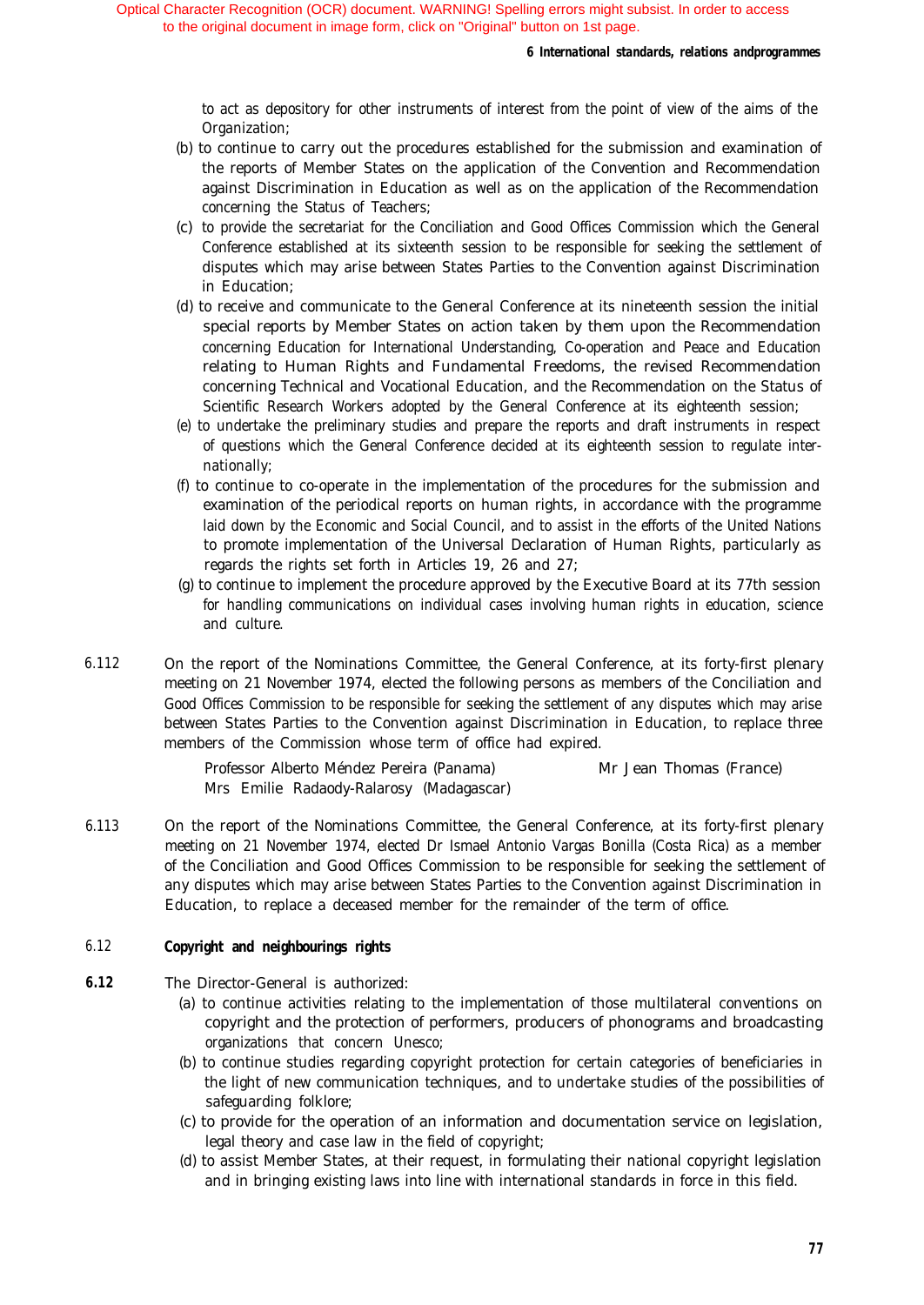to act as depository for other instruments of interest from the point of view of the aims of the Organization;

(b) to continue to carry out the procedures established for the submission and examination of the reports of Member States on the application of the Convention and Recommendation against Discrimination in Education as well as on the application of the Recommendation concerning the Status of Teachers;

(c) to provide the secretariat for the Conciliation and Good Offices Commission which the General Conference established at its sixteenth session to be responsible for seeking the settlement of disputes which may arise between States Parties to the Convention against Discrimination in Education;

(d) to receive and communicate to the General Conference at its nineteenth session the initial special reports by Member States on action taken by them upon the Recommendation concerning Education for International Understanding, Co-operation and Peace and Education relating to Human Rights and Fundamental Freedoms, the revised Recommendation concerning Technical and Vocational Education, and the Recommendation on the Status of Scientific Research Workers adopted by the General Conference at its eighteenth session;

(e) to undertake the preliminary studies and prepare the reports and draft instruments in respect of questions which the General Conference decided at its eighteenth session to regulate internationally;

(f) to continue to co-operate in the implementation of the procedures for the submission and examination of the periodical reports on human rights, in accordance with the programme laid down by the Economic and Social Council, and to assist in the efforts of the United Nations to promote implementation of the Universal Declaration of Human Rights, particularly as regards the rights set forth in Articles 19, 26 and 27;

(g) to continue to implement the procedure approved by the Executive Board at its 77th session for handling communications on individual cases involving human rights in education, science and culture.

6.112 On the report of the Nominations Committee, the General Conference, at its forty-first plenary meeting on 21 November 1974, elected the following persons as members of the Conciliation and Good Offices Commission to be responsible for seeking the settlement of any disputes which may arise between States Parties to the Convention against Discrimination in Education, to replace three members of the Commission whose term of office had expired.

Professor Alberto Méndez Pereira (Panama)
Mrs Emilie Radaody-Ralarosy (Madagascar)
Mr Jean Thomas (France)

6.113 On the report of the Nominations Committee, the General Conference, at its forty-first plenary meeting on 21 November 1974, elected Dr Ismael Antonio Vargas Bonilla (Costa Rica) as a member of the Conciliation and Good Offices Commission to be responsible for seeking the settlement of any disputes which may arise between States Parties to the Convention against Discrimination in Education, to replace a deceased member for the remainder of the term of office.

## 6.12 Copyright and neighbourings rights

**6.12** The Director-General is authorized:

(a) to continue activities relating to the implementation of those multilateral conventions on copyright and the protection of performers, producers of phonograms and broadcasting organizations that concern Unesco;

(b) to continue studies regarding copyright protection for certain categories of beneficiaries in the light of new communication techniques, and to undertake studies of the possibilities of safeguarding folklore;

(c) to provide for the operation of an information and documentation service on legislation, legal theory and case law in the field of copyright;

(d) to assist Member States, at their request, in formulating their national copyright legislation and in bringing existing laws into line with international standards in force in this field.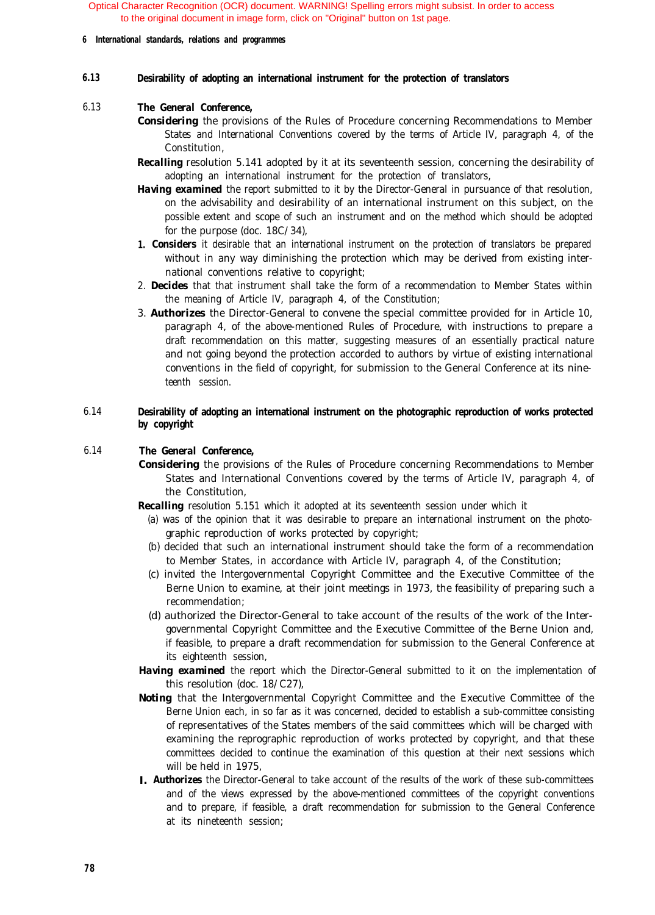### 6.13 Desirability of adopting an international instrument for the protection of translators

6.13 **The General Conference,**

**Considering** the provisions of the Rules of Procedure concerning Recommendations to Member States and International Conventions covered by the terms of Article IV, paragraph 4, of the Constitution,

**Recalling** resolution 5.141 adopted by it at its seventeenth session, concerning the desirability of adopting an international instrument for the protection of translators,

**Having examined** the report submitted to it by the Director-General in pursuance of that resolution, on the advisability and desirability of an international instrument on this subject, on the possible extent and scope of such an instrument and on the method which should be adopted for the purpose (doc. 18C/34),

1. **Considers** it desirable that an international instrument on the protection of translators be prepared without in any way diminishing the protection which may be derived from existing international conventions relative to copyright;
2. **Decides** that that instrument shall take the form of a recommendation to Member States within the meaning of Article IV, paragraph 4, of the Constitution;
3. **Authorizes** the Director-General to convene the special committee provided for in Article 10, paragraph 4, of the above-mentioned Rules of Procedure, with instructions to prepare a draft recommendation on this matter, suggesting measures of an essentially practical nature and not going beyond the protection accorded to authors by virtue of existing international conventions in the field of copyright, for submission to the General Conference at its nineteenth session.

### 6.14 Desirability of adopting an international instrument on the photographic reproduction of works protected by copyright

6.14 **The General Conference,**

**Considering** the provisions of the Rules of Procedure concerning Recommendations to Member States and International Conventions covered by the terms of Article IV, paragraph 4, of the Constitution,

**Recalling** resolution 5.151 which it adopted at its seventeenth session under which it

(a) was of the opinion that it was desirable to prepare an international instrument on the photographic reproduction of works protected by copyright;

(b) decided that such an international instrument should take the form of a recommendation to Member States, in accordance with Article IV, paragraph 4, of the Constitution;

(c) invited the Intergovernmental Copyright Committee and the Executive Committee of the Berne Union to examine, at their joint meetings in 1973, the feasibility of preparing such a recommendation;

(d) authorized the Director-General to take account of the results of the work of the Intergovernmental Copyright Committee and the Executive Committee of the Berne Union and, if feasible, to prepare a draft recommendation for submission to the General Conference at its eighteenth session,

**Having examined** the report which the Director-General submitted to it on the implementation of this resolution (doc. 18/C27),

**Noting** that the Intergovernmental Copyright Committee and the Executive Committee of the Berne Union each, in so far as it was concerned, decided to establish a sub-committee consisting of representatives of the States members of the said committees which will be charged with examining the reprographic reproduction of works protected by copyright, and that these committees decided to continue the examination of this question at their next sessions which will be held in 1975,

1. **Authorizes** the Director-General to take account of the results of the work of these sub-committees and of the views expressed by the above-mentioned committees of the copyright conventions and to prepare, if feasible, a draft recommendation for submission to the General Conference at its nineteenth session;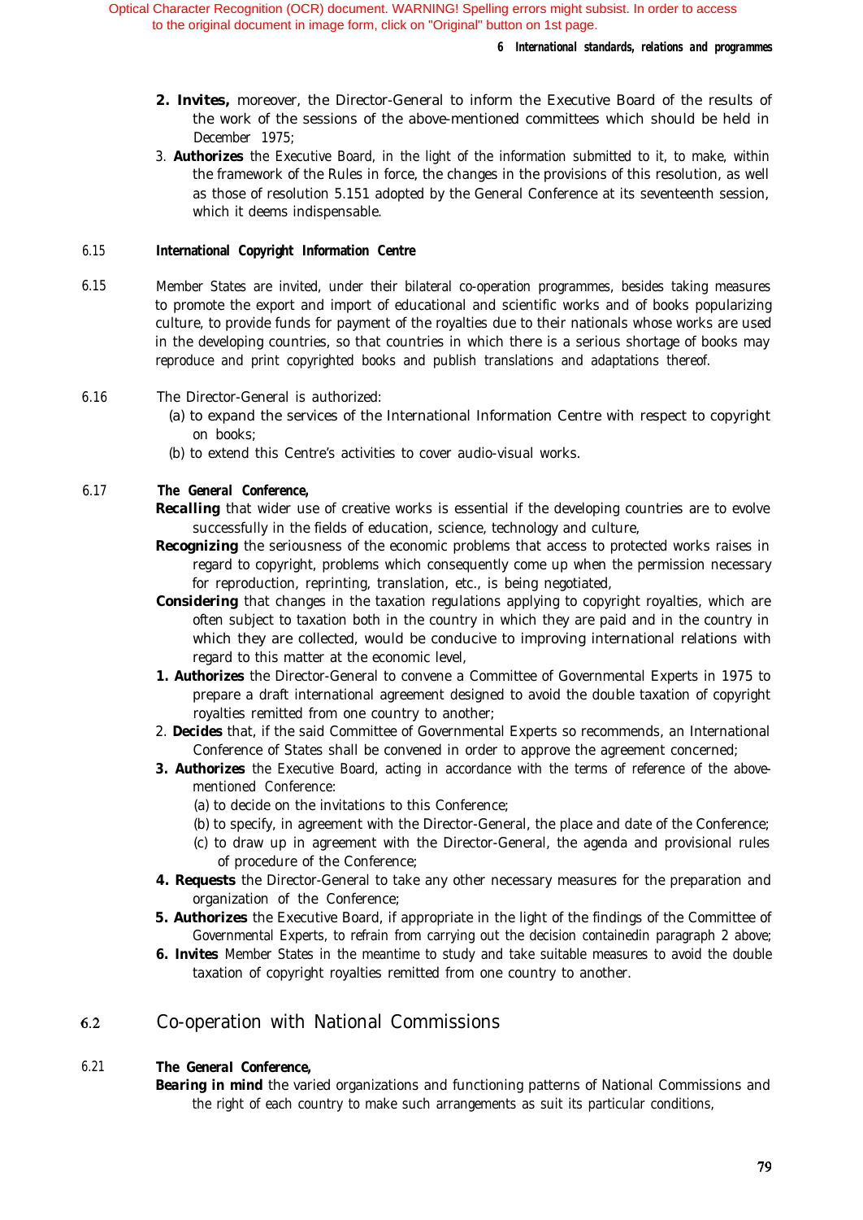2. **Invites,** moreover, the Director-General to inform the Executive Board of the results of the work of the sessions of the above-mentioned committees which should be held in December 1975;

3. **Authorizes** the Executive Board, in the light of the information submitted to it, to make, within the framework of the Rules in force, the changes in the provisions of this resolution, as well as those of resolution 5.151 adopted by the General Conference at its seventeenth session, which it deems indispensable.

### 6.15 International Copyright Information Centre

6.15 Member States are invited, under their bilateral co-operation programmes, besides taking measures to promote the export and import of educational and scientific works and of books popularizing culture, to provide funds for payment of the royalties due to their nationals whose works are used in the developing countries, so that countries in which there is a serious shortage of books may reproduce and print copyrighted books and publish translations and adaptations thereof.

6.16 The Director-General is authorized:

(a) to expand the services of the International Information Centre with respect to copyright on books;

(b) to extend this Centre's activities to cover audio-visual works.

6.17 ***The General Conference,***

**Recalling** that wider use of creative works is essential if the developing countries are to evolve successfully in the fields of education, science, technology and culture,

**Recognizing** the seriousness of the economic problems that access to protected works raises in regard to copyright, problems which consequently come up when the permission necessary for reproduction, reprinting, translation, etc., is being negotiated,

**Considering** that changes in the taxation regulations applying to copyright royalties, which are often subject to taxation both in the country in which they are paid and in the country in which they are collected, would be conducive to improving international relations with regard to this matter at the economic level,

1. **Authorizes** the Director-General to convene a Committee of Governmental Experts in 1975 to prepare a draft international agreement designed to avoid the double taxation of copyright royalties remitted from one country to another;

2. **Decides** that, if the said Committee of Governmental Experts so recommends, an International Conference of States shall be convened in order to approve the agreement concerned;

3. **Authorizes** the Executive Board, acting in accordance with the terms of reference of the above-mentioned Conference:

   (a) to decide on the invitations to this Conference;

   (b) to specify, in agreement with the Director-General, the place and date of the Conference;

   (c) to draw up in agreement with the Director-General, the agenda and provisional rules of procedure of the Conference;

4. **Requests** the Director-General to take any other necessary measures for the preparation and organization of the Conference;

5. **Authorizes** the Executive Board, if appropriate in the light of the findings of the Committee of Governmental Experts, to refrain from carrying out the decision containedin paragraph 2 above;

6. **Invites** Member States in the meantime to study and take suitable measures to avoid the double taxation of copyright royalties remitted from one country to another.

## 6.2 Co-operation with National Commissions

6.21 ***The General Conference,***

***Bearing in mind*** the varied organizations and functioning patterns of National Commissions and the right of each country to make such arrangements as suit its particular conditions,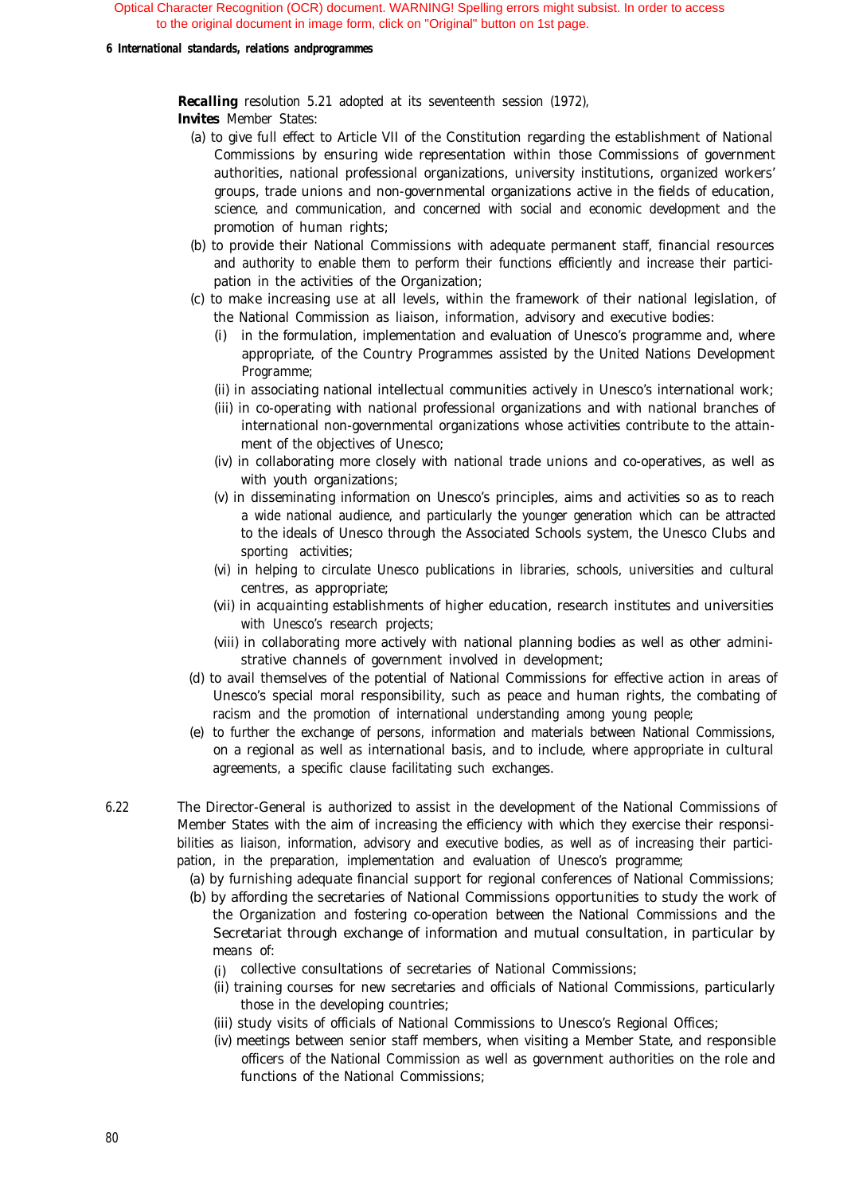**Recalling** resolution 5.21 adopted at its seventeenth session (1972),

**Invites** Member States:

(a) to give full effect to Article VII of the Constitution regarding the establishment of National Commissions by ensuring wide representation within those Commissions of government authorities, national professional organizations, university institutions, organized workers' groups, trade unions and non-governmental organizations active in the fields of education, science, and communication, and concerned with social and economic development and the promotion of human rights;

(b) to provide their National Commissions with adequate permanent staff, financial resources and authority to enable them to perform their functions efficiently and increase their participation in the activities of the Organization;

(c) to make increasing use at all levels, within the framework of their national legislation, of the National Commission as liaison, information, advisory and executive bodies:

- (i) in the formulation, implementation and evaluation of Unesco's programme and, where appropriate, of the Country Programmes assisted by the United Nations Development Programme;
- (ii) in associating national intellectual communities actively in Unesco's international work;
- (iii) in co-operating with national professional organizations and with national branches of international non-governmental organizations whose activities contribute to the attainment of the objectives of Unesco;
- (iv) in collaborating more closely with national trade unions and co-operatives, as well as with youth organizations;
- (v) in disseminating information on Unesco's principles, aims and activities so as to reach a wide national audience, and particularly the younger generation which can be attracted to the ideals of Unesco through the Associated Schools system, the Unesco Clubs and sporting activities;
- (vi) in helping to circulate Unesco publications in libraries, schools, universities and cultural centres, as appropriate;
- (vii) in acquainting establishments of higher education, research institutes and universities with Unesco's research projects;
- (viii) in collaborating more actively with national planning bodies as well as other administrative channels of government involved in development;

(d) to avail themselves of the potential of National Commissions for effective action in areas of Unesco's special moral responsibility, such as peace and human rights, the combating of racism and the promotion of international understanding among young people;

(e) to further the exchange of persons, information and materials between National Commissions, on a regional as well as international basis, and to include, where appropriate in cultural agreements, a specific clause facilitating such exchanges.

6.22 The Director-General is authorized to assist in the development of the National Commissions of Member States with the aim of increasing the efficiency with which they exercise their responsibilities as liaison, information, advisory and executive bodies, as well as of increasing their participation, in the preparation, implementation and evaluation of Unesco's programme;

(a) by furnishing adequate financial support for regional conferences of National Commissions;

(b) by affording the secretaries of National Commissions opportunities to study the work of the Organization and fostering co-operation between the National Commissions and the Secretariat through exchange of information and mutual consultation, in particular by means of:

- (i) collective consultations of secretaries of National Commissions;
- (ii) training courses for new secretaries and officials of National Commissions, particularly those in the developing countries;
- (iii) study visits of officials of National Commissions to Unesco's Regional Offices;
- (iv) meetings between senior staff members, when visiting a Member State, and responsible officers of the National Commission as well as government authorities on the role and functions of the National Commissions;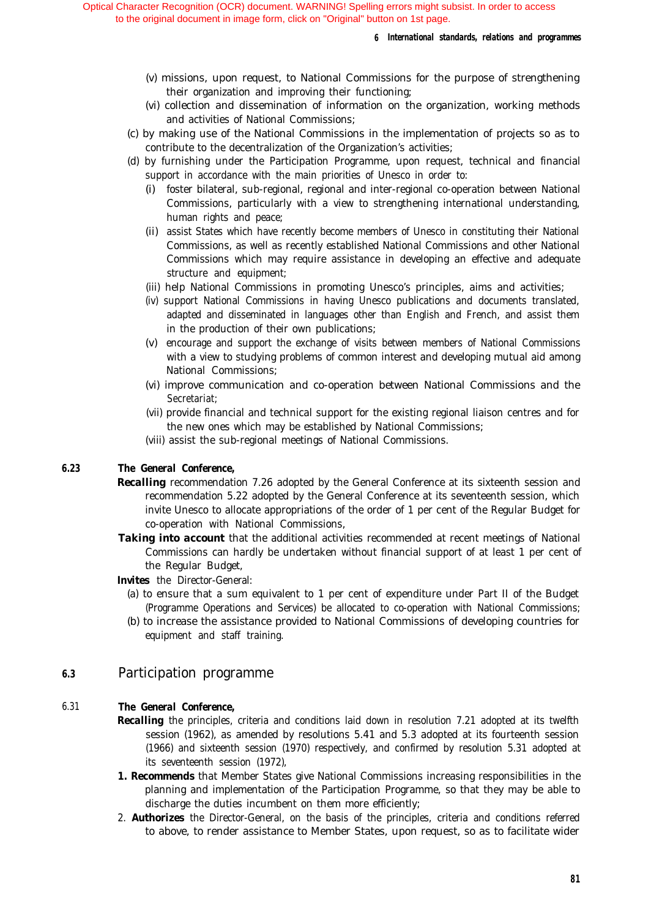(v) missions, upon request, to National Commissions for the purpose of strengthening their organization and improving their functioning;

(vi) collection and dissemination of information on the organization, working methods and activities of National Commissions;

(c) by making use of the National Commissions in the implementation of projects so as to contribute to the decentralization of the Organization's activities;

(d) by furnishing under the Participation Programme, upon request, technical and financial support in accordance with the main priorities of Unesco in order to:

(i) foster bilateral, sub-regional, regional and inter-regional co-operation between National Commissions, particularly with a view to strengthening international understanding, human rights and peace;

(ii) assist States which have recently become members of Unesco in constituting their National Commissions, as well as recently established National Commissions and other National Commissions which may require assistance in developing an effective and adequate structure and equipment;

(iii) help National Commissions in promoting Unesco's principles, aims and activities;

(iv) support National Commissions in having Unesco publications and documents translated, adapted and disseminated in languages other than English and French, and assist them in the production of their own publications;

(v) encourage and support the exchange of visits between members of National Commissions with a view to studying problems of common interest and developing mutual aid among National Commissions;

(vi) improve communication and co-operation between National Commissions and the Secretariat;

(vii) provide financial and technical support for the existing regional liaison centres and for the new ones which may be established by National Commissions;

(viii) assist the sub-regional meetings of National Commissions.

**6.23** ***The General Conference,***

**Recalling** recommendation 7.26 adopted by the General Conference at its sixteenth session and recommendation 5.22 adopted by the General Conference at its seventeenth session, which invite Unesco to allocate appropriations of the order of 1 per cent of the Regular Budget for co-operation with National Commissions,

**Taking into account** that the additional activities recommended at recent meetings of National Commissions can hardly be undertaken without financial support of at least 1 per cent of the Regular Budget,

**Invites** the Director-General:

(a) to ensure that a sum equivalent to 1 per cent of expenditure under Part II of the Budget (Programme Operations and Services) be allocated to co-operation with National Commissions;

(b) to increase the assistance provided to National Commissions of developing countries for equipment and staff training.

## 6.3 Participation programme

6.31 ***The General Conference,***

**Recalling** the principles, criteria and conditions laid down in resolution 7.21 adopted at its twelfth session (1962), as amended by resolutions 5.41 and 5.3 adopted at its fourteenth session (1966) and sixteenth session (1970) respectively, and confirmed by resolution 5.31 adopted at its seventeenth session (1972),

1. **Recommends** that Member States give National Commissions increasing responsibilities in the planning and implementation of the Participation Programme, so that they may be able to discharge the duties incumbent on them more efficiently;

2. **Authorizes** the Director-General, on the basis of the principles, criteria and conditions referred to above, to render assistance to Member States, upon request, so as to facilitate wider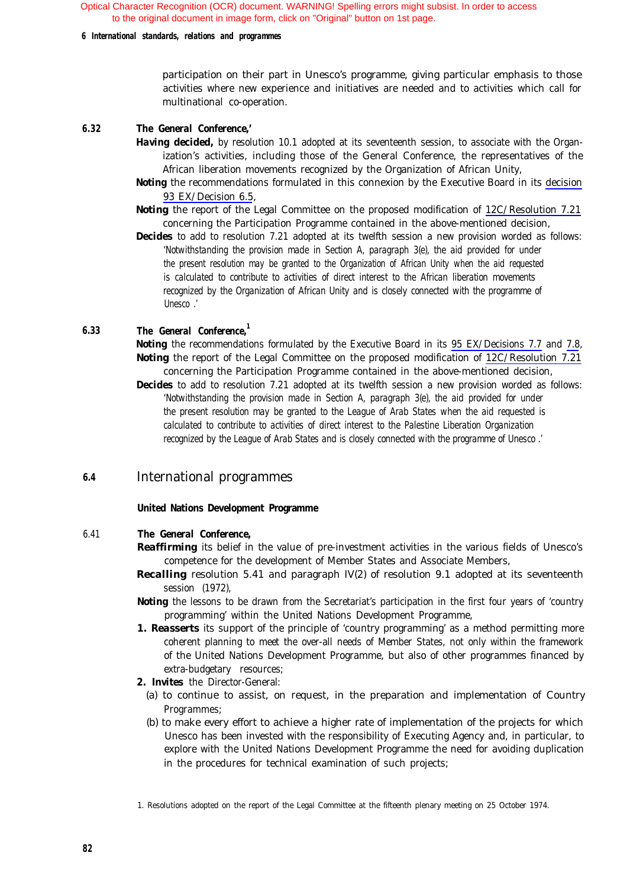participation on their part in Unesco's programme, giving particular emphasis to those activities where new experience and initiatives are needed and to activities which call for multinational co-operation.

**6.32** **The General Conference,'**

**Having decided,** by resolution 10.1 adopted at its seventeenth session, to associate with the Organization's activities, including those of the General Conference, the representatives of the African liberation movements recognized by the Organization of African Unity,

**Noting** the recommendations formulated in this connexion by the Executive Board in its decision 93 EX/Decision 6.5,

**Noting** the report of the Legal Committee on the proposed modification of 12C/Resolution 7.21 concerning the Participation Programme contained in the above-mentioned decision,

**Decides** to add to resolution 7.21 adopted at its twelfth session a new provision worded as follows: 'Notwithstanding the provision made in Section A, paragraph 3(e), the aid provided for under the present resolution may be granted to the Organization of African Unity when the aid requested is calculated to contribute to activities of direct interest to the African liberation movements recognized by the Organization of African Unity and is closely connected with the programme of Unesco .'

**6.33** **The General Conference,**[1]

**Noting** the recommendations formulated by the Executive Board in its 95 EX/Decisions 7.7 and 7.8,

**Noting** the report of the Legal Committee on the proposed modification of 12C/Resolution 7.21 concerning the Participation Programme contained in the above-mentioned decision,

**Decides** to add to resolution 7.21 adopted at its twelfth session a new provision worded as follows: 'Notwithstanding the provision made in Section A, paragraph 3(e), the aid provided for under the present resolution may be granted to the League of Arab States when the aid requested is calculated to contribute to activities of direct interest to the Palestine Liberation Organization recognized by the League of Arab States and is closely connected with the programme of Unesco .'

## 6.4 International programmes

### United Nations Development Programme

**6.41** **The General Conference,**

**Reaffirming** its belief in the value of pre-investment activities in the various fields of Unesco's competence for the development of Member States and Associate Members,

**Recalling** resolution 5.41 and paragraph IV(2) of resolution 9.1 adopted at its seventeenth session (1972),

**Noting** the lessons to be drawn from the Secretariat's participation in the first four years of 'country programming' within the United Nations Development Programme,

1. **Reasserts** its support of the principle of 'country programming' as a method permitting more coherent planning to meet the over-all needs of Member States, not only within the framework of the United Nations Development Programme, but also of other programmes financed by extra-budgetary resources;
2. **Invites** the Director-General:
   (a) to continue to assist, on request, in the preparation and implementation of Country Programmes;
   (b) to make every effort to achieve a higher rate of implementation of the projects for which Unesco has been invested with the responsibility of Executing Agency and, in particular, to explore with the United Nations Development Programme the need for avoiding duplication in the procedures for technical examination of such projects;

1. Resolutions adopted on the report of the Legal Committee at the fifteenth plenary meeting on 25 October 1974.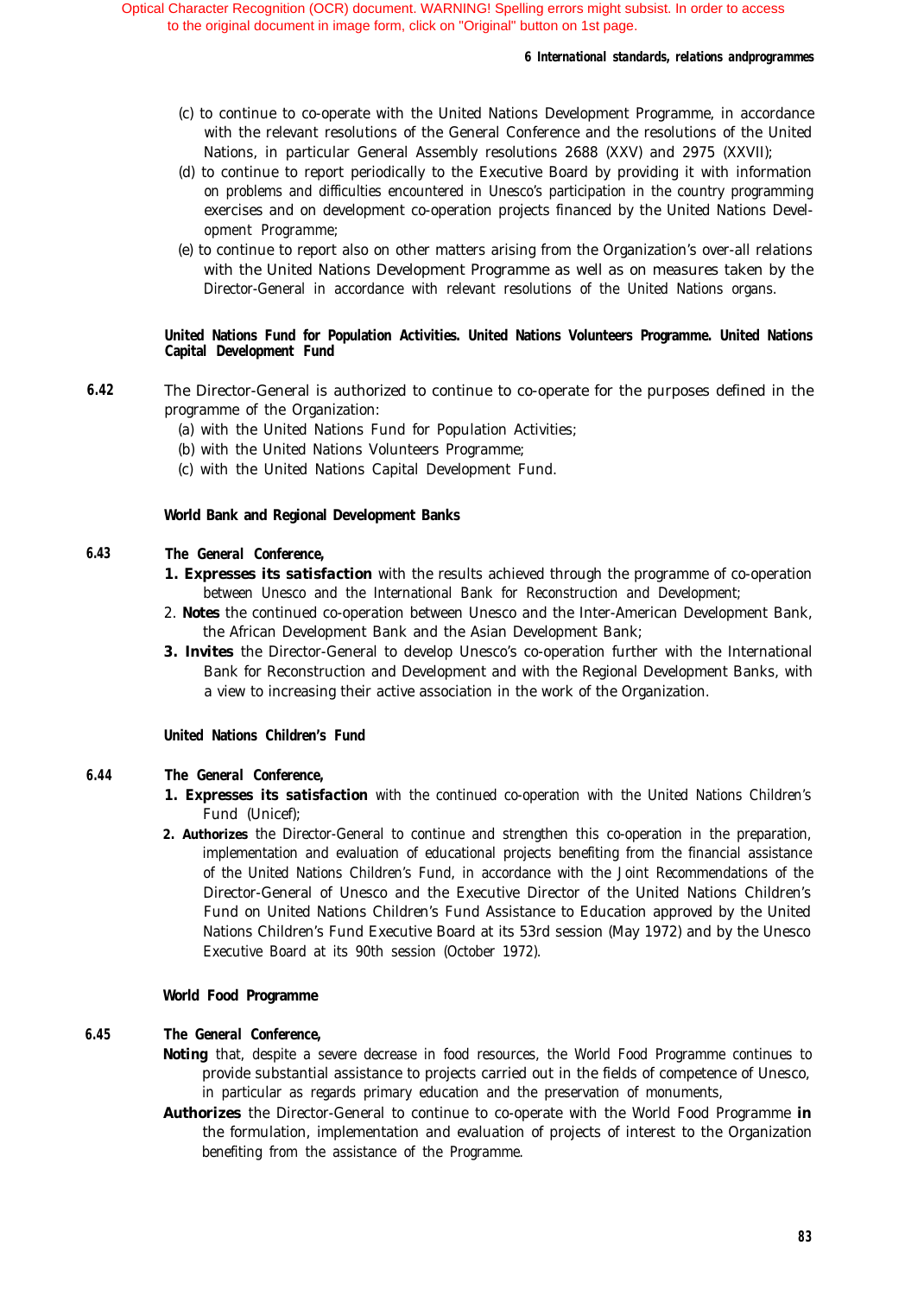(c) to continue to co-operate with the United Nations Development Programme, in accordance with the relevant resolutions of the General Conference and the resolutions of the United Nations, in particular General Assembly resolutions 2688 (XXV) and 2975 (XXVII);

(d) to continue to report periodically to the Executive Board by providing it with information on problems and difficulties encountered in Unesco's participation in the country programming exercises and on development co-operation projects financed by the United Nations Development Programme;

(e) to continue to report also on other matters arising from the Organization's over-all relations with the United Nations Development Programme as well as on measures taken by the Director-General in accordance with relevant resolutions of the United Nations organs.

### United Nations Fund for Population Activities. United Nations Volunteers Programme. United Nations Capital Development Fund

**6.42** The Director-General is authorized to continue to co-operate for the purposes defined in the programme of the Organization:

(a) with the United Nations Fund for Population Activities;

(b) with the United Nations Volunteers Programme;

(c) with the United Nations Capital Development Fund.

### World Bank and Regional Development Banks

**6.43** *The General Conference,*

1. **Expresses its satisfaction** with the results achieved through the programme of co-operation between Unesco and the International Bank for Reconstruction and Development;
2. **Notes** the continued co-operation between Unesco and the Inter-American Development Bank, the African Development Bank and the Asian Development Bank;
3. **Invites** the Director-General to develop Unesco's co-operation further with the International Bank for Reconstruction and Development and with the Regional Development Banks, with a view to increasing their active association in the work of the Organization.

### United Nations Children's Fund

**6.44** *The General Conference,*

1. **Expresses its satisfaction** with the continued co-operation with the United Nations Children's Fund (Unicef);
2. **Authorizes** the Director-General to continue and strengthen this co-operation in the preparation, implementation and evaluation of educational projects benefiting from the financial assistance of the United Nations Children's Fund, in accordance with the Joint Recommendations of the Director-General of Unesco and the Executive Director of the United Nations Children's Fund on United Nations Children's Fund Assistance to Education approved by the United Nations Children's Fund Executive Board at its 53rd session (May 1972) and by the Unesco Executive Board at its 90th session (October 1972).

### World Food Programme

**6.45** *The General Conference,*

**Noting** that, despite a severe decrease in food resources, the World Food Programme continues to provide substantial assistance to projects carried out in the fields of competence of Unesco, in particular as regards primary education and the preservation of monuments,

**Authorizes** the Director-General to continue to co-operate with the World Food Programme **in** the formulation, implementation and evaluation of projects of interest to the Organization benefiting from the assistance of the Programme.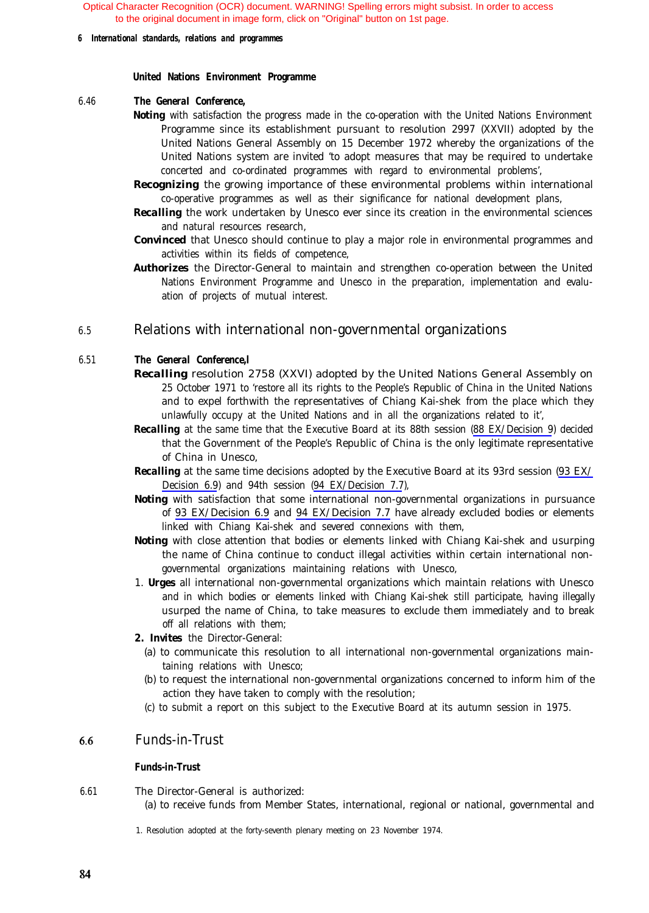### United Nations Environment Programme

6.46 **The General Conference,**

**Noting** with satisfaction the progress made in the co-operation with the United Nations Environment Programme since its establishment pursuant to resolution 2997 (XXVII) adopted by the United Nations General Assembly on 15 December 1972 whereby the organizations of the United Nations system are invited 'to adopt measures that may be required to undertake concerted and co-ordinated programmes with regard to environmental problems',

**Recognizing** the growing importance of these environmental problems within international co-operative programmes as well as their significance for national development plans,

**Recalling** the work undertaken by Unesco ever since its creation in the environmental sciences and natural resources research,

**Convinced** that Unesco should continue to play a major role in environmental programmes and activities within its fields of competence,

**Authorizes** the Director-General to maintain and strengthen co-operation between the United Nations Environment Programme and Unesco in the preparation, implementation and evaluation of projects of mutual interest.

## 6.5 Relations with international non-governmental organizations

6.51 **The General Conference,**[1]

**Recalling** resolution 2758 (XXVI) adopted by the United Nations General Assembly on 25 October 1971 to 'restore all its rights to the People's Republic of China in the United Nations and to expel forthwith the representatives of Chiang Kai-shek from the place which they unlawfully occupy at the United Nations and in all the organizations related to it',

**Recalling** at the same time that the Executive Board at its 88th session (88 EX/Decision 9) decided that the Government of the People's Republic of China is the only legitimate representative of China in Unesco,

**Recalling** at the same time decisions adopted by the Executive Board at its 93rd session (93 EX/Decision 6.9) and 94th session (94 EX/Decision 7.7),

**Noting** with satisfaction that some international non-governmental organizations in pursuance of 93 EX/Decision 6.9 and 94 EX/Decision 7.7 have already excluded bodies or elements linked with Chiang Kai-shek and severed connexions with them,

**Noting** with close attention that bodies or elements linked with Chiang Kai-shek and usurping the name of China continue to conduct illegal activities within certain international non-governmental organizations maintaining relations with Unesco,

1. **Urges** all international non-governmental organizations which maintain relations with Unesco and in which bodies or elements linked with Chiang Kai-shek still participate, having illegally usurped the name of China, to take measures to exclude them immediately and to break off all relations with them;
2. **Invites** the Director-General:
   (a) to communicate this resolution to all international non-governmental organizations maintaining relations with Unesco;
   (b) to request the international non-governmental organizations concerned to inform him of the action they have taken to comply with the resolution;
   (c) to submit a report on this subject to the Executive Board at its autumn session in 1975.

## 6.6 Funds-in-Trust

### Funds-in-Trust

6.61 The Director-General is authorized:

(a) to receive funds from Member States, international, regional or national, governmental and

1. Resolution adopted at the forty-seventh plenary meeting on 23 November 1974.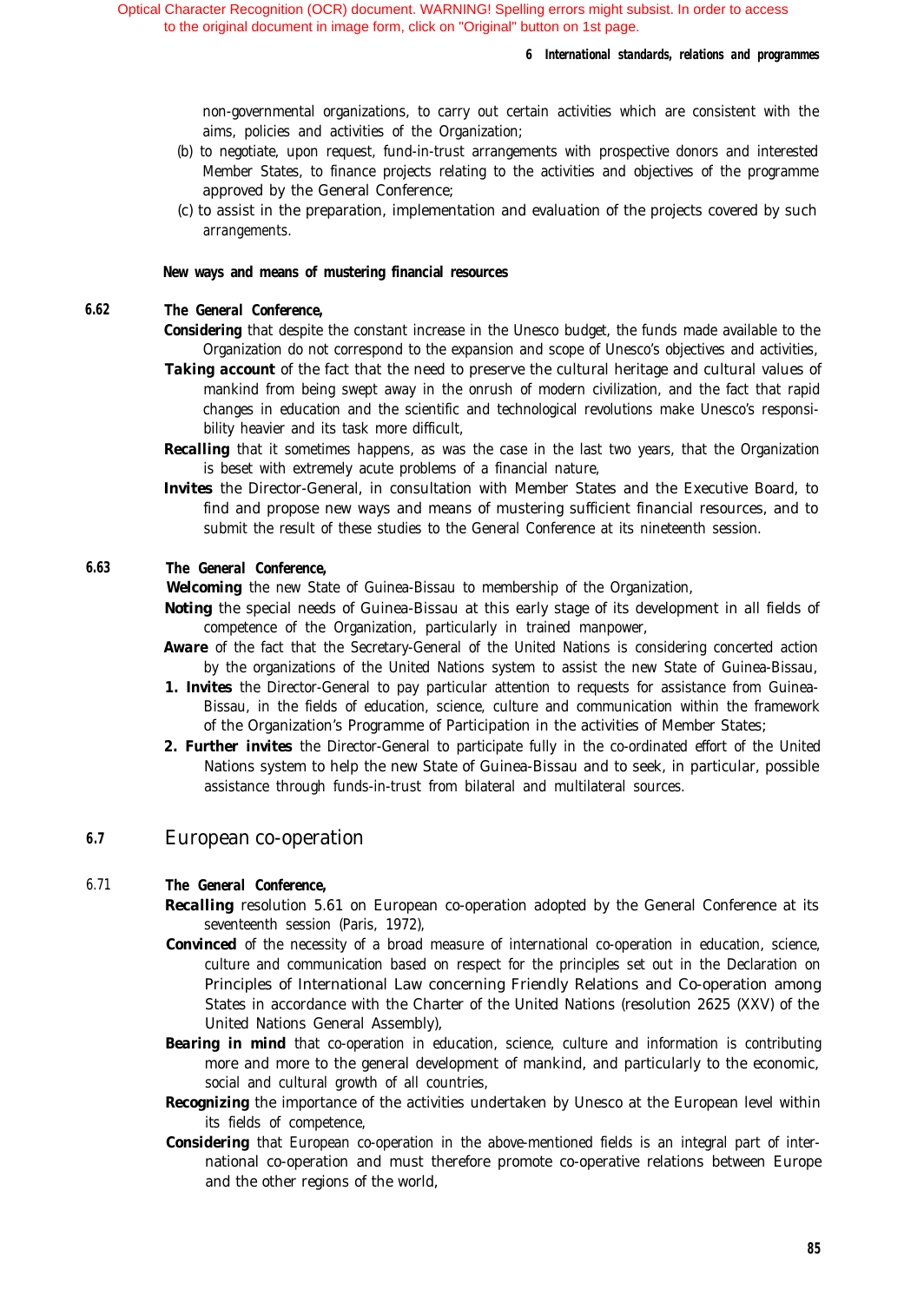non-governmental organizations, to carry out certain activities which are consistent with the aims, policies and activities of the Organization;

(b) to negotiate, upon request, fund-in-trust arrangements with prospective donors and interested Member States, to finance projects relating to the activities and objectives of the programme approved by the General Conference;

(c) to assist in the preparation, implementation and evaluation of the projects covered by such arrangements.

**New ways and means of mustering financial resources**

**6.62** ***The General Conference,***

**Considering** that despite the constant increase in the Unesco budget, the funds made available to the Organization do not correspond to the expansion and scope of Unesco's objectives and activities,

**Taking account** of the fact that the need to preserve the cultural heritage and cultural values of mankind from being swept away in the onrush of modern civilization, and the fact that rapid changes in education and the scientific and technological revolutions make Unesco's responsibility heavier and its task more difficult,

**Recalling** that it sometimes happens, as was the case in the last two years, that the Organization is beset with extremely acute problems of a financial nature,

**Invites** the Director-General, in consultation with Member States and the Executive Board, to find and propose new ways and means of mustering sufficient financial resources, and to submit the result of these studies to the General Conference at its nineteenth session.

**6.63** ***The General Conference,***

**Welcoming** the new State of Guinea-Bissau to membership of the Organization,

**Noting** the special needs of Guinea-Bissau at this early stage of its development in all fields of competence of the Organization, particularly in trained manpower,

**Aware** of the fact that the Secretary-General of the United Nations is considering concerted action by the organizations of the United Nations system to assist the new State of Guinea-Bissau,

1. **Invites** the Director-General to pay particular attention to requests for assistance from Guinea-Bissau, in the fields of education, science, culture and communication within the framework of the Organization's Programme of Participation in the activities of Member States;
2. **Further invites** the Director-General to participate fully in the co-ordinated effort of the United Nations system to help the new State of Guinea-Bissau and to seek, in particular, possible assistance through funds-in-trust from bilateral and multilateral sources.

## 6.7 European co-operation

**6.71** ***The General Conference,***

**Recalling** resolution 5.61 on European co-operation adopted by the General Conference at its seventeenth session (Paris, 1972),

**Convinced** of the necessity of a broad measure of international co-operation in education, science, culture and communication based on respect for the principles set out in the Declaration on Principles of International Law concerning Friendly Relations and Co-operation among States in accordance with the Charter of the United Nations (resolution 2625 (XXV) of the United Nations General Assembly),

**Bearing in mind** that co-operation in education, science, culture and information is contributing more and more to the general development of mankind, and particularly to the economic, social and cultural growth of all countries,

**Recognizing** the importance of the activities undertaken by Unesco at the European level within its fields of competence,

**Considering** that European co-operation in the above-mentioned fields is an integral part of international co-operation and must therefore promote co-operative relations between Europe and the other regions of the world,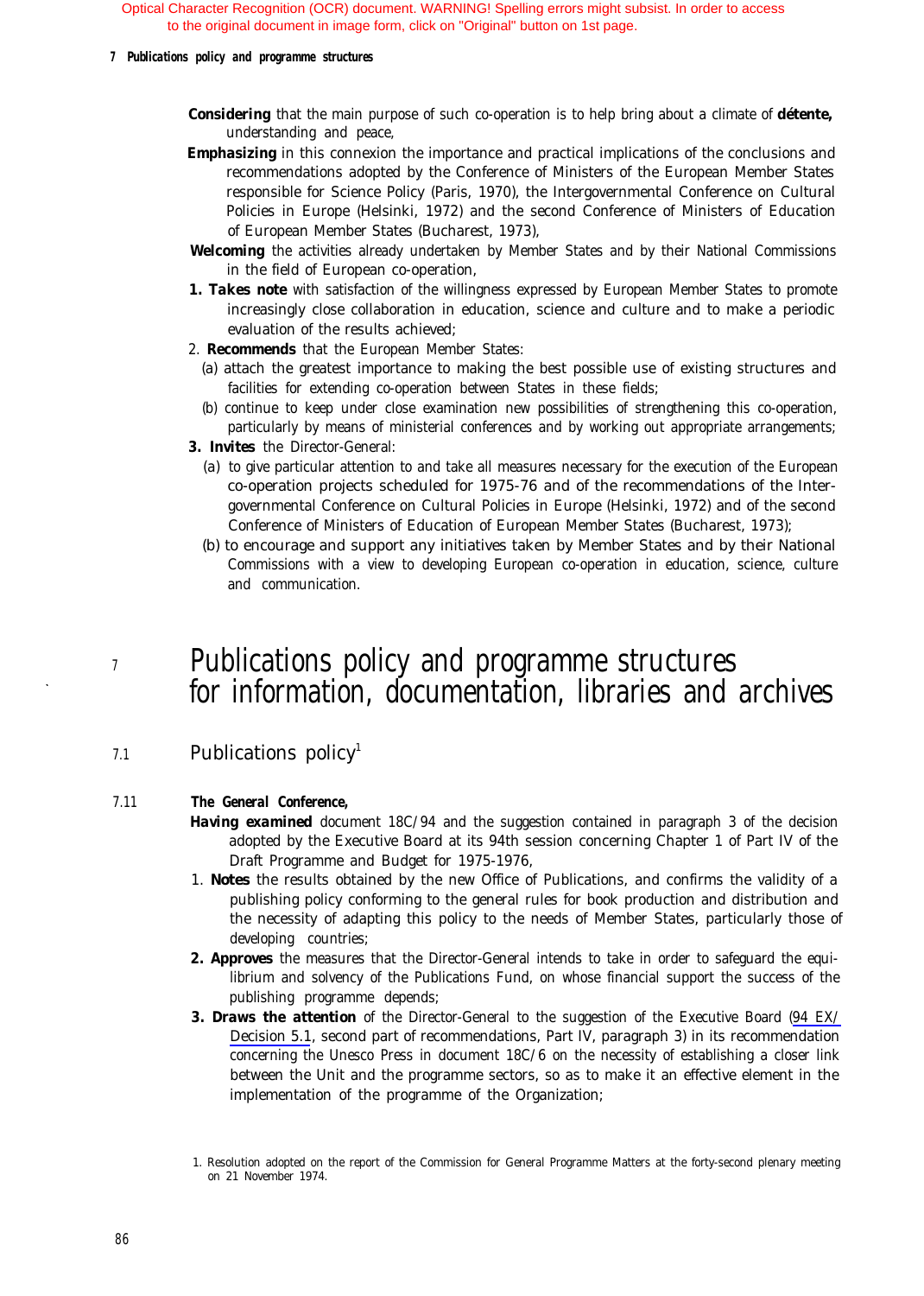**Considering** that the main purpose of such co-operation is to help bring about a climate of **détente,** understanding and peace,

**Emphasizing** in this connexion the importance and practical implications of the conclusions and recommendations adopted by the Conference of Ministers of the European Member States responsible for Science Policy (Paris, 1970), the Intergovernmental Conference on Cultural Policies in Europe (Helsinki, 1972) and the second Conference of Ministers of Education of European Member States (Bucharest, 1973),

**Welcoming** the activities already undertaken by Member States and by their National Commissions in the field of European co-operation,

1. **Takes note** with satisfaction of the willingness expressed by European Member States to promote increasingly close collaboration in education, science and culture and to make a periodic evaluation of the results achieved;
2. **Recommends** that the European Member States:
   (a) attach the greatest importance to making the best possible use of existing structures and facilities for extending co-operation between States in these fields;
   (b) continue to keep under close examination new possibilities of strengthening this co-operation, particularly by means of ministerial conferences and by working out appropriate arrangements;
3. **Invites** the Director-General:
   (a) to give particular attention to and take all measures necessary for the execution of the European co-operation projects scheduled for 1975-76 and of the recommendations of the Intergovernmental Conference on Cultural Policies in Europe (Helsinki, 1972) and of the second Conference of Ministers of Education of European Member States (Bucharest, 1973);
   (b) to encourage and support any initiatives taken by Member States and by their National Commissions with a view to developing European co-operation in education, science, culture and communication.

# 7 Publications policy and programme structures for information, documentation, libraries and archives

## 7.1 Publications policy[1]

7.11 **The General Conference,**

**Having examined** document 18C/94 and the suggestion contained in paragraph 3 of the decision adopted by the Executive Board at its 94th session concerning Chapter 1 of Part IV of the Draft Programme and Budget for 1975-1976,

1. **Notes** the results obtained by the new Office of Publications, and confirms the validity of a publishing policy conforming to the general rules for book production and distribution and the necessity of adapting this policy to the needs of Member States, particularly those of developing countries;
2. **Approves** the measures that the Director-General intends to take in order to safeguard the equilibrium and solvency of the Publications Fund, on whose financial support the success of the publishing programme depends;
3. **Draws the attention** of the Director-General to the suggestion of the Executive Board (94 EX/Decision 5.1, second part of recommendations, Part IV, paragraph 3) in its recommendation concerning the Unesco Press in document 18C/6 on the necessity of establishing a closer link between the Unit and the programme sectors, so as to make it an effective element in the implementation of the programme of the Organization;

1. Resolution adopted on the report of the Commission for General Programme Matters at the forty-second plenary meeting on 21 November 1974.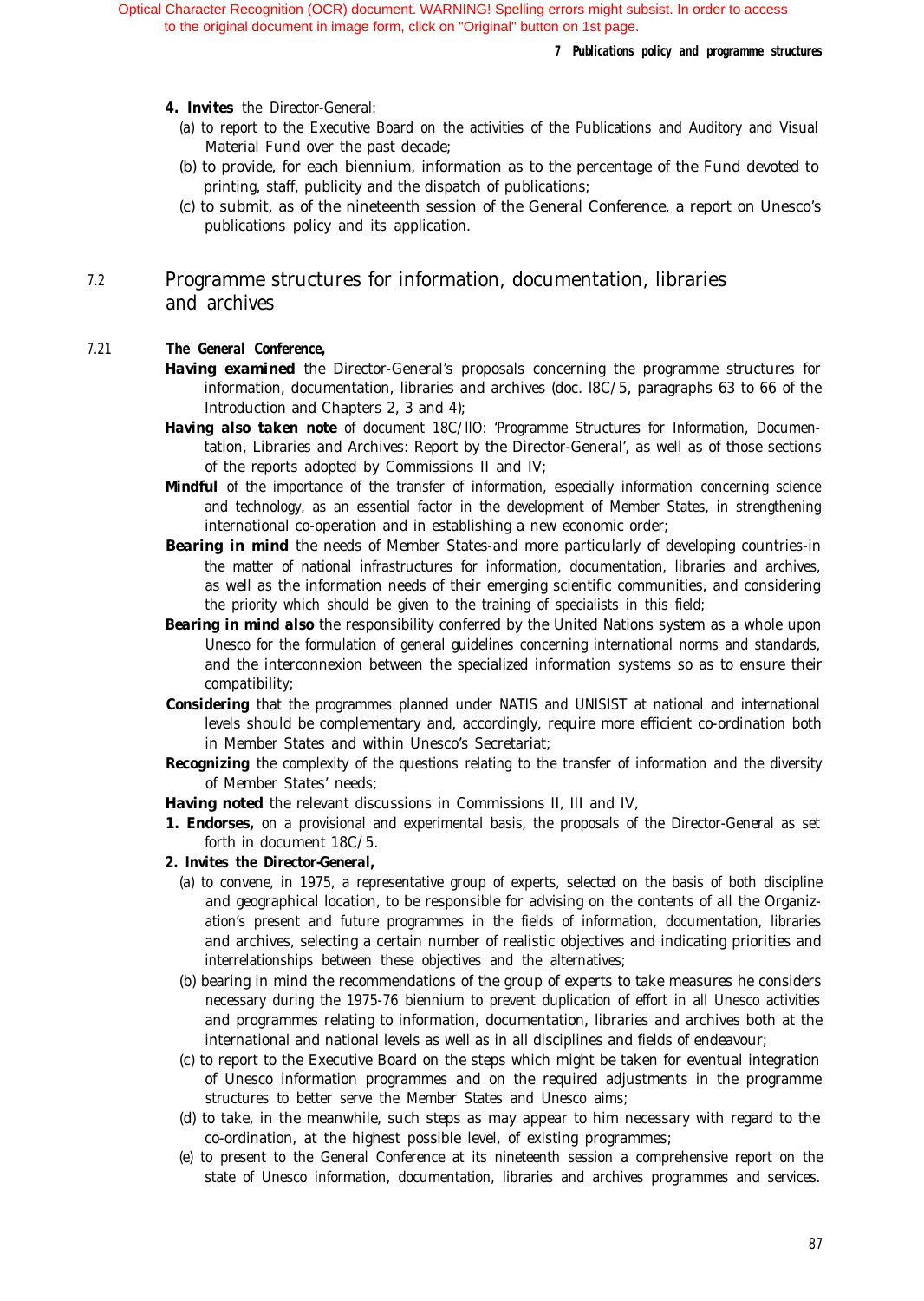**4. Invites** the Director-General:

(a) to report to the Executive Board on the activities of the Publications and Auditory and Visual Material Fund over the past decade;

(b) to provide, for each biennium, information as to the percentage of the Fund devoted to printing, staff, publicity and the dispatch of publications;

(c) to submit, as of the nineteenth session of the General Conference, a report on Unesco's publications policy and its application.

## 7.2 Programme structures for information, documentation, libraries and archives

7.21 **The General Conference,**

**Having examined** the Director-General's proposals concerning the programme structures for information, documentation, libraries and archives (doc. l8C/5, paragraphs 63 to 66 of the Introduction and Chapters 2, 3 and 4);

**Having also taken note** of document 18C/llO: 'Programme Structures for Information, Documentation, Libraries and Archives: Report by the Director-General', as well as of those sections of the reports adopted by Commissions II and IV;

**Mindful** of the importance of the transfer of information, especially information concerning science and technology, as an essential factor in the development of Member States, in strengthening international co-operation and in establishing a new economic order;

**Bearing in mind** the needs of Member States-and more particularly of developing countries-in the matter of national infrastructures for information, documentation, libraries and archives, as well as the information needs of their emerging scientific communities, and considering the priority which should be given to the training of specialists in this field;

**Bearing in mind also** the responsibility conferred by the United Nations system as a whole upon Unesco for the formulation of general guidelines concerning international norms and standards, and the interconnexion between the specialized information systems so as to ensure their compatibility;

**Considering** that the programmes planned under NATIS and UNISIST at national and international levels should be complementary and, accordingly, require more efficient co-ordination both in Member States and within Unesco's Secretariat;

**Recognizing** the complexity of the questions relating to the transfer of information and the diversity of Member States' needs;

**Having noted** the relevant discussions in Commissions II, III and IV,

**1. Endorses,** on a provisional and experimental basis, the proposals of the Director-General as set forth in document 18C/5.

**2. Invites the Director-General,**

(a) to convene, in 1975, a representative group of experts, selected on the basis of both discipline and geographical location, to be responsible for advising on the contents of all the Organization's present and future programmes in the fields of information, documentation, libraries and archives, selecting a certain number of realistic objectives and indicating priorities and interrelationships between these objectives and the alternatives;

(b) bearing in mind the recommendations of the group of experts to take measures he considers necessary during the 1975-76 biennium to prevent duplication of effort in all Unesco activities and programmes relating to information, documentation, libraries and archives both at the international and national levels as well as in all disciplines and fields of endeavour;

(c) to report to the Executive Board on the steps which might be taken for eventual integration of Unesco information programmes and on the required adjustments in the programme structures to better serve the Member States and Unesco aims;

(d) to take, in the meanwhile, such steps as may appear to him necessary with regard to the co-ordination, at the highest possible level, of existing programmes;

(e) to present to the General Conference at its nineteenth session a comprehensive report on the state of Unesco information, documentation, libraries and archives programmes and services.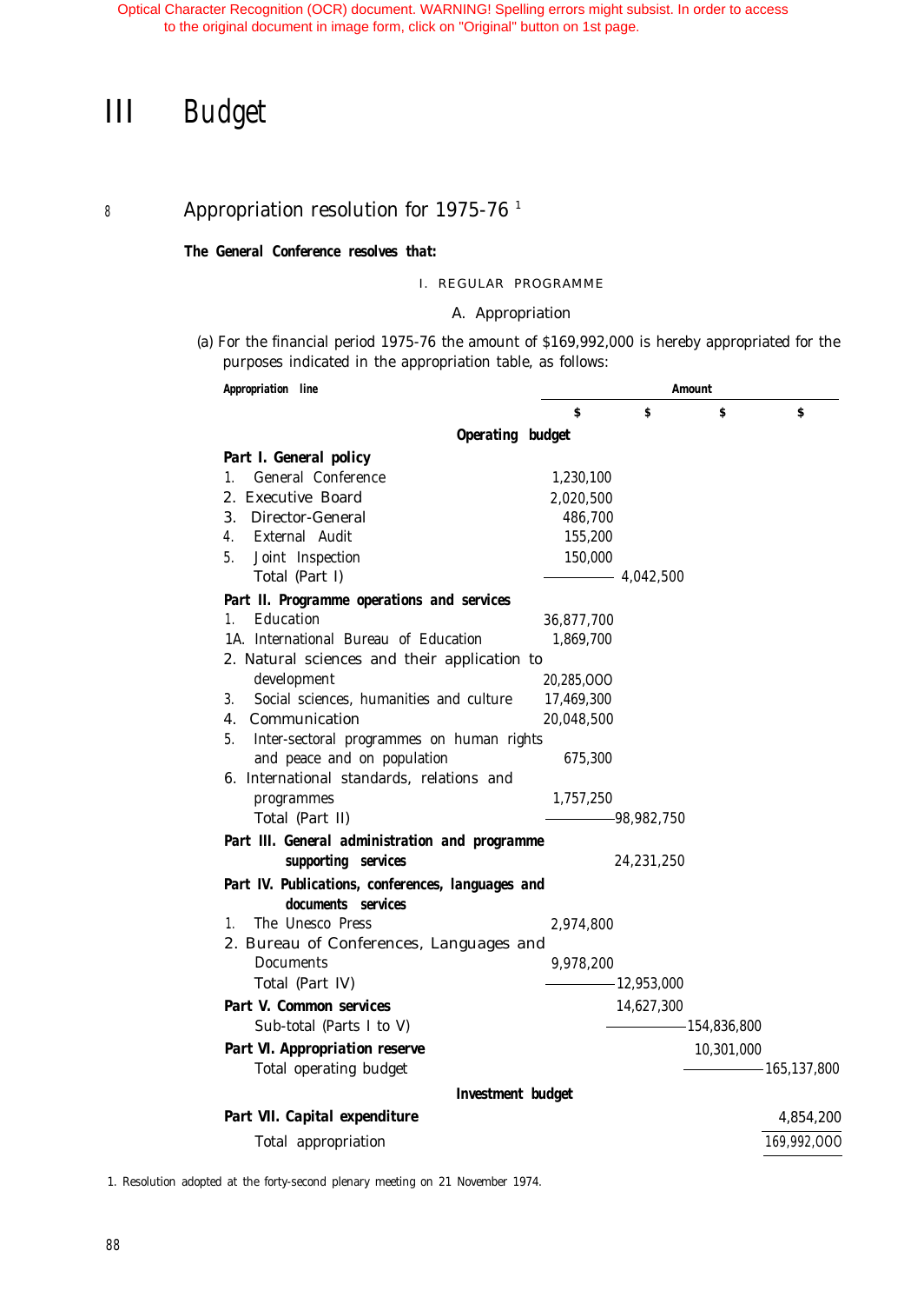# III Budget

## 8 Appropriation resolution for 1975-76 [1]

**The General Conference resolves that:**

I. REGULAR PROGRAMME

A. Appropriation

(a) For the financial period 1975-76 the amount of $169,992,000 is hereby appropriated for the purposes indicated in the appropriation table, as follows:

| Appropriation line | Amount $ | $ | $ | $ |
|---|---|---|---|---|
| **Operating budget** | | | | |
| **Part I. General policy** | | | | |
| 1. General Conference | 1,230,100 | | | |
| 2. Executive Board | 2,020,500 | | | |
| 3. Director-General | 486,700 | | | |
| 4. External Audit | 155,200 | | | |
| 5. Joint Inspection | 150,000 | | | |
| Total (Part I) | | 4,042,500 | | |
| **Part II. Programme operations and services** | | | | |
| 1. Education | 36,877,700 | | | |
| 1A. International Bureau of Education | 1,869,700 | | | |
| 2. Natural sciences and their application to development | 20,285,000 | | | |
| 3. Social sciences, humanities and culture | 17,469,300 | | | |
| 4. Communication | 20,048,500 | | | |
| 5. Inter-sectoral programmes on human rights and peace and on population | 675,300 | | | |
| 6. International standards, relations and programmes | 1,757,250 | | | |
| Total (Part II) | | 98,982,750 | | |
| **Part III. General administration and programme supporting services** | | 24,231,250 | | |
| **Part IV. Publications, conferences, languages and documents services** | | | | |
| 1. The Unesco Press | 2,974,800 | | | |
| 2. Bureau of Conferences, Languages and Documents | 9,978,200 | | | |
| Total (Part IV) | | 12,953,000 | | |
| **Part V. Common services** | | 14,627,300 | | |
| Sub-total (Parts I to V) | | | 154,836,800 | |
| **Part VI. Appropriation reserve** | | | 10,301,000 | |
| Total operating budget | | | | 165,137,800 |
| **Investment budget** | | | | |
| **Part VII. Capital expenditure** | | | | 4,854,200 |
| Total appropriation | | | | 169,992,000 |

1. Resolution adopted at the forty-second plenary meeting on 21 November 1974.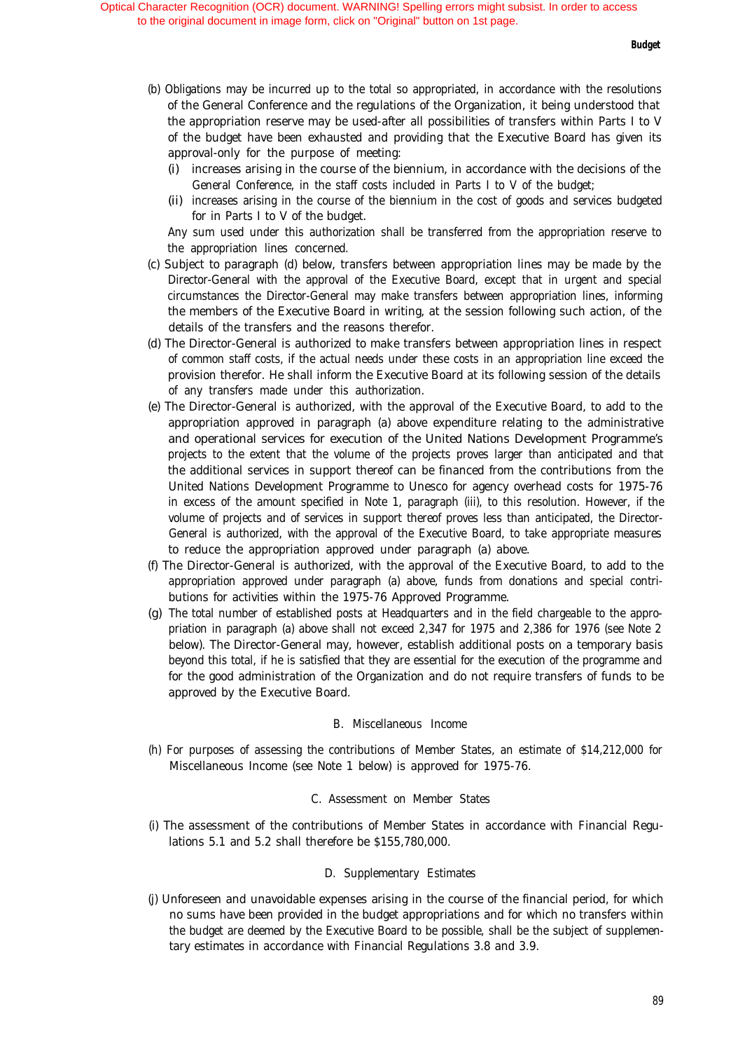(b) Obligations may be incurred up to the total so appropriated, in accordance with the resolutions of the General Conference and the regulations of the Organization, it being understood that the appropriation reserve may be used-after all possibilities of transfers within Parts I to V of the budget have been exhausted and providing that the Executive Board has given its approval-only for the purpose of meeting:

   (i) increases arising in the course of the biennium, in accordance with the decisions of the General Conference, in the staff costs included in Parts I to V of the budget;

   (ii) increases arising in the course of the biennium in the cost of goods and services budgeted for in Parts I to V of the budget.

   Any sum used under this authorization shall be transferred from the appropriation reserve to the appropriation lines concerned.

(c) Subject to paragraph (d) below, transfers between appropriation lines may be made by the Director-General with the approval of the Executive Board, except that in urgent and special circumstances the Director-General may make transfers between appropriation lines, informing the members of the Executive Board in writing, at the session following such action, of the details of the transfers and the reasons therefor.

(d) The Director-General is authorized to make transfers between appropriation lines in respect of common staff costs, if the actual needs under these costs in an appropriation line exceed the provision therefor. He shall inform the Executive Board at its following session of the details of any transfers made under this authorization.

(e) The Director-General is authorized, with the approval of the Executive Board, to add to the appropriation approved in paragraph (a) above expenditure relating to the administrative and operational services for execution of the United Nations Development Programme's projects to the extent that the volume of the projects proves larger than anticipated and that the additional services in support thereof can be financed from the contributions from the United Nations Development Programme to Unesco for agency overhead costs for 1975-76 in excess of the amount specified in Note 1, paragraph (iii), to this resolution. However, if the volume of projects and of services in support thereof proves less than anticipated, the Director-General is authorized, with the approval of the Executive Board, to take appropriate measures to reduce the appropriation approved under paragraph (a) above.

(f) The Director-General is authorized, with the approval of the Executive Board, to add to the appropriation approved under paragraph (a) above, funds from donations and special contributions for activities within the 1975-76 Approved Programme.

(g) The total number of established posts at Headquarters and in the field chargeable to the appropriation in paragraph (a) above shall not exceed 2,347 for 1975 and 2,386 for 1976 (see Note 2 below). The Director-General may, however, establish additional posts on a temporary basis beyond this total, if he is satisfied that they are essential for the execution of the programme and for the good administration of the Organization and do not require transfers of funds to be approved by the Executive Board.

B. Miscellaneous Income

(h) For purposes of assessing the contributions of Member States, an estimate of $14,212,000 for Miscellaneous Income (see Note 1 below) is approved for 1975-76.

C. Assessment on Member States

(i) The assessment of the contributions of Member States in accordance with Financial Regulations 5.1 and 5.2 shall therefore be $155,780,000.

D. Supplementary Estimates

(j) Unforeseen and unavoidable expenses arising in the course of the financial period, for which no sums have been provided in the budget appropriations and for which no transfers within the budget are deemed by the Executive Board to be possible, shall be the subject of supplementary estimates in accordance with Financial Regulations 3.8 and 3.9.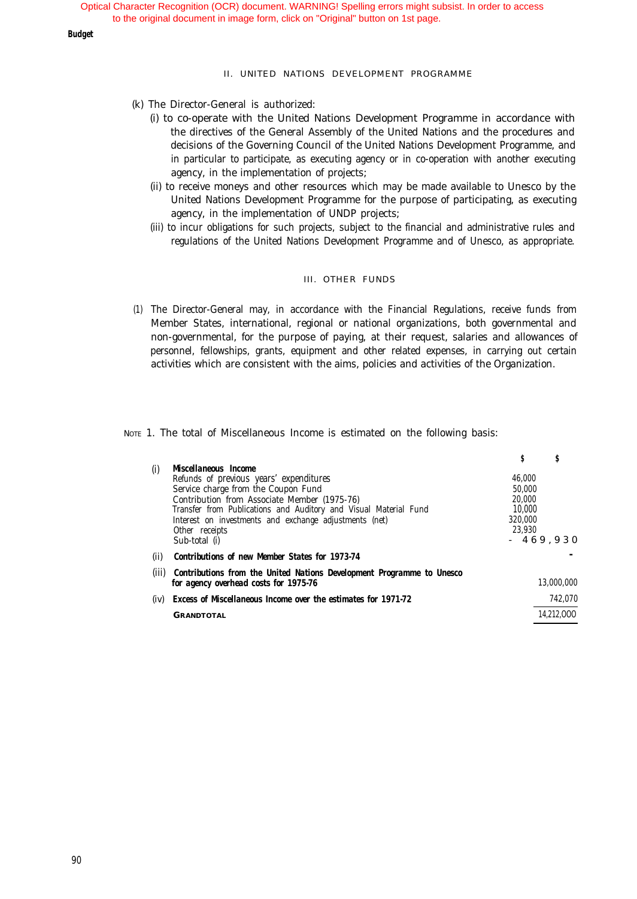## II. UNITED NATIONS DEVELOPMENT PROGRAMME

(k) The Director-General is authorized:

(i) to co-operate with the United Nations Development Programme in accordance with the directives of the General Assembly of the United Nations and the procedures and decisions of the Governing Council of the United Nations Development Programme, and in particular to participate, as executing agency or in co-operation with another executing agency, in the implementation of projects;

(ii) to receive moneys and other resources which may be made available to Unesco by the United Nations Development Programme for the purpose of participating, as executing agency, in the implementation of UNDP projects;

(iii) to incur obligations for such projects, subject to the financial and administrative rules and regulations of the United Nations Development Programme and of Unesco, as appropriate.

## III. OTHER FUNDS

(l) The Director-General may, in accordance with the Financial Regulations, receive funds from Member States, international, regional or national organizations, both governmental and non-governmental, for the purpose of paying, at their request, salaries and allowances of personnel, fellowships, grants, equipment and other related expenses, in carrying out certain activities which are consistent with the aims, policies and activities of the Organization.

NOTE 1. The total of Miscellaneous Income is estimated on the following basis:

| | | $ | $ |
|---|---|---|---|
| (i) | **Miscellaneous Income** | | |
| | Refunds of previous years' expenditures | 46,000 | |
| | Service charge from the Coupon Fund | 50,000 | |
| | Contribution from Associate Member (1975-76) | 20,000 | |
| | Transfer from Publications and Auditory and Visual Material Fund | 10,000 | |
| | Interest on investments and exchange adjustments (net) | 320,000 | |
| | Other receipts | 23,930 | |
| | Sub-total (i) | - | 469,930 |
| (ii) | **Contributions of new Member States for 1973-74** | | - |
| (iii) | **Contributions from the United Nations Development Programme to Unesco for agency overhead costs for 1975-76** | | 13,000,000 |
| (iv) | **Excess of Miscellaneous Income over the estimates for 1971-72** | | 742,070 |
| | **GRAND TOTAL** | | 14,212,000 |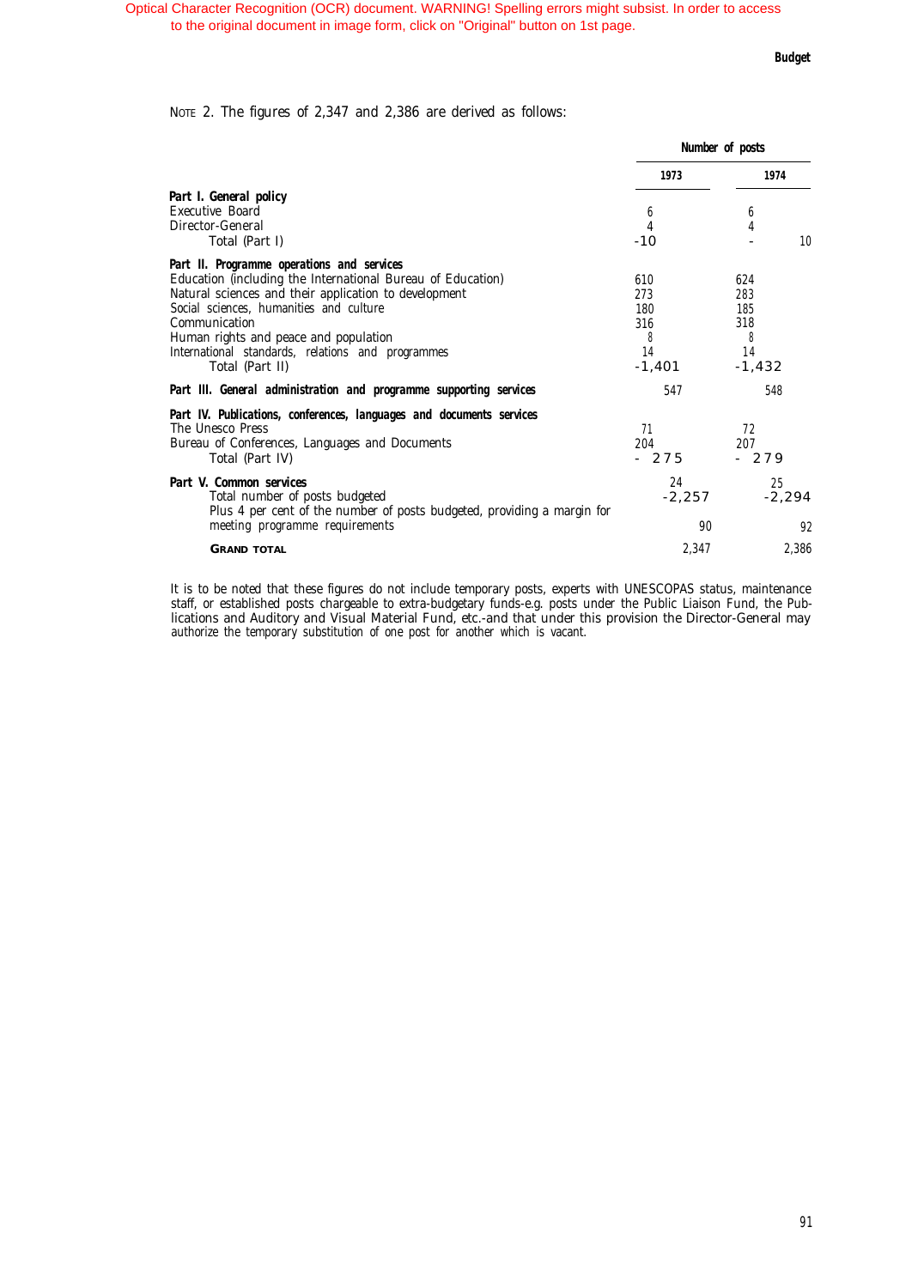NOTE 2. The figures of 2,347 and 2,386 are derived as follows:

| | Number of posts | |
|---|---|---|
| | 1973 | 1974 |
| **Part I. General policy** | | |
| Executive Board | 6 | 6 |
| Director-General | 4 | 4 |
| Total (Part I) | -10 | - 10 |
| **Part II. Programme operations and services** | | |
| Education (including the International Bureau of Education) | 610 | 624 |
| Natural sciences and their application to development | 273 | 283 |
| Social sciences, humanities and culture | 180 | 185 |
| Communication | 316 | 318 |
| Human rights and peace and population | 8 | 8 |
| International standards, relations and programmes | 14 | 14 |
| Total (Part II) | -1,401 | -1,432 |
| **Part III. General administration and programme supporting services** | 547 | 548 |
| **Part IV. Publications, conferences, languages and documents services** | | |
| The Unesco Press | 71 | 72 |
| Bureau of Conferences, Languages and Documents | 204 | 207 |
| Total (Part IV) | - 275 | - 279 |
| **Part V. Common services** | 24 | 25 |
| Total number of posts budgeted | -2,257 | -2,294 |
| Plus 4 per cent of the number of posts budgeted, providing a margin for meeting programme requirements | 90 | 92 |
| **GRAND TOTAL** | 2,347 | 2,386 |

It is to be noted that these figures do not include temporary posts, experts with UNESCOPAS status, maintenance staff, or established posts chargeable to extra-budgetary funds-e.g. posts under the Public Liaison Fund, the Publications and Auditory and Visual Material Fund, etc.-and that under this provision the Director-General may authorize the temporary substitution of one post for another which is vacant.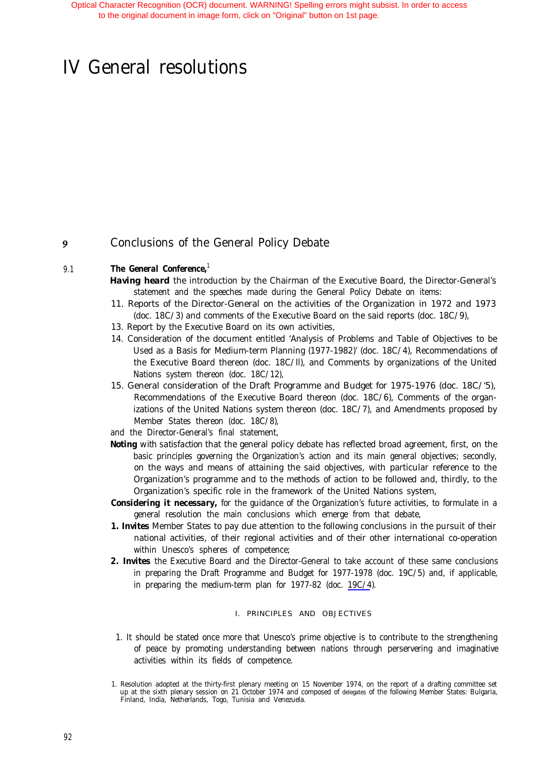Optical Character Recognition (OCR) document. WARNING! Spelling errors might subsist. In order to access to the original document in image form, click on "Original" button on 1st page.

# IV General resolutions

## 9 Conclusions of the General Policy Debate

9.1 **The General Conference,**[1]

**Having heard** the introduction by the Chairman of the Executive Board, the Director-General's statement and the speeches made during the General Policy Debate on items:

11. Reports of the Director-General on the activities of the Organization in 1972 and 1973 (doc. 18C/3) and comments of the Executive Board on the said reports (doc. 18C/9),
13. Report by the Executive Board on its own activities,
14. Consideration of the document entitled 'Analysis of Problems and Table of Objectives to be Used as a Basis for Medium-term Planning (1977-1982)' (doc. 18C/4), Recommendations of the Executive Board thereon (doc. 18C/ll), and Comments by organizations of the United Nations system thereon (doc. 18C/12),
15. General consideration of the Draft Programme and Budget for 1975-1976 (doc. 18C/'5), Recommendations of the Executive Board thereon (doc. 18C/6), Comments of the organizations of the United Nations system thereon (doc. 18C/7), and Amendments proposed by Member States thereon (doc. 18C/8),

and the Director-General's final statement,

**Noting** with satisfaction that the general policy debate has reflected broad agreement, first, on the basic principles governing the Organization's action and its main general objectives; secondly, on the ways and means of attaining the said objectives, with particular reference to the Organization's programme and to the methods of action to be followed and, thirdly, to the Organization's specific role in the framework of the United Nations system,

**Considering it necessary,** for the guidance of the Organization's future activities, to formulate in a general resolution the main conclusions which emerge from that debate,

1. **Invites** Member States to pay due attention to the following conclusions in the pursuit of their national activities, of their regional activities and of their other international co-operation within Unesco's spheres of competence;
2. **Invites** the Executive Board and the Director-General to take account of these same conclusions in preparing the Draft Programme and Budget for 1977-1978 (doc. 19C/5) and, if applicable, in preparing the medium-term plan for 1977-82 (doc. 19C/4).

### I. PRINCIPLES AND OBJECTIVES

1. It should be stated once more that Unesco's prime objective is to contribute to the strengthening of peace by promoting understanding between nations through perservering and imaginative activities within its fields of competence.

1. Resolution adopted at the thirty-first plenary meeting on 15 November 1974, on the report of a drafting committee set up at the sixth plenary session on 21 October 1974 and composed of delegates of the following Member States: Bulgaria, Finland, India, Netherlands, Togo, Tunisia and Venezuela.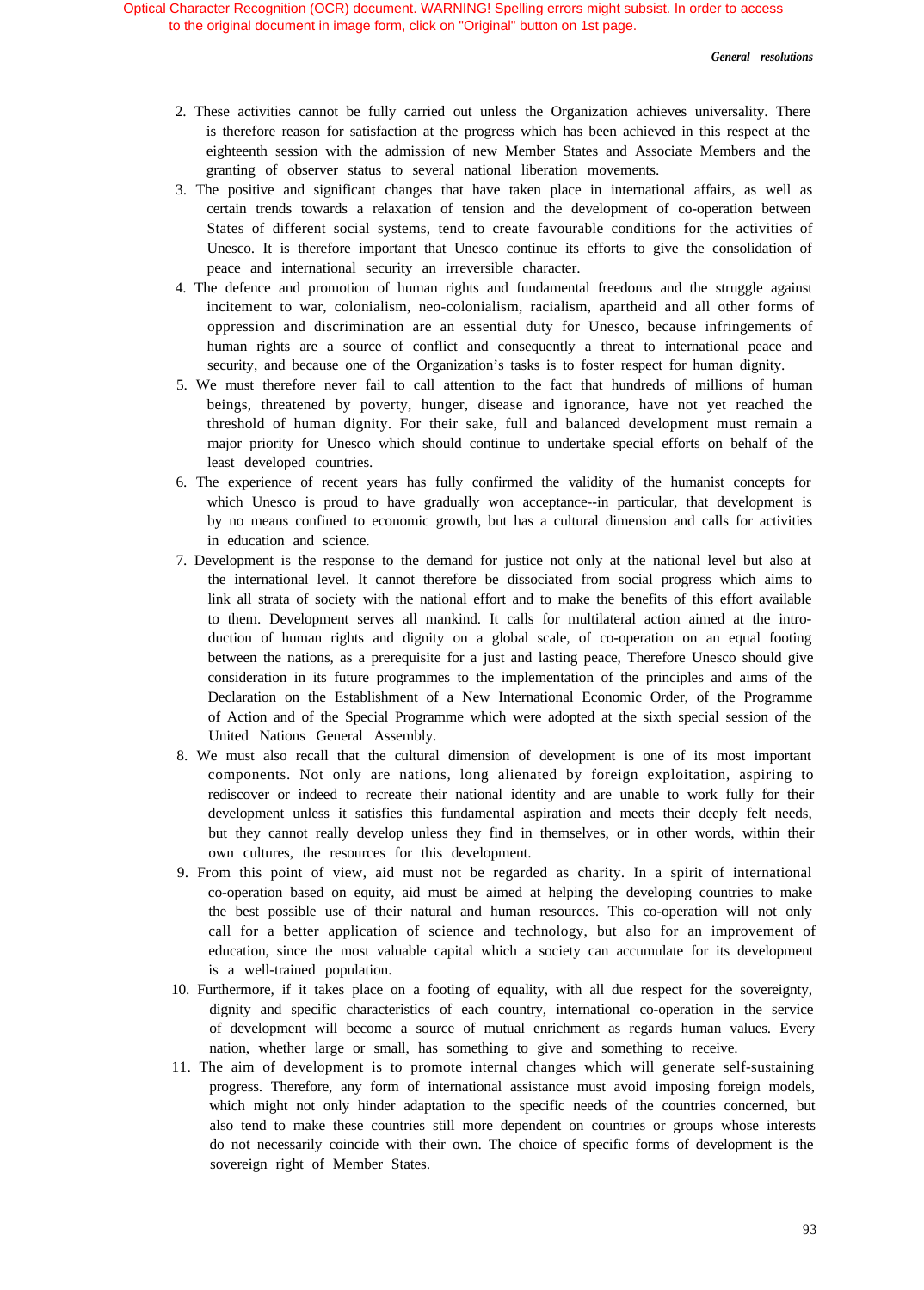2. These activities cannot be fully carried out unless the Organization achieves universality. There is therefore reason for satisfaction at the progress which has been achieved in this respect at the eighteenth session with the admission of new Member States and Associate Members and the granting of observer status to several national liberation movements.
3. The positive and significant changes that have taken place in international affairs, as well as certain trends towards a relaxation of tension and the development of co-operation between States of different social systems, tend to create favourable conditions for the activities of Unesco. It is therefore important that Unesco continue its efforts to give the consolidation of peace and international security an irreversible character.
4. The defence and promotion of human rights and fundamental freedoms and the struggle against incitement to war, colonialism, neo-colonialism, racialism, apartheid and all other forms of oppression and discrimination are an essential duty for Unesco, because infringements of human rights are a source of conflict and consequently a threat to international peace and security, and because one of the Organization's tasks is to foster respect for human dignity.
5. We must therefore never fail to call attention to the fact that hundreds of millions of human beings, threatened by poverty, hunger, disease and ignorance, have not yet reached the threshold of human dignity. For their sake, full and balanced development must remain a major priority for Unesco which should continue to undertake special efforts on behalf of the least developed countries.
6. The experience of recent years has fully confirmed the validity of the humanist concepts for which Unesco is proud to have gradually won acceptance--in particular, that development is by no means confined to economic growth, but has a cultural dimension and calls for activities in education and science.
7. Development is the response to the demand for justice not only at the national level but also at the international level. It cannot therefore be dissociated from social progress which aims to link all strata of society with the national effort and to make the benefits of this effort available to them. Development serves all mankind. It calls for multilateral action aimed at the introduction of human rights and dignity on a global scale, of co-operation on an equal footing between the nations, as a prerequisite for a just and lasting peace, Therefore Unesco should give consideration in its future programmes to the implementation of the principles and aims of the Declaration on the Establishment of a New International Economic Order, of the Programme of Action and of the Special Programme which were adopted at the sixth special session of the United Nations General Assembly.
8. We must also recall that the cultural dimension of development is one of its most important components. Not only are nations, long alienated by foreign exploitation, aspiring to rediscover or indeed to recreate their national identity and are unable to work fully for their development unless it satisfies this fundamental aspiration and meets their deeply felt needs, but they cannot really develop unless they find in themselves, or in other words, within their own cultures, the resources for this development.
9. From this point of view, aid must not be regarded as charity. In a spirit of international co-operation based on equity, aid must be aimed at helping the developing countries to make the best possible use of their natural and human resources. This co-operation will not only call for a better application of science and technology, but also for an improvement of education, since the most valuable capital which a society can accumulate for its development is a well-trained population.
10. Furthermore, if it takes place on a footing of equality, with all due respect for the sovereignty, dignity and specific characteristics of each country, international co-operation in the service of development will become a source of mutual enrichment as regards human values. Every nation, whether large or small, has something to give and something to receive.
11. The aim of development is to promote internal changes which will generate self-sustaining progress. Therefore, any form of international assistance must avoid imposing foreign models, which might not only hinder adaptation to the specific needs of the countries concerned, but also tend to make these countries still more dependent on countries or groups whose interests do not necessarily coincide with their own. The choice of specific forms of development is the sovereign right of Member States.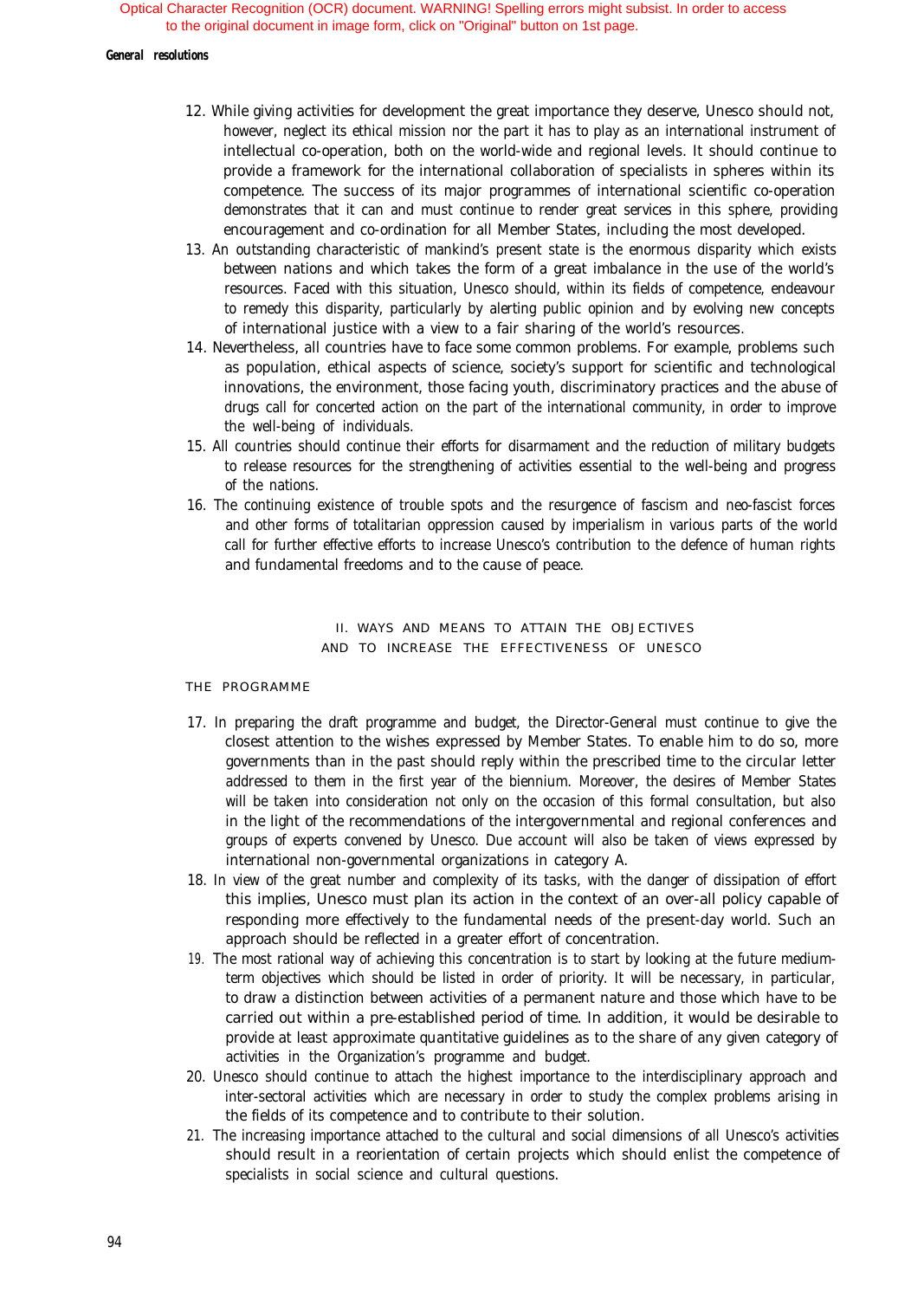12. While giving activities for development the great importance they deserve, Unesco should not, however, neglect its ethical mission nor the part it has to play as an international instrument of intellectual co-operation, both on the world-wide and regional levels. It should continue to provide a framework for the international collaboration of specialists in spheres within its competence. The success of its major programmes of international scientific co-operation demonstrates that it can and must continue to render great services in this sphere, providing encouragement and co-ordination for all Member States, including the most developed.
13. An outstanding characteristic of mankind's present state is the enormous disparity which exists between nations and which takes the form of a great imbalance in the use of the world's resources. Faced with this situation, Unesco should, within its fields of competence, endeavour to remedy this disparity, particularly by alerting public opinion and by evolving new concepts of international justice with a view to a fair sharing of the world's resources.
14. Nevertheless, all countries have to face some common problems. For example, problems such as population, ethical aspects of science, society's support for scientific and technological innovations, the environment, those facing youth, discriminatory practices and the abuse of drugs call for concerted action on the part of the international community, in order to improve the well-being of individuals.
15. All countries should continue their efforts for disarmament and the reduction of military budgets to release resources for the strengthening of activities essential to the well-being and progress of the nations.
16. The continuing existence of trouble spots and the resurgence of fascism and neo-fascist forces and other forms of totalitarian oppression caused by imperialism in various parts of the world call for further effective efforts to increase Unesco's contribution to the defence of human rights and fundamental freedoms and to the cause of peace.

## II. WAYS AND MEANS TO ATTAIN THE OBJECTIVES AND TO INCREASE THE EFFECTIVENESS OF UNESCO

### THE PROGRAMME

17. In preparing the draft programme and budget, the Director-General must continue to give the closest attention to the wishes expressed by Member States. To enable him to do so, more governments than in the past should reply within the prescribed time to the circular letter addressed to them in the first year of the biennium. Moreover, the desires of Member States will be taken into consideration not only on the occasion of this formal consultation, but also in the light of the recommendations of the intergovernmental and regional conferences and groups of experts convened by Unesco. Due account will also be taken of views expressed by international non-governmental organizations in category A.
18. In view of the great number and complexity of its tasks, with the danger of dissipation of effort this implies, Unesco must plan its action in the context of an over-all policy capable of responding more effectively to the fundamental needs of the present-day world. Such an approach should be reflected in a greater effort of concentration.
19. The most rational way of achieving this concentration is to start by looking at the future medium-term objectives which should be listed in order of priority. It will be necessary, in particular, to draw a distinction between activities of a permanent nature and those which have to be carried out within a pre-established period of time. In addition, it would be desirable to provide at least approximate quantitative guidelines as to the share of any given category of activities in the Organization's programme and budget.
20. Unesco should continue to attach the highest importance to the interdisciplinary approach and inter-sectoral activities which are necessary in order to study the complex problems arising in the fields of its competence and to contribute to their solution.
21. The increasing importance attached to the cultural and social dimensions of all Unesco's activities should result in a reorientation of certain projects which should enlist the competence of specialists in social science and cultural questions.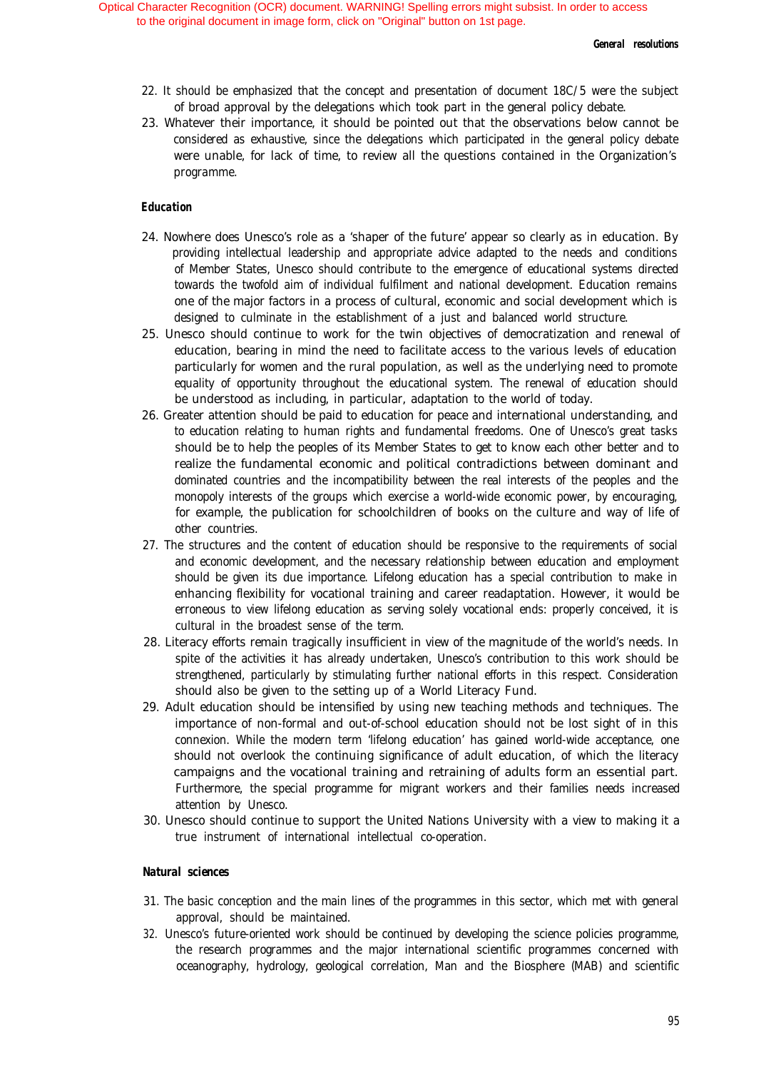22. It should be emphasized that the concept and presentation of document 18C/5 were the subject of broad approval by the delegations which took part in the general policy debate.
23. Whatever their importance, it should be pointed out that the observations below cannot be considered as exhaustive, since the delegations which participated in the general policy debate were unable, for lack of time, to review all the questions contained in the Organization's programme.

### *Education*

24. Nowhere does Unesco's role as a 'shaper of the future' appear so clearly as in education. By providing intellectual leadership and appropriate advice adapted to the needs and conditions of Member States, Unesco should contribute to the emergence of educational systems directed towards the twofold aim of individual fulfilment and national development. Education remains one of the major factors in a process of cultural, economic and social development which is designed to culminate in the establishment of a just and balanced world structure.
25. Unesco should continue to work for the twin objectives of democratization and renewal of education, bearing in mind the need to facilitate access to the various levels of education particularly for women and the rural population, as well as the underlying need to promote equality of opportunity throughout the educational system. The renewal of education should be understood as including, in particular, adaptation to the world of today.
26. Greater attention should be paid to education for peace and international understanding, and to education relating to human rights and fundamental freedoms. One of Unesco's great tasks should be to help the peoples of its Member States to get to know each other better and to realize the fundamental economic and political contradictions between dominant and dominated countries and the incompatibility between the real interests of the peoples and the monopoly interests of the groups which exercise a world-wide economic power, by encouraging, for example, the publication for schoolchildren of books on the culture and way of life of other countries.
27. The structures and the content of education should be responsive to the requirements of social and economic development, and the necessary relationship between education and employment should be given its due importance. Lifelong education has a special contribution to make in enhancing flexibility for vocational training and career readaptation. However, it would be erroneous to view lifelong education as serving solely vocational ends: properly conceived, it is cultural in the broadest sense of the term.
28. Literacy efforts remain tragically insufficient in view of the magnitude of the world's needs. In spite of the activities it has already undertaken, Unesco's contribution to this work should be strengthened, particularly by stimulating further national efforts in this respect. Consideration should also be given to the setting up of a World Literacy Fund.
29. Adult education should be intensified by using new teaching methods and techniques. The importance of non-formal and out-of-school education should not be lost sight of in this connexion. While the modern term 'lifelong education' has gained world-wide acceptance, one should not overlook the continuing significance of adult education, of which the literacy campaigns and the vocational training and retraining of adults form an essential part. Furthermore, the special programme for migrant workers and their families needs increased attention by Unesco.
30. Unesco should continue to support the United Nations University with a view to making it a true instrument of international intellectual co-operation.

### *Natural sciences*

31. The basic conception and the main lines of the programmes in this sector, which met with general approval, should be maintained.
32. Unesco's future-oriented work should be continued by developing the science policies programme, the research programmes and the major international scientific programmes concerned with oceanography, hydrology, geological correlation, Man and the Biosphere (MAB) and scientific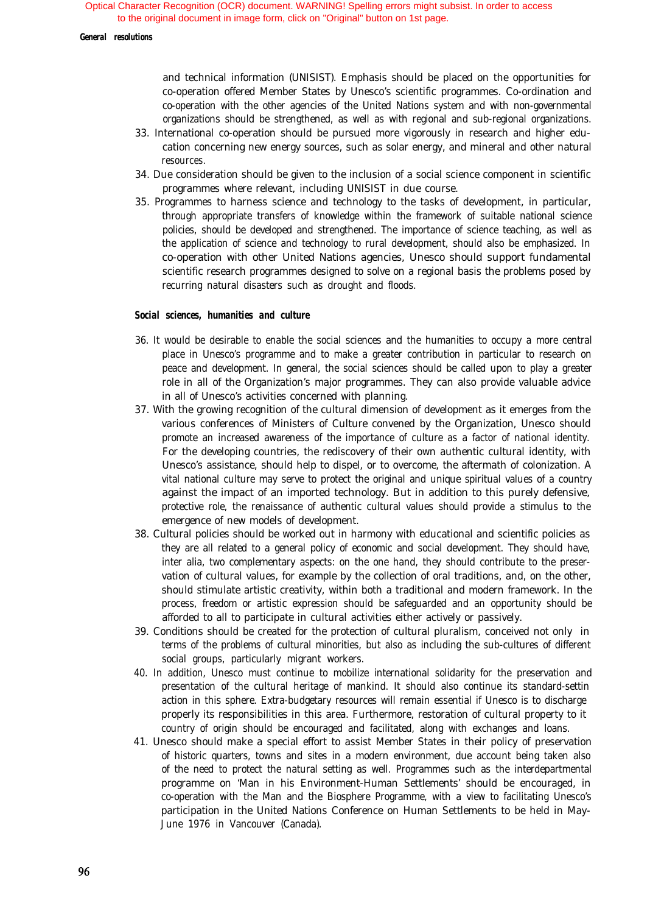and technical information (UNISIST). Emphasis should be placed on the opportunities for co-operation offered Member States by Unesco's scientific programmes. Co-ordination and co-operation with the other agencies of the United Nations system and with non-governmental organizations should be strengthened, as well as with regional and sub-regional organizations.

33. International co-operation should be pursued more vigorously in research and higher education concerning new energy sources, such as solar energy, and mineral and other natural resources.
34. Due consideration should be given to the inclusion of a social science component in scientific programmes where relevant, including UNISIST in due course.
35. Programmes to harness science and technology to the tasks of development, in particular, through appropriate transfers of knowledge within the framework of suitable national science policies, should be developed and strengthened. The importance of science teaching, as well as the application of science and technology to rural development, should also be emphasized. In co-operation with other United Nations agencies, Unesco should support fundamental scientific research programmes designed to solve on a regional basis the problems posed by recurring natural disasters such as drought and floods.

***Social sciences, humanities and culture***

36. It would be desirable to enable the social sciences and the humanities to occupy a more central place in Unesco's programme and to make a greater contribution in particular to research on peace and development. In general, the social sciences should be called upon to play a greater role in all of the Organization's major programmes. They can also provide valuable advice in all of Unesco's activities concerned with planning.
37. With the growing recognition of the cultural dimension of development as it emerges from the various conferences of Ministers of Culture convened by the Organization, Unesco should promote an increased awareness of the importance of culture as a factor of national identity. For the developing countries, the rediscovery of their own authentic cultural identity, with Unesco's assistance, should help to dispel, or to overcome, the aftermath of colonization. A vital national culture may serve to protect the original and unique spiritual values of a country against the impact of an imported technology. But in addition to this purely defensive, protective role, the renaissance of authentic cultural values should provide a stimulus to the emergence of new models of development.
38. Cultural policies should be worked out in harmony with educational and scientific policies as they are all related to a general policy of economic and social development. They should have, inter alia, two complementary aspects: on the one hand, they should contribute to the preservation of cultural values, for example by the collection of oral traditions, and, on the other, should stimulate artistic creativity, within both a traditional and modern framework. In the process, freedom or artistic expression should be safeguarded and an opportunity should be afforded to all to participate in cultural activities either actively or passively.
39. Conditions should be created for the protection of cultural pluralism, conceived not only in terms of the problems of cultural minorities, but also as including the sub-cultures of different social groups, particularly migrant workers.
40. In addition, Unesco must continue to mobilize international solidarity for the preservation and presentation of the cultural heritage of mankind. It should also continue its standard-settin action in this sphere. Extra-budgetary resources will remain essential if Unesco is to discharge properly its responsibilities in this area. Furthermore, restoration of cultural property to it country of origin should be encouraged and facilitated, along with exchanges and loans.
41. Unesco should make a special effort to assist Member States in their policy of preservation of historic quarters, towns and sites in a modern environment, due account being taken also of the need to protect the natural setting as well. Programmes such as the interdepartmental programme on 'Man in his Environment-Human Settlements' should be encouraged, in co-operation with the Man and the Biosphere Programme, with a view to facilitating Unesco's participation in the United Nations Conference on Human Settlements to be held in May-June 1976 in Vancouver (Canada).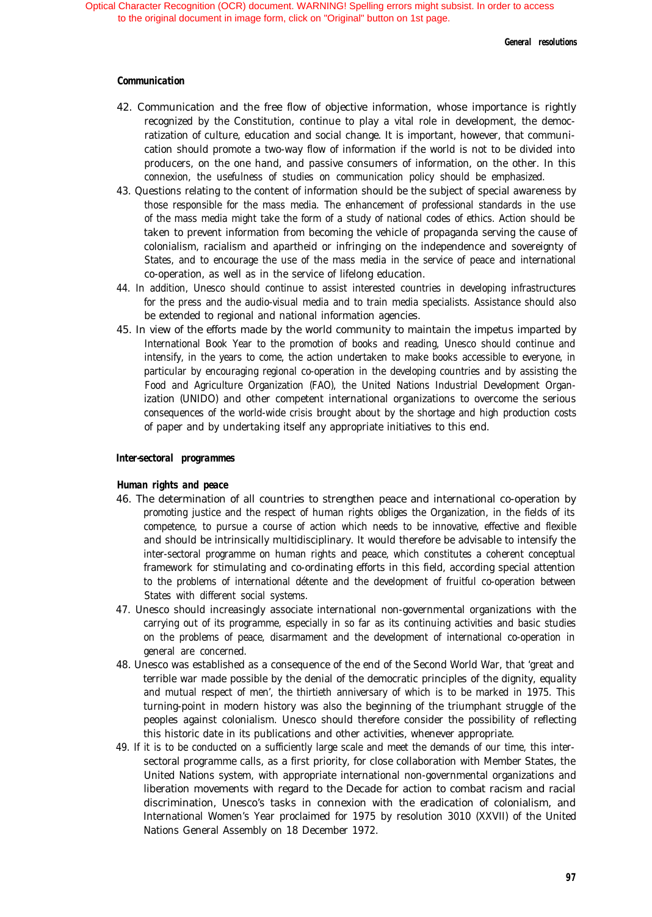### Communication

42. Communication and the free flow of objective information, whose importance is rightly recognized by the Constitution, continue to play a vital role in development, the democratization of culture, education and social change. It is important, however, that communication should promote a two-way flow of information if the world is not to be divided into producers, on the one hand, and passive consumers of information, on the other. In this connexion, the usefulness of studies on communication policy should be emphasized.
43. Questions relating to the content of information should be the subject of special awareness by those responsible for the mass media. The enhancement of professional standards in the use of the mass media might take the form of a study of national codes of ethics. Action should be taken to prevent information from becoming the vehicle of propaganda serving the cause of colonialism, racialism and apartheid or infringing on the independence and sovereignty of States, and to encourage the use of the mass media in the service of peace and international co-operation, as well as in the service of lifelong education.
44. In addition, Unesco should continue to assist interested countries in developing infrastructures for the press and the audio-visual media and to train media specialists. Assistance should also be extended to regional and national information agencies.
45. In view of the efforts made by the world community to maintain the impetus imparted by International Book Year to the promotion of books and reading, Unesco should continue and intensify, in the years to come, the action undertaken to make books accessible to everyone, in particular by encouraging regional co-operation in the developing countries and by assisting the Food and Agriculture Organization (FAO), the United Nations Industrial Development Organization (UNIDO) and other competent international organizations to overcome the serious consequences of the world-wide crisis brought about by the shortage and high production costs of paper and by undertaking itself any appropriate initiatives to this end.

### Inter-sectoral programmes

#### Human rights and peace

46. The determination of all countries to strengthen peace and international co-operation by promoting justice and the respect of human rights obliges the Organization, in the fields of its competence, to pursue a course of action which needs to be innovative, effective and flexible and should be intrinsically multidisciplinary. It would therefore be advisable to intensify the inter-sectoral programme on human rights and peace, which constitutes a coherent conceptual framework for stimulating and co-ordinating efforts in this field, according special attention to the problems of international détente and the development of fruitful co-operation between States with different social systems.
47. Unesco should increasingly associate international non-governmental organizations with the carrying out of its programme, especially in so far as its continuing activities and basic studies on the problems of peace, disarmament and the development of international co-operation in general are concerned.
48. Unesco was established as a consequence of the end of the Second World War, that 'great and terrible war made possible by the denial of the democratic principles of the dignity, equality and mutual respect of men', the thirtieth anniversary of which is to be marked in 1975. This turning-point in modern history was also the beginning of the triumphant struggle of the peoples against colonialism. Unesco should therefore consider the possibility of reflecting this historic date in its publications and other activities, whenever appropriate.
49. If it is to be conducted on a sufficiently large scale and meet the demands of our time, this inter-sectoral programme calls, as a first priority, for close collaboration with Member States, the United Nations system, with appropriate international non-governmental organizations and liberation movements with regard to the Decade for action to combat racism and racial discrimination, Unesco's tasks in connexion with the eradication of colonialism, and International Women's Year proclaimed for 1975 by resolution 3010 (XXVII) of the United Nations General Assembly on 18 December 1972.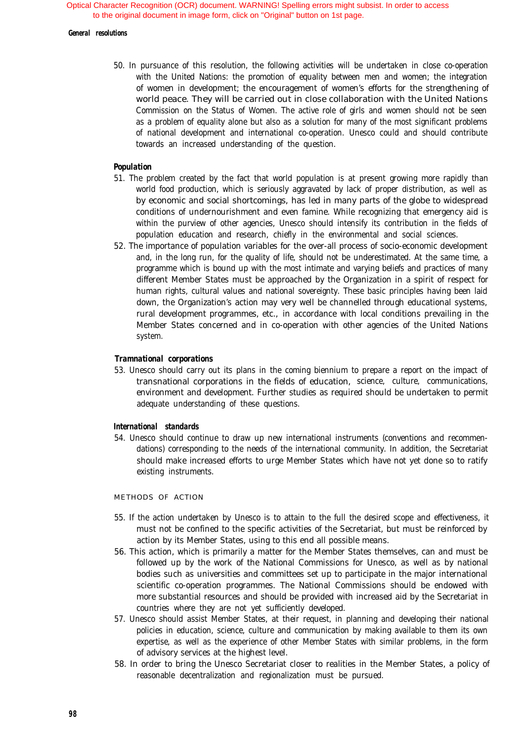50. In pursuance of this resolution, the following activities will be undertaken in close co-operation with the United Nations: the promotion of equality between men and women; the integration of women in development; the encouragement of women's efforts for the strengthening of world peace. They will be carried out in close collaboration with the United Nations Commission on the Status of Women. The active role of girls and women should not be seen as a problem of equality alone but also as a solution for many of the most significant problems of national development and international co-operation. Unesco could and should contribute towards an increased understanding of the question.

***Population***

51. The problem created by the fact that world population is at present growing more rapidly than world food production, which is seriously aggravated by lack of proper distribution, as well as by economic and social shortcomings, has led in many parts of the globe to widespread conditions of undernourishment and even famine. While recognizing that emergency aid is within the purview of other agencies, Unesco should intensify its contribution in the fields of population education and research, chiefly in the environmental and social sciences.
52. The importance of population variables for the over-all process of socio-economic development and, in the long run, for the quality of life, should not be underestimated. At the same time, a programme which is bound up with the most intimate and varying beliefs and practices of many different Member States must be approached by the Organization in a spirit of respect for human rights, cultural values and national sovereignty. These basic principles having been laid down, the Organization's action may very well be channelled through educational systems, rural development programmes, etc., in accordance with local conditions prevailing in the Member States concerned and in co-operation with other agencies of the United Nations system.

***Tramnational corporations***

53. Unesco should carry out its plans in the coming biennium to prepare a report on the impact of transnational corporations in the fields of education, science, culture, communications, environment and development. Further studies as required should be undertaken to permit adequate understanding of these questions.

***International standards***

54. Unesco should continue to draw up new international instruments (conventions and recommendations) corresponding to the needs of the international community. In addition, the Secretariat should make increased efforts to urge Member States which have not yet done so to ratify existing instruments.

METHODS OF ACTION

55. If the action undertaken by Unesco is to attain to the full the desired scope and effectiveness, it must not be confined to the specific activities of the Secretariat, but must be reinforced by action by its Member States, using to this end all possible means.
56. This action, which is primarily a matter for the Member States themselves, can and must be followed up by the work of the National Commissions for Unesco, as well as by national bodies such as universities and committees set up to participate in the major international scientific co-operation programmes. The National Commissions should be endowed with more substantial resources and should be provided with increased aid by the Secretariat in countries where they are not yet sufficiently developed.
57. Unesco should assist Member States, at their request, in planning and developing their national policies in education, science, culture and communication by making available to them its own expertise, as well as the experience of other Member States with similar problems, in the form of advisory services at the highest level.
58. In order to bring the Unesco Secretariat closer to realities in the Member States, a policy of reasonable decentralization and regionalization must be pursued.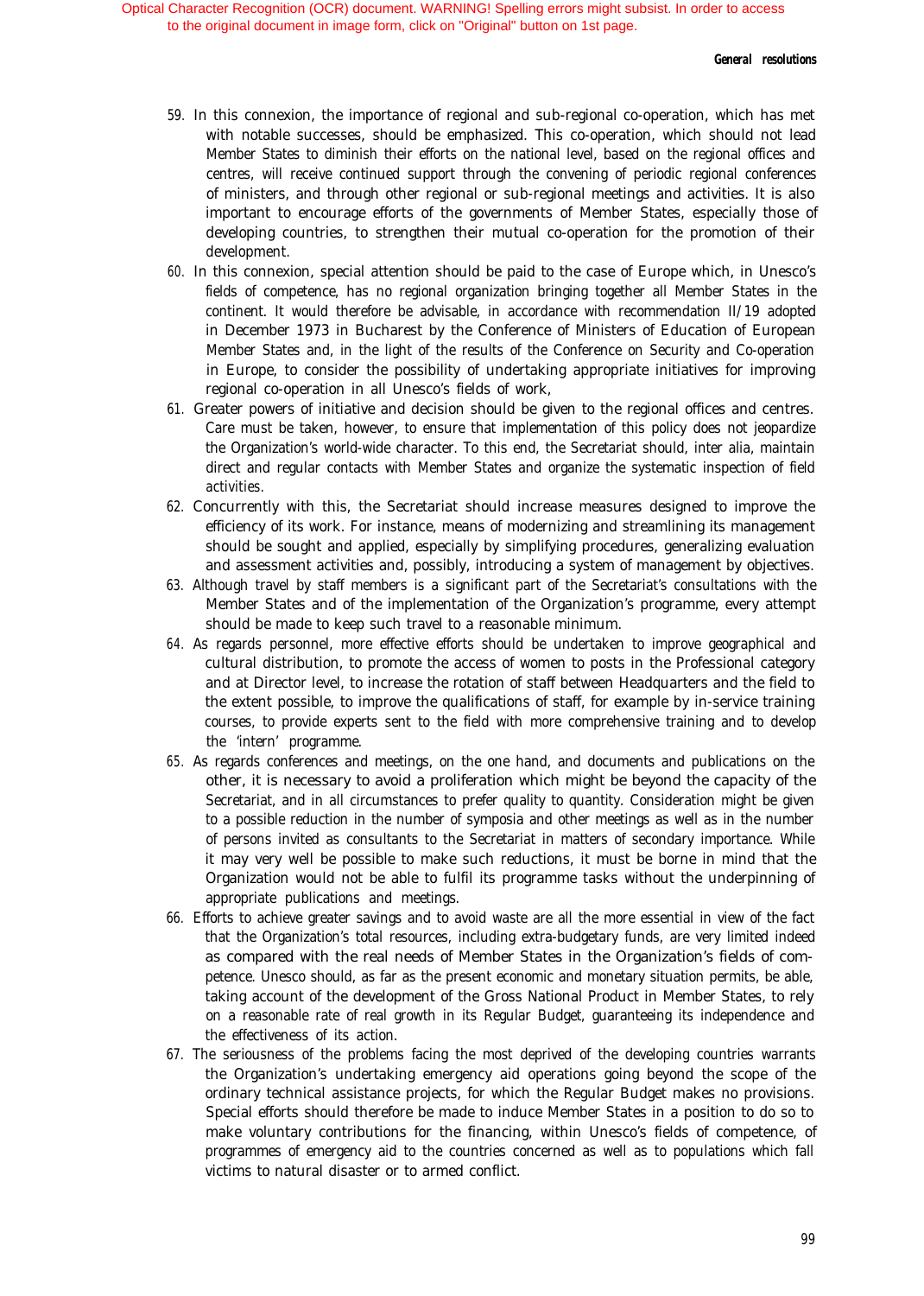59. In this connexion, the importance of regional and sub-regional co-operation, which has met with notable successes, should be emphasized. This co-operation, which should not lead Member States to diminish their efforts on the national level, based on the regional offices and centres, will receive continued support through the convening of periodic regional conferences of ministers, and through other regional or sub-regional meetings and activities. It is also important to encourage efforts of the governments of Member States, especially those of developing countries, to strengthen their mutual co-operation for the promotion of their development.

60. In this connexion, special attention should be paid to the case of Europe which, in Unesco's fields of competence, has no regional organization bringing together all Member States in the continent. It would therefore be advisable, in accordance with recommendation II/19 adopted in December 1973 in Bucharest by the Conference of Ministers of Education of European Member States and, in the light of the results of the Conference on Security and Co-operation in Europe, to consider the possibility of undertaking appropriate initiatives for improving regional co-operation in all Unesco's fields of work,

61. Greater powers of initiative and decision should be given to the regional offices and centres. Care must be taken, however, to ensure that implementation of this policy does not jeopardize the Organization's world-wide character. To this end, the Secretariat should, inter alia, maintain direct and regular contacts with Member States and organize the systematic inspection of field activities.

62. Concurrently with this, the Secretariat should increase measures designed to improve the efficiency of its work. For instance, means of modernizing and streamlining its management should be sought and applied, especially by simplifying procedures, generalizing evaluation and assessment activities and, possibly, introducing a system of management by objectives.

63. Although travel by staff members is a significant part of the Secretariat's consultations with the Member States and of the implementation of the Organization's programme, every attempt should be made to keep such travel to a reasonable minimum.

64. As regards personnel, more effective efforts should be undertaken to improve geographical and cultural distribution, to promote the access of women to posts in the Professional category and at Director level, to increase the rotation of staff between Headquarters and the field to the extent possible, to improve the qualifications of staff, for example by in-service training courses, to provide experts sent to the field with more comprehensive training and to develop the 'intern' programme.

65. As regards conferences and meetings, on the one hand, and documents and publications on the other, it is necessary to avoid a proliferation which might be beyond the capacity of the Secretariat, and in all circumstances to prefer quality to quantity. Consideration might be given to a possible reduction in the number of symposia and other meetings as well as in the number of persons invited as consultants to the Secretariat in matters of secondary importance. While it may very well be possible to make such reductions, it must be borne in mind that the Organization would not be able to fulfil its programme tasks without the underpinning of appropriate publications and meetings.

66. Efforts to achieve greater savings and to avoid waste are all the more essential in view of the fact that the Organization's total resources, including extra-budgetary funds, are very limited indeed as compared with the real needs of Member States in the Organization's fields of competence. Unesco should, as far as the present economic and monetary situation permits, be able, taking account of the development of the Gross National Product in Member States, to rely on a reasonable rate of real growth in its Regular Budget, guaranteeing its independence and the effectiveness of its action.

67. The seriousness of the problems facing the most deprived of the developing countries warrants the Organization's undertaking emergency aid operations going beyond the scope of the ordinary technical assistance projects, for which the Regular Budget makes no provisions. Special efforts should therefore be made to induce Member States in a position to do so to make voluntary contributions for the financing, within Unesco's fields of competence, of programmes of emergency aid to the countries concerned as well as to populations which fall victims to natural disaster or to armed conflict.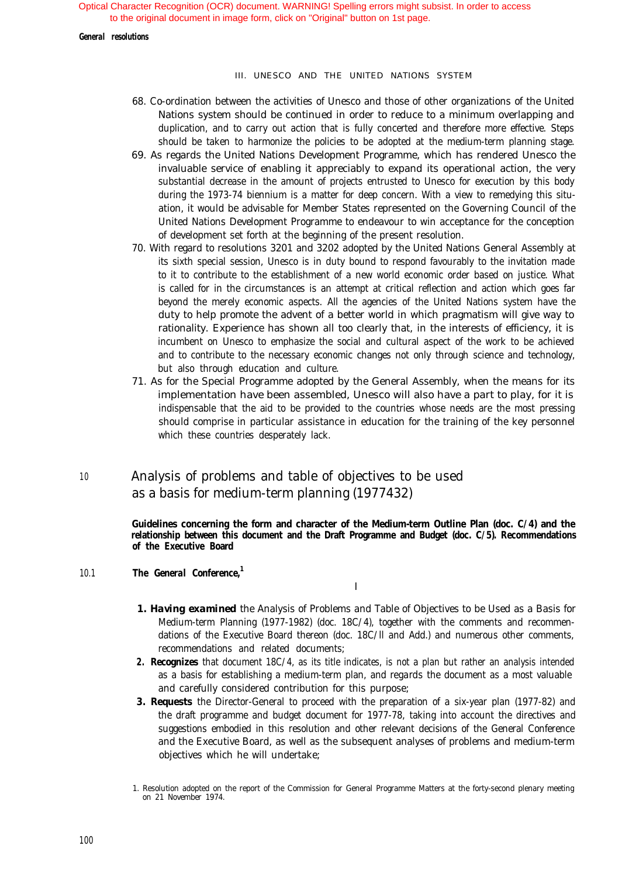### III. UNESCO AND THE UNITED NATIONS SYSTEM

68. Co-ordination between the activities of Unesco and those of other organizations of the United Nations system should be continued in order to reduce to a minimum overlapping and duplication, and to carry out action that is fully concerted and therefore more effective. Steps should be taken to harmonize the policies to be adopted at the medium-term planning stage.
69. As regards the United Nations Development Programme, which has rendered Unesco the invaluable service of enabling it appreciably to expand its operational action, the very substantial decrease in the amount of projects entrusted to Unesco for execution by this body during the 1973-74 biennium is a matter for deep concern. With a view to remedying this situation, it would be advisable for Member States represented on the Governing Council of the United Nations Development Programme to endeavour to win acceptance for the conception of development set forth at the beginning of the present resolution.
70. With regard to resolutions 3201 and 3202 adopted by the United Nations General Assembly at its sixth special session, Unesco is in duty bound to respond favourably to the invitation made to it to contribute to the establishment of a new world economic order based on justice. What is called for in the circumstances is an attempt at critical reflection and action which goes far beyond the merely economic aspects. All the agencies of the United Nations system have the duty to help promote the advent of a better world in which pragmatism will give way to rationality. Experience has shown all too clearly that, in the interests of efficiency, it is incumbent on Unesco to emphasize the social and cultural aspect of the work to be achieved and to contribute to the necessary economic changes not only through science and technology, but also through education and culture.
71. As for the Special Programme adopted by the General Assembly, when the means for its implementation have been assembled, Unesco will also have a part to play, for it is indispensable that the aid to be provided to the countries whose needs are the most pressing should comprise in particular assistance in education for the training of the key personnel which these countries desperately lack.

## 10 Analysis of problems and table of objectives to be used as a basis for medium-term planning (1977432)

**Guidelines concerning the form and character of the Medium-term Outline Plan (doc. C/4) and the relationship between this document and the Draft Programme and Budget (doc. C/5). Recommendations of the Executive Board**

10.1 ***The General Conference,***[1]

I

1. ***Having examined*** the Analysis of Problems and Table of Objectives to be Used as a Basis for Medium-term Planning (1977-1982) (doc. 18C/4), together with the comments and recommendations of the Executive Board thereon (doc. 18C/ll and Add.) and numerous other comments, recommendations and related documents;
2. **Recognizes** that document 18C/4, as its title indicates, is not a plan but rather an analysis intended as a basis for establishing a medium-term plan, and regards the document as a most valuable and carefully considered contribution for this purpose;
3. **Requests** the Director-General to proceed with the preparation of a six-year plan (1977-82) and the draft programme and budget document for 1977-78, taking into account the directives and suggestions embodied in this resolution and other relevant decisions of the General Conference and the Executive Board, as well as the subsequent analyses of problems and medium-term objectives which he will undertake;

1. Resolution adopted on the report of the Commission for General Programme Matters at the forty-second plenary meeting on 21 November 1974.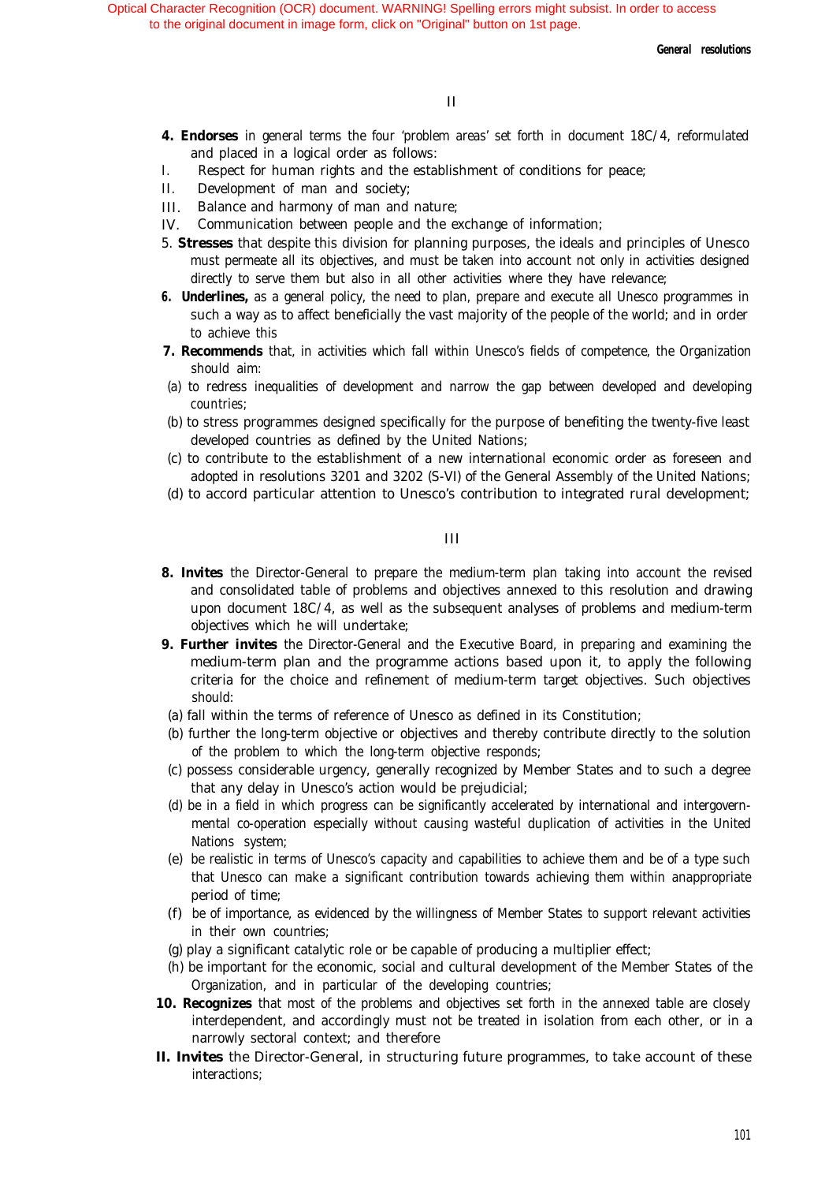II

4. **Endorses** in general terms the four 'problem areas' set forth in document 18C/4, reformulated and placed in a logical order as follows:

I. Respect for human rights and the establishment of conditions for peace;

II. Development of man and society;

III. Balance and harmony of man and nature;

IV. Communication between people and the exchange of information;

5. **Stresses** that despite this division for planning purposes, the ideals and principles of Unesco must permeate all its objectives, and must be taken into account not only in activities designed directly to serve them but also in all other activities where they have relevance;

6. **Underlines,** as a general policy, the need to plan, prepare and execute all Unesco programmes in such a way as to affect beneficially the vast majority of the people of the world; and in order to achieve this

7. **Recommends** that, in activities which fall within Unesco's fields of competence, the Organization should aim:

(a) to redress inequalities of development and narrow the gap between developed and developing countries;

(b) to stress programmes designed specifically for the purpose of benefiting the twenty-five least developed countries as defined by the United Nations;

(c) to contribute to the establishment of a new international economic order as foreseen and adopted in resolutions 3201 and 3202 (S-VI) of the General Assembly of the United Nations;

(d) to accord particular attention to Unesco's contribution to integrated rural development;

III

8. **Invites** the Director-General to prepare the medium-term plan taking into account the revised and consolidated table of problems and objectives annexed to this resolution and drawing upon document 18C/4, as well as the subsequent analyses of problems and medium-term objectives which he will undertake;

9. **Further invites** the Director-General and the Executive Board, in preparing and examining the medium-term plan and the programme actions based upon it, to apply the following criteria for the choice and refinement of medium-term target objectives. Such objectives should:

(a) fall within the terms of reference of Unesco as defined in its Constitution;

(b) further the long-term objective or objectives and thereby contribute directly to the solution of the problem to which the long-term objective responds;

(c) possess considerable urgency, generally recognized by Member States and to such a degree that any delay in Unesco's action would be prejudicial;

(d) be in a field in which progress can be significantly accelerated by international and intergovernmental co-operation especially without causing wasteful duplication of activities in the United Nations system;

(e) be realistic in terms of Unesco's capacity and capabilities to achieve them and be of a type such that Unesco can make a significant contribution towards achieving them within anappropriate period of time;

(f) be of importance, as evidenced by the willingness of Member States to support relevant activities in their own countries;

(g) play a significant catalytic role or be capable of producing a multiplier effect;

(h) be important for the economic, social and cultural development of the Member States of the Organization, and in particular of the developing countries;

10. **Recognizes** that most of the problems and objectives set forth in the annexed table are closely interdependent, and accordingly must not be treated in isolation from each other, or in a narrowly sectoral context; and therefore

II. **Invites** the Director-General, in structuring future programmes, to take account of these interactions;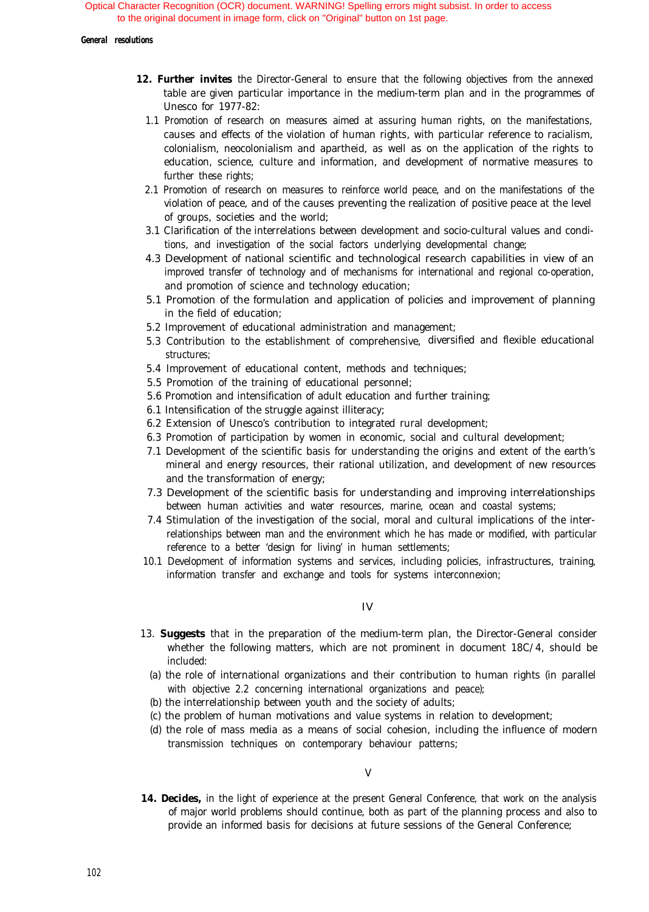12. **Further invites** the Director-General to ensure that the following objectives from the annexed table are given particular importance in the medium-term plan and in the programmes of Unesco for 1977-82:

1.1 Promotion of research on measures aimed at assuring human rights, on the manifestations, causes and effects of the violation of human rights, with particular reference to racialism, colonialism, neocolonialism and apartheid, as well as on the application of the rights to education, science, culture and information, and development of normative measures to further these rights;

2.1 Promotion of research on measures to reinforce world peace, and on the manifestations of the violation of peace, and of the causes preventing the realization of positive peace at the level of groups, societies and the world;

3.1 Clarification of the interrelations between development and socio-cultural values and conditions, and investigation of the social factors underlying developmental change;

4.3 Development of national scientific and technological research capabilities in view of an improved transfer of technology and of mechanisms for international and regional co-operation, and promotion of science and technology education;

5.1 Promotion of the formulation and application of policies and improvement of planning in the field of education;

5.2 Improvement of educational administration and management;

5.3 Contribution to the establishment of comprehensive, diversified and flexible educational structures;

5.4 Improvement of educational content, methods and techniques;

5.5 Promotion of the training of educational personnel;

5.6 Promotion and intensification of adult education and further training;

6.1 Intensification of the struggle against illiteracy;

6.2 Extension of Unesco's contribution to integrated rural development;

6.3 Promotion of participation by women in economic, social and cultural development;

7.1 Development of the scientific basis for understanding the origins and extent of the earth's mineral and energy resources, their rational utilization, and development of new resources and the transformation of energy;

7.3 Development of the scientific basis for understanding and improving interrelationships between human activities and water resources, marine, ocean and coastal systems;

7.4 Stimulation of the investigation of the social, moral and cultural implications of the interrelationships between man and the environment which he has made or modified, with particular reference to a better 'design for living' in human settlements;

10.1 Development of information systems and services, including policies, infrastructures, training, information transfer and exchange and tools for systems interconnexion;

IV

13. **Suggests** that in the preparation of the medium-term plan, the Director-General consider whether the following matters, which are not prominent in document 18C/4, should be included:

(a) the role of international organizations and their contribution to human rights (in parallel with objective 2.2 concerning international organizations and peace);

(b) the interrelationship between youth and the society of adults;

(c) the problem of human motivations and value systems in relation to development;

(d) the role of mass media as a means of social cohesion, including the influence of modern transmission techniques on contemporary behaviour patterns;

V

14. **Decides,** in the light of experience at the present General Conference, that work on the analysis of major world problems should continue, both as part of the planning process and also to provide an informed basis for decisions at future sessions of the General Conference;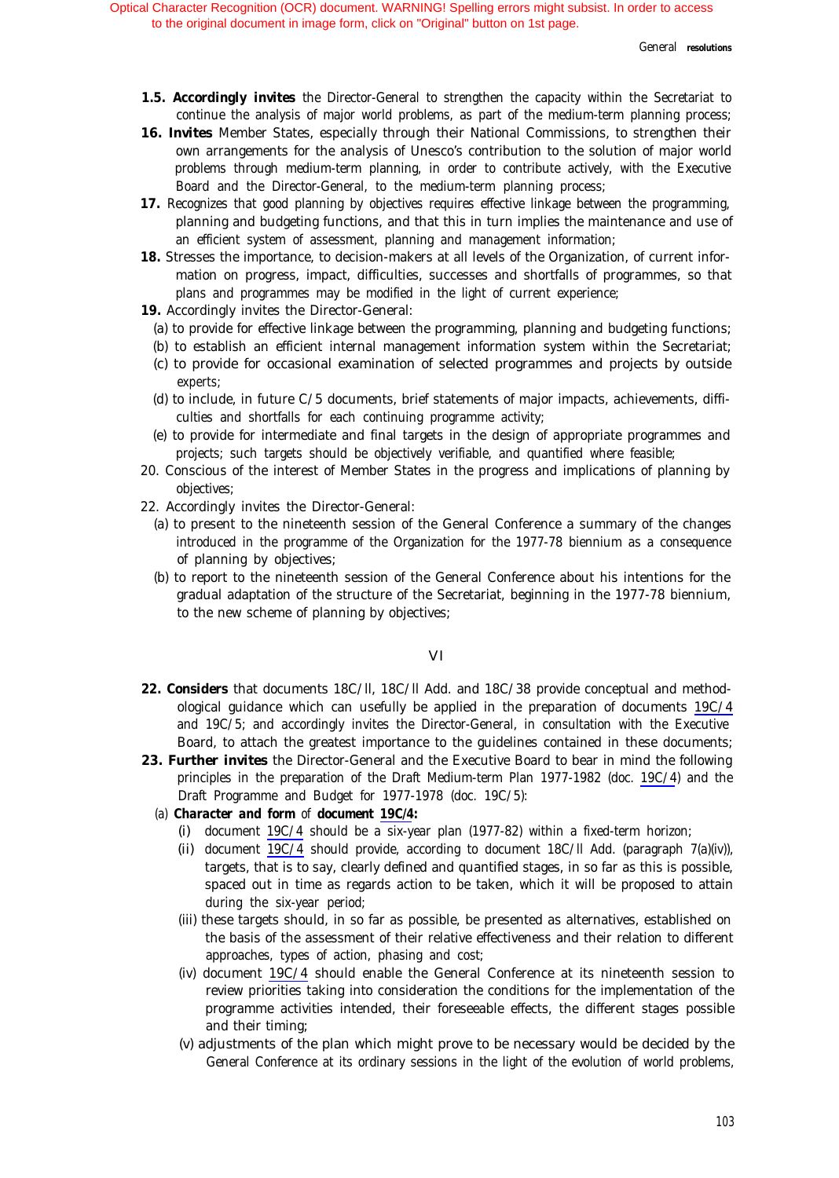**1.5. Accordingly invites** the Director-General to strengthen the capacity within the Secretariat to continue the analysis of major world problems, as part of the medium-term planning process;

**16. Invites** Member States, especially through their National Commissions, to strengthen their own arrangements for the analysis of Unesco's contribution to the solution of major world problems through medium-term planning, in order to contribute actively, with the Executive Board and the Director-General, to the medium-term planning process;

**17.** Recognizes that good planning by objectives requires effective linkage between the programming, planning and budgeting functions, and that this in turn implies the maintenance and use of an efficient system of assessment, planning and management information;

**18.** Stresses the importance, to decision-makers at all levels of the Organization, of current information on progress, impact, difficulties, successes and shortfalls of programmes, so that plans and programmes may be modified in the light of current experience;

**19.** Accordingly invites the Director-General:

(a) to provide for effective linkage between the programming, planning and budgeting functions;

(b) to establish an efficient internal management information system within the Secretariat;

(c) to provide for occasional examination of selected programmes and projects by outside experts;

(d) to include, in future C/5 documents, brief statements of major impacts, achievements, difficulties and shortfalls for each continuing programme activity;

(e) to provide for intermediate and final targets in the design of appropriate programmes and projects; such targets should be objectively verifiable, and quantified where feasible;

20. Conscious of the interest of Member States in the progress and implications of planning by objectives;

22. Accordingly invites the Director-General:

(a) to present to the nineteenth session of the General Conference a summary of the changes introduced in the programme of the Organization for the 1977-78 biennium as a consequence of planning by objectives;

(b) to report to the nineteenth session of the General Conference about his intentions for the gradual adaptation of the structure of the Secretariat, beginning in the 1977-78 biennium, to the new scheme of planning by objectives;

VI

**22. Considers** that documents 18C/ll, 18C/ll Add. and 18C/38 provide conceptual and methodological guidance which can usefully be applied in the preparation of documents 19C/4 and 19C/5; and accordingly invites the Director-General, in consultation with the Executive Board, to attach the greatest importance to the guidelines contained in these documents;

**23. Further invites** the Director-General and the Executive Board to bear in mind the following principles in the preparation of the Draft Medium-term Plan 1977-1982 (doc. 19C/4) and the Draft Programme and Budget for 1977-1978 (doc. 19C/5):

(a) ***Character and form** of **document 19C/4:***

(i) document 19C/4 should be a six-year plan (1977-82) within a fixed-term horizon;

(ii) document 19C/4 should provide, according to document 18C/ll Add. (paragraph 7(a)(iv)), targets, that is to say, clearly defined and quantified stages, in so far as this is possible, spaced out in time as regards action to be taken, which it will be proposed to attain during the six-year period;

(iii) these targets should, in so far as possible, be presented as alternatives, established on the basis of the assessment of their relative effectiveness and their relation to different approaches, types of action, phasing and cost;

(iv) document 19C/4 should enable the General Conference at its nineteenth session to review priorities taking into consideration the conditions for the implementation of the programme activities intended, their foreseeable effects, the different stages possible and their timing;

(v) adjustments of the plan which might prove to be necessary would be decided by the General Conference at its ordinary sessions in the light of the evolution of world problems,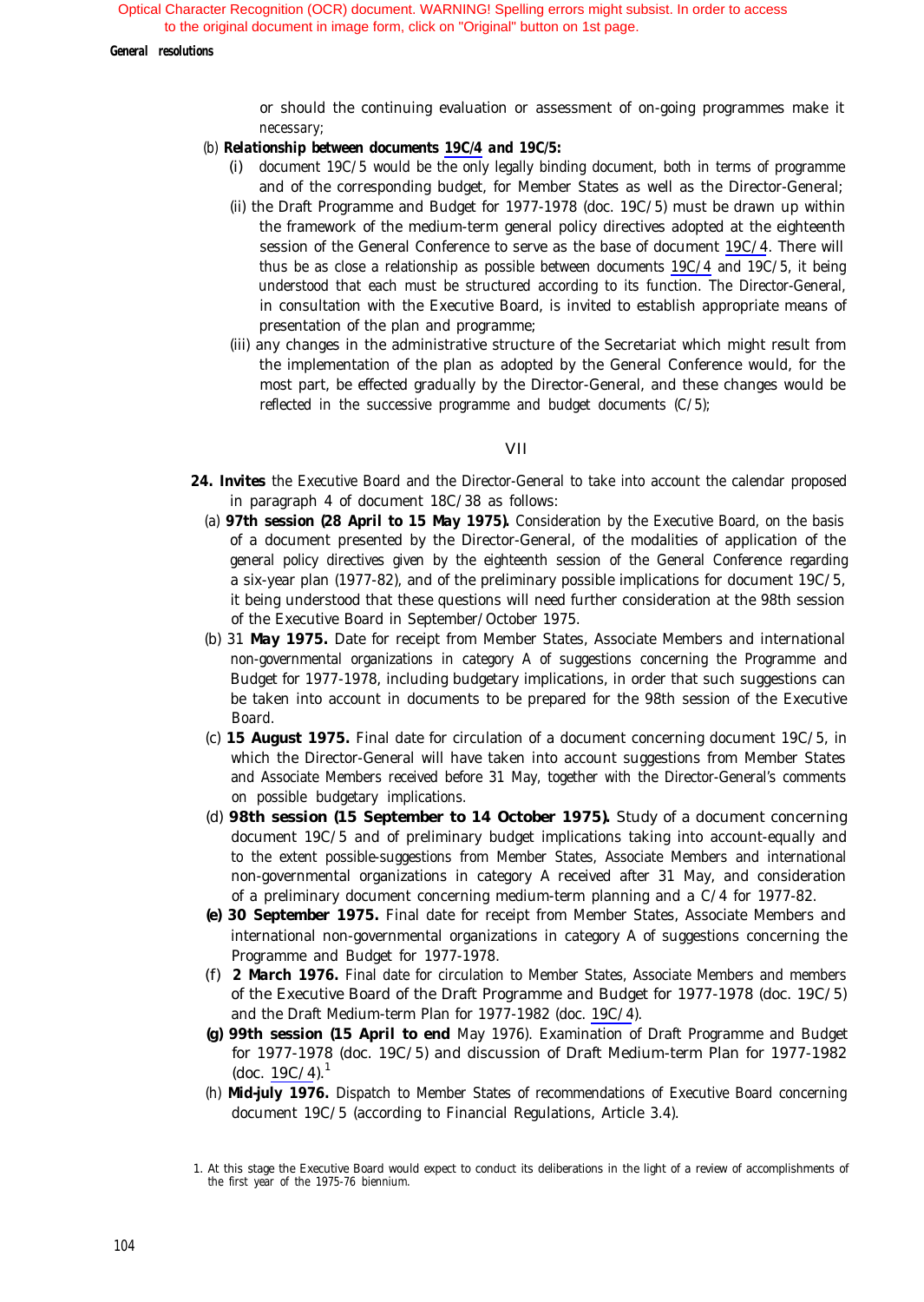or should the continuing evaluation or assessment of on-going programmes make it necessary;

(b) ***Relationship between documents 19C/4 and 19C/5:***

(i) document 19C/5 would be the only legally binding document, both in terms of programme and of the corresponding budget, for Member States as well as the Director-General;

(ii) the Draft Programme and Budget for 1977-1978 (doc. 19C/5) must be drawn up within the framework of the medium-term general policy directives adopted at the eighteenth session of the General Conference to serve as the base of document 19C/4. There will thus be as close a relationship as possible between documents 19C/4 and 19C/5, it being understood that each must be structured according to its function. The Director-General, in consultation with the Executive Board, is invited to establish appropriate means of presentation of the plan and programme;

(iii) any changes in the administrative structure of the Secretariat which might result from the implementation of the plan as adopted by the General Conference would, for the most part, be effected gradually by the Director-General, and these changes would be reflected in the successive programme and budget documents (C/5);

VII

**24. Invites** the Executive Board and the Director-General to take into account the calendar proposed in paragraph 4 of document 18C/38 as follows:

(a) **97th session (28 April to 15 May 1975).** Consideration by the Executive Board, on the basis of a document presented by the Director-General, of the modalities of application of the general policy directives given by the eighteenth session of the General Conference regarding a six-year plan (1977-82), and of the preliminary possible implications for document 19C/5, it being understood that these questions will need further consideration at the 98th session of the Executive Board in September/October 1975.

(b) 31 **May 1975.** Date for receipt from Member States, Associate Members and international non-governmental organizations in category A of suggestions concerning the Programme and Budget for 1977-1978, including budgetary implications, in order that such suggestions can be taken into account in documents to be prepared for the 98th session of the Executive Board.

(c) **15 August 1975.** Final date for circulation of a document concerning document 19C/5, in which the Director-General will have taken into account suggestions from Member States and Associate Members received before 31 May, together with the Director-General's comments on possible budgetary implications.

(d) **98th session (15 September to 14 October 1975).** Study of a document concerning document 19C/5 and of preliminary budget implications taking into account-equally and to the extent possible-suggestions from Member States, Associate Members and international non-governmental organizations in category A received after 31 May, and consideration of a preliminary document concerning medium-term planning and a C/4 for 1977-82.

(e) **30 September 1975.** Final date for receipt from Member States, Associate Members and international non-governmental organizations in category A of suggestions concerning the Programme and Budget for 1977-1978.

(f) **2 March 1976.** Final date for circulation to Member States, Associate Members and members of the Executive Board of the Draft Programme and Budget for 1977-1978 (doc. 19C/5) and the Draft Medium-term Plan for 1977-1982 (doc. 19C/4).

(g) **99th session (15 April to end** May 1976). Examination of Draft Programme and Budget for 1977-1978 (doc. 19C/5) and discussion of Draft Medium-term Plan for 1977-1982 (doc. 19C/4).[1]

(h) **Mid-july 1976.** Dispatch to Member States of recommendations of Executive Board concerning document 19C/5 (according to Financial Regulations, Article 3.4).

1. At this stage the Executive Board would expect to conduct its deliberations in the light of a review of accomplishments of the first year of the 1975-76 biennium.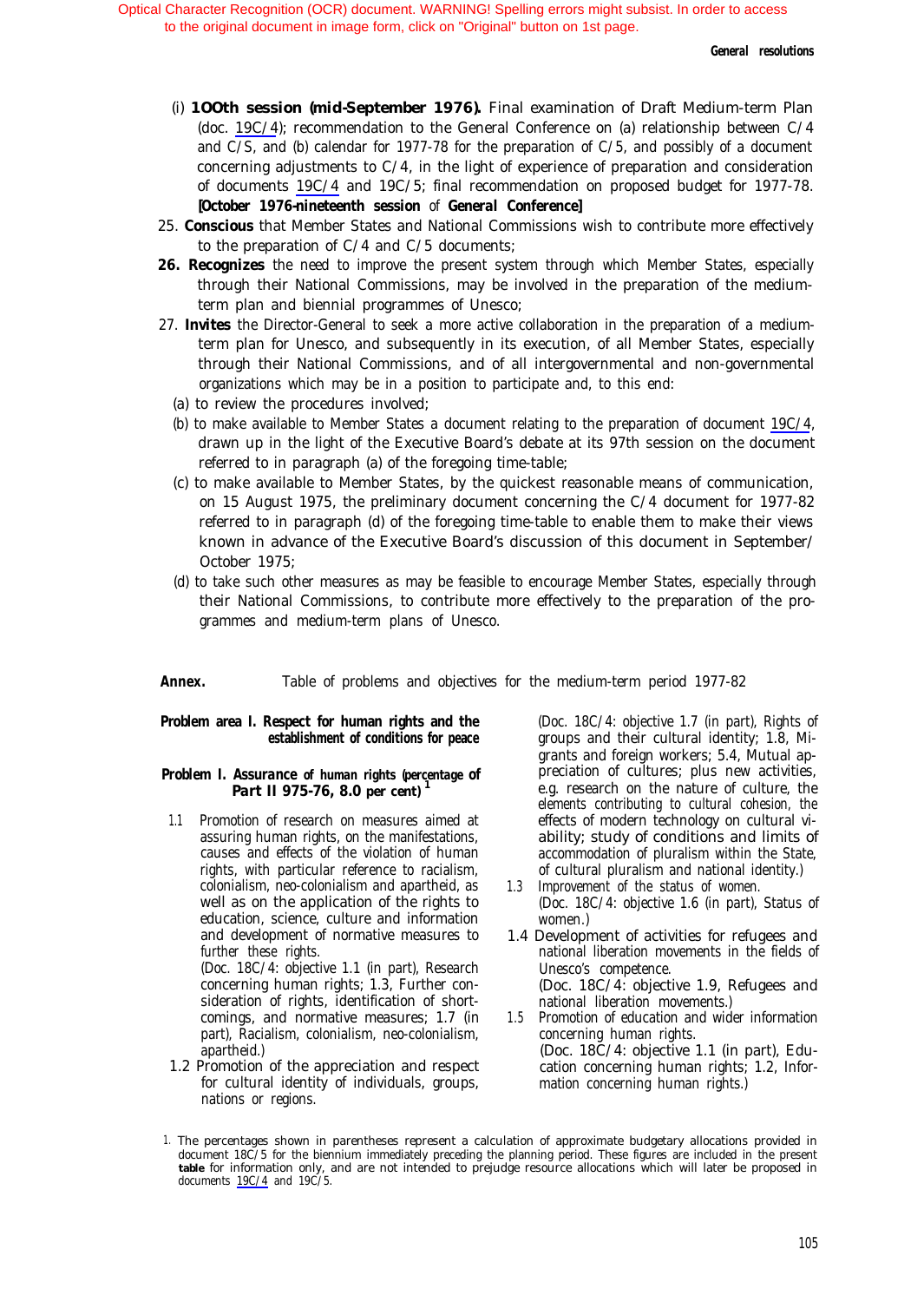(i) **100th session (mid-September 1976).** Final examination of Draft Medium-term Plan (doc. 19C/4); recommendation to the General Conference on (a) relationship between C/4 and C/5, and (b) calendar for 1977-78 for the preparation of C/5, and possibly of a document concerning adjustments to C/4, in the light of experience of preparation and consideration of documents 19C/4 and 19C/5; final recommendation on proposed budget for 1977-78. **[October 1976-nineteenth session of General Conference]**

25. **Conscious** that Member States and National Commissions wish to contribute more effectively to the preparation of C/4 and C/5 documents;

26. **Recognizes** the need to improve the present system through which Member States, especially through their National Commissions, may be involved in the preparation of the medium-term plan and biennial programmes of Unesco;

27. **Invites** the Director-General to seek a more active collaboration in the preparation of a medium-term plan for Unesco, and subsequently in its execution, of all Member States, especially through their National Commissions, and of all intergovernmental and non-governmental organizations which may be in a position to participate and, to this end:

(a) to review the procedures involved;

(b) to make available to Member States a document relating to the preparation of document 19C/4, drawn up in the light of the Executive Board's debate at its 97th session on the document referred to in paragraph (a) of the foregoing time-table;

(c) to make available to Member States, by the quickest reasonable means of communication, on 15 August 1975, the preliminary document concerning the C/4 document for 1977-82 referred to in paragraph (d) of the foregoing time-table to enable them to make their views known in advance of the Executive Board's discussion of this document in September/October 1975;

(d) to take such other measures as may be feasible to encourage Member States, especially through their National Commissions, to contribute more effectively to the preparation of the programmes and medium-term plans of Unesco.

**Annex.** Table of problems and objectives for the medium-term period 1977-82

**Problem area I. Respect for human rights and the establishment of conditions for peace**

**Problem I. Assurance of human rights (percentage of Part II 975-76, 8.0 per cent)** [1]

1.1 Promotion of research on measures aimed at assuring human rights, on the manifestations, causes and effects of the violation of human rights, with particular reference to racialism, colonialism, neo-colonialism and apartheid, as well as on the application of the rights to education, science, culture and information and development of normative measures to further these rights.
(Doc. 18C/4: objective 1.1 (in part), Research concerning human rights; 1.3, Further consideration of rights, identification of shortcomings, and normative measures; 1.7 (in part), Racialism, colonialism, neo-colonialism, apartheid.)

1.2 Promotion of the appreciation and respect for cultural identity of individuals, groups, nations or regions.
(Doc. 18C/4: objective 1.7 (in part), Rights of groups and their cultural identity; 1.8, Migrants and foreign workers; 5.4, Mutual appreciation of cultures; plus new activities, e.g. research on the nature of culture, the elements contributing to cultural cohesion, the effects of modern technology on cultural viability; study of conditions and limits of accommodation of pluralism within the State, of cultural pluralism and national identity.)

1.3 Improvement of the status of women.
(Doc. 18C/4: objective 1.6 (in part), Status of women.)

1.4 Development of activities for refugees and national liberation movements in the fields of Unesco's competence.
(Doc. 18C/4: objective 1.9, Refugees and national liberation movements.)

1.5 Promotion of education and wider information concerning human rights.
(Doc. 18C/4: objective 1.1 (in part), Education concerning human rights; 1.2, Information concerning human rights.)

1. The percentages shown in parentheses represent a calculation of approximate budgetary allocations provided in document 18C/5 for the biennium immediately preceding the planning period. These figures are included in the present **table** for information only, and are not intended to prejudge resource allocations which will later be proposed in documents 19C/4 and 19C/5.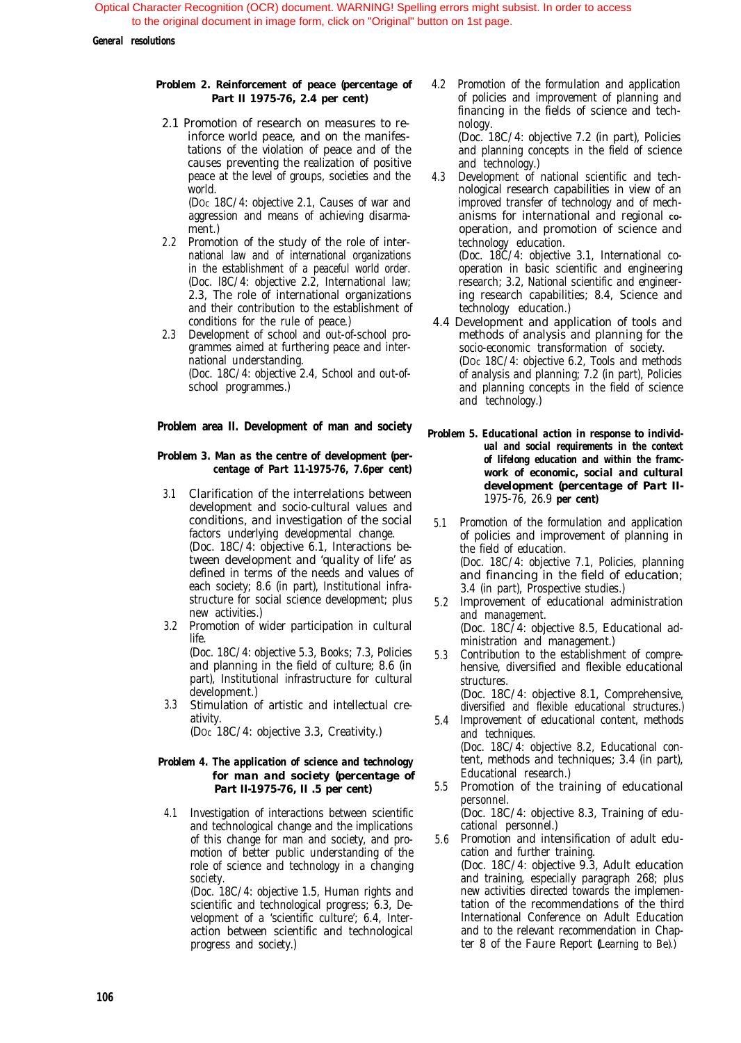**Problem 2. Reinforcement of peace (percentage of Part II 1975-76, 2.4 per cent)**

2.1 Promotion of research on measures to reinforce world peace, and on the manifestations of the violation of peace and of the causes preventing the realization of positive peace at the level of groups, societies and the world.
(Doc 18C/4: objective 2.1, Causes of war and aggression and means of achieving disarmament.)

2.2 Promotion of the study of the role of international law and of international organizations in the establishment of a peaceful world order.
(Doc. l8C/4: objective 2.2, International law; 2.3, The role of international organizations and their contribution to the establishment of conditions for the rule of peace.)

2.3 Development of school and out-of-school programmes aimed at furthering peace and international understanding.
(Doc. 18C/4: objective 2.4, School and out-of-school programmes.)

**Problem area II. Development of man and society**

**Problem 3. Man as the centre of development (percentage of Part 11-1975-76, 7.6per cent)**

3.1 Clarification of the interrelations between development and socio-cultural values and conditions, and investigation of the social factors underlying developmental change.
(Doc. 18C/4: objective 6.1, Interactions between development and 'quality of life' as defined in terms of the needs and values of each society; 8.6 (in part), Institutional infrastructure for social science development; plus new activities.)

3.2 Promotion of wider participation in cultural life.
(Doc. 18C/4: objective 5.3, Books; 7.3, Policies and planning in the field of culture; 8.6 (in part), Institutional infrastructure for cultural development.)

3.3 Stimulation of artistic and intellectual creativity.
(Doc 18C/4: objective 3.3, Creativity.)

**Problem 4. The application of science and technology for man and society (percentage of Part II-1975-76, II .5 per cent)**

4.1 Investigation of interactions between scientific and technological change and the implications of this change for man and society, and promotion of better public understanding of the role of science and technology in a changing society.
(Doc. 18C/4: objective 1.5, Human rights and scientific and technological progress; 6.3, Development of a 'scientific culture'; 6.4, Interaction between scientific and technological progress and society.)

4.2 Promotion of the formulation and application of policies and improvement of planning and financing in the fields of science and technology.
(Doc. 18C/4: objective 7.2 (in part), Policies and planning concepts in the field of science and technology.)

4.3 Development of national scientific and technological research capabilities in view of an improved transfer of technology and of mechanisms for international and regional co-operation, and promotion of science and technology education.
(Doc. 18C/4: objective 3.1, International co-operation in basic scientific and engineering research; 3.2, National scientific and engineering research capabilities; 8.4, Science and technology education.)

4.4 Development and application of tools and methods of analysis and planning for the socio-economic transformation of society.
(Doc 18C/4: objective 6.2, Tools and methods of analysis and planning; 7.2 (in part), Policies and planning concepts in the field of science and technology.)

**Problem 5. Educational action in response to individual and social requirements in the context of lifelong education and within the framework of economic, social and cultural development (percentage of Part II-1975-76, 26.9 per cent)**

5.1 Promotion of the formulation and application of policies and improvement of planning in the field of education.
(Doc. 18C/4: objective 7.1, Policies, planning and financing in the field of education; 3.4 (in part), Prospective studies.)

5.2 Improvement of educational administration and management.
(Doc. 18C/4: objective 8.5, Educational administration and management.)

5.3 Contribution to the establishment of comprehensive, diversified and flexible educational structures.
(Doc. 18C/4: objective 8.1, Comprehensive, diversified and flexible educational structures.)

5.4 Improvement of educational content, methods and techniques.
(Doc. 18C/4: objective 8.2, Educational content, methods and techniques; 3.4 (in part), Educational research.)

5.5 Promotion of the training of educational personnel.
(Doc. 18C/4: objective 8.3, Training of educational personnel.)

5.6 Promotion and intensification of adult education and further training.
(Doc. 18C/4: objective 9.3, Adult education and training, especially paragraph 268; plus new activities directed towards the implementation of the recommendations of the third International Conference on Adult Education and to the relevant recommendation in Chapter 8 of the Faure Report (*Learning to Be*).)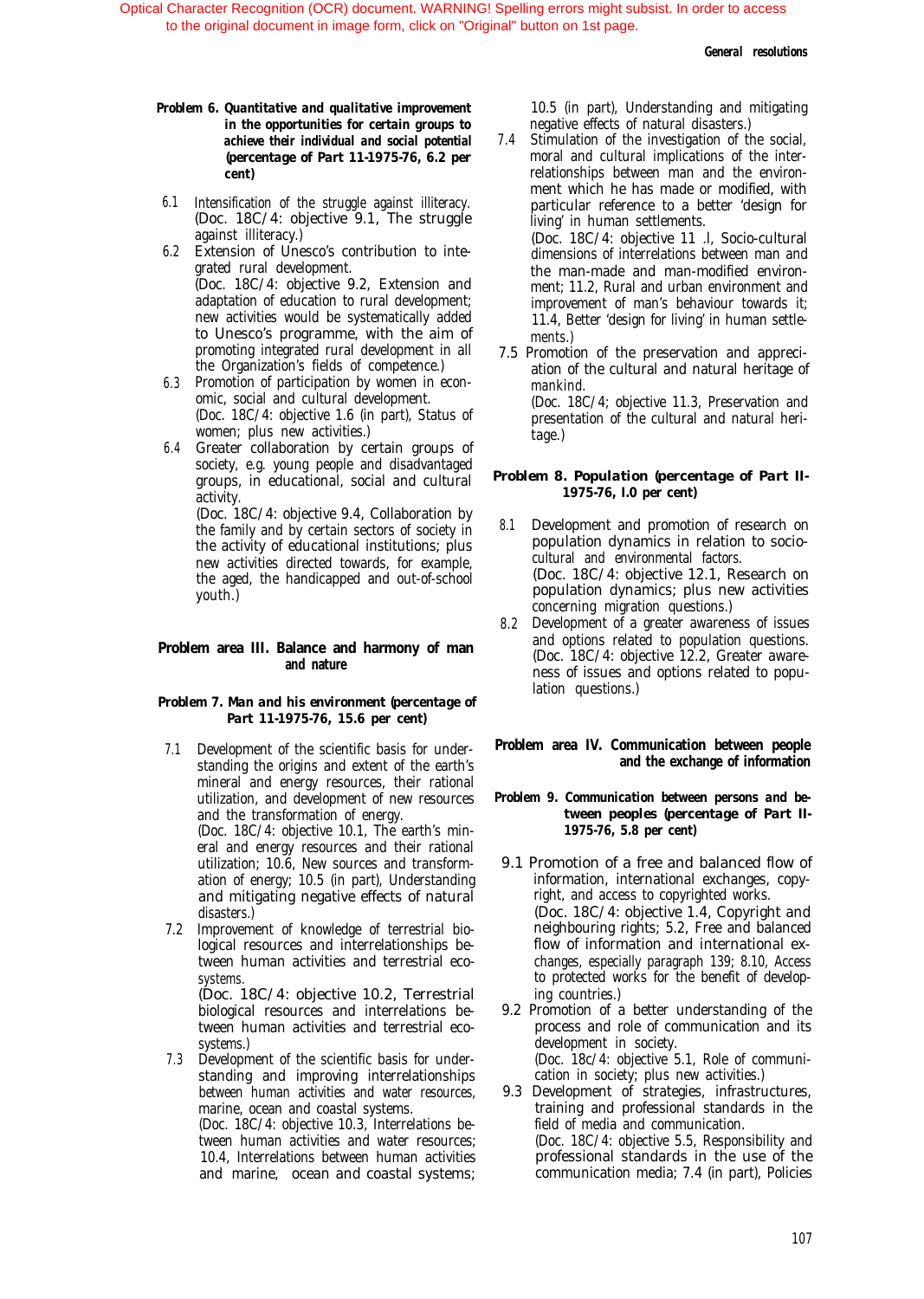**Problem 6. Quantitative and qualitative improvement in the opportunities for certain groups to achieve their individual and social potential (percentage of Part 11-1975-76, 6.2 per cent)**

6.1 Intensification of the struggle against illiteracy. (Doc. 18C/4: objective 9.1, The struggle against illiteracy.)

6.2 Extension of Unesco's contribution to integrated rural development. (Doc. 18C/4: objective 9.2, Extension and adaptation of education to rural development; new activities would be systematically added to Unesco's programme, with the aim of promoting integrated rural development in all the Organization's fields of competence.)

6.3 Promotion of participation by women in economic, social and cultural development. (Doc. 18C/4: objective 1.6 (in part), Status of women; plus new activities.)

6.4 Greater collaboration by certain groups of society, e.g. young people and disadvantaged groups, in educational, social and cultural activity. (Doc. 18C/4: objective 9.4, Collaboration by the family and by certain sectors of society in the activity of educational institutions; plus new activities directed towards, for example, the aged, the handicapped and out-of-school youth.)

## Problem area III. Balance and harmony of man and nature

**Problem 7. Man and his environment (percentage of Part 11-1975-76, 15.6 per cent)**

7.1 Development of the scientific basis for understanding the origins and extent of the earth's mineral and energy resources, their rational utilization, and development of new resources and the transformation of energy. (Doc. 18C/4: objective 10.1, The earth's mineral and energy resources and their rational utilization; 10.6, New sources and transformation of energy; 10.5 (in part), Understanding and mitigating negative effects of natural disasters.)

7.2 Improvement of knowledge of terrestrial biological resources and interrelationships between human activities and terrestrial ecosystems. (Doc. 18C/4: objective 10.2, Terrestrial biological resources and interrelations between human activities and terrestrial ecosystems.)

7.3 Development of the scientific basis for understanding and improving interrelationships between human activities and water resources, marine, ocean and coastal systems. (Doc. 18C/4: objective 10.3, Interrelations between human activities and water resources; 10.4, Interrelations between human activities and marine, ocean and coastal systems; 10.5 (in part), Understanding and mitigating negative effects of natural disasters.)

7.4 Stimulation of the investigation of the social, moral and cultural implications of the interrelationships between man and the environment which he has made or modified, with particular reference to a better 'design for living' in human settlements. (Doc. 18C/4: objective 11 .l, Socio-cultural dimensions of interrelations between man and the man-made and man-modified environment; 11.2, Rural and urban environment and improvement of man's behaviour towards it; 11.4, Better 'design for living' in human settlements.)

7.5 Promotion of the preservation and appreciation of the cultural and natural heritage of mankind. (Doc. 18C/4; objective 11.3, Preservation and presentation of the cultural and natural heritage.)

**Problem 8. Population (percentage of Part II-1975-76, I.0 per cent)**

8.1 Development and promotion of research on population dynamics in relation to socio-cultural and environmental factors. (Doc. 18C/4: objective 12.1, Research on population dynamics; plus new activities concerning migration questions.)

8.2 Development of a greater awareness of issues and options related to population questions. (Doc. 18C/4: objective 12.2, Greater awareness of issues and options related to population questions.)

## Problem area IV. Communication between people and the exchange of information

**Problem 9. Communication between persons and between peoples (percentage of Part II-1975-76, 5.8 per cent)**

9.1 Promotion of a free and balanced flow of information, international exchanges, copyright, and access to copyrighted works. (Doc. 18C/4: objective 1.4, Copyright and neighbouring rights; 5.2, Free and balanced flow of information and international exchanges, especially paragraph 139; 8.10, Access to protected works for the benefit of developing countries.)

9.2 Promotion of a better understanding of the process and role of communication and its development in society. (Doc. 18c/4: objective 5.1, Role of communication in society; plus new activities.)

9.3 Development of strategies, infrastructures, training and professional standards in the field of media and communication. (Doc. 18C/4: objective 5.5, Responsibility and professional standards in the use of the communication media; 7.4 (in part), Policies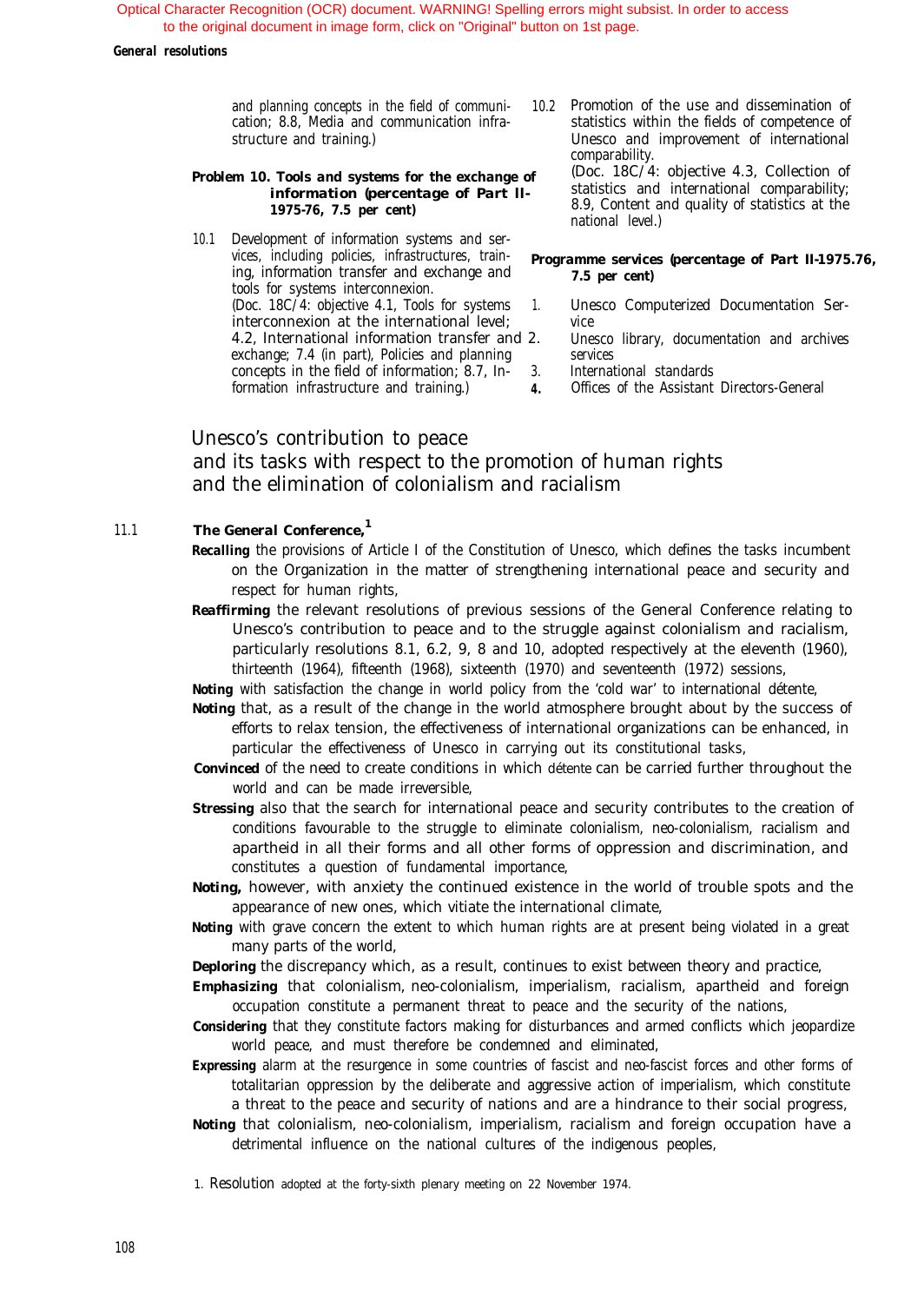and planning concepts in the field of communication; 8.8, Media and communication infrastructure and training.)

**Problem 10. Tools and systems for the exchange of information (percentage of Part II-1975-76, 7.5 per cent)**

10.1 Development of information systems and services, including policies, infrastructures, training, information transfer and exchange and tools for systems interconnexion.
(Doc. 18C/4: objective 4.1, Tools for systems interconnexion at the international level; 4.2, International information transfer and exchange; 7.4 (in part), Policies and planning concepts in the field of information; 8.7, Information infrastructure and training.)

10.2 Promotion of the use and dissemination of statistics within the fields of competence of Unesco and improvement of international comparability.
(Doc. 18C/4: objective 4.3, Collection of statistics and international comparability; 8.9, Content and quality of statistics at the national level.)

**Programme services (percentage of Part II-1975.76, 7.5 per cent)**

1. Unesco Computerized Documentation Service
2. Unesco library, documentation and archives services
3. International standards
4. Offices of the Assistant Directors-General

## Unesco's contribution to peace and its tasks with respect to the promotion of human rights and the elimination of colonialism and racialism

11.1 **The General Conference,**[1]

**Recalling** the provisions of Article I of the Constitution of Unesco, which defines the tasks incumbent on the Organization in the matter of strengthening international peace and security and respect for human rights,

**Reaffirming** the relevant resolutions of previous sessions of the General Conference relating to Unesco's contribution to peace and to the struggle against colonialism and racialism, particularly resolutions 8.1, 6.2, 9, 8 and 10, adopted respectively at the eleventh (1960), thirteenth (1964), fifteenth (1968), sixteenth (1970) and seventeenth (1972) sessions,

**Noting** with satisfaction the change in world policy from the 'cold war' to international détente,

**Noting** that, as a result of the change in the world atmosphere brought about by the success of efforts to relax tension, the effectiveness of international organizations can be enhanced, in particular the effectiveness of Unesco in carrying out its constitutional tasks,

**Convinced** of the need to create conditions in which détente can be carried further throughout the world and can be made irreversible,

**Stressing** also that the search for international peace and security contributes to the creation of conditions favourable to the struggle to eliminate colonialism, neo-colonialism, racialism and apartheid in all their forms and all other forms of oppression and discrimination, and constitutes a question of fundamental importance,

**Noting,** however, with anxiety the continued existence in the world of trouble spots and the appearance of new ones, which vitiate the international climate,

**Noting** with grave concern the extent to which human rights are at present being violated in a great many parts of the world,

**Deploring** the discrepancy which, as a result, continues to exist between theory and practice,

**Emphasizing** that colonialism, neo-colonialism, imperialism, racialism, apartheid and foreign occupation constitute a permanent threat to peace and the security of the nations,

**Considering** that they constitute factors making for disturbances and armed conflicts which jeopardize world peace, and must therefore be condemned and eliminated,

**Expressing** alarm at the resurgence in some countries of fascist and neo-fascist forces and other forms of totalitarian oppression by the deliberate and aggressive action of imperialism, which constitute a threat to the peace and security of nations and are a hindrance to their social progress,

**Noting** that colonialism, neo-colonialism, imperialism, racialism and foreign occupation have a detrimental influence on the national cultures of the indigenous peoples,

1. Resolution adopted at the forty-sixth plenary meeting on 22 November 1974.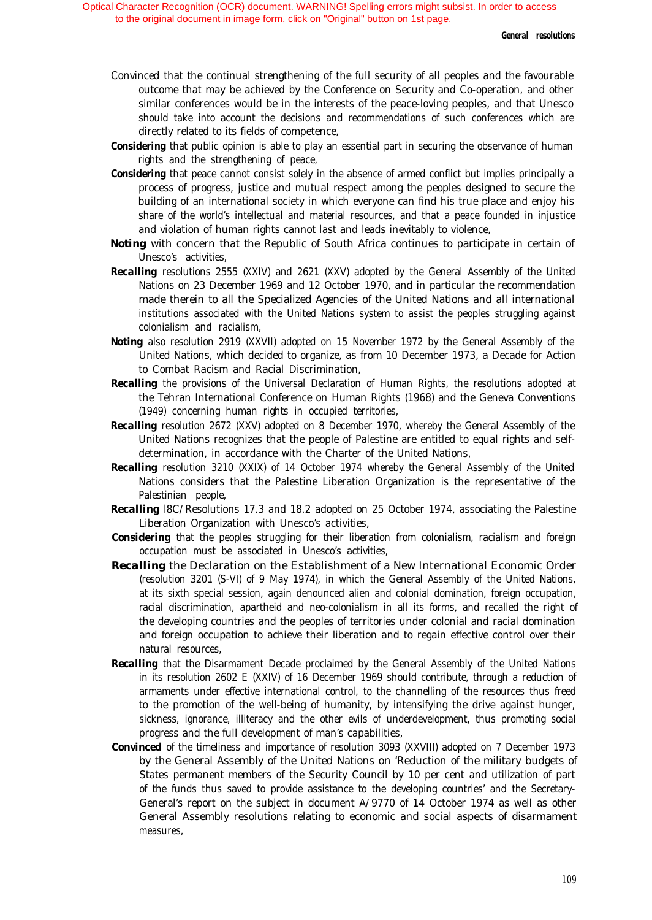Convinced that the continual strengthening of the full security of all peoples and the favourable outcome that may be achieved by the Conference on Security and Co-operation, and other similar conferences would be in the interests of the peace-loving peoples, and that Unesco should take into account the decisions and recommendations of such conferences which are directly related to its fields of competence,

**Considering** that public opinion is able to play an essential part in securing the observance of human rights and the strengthening of peace,

**Considering** that peace cannot consist solely in the absence of armed conflict but implies principally a process of progress, justice and mutual respect among the peoples designed to secure the building of an international society in which everyone can find his true place and enjoy his share of the world's intellectual and material resources, and that a peace founded in injustice and violation of human rights cannot last and leads inevitably to violence,

**Noting** with concern that the Republic of South Africa continues to participate in certain of Unesco's activities,

**Recalling** resolutions 2555 (XXIV) and 2621 (XXV) adopted by the General Assembly of the United Nations on 23 December 1969 and 12 October 1970, and in particular the recommendation made therein to all the Specialized Agencies of the United Nations and all international institutions associated with the United Nations system to assist the peoples struggling against colonialism and racialism,

**Noting** also resolution 2919 (XXVII) adopted on 15 November 1972 by the General Assembly of the United Nations, which decided to organize, as from 10 December 1973, a Decade for Action to Combat Racism and Racial Discrimination,

**Recalling** the provisions of the Universal Declaration of Human Rights, the resolutions adopted at the Tehran International Conference on Human Rights (1968) and the Geneva Conventions (1949) concerning human rights in occupied territories,

**Recalling** resolution 2672 (XXV) adopted on 8 December 1970, whereby the General Assembly of the United Nations recognizes that the people of Palestine are entitled to equal rights and self-determination, in accordance with the Charter of the United Nations,

**Recalling** resolution 3210 (XXIX) of 14 October 1974 whereby the General Assembly of the United Nations considers that the Palestine Liberation Organization is the representative of the Palestinian people,

**Recalling** l8C/Resolutions 17.3 and 18.2 adopted on 25 October 1974, associating the Palestine Liberation Organization with Unesco's activities,

**Considering** that the peoples struggling for their liberation from colonialism, racialism and foreign occupation must be associated in Unesco's activities,

**Recalling** the Declaration on the Establishment of a New International Economic Order (resolution 3201 (S-VI) of 9 May 1974), in which the General Assembly of the United Nations, at its sixth special session, again denounced alien and colonial domination, foreign occupation, racial discrimination, apartheid and neo-colonialism in all its forms, and recalled the right of the developing countries and the peoples of territories under colonial and racial domination and foreign occupation to achieve their liberation and to regain effective control over their natural resources,

**Recalling** that the Disarmament Decade proclaimed by the General Assembly of the United Nations in its resolution 2602 E (XXIV) of 16 December 1969 should contribute, through a reduction of armaments under effective international control, to the channelling of the resources thus freed to the promotion of the well-being of humanity, by intensifying the drive against hunger, sickness, ignorance, illiteracy and the other evils of underdevelopment, thus promoting social progress and the full development of man's capabilities,

**Convinced** of the timeliness and importance of resolution 3093 (XXVIII) adopted on 7 December 1973 by the General Assembly of the United Nations on 'Reduction of the military budgets of States permanent members of the Security Council by 10 per cent and utilization of part of the funds thus saved to provide assistance to the developing countries' and the Secretary-General's report on the subject in document A/9770 of 14 October 1974 as well as other General Assembly resolutions relating to economic and social aspects of disarmament measures,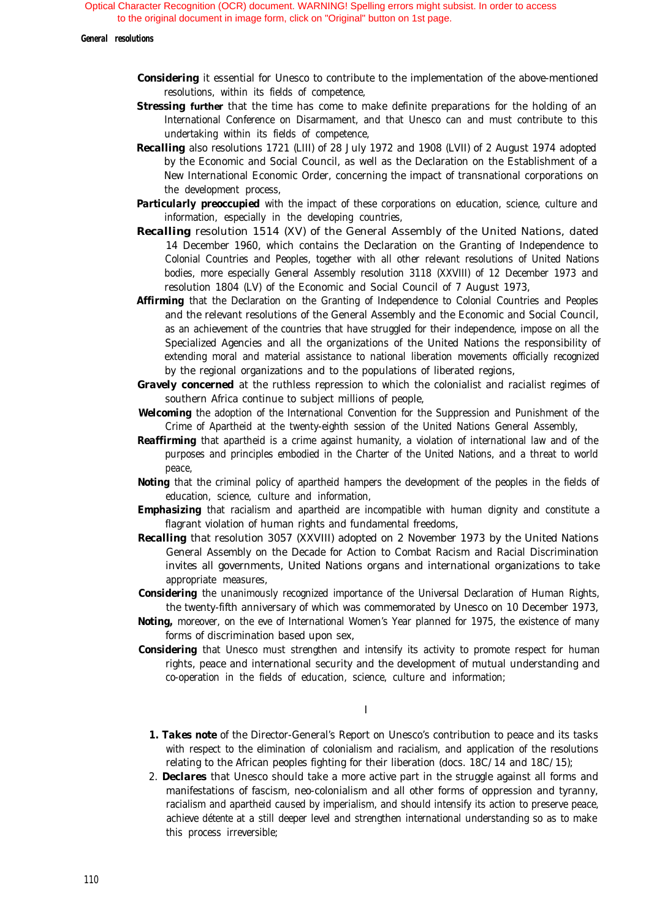**Considering** it essential for Unesco to contribute to the implementation of the above-mentioned resolutions, within its fields of competence,

**Stressing further** that the time has come to make definite preparations for the holding of an International Conference on Disarmament, and that Unesco can and must contribute to this undertaking within its fields of competence,

**Recalling** also resolutions 1721 (LIII) of 28 July 1972 and 1908 (LVII) of 2 August 1974 adopted by the Economic and Social Council, as well as the Declaration on the Establishment of a New International Economic Order, concerning the impact of transnational corporations on the development process,

***Particularly preoccupied*** with the impact of these corporations on education, science, culture and information, especially in the developing countries,

**Recalling** resolution 1514 (XV) of the General Assembly of the United Nations, dated 14 December 1960, which contains the Declaration on the Granting of Independence to Colonial Countries and Peoples, together with all other relevant resolutions of United Nations bodies, more especially General Assembly resolution 3118 (XXVIII) of 12 December 1973 and resolution 1804 (LV) of the Economic and Social Council of 7 August 1973,

**Affirming** that the Declaration on the Granting of Independence to Colonial Countries and Peoples and the relevant resolutions of the General Assembly and the Economic and Social Council, as an achievement of the countries that have struggled for their independence, impose on all the Specialized Agencies and all the organizations of the United Nations the responsibility of extending moral and material assistance to national liberation movements officially recognized by the regional organizations and to the populations of liberated regions,

***Gravely concerned*** at the ruthless repression to which the colonialist and racialist regimes of southern Africa continue to subject millions of people,

**Welcoming** the adoption of the International Convention for the Suppression and Punishment of the Crime of Apartheid at the twenty-eighth session of the United Nations General Assembly,

**Reaffirming** that apartheid is a crime against humanity, a violation of international law and of the purposes and principles embodied in the Charter of the United Nations, and a threat to world peace,

**Noting** that the criminal policy of apartheid hampers the development of the peoples in the fields of education, science, culture and information,

**Emphasizing** that racialism and apartheid are incompatible with human dignity and constitute a flagrant violation of human rights and fundamental freedoms,

**Recalling** that resolution 3057 (XXVIII) adopted on 2 November 1973 by the United Nations General Assembly on the Decade for Action to Combat Racism and Racial Discrimination invites all governments, United Nations organs and international organizations to take appropriate measures,

**Considering** the unanimously recognized importance of the Universal Declaration of Human Rights, the twenty-fifth anniversary of which was commemorated by Unesco on 10 December 1973,

**Noting,** moreover, on the eve of International Women's Year planned for 1975, the existence of many forms of discrimination based upon sex,

**Considering** that Unesco must strengthen and intensify its activity to promote respect for human rights, peace and international security and the development of mutual understanding and co-operation in the fields of education, science, culture and information;

I

1. ***Takes note*** of the Director-General's Report on Unesco's contribution to peace and its tasks with respect to the elimination of colonialism and racialism, and application of the resolutions relating to the African peoples fighting for their liberation (docs. 18C/14 and 18C/15);
2. ***Declares*** that Unesco should take a more active part in the struggle against all forms and manifestations of fascism, neo-colonialism and all other forms of oppression and tyranny, racialism and apartheid caused by imperialism, and should intensify its action to preserve peace, achieve détente at a still deeper level and strengthen international understanding so as to make this process irreversible;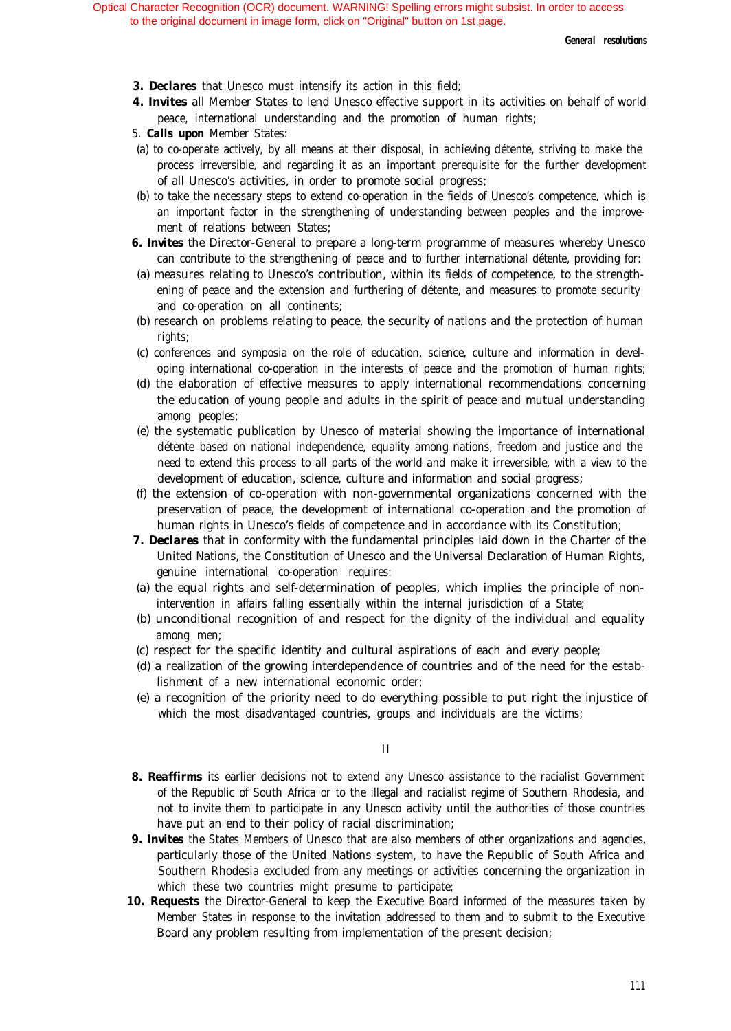**3. Declares** that Unesco must intensify its action in this field;

**4. Invites** all Member States to lend Unesco effective support in its activities on behalf of world peace, international understanding and the promotion of human rights;

5. **Calls upon** Member States:

(a) to co-operate actively, by all means at their disposal, in achieving détente, striving to make the process irreversible, and regarding it as an important prerequisite for the further development of all Unesco's activities, in order to promote social progress;

(b) to take the necessary steps to extend co-operation in the fields of Unesco's competence, which is an important factor in the strengthening of understanding between peoples and the improvement of relations between States;

**6. Invites** the Director-General to prepare a long-term programme of measures whereby Unesco can contribute to the strengthening of peace and to further international détente, providing for:

(a) measures relating to Unesco's contribution, within its fields of competence, to the strengthening of peace and the extension and furthering of détente, and measures to promote security and co-operation on all continents;

(b) research on problems relating to peace, the security of nations and the protection of human rights;

(c) conferences and symposia on the role of education, science, culture and information in developing international co-operation in the interests of peace and the promotion of human rights;

(d) the elaboration of effective measures to apply international recommendations concerning the education of young people and adults in the spirit of peace and mutual understanding among peoples;

(e) the systematic publication by Unesco of material showing the importance of international détente based on national independence, equality among nations, freedom and justice and the need to extend this process to all parts of the world and make it irreversible, with a view to the development of education, science, culture and information and social progress;

(f) the extension of co-operation with non-governmental organizations concerned with the preservation of peace, the development of international co-operation and the promotion of human rights in Unesco's fields of competence and in accordance with its Constitution;

**7. Declares** that in conformity with the fundamental principles laid down in the Charter of the United Nations, the Constitution of Unesco and the Universal Declaration of Human Rights, genuine international co-operation requires:

(a) the equal rights and self-determination of peoples, which implies the principle of non-intervention in affairs falling essentially within the internal jurisdiction of a State;

(b) unconditional recognition of and respect for the dignity of the individual and equality among men;

(c) respect for the specific identity and cultural aspirations of each and every people;

(d) a realization of the growing interdependence of countries and of the need for the establishment of a new international economic order;

(e) a recognition of the priority need to do everything possible to put right the injustice of which the most disadvantaged countries, groups and individuals are the victims;

II

**8. Reaffirms** its earlier decisions not to extend any Unesco assistance to the racialist Government of the Republic of South Africa or to the illegal and racialist regime of Southern Rhodesia, and not to invite them to participate in any Unesco activity until the authorities of those countries have put an end to their policy of racial discrimination;

**9. Invites** the States Members of Unesco that are also members of other organizations and agencies, particularly those of the United Nations system, to have the Republic of South Africa and Southern Rhodesia excluded from any meetings or activities concerning the organization in which these two countries might presume to participate;

**10. Requests** the Director-General to keep the Executive Board informed of the measures taken by Member States in response to the invitation addressed to them and to submit to the Executive Board any problem resulting from implementation of the present decision;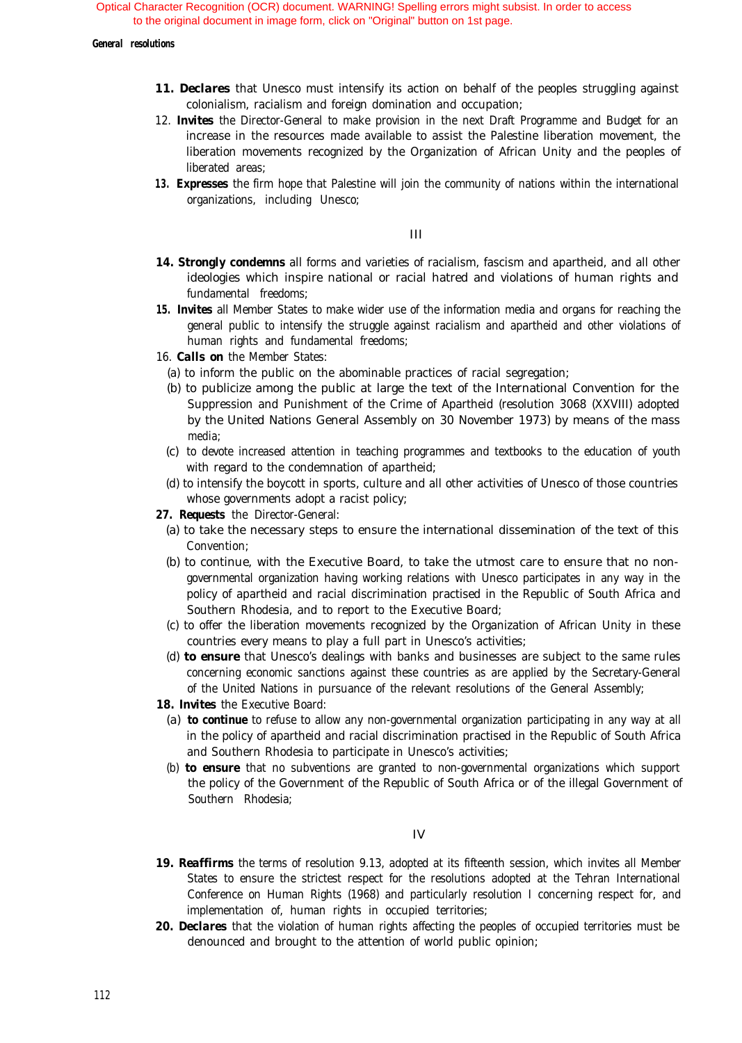11. **Declares** that Unesco must intensify its action on behalf of the peoples struggling against colonialism, racialism and foreign domination and occupation;

12. **Invites** the Director-General to make provision in the next Draft Programme and Budget for an increase in the resources made available to assist the Palestine liberation movement, the liberation movements recognized by the Organization of African Unity and the peoples of liberated areas;

13. **Expresses** the firm hope that Palestine will join the community of nations within the international organizations, including Unesco;

III

14. **Strongly condemns** all forms and varieties of racialism, fascism and apartheid, and all other ideologies which inspire national or racial hatred and violations of human rights and fundamental freedoms;

15. **Invites** all Member States to make wider use of the information media and organs for reaching the general public to intensify the struggle against racialism and apartheid and other violations of human rights and fundamental freedoms;

16. **Calls on** the Member States:
    (a) to inform the public on the abominable practices of racial segregation;
    (b) to publicize among the public at large the text of the International Convention for the Suppression and Punishment of the Crime of Apartheid (resolution 3068 (XXVIII) adopted by the United Nations General Assembly on 30 November 1973) by means of the mass media;
    (c) to devote increased attention in teaching programmes and textbooks to the education of youth with regard to the condemnation of apartheid;
    (d) to intensify the boycott in sports, culture and all other activities of Unesco of those countries whose governments adopt a racist policy;

27. **Requests** the Director-General:
    (a) to take the necessary steps to ensure the international dissemination of the text of this Convention;
    (b) to continue, with the Executive Board, to take the utmost care to ensure that no non-governmental organization having working relations with Unesco participates in any way in the policy of apartheid and racial discrimination practised in the Republic of South Africa and Southern Rhodesia, and to report to the Executive Board;
    (c) to offer the liberation movements recognized by the Organization of African Unity in these countries every means to play a full part in Unesco's activities;
    (d) **to ensure** that Unesco's dealings with banks and businesses are subject to the same rules concerning economic sanctions against these countries as are applied by the Secretary-General of the United Nations in pursuance of the relevant resolutions of the General Assembly;

18. **Invites** the Executive Board:
    (a) **to continue** to refuse to allow any non-governmental organization participating in any way at all in the policy of apartheid and racial discrimination practised in the Republic of South Africa and Southern Rhodesia to participate in Unesco's activities;
    (b) **to ensure** that no subventions are granted to non-governmental organizations which support the policy of the Government of the Republic of South Africa or of the illegal Government of Southern Rhodesia;

IV

19. **Reaffirms** the terms of resolution 9.13, adopted at its fifteenth session, which invites all Member States to ensure the strictest respect for the resolutions adopted at the Tehran International Conference on Human Rights (1968) and particularly resolution I concerning respect for, and implementation of, human rights in occupied territories;

20. **Declares** that the violation of human rights affecting the peoples of occupied territories must be denounced and brought to the attention of world public opinion;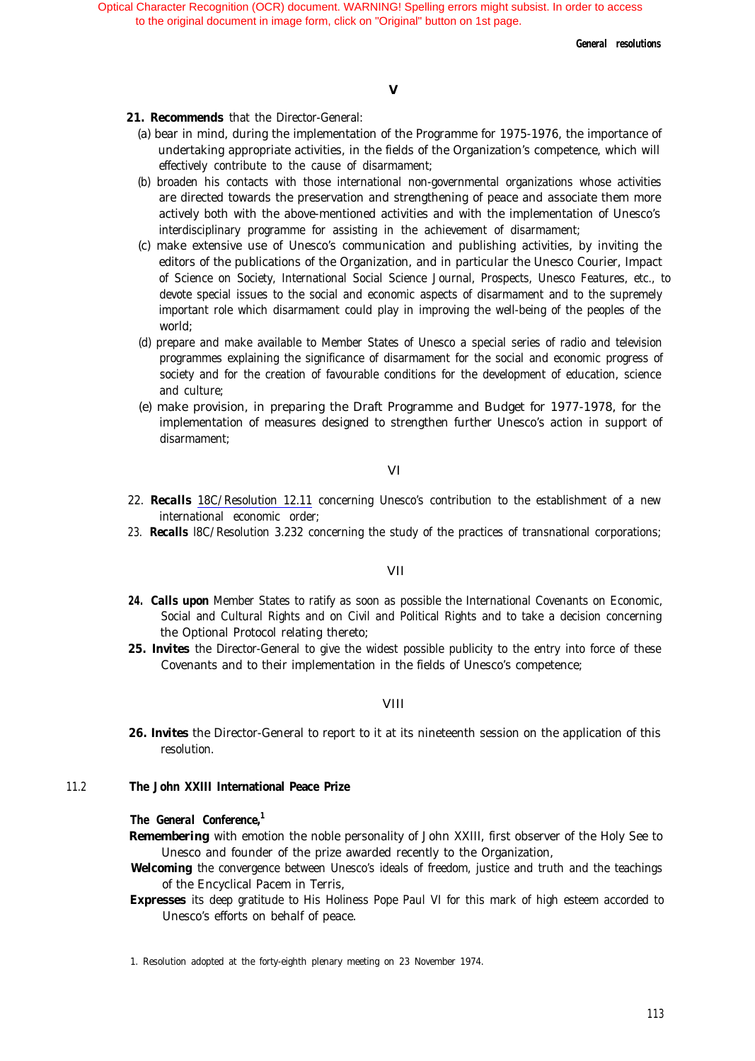V

**21. Recommends** that the Director-General:

(a) bear in mind, during the implementation of the Programme for 1975-1976, the importance of undertaking appropriate activities, in the fields of the Organization's competence, which will effectively contribute to the cause of disarmament;

(b) broaden his contacts with those international non-governmental organizations whose activities are directed towards the preservation and strengthening of peace and associate them more actively both with the above-mentioned activities and with the implementation of Unesco's interdisciplinary programme for assisting in the achievement of disarmament;

(c) make extensive use of Unesco's communication and publishing activities, by inviting the editors of the publications of the Organization, and in particular the Unesco Courier, Impact of Science on Society, International Social Science Journal, Prospects, Unesco Features, etc., to devote special issues to the social and economic aspects of disarmament and to the supremely important role which disarmament could play in improving the well-being of the peoples of the world;

(d) prepare and make available to Member States of Unesco a special series of radio and television programmes explaining the significance of disarmament for the social and economic progress of society and for the creation of favourable conditions for the development of education, science and culture;

(e) make provision, in preparing the Draft Programme and Budget for 1977-1978, for the implementation of measures designed to strengthen further Unesco's action in support of disarmament;

VI

22. **Recalls** 18C/Resolution 12.11 concerning Unesco's contribution to the establishment of a new international economic order;

23. **Recalls** 18C/Resolution 3.232 concerning the study of the practices of transnational corporations;

VII

**24. Calls upon** Member States to ratify as soon as possible the International Covenants on Economic, Social and Cultural Rights and on Civil and Political Rights and to take a decision concerning the Optional Protocol relating thereto;

**25. Invites** the Director-General to give the widest possible publicity to the entry into force of these Covenants and to their implementation in the fields of Unesco's competence;

VIII

**26. Invites** the Director-General to report to it at its nineteenth session on the application of this resolution.

## 11.2 The John XXIII International Peace Prize

***The General Conference,***[1]

**Remembering** with emotion the noble personality of John XXIII, first observer of the Holy See to Unesco and founder of the prize awarded recently to the Organization,

**Welcoming** the convergence between Unesco's ideals of freedom, justice and truth and the teachings of the Encyclical Pacem in Terris,

**Expresses** its deep gratitude to His Holiness Pope Paul VI for this mark of high esteem accorded to Unesco's efforts on behalf of peace.

1. Resolution adopted at the forty-eighth plenary meeting on 23 November 1974.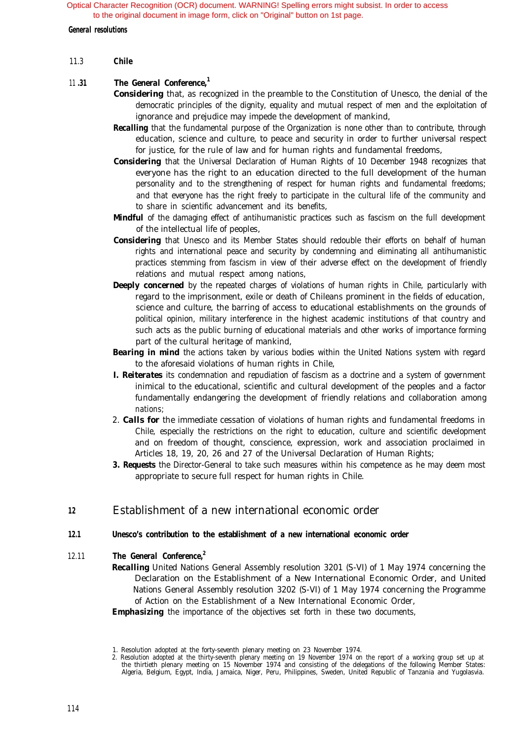## 11.3 Chile

**11.31 The General Conference,**[1]

**Considering** that, as recognized in the preamble to the Constitution of Unesco, the denial of the democratic principles of the dignity, equality and mutual respect of men and the exploitation of ignorance and prejudice may impede the development of mankind,

**Recalling** that the fundamental purpose of the Organization is none other than to contribute, through education, science and culture, to peace and security in order to further universal respect for justice, for the rule of law and for human rights and fundamental freedoms,

**Considering** that the Universal Declaration of Human Rights of 10 December 1948 recognizes that everyone has the right to an education directed to the full development of the human personality and to the strengthening of respect for human rights and fundamental freedoms; and that everyone has the right freely to participate in the cultural life of the community and to share in scientific advancement and its benefits,

**Mindful** of the damaging effect of antihumanistic practices such as fascism on the full development of the intellectual life of peoples,

**Considering** that Unesco and its Member States should redouble their efforts on behalf of human rights and international peace and security by condemning and eliminating all antihumanistic practices stemming from fascism in view of their adverse effect on the development of friendly relations and mutual respect among nations,

**Deeply concerned** by the repeated charges of violations of human rights in Chile, particularly with regard to the imprisonment, exile or death of Chileans prominent in the fields of education, science and culture, the barring of access to educational establishments on the grounds of political opinion, military interference in the highest academic institutions of that country and such acts as the public burning of educational materials and other works of importance forming part of the cultural heritage of mankind,

**Bearing in mind** the actions taken by various bodies within the United Nations system with regard to the aforesaid violations of human rights in Chile,

1. **Reiterates** its condemnation and repudiation of fascism as a doctrine and a system of government inimical to the educational, scientific and cultural development of the peoples and a factor fundamentally endangering the development of friendly relations and collaboration among nations;
2. **Calls for** the immediate cessation of violations of human rights and fundamental freedoms in Chile, especially the restrictions on the right to education, culture and scientific development and on freedom of thought, conscience, expression, work and association proclaimed in Articles 18, 19, 20, 26 and 27 of the Universal Declaration of Human Rights;
3. **Requests** the Director-General to take such measures within his competence as he may deem most appropriate to secure full respect for human rights in Chile.

# 12 Establishment of a new international economic order

## 12.1 Unesco's contribution to the establishment of a new international economic order

**12.11 The General Conference,**[2]

**Recalling** United Nations General Assembly resolution 3201 (S-VI) of 1 May 1974 concerning the Declaration on the Establishment of a New International Economic Order, and United Nations General Assembly resolution 3202 (S-VI) of 1 May 1974 concerning the Programme of Action on the Establishment of a New International Economic Order,

**Emphasizing** the importance of the objectives set forth in these two documents,

---

1. Resolution adopted at the forty-seventh plenary meeting on 23 November 1974.
2. Resolution adopted at the thirty-seventh plenary meeting on 19 November 1974 on the report of a working group set up at the thirtieth plenary meeting on 15 November 1974 and consisting of the delegations of the following Member States: Algeria, Belgium, Egypt, India, Jamaica, Niger, Peru, Philippines, Sweden, United Republic of Tanzania and Yugoslavia.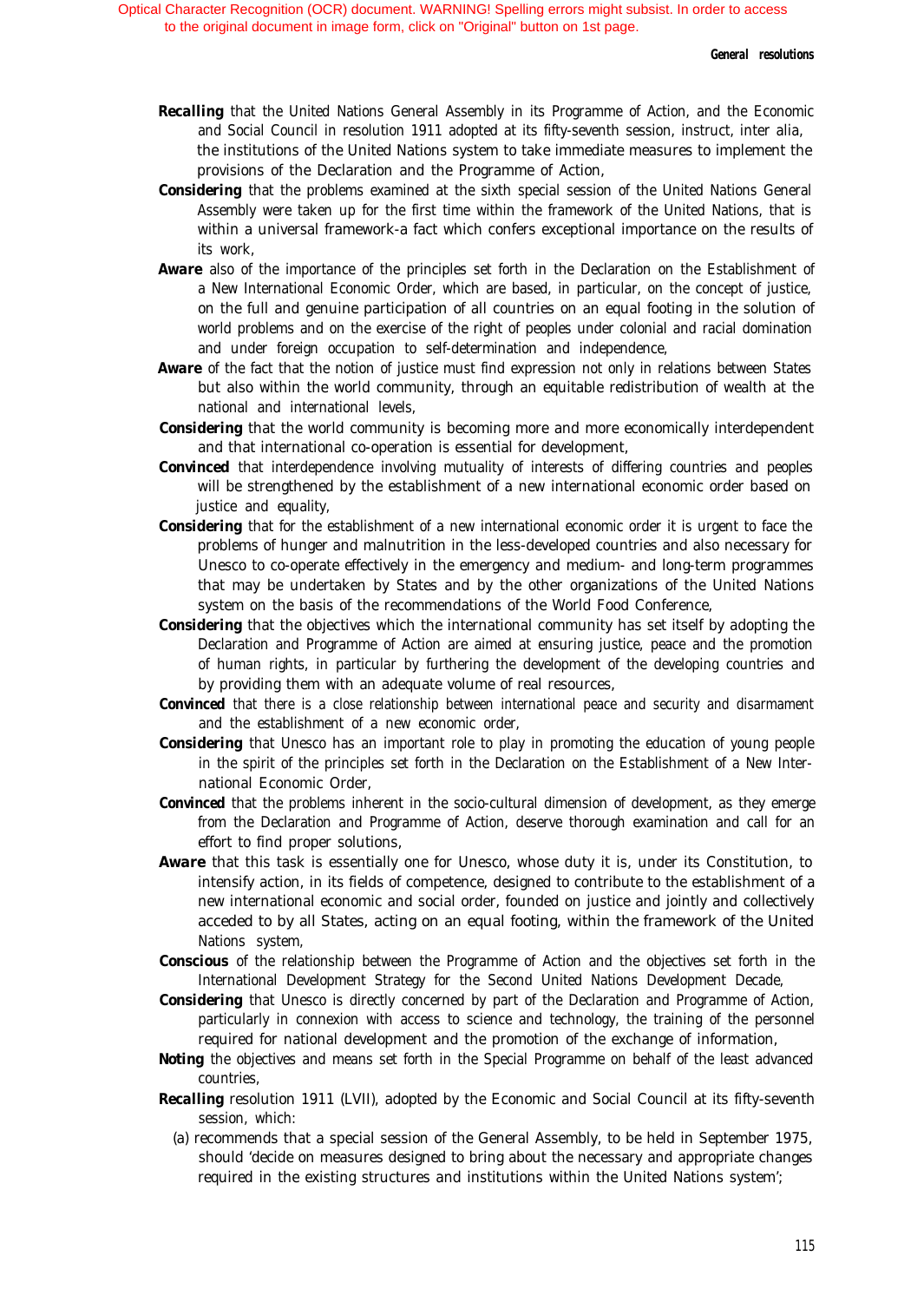**Recalling** that the United Nations General Assembly in its Programme of Action, and the Economic and Social Council in resolution 1911 adopted at its fifty-seventh session, instruct, inter alia, the institutions of the United Nations system to take immediate measures to implement the provisions of the Declaration and the Programme of Action,

**Considering** that the problems examined at the sixth special session of the United Nations General Assembly were taken up for the first time within the framework of the United Nations, that is within a universal framework-a fact which confers exceptional importance on the results of its work,

**Aware** also of the importance of the principles set forth in the Declaration on the Establishment of a New International Economic Order, which are based, in particular, on the concept of justice, on the full and genuine participation of all countries on an equal footing in the solution of world problems and on the exercise of the right of peoples under colonial and racial domination and under foreign occupation to self-determination and independence,

**Aware** of the fact that the notion of justice must find expression not only in relations between States but also within the world community, through an equitable redistribution of wealth at the national and international levels,

**Considering** that the world community is becoming more and more economically interdependent and that international co-operation is essential for development,

**Convinced** that interdependence involving mutuality of interests of differing countries and peoples will be strengthened by the establishment of a new international economic order based on justice and equality,

**Considering** that for the establishment of a new international economic order it is urgent to face the problems of hunger and malnutrition in the less-developed countries and also necessary for Unesco to co-operate effectively in the emergency and medium- and long-term programmes that may be undertaken by States and by the other organizations of the United Nations system on the basis of the recommendations of the World Food Conference,

**Considering** that the objectives which the international community has set itself by adopting the Declaration and Programme of Action are aimed at ensuring justice, peace and the promotion of human rights, in particular by furthering the development of the developing countries and by providing them with an adequate volume of real resources,

**Convinced** that there is a close relationship between international peace and security and disarmament and the establishment of a new economic order,

**Considering** that Unesco has an important role to play in promoting the education of young people in the spirit of the principles set forth in the Declaration on the Establishment of a New International Economic Order,

**Convinced** that the problems inherent in the socio-cultural dimension of development, as they emerge from the Declaration and Programme of Action, deserve thorough examination and call for an effort to find proper solutions,

**Aware** that this task is essentially one for Unesco, whose duty it is, under its Constitution, to intensify action, in its fields of competence, designed to contribute to the establishment of a new international economic and social order, founded on justice and jointly and collectively acceded to by all States, acting on an equal footing, within the framework of the United Nations system,

**Conscious** of the relationship between the Programme of Action and the objectives set forth in the International Development Strategy for the Second United Nations Development Decade,

**Considering** that Unesco is directly concerned by part of the Declaration and Programme of Action, particularly in connexion with access to science and technology, the training of the personnel required for national development and the promotion of the exchange of information,

**Noting** the objectives and means set forth in the Special Programme on behalf of the least advanced countries,

**Recalling** resolution 1911 (LVII), adopted by the Economic and Social Council at its fifty-seventh session, which:

(a) recommends that a special session of the General Assembly, to be held in September 1975, should 'decide on measures designed to bring about the necessary and appropriate changes required in the existing structures and institutions within the United Nations system';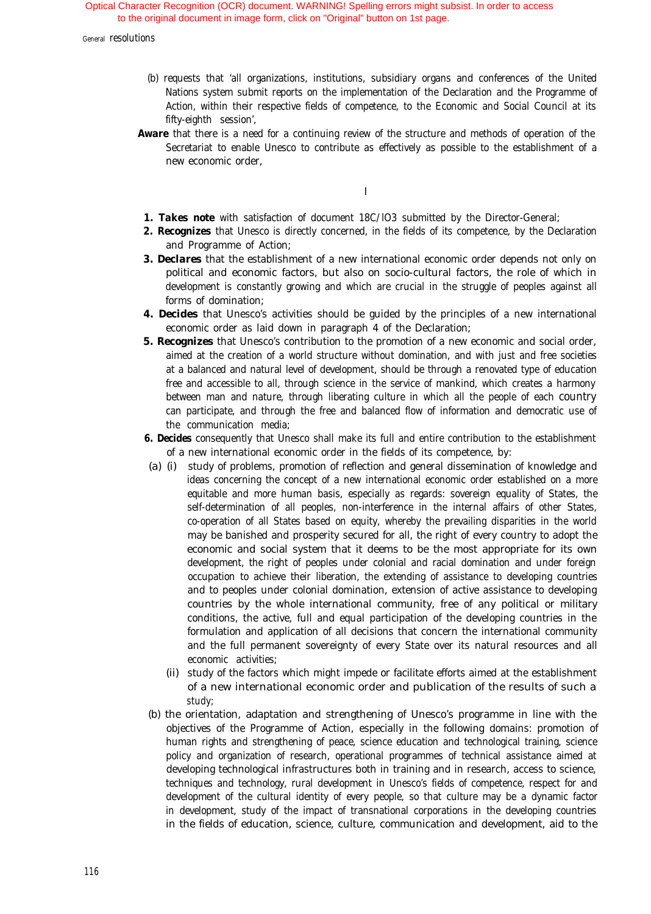(b) requests that 'all organizations, institutions, subsidiary organs and conferences of the United Nations system submit reports on the implementation of the Declaration and the Programme of Action, within their respective fields of competence, to the Economic and Social Council at its fifty-eighth session',

**Aware** that there is a need for a continuing review of the structure and methods of operation of the Secretariat to enable Unesco to contribute as effectively as possible to the establishment of a new economic order,

I

1. **Takes note** with satisfaction of document 18C/lO3 submitted by the Director-General;
2. **Recognizes** that Unesco is directly concerned, in the fields of its competence, by the Declaration and Programme of Action;
3. **Declares** that the establishment of a new international economic order depends not only on political and economic factors, but also on socio-cultural factors, the role of which in development is constantly growing and which are crucial in the struggle of peoples against all forms of domination;
4. **Decides** that Unesco's activities should be guided by the principles of a new international economic order as laid down in paragraph 4 of the Declaration;
5. **Recognizes** that Unesco's contribution to the promotion of a new economic and social order, aimed at the creation of a world structure without domination, and with just and free societies at a balanced and natural level of development, should be through a renovated type of education free and accessible to all, through science in the service of mankind, which creates a harmony between man and nature, through liberating culture in which all the people of each country can participate, and through the free and balanced flow of information and democratic use of the communication media;
6. **Decides** consequently that Unesco shall make its full and entire contribution to the establishment of a new international economic order in the fields of its competence, by:
   - (a) (i) study of problems, promotion of reflection and general dissemination of knowledge and ideas concerning the concept of a new international economic order established on a more equitable and more human basis, especially as regards: sovereign equality of States, the self-determination of all peoples, non-interference in the internal affairs of other States, co-operation of all States based on equity, whereby the prevailing disparities in the world may be banished and prosperity secured for all, the right of every country to adopt the economic and social system that it deems to be the most appropriate for its own development, the right of peoples under colonial and racial domination and under foreign occupation to achieve their liberation, the extending of assistance to developing countries and to peoples under colonial domination, extension of active assistance to developing countries by the whole international community, free of any political or military conditions, the active, full and equal participation of the developing countries in the formulation and application of all decisions that concern the international community and the full permanent sovereignty of every State over its natural resources and all economic activities;
     - (ii) study of the factors which might impede or facilitate efforts aimed at the establishment of a new international economic order and publication of the results of such a study;
   - (b) the orientation, adaptation and strengthening of Unesco's programme in line with the objectives of the Programme of Action, especially in the following domains: promotion of human rights and strengthening of peace, science education and technological training, science policy and organization of research, operational programmes of technical assistance aimed at developing technological infrastructures both in training and in research, access to science, techniques and technology, rural development in Unesco's fields of competence, respect for and development of the cultural identity of every people, so that culture may be a dynamic factor in development, study of the impact of transnational corporations in the developing countries in the fields of education, science, culture, communication and development, aid to the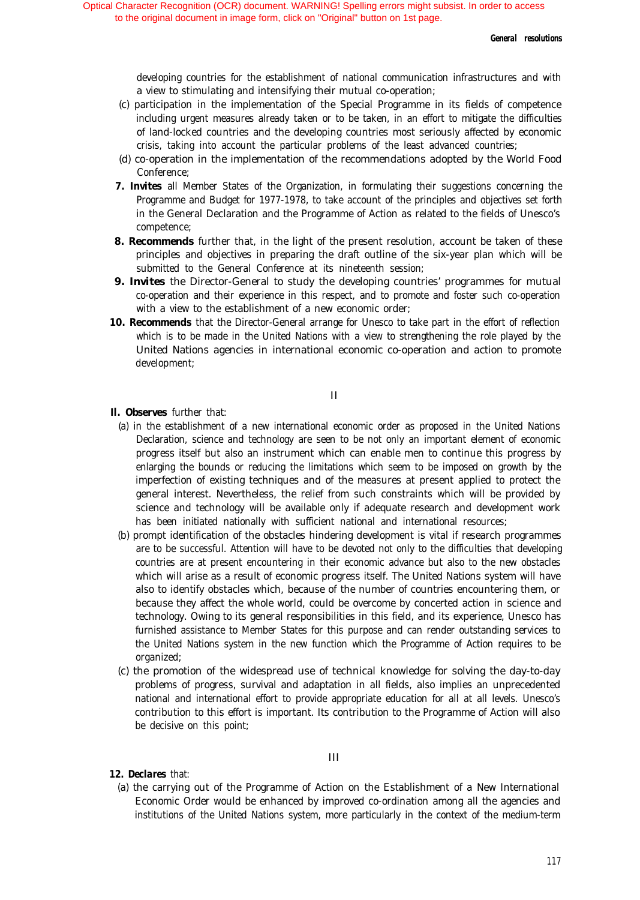developing countries for the establishment of national communication infrastructures and with a view to stimulating and intensifying their mutual co-operation;

(c) participation in the implementation of the Special Programme in its fields of competence including urgent measures already taken or to be taken, in an effort to mitigate the difficulties of land-locked countries and the developing countries most seriously affected by economic crisis, taking into account the particular problems of the least advanced countries;

(d) co-operation in the implementation of the recommendations adopted by the World Food Conference;

**7. Invites** all Member States of the Organization, in formulating their suggestions concerning the Programme and Budget for 1977-1978, to take account of the principles and objectives set forth in the General Declaration and the Programme of Action as related to the fields of Unesco's competence;

**8. Recommends** further that, in the light of the present resolution, account be taken of these principles and objectives in preparing the draft outline of the six-year plan which will be submitted to the General Conference at its nineteenth session;

**9. Invites** the Director-General to study the developing countries' programmes for mutual co-operation and their experience in this respect, and to promote and foster such co-operation with a view to the establishment of a new economic order;

**10. Recommends** that the Director-General arrange for Unesco to take part in the effort of reflection which is to be made in the United Nations with a view to strengthening the role played by the United Nations agencies in international economic co-operation and action to promote development;

II

**11. Observes** further that:

(a) in the establishment of a new international economic order as proposed in the United Nations Declaration, science and technology are seen to be not only an important element of economic progress itself but also an instrument which can enable men to continue this progress by enlarging the bounds or reducing the limitations which seem to be imposed on growth by the imperfection of existing techniques and of the measures at present applied to protect the general interest. Nevertheless, the relief from such constraints which will be provided by science and technology will be available only if adequate research and development work has been initiated nationally with sufficient national and international resources;

(b) prompt identification of the obstacles hindering development is vital if research programmes are to be successful. Attention will have to be devoted not only to the difficulties that developing countries are at present encountering in their economic advance but also to the new obstacles which will arise as a result of economic progress itself. The United Nations system will have also to identify obstacles which, because of the number of countries encountering them, or because they affect the whole world, could be overcome by concerted action in science and technology. Owing to its general responsibilities in this field, and its experience, Unesco has furnished assistance to Member States for this purpose and can render outstanding services to the United Nations system in the new function which the Programme of Action requires to be organized;

(c) the promotion of the widespread use of technical knowledge for solving the day-to-day problems of progress, survival and adaptation in all fields, also implies an unprecedented national and international effort to provide appropriate education for all at all levels. Unesco's contribution to this effort is important. Its contribution to the Programme of Action will also be decisive on this point;

III

***12. Declares*** that:

(a) the carrying out of the Programme of Action on the Establishment of a New International Economic Order would be enhanced by improved co-ordination among all the agencies and institutions of the United Nations system, more particularly in the context of the medium-term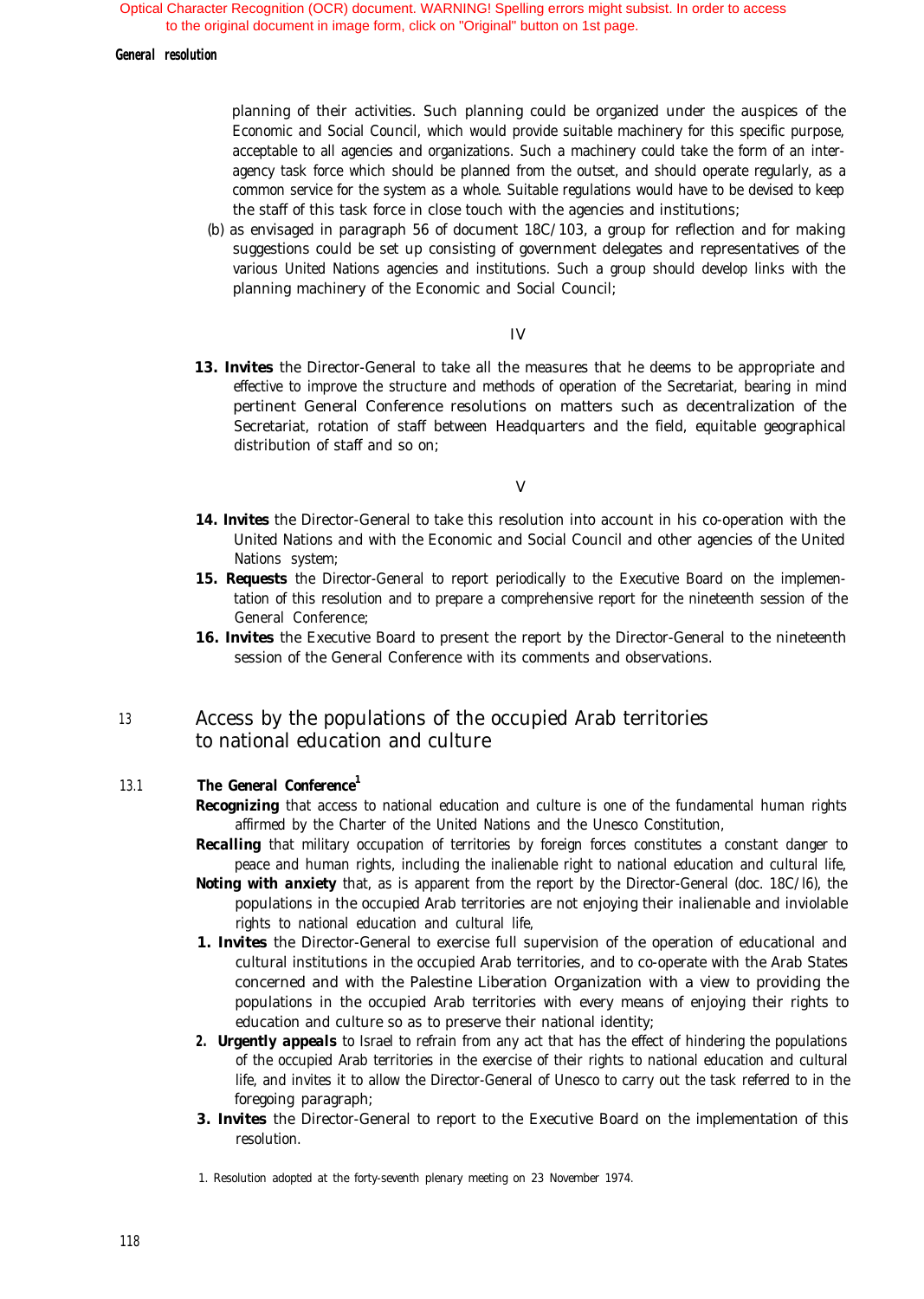planning of their activities. Such planning could be organized under the auspices of the Economic and Social Council, which would provide suitable machinery for this specific purpose, acceptable to all agencies and organizations. Such a machinery could take the form of an inter-agency task force which should be planned from the outset, and should operate regularly, as a common service for the system as a whole. Suitable regulations would have to be devised to keep the staff of this task force in close touch with the agencies and institutions;

(b) as envisaged in paragraph 56 of document 18C/103, a group for reflection and for making suggestions could be set up consisting of government delegates and representatives of the various United Nations agencies and institutions. Such a group should develop links with the planning machinery of the Economic and Social Council;

IV

**13. Invites** the Director-General to take all the measures that he deems to be appropriate and effective to improve the structure and methods of operation of the Secretariat, bearing in mind pertinent General Conference resolutions on matters such as decentralization of the Secretariat, rotation of staff between Headquarters and the field, equitable geographical distribution of staff and so on;

V

**14. Invites** the Director-General to take this resolution into account in his co-operation with the United Nations and with the Economic and Social Council and other agencies of the United Nations system;

**15. Requests** the Director-General to report periodically to the Executive Board on the implementation of this resolution and to prepare a comprehensive report for the nineteenth session of the General Conference;

**16. Invites** the Executive Board to present the report by the Director-General to the nineteenth session of the General Conference with its comments and observations.

## 13 Access by the populations of the occupied Arab territories to national education and culture

13.1 **The General Conference**[1]

**Recognizing** that access to national education and culture is one of the fundamental human rights affirmed by the Charter of the United Nations and the Unesco Constitution,

**Recalling** that military occupation of territories by foreign forces constitutes a constant danger to peace and human rights, including the inalienable right to national education and cultural life,

**Noting with anxiety** that, as is apparent from the report by the Director-General (doc. 18C/16), the populations in the occupied Arab territories are not enjoying their inalienable and inviolable rights to national education and cultural life,

**1. Invites** the Director-General to exercise full supervision of the operation of educational and cultural institutions in the occupied Arab territories, and to co-operate with the Arab States concerned and with the Palestine Liberation Organization with a view to providing the populations in the occupied Arab territories with every means of enjoying their rights to education and culture so as to preserve their national identity;

**2. Urgently appeals** to Israel to refrain from any act that has the effect of hindering the populations of the occupied Arab territories in the exercise of their rights to national education and cultural life, and invites it to allow the Director-General of Unesco to carry out the task referred to in the foregoing paragraph;

**3. Invites** the Director-General to report to the Executive Board on the implementation of this resolution.

1. Resolution adopted at the forty-seventh plenary meeting on 23 November 1974.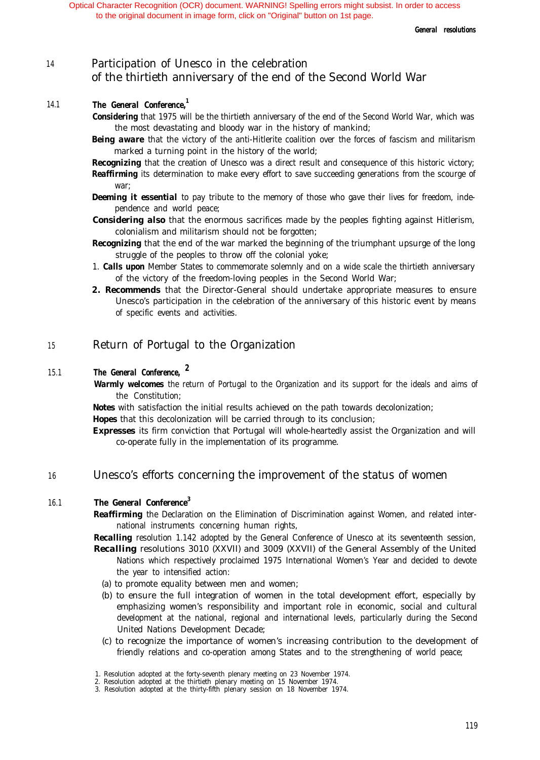## 14 Participation of Unesco in the celebration of the thirtieth anniversary of the end of the Second World War

14.1 **The General Conference,**[1]

**Considering** that 1975 will be the thirtieth anniversary of the end of the Second World War, which was the most devastating and bloody war in the history of mankind;

**Being aware** that the victory of the anti-Hitlerite coalition over the forces of fascism and militarism marked a turning point in the history of the world;

**Recognizing** that the creation of Unesco was a direct result and consequence of this historic victory;

**Reaffirming** its determination to make every effort to save succeeding generations from the scourge of war;

**Deeming it essential** to pay tribute to the memory of those who gave their lives for freedom, independence and world peace;

**Considering also** that the enormous sacrifices made by the peoples fighting against Hitlerism, colonialism and militarism should not be forgotten;

**Recognizing** that the end of the war marked the beginning of the triumphant upsurge of the long struggle of the peoples to throw off the colonial yoke;

1. **Calls upon** Member States to commemorate solemnly and on a wide scale the thirtieth anniversary of the victory of the freedom-loving peoples in the Second World War;
2. **Recommends** that the Director-General should undertake appropriate measures to ensure Unesco's participation in the celebration of the anniversary of this historic event by means of specific events and activities.

## 15 Return of Portugal to the Organization

15.1 **The General Conference,**[2]

**Warmly welcomes** the return of Portugal to the Organization and its support for the ideals and aims of the Constitution;

**Notes** with satisfaction the initial results achieved on the path towards decolonization;

**Hopes** that this decolonization will be carried through to its conclusion;

**Expresses** its firm conviction that Portugal will whole-heartedly assist the Organization and will co-operate fully in the implementation of its programme.

## 16 Unesco's efforts concerning the improvement of the status of women

16.1 **The General Conference**[3]

**Reaffirming** the Declaration on the Elimination of Discrimination against Women, and related international instruments concerning human rights,

**Recalling** resolution 1.142 adopted by the General Conference of Unesco at its seventeenth session,

**Recalling** resolutions 3010 (XXVII) and 3009 (XXVII) of the General Assembly of the United Nations which respectively proclaimed 1975 International Women's Year and decided to devote the year to intensified action:

(a) to promote equality between men and women;

(b) to ensure the full integration of women in the total development effort, especially by emphasizing women's responsibility and important role in economic, social and cultural development at the national, regional and international levels, particularly during the Second United Nations Development Decade;

(c) to recognize the importance of women's increasing contribution to the development of friendly relations and co-operation among States and to the strengthening of world peace;

1. Resolution adopted at the forty-seventh plenary meeting on 23 November 1974.
2. Resolution adopted at the thirtieth plenary meeting on 15 November 1974.
3. Resolution adopted at the thirty-fifth plenary session on 18 November 1974.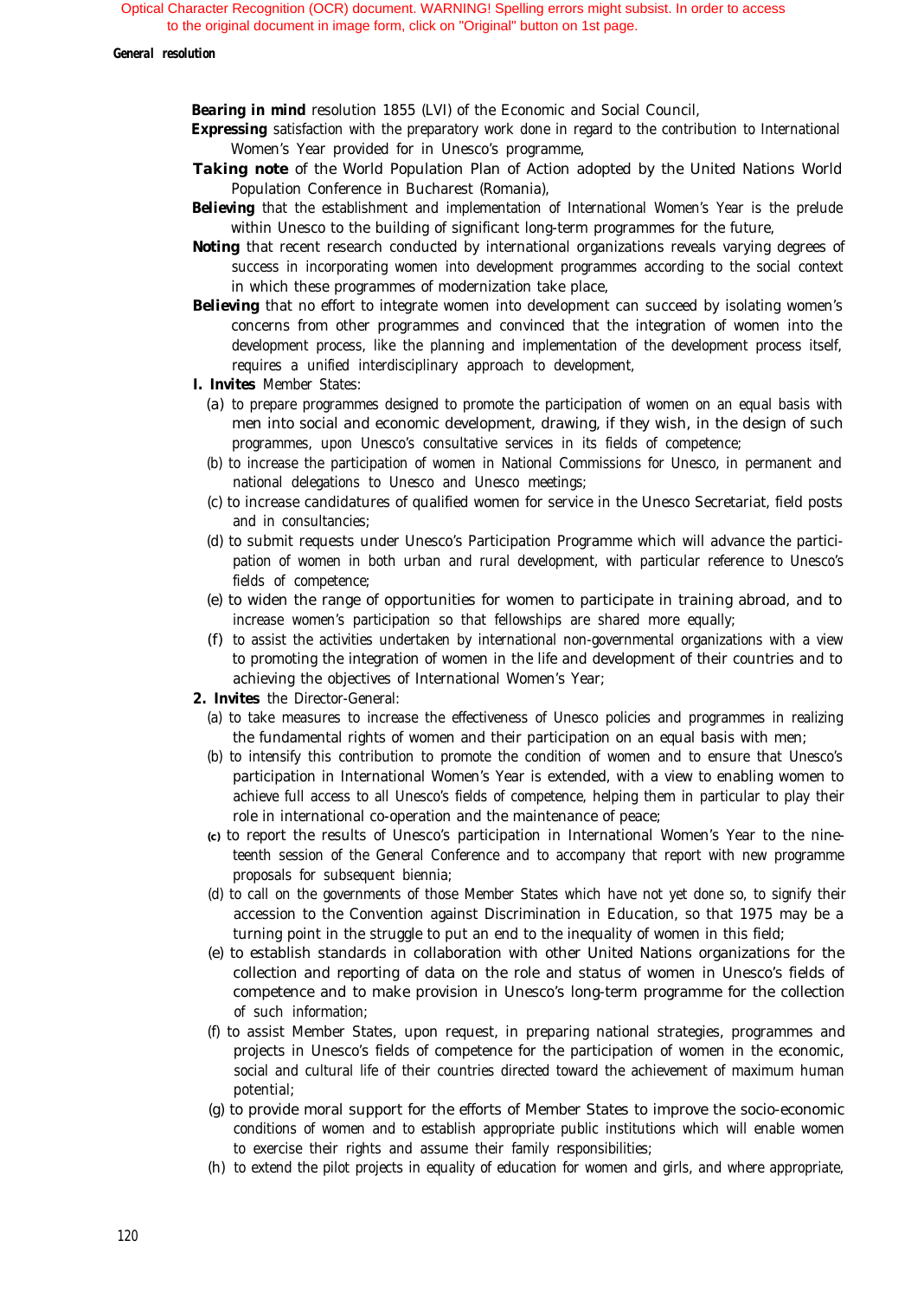**Bearing in mind** resolution 1855 (LVI) of the Economic and Social Council,

**Expressing** satisfaction with the preparatory work done in regard to the contribution to International Women's Year provided for in Unesco's programme,

**Taking note** of the World Population Plan of Action adopted by the United Nations World Population Conference in Bucharest (Romania),

**Believing** that the establishment and implementation of International Women's Year is the prelude within Unesco to the building of significant long-term programmes for the future,

**Noting** that recent research conducted by international organizations reveals varying degrees of success in incorporating women into development programmes according to the social context in which these programmes of modernization take place,

**Believing** that no effort to integrate women into development can succeed by isolating women's concerns from other programmes and convinced that the integration of women into the development process, like the planning and implementation of the development process itself, requires a unified interdisciplinary approach to development,

**1. Invites** Member States:

(a) to prepare programmes designed to promote the participation of women on an equal basis with men into social and economic development, drawing, if they wish, in the design of such programmes, upon Unesco's consultative services in its fields of competence;

(b) to increase the participation of women in National Commissions for Unesco, in permanent and national delegations to Unesco and Unesco meetings;

(c) to increase candidatures of qualified women for service in the Unesco Secretariat, field posts and in consultancies;

(d) to submit requests under Unesco's Participation Programme which will advance the participation of women in both urban and rural development, with particular reference to Unesco's fields of competence;

(e) to widen the range of opportunities for women to participate in training abroad, and to increase women's participation so that fellowships are shared more equally;

(f) to assist the activities undertaken by international non-governmental organizations with a view to promoting the integration of women in the life and development of their countries and to achieving the objectives of International Women's Year;

**2. Invites** the Director-General:

(a) to take measures to increase the effectiveness of Unesco policies and programmes in realizing the fundamental rights of women and their participation on an equal basis with men;

(b) to intensify this contribution to promote the condition of women and to ensure that Unesco's participation in International Women's Year is extended, with a view to enabling women to achieve full access to all Unesco's fields of competence, helping them in particular to play their role in international co-operation and the maintenance of peace;

(c) to report the results of Unesco's participation in International Women's Year to the nineteenth session of the General Conference and to accompany that report with new programme proposals for subsequent biennia;

(d) to call on the governments of those Member States which have not yet done so, to signify their accession to the Convention against Discrimination in Education, so that 1975 may be a turning point in the struggle to put an end to the inequality of women in this field;

(e) to establish standards in collaboration with other United Nations organizations for the collection and reporting of data on the role and status of women in Unesco's fields of competence and to make provision in Unesco's long-term programme for the collection of such information;

(f) to assist Member States, upon request, in preparing national strategies, programmes and projects in Unesco's fields of competence for the participation of women in the economic, social and cultural life of their countries directed toward the achievement of maximum human potential;

(g) to provide moral support for the efforts of Member States to improve the socio-economic conditions of women and to establish appropriate public institutions which will enable women to exercise their rights and assume their family responsibilities;

(h) to extend the pilot projects in equality of education for women and girls, and where appropriate,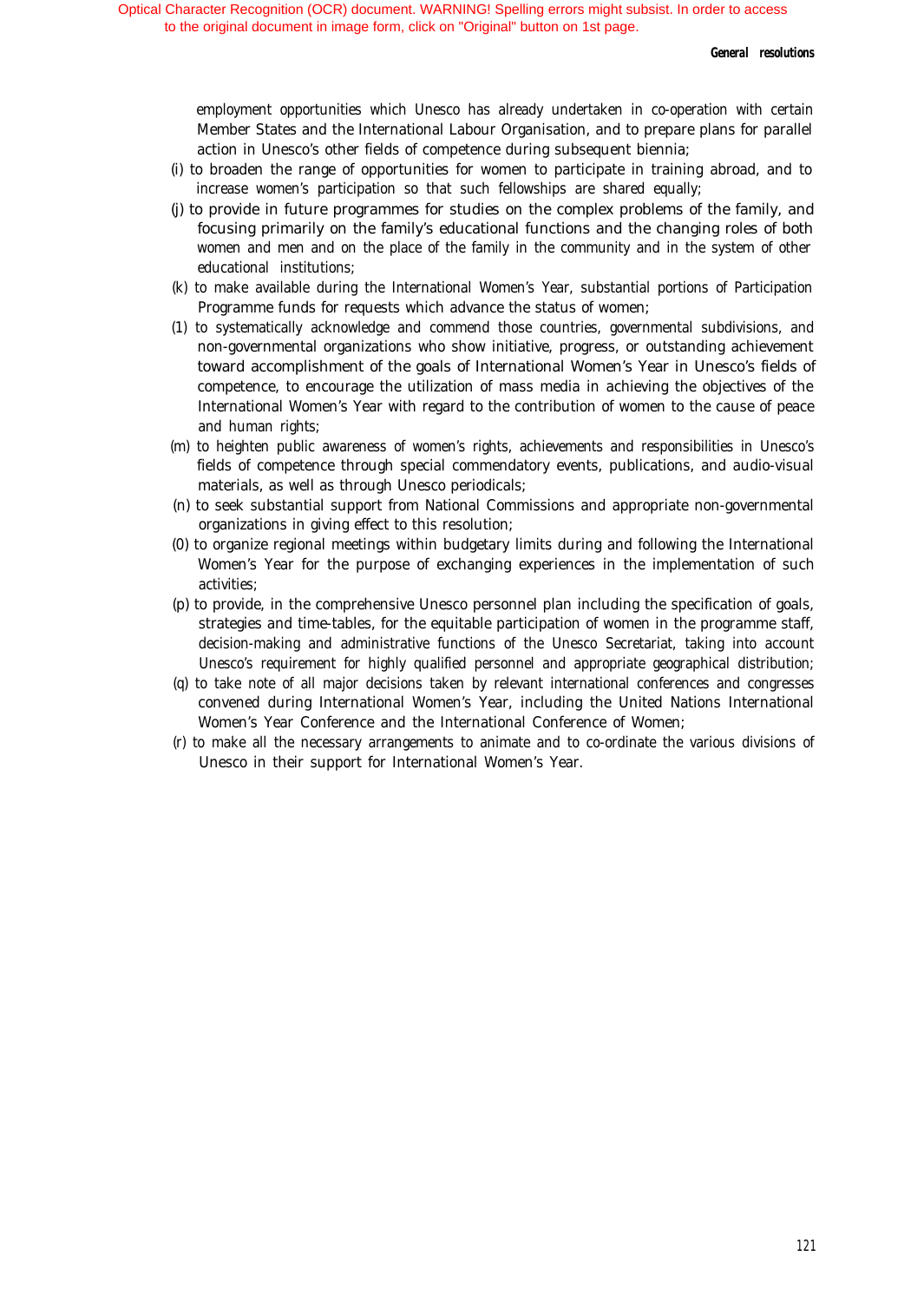employment opportunities which Unesco has already undertaken in co-operation with certain Member States and the International Labour Organisation, and to prepare plans for parallel action in Unesco's other fields of competence during subsequent biennia;

(i) to broaden the range of opportunities for women to participate in training abroad, and to increase women's participation so that such fellowships are shared equally;

(j) to provide in future programmes for studies on the complex problems of the family, and focusing primarily on the family's educational functions and the changing roles of both women and men and on the place of the family in the community and in the system of other educational institutions;

(k) to make available during the International Women's Year, substantial portions of Participation Programme funds for requests which advance the status of women;

(1) to systematically acknowledge and commend those countries, governmental subdivisions, and non-governmental organizations who show initiative, progress, or outstanding achievement toward accomplishment of the goals of International Women's Year in Unesco's fields of competence, to encourage the utilization of mass media in achieving the objectives of the International Women's Year with regard to the contribution of women to the cause of peace and human rights;

(m) to heighten public awareness of women's rights, achievements and responsibilities in Unesco's fields of competence through special commendatory events, publications, and audio-visual materials, as well as through Unesco periodicals;

(n) to seek substantial support from National Commissions and appropriate non-governmental organizations in giving effect to this resolution;

(0) to organize regional meetings within budgetary limits during and following the International Women's Year for the purpose of exchanging experiences in the implementation of such activities;

(p) to provide, in the comprehensive Unesco personnel plan including the specification of goals, strategies and time-tables, for the equitable participation of women in the programme staff, decision-making and administrative functions of the Unesco Secretariat, taking into account Unesco's requirement for highly qualified personnel and appropriate geographical distribution;

(q) to take note of all major decisions taken by relevant international conferences and congresses convened during International Women's Year, including the United Nations International Women's Year Conference and the International Conference of Women;

(r) to make all the necessary arrangements to animate and to co-ordinate the various divisions of Unesco in their support for International Women's Year.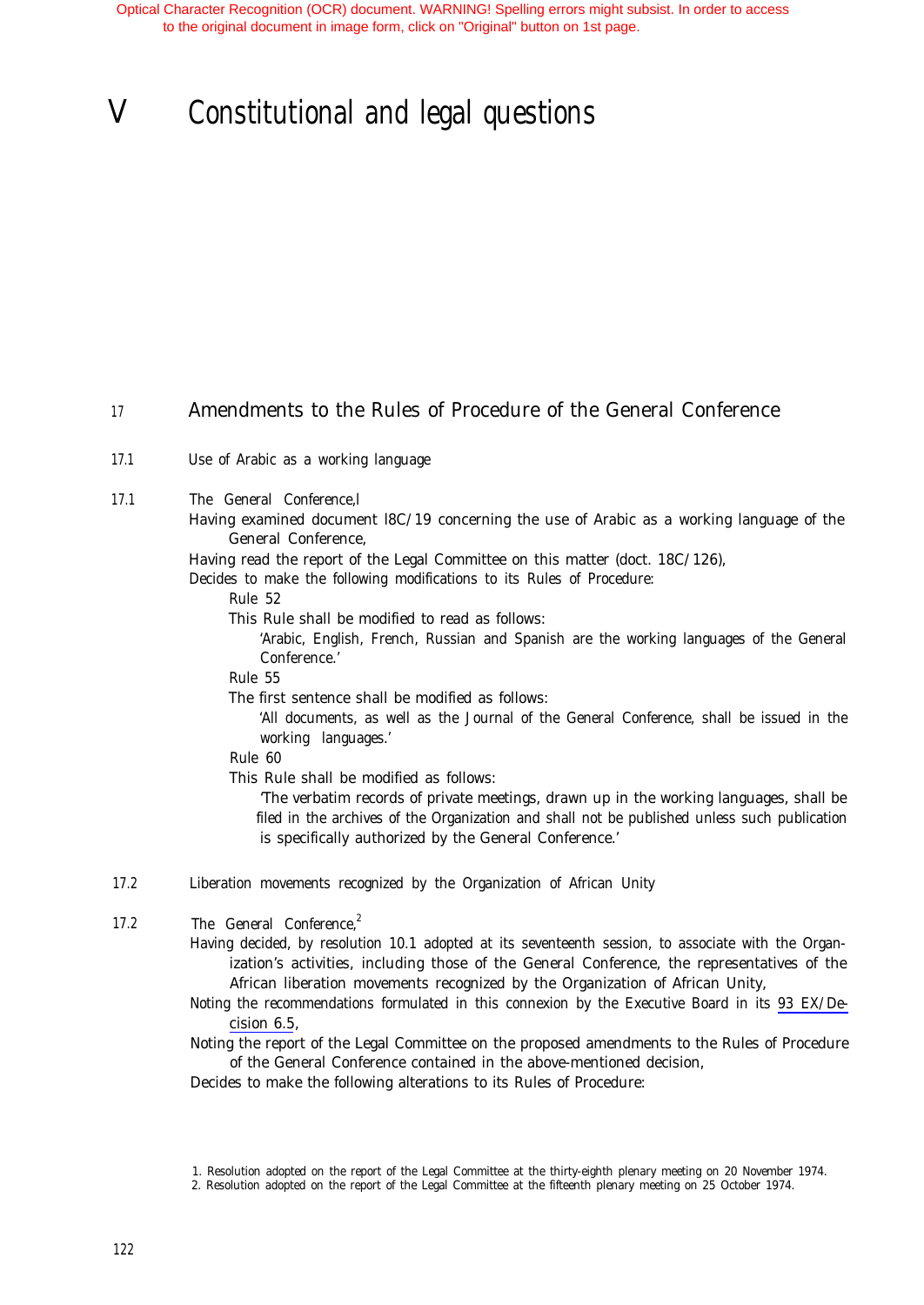Optical Character Recognition (OCR) document. WARNING! Spelling errors might subsist. In order to access to the original document in image form, click on "Original" button on 1st page.

# V Constitutional and legal questions

## 17 Amendments to the Rules of Procedure of the General Conference

### 17.1 Use of Arabic as a working language

17.1 The General Conference,[1]

Having examined document 18C/19 concerning the use of Arabic as a working language of the General Conference,

Having read the report of the Legal Committee on this matter (doc. 18C/126),

Decides to make the following modifications to its Rules of Procedure:

Rule 52

This Rule shall be modified to read as follows:

'Arabic, English, French, Russian and Spanish are the working languages of the General Conference.'

Rule 55

The first sentence shall be modified as follows:

'All documents, as well as the Journal of the General Conference, shall be issued in the working languages.'

Rule 60

This Rule shall be modified as follows:

'The verbatim records of private meetings, drawn up in the working languages, shall be filed in the archives of the Organization and shall not be published unless such publication is specifically authorized by the General Conference.'

### 17.2 Liberation movements recognized by the Organization of African Unity

17.2 The General Conference,[2]

Having decided, by resolution 10.1 adopted at its seventeenth session, to associate with the Organization's activities, including those of the General Conference, the representatives of the African liberation movements recognized by the Organization of African Unity,

Noting the recommendations formulated in this connexion by the Executive Board in its 93 EX/Decision 6.5,

Noting the report of the Legal Committee on the proposed amendments to the Rules of Procedure of the General Conference contained in the above-mentioned decision,

Decides to make the following alterations to its Rules of Procedure:

1. Resolution adopted on the report of the Legal Committee at the thirty-eighth plenary meeting on 20 November 1974.
2. Resolution adopted on the report of the Legal Committee at the fifteenth plenary meeting on 25 October 1974.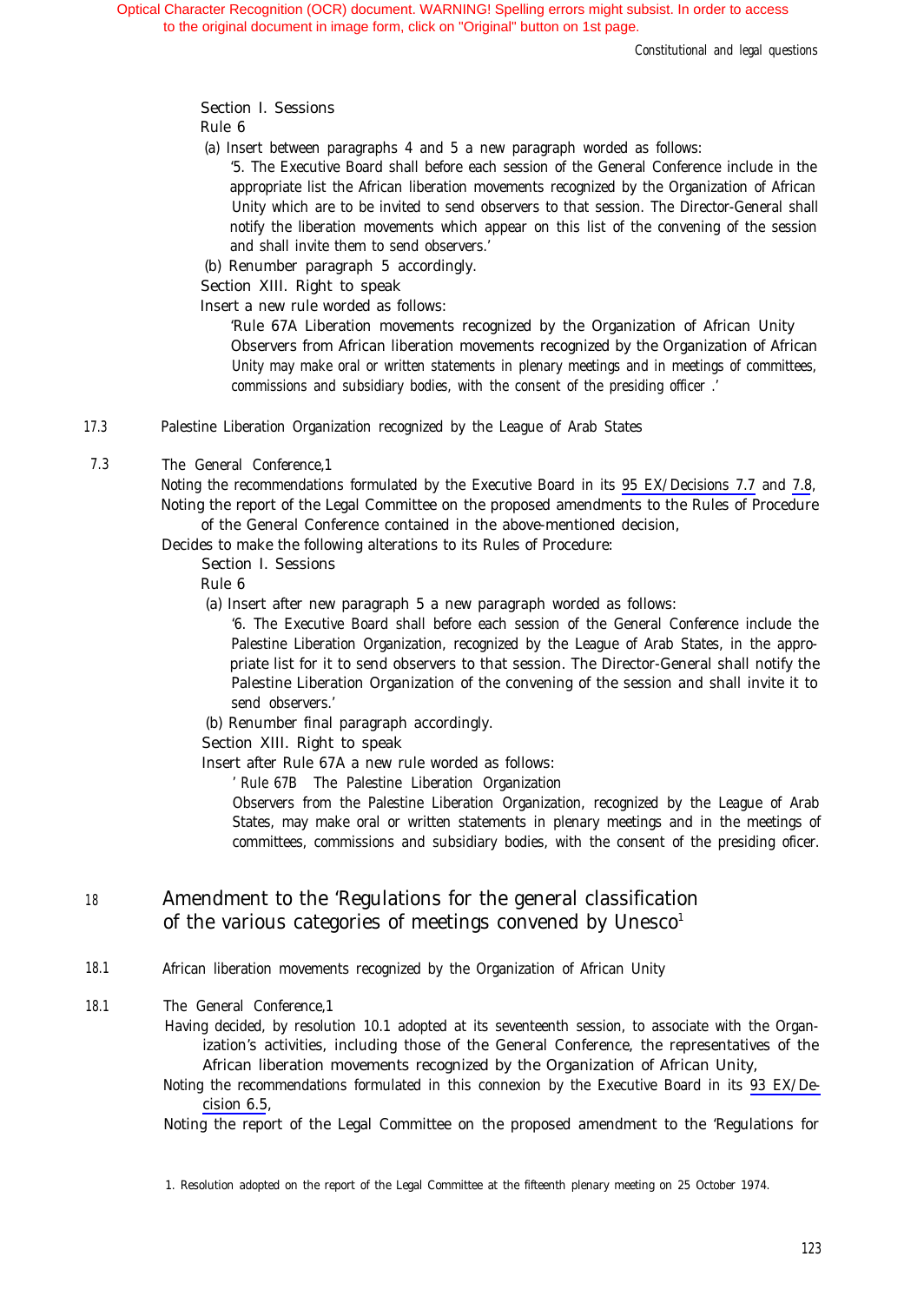Section I. Sessions

Rule 6

(a) Insert between paragraphs 4 and 5 a new paragraph worded as follows:

'5. The Executive Board shall before each session of the General Conference include in the appropriate list the African liberation movements recognized by the Organization of African Unity which are to be invited to send observers to that session. The Director-General shall notify the liberation movements which appear on this list of the convening of the session and shall invite them to send observers.'

(b) Renumber paragraph 5 accordingly.

Section XIII. Right to speak

Insert a new rule worded as follows:

'Rule 67A Liberation movements recognized by the Organization of African Unity

Observers from African liberation movements recognized by the Organization of African Unity may make oral or written statements in plenary meetings and in meetings of committees, commissions and subsidiary bodies, with the consent of the presiding officer .'

17.3 Palestine Liberation Organization recognized by the League of Arab States

7.3 The General Conference,1

Noting the recommendations formulated by the Executive Board in its 95 EX/Decisions 7.7 and 7.8,

Noting the report of the Legal Committee on the proposed amendments to the Rules of Procedure of the General Conference contained in the above-mentioned decision,

Decides to make the following alterations to its Rules of Procedure:

Section I. Sessions

Rule 6

(a) Insert after new paragraph 5 a new paragraph worded as follows:

'6. The Executive Board shall before each session of the General Conference include the Palestine Liberation Organization, recognized by the League of Arab States, in the appropriate list for it to send observers to that session. The Director-General shall notify the Palestine Liberation Organization of the convening of the session and shall invite it to send observers.'

(b) Renumber final paragraph accordingly.

Section XIII. Right to speak

Insert after Rule 67A a new rule worded as follows:

' Rule 67B The Palestine Liberation Organization

Observers from the Palestine Liberation Organization, recognized by the League of Arab States, may make oral or written statements in plenary meetings and in the meetings of committees, commissions and subsidiary bodies, with the consent of the presiding oficer.

## 18 Amendment to the 'Regulations for the general classification of the various categories of meetings convened by Unesco[1]

18.1 African liberation movements recognized by the Organization of African Unity

18.1 The General Conference,1

Having decided, by resolution 10.1 adopted at its seventeenth session, to associate with the Organization's activities, including those of the General Conference, the representatives of the African liberation movements recognized by the Organization of African Unity,

Noting the recommendations formulated in this connexion by the Executive Board in its 93 EX/Decision 6.5,

Noting the report of the Legal Committee on the proposed amendment to the 'Regulations for

1. Resolution adopted on the report of the Legal Committee at the fifteenth plenary meeting on 25 October 1974.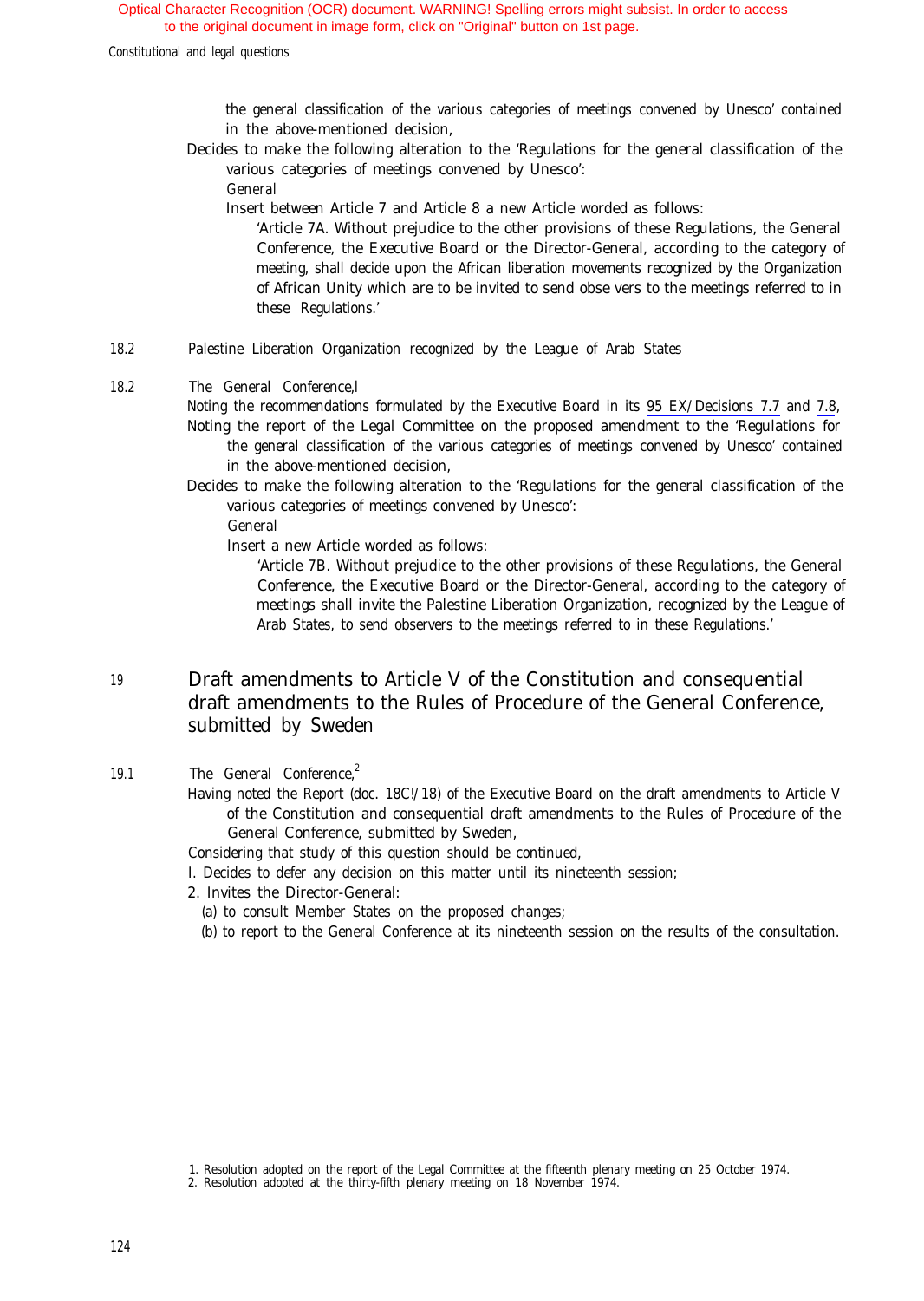the general classification of the various categories of meetings convened by Unesco' contained in the above-mentioned decision,

Decides to make the following alteration to the 'Regulations for the general classification of the various categories of meetings convened by Unesco':

General

Insert between Article 7 and Article 8 a new Article worded as follows:

'Article 7A. Without prejudice to the other provisions of these Regulations, the General Conference, the Executive Board or the Director-General, according to the category of meeting, shall decide upon the African liberation movements recognized by the Organization of African Unity which are to be invited to send obse vers to the meetings referred to in these Regulations.'

18.2 Palestine Liberation Organization recognized by the League of Arab States

18.2 The General Conference,[1]

Noting the recommendations formulated by the Executive Board in its 95 EX/Decisions 7.7 and 7.8,

Noting the report of the Legal Committee on the proposed amendment to the 'Regulations for the general classification of the various categories of meetings convened by Unesco' contained in the above-mentioned decision,

Decides to make the following alteration to the 'Regulations for the general classification of the various categories of meetings convened by Unesco':

General

Insert a new Article worded as follows:

'Article 7B. Without prejudice to the other provisions of these Regulations, the General Conference, the Executive Board or the Director-General, according to the category of meetings shall invite the Palestine Liberation Organization, recognized by the League of Arab States, to send observers to the meetings referred to in these Regulations.'

## 19 Draft amendments to Article V of the Constitution and consequential draft amendments to the Rules of Procedure of the General Conference, submitted by Sweden

19.1 The General Conference,[2]

Having noted the Report (doc. 18C!/18) of the Executive Board on the draft amendments to Article V of the Constitution and consequential draft amendments to the Rules of Procedure of the General Conference, submitted by Sweden,

Considering that study of this question should be continued,

I. Decides to defer any decision on this matter until its nineteenth session;

2. Invites the Director-General:
   (a) to consult Member States on the proposed changes;
   (b) to report to the General Conference at its nineteenth session on the results of the consultation.

1. Resolution adopted on the report of the Legal Committee at the fifteenth plenary meeting on 25 October 1974.
2. Resolution adopted at the thirty-fifth plenary meeting on 18 November 1974.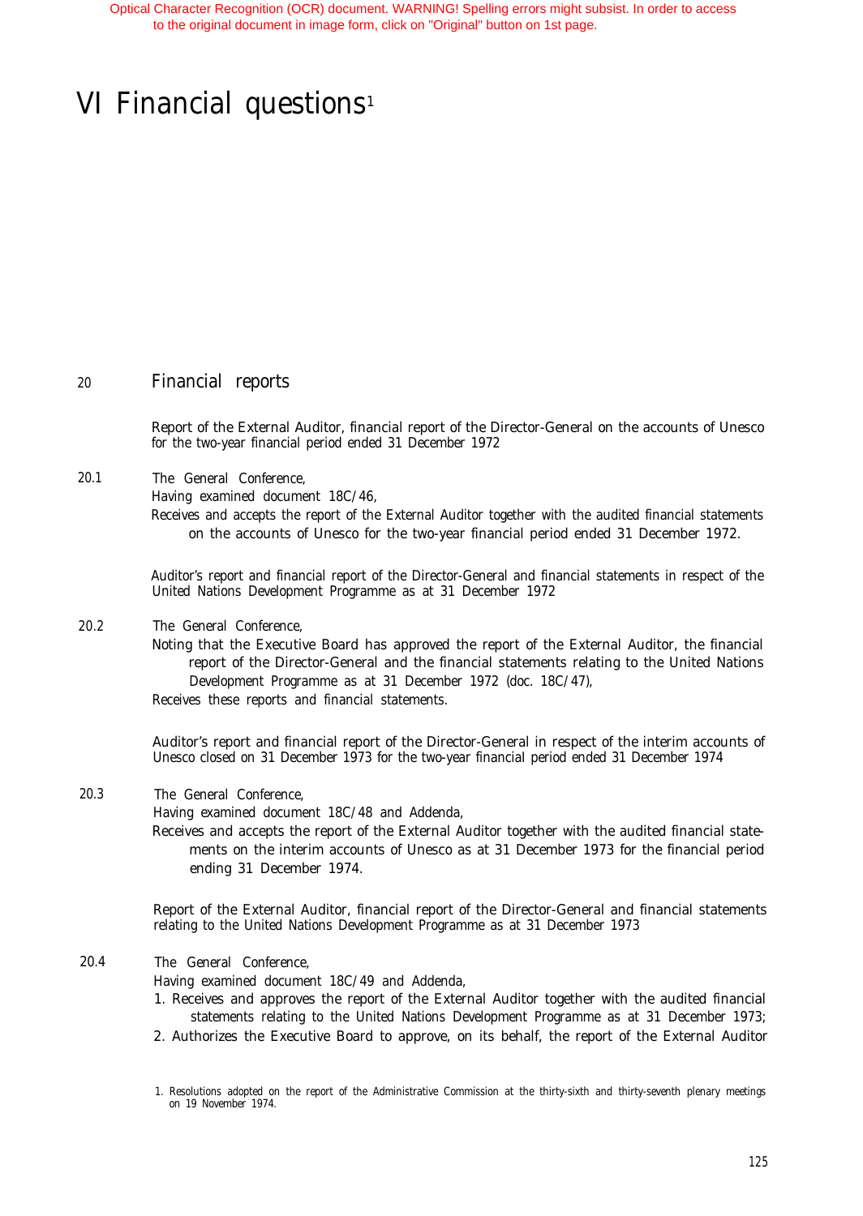Optical Character Recognition (OCR) document. WARNING! Spelling errors might subsist. In order to access to the original document in image form, click on "Original" button on 1st page.

# VI Financial questions[1]

## 20 Financial reports

Report of the External Auditor, financial report of the Director-General on the accounts of Unesco for the two-year financial period ended 31 December 1972

20.1 The General Conference,

Having examined document 18C/46,

Receives and accepts the report of the External Auditor together with the audited financial statements on the accounts of Unesco for the two-year financial period ended 31 December 1972.

Auditor's report and financial report of the Director-General and financial statements in respect of the United Nations Development Programme as at 31 December 1972

20.2 The General Conference,

Noting that the Executive Board has approved the report of the External Auditor, the financial report of the Director-General and the financial statements relating to the United Nations Development Programme as at 31 December 1972 (doc. 18C/47),

Receives these reports and financial statements.

Auditor's report and financial report of the Director-General in respect of the interim accounts of Unesco closed on 31 December 1973 for the two-year financial period ended 31 December 1974

20.3 The General Conference,

Having examined document 18C/48 and Addenda,

Receives and accepts the report of the External Auditor together with the audited financial statements on the interim accounts of Unesco as at 31 December 1973 for the financial period ending 31 December 1974.

Report of the External Auditor, financial report of the Director-General and financial statements relating to the United Nations Development Programme as at 31 December 1973

20.4 The General Conference,

Having examined document 18C/49 and Addenda,

1. Receives and approves the report of the External Auditor together with the audited financial statements relating to the United Nations Development Programme as at 31 December 1973;
2. Authorizes the Executive Board to approve, on its behalf, the report of the External Auditor

1. Resolutions adopted on the report of the Administrative Commission at the thirty-sixth and thirty-seventh plenary meetings on 19 November 1974.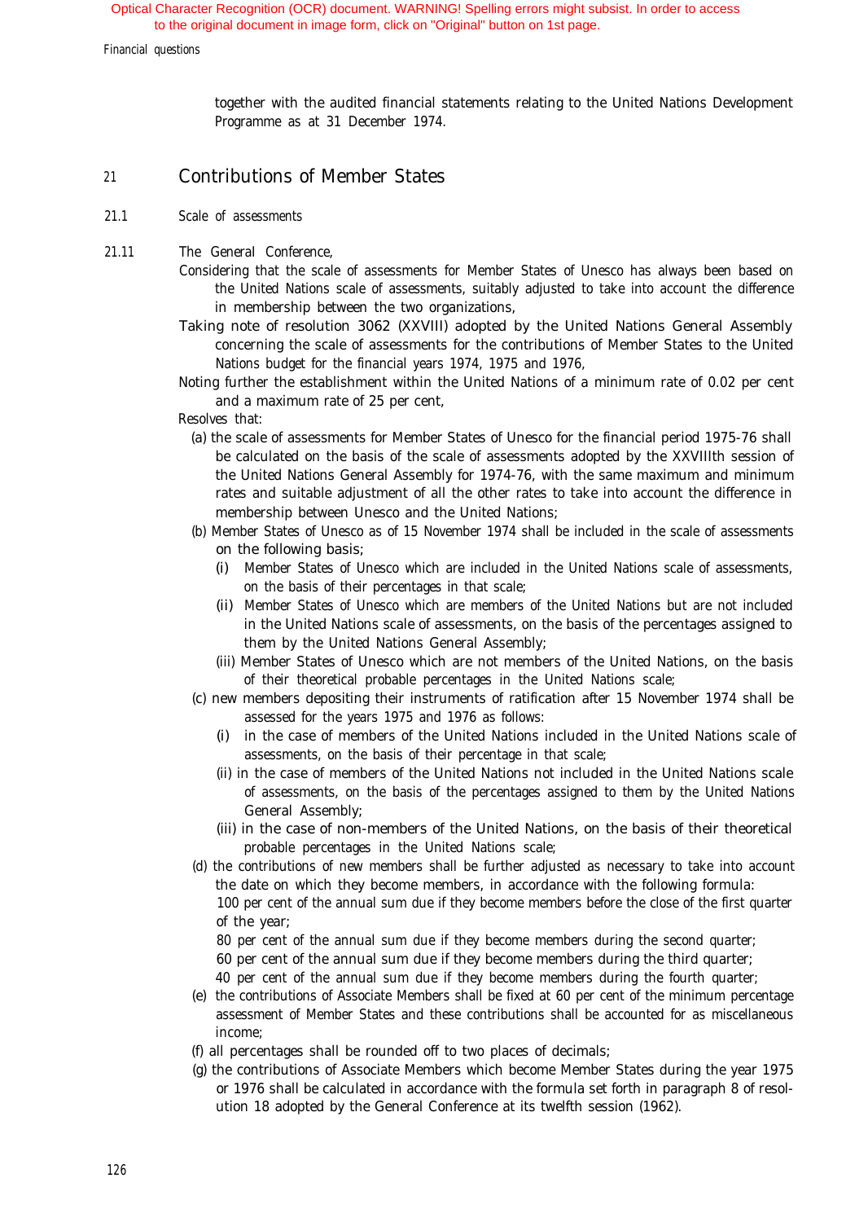together with the audited financial statements relating to the United Nations Development Programme as at 31 December 1974.

## 21 Contributions of Member States

### 21.1 Scale of assessments

21.11 The General Conference,

Considering that the scale of assessments for Member States of Unesco has always been based on the United Nations scale of assessments, suitably adjusted to take into account the difference in membership between the two organizations,

Taking note of resolution 3062 (XXVIII) adopted by the United Nations General Assembly concerning the scale of assessments for the contributions of Member States to the United Nations budget for the financial years 1974, 1975 and 1976,

Noting further the establishment within the United Nations of a minimum rate of 0.02 per cent and a maximum rate of 25 per cent,

Resolves that:

(a) the scale of assessments for Member States of Unesco for the financial period 1975-76 shall be calculated on the basis of the scale of assessments adopted by the XXVIIIth session of the United Nations General Assembly for 1974-76, with the same maximum and minimum rates and suitable adjustment of all the other rates to take into account the difference in membership between Unesco and the United Nations;

(b) Member States of Unesco as of 15 November 1974 shall be included in the scale of assessments on the following basis;

- (i) Member States of Unesco which are included in the United Nations scale of assessments, on the basis of their percentages in that scale;
- (ii) Member States of Unesco which are members of the United Nations but are not included in the United Nations scale of assessments, on the basis of the percentages assigned to them by the United Nations General Assembly;
- (iii) Member States of Unesco which are not members of the United Nations, on the basis of their theoretical probable percentages in the United Nations scale;

(c) new members depositing their instruments of ratification after 15 November 1974 shall be assessed for the years 1975 and 1976 as follows:

- (i) in the case of members of the United Nations included in the United Nations scale of assessments, on the basis of their percentage in that scale;
- (ii) in the case of members of the United Nations not included in the United Nations scale of assessments, on the basis of the percentages assigned to them by the United Nations General Assembly;
- (iii) in the case of non-members of the United Nations, on the basis of their theoretical probable percentages in the United Nations scale;

(d) the contributions of new members shall be further adjusted as necessary to take into account the date on which they become members, in accordance with the following formula:

100 per cent of the annual sum due if they become members before the close of the first quarter of the year;

80 per cent of the annual sum due if they become members during the second quarter;

60 per cent of the annual sum due if they become members during the third quarter;

40 per cent of the annual sum due if they become members during the fourth quarter;

(e) the contributions of Associate Members shall be fixed at 60 per cent of the minimum percentage assessment of Member States and these contributions shall be accounted for as miscellaneous income;

(f) all percentages shall be rounded off to two places of decimals;

(g) the contributions of Associate Members which become Member States during the year 1975 or 1976 shall be calculated in accordance with the formula set forth in paragraph 8 of resolution 18 adopted by the General Conference at its twelfth session (1962).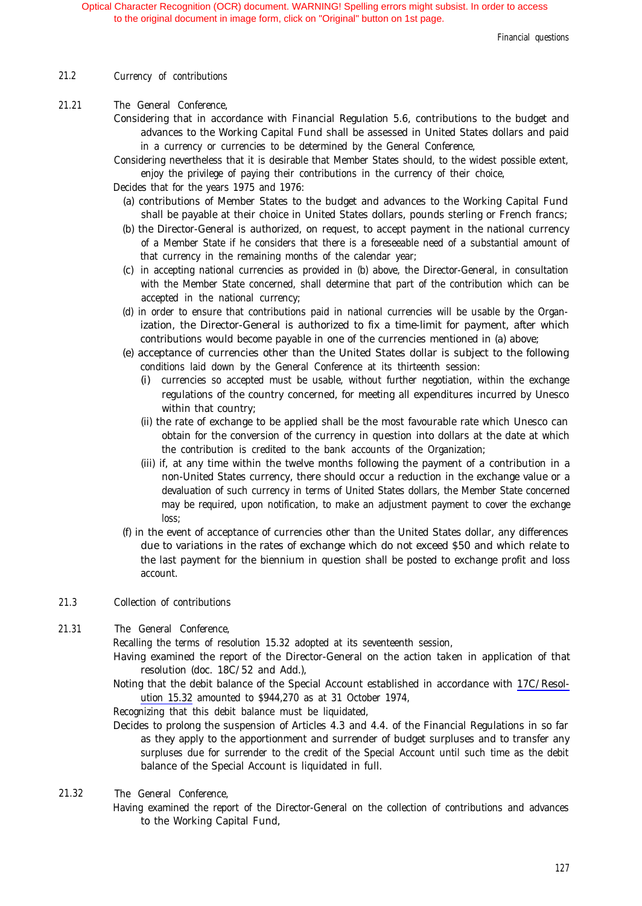## 21.2 Currency of contributions

**21.21** The General Conference,

Considering that in accordance with Financial Regulation 5.6, contributions to the budget and advances to the Working Capital Fund shall be assessed in United States dollars and paid in a currency or currencies to be determined by the General Conference,

Considering nevertheless that it is desirable that Member States should, to the widest possible extent, enjoy the privilege of paying their contributions in the currency of their choice,

Decides that for the years 1975 and 1976:

(a) contributions of Member States to the budget and advances to the Working Capital Fund shall be payable at their choice in United States dollars, pounds sterling or French francs;

(b) the Director-General is authorized, on request, to accept payment in the national currency of a Member State if he considers that there is a foreseeable need of a substantial amount of that currency in the remaining months of the calendar year;

(c) in accepting national currencies as provided in (b) above, the Director-General, in consultation with the Member State concerned, shall determine that part of the contribution which can be accepted in the national currency;

(d) in order to ensure that contributions paid in national currencies will be usable by the Organization, the Director-General is authorized to fix a time-limit for payment, after which contributions would become payable in one of the currencies mentioned in (a) above;

(e) acceptance of currencies other than the United States dollar is subject to the following conditions laid down by the General Conference at its thirteenth session:

(i) currencies so accepted must be usable, without further negotiation, within the exchange regulations of the country concerned, for meeting all expenditures incurred by Unesco within that country;

(ii) the rate of exchange to be applied shall be the most favourable rate which Unesco can obtain for the conversion of the currency in question into dollars at the date at which the contribution is credited to the bank accounts of the Organization;

(iii) if, at any time within the twelve months following the payment of a contribution in a non-United States currency, there should occur a reduction in the exchange value or a devaluation of such currency in terms of United States dollars, the Member State concerned may be required, upon notification, to make an adjustment payment to cover the exchange loss;

(f) in the event of acceptance of currencies other than the United States dollar, any differences due to variations in the rates of exchange which do not exceed $50 and which relate to the last payment for the biennium in question shall be posted to exchange profit and loss account.

## 21.3 Collection of contributions

**21.31** The General Conference,

Recalling the terms of resolution 15.32 adopted at its seventeenth session,

Having examined the report of the Director-General on the action taken in application of that resolution (doc. 18C/52 and Add.),

Noting that the debit balance of the Special Account established in accordance with 17C/Resolution 15.32 amounted to $944,270 as at 31 October 1974,

Recognizing that this debit balance must be liquidated,

Decides to prolong the suspension of Articles 4.3 and 4.4. of the Financial Regulations in so far as they apply to the apportionment and surrender of budget surpluses and to transfer any surpluses due for surrender to the credit of the Special Account until such time as the debit balance of the Special Account is liquidated in full.

**21.32** The General Conference,

Having examined the report of the Director-General on the collection of contributions and advances to the Working Capital Fund,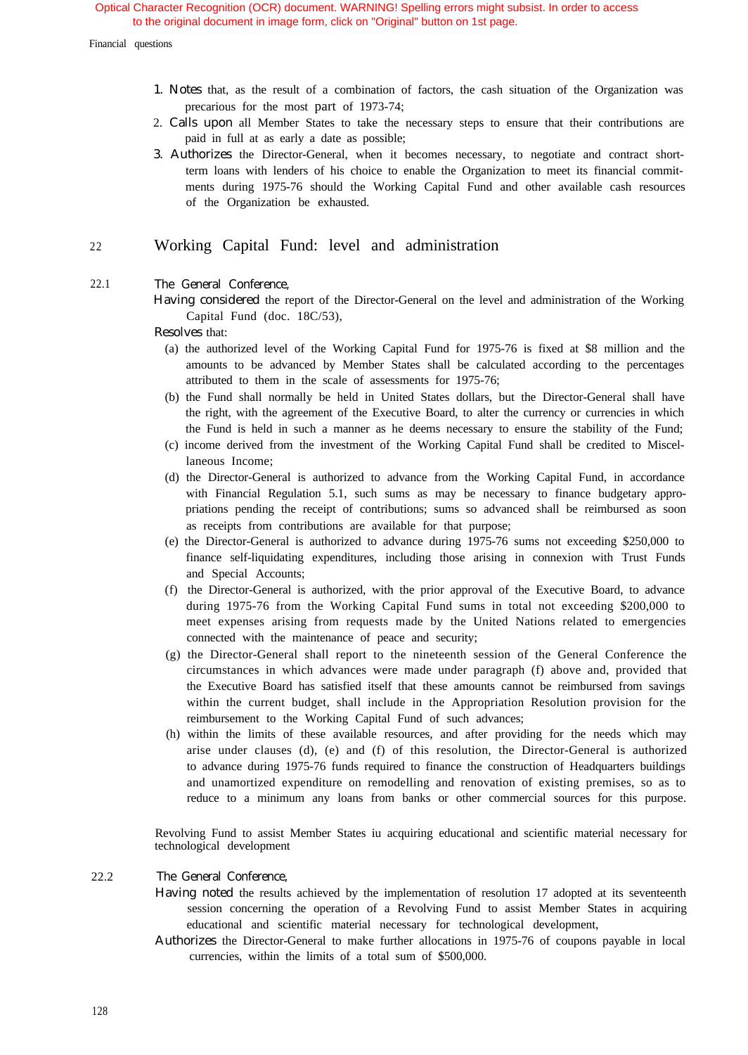1. Notes that, as the result of a combination of factors, the cash situation of the Organization was precarious for the most part of 1973-74;
2. Calls upon all Member States to take the necessary steps to ensure that their contributions are paid in full at as early a date as possible;
3. Authorizes the Director-General, when it becomes necessary, to negotiate and contract short-term loans with lenders of his choice to enable the Organization to meet its financial commitments during 1975-76 should the Working Capital Fund and other available cash resources of the Organization be exhausted.

## 22 Working Capital Fund: level and administration

22.1 The General Conference,

Having considered the report of the Director-General on the level and administration of the Working Capital Fund (doc. 18C/53),

Resolves that:

(a) the authorized level of the Working Capital Fund for 1975-76 is fixed at $8 million and the amounts to be advanced by Member States shall be calculated according to the percentages attributed to them in the scale of assessments for 1975-76;

(b) the Fund shall normally be held in United States dollars, but the Director-General shall have the right, with the agreement of the Executive Board, to alter the currency or currencies in which the Fund is held in such a manner as he deems necessary to ensure the stability of the Fund;

(c) income derived from the investment of the Working Capital Fund shall be credited to Miscellaneous Income;

(d) the Director-General is authorized to advance from the Working Capital Fund, in accordance with Financial Regulation 5.1, such sums as may be necessary to finance budgetary appropriations pending the receipt of contributions; sums so advanced shall be reimbursed as soon as receipts from contributions are available for that purpose;

(e) the Director-General is authorized to advance during 1975-76 sums not exceeding $250,000 to finance self-liquidating expenditures, including those arising in connexion with Trust Funds and Special Accounts;

(f) the Director-General is authorized, with the prior approval of the Executive Board, to advance during 1975-76 from the Working Capital Fund sums in total not exceeding $200,000 to meet expenses arising from requests made by the United Nations related to emergencies connected with the maintenance of peace and security;

(g) the Director-General shall report to the nineteenth session of the General Conference the circumstances in which advances were made under paragraph (f) above and, provided that the Executive Board has satisfied itself that these amounts cannot be reimbursed from savings within the current budget, shall include in the Appropriation Resolution provision for the reimbursement to the Working Capital Fund of such advances;

(h) within the limits of these available resources, and after providing for the needs which may arise under clauses (d), (e) and (f) of this resolution, the Director-General is authorized to advance during 1975-76 funds required to finance the construction of Headquarters buildings and unamortized expenditure on remodelling and renovation of existing premises, so as to reduce to a minimum any loans from banks or other commercial sources for this purpose.

Revolving Fund to assist Member States iu acquiring educational and scientific material necessary for technological development

22.2 The General Conference,

Having noted the results achieved by the implementation of resolution 17 adopted at its seventeenth session concerning the operation of a Revolving Fund to assist Member States in acquiring educational and scientific material necessary for technological development,

Authorizes the Director-General to make further allocations in 1975-76 of coupons payable in local currencies, within the limits of a total sum of $500,000.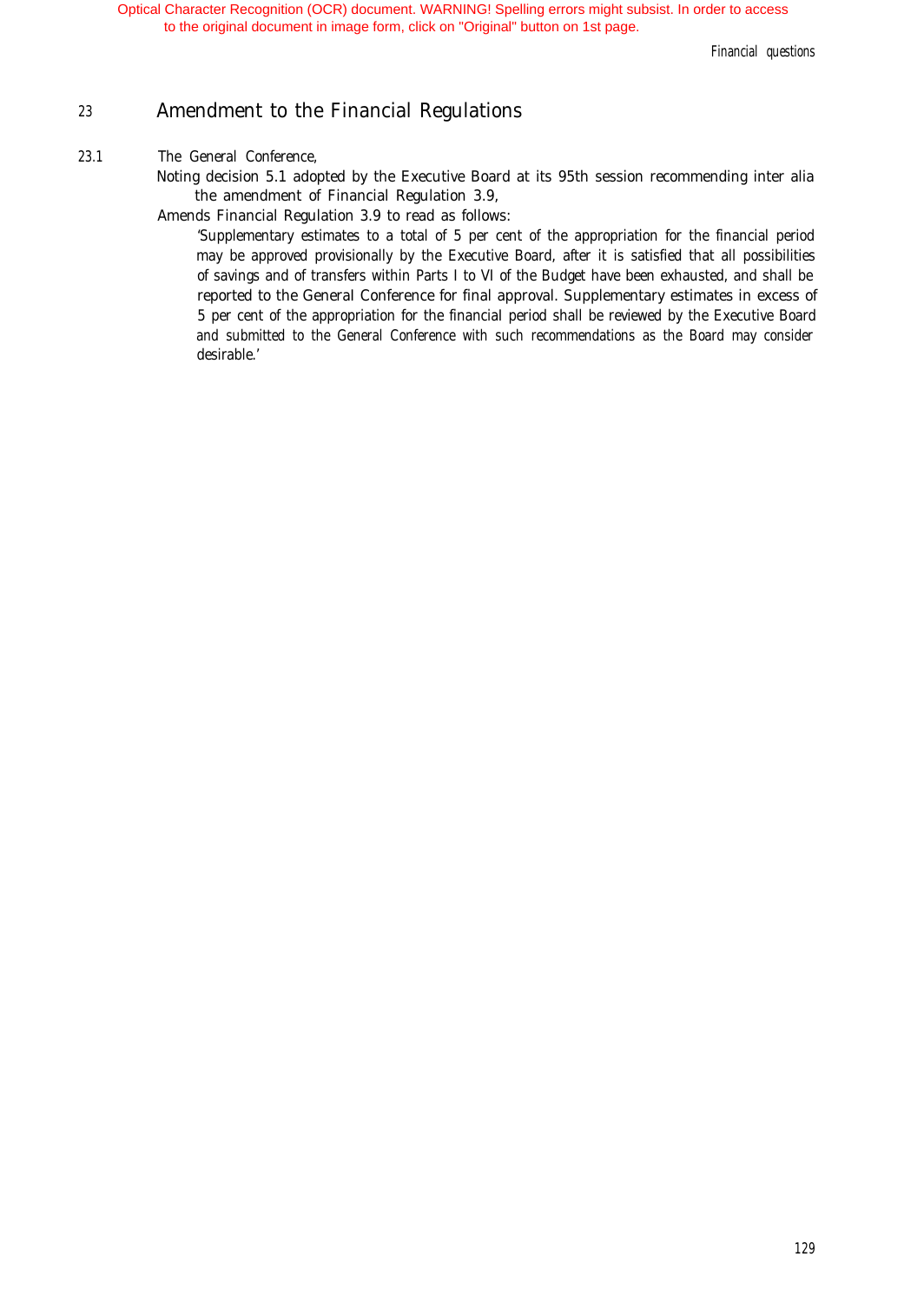## 23 Amendment to the Financial Regulations

23.1 The General Conference,

Noting decision 5.1 adopted by the Executive Board at its 95th session recommending inter alia the amendment of Financial Regulation 3.9,

Amends Financial Regulation 3.9 to read as follows:

'Supplementary estimates to a total of 5 per cent of the appropriation for the financial period may be approved provisionally by the Executive Board, after it is satisfied that all possibilities of savings and of transfers within Parts I to VI of the Budget have been exhausted, and shall be reported to the General Conference for final approval. Supplementary estimates in excess of 5 per cent of the appropriation for the financial period shall be reviewed by the Executive Board and submitted to the General Conference with such recommendations as the Board may consider desirable.'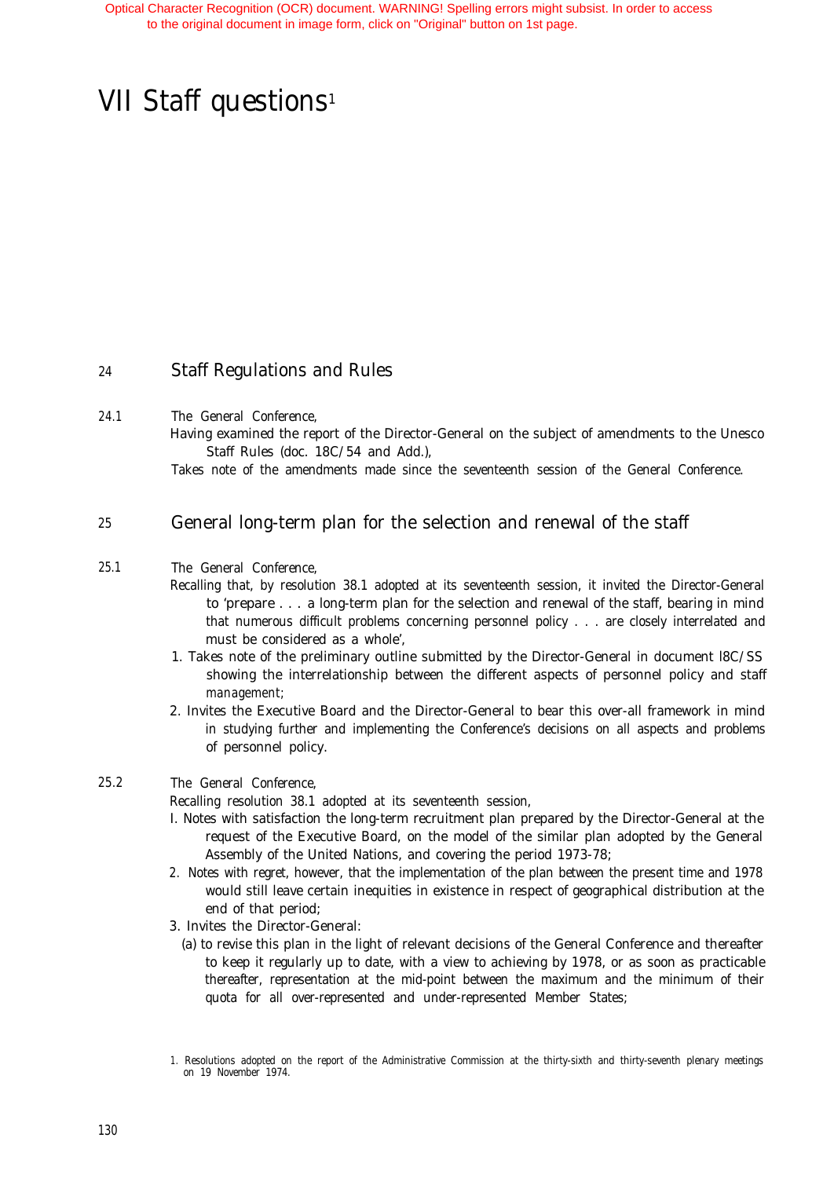Optical Character Recognition (OCR) document. WARNING! Spelling errors might subsist. In order to access to the original document in image form, click on "Original" button on 1st page.

# VII Staff questions[1]

## 24 Staff Regulations and Rules

24.1 The General Conference,

Having examined the report of the Director-General on the subject of amendments to the Unesco Staff Rules (doc. 18C/54 and Add.),

Takes note of the amendments made since the seventeenth session of the General Conference.

## 25 General long-term plan for the selection and renewal of the staff

25.1 The General Conference,

Recalling that, by resolution 38.1 adopted at its seventeenth session, it invited the Director-General to 'prepare . . . a long-term plan for the selection and renewal of the staff, bearing in mind that numerous difficult problems concerning personnel policy . . . are closely interrelated and must be considered as a whole',

1. Takes note of the preliminary outline submitted by the Director-General in document l8C/SS showing the interrelationship between the different aspects of personnel policy and staff management;
2. Invites the Executive Board and the Director-General to bear this over-all framework in mind in studying further and implementing the Conference's decisions on all aspects and problems of personnel policy.

25.2 The General Conference,

Recalling resolution 38.1 adopted at its seventeenth session,

I. Notes with satisfaction the long-term recruitment plan prepared by the Director-General at the request of the Executive Board, on the model of the similar plan adopted by the General Assembly of the United Nations, and covering the period 1973-78;

2. Notes with regret, however, that the implementation of the plan between the present time and 1978 would still leave certain inequities in existence in respect of geographical distribution at the end of that period;

3. Invites the Director-General:

   (a) to revise this plan in the light of relevant decisions of the General Conference and thereafter to keep it regularly up to date, with a view to achieving by 1978, or as soon as practicable thereafter, representation at the mid-point between the maximum and the minimum of their quota for all over-represented and under-represented Member States;

1. Resolutions adopted on the report of the Administrative Commission at the thirty-sixth and thirty-seventh plenary meetings on 19 November 1974.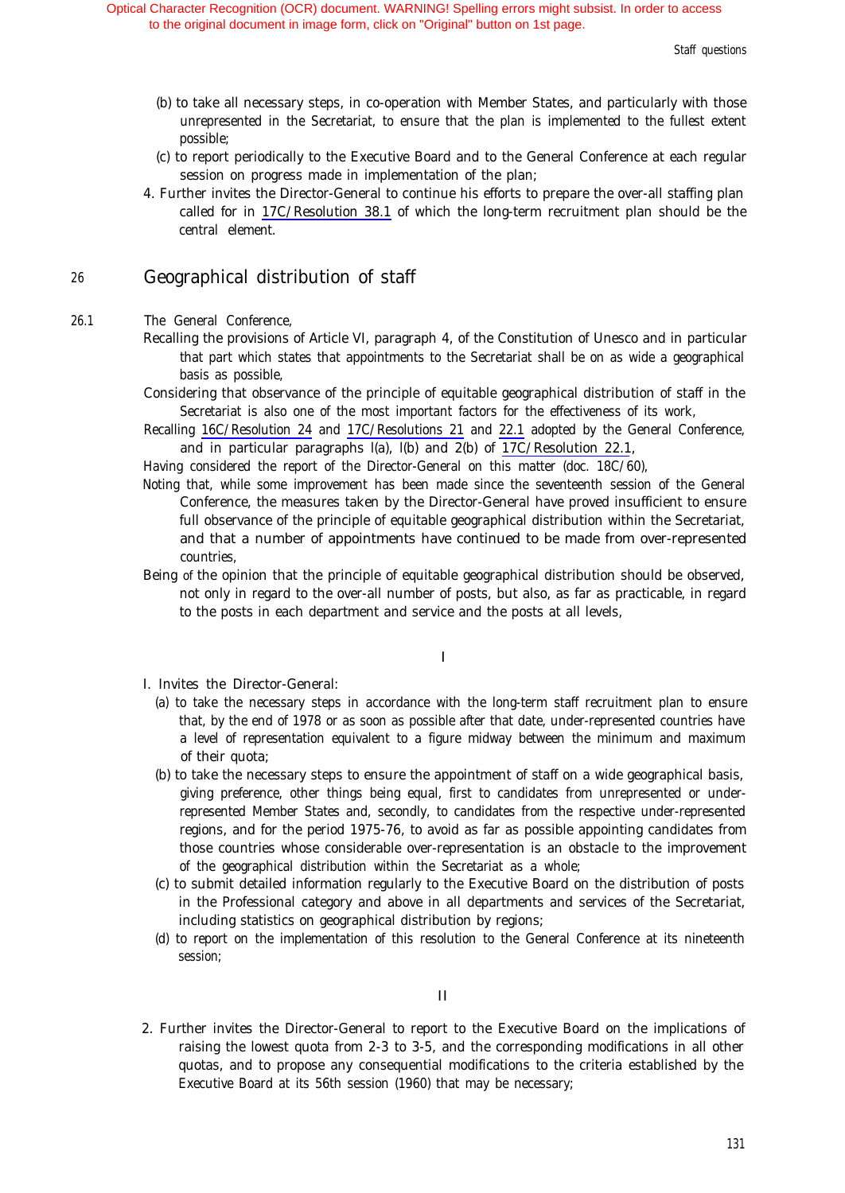(b) to take all necessary steps, in co-operation with Member States, and particularly with those unrepresented in the Secretariat, to ensure that the plan is implemented to the fullest extent possible;

(c) to report periodically to the Executive Board and to the General Conference at each regular session on progress made in implementation of the plan;

4. Further invites the Director-General to continue his efforts to prepare the over-all staffing plan called for in 17C/Resolution 38.1 of which the long-term recruitment plan should be the central element.

## 26 Geographical distribution of staff

26.1 The General Conference,

Recalling the provisions of Article VI, paragraph 4, of the Constitution of Unesco and in particular that part which states that appointments to the Secretariat shall be on as wide a geographical basis as possible,

Considering that observance of the principle of equitable geographical distribution of staff in the Secretariat is also one of the most important factors for the effectiveness of its work,

Recalling 16C/Resolution 24 and 17C/Resolutions 21 and 22.1 adopted by the General Conference, and in particular paragraphs l(a), l(b) and 2(b) of 17C/Resolution 22.1,

Having considered the report of the Director-General on this matter (doc. 18C/60),

Noting that, while some improvement has been made since the seventeenth session of the General Conference, the measures taken by the Director-General have proved insufficient to ensure full observance of the principle of equitable geographical distribution within the Secretariat, and that a number of appointments have continued to be made from over-represented countries,

Being of the opinion that the principle of equitable geographical distribution should be observed, not only in regard to the over-all number of posts, but also, as far as practicable, in regard to the posts in each department and service and the posts at all levels,

I

1. Invites the Director-General:

(a) to take the necessary steps in accordance with the long-term staff recruitment plan to ensure that, by the end of 1978 or as soon as possible after that date, under-represented countries have a level of representation equivalent to a figure midway between the minimum and maximum of their quota;

(b) to take the necessary steps to ensure the appointment of staff on a wide geographical basis, giving preference, other things being equal, first to candidates from unrepresented or under-represented Member States and, secondly, to candidates from the respective under-represented regions, and for the period 1975-76, to avoid as far as possible appointing candidates from those countries whose considerable over-representation is an obstacle to the improvement of the geographical distribution within the Secretariat as a whole;

(c) to submit detailed information regularly to the Executive Board on the distribution of posts in the Professional category and above in all departments and services of the Secretariat, including statistics on geographical distribution by regions;

(d) to report on the implementation of this resolution to the General Conference at its nineteenth session;

II

2. Further invites the Director-General to report to the Executive Board on the implications of raising the lowest quota from 2-3 to 3-5, and the corresponding modifications in all other quotas, and to propose any consequential modifications to the criteria established by the Executive Board at its 56th session (1960) that may be necessary;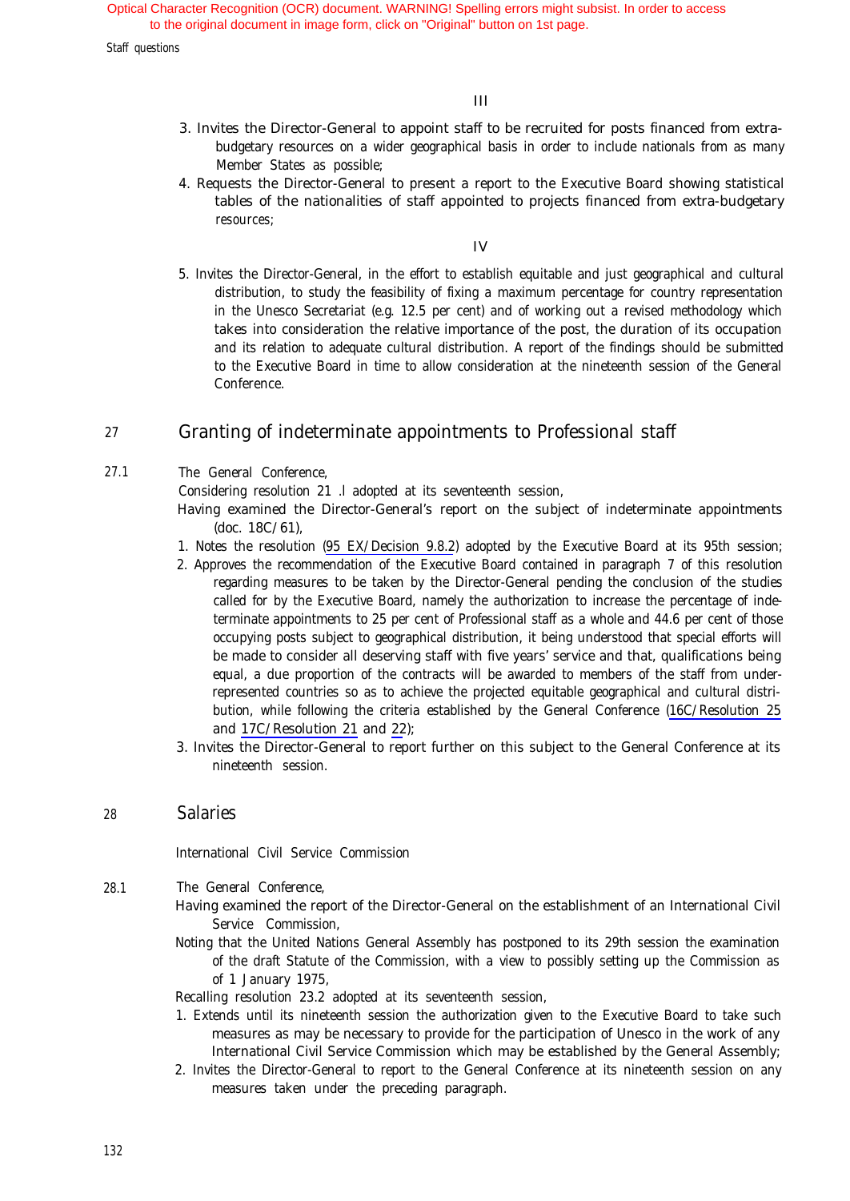III

3. Invites the Director-General to appoint staff to be recruited for posts financed from extra-budgetary resources on a wider geographical basis in order to include nationals from as many Member States as possible;
4. Requests the Director-General to present a report to the Executive Board showing statistical tables of the nationalities of staff appointed to projects financed from extra-budgetary resources;

IV

5. Invites the Director-General, in the effort to establish equitable and just geographical and cultural distribution, to study the feasibility of fixing a maximum percentage for country representation in the Unesco Secretariat (e.g. 12.5 per cent) and of working out a revised methodology which takes into consideration the relative importance of the post, the duration of its occupation and its relation to adequate cultural distribution. A report of the findings should be submitted to the Executive Board in time to allow consideration at the nineteenth session of the General Conference.

## 27 Granting of indeterminate appointments to Professional staff

27.1 The General Conference,

Considering resolution 21 .l adopted at its seventeenth session,

Having examined the Director-General's report on the subject of indeterminate appointments (doc. 18C/61),

1. Notes the resolution (95 EX/Decision 9.8.2) adopted by the Executive Board at its 95th session;
2. Approves the recommendation of the Executive Board contained in paragraph 7 of this resolution regarding measures to be taken by the Director-General pending the conclusion of the studies called for by the Executive Board, namely the authorization to increase the percentage of indeterminate appointments to 25 per cent of Professional staff as a whole and 44.6 per cent of those occupying posts subject to geographical distribution, it being understood that special efforts will be made to consider all deserving staff with five years' service and that, qualifications being equal, a due proportion of the contracts will be awarded to members of the staff from under-represented countries so as to achieve the projected equitable geographical and cultural distribution, while following the criteria established by the General Conference (16C/Resolution 25 and 17C/Resolution 21 and 22);
3. Invites the Director-General to report further on this subject to the General Conference at its nineteenth session.

## 28 Salaries

International Civil Service Commission

28.1 The General Conference,

Having examined the report of the Director-General on the establishment of an International Civil Service Commission,

Noting that the United Nations General Assembly has postponed to its 29th session the examination of the draft Statute of the Commission, with a view to possibly setting up the Commission as of 1 January 1975,

Recalling resolution 23.2 adopted at its seventeenth session,

1. Extends until its nineteenth session the authorization given to the Executive Board to take such measures as may be necessary to provide for the participation of Unesco in the work of any International Civil Service Commission which may be established by the General Assembly;
2. Invites the Director-General to report to the General Conference at its nineteenth session on any measures taken under the preceding paragraph.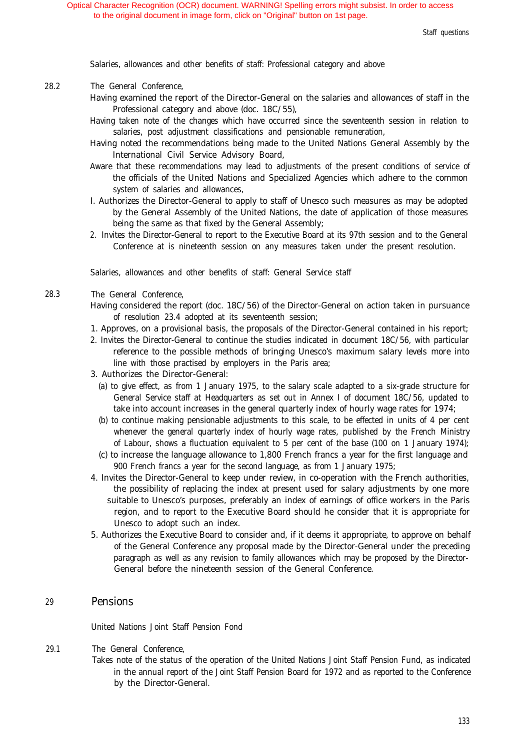### Salaries, allowances and other benefits of staff: Professional category and above

28.2 The General Conference,

Having examined the report of the Director-General on the salaries and allowances of staff in the Professional category and above (doc. 18C/55),

Having taken note of the changes which have occurred since the seventeenth session in relation to salaries, post adjustment classifications and pensionable remuneration,

Having noted the recommendations being made to the United Nations General Assembly by the International Civil Service Advisory Board,

Aware that these recommendations may lead to adjustments of the present conditions of service of the officials of the United Nations and Specialized Agencies which adhere to the common system of salaries and allowances,

I. Authorizes the Director-General to apply to staff of Unesco such measures as may be adopted by the General Assembly of the United Nations, the date of application of those measures being the same as that fixed by the General Assembly;

2. Invites the Director-General to report to the Executive Board at its 97th session and to the General Conference at is nineteenth session on any measures taken under the present resolution.

### Salaries, allowances and other benefits of staff: General Service staff

28.3 The General Conference,

Having considered the report (doc. 18C/56) of the Director-General on action taken in pursuance of resolution 23.4 adopted at its seventeenth session;

1. Approves, on a provisional basis, the proposals of the Director-General contained in his report;
2. Invites the Director-General to continue the studies indicated in document 18C/56, with particular reference to the possible methods of bringing Unesco's maximum salary levels more into line with those practised by employers in the Paris area;
3. Authorizes the Director-General:
   (a) to give effect, as from 1 January 1975, to the salary scale adapted to a six-grade structure for General Service staff at Headquarters as set out in Annex I of document 18C/56, updated to take into account increases in the general quarterly index of hourly wage rates for 1974;
   (b) to continue making pensionable adjustments to this scale, to be effected in units of 4 per cent whenever the general quarterly index of hourly wage rates, published by the French Ministry of Labour, shows a fluctuation equivalent to 5 per cent of the base (100 on 1 January 1974);
   (c) to increase the language allowance to 1,800 French francs a year for the first language and 900 French francs a year for the second language, as from 1 January 1975;
4. Invites the Director-General to keep under review, in co-operation with the French authorities, the possibility of replacing the index at present used for salary adjustments by one more suitable to Unesco's purposes, preferably an index of earnings of office workers in the Paris region, and to report to the Executive Board should he consider that it is appropriate for Unesco to adopt such an index.
5. Authorizes the Executive Board to consider and, if it deems it appropriate, to approve on behalf of the General Conference any proposal made by the Director-General under the preceding paragraph as well as any revision to family allowances which may be proposed by the Director-General before the nineteenth session of the General Conference.

## 29 Pensions

### United Nations Joint Staff Pension Fond

29.1 The General Conference,

Takes note of the status of the operation of the United Nations Joint Staff Pension Fund, as indicated in the annual report of the Joint Staff Pension Board for 1972 and as reported to the Conference by the Director-General.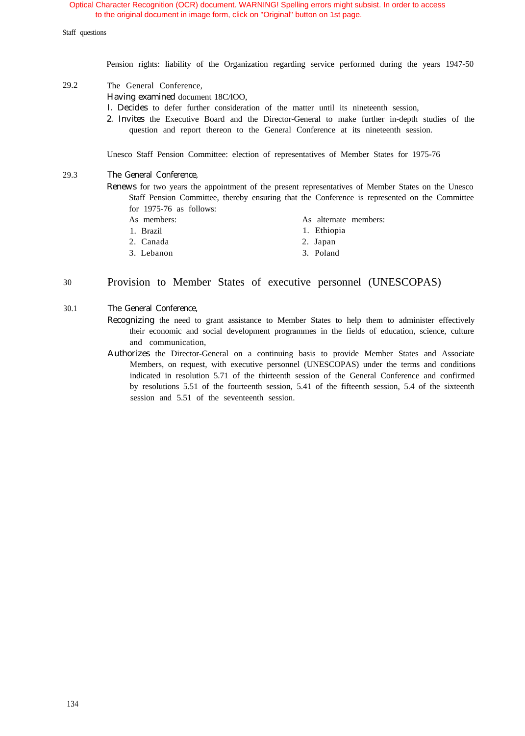Pension rights: liability of the Organization regarding service performed during the years 1947-50

29.2 The General Conference,

Having examined document 18C/lOO,

1. Decides to defer further consideration of the matter until its nineteenth session,
2. Invites the Executive Board and the Director-General to make further in-depth studies of the question and report thereon to the General Conference at its nineteenth session.

Unesco Staff Pension Committee: election of representatives of Member States for 1975-76

29.3 The General Conference,

Renews for two years the appointment of the present representatives of Member States on the Unesco Staff Pension Committee, thereby ensuring that the Conference is represented on the Committee for 1975-76 as follows:

| As members: | As alternate members: |
| --- | --- |
| 1. Brazil | 1. Ethiopia |
| 2. Canada | 2. Japan |
| 3. Lebanon | 3. Poland |

## 30 Provision to Member States of executive personnel (UNESCOPAS)

30.1 The General Conference,

Recognizing the need to grant assistance to Member States to help them to administer effectively their economic and social development programmes in the fields of education, science, culture and communication,

Authorizes the Director-General on a continuing basis to provide Member States and Associate Members, on request, with executive personnel (UNESCOPAS) under the terms and conditions indicated in resolution 5.71 of the thirteenth session of the General Conference and confirmed by resolutions 5.51 of the fourteenth session, 5.41 of the fifteenth session, 5.4 of the sixteenth session and 5.51 of the seventeenth session.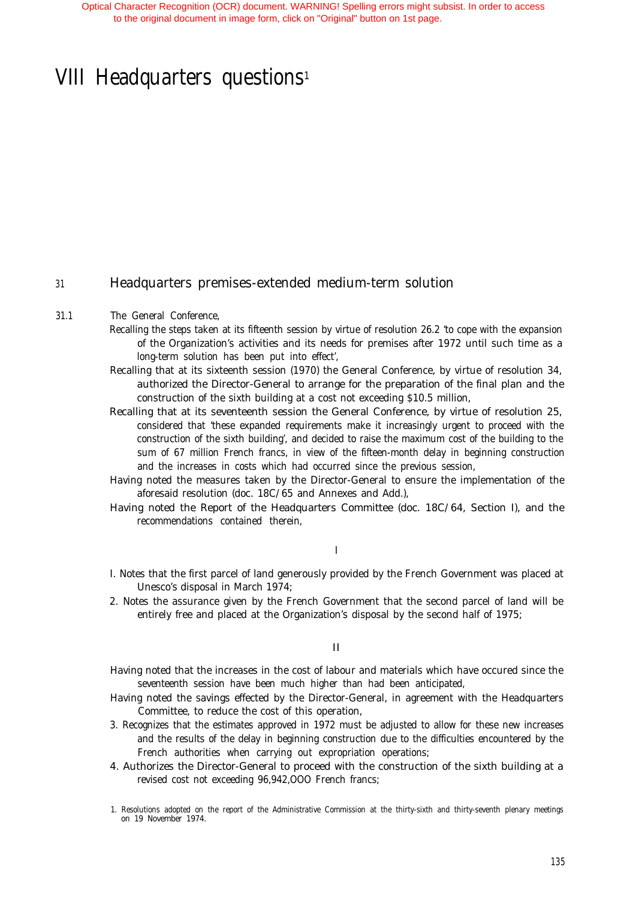# VIII Headquarters questions[1]

## 31 Headquarters premises-extended medium-term solution

31.1 The General Conference,

Recalling the steps taken at its fifteenth session by virtue of resolution 26.2 'to cope with the expansion of the Organization's activities and its needs for premises after 1972 until such time as a long-term solution has been put into effect',

Recalling that at its sixteenth session (1970) the General Conference, by virtue of resolution 34, authorized the Director-General to arrange for the preparation of the final plan and the construction of the sixth building at a cost not exceeding $10.5 million,

Recalling that at its seventeenth session the General Conference, by virtue of resolution 25, considered that 'these expanded requirements make it increasingly urgent to proceed with the construction of the sixth building', and decided to raise the maximum cost of the building to the sum of 67 million French francs, in view of the fifteen-month delay in beginning construction and the increases in costs which had occurred since the previous session,

Having noted the measures taken by the Director-General to ensure the implementation of the aforesaid resolution (doc. 18C/65 and Annexes and Add.),

Having noted the Report of the Headquarters Committee (doc. 18C/64, Section I), and the recommendations contained therein,

I

1. Notes that the first parcel of land generously provided by the French Government was placed at Unesco's disposal in March 1974;
2. Notes the assurance given by the French Government that the second parcel of land will be entirely free and placed at the Organization's disposal by the second half of 1975;

II

Having noted that the increases in the cost of labour and materials which have occured since the seventeenth session have been much higher than had been anticipated,

Having noted the savings effected by the Director-General, in agreement with the Headquarters Committee, to reduce the cost of this operation,

3. Recognizes that the estimates approved in 1972 must be adjusted to allow for these new increases and the results of the delay in beginning construction due to the difficulties encountered by the French authorities when carrying out expropriation operations;
4. Authorizes the Director-General to proceed with the construction of the sixth building at a revised cost not exceeding 96,942,OOO French francs;

1. Resolutions adopted on the report of the Administrative Commission at the thirty-sixth and thirty-seventh plenary meetings on 19 November 1974.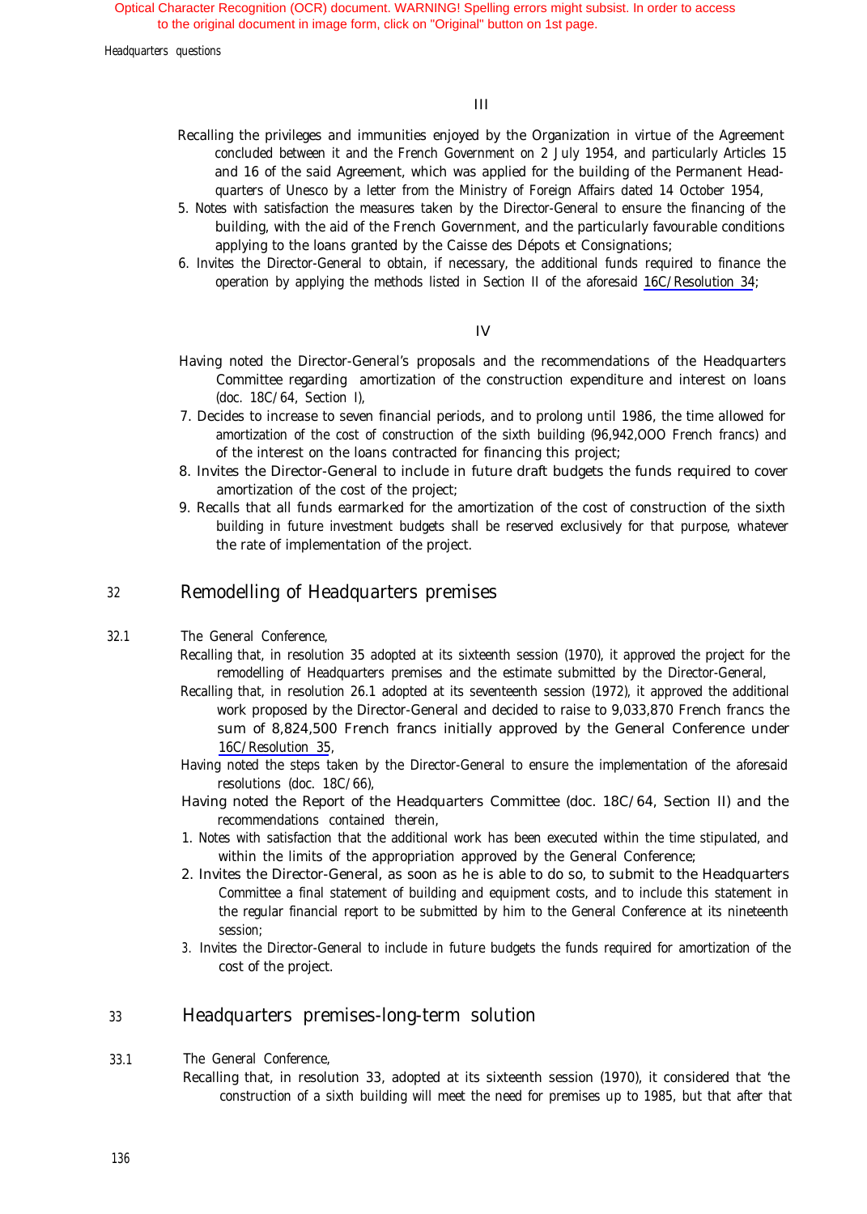III

Recalling the privileges and immunities enjoyed by the Organization in virtue of the Agreement concluded between it and the French Government on 2 July 1954, and particularly Articles 15 and 16 of the said Agreement, which was applied for the building of the Permanent Headquarters of Unesco by a letter from the Ministry of Foreign Affairs dated 14 October 1954,

5. Notes with satisfaction the measures taken by the Director-General to ensure the financing of the building, with the aid of the French Government, and the particularly favourable conditions applying to the loans granted by the Caisse des Dépots et Consignations;
6. Invites the Director-General to obtain, if necessary, the additional funds required to finance the operation by applying the methods listed in Section II of the aforesaid 16C/Resolution 34;

IV

Having noted the Director-General's proposals and the recommendations of the Headquarters Committee regarding amortization of the construction expenditure and interest on loans (doc. 18C/64, Section I),

7. Decides to increase to seven financial periods, and to prolong until 1986, the time allowed for amortization of the cost of construction of the sixth building (96,942,OOO French francs) and of the interest on the loans contracted for financing this project;
8. Invites the Director-General to include in future draft budgets the funds required to cover amortization of the cost of the project;
9. Recalls that all funds earmarked for the amortization of the cost of construction of the sixth building in future investment budgets shall be reserved exclusively for that purpose, whatever the rate of implementation of the project.

## 32 Remodelling of Headquarters premises

32.1 The General Conference,

Recalling that, in resolution 35 adopted at its sixteenth session (1970), it approved the project for the remodelling of Headquarters premises and the estimate submitted by the Director-General,

Recalling that, in resolution 26.1 adopted at its seventeenth session (1972), it approved the additional work proposed by the Director-General and decided to raise to 9,033,870 French francs the sum of 8,824,500 French francs initially approved by the General Conference under 16C/Resolution 35,

Having noted the steps taken by the Director-General to ensure the implementation of the aforesaid resolutions (doc. 18C/66),

Having noted the Report of the Headquarters Committee (doc. 18C/64, Section II) and the recommendations contained therein,

1. Notes with satisfaction that the additional work has been executed within the time stipulated, and within the limits of the appropriation approved by the General Conference;
2. Invites the Director-General, as soon as he is able to do so, to submit to the Headquarters Committee a final statement of building and equipment costs, and to include this statement in the regular financial report to be submitted by him to the General Conference at its nineteenth session;
3. Invites the Director-General to include in future budgets the funds required for amortization of the cost of the project.

## 33 Headquarters premises-long-term solution

33.1 The General Conference,

Recalling that, in resolution 33, adopted at its sixteenth session (1970), it considered that 'the construction of a sixth building will meet the need for premises up to 1985, but that after that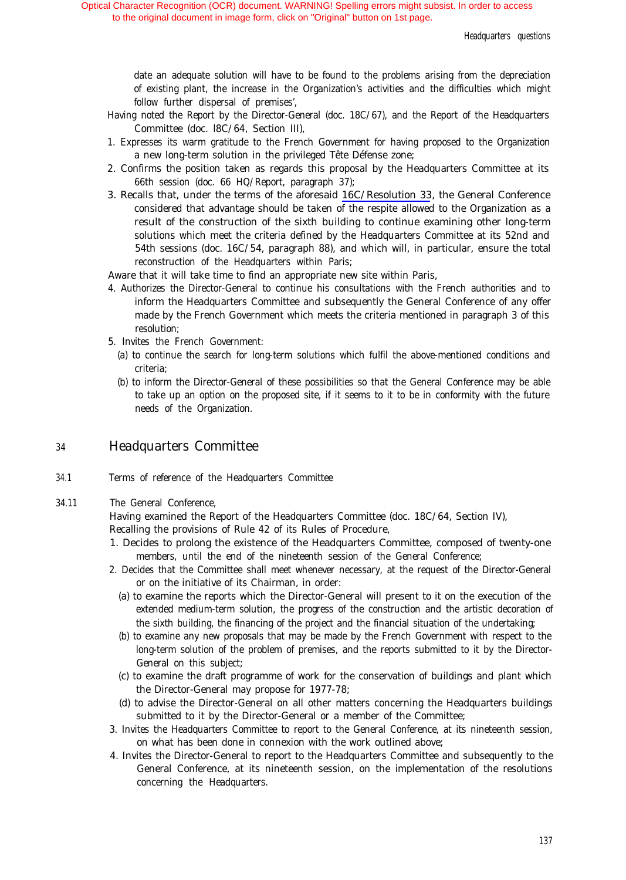date an adequate solution will have to be found to the problems arising from the depreciation of existing plant, the increase in the Organization's activities and the difficulties which might follow further dispersal of premises',

Having noted the Report by the Director-General (doc. 18C/67), and the Report of the Headquarters Committee (doc. I8C/64, Section III),

1. Expresses its warm gratitude to the French Government for having proposed to the Organization a new long-term solution in the privileged Tête Défense zone;
2. Confirms the position taken as regards this proposal by the Headquarters Committee at its 66th session (doc. 66 HQ/Report, paragraph 37);
3. Recalls that, under the terms of the aforesaid 16C/Resolution 33, the General Conference considered that advantage should be taken of the respite allowed to the Organization as a result of the construction of the sixth building to continue examining other long-term solutions which meet the criteria defined by the Headquarters Committee at its 52nd and 54th sessions (doc. 16C/54, paragraph 88), and which will, in particular, ensure the total reconstruction of the Headquarters within Paris;

Aware that it will take time to find an appropriate new site within Paris,

4. Authorizes the Director-General to continue his consultations with the French authorities and to inform the Headquarters Committee and subsequently the General Conference of any offer made by the French Government which meets the criteria mentioned in paragraph 3 of this resolution;
5. Invites the French Government:
   (a) to continue the search for long-term solutions which fulfil the above-mentioned conditions and criteria;
   (b) to inform the Director-General of these possibilities so that the General Conference may be able to take up an option on the proposed site, if it seems to it to be in conformity with the future needs of the Organization.

## 34 Headquarters Committee

### 34.1 Terms of reference of the Headquarters Committee

34.11 The General Conference,

Having examined the Report of the Headquarters Committee (doc. 18C/64, Section IV),

Recalling the provisions of Rule 42 of its Rules of Procedure,

1. Decides to prolong the existence of the Headquarters Committee, composed of twenty-one members, until the end of the nineteenth session of the General Conference;
2. Decides that the Committee shall meet whenever necessary, at the request of the Director-General or on the initiative of its Chairman, in order:
   (a) to examine the reports which the Director-General will present to it on the execution of the extended medium-term solution, the progress of the construction and the artistic decoration of the sixth building, the financing of the project and the financial situation of the undertaking;
   (b) to examine any new proposals that may be made by the French Government with respect to the long-term solution of the problem of premises, and the reports submitted to it by the Director-General on this subject;
   (c) to examine the draft programme of work for the conservation of buildings and plant which the Director-General may propose for 1977-78;
   (d) to advise the Director-General on all other matters concerning the Headquarters buildings submitted to it by the Director-General or a member of the Committee;
3. Invites the Headquarters Committee to report to the General Conference, at its nineteenth session, on what has been done in connexion with the work outlined above;
4. Invites the Director-General to report to the Headquarters Committee and subsequently to the General Conference, at its nineteenth session, on the implementation of the resolutions concerning the Headquarters.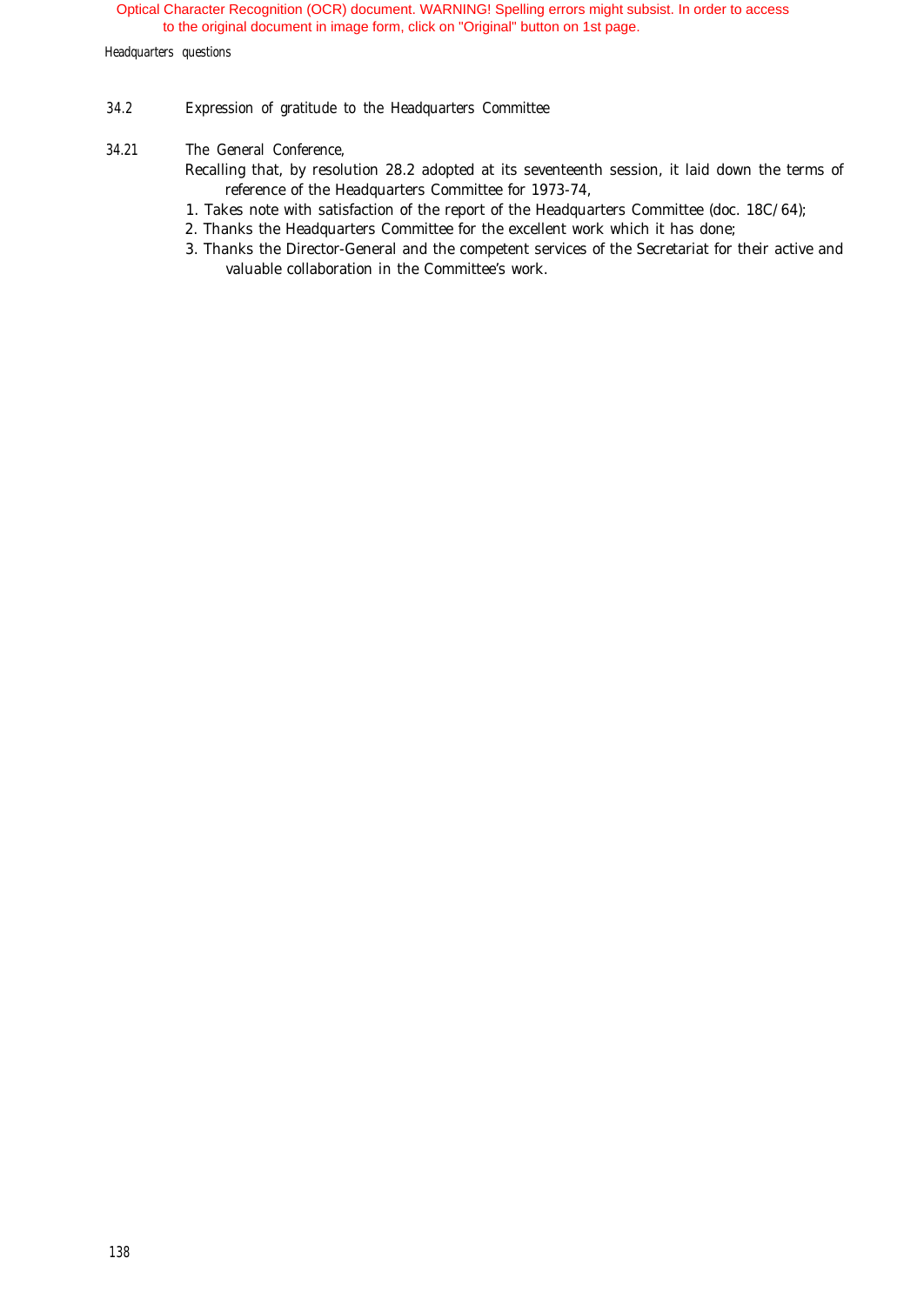34.2 Expression of gratitude to the Headquarters Committee

34.21 The General Conference,

Recalling that, by resolution 28.2 adopted at its seventeenth session, it laid down the terms of reference of the Headquarters Committee for 1973-74,

1. Takes note with satisfaction of the report of the Headquarters Committee (doc. 18C/64);
2. Thanks the Headquarters Committee for the excellent work which it has done;
3. Thanks the Director-General and the competent services of the Secretariat for their active and valuable collaboration in the Committee's work.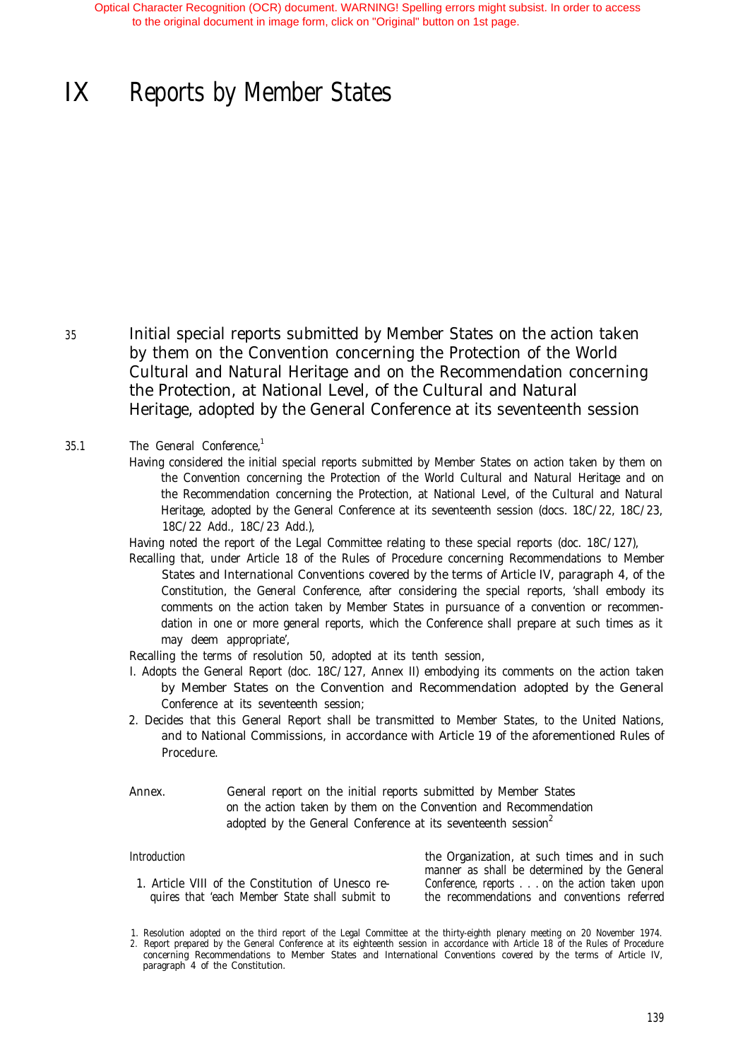# IX Reports by Member States

## 35 Initial special reports submitted by Member States on the action taken by them on the Convention concerning the Protection of the World Cultural and Natural Heritage and on the Recommendation concerning the Protection, at National Level, of the Cultural and Natural Heritage, adopted by the General Conference at its seventeenth session

35.1 The General Conference,[1]

Having considered the initial special reports submitted by Member States on action taken by them on the Convention concerning the Protection of the World Cultural and Natural Heritage and on the Recommendation concerning the Protection, at National Level, of the Cultural and Natural Heritage, adopted by the General Conference at its seventeenth session (docs. 18C/22, 18C/23, 18C/22 Add., 18C/23 Add.),

Having noted the report of the Legal Committee relating to these special reports (doc. 18C/127),

Recalling that, under Article 18 of the Rules of Procedure concerning Recommendations to Member States and International Conventions covered by the terms of Article IV, paragraph 4, of the Constitution, the General Conference, after considering the special reports, 'shall embody its comments on the action taken by Member States in pursuance of a convention or recommendation in one or more general reports, which the Conference shall prepare at such times as it may deem appropriate',

Recalling the terms of resolution 50, adopted at its tenth session,

1. Adopts the General Report (doc. 18C/127, Annex II) embodying its comments on the action taken by Member States on the Convention and Recommendation adopted by the General Conference at its seventeenth session;
2. Decides that this General Report shall be transmitted to Member States, to the United Nations, and to National Commissions, in accordance with Article 19 of the aforementioned Rules of Procedure.

Annex. General report on the initial reports submitted by Member States on the action taken by them on the Convention and Recommendation adopted by the General Conference at its seventeenth session[2]

*Introduction*

1. Article VIII of the Constitution of Unesco requires that 'each Member State shall submit to the Organization, at such times and in such manner as shall be determined by the General Conference, reports . . . on the action taken upon the recommendations and conventions referred

1. Resolution adopted on the third report of the Legal Committee at the thirty-eighth plenary meeting on 20 November 1974.
2. Report prepared by the General Conference at its eighteenth session in accordance with Article 18 of the Rules of Procedure concerning Recommendations to Member States and International Conventions covered by the terms of Article IV, paragraph 4 of the Constitution.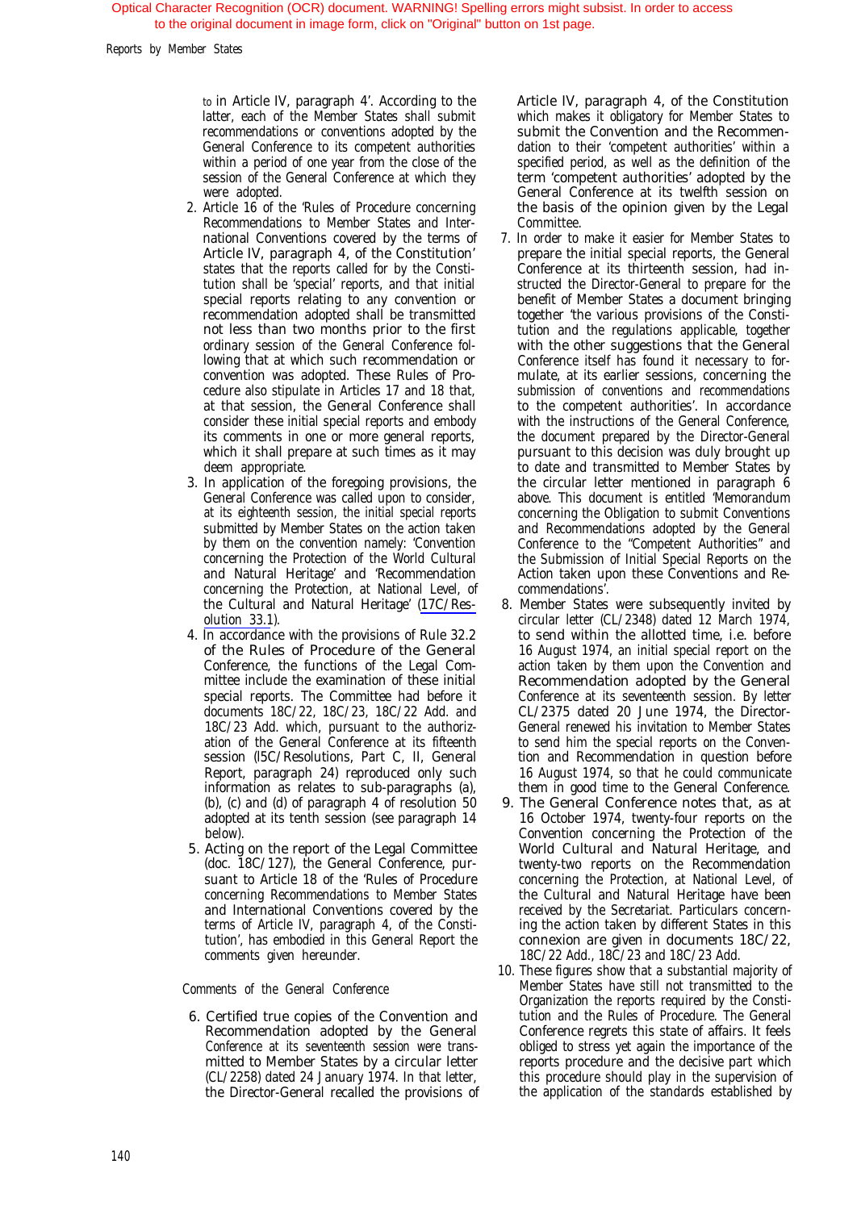to in Article IV, paragraph 4'. According to the latter, each of the Member States shall submit recommendations or conventions adopted by the General Conference to its competent authorities within a period of one year from the close of the session of the General Conference at which they were adopted.

2. Article 16 of the 'Rules of Procedure concerning Recommendations to Member States and International Conventions covered by the terms of Article IV, paragraph 4, of the Constitution' states that the reports called for by the Constitution shall be 'special' reports, and that initial special reports relating to any convention or recommendation adopted shall be transmitted not less than two months prior to the first ordinary session of the General Conference following that at which such recommendation or convention was adopted. These Rules of Procedure also stipulate in Articles 17 and 18 that, at that session, the General Conference shall consider these initial special reports and embody its comments in one or more general reports, which it shall prepare at such times as it may deem appropriate.

3. In application of the foregoing provisions, the General Conference was called upon to consider, at its eighteenth session, the initial special reports submitted by Member States on the action taken by them on the convention namely: 'Convention concerning the Protection of the World Cultural and Natural Heritage' and 'Recommendation concerning the Protection, at National Level, of the Cultural and Natural Heritage' (17C/Resolution 33.1).

4. In accordance with the provisions of Rule 32.2 of the Rules of Procedure of the General Conference, the functions of the Legal Committee include the examination of these initial special reports. The Committee had before it documents 18C/22, 18C/23, 18C/22 Add. and 18C/23 Add. which, pursuant to the authorization of the General Conference at its fifteenth session (l5C/Resolutions, Part C, II, General Report, paragraph 24) reproduced only such information as relates to sub-paragraphs (a), (b), (c) and (d) of paragraph 4 of resolution 50 adopted at its tenth session (see paragraph 14 below).

5. Acting on the report of the Legal Committee (doc. 18C/127), the General Conference, pursuant to Article 18 of the 'Rules of Procedure concerning Recommendations to Member States and International Conventions covered by the terms of Article IV, paragraph 4, of the Constitution', has embodied in this General Report the comments given hereunder.

## Comments of the General Conference

6. Certified true copies of the Convention and Recommendation adopted by the General Conference at its seventeenth session were transmitted to Member States by a circular letter (CL/2258) dated 24 January 1974. In that letter, the Director-General recalled the provisions of Article IV, paragraph 4, of the Constitution which makes it obligatory for Member States to submit the Convention and the Recommendation to their 'competent authorities' within a specified period, as well as the definition of the term 'competent authorities' adopted by the General Conference at its twelfth session on the basis of the opinion given by the Legal Committee.

7. In order to make it easier for Member States to prepare the initial special reports, the General Conference at its thirteenth session, had instructed the Director-General to prepare for the benefit of Member States a document bringing together 'the various provisions of the Constitution and the regulations applicable, together with the other suggestions that the General Conference itself has found it necessary to formulate, at its earlier sessions, concerning the submission of conventions and recommendations to the competent authorities'. In accordance with the instructions of the General Conference, the document prepared by the Director-General pursuant to this decision was duly brought up to date and transmitted to Member States by the circular letter mentioned in paragraph 6 above. This document is entitled 'Memorandum concerning the Obligation to submit Conventions and Recommendations adopted by the General Conference to the "Competent Authorities" and the Submission of Initial Special Reports on the Action taken upon these Conventions and Recommendations'.

8. Member States were subsequently invited by circular letter (CL/2348) dated 12 March 1974, to send within the allotted time, i.e. before 16 August 1974, an initial special report on the action taken by them upon the Convention and Recommendation adopted by the General Conference at its seventeenth session. By letter CL/2375 dated 20 June 1974, the Director-General renewed his invitation to Member States to send him the special reports on the Convention and Recommendation in question before 16 August 1974, so that he could communicate them in good time to the General Conference.

9. The General Conference notes that, as at 16 October 1974, twenty-four reports on the Convention concerning the Protection of the World Cultural and Natural Heritage, and twenty-two reports on the Recommendation concerning the Protection, at National Level, of the Cultural and Natural Heritage have been received by the Secretariat. Particulars concerning the action taken by different States in this connexion are given in documents 18C/22, 18C/22 Add., 18C/23 and 18C/23 Add.

10. These figures show that a substantial majority of Member States have still not transmitted to the Organization the reports required by the Constitution and the Rules of Procedure. The General Conference regrets this state of affairs. It feels obliged to stress yet again the importance of the reports procedure and the decisive part which this procedure should play in the supervision of the application of the standards established by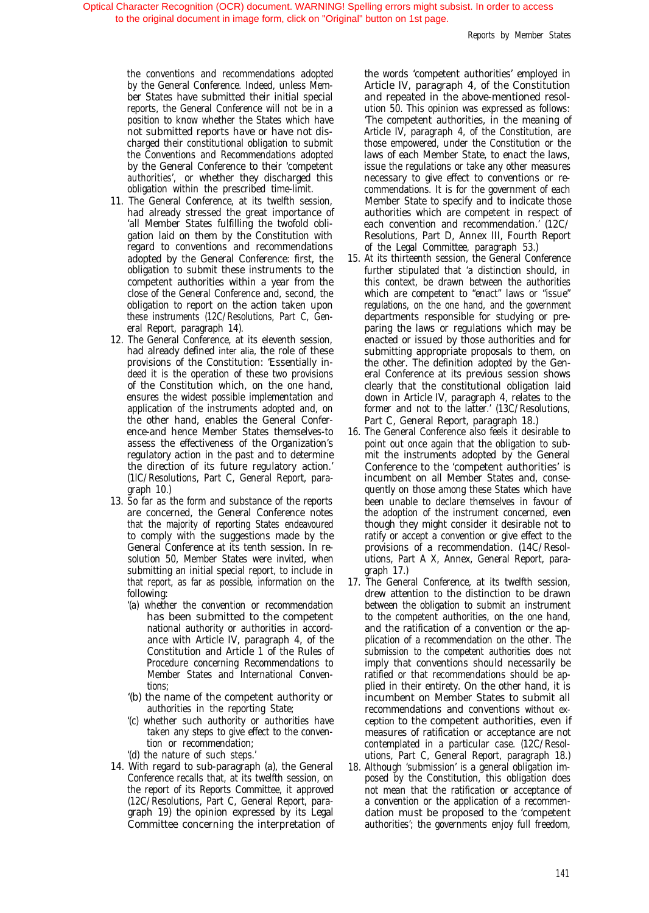the conventions and recommendations adopted by the General Conference. Indeed, unless Member States have submitted their initial special reports, the General Conference will not be in a position to know whether the States which have not submitted reports have or have not discharged their constitutional obligation to submit the Conventions and Recommendations adopted by the General Conference to their 'competent authorities', or whether they discharged this obligation within the prescribed time-limit.

11. The General Conference, at its twelfth session, had already stressed the great importance of 'all Member States fulfilling the twofold obligation laid on them by the Constitution with regard to conventions and recommendations adopted by the General Conference: first, the obligation to submit these instruments to the competent authorities within a year from the close of the General Conference and, second, the obligation to report on the action taken upon these instruments (12C/Resolutions, Part C, General Report, paragraph 14).

12. The General Conference, at its eleventh session, had already defined *inter alia*, the role of these provisions of the Constitution: 'Essentially indeed it is the operation of these two provisions of the Constitution which, on the one hand, ensures the widest possible implementation and application of the instruments adopted and, on the other hand, enables the General Conference-and hence Member States themselves-to assess the effectiveness of the Organization's regulatory action in the past and to determine the direction of its future regulatory action.' (1lC/Resolutions, Part C, General Report, paragraph 10.)

13. So far as the form and substance of the reports are concerned, the General Conference notes that the majority of reporting States endeavoured to comply with the suggestions made by the General Conference at its tenth session. In resolution 50, Member States were invited, when submitting an initial special report, to include in that report, as far as possible, information on the following:

    '(a) whether the convention or recommendation has been submitted to the competent national authority or authorities in accordance with Article IV, paragraph 4, of the Constitution and Article 1 of the Rules of Procedure concerning Recommendations to Member States and International Conventions;

    '(b) the name of the competent authority or authorities in the reporting State;

    '(c) whether such authority or authorities have taken any steps to give effect to the convention or recommendation;

    '(d) the nature of such steps.'

14. With regard to sub-paragraph (a), the General Conference recalls that, at its twelfth session, on the report of its Reports Committee, it approved (12C/Resolutions, Part C, General Report, paragraph 19) the opinion expressed by its Legal Committee concerning the interpretation of the words 'competent authorities' employed in Article IV, paragraph 4, of the Constitution and repeated in the above-mentioned resolution 50. This opinion was expressed as follows: 'The competent authorities, in the meaning of Article IV, paragraph 4, of the Constitution, are those empowered, under the Constitution or the laws of each Member State, to enact the laws, issue the regulations or take any other measures necessary to give effect to conventions or recommendations. It is for the government of each Member State to specify and to indicate those authorities which are competent in respect of each convention and recommendation.' (12C/Resolutions, Part D, Annex III, Fourth Report of the Legal Committee, paragraph 53.)

15. At its thirteenth session, the General Conference further stipulated that 'a distinction should, in this context, be drawn between the authorities which are competent to "enact" laws or "issue" regulations, on the one hand, and the government departments responsible for studying or preparing the laws or regulations which may be enacted or issued by those authorities and for submitting appropriate proposals to them, on the other. The definition adopted by the General Conference at its previous session shows clearly that the constitutional obligation laid down in Article IV, paragraph 4, relates to the former and not to the latter.' (13C/Resolutions, Part C, General Report, paragraph 18.)

16. The General Conference also feels it desirable to point out once again that the obligation to submit the instruments adopted by the General Conference to the 'competent authorities' is incumbent on all Member States and, consequently on those among these States which have been unable to declare themselves in favour of the adoption of the instrument concerned, even though they might consider it desirable not to ratify or accept a convention or give effect to the provisions of a recommendation. (14C/Resolutions, Part A X, Annex, General Report, paragraph 17.)

17. The General Conference, at its twelfth session, drew attention to the distinction to be drawn between the obligation to submit an instrument to the competent authorities, on the one hand, and the ratification of a convention or the application of a recommendation on the other. The submission to the competent authorities does not imply that conventions should necessarily be ratified or that recommendations should be applied in their entirety. On the other hand, it is incumbent on Member States to submit all recommendations and conventions without exception to the competent authorities, even if measures of ratification or acceptance are not contemplated in a particular case. (12C/Resolutions, Part C, General Report, paragraph 18.)

18. Although 'submission' is a general obligation imposed by the Constitution, this obligation does not mean that the ratification or acceptance of a convention or the application of a recommendation must be proposed to the 'competent authorities'; the governments enjoy full freedom,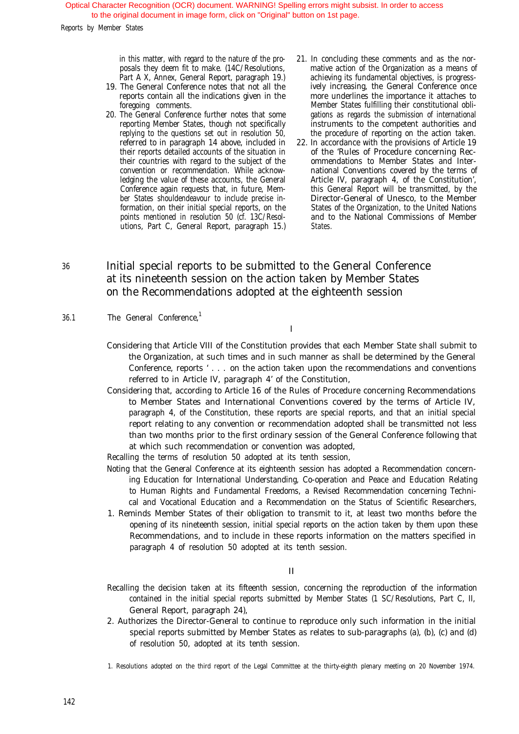in this matter, with regard to the nature of the proposals they deem fit to make. (14C/Resolutions, Part A X, Annex, General Report, paragraph 19.)

19. The General Conference notes that not all the reports contain all the indications given in the foregoing comments.
20. The General Conference further notes that some reporting Member States, though not specifically replying to the questions set out in resolution 50, referred to in paragraph 14 above, included in their reports detailed accounts of the situation in their countries with regard to the subject of the convention or recommendation. While acknowledging the value of these accounts, the General Conference again requests that, in future, Member States shouldendeavour to include precise information, on their initial special reports, on the points mentioned in resolution 50 (cf. 13C/Resolutions, Part C, General Report, paragraph 15.)
21. In concluding these comments and as the normative action of the Organization as a means of achieving its fundamental objectives, is progressively increasing, the General Conference once more underlines the importance it attaches to Member States fulfilling their constitutional obligations as regards the submission of international instruments to the competent authorities and the procedure of reporting on the action taken.
22. In accordance with the provisions of Article 19 of the 'Rules of Procedure concerning Recommendations to Member States and International Conventions covered by the terms of Article IV, paragraph 4, of the Constitution', this General Report will be transmitted, by the Director-General of Unesco, to the Member States of the Organization, to the United Nations and to the National Commissions of Member States.

## 36 Initial special reports to be submitted to the General Conference at its nineteenth session on the action taken by Member States on the Recommendations adopted at the eighteenth session

36.1 The General Conference,[1]

I

Considering that Article VIII of the Constitution provides that each Member State shall submit to the Organization, at such times and in such manner as shall be determined by the General Conference, reports ' . . . on the action taken upon the recommendations and conventions referred to in Article IV, paragraph 4' of the Constitution,

Considering that, according to Article 16 of the Rules of Procedure concerning Recommendations to Member States and International Conventions covered by the terms of Article IV, paragraph 4, of the Constitution, these reports are special reports, and that an initial special report relating to any convention or recommendation adopted shall be transmitted not less than two months prior to the first ordinary session of the General Conference following that at which such recommendation or convention was adopted,

Recalling the terms of resolution 50 adopted at its tenth session,

Noting that the General Conference at its eighteenth session has adopted a Recommendation concerning Education for International Understanding, Co-operation and Peace and Education Relating to Human Rights and Fundamental Freedoms, a Revised Recommendation concerning Technical and Vocational Education and a Recommendation on the Status of Scientific Researchers,

1. Reminds Member States of their obligation to transmit to it, at least two months before the opening of its nineteenth session, initial special reports on the action taken by them upon these Recommendations, and to include in these reports information on the matters specified in paragraph 4 of resolution 50 adopted at its tenth session.

II

Recalling the decision taken at its fifteenth session, concerning the reproduction of the information contained in the initial special reports submitted by Member States (1 SC/Resolutions, Part C, II, General Report, paragraph 24),

2. Authorizes the Director-General to continue to reproduce only such information in the initial special reports submitted by Member States as relates to sub-paragraphs (a), (b), (c) and (d) of resolution 50, adopted at its tenth session.

1. Resolutions adopted on the third report of the Legal Committee at the thirty-eighth plenary meeting on 20 November 1974.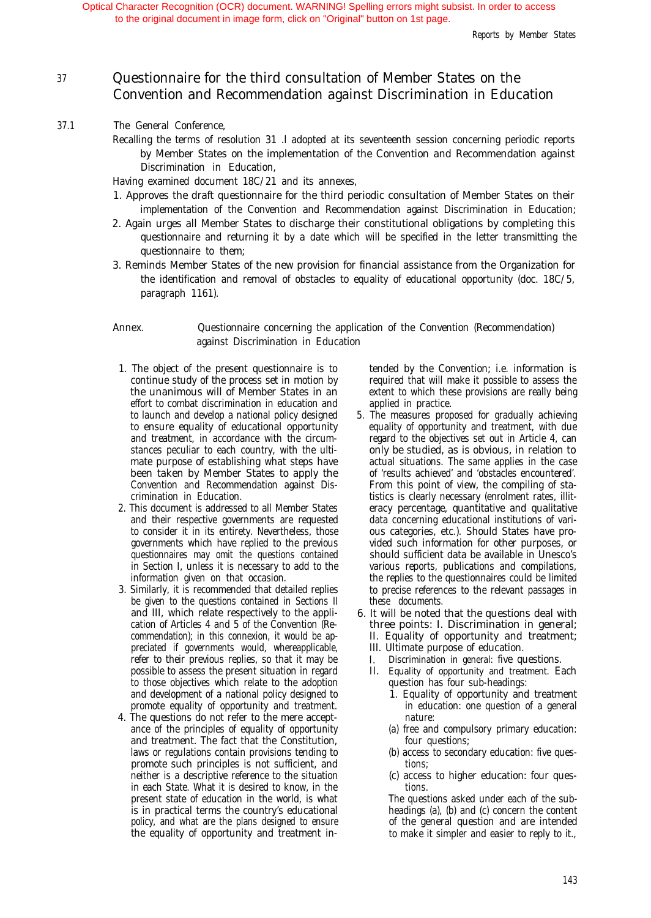## 37 Questionnaire for the third consultation of Member States on the Convention and Recommendation against Discrimination in Education

37.1 The General Conference,

Recalling the terms of resolution 31 .l adopted at its seventeenth session concerning periodic reports by Member States on the implementation of the Convention and Recommendation against Discrimination in Education,

Having examined document 18C/21 and its annexes,

1. Approves the draft questionnaire for the third periodic consultation of Member States on their implementation of the Convention and Recommendation against Discrimination in Education;
2. Again urges all Member States to discharge their constitutional obligations by completing this questionnaire and returning it by a date which will be specified in the letter transmitting the questionnaire to them;
3. Reminds Member States of the new provision for financial assistance from the Organization for the identification and removal of obstacles to equality of educational opportunity (doc. 18C/5, paragraph 1161).

Annex. Questionnaire concerning the application of the Convention (Recommendation) against Discrimination in Education

1. The object of the present questionnaire is to continue study of the process set in motion by the unanimous will of Member States in an effort to combat discrimination in education and to launch and develop a national policy designed to ensure equality of educational opportunity and treatment, in accordance with the circumstances peculiar to each country, with the ultimate purpose of establishing what steps have been taken by Member States to apply the Convention and Recommendation against Discrimination in Education.
2. This document is addressed to all Member States and their respective governments are requested to consider it in its entirety. Nevertheless, those governments which have replied to the previous questionnaires may omit the questions contained in Section I, unless it is necessary to add to the information given on that occasion.
3. Similarly, it is recommended that detailed replies be given to the questions contained in Sections II and III, which relate respectively to the application of Articles 4 and 5 of the Convention (Recommendation); in this connexion, it would be appreciated if governments would, whereapplicable, refer to their previous replies, so that it may be possible to assess the present situation in regard to those objectives which relate to the adoption and development of a national policy designed to promote equality of opportunity and treatment.
4. The questions do not refer to the mere acceptance of the principles of equality of opportunity and treatment. The fact that the Constitution, laws or regulations contain provisions tending to promote such principles is not sufficient, and neither is a descriptive reference to the situation in each State. What it is desired to know, in the present state of education in the world, is what is in practical terms the country's educational policy, and what are the plans designed to ensure the equality of opportunity and treatment intended by the Convention; i.e. information is required that will make it possible to assess the extent to which these provisions are really being applied in practice.
5. The measures proposed for gradually achieving equality of opportunity and treatment, with due regard to the objectives set out in Article 4, can only be studied, as is obvious, in relation to actual situations. The same applies in the case of 'results achieved' and 'obstacles encountered'. From this point of view, the compiling of statistics is clearly necessary (enrolment rates, illiteracy percentage, quantitative and qualitative data concerning educational institutions of various categories, etc.). Should States have provided such information for other purposes, or should sufficient data be available in Unesco's various reports, publications and compilations, the replies to the questionnaires could be limited to precise references to the relevant passages in these documents.
6. It will be noted that the questions deal with three points: I. Discrimination in general; II. Equality of opportunity and treatment; III. Ultimate purpose of education.
   - I. Discrimination in general: five questions.
   - II. Equality of opportunity and treatment. Each question has four sub-headings:
     1. Equality of opportunity and treatment in education: one question of a general nature:
        - (a) free and compulsory primary education: four questions;
        - (b) access to secondary education: five questions;
        - (c) access to higher education: four questions.

     The questions asked under each of the sub-headings (a), (b) and (c) concern the content of the general question and are intended to make it simpler and easier to reply to it.,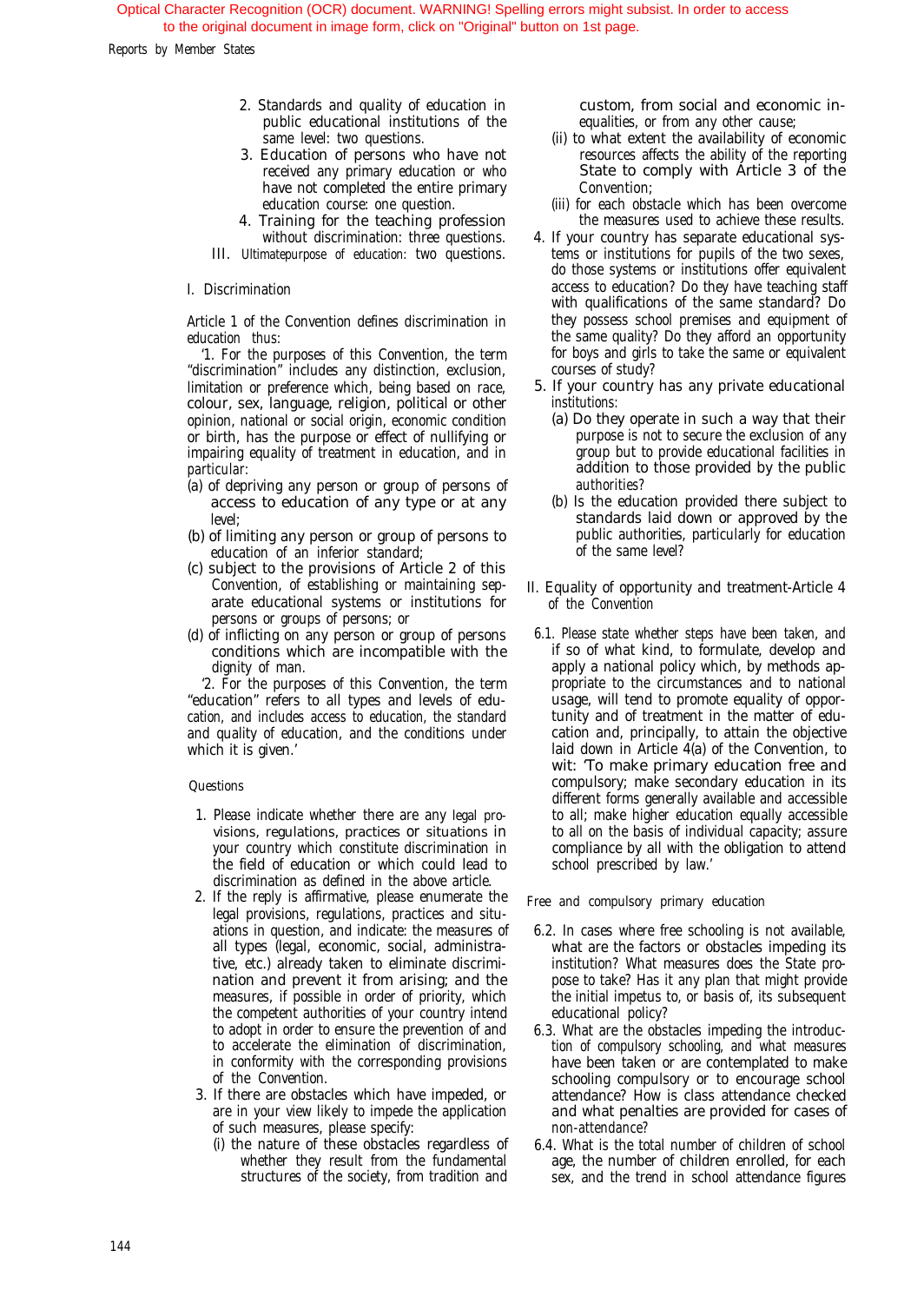2. Standards and quality of education in public educational institutions of the same level: two questions.
3. Education of persons who have not received any primary education or who have not completed the entire primary education course: one question.
4. Training for the teaching profession without discrimination: three questions.

III. Ultimatepurpose of education: two questions.

## I. Discrimination

Article 1 of the Convention defines discrimination in education thus:

'1. For the purposes of this Convention, the term "discrimination" includes any distinction, exclusion, limitation or preference which, being based on race, colour, sex, language, religion, political or other opinion, national or social origin, economic condition or birth, has the purpose or effect of nullifying or impairing equality of treatment in education, and in particular:

(a) of depriving any person or group of persons of access to education of any type or at any level;
(b) of limiting any person or group of persons to education of an inferior standard;
(c) subject to the provisions of Article 2 of this Convention, of establishing or maintaining separate educational systems or institutions for persons or groups of persons; or
(d) of inflicting on any person or group of persons conditions which are incompatible with the dignity of man.

'2. For the purposes of this Convention, the term "education" refers to all types and levels of education, and includes access to education, the standard and quality of education, and the conditions under which it is given.'

### Questions

1. Please indicate whether there are any legal provisions, regulations, practices or situations in your country which constitute discrimination in the field of education or which could lead to discrimination as defined in the above article.
2. If the reply is affirmative, please enumerate the legal provisions, regulations, practices and situations in question, and indicate: the measures of all types (legal, economic, social, administrative, etc.) already taken to eliminate discrimination and prevent it from arising; and the measures, if possible in order of priority, which the competent authorities of your country intend to adopt in order to ensure the prevention of and to accelerate the elimination of discrimination, in conformity with the corresponding provisions of the Convention.
3. If there are obstacles which have impeded, or are in your view likely to impede the application of such measures, please specify:
   (i) the nature of these obstacles regardless of whether they result from the fundamental structures of the society, from tradition and custom, from social and economic inequalities, or from any other cause;
   (ii) to what extent the availability of economic resources affects the ability of the reporting State to comply with Article 3 of the Convention;
   (iii) for each obstacle which has been overcome the measures used to achieve these results.
4. If your country has separate educational systems or institutions for pupils of the two sexes, do those systems or institutions offer equivalent access to education? Do they have teaching staff with qualifications of the same standard? Do they possess school premises and equipment of the same quality? Do they afford an opportunity for boys and girls to take the same or equivalent courses of study?
5. If your country has any private educational institutions:
   (a) Do they operate in such a way that their purpose is not to secure the exclusion of any group but to provide educational facilities in addition to those provided by the public authorities?
   (b) Is the education provided there subject to standards laid down or approved by the public authorities, particularly for education of the same level?

## II. Equality of opportunity and treatment-Article 4 of the Convention

6.1. Please state whether steps have been taken, and if so of what kind, to formulate, develop and apply a national policy which, by methods appropriate to the circumstances and to national usage, will tend to promote equality of opportunity and of treatment in the matter of education and, principally, to attain the objective laid down in Article 4(a) of the Convention, to wit: 'To make primary education free and compulsory; make secondary education in its different forms generally available and accessible to all; make higher education equally accessible to all on the basis of individual capacity; assure compliance by all with the obligation to attend school prescribed by law.'

### Free and compulsory primary education

6.2. In cases where free schooling is not available, what are the factors or obstacles impeding its institution? What measures does the State propose to take? Has it any plan that might provide the initial impetus to, or basis of, its subsequent educational policy?

6.3. What are the obstacles impeding the introduction of compulsory schooling, and what measures have been taken or are contemplated to make schooling compulsory or to encourage school attendance? How is class attendance checked and what penalties are provided for cases of non-attendance?

6.4. What is the total number of children of school age, the number of children enrolled, for each sex, and the trend in school attendance figures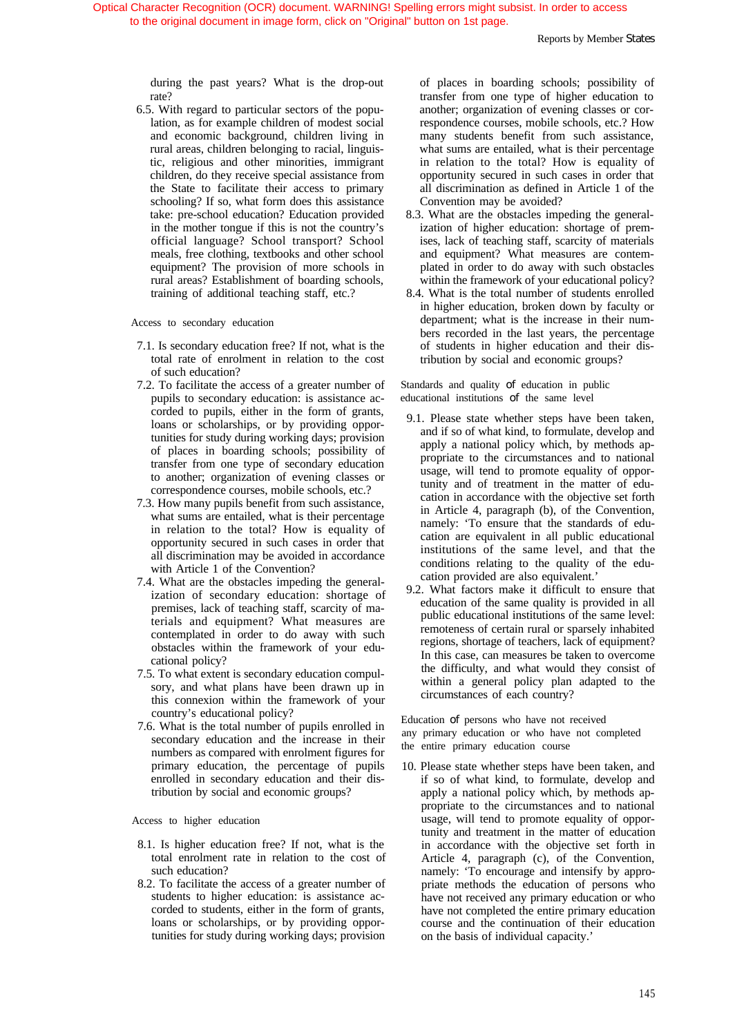during the past years? What is the drop-out rate?

6.5. With regard to particular sectors of the population, as for example children of modest social and economic background, children living in rural areas, children belonging to racial, linguistic, religious and other minorities, immigrant children, do they receive special assistance from the State to facilitate their access to primary schooling? If so, what form does this assistance take: pre-school education? Education provided in the mother tongue if this is not the country's official language? School transport? School meals, free clothing, textbooks and other school equipment? The provision of more schools in rural areas? Establishment of boarding schools, training of additional teaching staff, etc.?

Access to secondary education

7.1. Is secondary education free? If not, what is the total rate of enrolment in relation to the cost of such education?

7.2. To facilitate the access of a greater number of pupils to secondary education: is assistance accorded to pupils, either in the form of grants, loans or scholarships, or by providing opportunities for study during working days; provision of places in boarding schools; possibility of transfer from one type of secondary education to another; organization of evening classes or correspondence courses, mobile schools, etc.?

7.3. How many pupils benefit from such assistance, what sums are entailed, what is their percentage in relation to the total? How is equality of opportunity secured in such cases in order that all discrimination may be avoided in accordance with Article 1 of the Convention?

7.4. What are the obstacles impeding the generalization of secondary education: shortage of premises, lack of teaching staff, scarcity of materials and equipment? What measures are contemplated in order to do away with such obstacles within the framework of your educational policy?

7.5. To what extent is secondary education compulsory, and what plans have been drawn up in this connexion within the framework of your country's educational policy?

7.6. What is the total number of pupils enrolled in secondary education and the increase in their numbers as compared with enrolment figures for primary education, the percentage of pupils enrolled in secondary education and their distribution by social and economic groups?

Access to higher education

8.1. Is higher education free? If not, what is the total enrolment rate in relation to the cost of such education?

8.2. To facilitate the access of a greater number of students to higher education: is assistance accorded to students, either in the form of grants, loans or scholarships, or by providing opportunities for study during working days; provision of places in boarding schools; possibility of transfer from one type of higher education to another; organization of evening classes or correspondence courses, mobile schools, etc.? How many students benefit from such assistance, what sums are entailed, what is their percentage in relation to the total? How is equality of opportunity secured in such cases in order that all discrimination as defined in Article 1 of the Convention may be avoided?

8.3. What are the obstacles impeding the generalization of higher education: shortage of premises, lack of teaching staff, scarcity of materials and equipment? What measures are contemplated in order to do away with such obstacles within the framework of your educational policy?

8.4. What is the total number of students enrolled in higher education, broken down by faculty or department; what is the increase in their numbers recorded in the last years, the percentage of students in higher education and their distribution by social and economic groups?

Standards and quality of education in public educational institutions of the same level

9.1. Please state whether steps have been taken, and if so of what kind, to formulate, develop and apply a national policy which, by methods appropriate to the circumstances and to national usage, will tend to promote equality of opportunity and of treatment in the matter of education in accordance with the objective set forth in Article 4, paragraph (b), of the Convention, namely: 'To ensure that the standards of education are equivalent in all public educational institutions of the same level, and that the conditions relating to the quality of the education provided are also equivalent.'

9.2. What factors make it difficult to ensure that education of the same quality is provided in all public educational institutions of the same level: remoteness of certain rural or sparsely inhabited regions, shortage of teachers, lack of equipment? In this case, can measures be taken to overcome the difficulty, and what would they consist of within a general policy plan adapted to the circumstances of each country?

Education of persons who have not received any primary education or who have not completed the entire primary education course

10. Please state whether steps have been taken, and if so of what kind, to formulate, develop and apply a national policy which, by methods appropriate to the circumstances and to national usage, will tend to promote equality of opportunity and treatment in the matter of education in accordance with the objective set forth in Article 4, paragraph (c), of the Convention, namely: 'To encourage and intensify by appropriate methods the education of persons who have not received any primary education or who have not completed the entire primary education course and the continuation of their education on the basis of individual capacity.'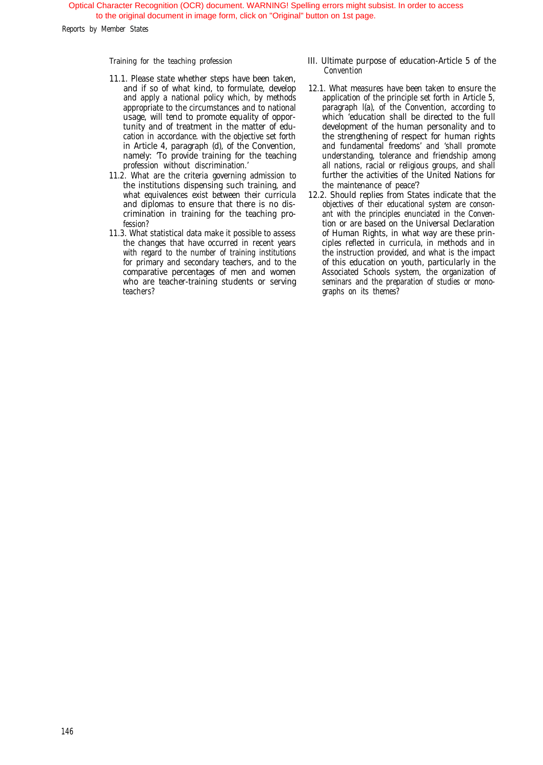Training for the teaching profession

11.1. Please state whether steps have been taken, and if so of what kind, to formulate, develop and apply a national policy which, by methods appropriate to the circumstances and to national usage, will tend to promote equality of opportunity and of treatment in the matter of education in accordance. with the objective set forth in Article 4, paragraph (d), of the Convention, namely: 'To provide training for the teaching profession without discrimination.'

11.2. What are the criteria governing admission to the institutions dispensing such training, and what equivalences exist between their curricula and diplomas to ensure that there is no discrimination in training for the teaching profession?

11.3. What statistical data make it possible to assess the changes that have occurred in recent years with regard to the number of training institutions for primary and secondary teachers, and to the comparative percentages of men and women who are teacher-training students or serving teachers?

## III. Ultimate purpose of education-Article 5 of the Convention

12.1. What measures have been taken to ensure the application of the principle set forth in Article 5, paragraph l(a), of the Convention, according to which 'education shall be directed to the full development of the human personality and to the strengthening of respect for human rights and fundamental freedoms' and 'shall promote understanding, tolerance and friendship among all nations, racial or religious groups, and shall further the activities of the United Nations for the maintenance of peace'?

12.2. Should replies from States indicate that the objectives of their educational system are consonant with the principles enunciated in the Convention or are based on the Universal Declaration of Human Rights, in what way are these principles reflected in curricula, in methods and in the instruction provided, and what is the impact of this education on youth, particularly in the Associated Schools system, the organization of seminars and the preparation of studies or monographs on its themes?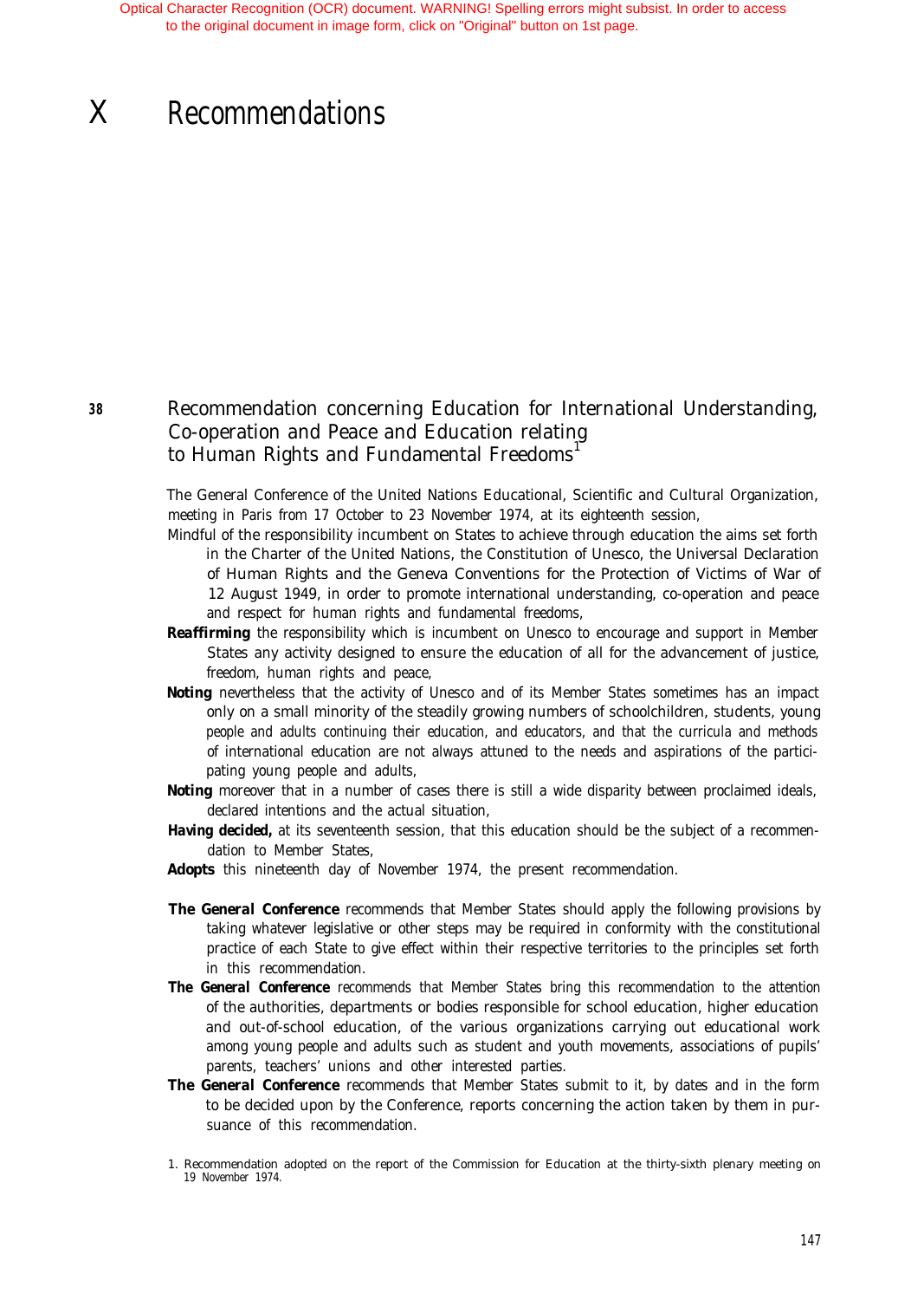Optical Character Recognition (OCR) document. WARNING! Spelling errors might subsist. In order to access to the original document in image form, click on "Original" button on 1st page.

# X Recommendations

## 38 Recommendation concerning Education for International Understanding, Co-operation and Peace and Education relating to Human Rights and Fundamental Freedoms[1]

The General Conference of the United Nations Educational, Scientific and Cultural Organization, meeting in Paris from 17 October to 23 November 1974, at its eighteenth session,

Mindful of the responsibility incumbent on States to achieve through education the aims set forth in the Charter of the United Nations, the Constitution of Unesco, the Universal Declaration of Human Rights and the Geneva Conventions for the Protection of Victims of War of 12 August 1949, in order to promote international understanding, co-operation and peace and respect for human rights and fundamental freedoms,

**Reaffirming** the responsibility which is incumbent on Unesco to encourage and support in Member States any activity designed to ensure the education of all for the advancement of justice, freedom, human rights and peace,

**Noting** nevertheless that the activity of Unesco and of its Member States sometimes has an impact only on a small minority of the steadily growing numbers of schoolchildren, students, young people and adults continuing their education, and educators, and that the curricula and methods of international education are not always attuned to the needs and aspirations of the participating young people and adults,

**Noting** moreover that in a number of cases there is still a wide disparity between proclaimed ideals, declared intentions and the actual situation,

**Having decided,** at its seventeenth session, that this education should be the subject of a recommendation to Member States,

**Adopts** this nineteenth day of November 1974, the present recommendation.

**The General Conference** recommends that Member States should apply the following provisions by taking whatever legislative or other steps may be required in conformity with the constitutional practice of each State to give effect within their respective territories to the principles set forth in this recommendation.

**The General Conference** recommends that Member States bring this recommendation to the attention of the authorities, departments or bodies responsible for school education, higher education and out-of-school education, of the various organizations carrying out educational work among young people and adults such as student and youth movements, associations of pupils' parents, teachers' unions and other interested parties.

**The General Conference** recommends that Member States submit to it, by dates and in the form to be decided upon by the Conference, reports concerning the action taken by them in pursuance of this recommendation.

1. Recommendation adopted on the report of the Commission for Education at the thirty-sixth plenary meeting on 19 November 1974.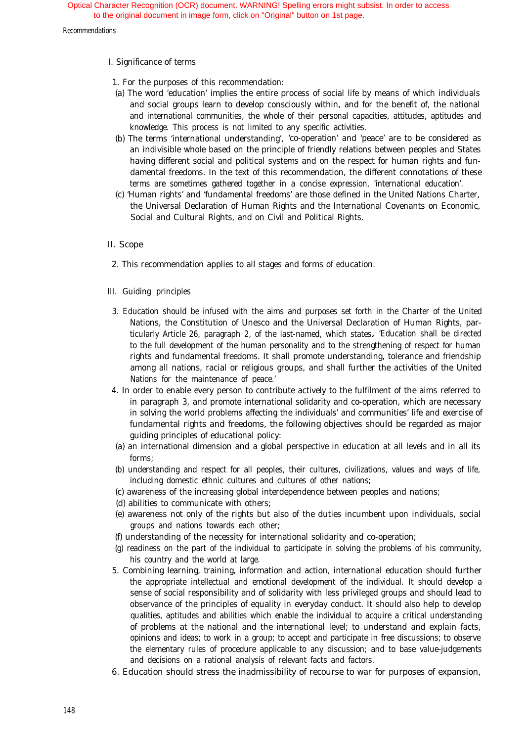## I. Significance of terms

1. For the purposes of this recommendation:
   (a) The word 'education' implies the entire process of social life by means of which individuals and social groups learn to develop consciously within, and for the benefit of, the national and international communities, the whole of their personal capacities, attitudes, aptitudes and knowledge. This process is not limited to any specific activities.
   (b) The terms 'international understanding', 'co-operation' and 'peace' are to be considered as an indivisible whole based on the principle of friendly relations between peoples and States having different social and political systems and on the respect for human rights and fundamental freedoms. In the text of this recommendation, the different connotations of these terms are sometimes gathered together in a concise expression, 'international education'.
   (c) 'Human rights' and 'fundamental freedoms' are those defined in the United Nations Charter, the Universal Declaration of Human Rights and the International Covenants on Economic, Social and Cultural Rights, and on Civil and Political Rights.

## II. Scope

2. This recommendation applies to all stages and forms of education.

## III. Guiding principles

3. Education should be infused with the aims and purposes set forth in the Charter of the United Nations, the Constitution of Unesco and the Universal Declaration of Human Rights, particularly Article 26, paragraph 2, of the last-named, which states. 'Education shall be directed to the full development of the human personality and to the strengthening of respect for human rights and fundamental freedoms. It shall promote understanding, tolerance and friendship among all nations, racial or religious groups, and shall further the activities of the United Nations for the maintenance of peace.'
4. In order to enable every person to contribute actively to the fulfilment of the aims referred to in paragraph 3, and promote international solidarity and co-operation, which are necessary in solving the world problems affecting the individuals' and communities' life and exercise of fundamental rights and freedoms, the following objectives should be regarded as major guiding principles of educational policy:
   (a) an international dimension and a global perspective in education at all levels and in all its forms;
   (b) understanding and respect for all peoples, their cultures, civilizations, values and ways of life, including domestic ethnic cultures and cultures of other nations;
   (c) awareness of the increasing global interdependence between peoples and nations;
   (d) abilities to communicate with others;
   (e) awareness not only of the rights but also of the duties incumbent upon individuals, social groups and nations towards each other;
   (f) understanding of the necessity for international solidarity and co-operation;
   (g) readiness on the part of the individual to participate in solving the problems of his community, his country and the world at large.
5. Combining learning, training, information and action, international education should further the appropriate intellectual and emotional development of the individual. It should develop a sense of social responsibility and of solidarity with less privileged groups and should lead to observance of the principles of equality in everyday conduct. It should also help to develop qualities, aptitudes and abilities which enable the individual to acquire a critical understanding of problems at the national and the international level; to understand and explain facts, opinions and ideas; to work in a group; to accept and participate in free discussions; to observe the elementary rules of procedure applicable to any discussion; and to base value-judgements and decisions on a rational analysis of relevant facts and factors.
6. Education should stress the inadmissibility of recourse to war for purposes of expansion,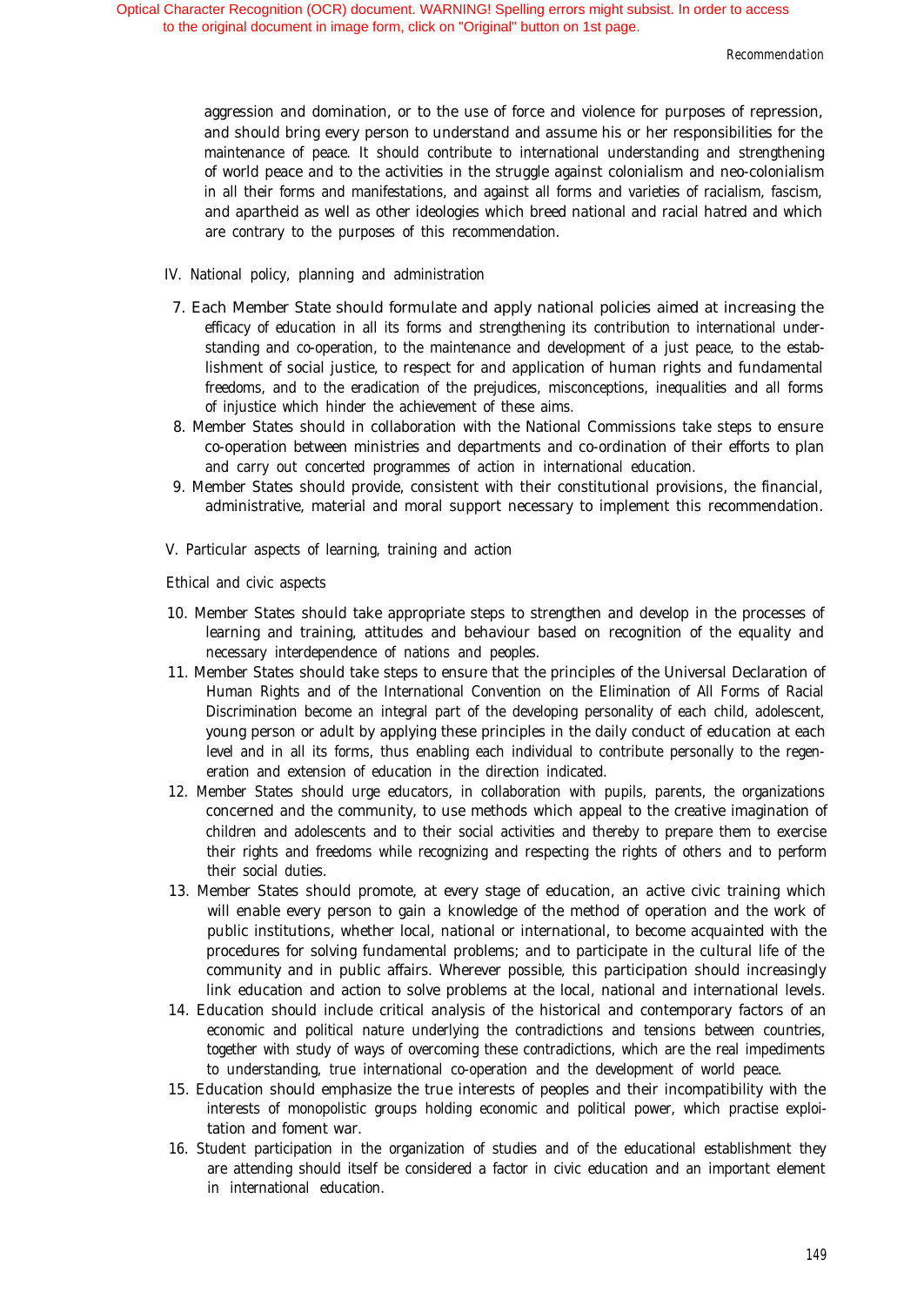aggression and domination, or to the use of force and violence for purposes of repression, and should bring every person to understand and assume his or her responsibilities for the maintenance of peace. It should contribute to international understanding and strengthening of world peace and to the activities in the struggle against colonialism and neo-colonialism in all their forms and manifestations, and against all forms and varieties of racialism, fascism, and apartheid as well as other ideologies which breed national and racial hatred and which are contrary to the purposes of this recommendation.

## IV. National policy, planning and administration

7. Each Member State should formulate and apply national policies aimed at increasing the efficacy of education in all its forms and strengthening its contribution to international understanding and co-operation, to the maintenance and development of a just peace, to the establishment of social justice, to respect for and application of human rights and fundamental freedoms, and to the eradication of the prejudices, misconceptions, inequalities and all forms of injustice which hinder the achievement of these aims.
8. Member States should in collaboration with the National Commissions take steps to ensure co-operation between ministries and departments and co-ordination of their efforts to plan and carry out concerted programmes of action in international education.
9. Member States should provide, consistent with their constitutional provisions, the financial, administrative, material and moral support necessary to implement this recommendation.

## V. Particular aspects of learning, training and action

### Ethical and civic aspects

10. Member States should take appropriate steps to strengthen and develop in the processes of learning and training, attitudes and behaviour based on recognition of the equality and necessary interdependence of nations and peoples.
11. Member States should take steps to ensure that the principles of the Universal Declaration of Human Rights and of the International Convention on the Elimination of All Forms of Racial Discrimination become an integral part of the developing personality of each child, adolescent, young person or adult by applying these principles in the daily conduct of education at each level and in all its forms, thus enabling each individual to contribute personally to the regeneration and extension of education in the direction indicated.
12. Member States should urge educators, in collaboration with pupils, parents, the organizations concerned and the community, to use methods which appeal to the creative imagination of children and adolescents and to their social activities and thereby to prepare them to exercise their rights and freedoms while recognizing and respecting the rights of others and to perform their social duties.
13. Member States should promote, at every stage of education, an active civic training which will enable every person to gain a knowledge of the method of operation and the work of public institutions, whether local, national or international, to become acquainted with the procedures for solving fundamental problems; and to participate in the cultural life of the community and in public affairs. Wherever possible, this participation should increasingly link education and action to solve problems at the local, national and international levels.
14. Education should include critical analysis of the historical and contemporary factors of an economic and political nature underlying the contradictions and tensions between countries, together with study of ways of overcoming these contradictions, which are the real impediments to understanding, true international co-operation and the development of world peace.
15. Education should emphasize the true interests of peoples and their incompatibility with the interests of monopolistic groups holding economic and political power, which practise exploitation and foment war.
16. Student participation in the organization of studies and of the educational establishment they are attending should itself be considered a factor in civic education and an important element in international education.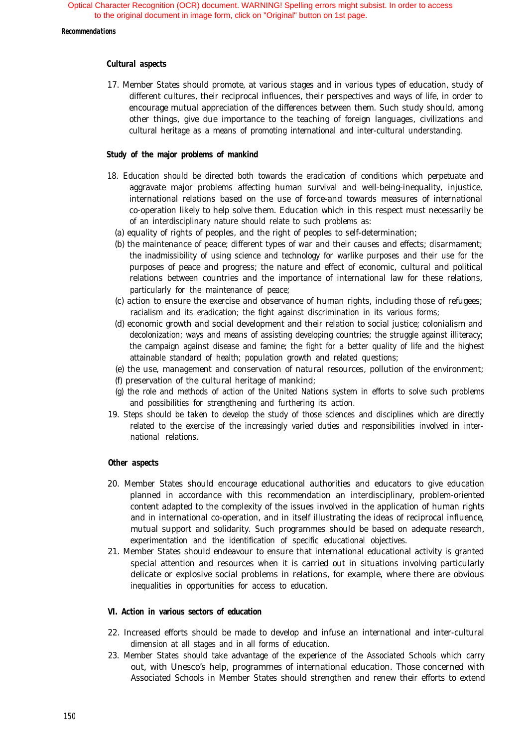### Cultural aspects

17. Member States should promote, at various stages and in various types of education, study of different cultures, their reciprocal influences, their perspectives and ways of life, in order to encourage mutual appreciation of the differences between them. Such study should, among other things, give due importance to the teaching of foreign languages, civilizations and cultural heritage as a means of promoting international and inter-cultural understanding.

### Study of the major problems of mankind

18. Education should be directed both towards the eradication of conditions which perpetuate and aggravate major problems affecting human survival and well-being-inequality, injustice, international relations based on the use of force-and towards measures of international co-operation likely to help solve them. Education which in this respect must necessarily be of an interdisciplinary nature should relate to such problems as:
   (a) equality of rights of peoples, and the right of peoples to self-determination;
   (b) the maintenance of peace; different types of war and their causes and effects; disarmament; the inadmissibility of using science and technology for warlike purposes and their use for the purposes of peace and progress; the nature and effect of economic, cultural and political relations between countries and the importance of international law for these relations, particularly for the maintenance of peace;
   (c) action to ensure the exercise and observance of human rights, including those of refugees; racialism and its eradication; the fight against discrimination in its various forms;
   (d) economic growth and social development and their relation to social justice; colonialism and decolonization; ways and means of assisting developing countries; the struggle against illiteracy; the campaign against disease and famine; the fight for a better quality of life and the highest attainable standard of health; population growth and related questions;
   (e) the use, management and conservation of natural resources, pollution of the environment;
   (f) preservation of the cultural heritage of mankind;
   (g) the role and methods of action of the United Nations system in efforts to solve such problems and possibilities for strengthening and furthering its action.
19. Steps should be taken to develop the study of those sciences and disciplines which are directly related to the exercise of the increasingly varied duties and responsibilities involved in international relations.

### Other aspects

20. Member States should encourage educational authorities and educators to give education planned in accordance with this recommendation an interdisciplinary, problem-oriented content adapted to the complexity of the issues involved in the application of human rights and in international co-operation, and in itself illustrating the ideas of reciprocal influence, mutual support and solidarity. Such programmes should be based on adequate research, experimentation and the identification of specific educational objectives.
21. Member States should endeavour to ensure that international educational activity is granted special attention and resources when it is carried out in situations involving particularly delicate or explosive social problems in relations, for example, where there are obvious inequalities in opportunities for access to education.

### VI. Action in various sectors of education

22. Increased efforts should be made to develop and infuse an international and inter-cultural dimension at all stages and in all forms of education.
23. Member States should take advantage of the experience of the Associated Schools which carry out, with Unesco's help, programmes of international education. Those concerned with Associated Schools in Member States should strengthen and renew their efforts to extend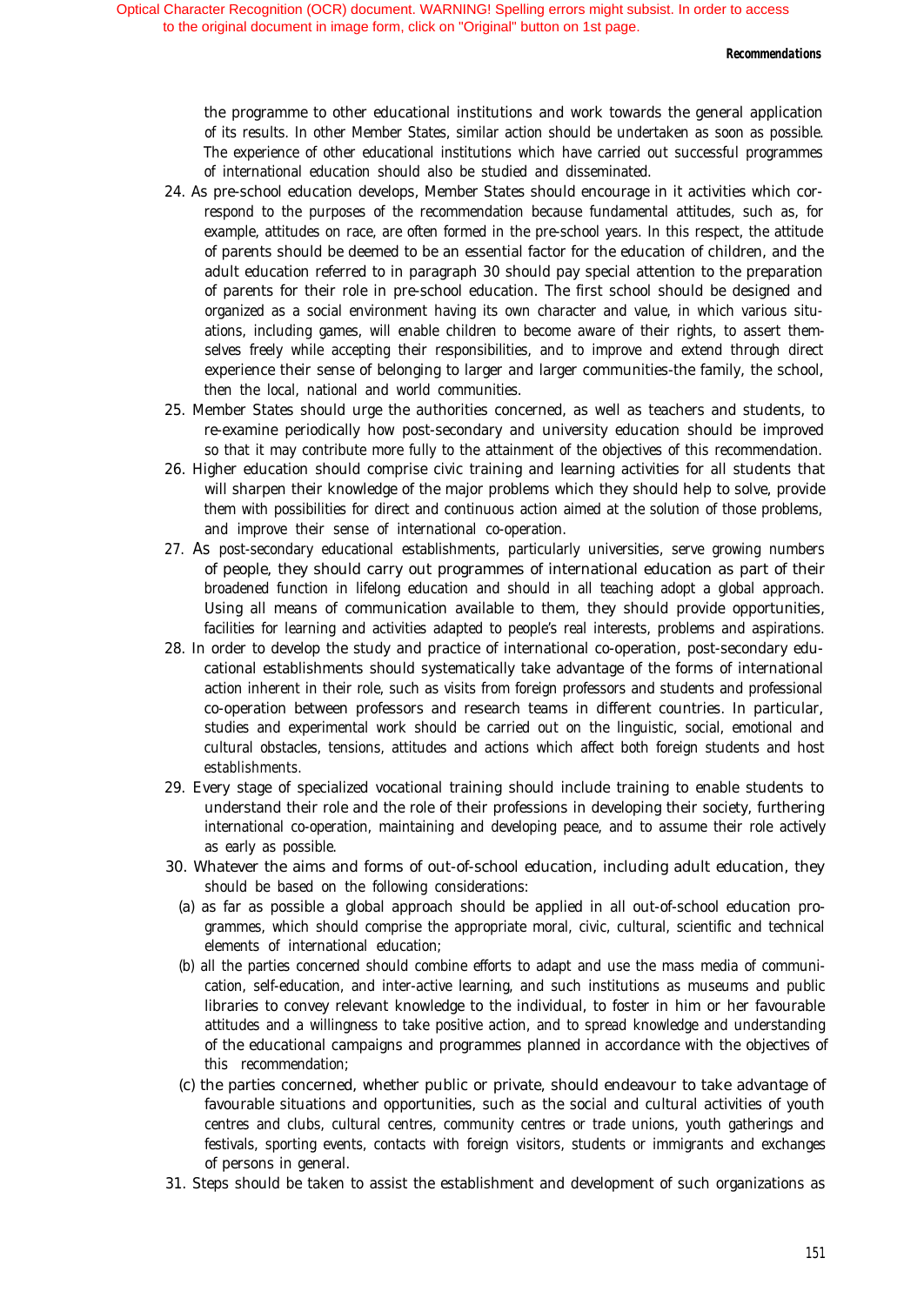the programme to other educational institutions and work towards the general application of its results. In other Member States, similar action should be undertaken as soon as possible. The experience of other educational institutions which have carried out successful programmes of international education should also be studied and disseminated.

24. As pre-school education develops, Member States should encourage in it activities which correspond to the purposes of the recommendation because fundamental attitudes, such as, for example, attitudes on race, are often formed in the pre-school years. In this respect, the attitude of parents should be deemed to be an essential factor for the education of children, and the adult education referred to in paragraph 30 should pay special attention to the preparation of parents for their role in pre-school education. The first school should be designed and organized as a social environment having its own character and value, in which various situations, including games, will enable children to become aware of their rights, to assert themselves freely while accepting their responsibilities, and to improve and extend through direct experience their sense of belonging to larger and larger communities-the family, the school, then the local, national and world communities.

25. Member States should urge the authorities concerned, as well as teachers and students, to re-examine periodically how post-secondary and university education should be improved so that it may contribute more fully to the attainment of the objectives of this recommendation.

26. Higher education should comprise civic training and learning activities for all students that will sharpen their knowledge of the major problems which they should help to solve, provide them with possibilities for direct and continuous action aimed at the solution of those problems, and improve their sense of international co-operation.

27. As post-secondary educational establishments, particularly universities, serve growing numbers of people, they should carry out programmes of international education as part of their broadened function in lifelong education and should in all teaching adopt a global approach. Using all means of communication available to them, they should provide opportunities, facilities for learning and activities adapted to people's real interests, problems and aspirations.

28. In order to develop the study and practice of international co-operation, post-secondary educational establishments should systematically take advantage of the forms of international action inherent in their role, such as visits from foreign professors and students and professional co-operation between professors and research teams in different countries. In particular, studies and experimental work should be carried out on the linguistic, social, emotional and cultural obstacles, tensions, attitudes and actions which affect both foreign students and host establishments.

29. Every stage of specialized vocational training should include training to enable students to understand their role and the role of their professions in developing their society, furthering international co-operation, maintaining and developing peace, and to assume their role actively as early as possible.

30. Whatever the aims and forms of out-of-school education, including adult education, they should be based on the following considerations:
   (a) as far as possible a global approach should be applied in all out-of-school education programmes, which should comprise the appropriate moral, civic, cultural, scientific and technical elements of international education;
   (b) all the parties concerned should combine efforts to adapt and use the mass media of communication, self-education, and inter-active learning, and such institutions as museums and public libraries to convey relevant knowledge to the individual, to foster in him or her favourable attitudes and a willingness to take positive action, and to spread knowledge and understanding of the educational campaigns and programmes planned in accordance with the objectives of this recommendation;
   (c) the parties concerned, whether public or private, should endeavour to take advantage of favourable situations and opportunities, such as the social and cultural activities of youth centres and clubs, cultural centres, community centres or trade unions, youth gatherings and festivals, sporting events, contacts with foreign visitors, students or immigrants and exchanges of persons in general.

31. Steps should be taken to assist the establishment and development of such organizations as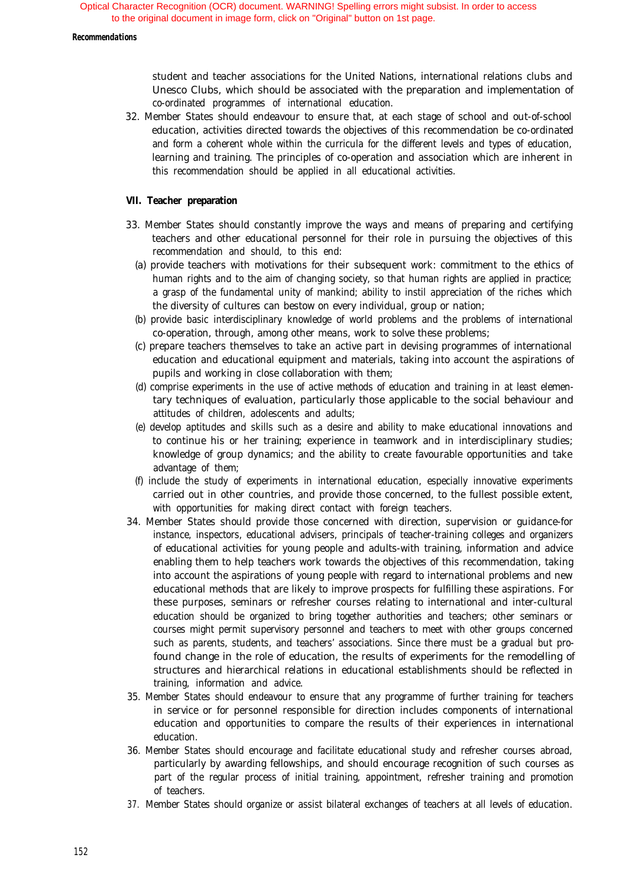student and teacher associations for the United Nations, international relations clubs and Unesco Clubs, which should be associated with the preparation and implementation of co-ordinated programmes of international education.

32. Member States should endeavour to ensure that, at each stage of school and out-of-school education, activities directed towards the objectives of this recommendation be co-ordinated and form a coherent whole within the curricula for the different levels and types of education, learning and training. The principles of co-operation and association which are inherent in this recommendation should be applied in all educational activities.

## VII. Teacher preparation

33. Member States should constantly improve the ways and means of preparing and certifying teachers and other educational personnel for their role in pursuing the objectives of this recommendation and should, to this end:
   (a) provide teachers with motivations for their subsequent work: commitment to the ethics of human rights and to the aim of changing society, so that human rights are applied in practice; a grasp of the fundamental unity of mankind; ability to instil appreciation of the riches which the diversity of cultures can bestow on every individual, group or nation;
   (b) provide basic interdisciplinary knowledge of world problems and the problems of international co-operation, through, among other means, work to solve these problems;
   (c) prepare teachers themselves to take an active part in devising programmes of international education and educational equipment and materials, taking into account the aspirations of pupils and working in close collaboration with them;
   (d) comprise experiments in the use of active methods of education and training in at least elementary techniques of evaluation, particularly those applicable to the social behaviour and attitudes of children, adolescents and adults;
   (e) develop aptitudes and skills such as a desire and ability to make educational innovations and to continue his or her training; experience in teamwork and in interdisciplinary studies; knowledge of group dynamics; and the ability to create favourable opportunities and take advantage of them;
   (f) include the study of experiments in international education, especially innovative experiments carried out in other countries, and provide those concerned, to the fullest possible extent, with opportunities for making direct contact with foreign teachers.

34. Member States should provide those concerned with direction, supervision or guidance-for instance, inspectors, educational advisers, principals of teacher-training colleges and organizers of educational activities for young people and adults-with training, information and advice enabling them to help teachers work towards the objectives of this recommendation, taking into account the aspirations of young people with regard to international problems and new educational methods that are likely to improve prospects for fulfilling these aspirations. For these purposes, seminars or refresher courses relating to international and inter-cultural education should be organized to bring together authorities and teachers; other seminars or courses might permit supervisory personnel and teachers to meet with other groups concerned such as parents, students, and teachers' associations. Since there must be a gradual but profound change in the role of education, the results of experiments for the remodelling of structures and hierarchical relations in educational establishments should be reflected in training, information and advice.

35. Member States should endeavour to ensure that any programme of further training for teachers in service or for personnel responsible for direction includes components of international education and opportunities to compare the results of their experiences in international education.

36. Member States should encourage and facilitate educational study and refresher courses abroad, particularly by awarding fellowships, and should encourage recognition of such courses as part of the regular process of initial training, appointment, refresher training and promotion of teachers.

37. Member States should organize or assist bilateral exchanges of teachers at all levels of education.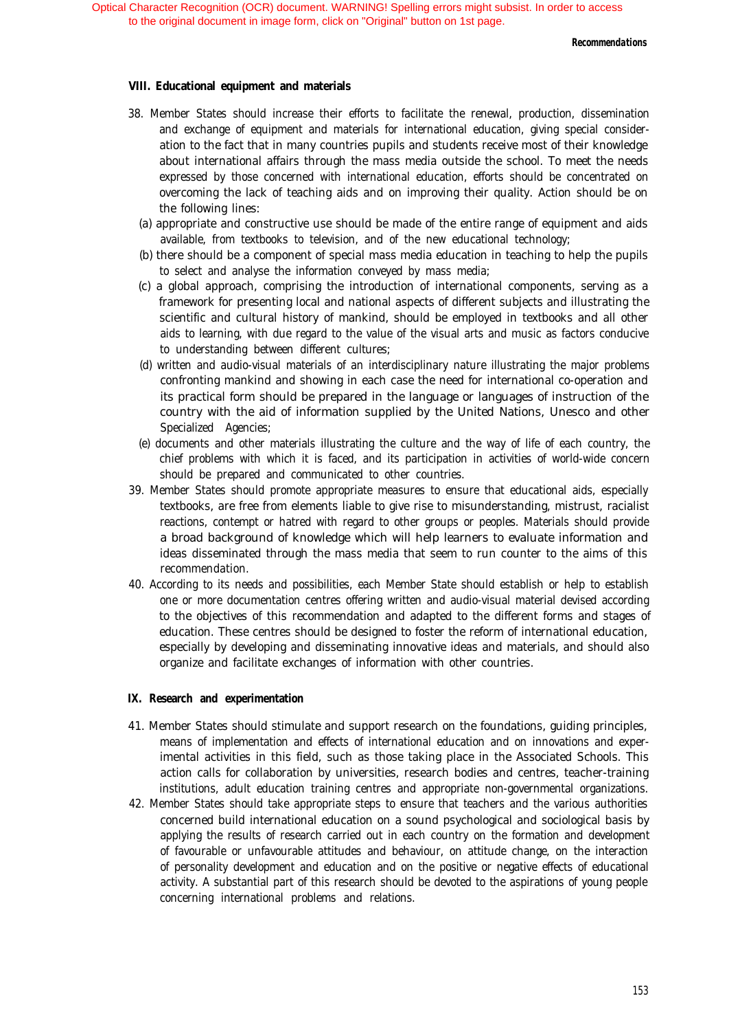## VIII. Educational equipment and materials

38. Member States should increase their efforts to facilitate the renewal, production, dissemination and exchange of equipment and materials for international education, giving special consideration to the fact that in many countries pupils and students receive most of their knowledge about international affairs through the mass media outside the school. To meet the needs expressed by those concerned with international education, efforts should be concentrated on overcoming the lack of teaching aids and on improving their quality. Action should be on the following lines:
    (a) appropriate and constructive use should be made of the entire range of equipment and aids available, from textbooks to television, and of the new educational technology;
    (b) there should be a component of special mass media education in teaching to help the pupils to select and analyse the information conveyed by mass media;
    (c) a global approach, comprising the introduction of international components, serving as a framework for presenting local and national aspects of different subjects and illustrating the scientific and cultural history of mankind, should be employed in textbooks and all other aids to learning, with due regard to the value of the visual arts and music as factors conducive to understanding between different cultures;
    (d) written and audio-visual materials of an interdisciplinary nature illustrating the major problems confronting mankind and showing in each case the need for international co-operation and its practical form should be prepared in the language or languages of instruction of the country with the aid of information supplied by the United Nations, Unesco and other Specialized Agencies;
    (e) documents and other materials illustrating the culture and the way of life of each country, the chief problems with which it is faced, and its participation in activities of world-wide concern should be prepared and communicated to other countries.
39. Member States should promote appropriate measures to ensure that educational aids, especially textbooks, are free from elements liable to give rise to misunderstanding, mistrust, racialist reactions, contempt or hatred with regard to other groups or peoples. Materials should provide a broad background of knowledge which will help learners to evaluate information and ideas disseminated through the mass media that seem to run counter to the aims of this recommendation.
40. According to its needs and possibilities, each Member State should establish or help to establish one or more documentation centres offering written and audio-visual material devised according to the objectives of this recommendation and adapted to the different forms and stages of education. These centres should be designed to foster the reform of international education, especially by developing and disseminating innovative ideas and materials, and should also organize and facilitate exchanges of information with other countries.

## IX. Research and experimentation

41. Member States should stimulate and support research on the foundations, guiding principles, means of implementation and effects of international education and on innovations and experimental activities in this field, such as those taking place in the Associated Schools. This action calls for collaboration by universities, research bodies and centres, teacher-training institutions, adult education training centres and appropriate non-governmental organizations.
42. Member States should take appropriate steps to ensure that teachers and the various authorities concerned build international education on a sound psychological and sociological basis by applying the results of research carried out in each country on the formation and development of favourable or unfavourable attitudes and behaviour, on attitude change, on the interaction of personality development and education and on the positive or negative effects of educational activity. A substantial part of this research should be devoted to the aspirations of young people concerning international problems and relations.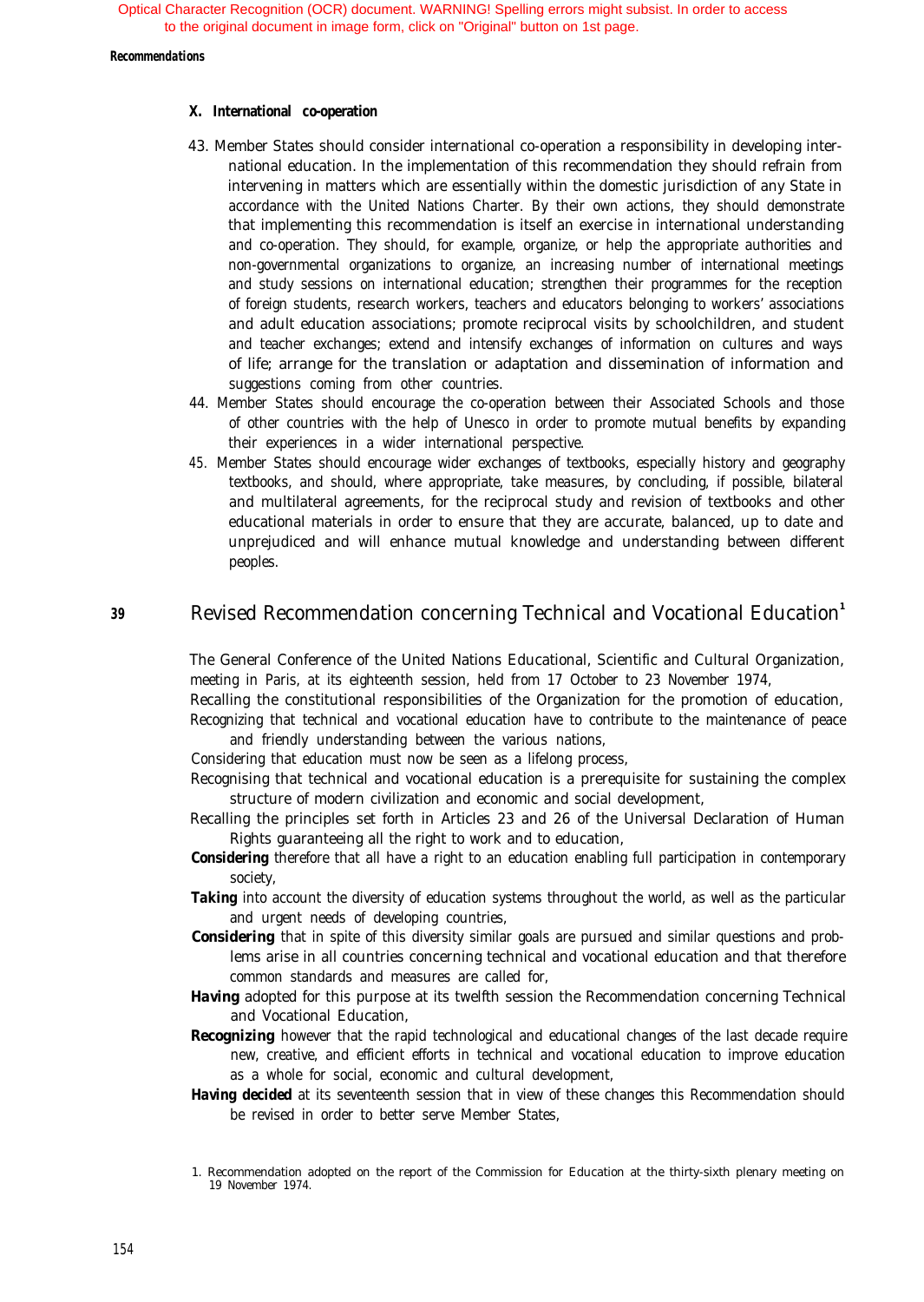### X. International co-operation

43. Member States should consider international co-operation a responsibility in developing international education. In the implementation of this recommendation they should refrain from intervening in matters which are essentially within the domestic jurisdiction of any State in accordance with the United Nations Charter. By their own actions, they should demonstrate that implementing this recommendation is itself an exercise in international understanding and co-operation. They should, for example, organize, or help the appropriate authorities and non-governmental organizations to organize, an increasing number of international meetings and study sessions on international education; strengthen their programmes for the reception of foreign students, research workers, teachers and educators belonging to workers' associations and adult education associations; promote reciprocal visits by schoolchildren, and student and teacher exchanges; extend and intensify exchanges of information on cultures and ways of life; arrange for the translation or adaptation and dissemination of information and suggestions coming from other countries.
44. Member States should encourage the co-operation between their Associated Schools and those of other countries with the help of Unesco in order to promote mutual benefits by expanding their experiences in a wider international perspective.
45. Member States should encourage wider exchanges of textbooks, especially history and geography textbooks, and should, where appropriate, take measures, by concluding, if possible, bilateral and multilateral agreements, for the reciprocal study and revision of textbooks and other educational materials in order to ensure that they are accurate, balanced, up to date and unprejudiced and will enhance mutual knowledge and understanding between different peoples.

## 39 Revised Recommendation concerning Technical and Vocational Education[1]

The General Conference of the United Nations Educational, Scientific and Cultural Organization, meeting in Paris, at its eighteenth session, held from 17 October to 23 November 1974,

Recalling the constitutional responsibilities of the Organization for the promotion of education,

Recognizing that technical and vocational education have to contribute to the maintenance of peace and friendly understanding between the various nations,

Considering that education must now be seen as a lifelong process,

Recognising that technical and vocational education is a prerequisite for sustaining the complex structure of modern civilization and economic and social development,

Recalling the principles set forth in Articles 23 and 26 of the Universal Declaration of Human Rights guaranteeing all the right to work and to education,

**Considering** therefore that all have a right to an education enabling full participation in contemporary society,

**Taking** into account the diversity of education systems throughout the world, as well as the particular and urgent needs of developing countries,

**Considering** that in spite of this diversity similar goals are pursued and similar questions and problems arise in all countries concerning technical and vocational education and that therefore common standards and measures are called for,

**Having** adopted for this purpose at its twelfth session the Recommendation concerning Technical and Vocational Education,

**Recognizing** however that the rapid technological and educational changes of the last decade require new, creative, and efficient efforts in technical and vocational education to improve education as a whole for social, economic and cultural development,

**Having decided** at its seventeenth session that in view of these changes this Recommendation should be revised in order to better serve Member States,

1. Recommendation adopted on the report of the Commission for Education at the thirty-sixth plenary meeting on 19 November 1974.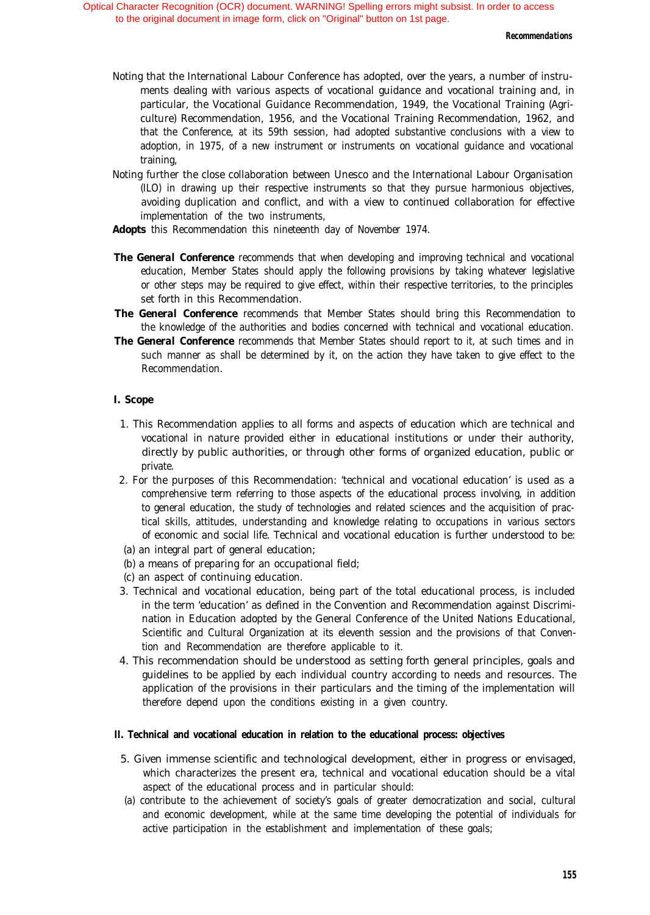Noting that the International Labour Conference has adopted, over the years, a number of instruments dealing with various aspects of vocational guidance and vocational training and, in particular, the Vocational Guidance Recommendation, 1949, the Vocational Training (Agriculture) Recommendation, 1956, and the Vocational Training Recommendation, 1962, and that the Conference, at its 59th session, had adopted substantive conclusions with a view to adoption, in 1975, of a new instrument or instruments on vocational guidance and vocational training,

Noting further the close collaboration between Unesco and the International Labour Organisation (ILO) in drawing up their respective instruments so that they pursue harmonious objectives, avoiding duplication and conflict, and with a view to continued collaboration for effective implementation of the two instruments,

**Adopts** this Recommendation this nineteenth day of November 1974.

**The General Conference** recommends that when developing and improving technical and vocational education, Member States should apply the following provisions by taking whatever legislative or other steps may be required to give effect, within their respective territories, to the principles set forth in this Recommendation.

**The General Conference** recommends that Member States should bring this Recommendation to the knowledge of the authorities and bodies concerned with technical and vocational education.

**The General Conference** recommends that Member States should report to it, at such times and in such manner as shall be determined by it, on the action they have taken to give effect to the Recommendation.

## I. Scope

1. This Recommendation applies to all forms and aspects of education which are technical and vocational in nature provided either in educational institutions or under their authority, directly by public authorities, or through other forms of organized education, public or private.
2. For the purposes of this Recommendation: 'technical and vocational education' is used as a comprehensive term referring to those aspects of the educational process involving, in addition to general education, the study of technologies and related sciences and the acquisition of practical skills, attitudes, understanding and knowledge relating to occupations in various sectors of economic and social life. Technical and vocational education is further understood to be:
   (a) an integral part of general education;
   (b) a means of preparing for an occupational field;
   (c) an aspect of continuing education.
3. Technical and vocational education, being part of the total educational process, is included in the term 'education' as defined in the Convention and Recommendation against Discrimination in Education adopted by the General Conference of the United Nations Educational, Scientific and Cultural Organization at its eleventh session and the provisions of that Convention and Recommendation are therefore applicable to it.
4. This recommendation should be understood as setting forth general principles, goals and guidelines to be applied by each individual country according to needs and resources. The application of the provisions in their particulars and the timing of the implementation will therefore depend upon the conditions existing in a given country.

## II. Technical and vocational education in relation to the educational process: objectives

5. Given immense scientific and technological development, either in progress or envisaged, which characterizes the present era, technical and vocational education should be a vital aspect of the educational process and in particular should:
   (a) contribute to the achievement of society's goals of greater democratization and social, cultural and economic development, while at the same time developing the potential of individuals for active participation in the establishment and implementation of these goals;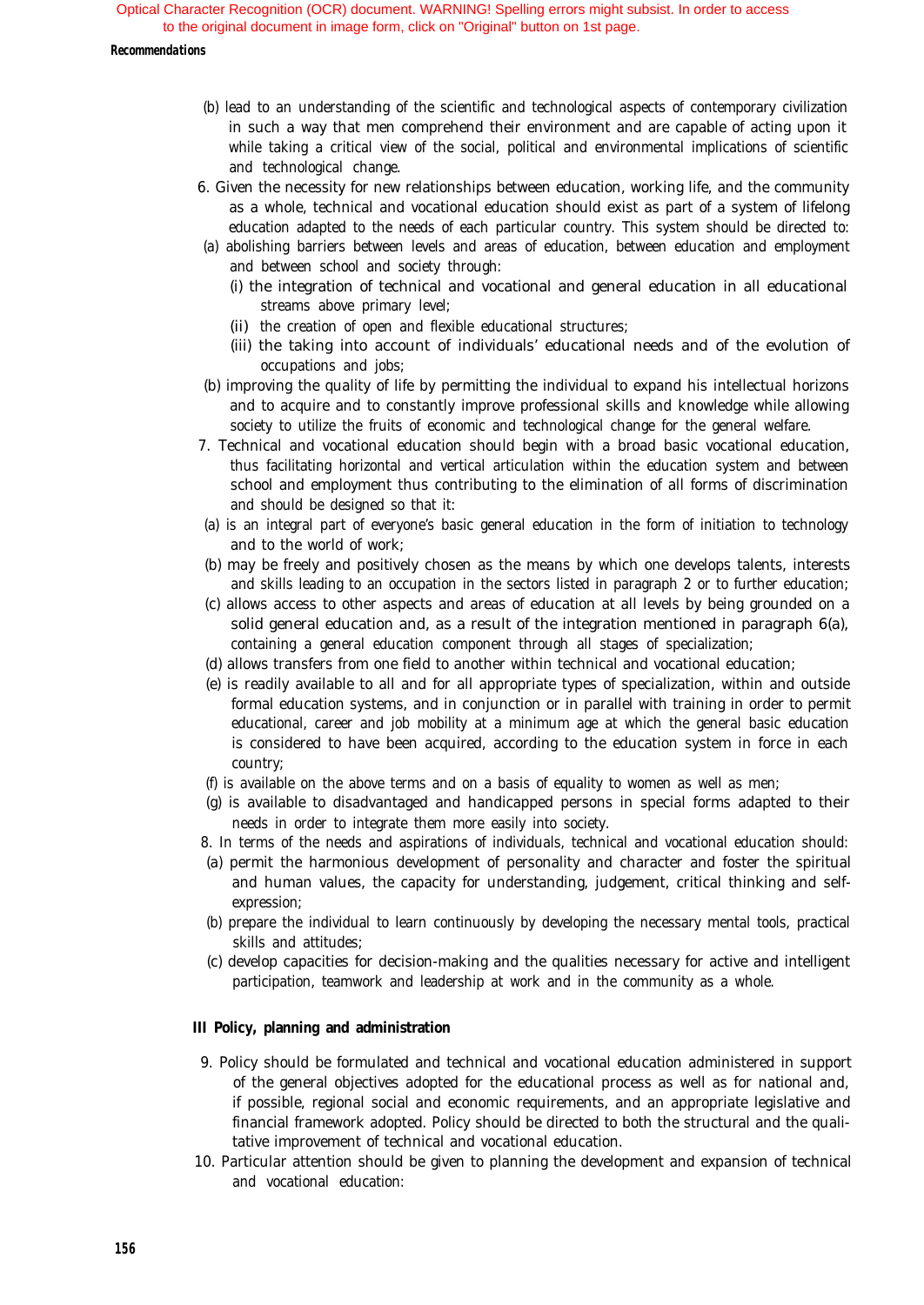(b) lead to an understanding of the scientific and technological aspects of contemporary civilization in such a way that men comprehend their environment and are capable of acting upon it while taking a critical view of the social, political and environmental implications of scientific and technological change.

6. Given the necessity for new relationships between education, working life, and the community as a whole, technical and vocational education should exist as part of a system of lifelong education adapted to the needs of each particular country. This system should be directed to:

(a) abolishing barriers between levels and areas of education, between education and employment and between school and society through:

(i) the integration of technical and vocational and general education in all educational streams above primary level;

(ii) the creation of open and flexible educational structures;

(iii) the taking into account of individuals' educational needs and of the evolution of occupations and jobs;

(b) improving the quality of life by permitting the individual to expand his intellectual horizons and to acquire and to constantly improve professional skills and knowledge while allowing society to utilize the fruits of economic and technological change for the general welfare.

7. Technical and vocational education should begin with a broad basic vocational education, thus facilitating horizontal and vertical articulation within the education system and between school and employment thus contributing to the elimination of all forms of discrimination and should be designed so that it:

(a) is an integral part of everyone's basic general education in the form of initiation to technology and to the world of work;

(b) may be freely and positively chosen as the means by which one develops talents, interests and skills leading to an occupation in the sectors listed in paragraph 2 or to further education;

(c) allows access to other aspects and areas of education at all levels by being grounded on a solid general education and, as a result of the integration mentioned in paragraph 6(a), containing a general education component through all stages of specialization;

(d) allows transfers from one field to another within technical and vocational education;

(e) is readily available to all and for all appropriate types of specialization, within and outside formal education systems, and in conjunction or in parallel with training in order to permit educational, career and job mobility at a minimum age at which the general basic education is considered to have been acquired, according to the education system in force in each country;

(f) is available on the above terms and on a basis of equality to women as well as men;

(g) is available to disadvantaged and handicapped persons in special forms adapted to their needs in order to integrate them more easily into society.

8. In terms of the needs and aspirations of individuals, technical and vocational education should:

(a) permit the harmonious development of personality and character and foster the spiritual and human values, the capacity for understanding, judgement, critical thinking and self-expression;

(b) prepare the individual to learn continuously by developing the necessary mental tools, practical skills and attitudes;

(c) develop capacities for decision-making and the qualities necessary for active and intelligent participation, teamwork and leadership at work and in the community as a whole.

## III Policy, planning and administration

9. Policy should be formulated and technical and vocational education administered in support of the general objectives adopted for the educational process as well as for national and, if possible, regional social and economic requirements, and an appropriate legislative and financial framework adopted. Policy should be directed to both the structural and the qualitative improvement of technical and vocational education.

10. Particular attention should be given to planning the development and expansion of technical and vocational education: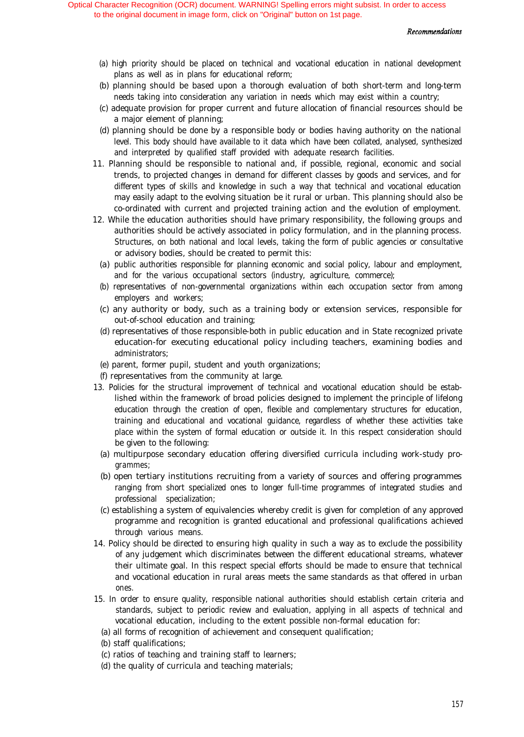(a) high priority should be placed on technical and vocational education in national development plans as well as in plans for educational reform;

(b) planning should be based upon a thorough evaluation of both short-term and long-term needs taking into consideration any variation in needs which may exist within a country;

(c) adequate provision for proper current and future allocation of financial resources should be a major element of planning;

(d) planning should be done by a responsible body or bodies having authority on the national level. This body should have available to it data which have been collated, analysed, synthesized and interpreted by qualified staff provided with adequate research facilities.

11. Planning should be responsible to national and, if possible, regional, economic and social trends, to projected changes in demand for different classes by goods and services, and for different types of skills and knowledge in such a way that technical and vocational education may easily adapt to the evolving situation be it rural or urban. This planning should also be co-ordinated with current and projected training action and the evolution of employment.

12. While the education authorities should have primary responsibility, the following groups and authorities should be actively associated in policy formulation, and in the planning process. Structures, on both national and local levels, taking the form of public agencies or consultative or advisory bodies, should be created to permit this:

(a) public authorities responsible for planning economic and social policy, labour and employment, and for the various occupational sectors (industry, agriculture, commerce);

(b) representatives of non-governmental organizations within each occupation sector from among employers and workers;

(c) any authority or body, such as a training body or extension services, responsible for out-of-school education and training;

(d) representatives of those responsible-both in public education and in State recognized private education-for executing educational policy including teachers, examining bodies and administrators;

(e) parent, former pupil, student and youth organizations;

(f) representatives from the community at large.

13. Policies for the structural improvement of technical and vocational education should be established within the framework of broad policies designed to implement the principle of lifelong education through the creation of open, flexible and complementary structures for education, training and educational and vocational guidance, regardless of whether these activities take place within the system of formal education or outside it. In this respect consideration should be given to the following:

(a) multipurpose secondary education offering diversified curricula including work-study programmes;

(b) open tertiary institutions recruiting from a variety of sources and offering programmes ranging from short specialized ones to longer full-time programmes of integrated studies and professional specialization;

(c) establishing a system of equivalencies whereby credit is given for completion of any approved programme and recognition is granted educational and professional qualifications achieved through various means.

14. Policy should be directed to ensuring high quality in such a way as to exclude the possibility of any judgement which discriminates between the different educational streams, whatever their ultimate goal. In this respect special efforts should be made to ensure that technical and vocational education in rural areas meets the same standards as that offered in urban ones.

15. In order to ensure quality, responsible national authorities should establish certain criteria and standards, subject to periodic review and evaluation, applying in all aspects of technical and vocational education, including to the extent possible non-formal education for:

(a) all forms of recognition of achievement and consequent qualification;

(b) staff qualifications;

(c) ratios of teaching and training staff to learners;

(d) the quality of curricula and teaching materials;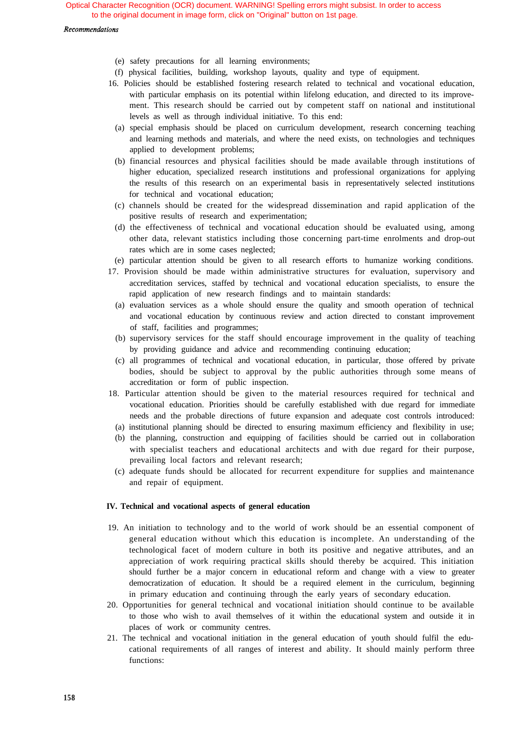(e) safety precautions for all learning environments;

(f) physical facilities, building, workshop layouts, quality and type of equipment.

16. Policies should be established fostering research related to technical and vocational education, with particular emphasis on its potential within lifelong education, and directed to its improvement. This research should be carried out by competent staff on national and institutional levels as well as through individual initiative. To this end:

(a) special emphasis should be placed on curriculum development, research concerning teaching and learning methods and materials, and where the need exists, on technologies and techniques applied to development problems;

(b) financial resources and physical facilities should be made available through institutions of higher education, specialized research institutions and professional organizations for applying the results of this research on an experimental basis in representatively selected institutions for technical and vocational education;

(c) channels should be created for the widespread dissemination and rapid application of the positive results of research and experimentation;

(d) the effectiveness of technical and vocational education should be evaluated using, among other data, relevant statistics including those concerning part-time enrolments and drop-out rates which are in some cases neglected;

(e) particular attention should be given to all research efforts to humanize working conditions.

17. Provision should be made within administrative structures for evaluation, supervisory and accreditation services, staffed by technical and vocational education specialists, to ensure the rapid application of new research findings and to maintain standards:

(a) evaluation services as a whole should ensure the quality and smooth operation of technical and vocational education by continuous review and action directed to constant improvement of staff, facilities and programmes;

(b) supervisory services for the staff should encourage improvement in the quality of teaching by providing guidance and advice and recommending continuing education;

(c) all programmes of technical and vocational education, in particular, those offered by private bodies, should be subject to approval by the public authorities through some means of accreditation or form of public inspection.

18. Particular attention should be given to the material resources required for technical and vocational education. Priorities should be carefully established with due regard for immediate needs and the probable directions of future expansion and adequate cost controls introduced:

(a) institutional planning should be directed to ensuring maximum efficiency and flexibility in use;

(b) the planning, construction and equipping of facilities should be carried out in collaboration with specialist teachers and educational architects and with due regard for their purpose, prevailing local factors and relevant research;

(c) adequate funds should be allocated for recurrent expenditure for supplies and maintenance and repair of equipment.

## IV. Technical and vocational aspects of general education

19. An initiation to technology and to the world of work should be an essential component of general education without which this education is incomplete. An understanding of the technological facet of modern culture in both its positive and negative attributes, and an appreciation of work requiring practical skills should thereby be acquired. This initiation should further be a major concern in educational reform and change with a view to greater democratization of education. It should be a required element in the curriculum, beginning in primary education and continuing through the early years of secondary education.

20. Opportunities for general technical and vocational initiation should continue to be available to those who wish to avail themselves of it within the educational system and outside it in places of work or community centres.

21. The technical and vocational initiation in the general education of youth should fulfil the educational requirements of all ranges of interest and ability. It should mainly perform three functions: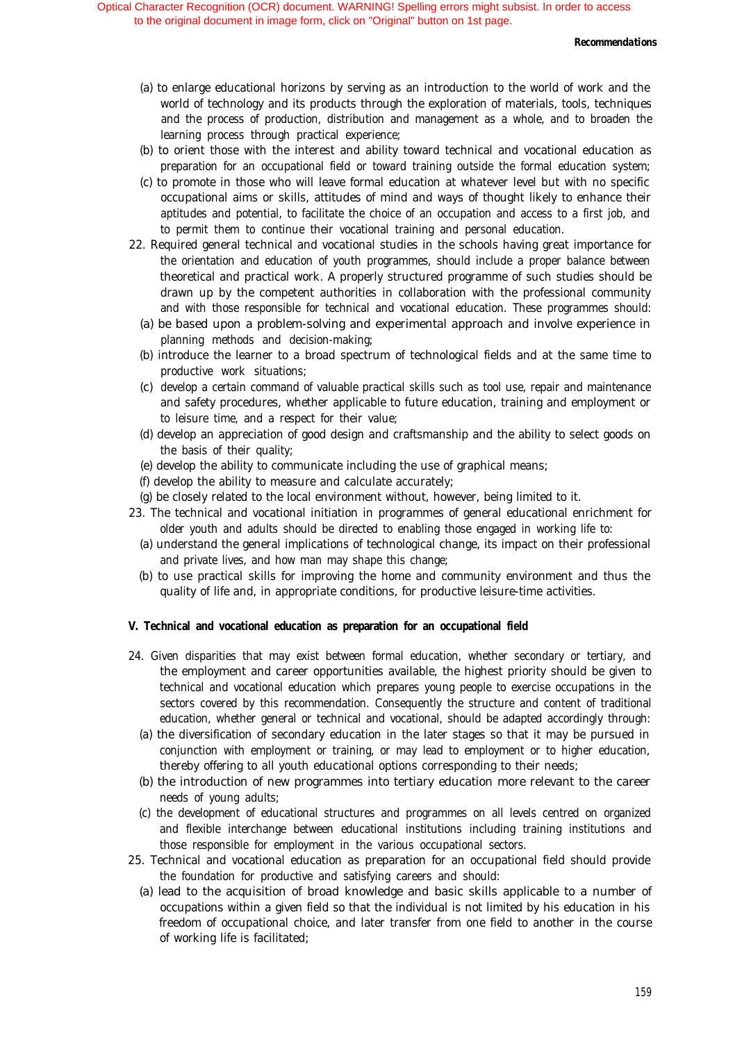(a) to enlarge educational horizons by serving as an introduction to the world of work and the world of technology and its products through the exploration of materials, tools, techniques and the process of production, distribution and management as a whole, and to broaden the learning process through practical experience;

(b) to orient those with the interest and ability toward technical and vocational education as preparation for an occupational field or toward training outside the formal education system;

(c) to promote in those who will leave formal education at whatever level but with no specific occupational aims or skills, attitudes of mind and ways of thought likely to enhance their aptitudes and potential, to facilitate the choice of an occupation and access to a first job, and to permit them to continue their vocational training and personal education.

22. Required general technical and vocational studies in the schools having great importance for the orientation and education of youth programmes, should include a proper balance between theoretical and practical work. A properly structured programme of such studies should be drawn up by the competent authorities in collaboration with the professional community and with those responsible for technical and vocational education. These programmes should:

(a) be based upon a problem-solving and experimental approach and involve experience in planning methods and decision-making;

(b) introduce the learner to a broad spectrum of technological fields and at the same time to productive work situations;

(c) develop a certain command of valuable practical skills such as tool use, repair and maintenance and safety procedures, whether applicable to future education, training and employment or to leisure time, and a respect for their value;

(d) develop an appreciation of good design and craftsmanship and the ability to select goods on the basis of their quality;

(e) develop the ability to communicate including the use of graphical means;

(f) develop the ability to measure and calculate accurately;

(g) be closely related to the local environment without, however, being limited to it.

23. The technical and vocational initiation in programmes of general educational enrichment for older youth and adults should be directed to enabling those engaged in working life to:

(a) understand the general implications of technological change, its impact on their professional and private lives, and how man may shape this change;

(b) to use practical skills for improving the home and community environment and thus the quality of life and, in appropriate conditions, for productive leisure-time activities.

## V. Technical and vocational education as preparation for an occupational field

24. Given disparities that may exist between formal education, whether secondary or tertiary, and the employment and career opportunities available, the highest priority should be given to technical and vocational education which prepares young people to exercise occupations in the sectors covered by this recommendation. Consequently the structure and content of traditional education, whether general or technical and vocational, should be adapted accordingly through:

(a) the diversification of secondary education in the later stages so that it may be pursued in conjunction with employment or training, or may lead to employment or to higher education, thereby offering to all youth educational options corresponding to their needs;

(b) the introduction of new programmes into tertiary education more relevant to the career needs of young adults;

(c) the development of educational structures and programmes on all levels centred on organized and flexible interchange between educational institutions including training institutions and those responsible for employment in the various occupational sectors.

25. Technical and vocational education as preparation for an occupational field should provide the foundation for productive and satisfying careers and should:

(a) lead to the acquisition of broad knowledge and basic skills applicable to a number of occupations within a given field so that the individual is not limited by his education in his freedom of occupational choice, and later transfer from one field to another in the course of working life is facilitated;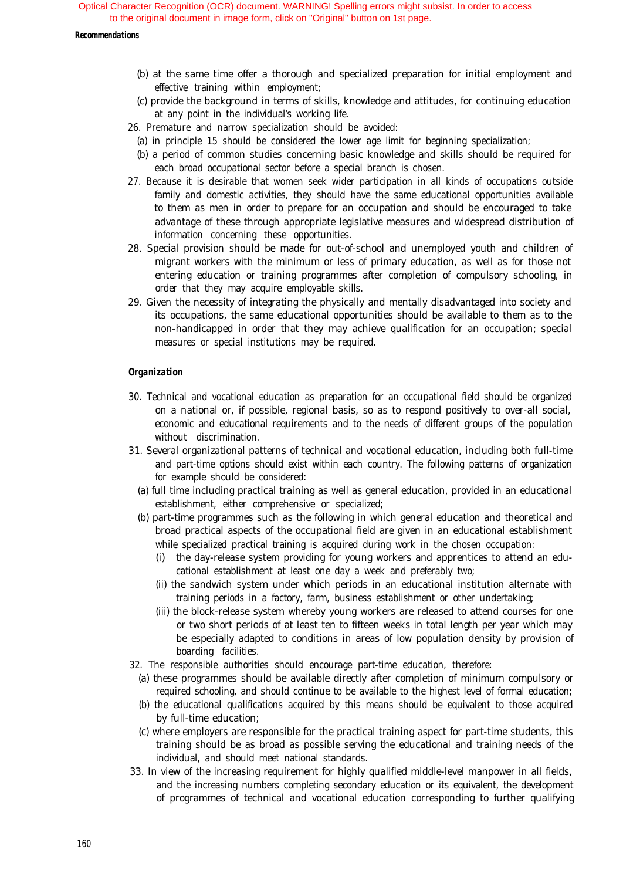(b) at the same time offer a thorough and specialized preparation for initial employment and effective training within employment;

(c) provide the background in terms of skills, knowledge and attitudes, for continuing education at any point in the individual's working life.

26. Premature and narrow specialization should be avoided:
   (a) in principle 15 should be considered the lower age limit for beginning specialization;
   (b) a period of common studies concerning basic knowledge and skills should be required for each broad occupational sector before a special branch is chosen.

27. Because it is desirable that women seek wider participation in all kinds of occupations outside family and domestic activities, they should have the same educational opportunities available to them as men in order to prepare for an occupation and should be encouraged to take advantage of these through appropriate legislative measures and widespread distribution of information concerning these opportunities.

28. Special provision should be made for out-of-school and unemployed youth and children of migrant workers with the minimum or less of primary education, as well as for those not entering education or training programmes after completion of compulsory schooling, in order that they may acquire employable skills.

29. Given the necessity of integrating the physically and mentally disadvantaged into society and its occupations, the same educational opportunities should be available to them as to the non-handicapped in order that they may achieve qualification for an occupation; special measures or special institutions may be required.

### *Organization*

30. Technical and vocational education as preparation for an occupational field should be organized on a national or, if possible, regional basis, so as to respond positively to over-all social, economic and educational requirements and to the needs of different groups of the population without discrimination.

31. Several organizational patterns of technical and vocational education, including both full-time and part-time options should exist within each country. The following patterns of organization for example should be considered:
   (a) full time including practical training as well as general education, provided in an educational establishment, either comprehensive or specialized;
   (b) part-time programmes such as the following in which general education and theoretical and broad practical aspects of the occupational field are given in an educational establishment while specialized practical training is acquired during work in the chosen occupation:
      (i) the day-release system providing for young workers and apprentices to attend an educational establishment at least one day a week and preferably two;
      (ii) the sandwich system under which periods in an educational institution alternate with training periods in a factory, farm, business establishment or other undertaking;
      (iii) the block-release system whereby young workers are released to attend courses for one or two short periods of at least ten to fifteen weeks in total length per year which may be especially adapted to conditions in areas of low population density by provision of boarding facilities.

32. The responsible authorities should encourage part-time education, therefore:
   (a) these programmes should be available directly after completion of minimum compulsory or required schooling, and should continue to be available to the highest level of formal education;
   (b) the educational qualifications acquired by this means should be equivalent to those acquired by full-time education;
   (c) where employers are responsible for the practical training aspect for part-time students, this training should be as broad as possible serving the educational and training needs of the individual, and should meet national standards.

33. In view of the increasing requirement for highly qualified middle-level manpower in all fields, and the increasing numbers completing secondary education or its equivalent, the development of programmes of technical and vocational education corresponding to further qualifying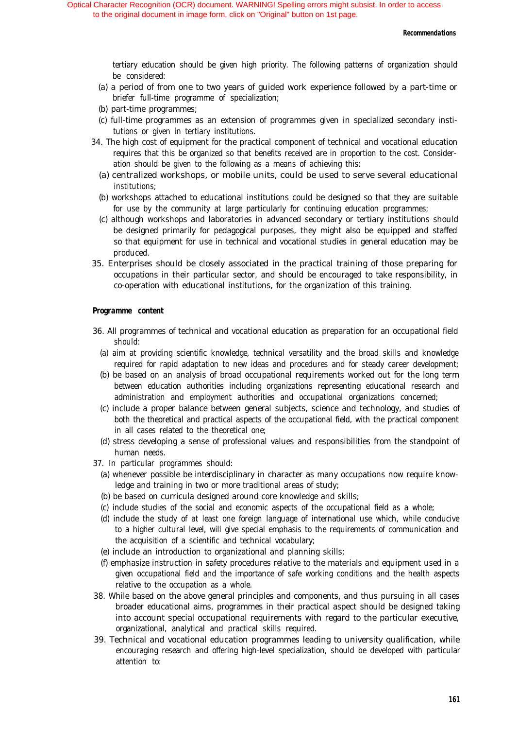tertiary education should be given high priority. The following patterns of organization should be considered:

(a) a period of from one to two years of guided work experience followed by a part-time or briefer full-time programme of specialization;

(b) part-time programmes;

(c) full-time programmes as an extension of programmes given in specialized secondary institutions or given in tertiary institutions.

34. The high cost of equipment for the practical component of technical and vocational education requires that this be organized so that benefits received are in proportion to the cost. Consideration should be given to the following as a means of achieving this:

(a) centralized workshops, or mobile units, could be used to serve several educational institutions;

(b) workshops attached to educational institutions could be designed so that they are suitable for use by the community at large particularly for continuing education programmes;

(c) although workshops and laboratories in advanced secondary or tertiary institutions should be designed primarily for pedagogical purposes, they might also be equipped and staffed so that equipment for use in technical and vocational studies in general education may be produced.

35. Enterprises should be closely associated in the practical training of those preparing for occupations in their particular sector, and should be encouraged to take responsibility, in co-operation with educational institutions, for the organization of this training.

**Programme content**

36. All programmes of technical and vocational education as preparation for an occupational field should:

(a) aim at providing scientific knowledge, technical versatility and the broad skills and knowledge required for rapid adaptation to new ideas and procedures and for steady career development;

(b) be based on an analysis of broad occupational requirements worked out for the long term between education authorities including organizations representing educational research and administration and employment authorities and occupational organizations concerned;

(c) include a proper balance between general subjects, science and technology, and studies of both the theoretical and practical aspects of the occupational field, with the practical component in all cases related to the theoretical one;

(d) stress developing a sense of professional values and responsibilities from the standpoint of human needs.

37. In particular programmes should:

(a) whenever possible be interdisciplinary in character as many occupations now require knowledge and training in two or more traditional areas of study;

(b) be based on curricula designed around core knowledge and skills;

(c) include studies of the social and economic aspects of the occupational field as a whole;

(d) include the study of at least one foreign language of international use which, while conducive to a higher cultural level, will give special emphasis to the requirements of communication and the acquisition of a scientific and technical vocabulary;

(e) include an introduction to organizational and planning skills;

(f) emphasize instruction in safety procedures relative to the materials and equipment used in a given occupational field and the importance of safe working conditions and the health aspects relative to the occupation as a whole.

38. While based on the above general principles and components, and thus pursuing in all cases broader educational aims, programmes in their practical aspect should be designed taking into account special occupational requirements with regard to the particular executive, organizational, analytical and practical skills required.

39. Technical and vocational education programmes leading to university qualification, while encouraging research and offering high-level specialization, should be developed with particular attention to: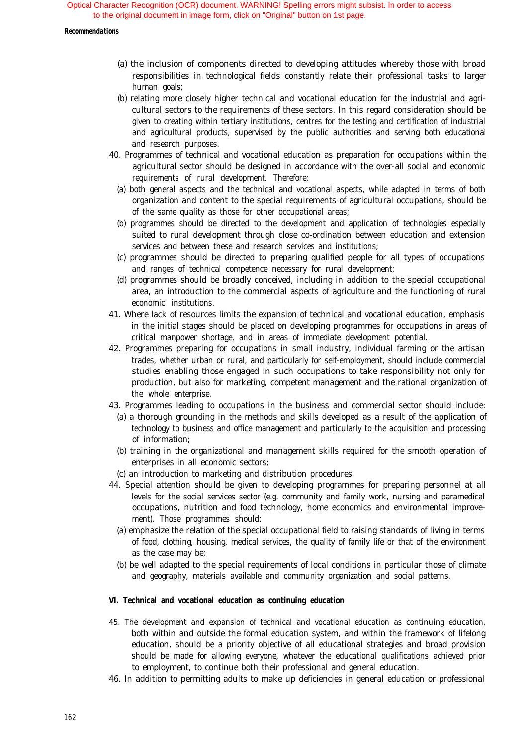(a) the inclusion of components directed to developing attitudes whereby those with broad responsibilities in technological fields constantly relate their professional tasks to larger human goals;

(b) relating more closely higher technical and vocational education for the industrial and agricultural sectors to the requirements of these sectors. In this regard consideration should be given to creating within tertiary institutions, centres for the testing and certification of industrial and agricultural products, supervised by the public authorities and serving both educational and research purposes.

40. Programmes of technical and vocational education as preparation for occupations within the agricultural sector should be designed in accordance with the over-all social and economic requirements of rural development. Therefore:

(a) both general aspects and the technical and vocational aspects, while adapted in terms of both organization and content to the special requirements of agricultural occupations, should be of the same quality as those for other occupational areas;

(b) programmes should be directed to the development and application of technologies especially suited to rural development through close co-ordination between education and extension services and between these and research services and institutions;

(c) programmes should be directed to preparing qualified people for all types of occupations and ranges of technical competence necessary for rural development;

(d) programmes should be broadly conceived, including in addition to the special occupational area, an introduction to the commercial aspects of agriculture and the functioning of rural economic institutions.

41. Where lack of resources limits the expansion of technical and vocational education, emphasis in the initial stages should be placed on developing programmes for occupations in areas of critical manpower shortage, and in areas of immediate development potential.

42. Programmes preparing for occupations in small industry, individual farming or the artisan trades, whether urban or rural, and particularly for self-employment, should include commercial studies enabling those engaged in such occupations to take responsibility not only for production, but also for marketing, competent management and the rational organization of the whole enterprise.

43. Programmes leading to occupations in the business and commercial sector should include:

(a) a thorough grounding in the methods and skills developed as a result of the application of technology to business and office management and particularly to the acquisition and processing of information;

(b) training in the organizational and management skills required for the smooth operation of enterprises in all economic sectors;

(c) an introduction to marketing and distribution procedures.

44. Special attention should be given to developing programmes for preparing personnel at all levels for the social services sector (e.g. community and family work, nursing and paramedical occupations, nutrition and food technology, home economics and environmental improvement). Those programmes should:

(a) emphasize the relation of the special occupational field to raising standards of living in terms of food, clothing, housing, medical services, the quality of family life or that of the environment as the case may be;

(b) be well adapted to the special requirements of local conditions in particular those of climate and geography, materials available and community organization and social patterns.

## VI. Technical and vocational education as continuing education

45. The development and expansion of technical and vocational education as continuing education, both within and outside the formal education system, and within the framework of lifelong education, should be a priority objective of all educational strategies and broad provision should be made for allowing everyone, whatever the educational qualifications achieved prior to employment, to continue both their professional and general education.

46. In addition to permitting adults to make up deficiencies in general education or professional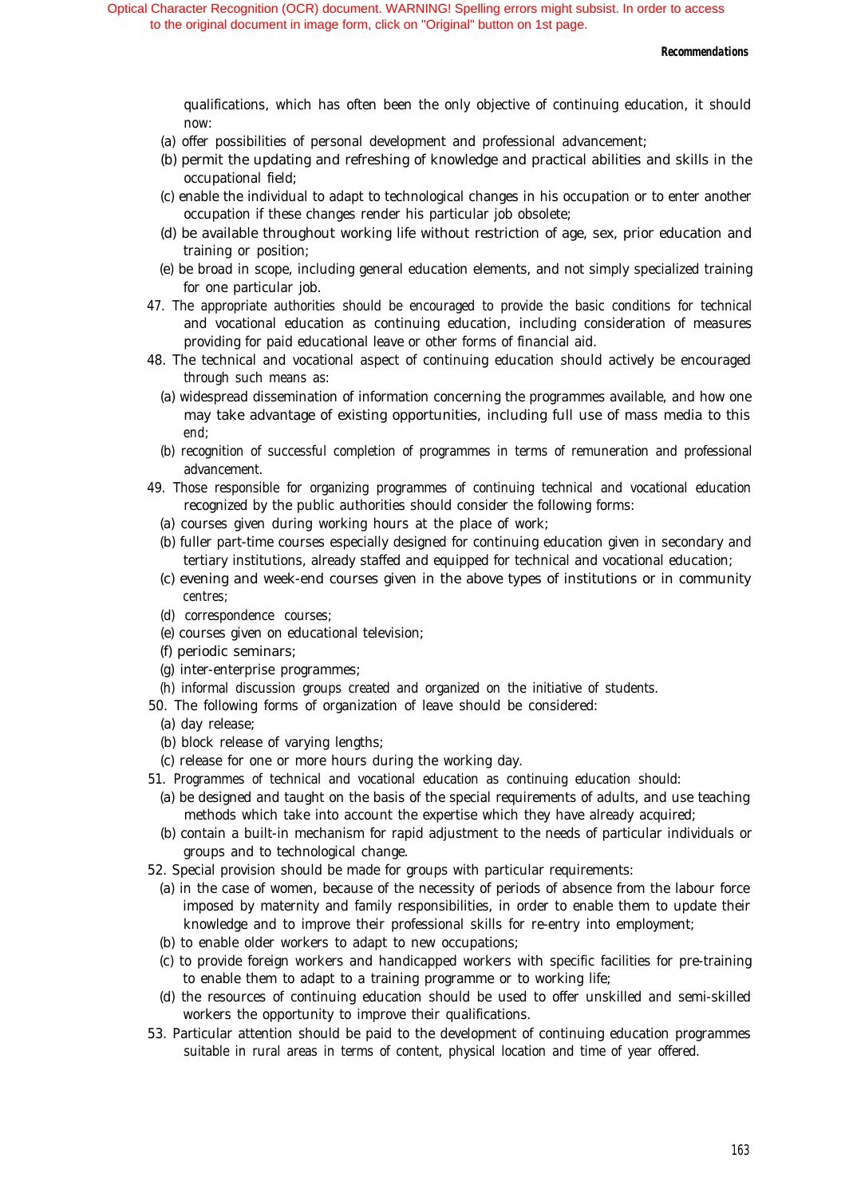qualifications, which has often been the only objective of continuing education, it should now:

(a) offer possibilities of personal development and professional advancement;

(b) permit the updating and refreshing of knowledge and practical abilities and skills in the occupational field;

(c) enable the individual to adapt to technological changes in his occupation or to enter another occupation if these changes render his particular job obsolete;

(d) be available throughout working life without restriction of age, sex, prior education and training or position;

(e) be broad in scope, including general education elements, and not simply specialized training for one particular job.

47. The appropriate authorities should be encouraged to provide the basic conditions for technical and vocational education as continuing education, including consideration of measures providing for paid educational leave or other forms of financial aid.

48. The technical and vocational aspect of continuing education should actively be encouraged through such means as:

(a) widespread dissemination of information concerning the programmes available, and how one may take advantage of existing opportunities, including full use of mass media to this end;

(b) recognition of successful completion of programmes in terms of remuneration and professional advancement.

49. Those responsible for organizing programmes of continuing technical and vocational education recognized by the public authorities should consider the following forms:

(a) courses given during working hours at the place of work;

(b) fuller part-time courses especially designed for continuing education given in secondary and tertiary institutions, already staffed and equipped for technical and vocational education;

(c) evening and week-end courses given in the above types of institutions or in community centres;

(d) correspondence courses;

(e) courses given on educational television;

(f) periodic seminars;

(g) inter-enterprise programmes;

(h) informal discussion groups created and organized on the initiative of students.

50. The following forms of organization of leave should be considered:

(a) day release;

(b) block release of varying lengths;

(c) release for one or more hours during the working day.

51. Programmes of technical and vocational education as continuing education should:

(a) be designed and taught on the basis of the special requirements of adults, and use teaching methods which take into account the expertise which they have already acquired;

(b) contain a built-in mechanism for rapid adjustment to the needs of particular individuals or groups and to technological change.

52. Special provision should be made for groups with particular requirements:

(a) in the case of women, because of the necessity of periods of absence from the labour force imposed by maternity and family responsibilities, in order to enable them to update their knowledge and to improve their professional skills for re-entry into employment;

(b) to enable older workers to adapt to new occupations;

(c) to provide foreign workers and handicapped workers with specific facilities for pre-training to enable them to adapt to a training programme or to working life;

(d) the resources of continuing education should be used to offer unskilled and semi-skilled workers the opportunity to improve their qualifications.

53. Particular attention should be paid to the development of continuing education programmes suitable in rural areas in terms of content, physical location and time of year offered.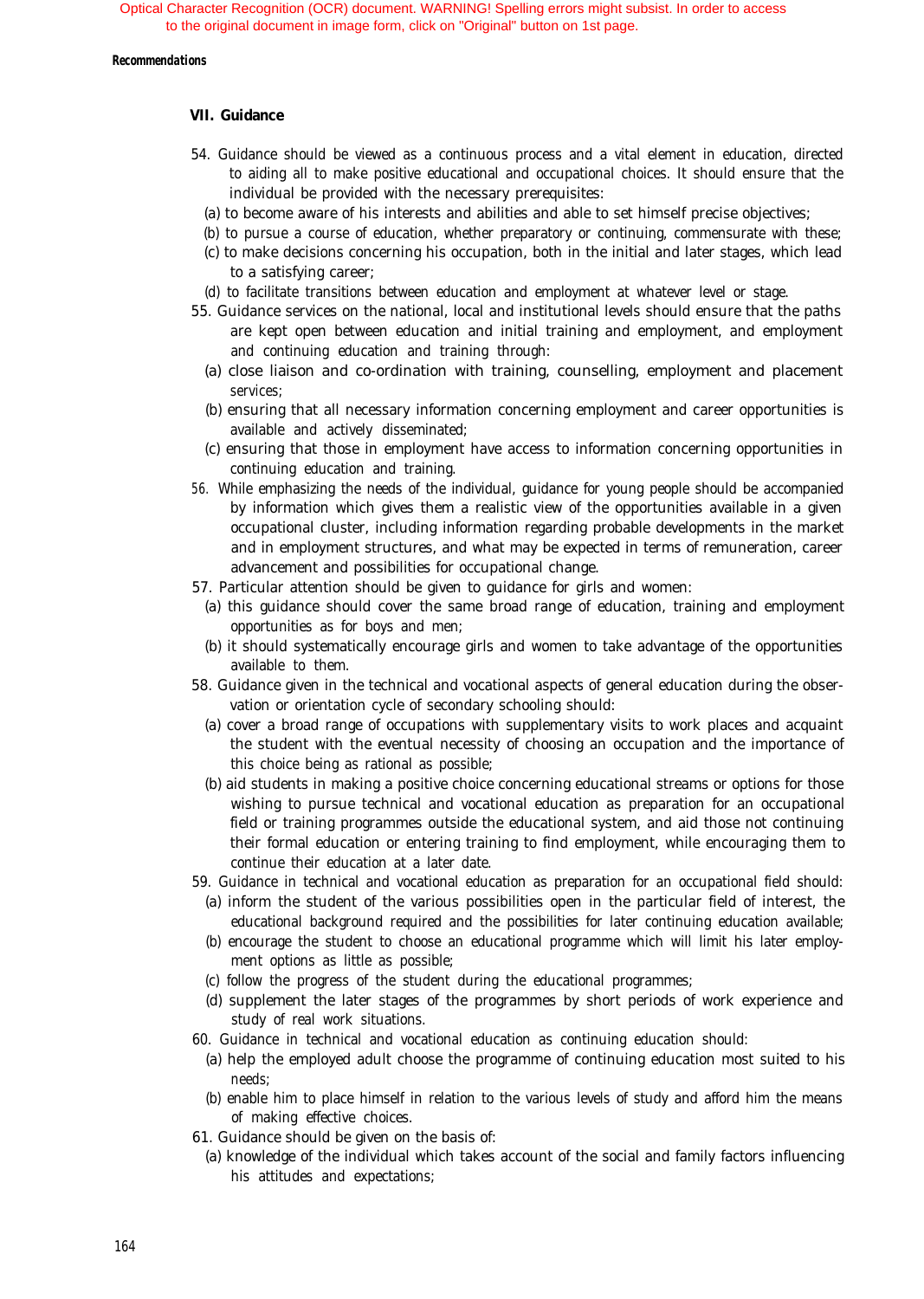## VII. Guidance

54. Guidance should be viewed as a continuous process and a vital element in education, directed to aiding all to make positive educational and occupational choices. It should ensure that the individual be provided with the necessary prerequisites:
   (a) to become aware of his interests and abilities and able to set himself precise objectives;
   (b) to pursue a course of education, whether preparatory or continuing, commensurate with these;
   (c) to make decisions concerning his occupation, both in the initial and later stages, which lead to a satisfying career;
   (d) to facilitate transitions between education and employment at whatever level or stage.

55. Guidance services on the national, local and institutional levels should ensure that the paths are kept open between education and initial training and employment, and employment and continuing education and training through:
   (a) close liaison and co-ordination with training, counselling, employment and placement services;
   (b) ensuring that all necessary information concerning employment and career opportunities is available and actively disseminated;
   (c) ensuring that those in employment have access to information concerning opportunities in continuing education and training.

56. While emphasizing the needs of the individual, guidance for young people should be accompanied by information which gives them a realistic view of the opportunities available in a given occupational cluster, including information regarding probable developments in the market and in employment structures, and what may be expected in terms of remuneration, career advancement and possibilities for occupational change.

57. Particular attention should be given to guidance for girls and women:
   (a) this guidance should cover the same broad range of education, training and employment opportunities as for boys and men;
   (b) it should systematically encourage girls and women to take advantage of the opportunities available to them.

58. Guidance given in the technical and vocational aspects of general education during the observation or orientation cycle of secondary schooling should:
   (a) cover a broad range of occupations with supplementary visits to work places and acquaint the student with the eventual necessity of choosing an occupation and the importance of this choice being as rational as possible;
   (b) aid students in making a positive choice concerning educational streams or options for those wishing to pursue technical and vocational education as preparation for an occupational field or training programmes outside the educational system, and aid those not continuing their formal education or entering training to find employment, while encouraging them to continue their education at a later date.

59. Guidance in technical and vocational education as preparation for an occupational field should:
   (a) inform the student of the various possibilities open in the particular field of interest, the educational background required and the possibilities for later continuing education available;
   (b) encourage the student to choose an educational programme which will limit his later employment options as little as possible;
   (c) follow the progress of the student during the educational programmes;
   (d) supplement the later stages of the programmes by short periods of work experience and study of real work situations.

60. Guidance in technical and vocational education as continuing education should:
   (a) help the employed adult choose the programme of continuing education most suited to his needs;
   (b) enable him to place himself in relation to the various levels of study and afford him the means of making effective choices.

61. Guidance should be given on the basis of:
   (a) knowledge of the individual which takes account of the social and family factors influencing his attitudes and expectations;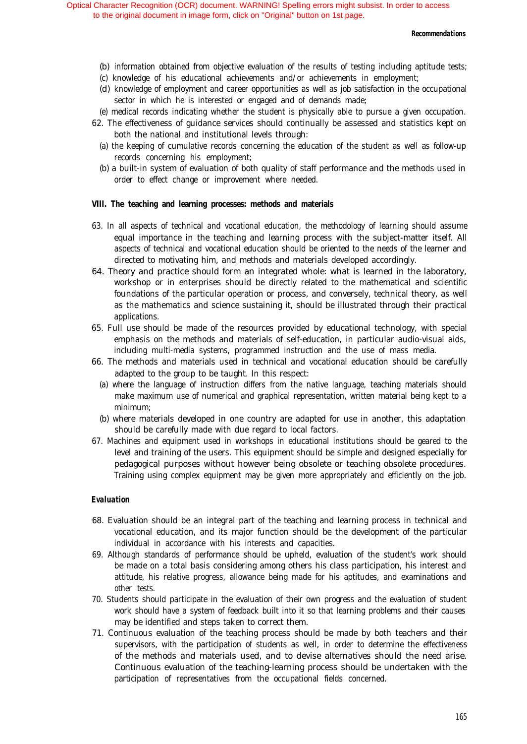(b) information obtained from objective evaluation of the results of testing including aptitude tests;

(c) knowledge of his educational achievements and/or achievements in employment;

(d) knowledge of employment and career opportunities as well as job satisfaction in the occupational sector in which he is interested or engaged and of demands made;

(e) medical records indicating whether the student is physically able to pursue a given occupation.

62. The effectiveness of guidance services should continually be assessed and statistics kept on both the national and institutional levels through:

(a) the keeping of cumulative records concerning the education of the student as well as follow-up records concerning his employment;

(b) a built-in system of evaluation of both quality of staff performance and the methods used in order to effect change or improvement where needed.

## VIII. The teaching and learning processes: methods and materials

63. In all aspects of technical and vocational education, the methodology of learning should assume equal importance in the teaching and learning process with the subject-matter itself. All aspects of technical and vocational education should be oriented to the needs of the learner and directed to motivating him, and methods and materials developed accordingly.

64. Theory and practice should form an integrated whole: what is learned in the laboratory, workshop or in enterprises should be directly related to the mathematical and scientific foundations of the particular operation or process, and conversely, technical theory, as well as the mathematics and science sustaining it, should be illustrated through their practical applications.

65. Full use should be made of the resources provided by educational technology, with special emphasis on the methods and materials of self-education, in particular audio-visual aids, including multi-media systems, programmed instruction and the use of mass media.

66. The methods and materials used in technical and vocational education should be carefully adapted to the group to be taught. In this respect:

(a) where the language of instruction differs from the native language, teaching materials should make maximum use of numerical and graphical representation, written material being kept to a minimum;

(b) where materials developed in one country are adapted for use in another, this adaptation should be carefully made with due regard to local factors.

67. Machines and equipment used in workshops in educational institutions should be geared to the level and training of the users. This equipment should be simple and designed especially for pedagogical purposes without however being obsolete or teaching obsolete procedures. Training using complex equipment may be given more appropriately and efficiently on the job.

### *Evaluation*

68. Evaluation should be an integral part of the teaching and learning process in technical and vocational education, and its major function should be the development of the particular individual in accordance with his interests and capacities.

69. Although standards of performance should be upheld, evaluation of the student's work should be made on a total basis considering among others his class participation, his interest and attitude, his relative progress, allowance being made for his aptitudes, and examinations and other tests.

70. Students should participate in the evaluation of their own progress and the evaluation of student work should have a system of feedback built into it so that learning problems and their causes may be identified and steps taken to correct them.

71. Continuous evaluation of the teaching process should be made by both teachers and their supervisors, with the participation of students as well, in order to determine the effectiveness of the methods and materials used, and to devise alternatives should the need arise. Continuous evaluation of the teaching-learning process should be undertaken with the participation of representatives from the occupational fields concerned.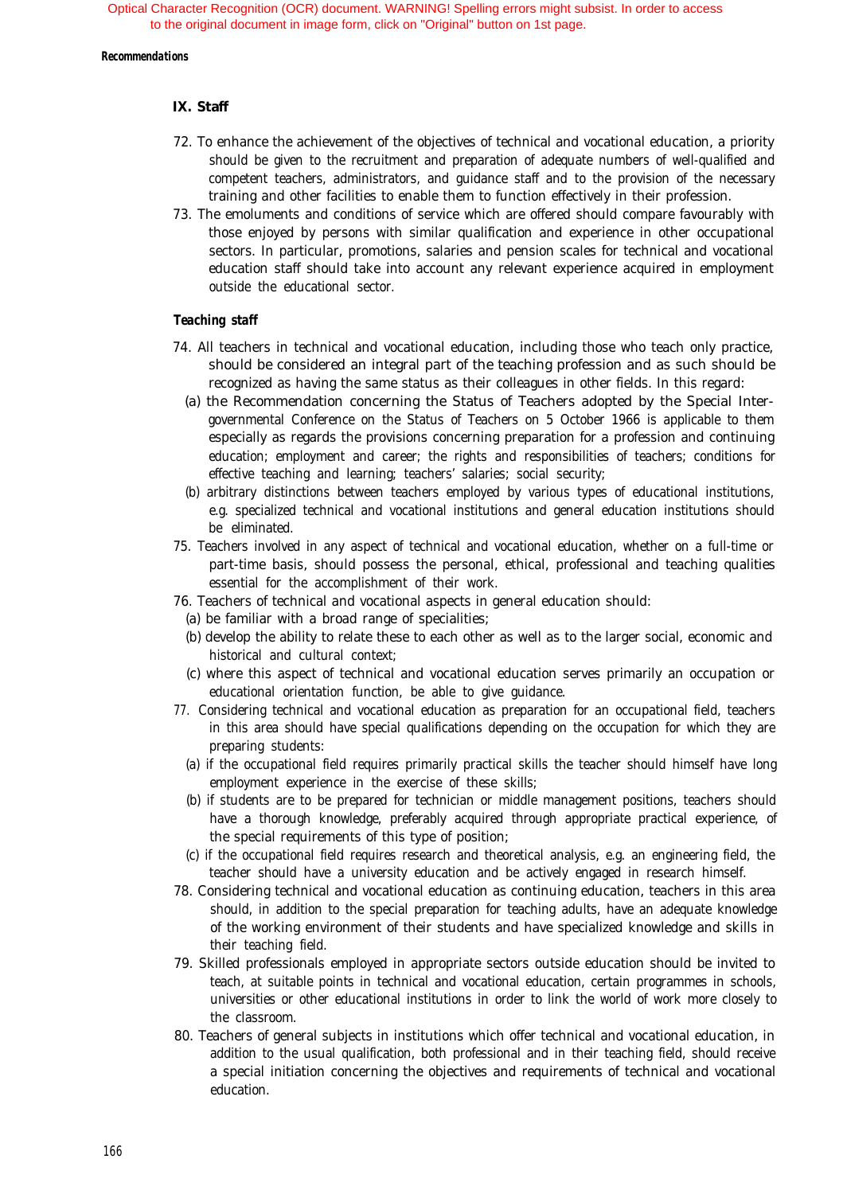## IX. Staff

72. To enhance the achievement of the objectives of technical and vocational education, a priority should be given to the recruitment and preparation of adequate numbers of well-qualified and competent teachers, administrators, and guidance staff and to the provision of the necessary training and other facilities to enable them to function effectively in their profession.

73. The emoluments and conditions of service which are offered should compare favourably with those enjoyed by persons with similar qualification and experience in other occupational sectors. In particular, promotions, salaries and pension scales for technical and vocational education staff should take into account any relevant experience acquired in employment outside the educational sector.

### *Teaching staff*

74. All teachers in technical and vocational education, including those who teach only practice, should be considered an integral part of the teaching profession and as such should be recognized as having the same status as their colleagues in other fields. In this regard:
   (a) the Recommendation concerning the Status of Teachers adopted by the Special Intergovernmental Conference on the Status of Teachers on 5 October 1966 is applicable to them especially as regards the provisions concerning preparation for a profession and continuing education; employment and career; the rights and responsibilities of teachers; conditions for effective teaching and learning; teachers' salaries; social security;
   (b) arbitrary distinctions between teachers employed by various types of educational institutions, e.g. specialized technical and vocational institutions and general education institutions should be eliminated.

75. Teachers involved in any aspect of technical and vocational education, whether on a full-time or part-time basis, should possess the personal, ethical, professional and teaching qualities essential for the accomplishment of their work.

76. Teachers of technical and vocational aspects in general education should:
   (a) be familiar with a broad range of specialities;
   (b) develop the ability to relate these to each other as well as to the larger social, economic and historical and cultural context;
   (c) where this aspect of technical and vocational education serves primarily an occupation or educational orientation function, be able to give guidance.

77. Considering technical and vocational education as preparation for an occupational field, teachers in this area should have special qualifications depending on the occupation for which they are preparing students:
   (a) if the occupational field requires primarily practical skills the teacher should himself have long employment experience in the exercise of these skills;
   (b) if students are to be prepared for technician or middle management positions, teachers should have a thorough knowledge, preferably acquired through appropriate practical experience, of the special requirements of this type of position;
   (c) if the occupational field requires research and theoretical analysis, e.g. an engineering field, the teacher should have a university education and be actively engaged in research himself.

78. Considering technical and vocational education as continuing education, teachers in this area should, in addition to the special preparation for teaching adults, have an adequate knowledge of the working environment of their students and have specialized knowledge and skills in their teaching field.

79. Skilled professionals employed in appropriate sectors outside education should be invited to teach, at suitable points in technical and vocational education, certain programmes in schools, universities or other educational institutions in order to link the world of work more closely to the classroom.

80. Teachers of general subjects in institutions which offer technical and vocational education, in addition to the usual qualification, both professional and in their teaching field, should receive a special initiation concerning the objectives and requirements of technical and vocational education.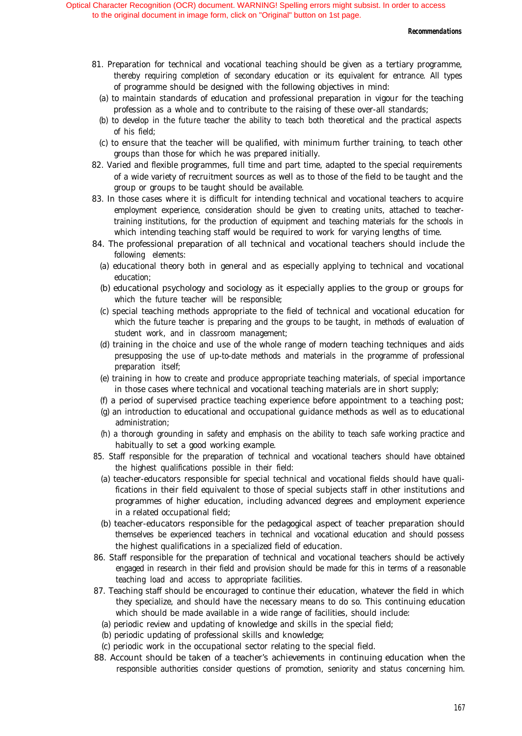81. Preparation for technical and vocational teaching should be given as a tertiary programme, thereby requiring completion of secondary education or its equivalent for entrance. All types of programme should be designed with the following objectives in mind:

   (a) to maintain standards of education and professional preparation in vigour for the teaching profession as a whole and to contribute to the raising of these over-all standards;

   (b) to develop in the future teacher the ability to teach both theoretical and the practical aspects of his field;

   (c) to ensure that the teacher will be qualified, with minimum further training, to teach other groups than those for which he was prepared initially.

82. Varied and flexible programmes, full time and part time, adapted to the special requirements of a wide variety of recruitment sources as well as to those of the field to be taught and the group or groups to be taught should be available.

83. In those cases where it is difficult for intending technical and vocational teachers to acquire employment experience, consideration should be given to creating units, attached to teacher-training institutions, for the production of equipment and teaching materials for the schools in which intending teaching staff would be required to work for varying lengths of time.

84. The professional preparation of all technical and vocational teachers should include the following elements:

   (a) educational theory both in general and as especially applying to technical and vocational education;

   (b) educational psychology and sociology as it especially applies to the group or groups for which the future teacher will be responsible;

   (c) special teaching methods appropriate to the field of technical and vocational education for which the future teacher is preparing and the groups to be taught, in methods of evaluation of student work, and in classroom management;

   (d) training in the choice and use of the whole range of modern teaching techniques and aids presupposing the use of up-to-date methods and materials in the programme of professional preparation itself;

   (e) training in how to create and produce appropriate teaching materials, of special importance in those cases where technical and vocational teaching materials are in short supply;

   (f) a period of supervised practice teaching experience before appointment to a teaching post;

   (g) an introduction to educational and occupational guidance methods as well as to educational administration;

   (h) a thorough grounding in safety and emphasis on the ability to teach safe working practice and habitually to set a good working example.

85. Staff responsible for the preparation of technical and vocational teachers should have obtained the highest qualifications possible in their field:

   (a) teacher-educators responsible for special technical and vocational fields should have qualifications in their field equivalent to those of special subjects staff in other institutions and programmes of higher education, including advanced degrees and employment experience in a related occupational field;

   (b) teacher-educators responsible for the pedagogical aspect of teacher preparation should themselves be experienced teachers in technical and vocational education and should possess the highest qualifications in a specialized field of education.

86. Staff responsible for the preparation of technical and vocational teachers should be actively engaged in research in their field and provision should be made for this in terms of a reasonable teaching load and access to appropriate facilities.

87. Teaching staff should be encouraged to continue their education, whatever the field in which they specialize, and should have the necessary means to do so. This continuing education which should be made available in a wide range of facilities, should include:

   (a) periodic review and updating of knowledge and skills in the special field;

   (b) periodic updating of professional skills and knowledge;

   (c) periodic work in the occupational sector relating to the special field.

88. Account should be taken of a teacher's achievements in continuing education when the responsible authorities consider questions of promotion, seniority and status concerning him.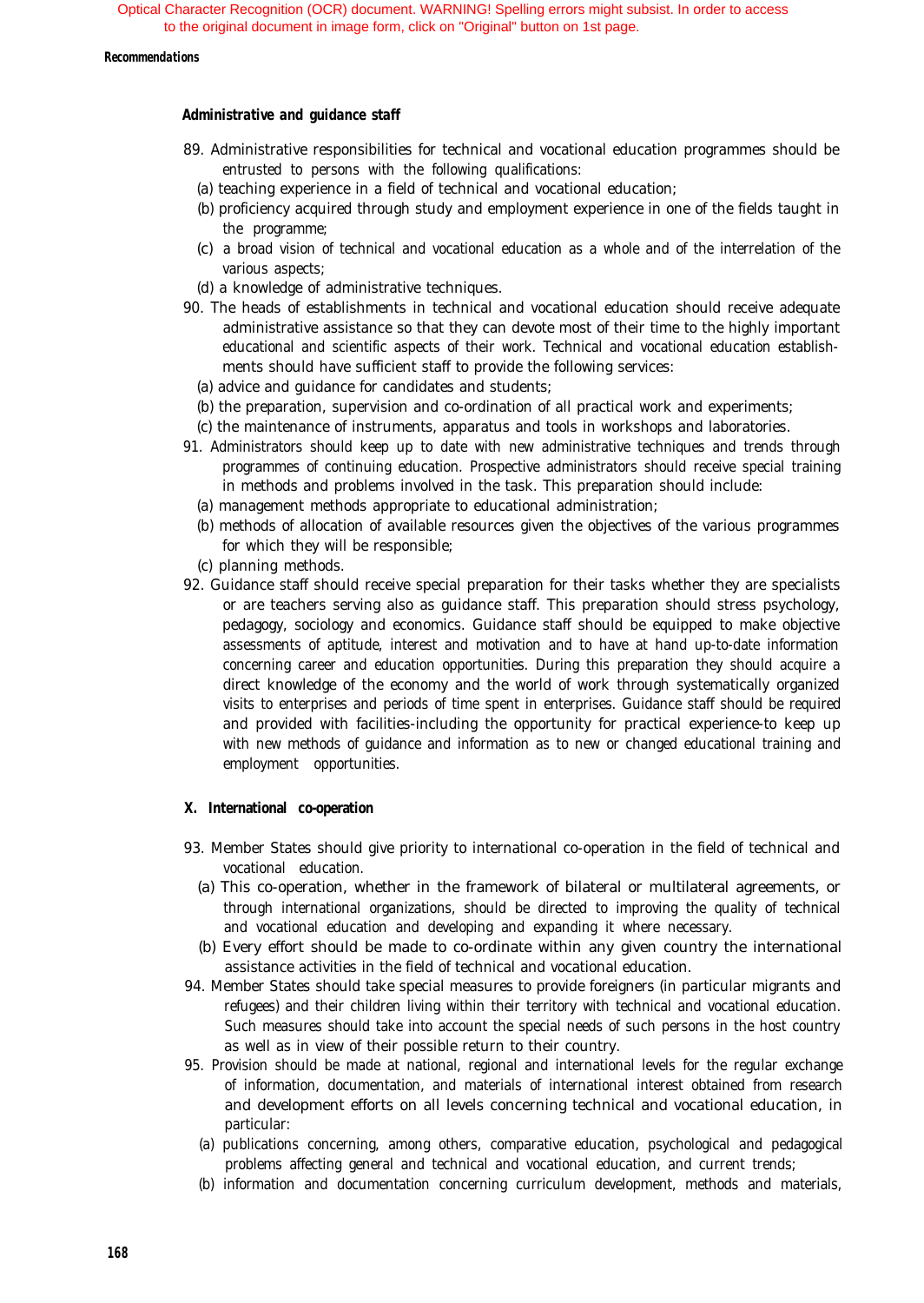### Administrative and guidance staff

89. Administrative responsibilities for technical and vocational education programmes should be entrusted to persons with the following qualifications:
   - (a) teaching experience in a field of technical and vocational education;
   - (b) proficiency acquired through study and employment experience in one of the fields taught in the programme;
   - (c) a broad vision of technical and vocational education as a whole and of the interrelation of the various aspects;
   - (d) a knowledge of administrative techniques.
90. The heads of establishments in technical and vocational education should receive adequate administrative assistance so that they can devote most of their time to the highly important educational and scientific aspects of their work. Technical and vocational education establishments should have sufficient staff to provide the following services:
   - (a) advice and guidance for candidates and students;
   - (b) the preparation, supervision and co-ordination of all practical work and experiments;
   - (c) the maintenance of instruments, apparatus and tools in workshops and laboratories.
91. Administrators should keep up to date with new administrative techniques and trends through programmes of continuing education. Prospective administrators should receive special training in methods and problems involved in the task. This preparation should include:
   - (a) management methods appropriate to educational administration;
   - (b) methods of allocation of available resources given the objectives of the various programmes for which they will be responsible;
   - (c) planning methods.
92. Guidance staff should receive special preparation for their tasks whether they are specialists or are teachers serving also as guidance staff. This preparation should stress psychology, pedagogy, sociology and economics. Guidance staff should be equipped to make objective assessments of aptitude, interest and motivation and to have at hand up-to-date information concerning career and education opportunities. During this preparation they should acquire a direct knowledge of the economy and the world of work through systematically organized visits to enterprises and periods of time spent in enterprises. Guidance staff should be required and provided with facilities-including the opportunity for practical experience-to keep up with new methods of guidance and information as to new or changed educational training and employment opportunities.

## X. International co-operation

93. Member States should give priority to international co-operation in the field of technical and vocational education.
   - (a) This co-operation, whether in the framework of bilateral or multilateral agreements, or through international organizations, should be directed to improving the quality of technical and vocational education and developing and expanding it where necessary.
   - (b) Every effort should be made to co-ordinate within any given country the international assistance activities in the field of technical and vocational education.
94. Member States should take special measures to provide foreigners (in particular migrants and refugees) and their children living within their territory with technical and vocational education. Such measures should take into account the special needs of such persons in the host country as well as in view of their possible return to their country.
95. Provision should be made at national, regional and international levels for the regular exchange of information, documentation, and materials of international interest obtained from research and development efforts on all levels concerning technical and vocational education, in particular:
   - (a) publications concerning, among others, comparative education, psychological and pedagogical problems affecting general and technical and vocational education, and current trends;
   - (b) information and documentation concerning curriculum development, methods and materials,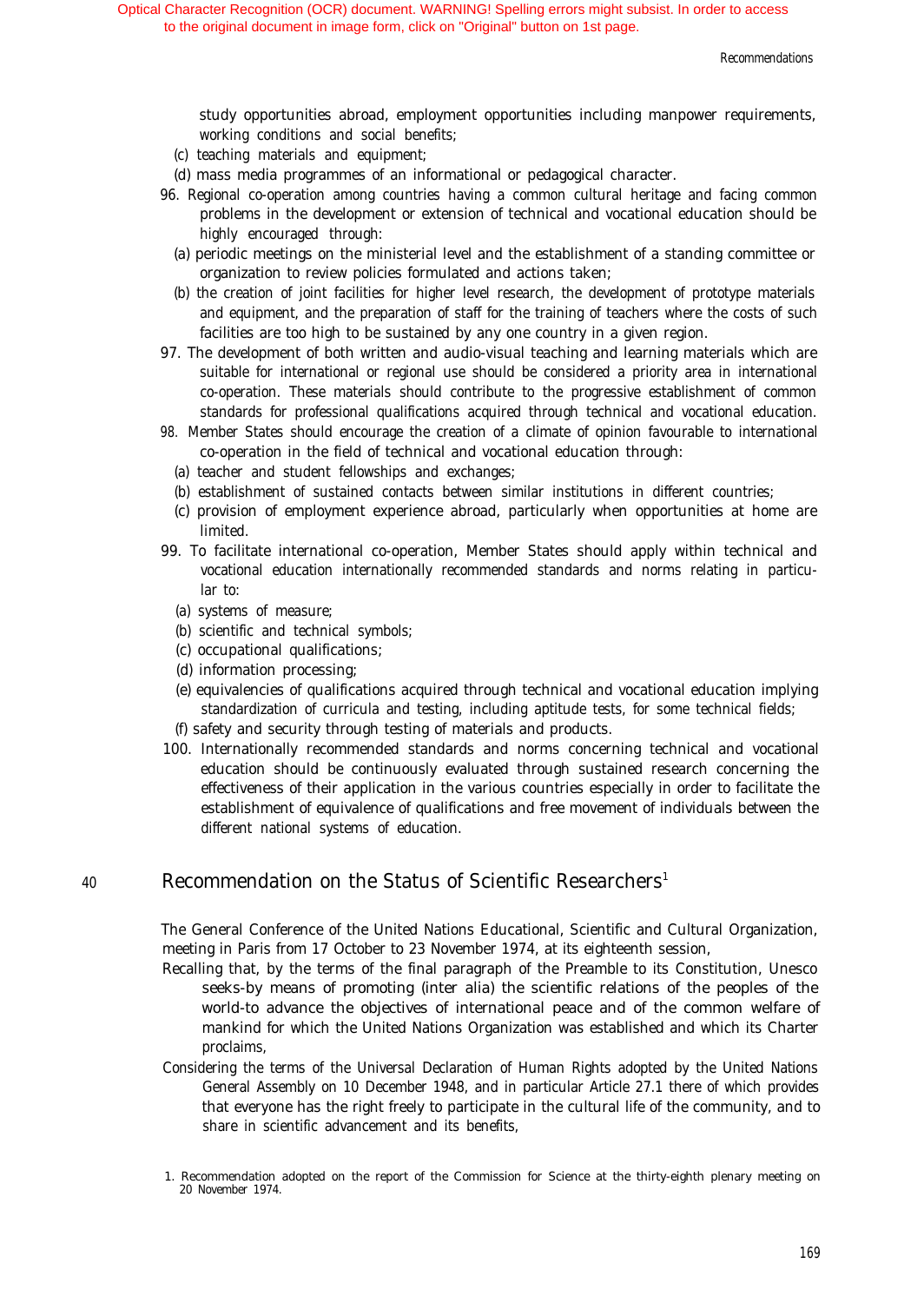study opportunities abroad, employment opportunities including manpower requirements, working conditions and social benefits;

(c) teaching materials and equipment;

(d) mass media programmes of an informational or pedagogical character.

96. Regional co-operation among countries having a common cultural heritage and facing common problems in the development or extension of technical and vocational education should be highly encouraged through:

(a) periodic meetings on the ministerial level and the establishment of a standing committee or organization to review policies formulated and actions taken;

(b) the creation of joint facilities for higher level research, the development of prototype materials and equipment, and the preparation of staff for the training of teachers where the costs of such facilities are too high to be sustained by any one country in a given region.

97. The development of both written and audio-visual teaching and learning materials which are suitable for international or regional use should be considered a priority area in international co-operation. These materials should contribute to the progressive establishment of common standards for professional qualifications acquired through technical and vocational education.

98. Member States should encourage the creation of a climate of opinion favourable to international co-operation in the field of technical and vocational education through:

(a) teacher and student fellowships and exchanges;

(b) establishment of sustained contacts between similar institutions in different countries;

(c) provision of employment experience abroad, particularly when opportunities at home are limited.

99. To facilitate international co-operation, Member States should apply within technical and vocational education internationally recommended standards and norms relating in particular to:

(a) systems of measure;

(b) scientific and technical symbols;

(c) occupational qualifications;

(d) information processing;

(e) equivalencies of qualifications acquired through technical and vocational education implying standardization of curricula and testing, including aptitude tests, for some technical fields;

(f) safety and security through testing of materials and products.

100. Internationally recommended standards and norms concerning technical and vocational education should be continuously evaluated through sustained research concerning the effectiveness of their application in the various countries especially in order to facilitate the establishment of equivalence of qualifications and free movement of individuals between the different national systems of education.

## 40 Recommendation on the Status of Scientific Researchers[1]

The General Conference of the United Nations Educational, Scientific and Cultural Organization, meeting in Paris from 17 October to 23 November 1974, at its eighteenth session,

Recalling that, by the terms of the final paragraph of the Preamble to its Constitution, Unesco seeks-by means of promoting (inter alia) the scientific relations of the peoples of the world-to advance the objectives of international peace and of the common welfare of mankind for which the United Nations Organization was established and which its Charter proclaims,

Considering the terms of the Universal Declaration of Human Rights adopted by the United Nations General Assembly on 10 December 1948, and in particular Article 27.1 there of which provides that everyone has the right freely to participate in the cultural life of the community, and to share in scientific advancement and its benefits,

1. Recommendation adopted on the report of the Commission for Science at the thirty-eighth plenary meeting on 20 November 1974.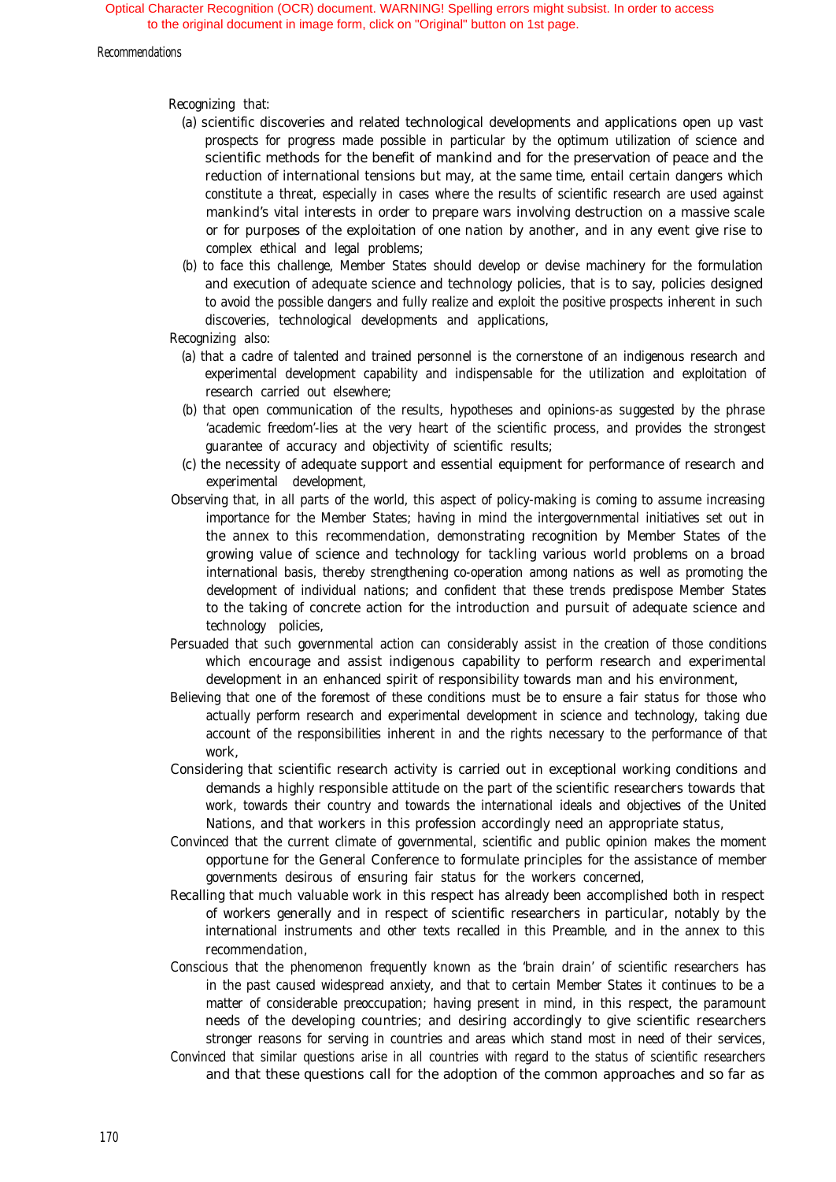Recognizing that:

(a) scientific discoveries and related technological developments and applications open up vast prospects for progress made possible in particular by the optimum utilization of science and scientific methods for the benefit of mankind and for the preservation of peace and the reduction of international tensions but may, at the same time, entail certain dangers which constitute a threat, especially in cases where the results of scientific research are used against mankind's vital interests in order to prepare wars involving destruction on a massive scale or for purposes of the exploitation of one nation by another, and in any event give rise to complex ethical and legal problems;

(b) to face this challenge, Member States should develop or devise machinery for the formulation and execution of adequate science and technology policies, that is to say, policies designed to avoid the possible dangers and fully realize and exploit the positive prospects inherent in such discoveries, technological developments and applications,

Recognizing also:

(a) that a cadre of talented and trained personnel is the cornerstone of an indigenous research and experimental development capability and indispensable for the utilization and exploitation of research carried out elsewhere;

(b) that open communication of the results, hypotheses and opinions-as suggested by the phrase 'academic freedom'-lies at the very heart of the scientific process, and provides the strongest guarantee of accuracy and objectivity of scientific results;

(c) the necessity of adequate support and essential equipment for performance of research and experimental development,

Observing that, in all parts of the world, this aspect of policy-making is coming to assume increasing importance for the Member States; having in mind the intergovernmental initiatives set out in the annex to this recommendation, demonstrating recognition by Member States of the growing value of science and technology for tackling various world problems on a broad international basis, thereby strengthening co-operation among nations as well as promoting the development of individual nations; and confident that these trends predispose Member States to the taking of concrete action for the introduction and pursuit of adequate science and technology policies,

Persuaded that such governmental action can considerably assist in the creation of those conditions which encourage and assist indigenous capability to perform research and experimental development in an enhanced spirit of responsibility towards man and his environment,

Believing that one of the foremost of these conditions must be to ensure a fair status for those who actually perform research and experimental development in science and technology, taking due account of the responsibilities inherent in and the rights necessary to the performance of that work,

Considering that scientific research activity is carried out in exceptional working conditions and demands a highly responsible attitude on the part of the scientific researchers towards that work, towards their country and towards the international ideals and objectives of the United Nations, and that workers in this profession accordingly need an appropriate status,

Convinced that the current climate of governmental, scientific and public opinion makes the moment opportune for the General Conference to formulate principles for the assistance of member governments desirous of ensuring fair status for the workers concerned,

Recalling that much valuable work in this respect has already been accomplished both in respect of workers generally and in respect of scientific researchers in particular, notably by the international instruments and other texts recalled in this Preamble, and in the annex to this recommendation,

Conscious that the phenomenon frequently known as the 'brain drain' of scientific researchers has in the past caused widespread anxiety, and that to certain Member States it continues to be a matter of considerable preoccupation; having present in mind, in this respect, the paramount needs of the developing countries; and desiring accordingly to give scientific researchers stronger reasons for serving in countries and areas which stand most in need of their services,

Convinced that similar questions arise in all countries with regard to the status of scientific researchers and that these questions call for the adoption of the common approaches and so far as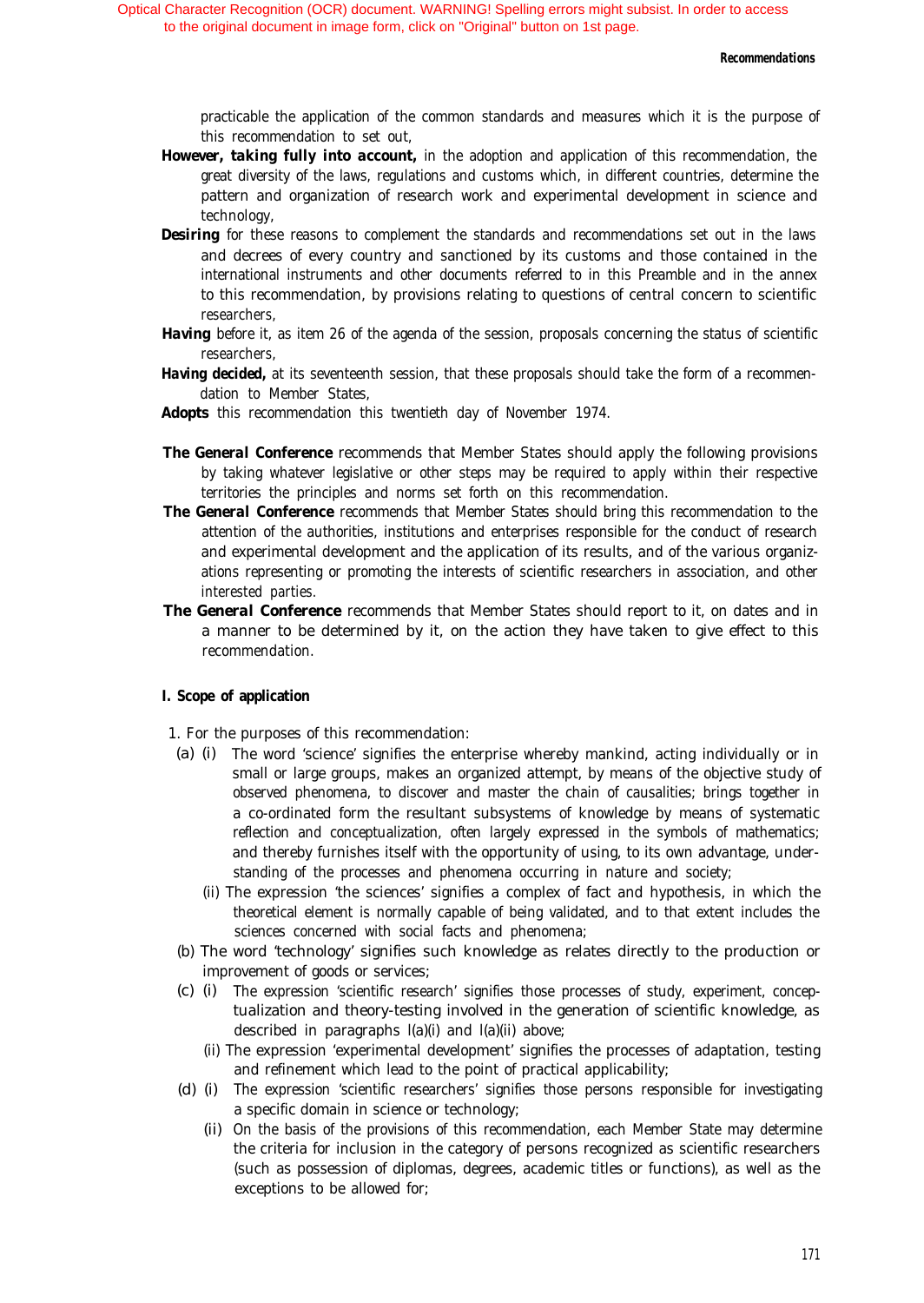practicable the application of the common standards and measures which it is the purpose of this recommendation to set out,

**However, taking fully into account,** in the adoption and application of this recommendation, the great diversity of the laws, regulations and customs which, in different countries, determine the pattern and organization of research work and experimental development in science and technology,

**Desiring** for these reasons to complement the standards and recommendations set out in the laws and decrees of every country and sanctioned by its customs and those contained in the international instruments and other documents referred to in this Preamble and in the annex to this recommendation, by provisions relating to questions of central concern to scientific researchers,

**Having** before it, as item 26 of the agenda of the session, proposals concerning the status of scientific researchers,

**Having decided,** at its seventeenth session, that these proposals should take the form of a recommendation to Member States,

**Adopts** this recommendation this twentieth day of November 1974.

**The General Conference** recommends that Member States should apply the following provisions by taking whatever legislative or other steps may be required to apply within their respective territories the principles and norms set forth on this recommendation.

**The General Conference** recommends that Member States should bring this recommendation to the attention of the authorities, institutions and enterprises responsible for the conduct of research and experimental development and the application of its results, and of the various organizations representing or promoting the interests of scientific researchers in association, and other interested parties.

**The General Conference** recommends that Member States should report to it, on dates and in a manner to be determined by it, on the action they have taken to give effect to this recommendation.

## I. Scope of application

1. For the purposes of this recommendation:

(a) (i) The word 'science' signifies the enterprise whereby mankind, acting individually or in small or large groups, makes an organized attempt, by means of the objective study of observed phenomena, to discover and master the chain of causalities; brings together in a co-ordinated form the resultant subsystems of knowledge by means of systematic reflection and conceptualization, often largely expressed in the symbols of mathematics; and thereby furnishes itself with the opportunity of using, to its own advantage, understanding of the processes and phenomena occurring in nature and society;

(ii) The expression 'the sciences' signifies a complex of fact and hypothesis, in which the theoretical element is normally capable of being validated, and to that extent includes the sciences concerned with social facts and phenomena;

(b) The word 'technology' signifies such knowledge as relates directly to the production or improvement of goods or services;

(c) (i) The expression 'scientific research' signifies those processes of study, experiment, conceptualization and theory-testing involved in the generation of scientific knowledge, as described in paragraphs l(a)(i) and l(a)(ii) above;

(ii) The expression 'experimental development' signifies the processes of adaptation, testing and refinement which lead to the point of practical applicability;

(d) (i) The expression 'scientific researchers' signifies those persons responsible for investigating a specific domain in science or technology;

(ii) On the basis of the provisions of this recommendation, each Member State may determine the criteria for inclusion in the category of persons recognized as scientific researchers (such as possession of diplomas, degrees, academic titles or functions), as well as the exceptions to be allowed for;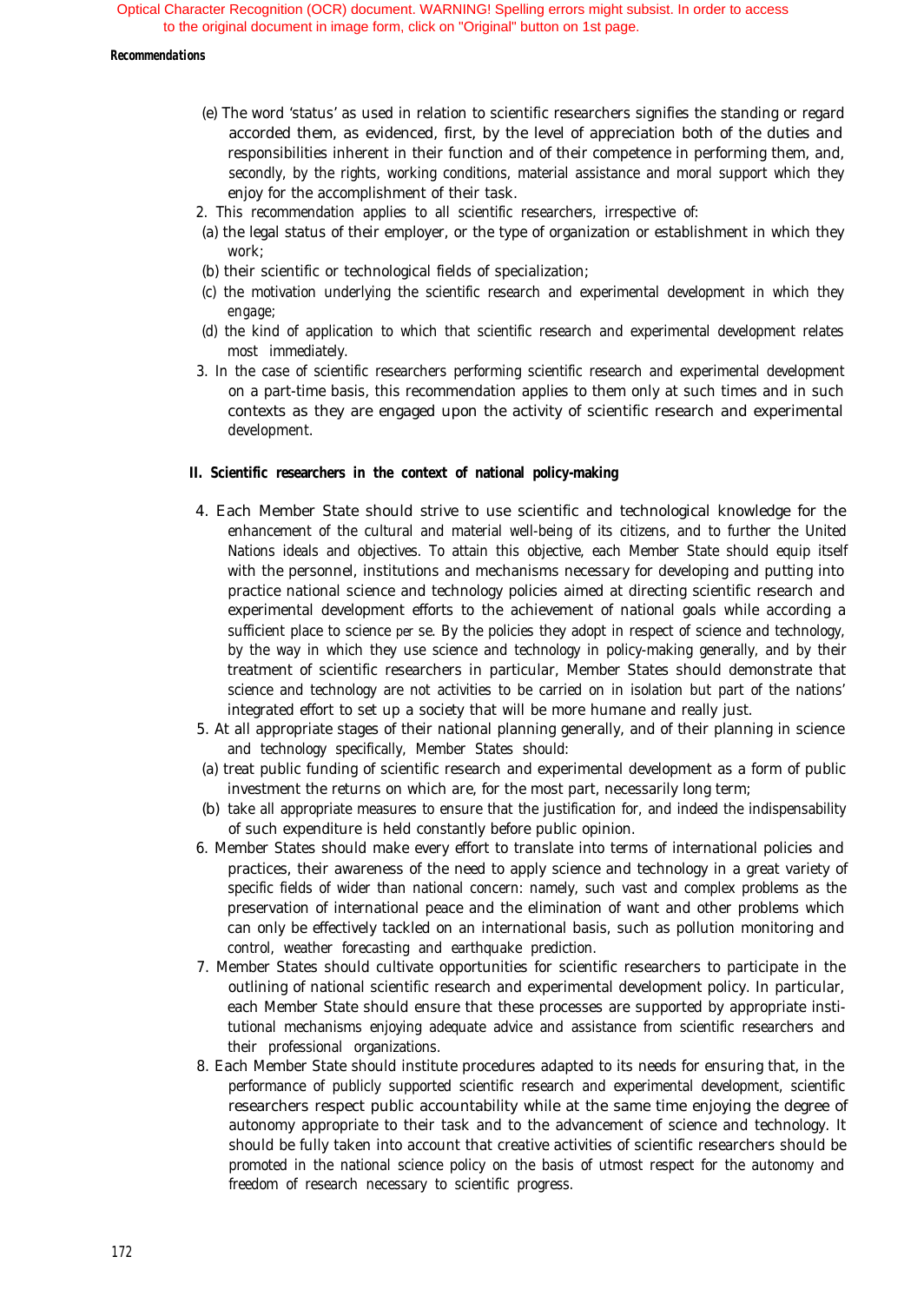(e) The word 'status' as used in relation to scientific researchers signifies the standing or regard accorded them, as evidenced, first, by the level of appreciation both of the duties and responsibilities inherent in their function and of their competence in performing them, and, secondly, by the rights, working conditions, material assistance and moral support which they enjoy for the accomplishment of their task.

2. This recommendation applies to all scientific researchers, irrespective of:

(a) the legal status of their employer, or the type of organization or establishment in which they work;

(b) their scientific or technological fields of specialization;

(c) the motivation underlying the scientific research and experimental development in which they engage;

(d) the kind of application to which that scientific research and experimental development relates most immediately.

3. In the case of scientific researchers performing scientific research and experimental development on a part-time basis, this recommendation applies to them only at such times and in such contexts as they are engaged upon the activity of scientific research and experimental development.

## II. Scientific researchers in the context of national policy-making

4. Each Member State should strive to use scientific and technological knowledge for the enhancement of the cultural and material well-being of its citizens, and to further the United Nations ideals and objectives. To attain this objective, each Member State should equip itself with the personnel, institutions and mechanisms necessary for developing and putting into practice national science and technology policies aimed at directing scientific research and experimental development efforts to the achievement of national goals while according a sufficient place to science *per se*. By the policies they adopt in respect of science and technology, by the way in which they use science and technology in policy-making generally, and by their treatment of scientific researchers in particular, Member States should demonstrate that science and technology are not activities to be carried on in isolation but part of the nations' integrated effort to set up a society that will be more humane and really just.

5. At all appropriate stages of their national planning generally, and of their planning in science and technology specifically, Member States should:

(a) treat public funding of scientific research and experimental development as a form of public investment the returns on which are, for the most part, necessarily long term;

(b) take all appropriate measures to ensure that the justification for, and indeed the indispensability of such expenditure is held constantly before public opinion.

6. Member States should make every effort to translate into terms of international policies and practices, their awareness of the need to apply science and technology in a great variety of specific fields of wider than national concern: namely, such vast and complex problems as the preservation of international peace and the elimination of want and other problems which can only be effectively tackled on an international basis, such as pollution monitoring and control, weather forecasting and earthquake prediction.

7. Member States should cultivate opportunities for scientific researchers to participate in the outlining of national scientific research and experimental development policy. In particular, each Member State should ensure that these processes are supported by appropriate institutional mechanisms enjoying adequate advice and assistance from scientific researchers and their professional organizations.

8. Each Member State should institute procedures adapted to its needs for ensuring that, in the performance of publicly supported scientific research and experimental development, scientific researchers respect public accountability while at the same time enjoying the degree of autonomy appropriate to their task and to the advancement of science and technology. It should be fully taken into account that creative activities of scientific researchers should be promoted in the national science policy on the basis of utmost respect for the autonomy and freedom of research necessary to scientific progress.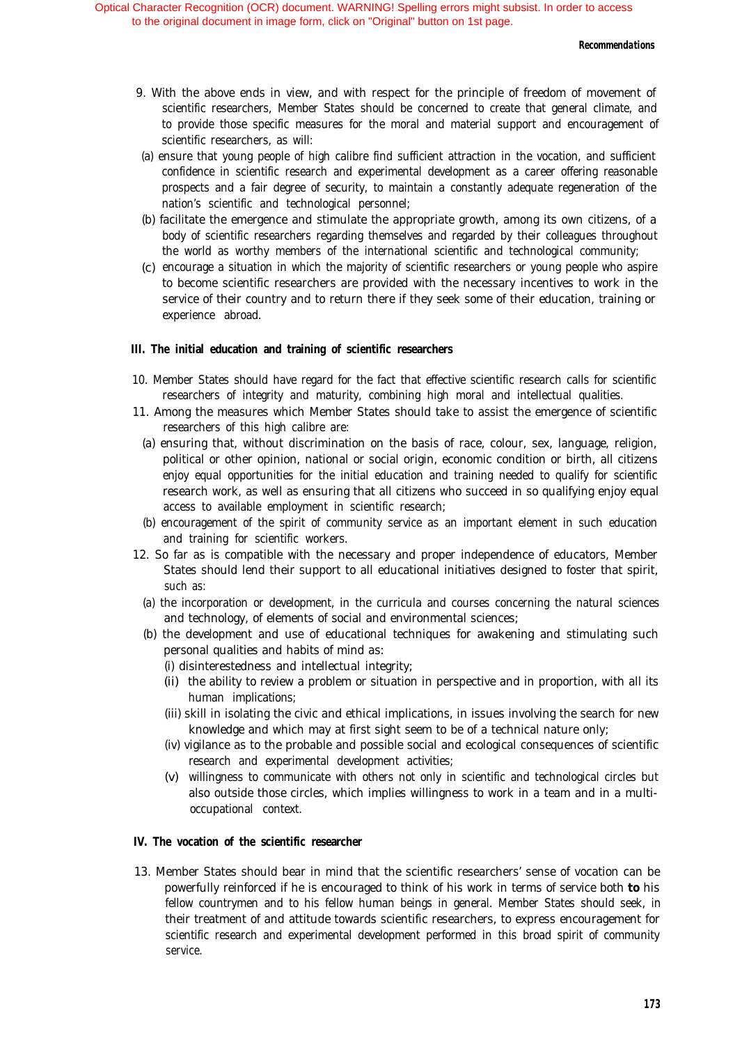9. With the above ends in view, and with respect for the principle of freedom of movement of scientific researchers, Member States should be concerned to create that general climate, and to provide those specific measures for the moral and material support and encouragement of scientific researchers, as will:

(a) ensure that young people of high calibre find sufficient attraction in the vocation, and sufficient confidence in scientific research and experimental development as a career offering reasonable prospects and a fair degree of security, to maintain a constantly adequate regeneration of the nation's scientific and technological personnel;

(b) facilitate the emergence and stimulate the appropriate growth, among its own citizens, of a body of scientific researchers regarding themselves and regarded by their colleagues throughout the world as worthy members of the international scientific and technological community;

(c) encourage a situation in which the majority of scientific researchers or young people who aspire to become scientific researchers are provided with the necessary incentives to work in the service of their country and to return there if they seek some of their education, training or experience abroad.

## III. The initial education and training of scientific researchers

10. Member States should have regard for the fact that effective scientific research calls for scientific researchers of integrity and maturity, combining high moral and intellectual qualities.

11. Among the measures which Member States should take to assist the emergence of scientific researchers of this high calibre are:

(a) ensuring that, without discrimination on the basis of race, colour, sex, language, religion, political or other opinion, national or social origin, economic condition or birth, all citizens enjoy equal opportunities for the initial education and training needed to qualify for scientific research work, as well as ensuring that all citizens who succeed in so qualifying enjoy equal access to available employment in scientific research;

(b) encouragement of the spirit of community service as an important element in such education and training for scientific workers.

12. So far as is compatible with the necessary and proper independence of educators, Member States should lend their support to all educational initiatives designed to foster that spirit, such as:

(a) the incorporation or development, in the curricula and courses concerning the natural sciences and technology, of elements of social and environmental sciences;

(b) the development and use of educational techniques for awakening and stimulating such personal qualities and habits of mind as:

(i) disinterestedness and intellectual integrity;

(ii) the ability to review a problem or situation in perspective and in proportion, with all its human implications;

(iii) skill in isolating the civic and ethical implications, in issues involving the search for new knowledge and which may at first sight seem to be of a technical nature only;

(iv) vigilance as to the probable and possible social and ecological consequences of scientific research and experimental development activities;

(v) willingness to communicate with others not only in scientific and technological circles but also outside those circles, which implies willingness to work in a team and in a multi-occupational context.

## IV. The vocation of the scientific researcher

13. Member States should bear in mind that the scientific researchers' sense of vocation can be powerfully reinforced if he is encouraged to think of his work in terms of service both **to** his fellow countrymen and to his fellow human beings in general. Member States should seek, in their treatment of and attitude towards scientific researchers, to express encouragement for scientific research and experimental development performed in this broad spirit of community service.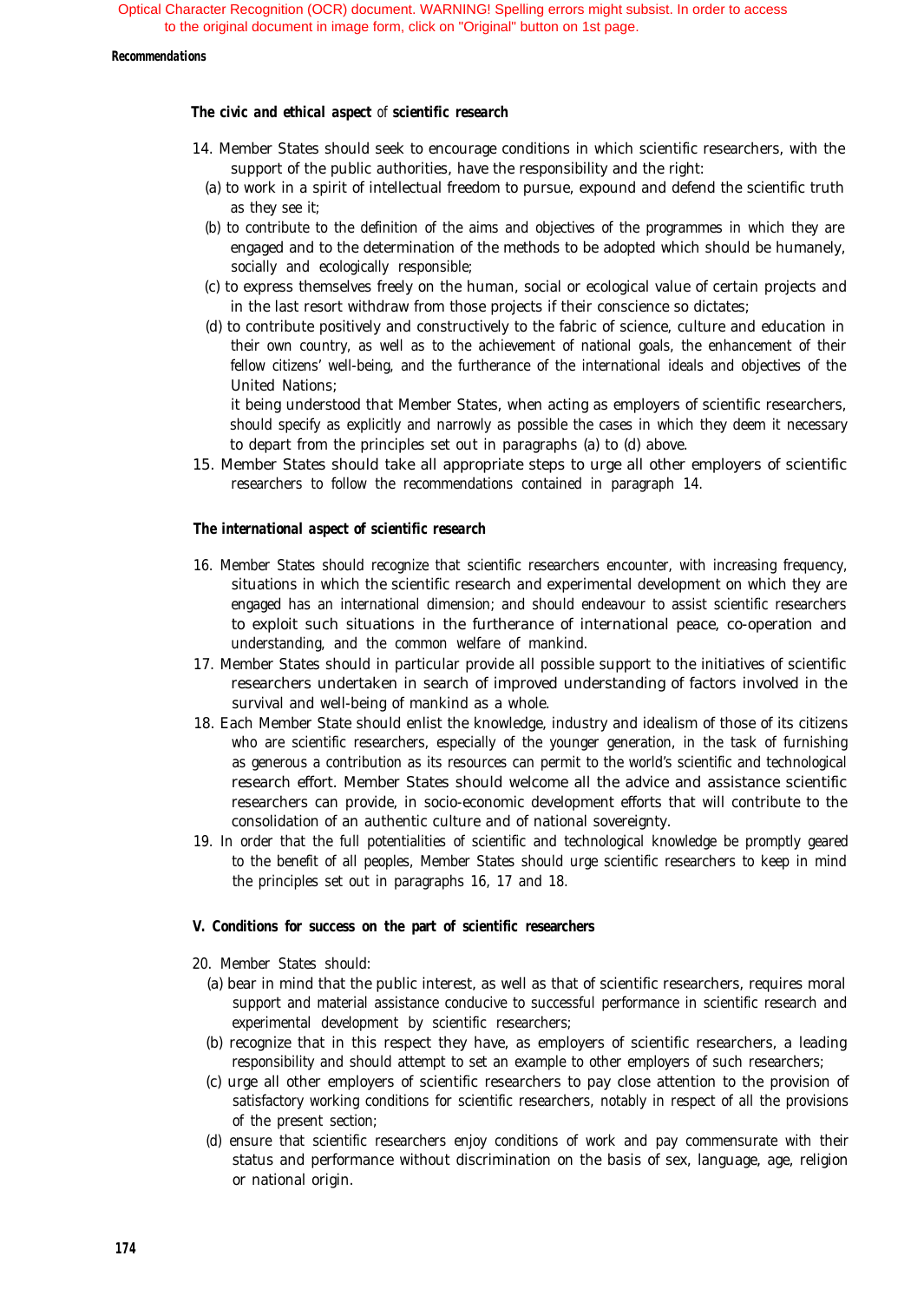### The civic and ethical aspect of scientific research

14. Member States should seek to encourage conditions in which scientific researchers, with the support of the public authorities, have the responsibility and the right:
   (a) to work in a spirit of intellectual freedom to pursue, expound and defend the scientific truth as they see it;
   (b) to contribute to the definition of the aims and objectives of the programmes in which they are engaged and to the determination of the methods to be adopted which should be humanely, socially and ecologically responsible;
   (c) to express themselves freely on the human, social or ecological value of certain projects and in the last resort withdraw from those projects if their conscience so dictates;
   (d) to contribute positively and constructively to the fabric of science, culture and education in their own country, as well as to the achievement of national goals, the enhancement of their fellow citizens' well-being, and the furtherance of the international ideals and objectives of the United Nations;

   it being understood that Member States, when acting as employers of scientific researchers, should specify as explicitly and narrowly as possible the cases in which they deem it necessary to depart from the principles set out in paragraphs (a) to (d) above.

15. Member States should take all appropriate steps to urge all other employers of scientific researchers to follow the recommendations contained in paragraph 14.

### The international aspect of scientific research

16. Member States should recognize that scientific researchers encounter, with increasing frequency, situations in which the scientific research and experimental development on which they are engaged has an international dimension; and should endeavour to assist scientific researchers to exploit such situations in the furtherance of international peace, co-operation and understanding, and the common welfare of mankind.
17. Member States should in particular provide all possible support to the initiatives of scientific researchers undertaken in search of improved understanding of factors involved in the survival and well-being of mankind as a whole.
18. Each Member State should enlist the knowledge, industry and idealism of those of its citizens who are scientific researchers, especially of the younger generation, in the task of furnishing as generous a contribution as its resources can permit to the world's scientific and technological research effort. Member States should welcome all the advice and assistance scientific researchers can provide, in socio-economic development efforts that will contribute to the consolidation of an authentic culture and of national sovereignty.
19. In order that the full potentialities of scientific and technological knowledge be promptly geared to the benefit of all peoples, Member States should urge scientific researchers to keep in mind the principles set out in paragraphs 16, 17 and 18.

### V. Conditions for success on the part of scientific researchers

20. Member States should:
   (a) bear in mind that the public interest, as well as that of scientific researchers, requires moral support and material assistance conducive to successful performance in scientific research and experimental development by scientific researchers;
   (b) recognize that in this respect they have, as employers of scientific researchers, a leading responsibility and should attempt to set an example to other employers of such researchers;
   (c) urge all other employers of scientific researchers to pay close attention to the provision of satisfactory working conditions for scientific researchers, notably in respect of all the provisions of the present section;
   (d) ensure that scientific researchers enjoy conditions of work and pay commensurate with their status and performance without discrimination on the basis of sex, language, age, religion or national origin.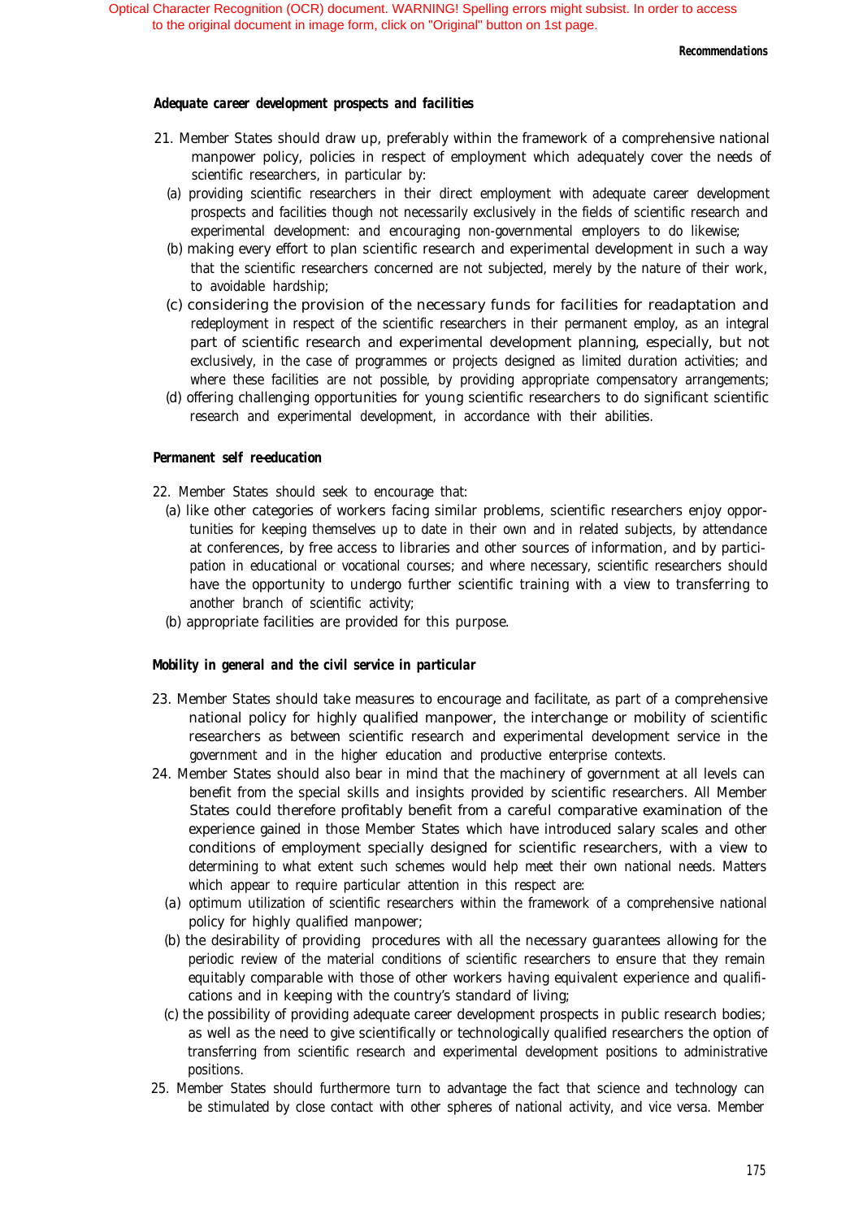***Adequate career development prospects and facilities***

21. Member States should draw up, preferably within the framework of a comprehensive national manpower policy, policies in respect of employment which adequately cover the needs of scientific researchers, in particular by:
    (a) providing scientific researchers in their direct employment with adequate career development prospects and facilities though not necessarily exclusively in the fields of scientific research and experimental development: and encouraging non-governmental employers to do likewise;
    (b) making every effort to plan scientific research and experimental development in such a way that the scientific researchers concerned are not subjected, merely by the nature of their work, to avoidable hardship;
    (c) considering the provision of the necessary funds for facilities for readaptation and redeployment in respect of the scientific researchers in their permanent employ, as an integral part of scientific research and experimental development planning, especially, but not exclusively, in the case of programmes or projects designed as limited duration activities; and where these facilities are not possible, by providing appropriate compensatory arrangements;
    (d) offering challenging opportunities for young scientific researchers to do significant scientific research and experimental development, in accordance with their abilities.

***Permanent self re-education***

22. Member States should seek to encourage that:
    (a) like other categories of workers facing similar problems, scientific researchers enjoy opportunities for keeping themselves up to date in their own and in related subjects, by attendance at conferences, by free access to libraries and other sources of information, and by participation in educational or vocational courses; and where necessary, scientific researchers should have the opportunity to undergo further scientific training with a view to transferring to another branch of scientific activity;
    (b) appropriate facilities are provided for this purpose.

***Mobility in general and the civil service in particular***

23. Member States should take measures to encourage and facilitate, as part of a comprehensive national policy for highly qualified manpower, the interchange or mobility of scientific researchers as between scientific research and experimental development service in the government and in the higher education and productive enterprise contexts.
24. Member States should also bear in mind that the machinery of government at all levels can benefit from the special skills and insights provided by scientific researchers. All Member States could therefore profitably benefit from a careful comparative examination of the experience gained in those Member States which have introduced salary scales and other conditions of employment specially designed for scientific researchers, with a view to determining to what extent such schemes would help meet their own national needs. Matters which appear to require particular attention in this respect are:
    (a) optimum utilization of scientific researchers within the framework of a comprehensive national policy for highly qualified manpower;
    (b) the desirability of providing procedures with all the necessary guarantees allowing for the periodic review of the material conditions of scientific researchers to ensure that they remain equitably comparable with those of other workers having equivalent experience and qualifications and in keeping with the country's standard of living;
    (c) the possibility of providing adequate career development prospects in public research bodies; as well as the need to give scientifically or technologically qualified researchers the option of transferring from scientific research and experimental development positions to administrative positions.
25. Member States should furthermore turn to advantage the fact that science and technology can be stimulated by close contact with other spheres of national activity, and vice versa. Member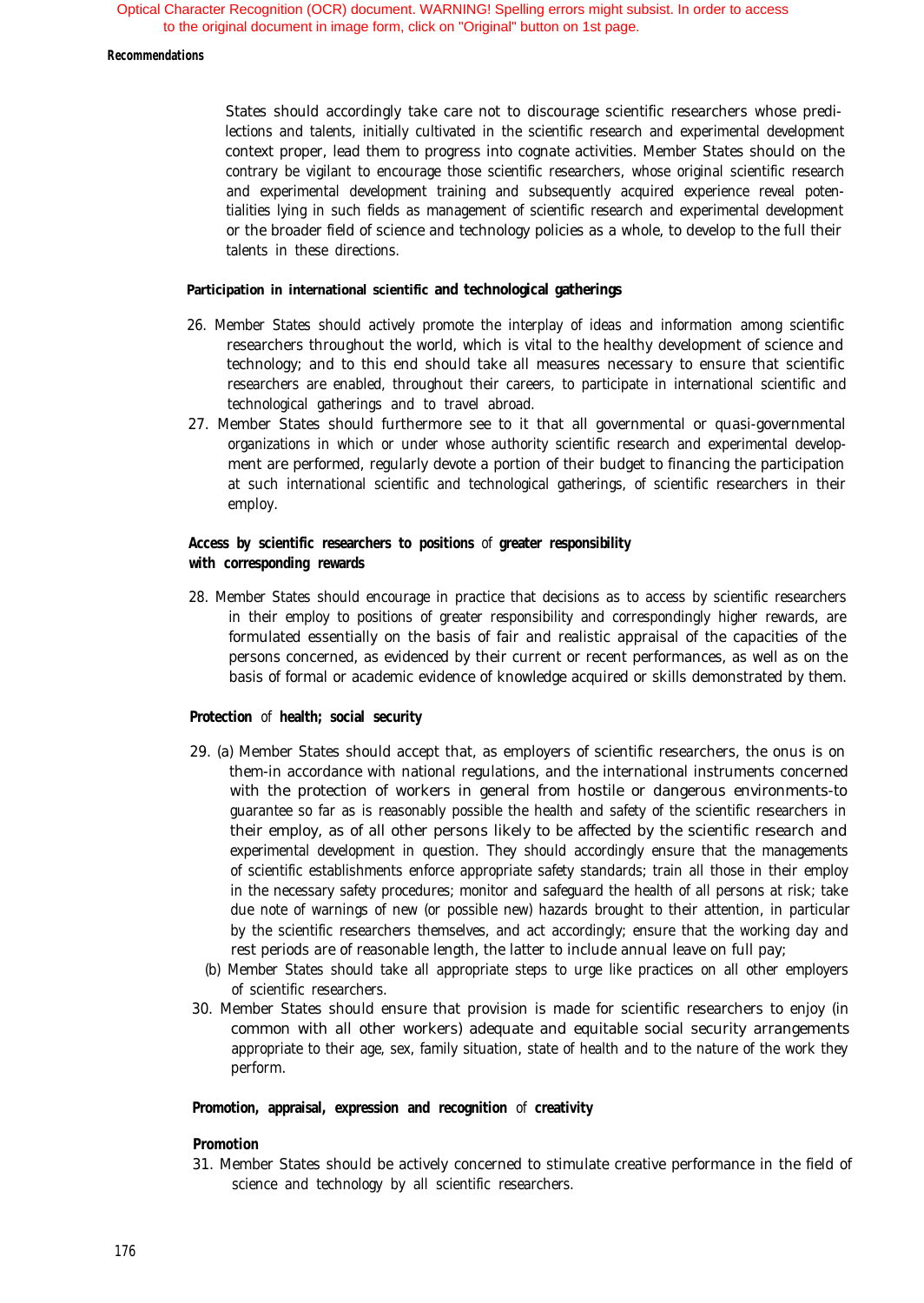States should accordingly take care not to discourage scientific researchers whose predilections and talents, initially cultivated in the scientific research and experimental development context proper, lead them to progress into cognate activities. Member States should on the contrary be vigilant to encourage those scientific researchers, whose original scientific research and experimental development training and subsequently acquired experience reveal potentialities lying in such fields as management of scientific research and experimental development or the broader field of science and technology policies as a whole, to develop to the full their talents in these directions.

### Participation in international scientific and technological gatherings

26. Member States should actively promote the interplay of ideas and information among scientific researchers throughout the world, which is vital to the healthy development of science and technology; and to this end should take all measures necessary to ensure that scientific researchers are enabled, throughout their careers, to participate in international scientific and technological gatherings and to travel abroad.
27. Member States should furthermore see to it that all governmental or quasi-governmental organizations in which or under whose authority scientific research and experimental development are performed, regularly devote a portion of their budget to financing the participation at such international scientific and technological gatherings, of scientific researchers in their employ.

### Access by scientific researchers to positions of greater responsibility with corresponding rewards

28. Member States should encourage in practice that decisions as to access by scientific researchers in their employ to positions of greater responsibility and correspondingly higher rewards, are formulated essentially on the basis of fair and realistic appraisal of the capacities of the persons concerned, as evidenced by their current or recent performances, as well as on the basis of formal or academic evidence of knowledge acquired or skills demonstrated by them.

### Protection of health; social security

29. (a) Member States should accept that, as employers of scientific researchers, the onus is on them-in accordance with national regulations, and the international instruments concerned with the protection of workers in general from hostile or dangerous environments-to guarantee so far as is reasonably possible the health and safety of the scientific researchers in their employ, as of all other persons likely to be affected by the scientific research and experimental development in question. They should accordingly ensure that the managements of scientific establishments enforce appropriate safety standards; train all those in their employ in the necessary safety procedures; monitor and safeguard the health of all persons at risk; take due note of warnings of new (or possible new) hazards brought to their attention, in particular by the scientific researchers themselves, and act accordingly; ensure that the working day and rest periods are of reasonable length, the latter to include annual leave on full pay;

    (b) Member States should take all appropriate steps to urge like practices on all other employers of scientific researchers.
30. Member States should ensure that provision is made for scientific researchers to enjoy (in common with all other workers) adequate and equitable social security arrangements appropriate to their age, sex, family situation, state of health and to the nature of the work they perform.

### Promotion, appraisal, expression and recognition of creativity

#### Promotion

31. Member States should be actively concerned to stimulate creative performance in the field of science and technology by all scientific researchers.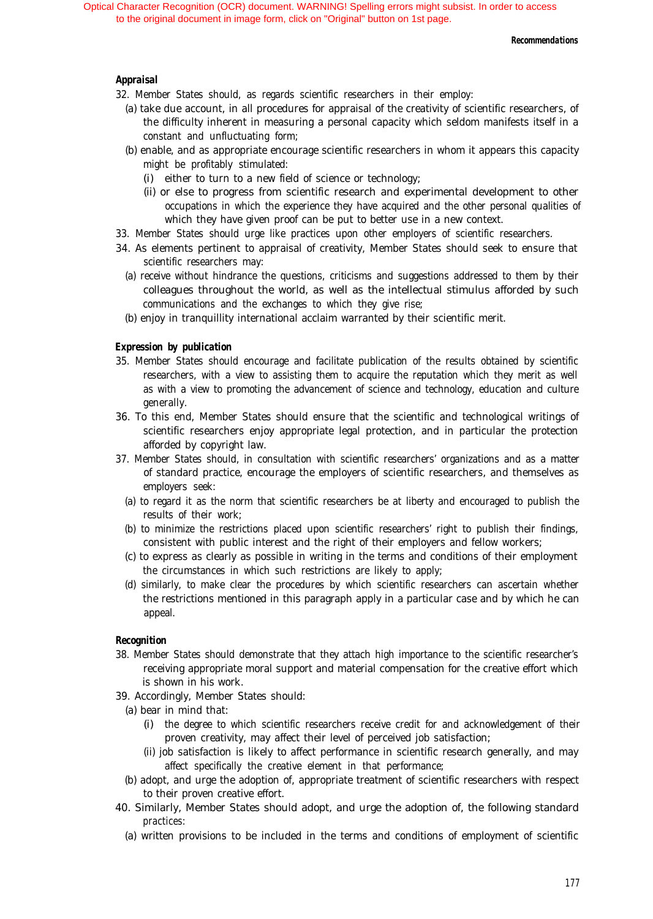### *Appraisal*

32. Member States should, as regards scientific researchers in their employ:
   (a) take due account, in all procedures for appraisal of the creativity of scientific researchers, of the difficulty inherent in measuring a personal capacity which seldom manifests itself in a constant and unfluctuating form;
   (b) enable, and as appropriate encourage scientific researchers in whom it appears this capacity might be profitably stimulated:
      (i) either to turn to a new field of science or technology;
      (ii) or else to progress from scientific research and experimental development to other occupations in which the experience they have acquired and the other personal qualities of which they have given proof can be put to better use in a new context.
33. Member States should urge like practices upon other employers of scientific researchers.
34. As elements pertinent to appraisal of creativity, Member States should seek to ensure that scientific researchers may:
   (a) receive without hindrance the questions, criticisms and suggestions addressed to them by their colleagues throughout the world, as well as the intellectual stimulus afforded by such communications and the exchanges to which they give rise;
   (b) enjoy in tranquillity international acclaim warranted by their scientific merit.

### *Expression by publication*

35. Member States should encourage and facilitate publication of the results obtained by scientific researchers, with a view to assisting them to acquire the reputation which they merit as well as with a view to promoting the advancement of science and technology, education and culture generally.
36. To this end, Member States should ensure that the scientific and technological writings of scientific researchers enjoy appropriate legal protection, and in particular the protection afforded by copyright law.
37. Member States should, in consultation with scientific researchers' organizations and as a matter of standard practice, encourage the employers of scientific researchers, and themselves as employers seek:
   (a) to regard it as the norm that scientific researchers be at liberty and encouraged to publish the results of their work;
   (b) to minimize the restrictions placed upon scientific researchers' right to publish their findings, consistent with public interest and the right of their employers and fellow workers;
   (c) to express as clearly as possible in writing in the terms and conditions of their employment the circumstances in which such restrictions are likely to apply;
   (d) similarly, to make clear the procedures by which scientific researchers can ascertain whether the restrictions mentioned in this paragraph apply in a particular case and by which he can appeal.

### *Recognition*

38. Member States should demonstrate that they attach high importance to the scientific researcher's receiving appropriate moral support and material compensation for the creative effort which is shown in his work.
39. Accordingly, Member States should:
   (a) bear in mind that:
      (i) the degree to which scientific researchers receive credit for and acknowledgement of their proven creativity, may affect their level of perceived job satisfaction;
      (ii) job satisfaction is likely to affect performance in scientific research generally, and may affect specifically the creative element in that performance;
   (b) adopt, and urge the adoption of, appropriate treatment of scientific researchers with respect to their proven creative effort.
40. Similarly, Member States should adopt, and urge the adoption of, the following standard practices:
   (a) written provisions to be included in the terms and conditions of employment of scientific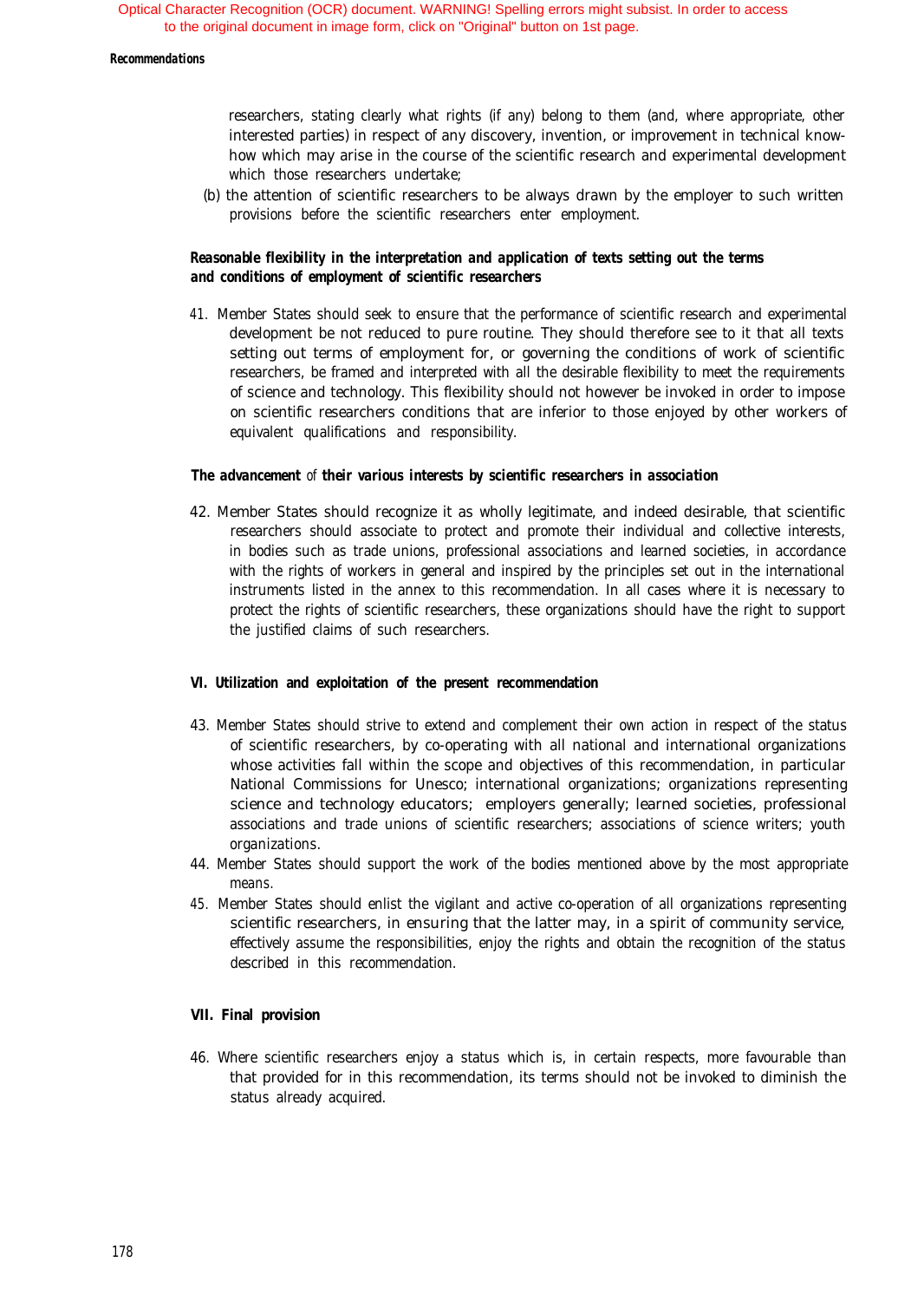researchers, stating clearly what rights (if any) belong to them (and, where appropriate, other interested parties) in respect of any discovery, invention, or improvement in technical know-how which may arise in the course of the scientific research and experimental development which those researchers undertake;

(b) the attention of scientific researchers to be always drawn by the employer to such written provisions before the scientific researchers enter employment.

***Reasonable flexibility in the interpretation and application of texts setting out the terms and conditions of employment of scientific researchers***

41. Member States should seek to ensure that the performance of scientific research and experimental development be not reduced to pure routine. They should therefore see to it that all texts setting out terms of employment for, or governing the conditions of work of scientific researchers, be framed and interpreted with all the desirable flexibility to meet the requirements of science and technology. This flexibility should not however be invoked in order to impose on scientific researchers conditions that are inferior to those enjoyed by other workers of equivalent qualifications and responsibility.

***The advancement of their various interests by scientific researchers in association***

42. Member States should recognize it as wholly legitimate, and indeed desirable, that scientific researchers should associate to protect and promote their individual and collective interests, in bodies such as trade unions, professional associations and learned societies, in accordance with the rights of workers in general and inspired by the principles set out in the international instruments listed in the annex to this recommendation. In all cases where it is necessary to protect the rights of scientific researchers, these organizations should have the right to support the justified claims of such researchers.

## VI. Utilization and exploitation of the present recommendation

43. Member States should strive to extend and complement their own action in respect of the status of scientific researchers, by co-operating with all national and international organizations whose activities fall within the scope and objectives of this recommendation, in particular National Commissions for Unesco; international organizations; organizations representing science and technology educators; employers generally; learned societies, professional associations and trade unions of scientific researchers; associations of science writers; youth organizations.
44. Member States should support the work of the bodies mentioned above by the most appropriate means.
45. Member States should enlist the vigilant and active co-operation of all organizations representing scientific researchers, in ensuring that the latter may, in a spirit of community service, effectively assume the responsibilities, enjoy the rights and obtain the recognition of the status described in this recommendation.

## VII. Final provision

46. Where scientific researchers enjoy a status which is, in certain respects, more favourable than that provided for in this recommendation, its terms should not be invoked to diminish the status already acquired.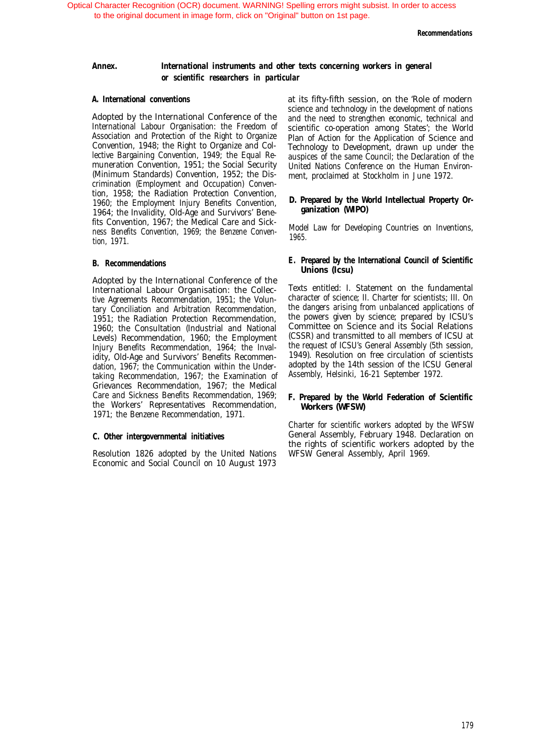## Annex. International instruments and other texts concerning workers in general or scientific researchers in particular

### A. International conventions

Adopted by the International Conference of the International Labour Organisation: the Freedom of Association and Protection of the Right to Organize Convention, 1948; the Right to Organize and Collective Bargaining Convention, 1949; the Equal Remuneration Convention, 1951; the Social Security (Minimum Standards) Convention, 1952; the Discrimination (Employment and Occupation) Convention, 1958; the Radiation Protection Convention, 1960; the Employment Injury Benefits Convention, 1964; the Invalidity, Old-Age and Survivors' Benefits Convention, 1967; the Medical Care and Sickness Benefits Convention, 1969; the Benzene Convention, 1971.

### B. Recommendations

Adopted by the International Conference of the International Labour Organisation: the Collective Agreements Recommendation, 1951; the Voluntary Conciliation and Arbitration Recommendation, 1951; the Radiation Protection Recommendation, 1960; the Consultation (Industrial and National Levels) Recommendation, 1960; the Employment Injury Benefits Recommendation, 1964; the Invalidity, Old-Age and Survivors' Benefits Recommendation, 1967; the Communication within the Undertaking Recommendation, 1967; the Examination of Grievances Recommendation, 1967; the Medical Care and Sickness Benefits Recommendation, 1969; the Workers' Representatives Recommendation, 1971; the Benzene Recommendation, 1971.

### C. Other intergovernmental initiatives

Resolution 1826 adopted by the United Nations Economic and Social Council on 10 August 1973 at its fifty-fifth session, on the 'Role of modern science and technology in the development of nations and the need to strengthen economic, technical and scientific co-operation among States'; the World Plan of Action for the Application of Science and Technology to Development, drawn up under the auspices of the same Council; the Declaration of the United Nations Conference on the Human Environment, proclaimed at Stockholm in June 1972.

### D. Prepared by the World Intellectual Property Organization (WIPO)

Model Law for Developing Countries on Inventions, 1965.

### E. Prepared by the International Council of Scientific Unions (Icsu)

Texts entitled: I. Statement on the fundamental character of science; II. Charter for scientists; III. On the dangers arising from unbalanced applications of the powers given by science; prepared by ICSU's Committee on Science and its Social Relations (CSSR) and transmitted to all members of ICSU at the request of ICSU's General Assembly (5th session, 1949). Resolution on free circulation of scientists adopted by the 14th session of the ICSU General Assembly, Helsinki, 16-21 September 1972.

### F. Prepared by the World Federation of Scientific Workers (WFSW)

Charter for scientific workers adopted by the WFSW General Assembly, February 1948. Declaration on the rights of scientific workers adopted by the WFSW General Assembly, April 1969.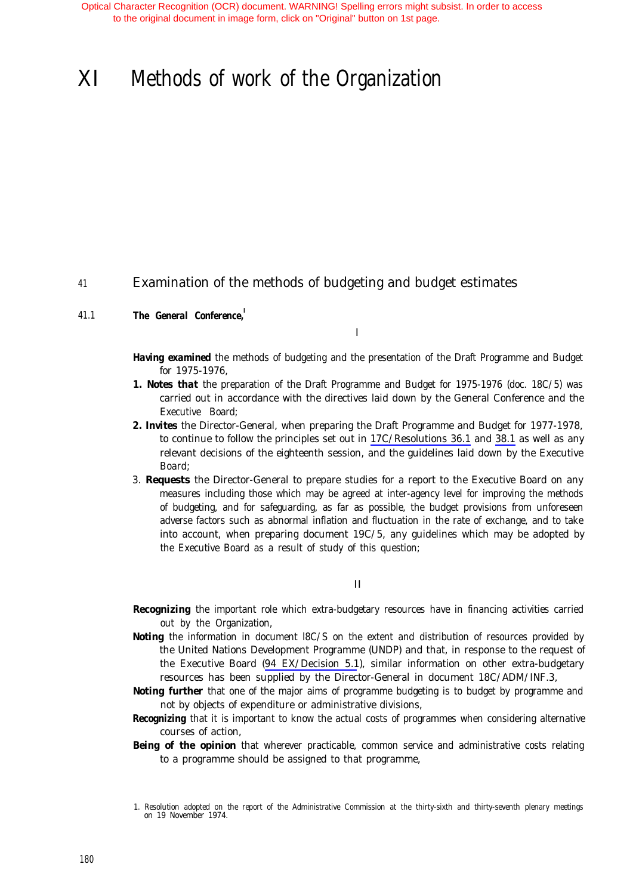Optical Character Recognition (OCR) document. WARNING! Spelling errors might subsist. In order to access to the original document in image form, click on "Original" button on 1st page.

# XI Methods of work of the Organization

## 41 Examination of the methods of budgeting and budget estimates

41.1 **The General Conference,**[1]

I

**Having examined** the methods of budgeting and the presentation of the Draft Programme and Budget for 1975-1976,

1. **Notes that** the preparation of the Draft Programme and Budget for 1975-1976 (doc. 18C/5) was carried out in accordance with the directives laid down by the General Conference and the Executive Board;
2. **Invites** the Director-General, when preparing the Draft Programme and Budget for 1977-1978, to continue to follow the principles set out in 17C/Resolutions 36.1 and 38.1 as well as any relevant decisions of the eighteenth session, and the guidelines laid down by the Executive Board;
3. **Requests** the Director-General to prepare studies for a report to the Executive Board on any measures including those which may be agreed at inter-agency level for improving the methods of budgeting, and for safeguarding, as far as possible, the budget provisions from unforeseen adverse factors such as abnormal inflation and fluctuation in the rate of exchange, and to take into account, when preparing document 19C/5, any guidelines which may be adopted by the Executive Board as a result of study of this question;

II

**Recognizing** the important role which extra-budgetary resources have in financing activities carried out by the Organization,

**Noting** the information in document l8C/S on the extent and distribution of resources provided by the United Nations Development Programme (UNDP) and that, in response to the request of the Executive Board (94 EX/Decision 5.1), similar information on other extra-budgetary resources has been supplied by the Director-General in document 18C/ADM/INF.3,

**Noting further** that one of the major aims of programme budgeting is to budget by programme and not by objects of expenditure or administrative divisions,

**Recognizing** that it is important to know the actual costs of programmes when considering alternative courses of action,

**Being of the opinion** that wherever practicable, common service and administrative costs relating to a programme should be assigned to that programme,

1. Resolution adopted on the report of the Administrative Commission at the thirty-sixth and thirty-seventh plenary meetings on 19 November 1974.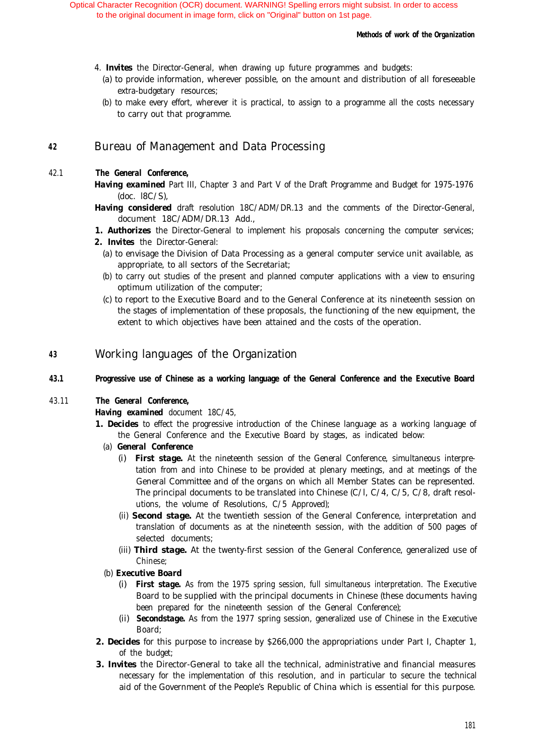4. **Invites** the Director-General, when drawing up future programmes and budgets:
   (a) to provide information, wherever possible, on the amount and distribution of all foreseeable extra-budgetary resources;
   (b) to make every effort, wherever it is practical, to assign to a programme all the costs necessary to carry out that programme.

## 42 Bureau of Management and Data Processing

42.1 ***The General Conference,***

***Having examined*** Part III, Chapter 3 and Part V of the Draft Programme and Budget for 1975-1976 (doc. 18C/5),

**Having considered** draft resolution 18C/ADM/DR.13 and the comments of the Director-General, document 18C/ADM/DR.13 Add.,

1. **Authorizes** the Director-General to implement his proposals concerning the computer services;
2. **Invites** the Director-General:
   (a) to envisage the Division of Data Processing as a general computer service unit available, as appropriate, to all sectors of the Secretariat;
   (b) to carry out studies of the present and planned computer applications with a view to ensuring optimum utilization of the computer;
   (c) to report to the Executive Board and to the General Conference at its nineteenth session on the stages of implementation of these proposals, the functioning of the new equipment, the extent to which objectives have been attained and the costs of the operation.

## 43 Working languages of the Organization

### 43.1 Progressive use of Chinese as a working language of the General Conference and the Executive Board

43.11 ***The General Conference,***

***Having examined*** document 18C/45,

1. **Decides** to effect the progressive introduction of the Chinese language as a working language of the General Conference and the Executive Board by stages, as indicated below:
   (a) ***General Conference***
      (i) **First stage.** At the nineteenth session of the General Conference, simultaneous interpretation from and into Chinese to be provided at plenary meetings, and at meetings of the General Committee and of the organs on which all Member States can be represented. The principal documents to be translated into Chinese (C/1, C/4, C/5, C/8, draft resolutions, the volume of Resolutions, C/5 Approved);
      (ii) **Second stage.** At the twentieth session of the General Conference, interpretation and translation of documents as at the nineteenth session, with the addition of 500 pages of selected documents;
      (iii) **Third stage.** At the twenty-first session of the General Conference, generalized use of Chinese;
   (b) **Executive Board**
      (i) **First stage.** As from the 1975 spring session, full simultaneous interpretation. The Executive Board to be supplied with the principal documents in Chinese (these documents having been prepared for the nineteenth session of the General Conference);
      (ii) **Secondstage.** As from the 1977 spring session, generalized use of Chinese in the Executive Board;
2. **Decides** for this purpose to increase by $266,000 the appropriations under Part I, Chapter 1, of the budget;
3. **Invites** the Director-General to take all the technical, administrative and financial measures necessary for the implementation of this resolution, and in particular to secure the technical aid of the Government of the People's Republic of China which is essential for this purpose.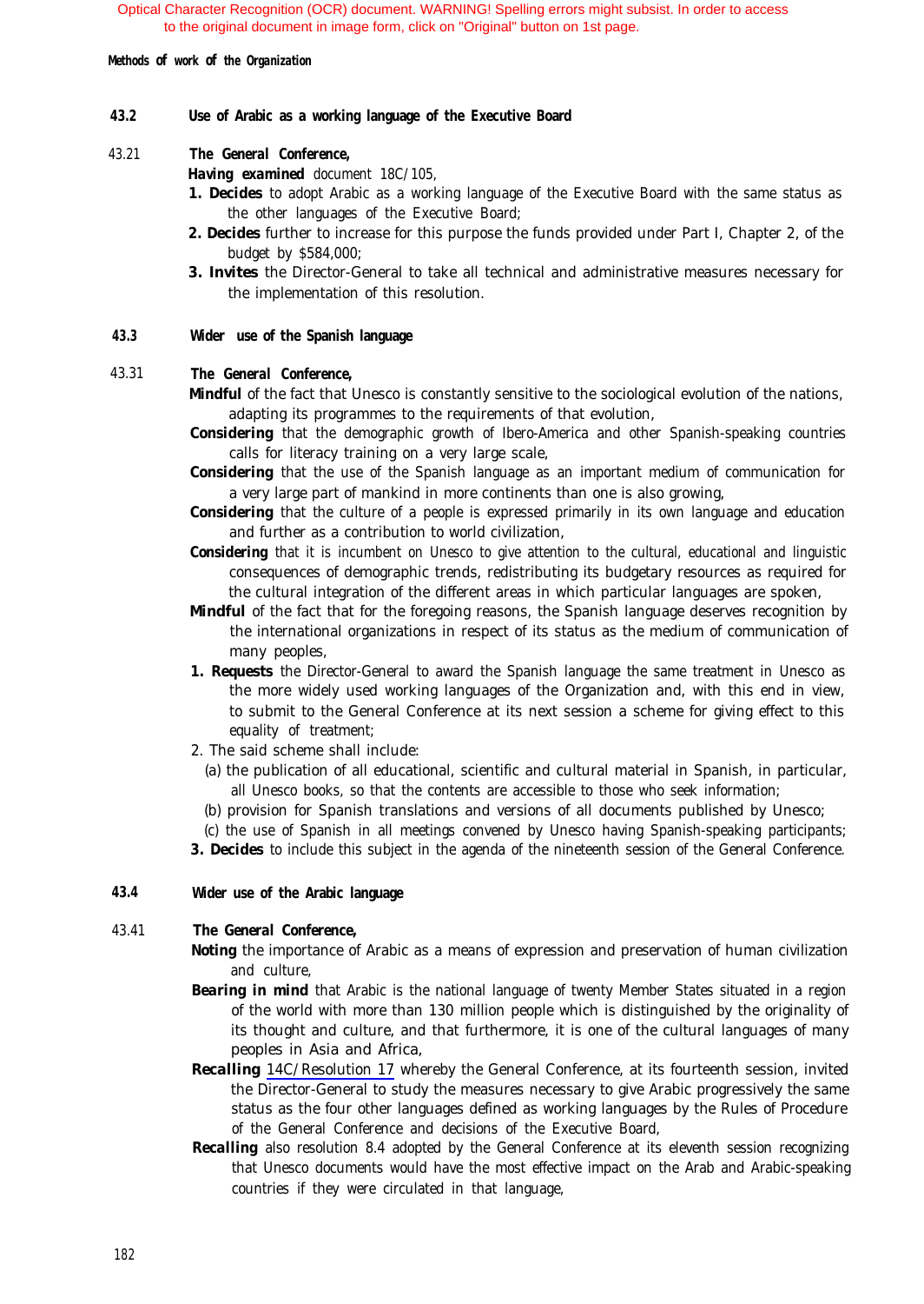Optical Character Recognition (OCR) document. WARNING! Spelling errors might subsist. In order to access to the original document in image form, click on "Original" button on 1st page.

## 43.2 Use of Arabic as a working language of the Executive Board

43.21 **The General Conference,**

***Having examined*** document 18C/105,

**1. Decides** to adopt Arabic as a working language of the Executive Board with the same status as the other languages of the Executive Board;

**2. Decides** further to increase for this purpose the funds provided under Part I, Chapter 2, of the budget by $584,000;

**3. Invites** the Director-General to take all technical and administrative measures necessary for the implementation of this resolution.

## 43.3 Wider use of the Spanish language

43.31 **The General Conference,**

**Mindful** of the fact that Unesco is constantly sensitive to the sociological evolution of the nations, adapting its programmes to the requirements of that evolution,

**Considering** that the demographic growth of Ibero-America and other Spanish-speaking countries calls for literacy training on a very large scale,

**Considering** that the use of the Spanish language as an important medium of communication for a very large part of mankind in more continents than one is also growing,

**Considering** that the culture of a people is expressed primarily in its own language and education and further as a contribution to world civilization,

**Considering** that it is incumbent on Unesco to give attention to the cultural, educational and linguistic consequences of demographic trends, redistributing its budgetary resources as required for the cultural integration of the different areas in which particular languages are spoken,

**Mindful** of the fact that for the foregoing reasons, the Spanish language deserves recognition by the international organizations in respect of its status as the medium of communication of many peoples,

**1. Requests** the Director-General to award the Spanish language the same treatment in Unesco as the more widely used working languages of the Organization and, with this end in view, to submit to the General Conference at its next session a scheme for giving effect to this equality of treatment;

2. The said scheme shall include:

(a) the publication of all educational, scientific and cultural material in Spanish, in particular, all Unesco books, so that the contents are accessible to those who seek information;

(b) provision for Spanish translations and versions of all documents published by Unesco;

(c) the use of Spanish in all meetings convened by Unesco having Spanish-speaking participants;

**3. Decides** to include this subject in the agenda of the nineteenth session of the General Conference.

## 43.4 Wider use of the Arabic language

43.41 **The General Conference,**

**Noting** the importance of Arabic as a means of expression and preservation of human civilization and culture,

***Bearing in mind*** that Arabic is the national language of twenty Member States situated in a region of the world with more than 130 million people which is distinguished by the originality of its thought and culture, and that furthermore, it is one of the cultural languages of many peoples in Asia and Africa,

**Recalling** 14C/Resolution 17 whereby the General Conference, at its fourteenth session, invited the Director-General to study the measures necessary to give Arabic progressively the same status as the four other languages defined as working languages by the Rules of Procedure of the General Conference and decisions of the Executive Board,

**Recalling** also resolution 8.4 adopted by the General Conference at its eleventh session recognizing that Unesco documents would have the most effective impact on the Arab and Arabic-speaking countries if they were circulated in that language,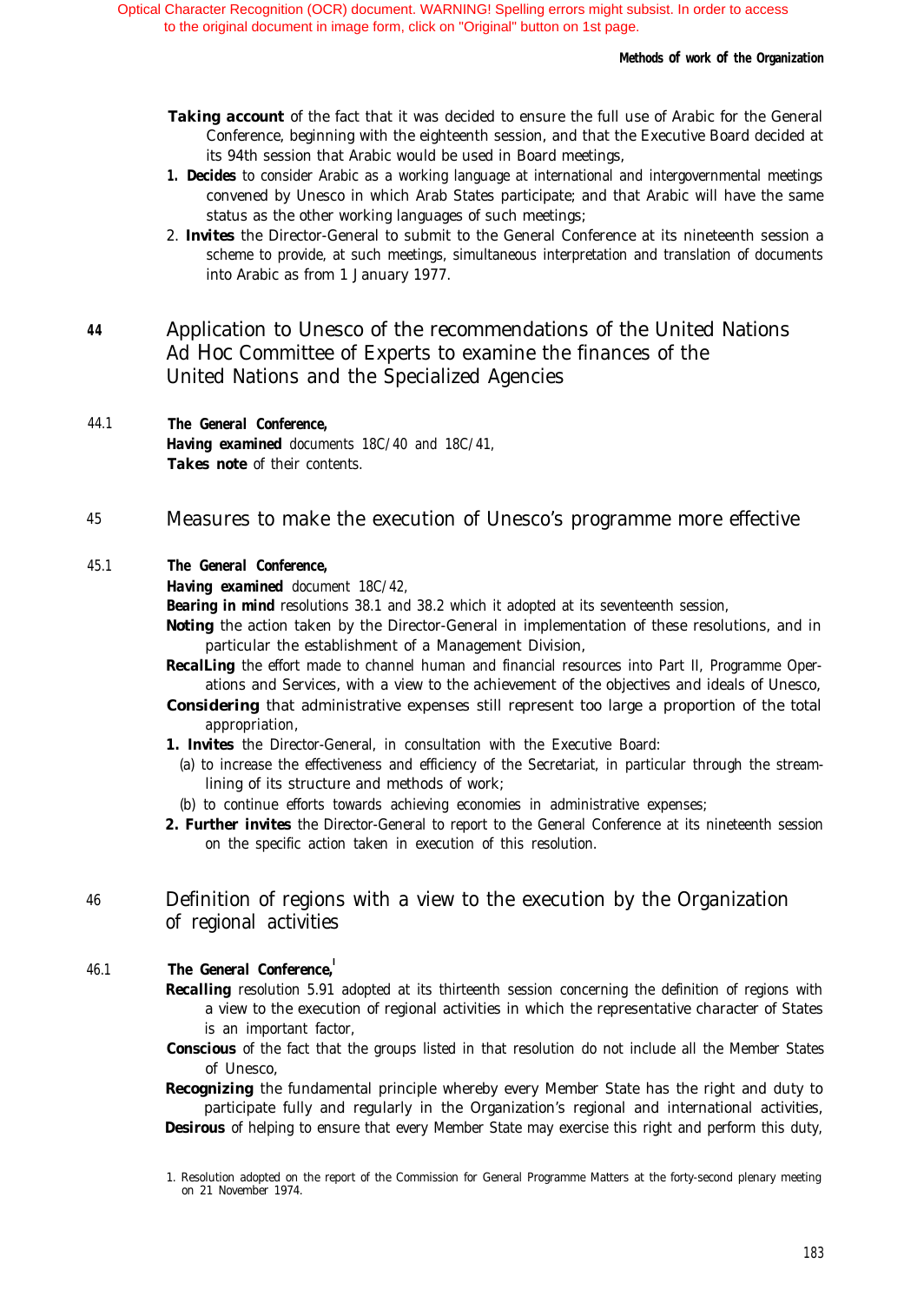**Taking account** of the fact that it was decided to ensure the full use of Arabic for the General Conference, beginning with the eighteenth session, and that the Executive Board decided at its 94th session that Arabic would be used in Board meetings,

1. **Decides** to consider Arabic as a working language at international and intergovernmental meetings convened by Unesco in which Arab States participate; and that Arabic will have the same status as the other working languages of such meetings;
2. **Invites** the Director-General to submit to the General Conference at its nineteenth session a scheme to provide, at such meetings, simultaneous interpretation and translation of documents into Arabic as from 1 January 1977.

## 44 Application to Unesco of the recommendations of the United Nations Ad Hoc Committee of Experts to examine the finances of the United Nations and the Specialized Agencies

44.1 ***The General Conference,***

**Having examined** documents 18C/40 and 18C/41,

**Takes note** of their contents.

## 45 Measures to make the execution of Unesco's programme more effective

45.1 ***The General Conference,***

**Having examined** document 18C/42,

**Bearing in mind** resolutions 38.1 and 38.2 which it adopted at its seventeenth session,

**Noting** the action taken by the Director-General in implementation of these resolutions, and in particular the establishment of a Management Division,

**RecalLing** the effort made to channel human and financial resources into Part II, Programme Operations and Services, with a view to the achievement of the objectives and ideals of Unesco,

**Considering** that administrative expenses still represent too large a proportion of the total appropriation,

1. **Invites** the Director-General, in consultation with the Executive Board:
   (a) to increase the effectiveness and efficiency of the Secretariat, in particular through the streamlining of its structure and methods of work;
   (b) to continue efforts towards achieving economies in administrative expenses;
2. **Further invites** the Director-General to report to the General Conference at its nineteenth session on the specific action taken in execution of this resolution.

## 46 Definition of regions with a view to the execution by the Organization of regional activities

46.1 ***The General Conference,***[1]

**Recalling** resolution 5.91 adopted at its thirteenth session concerning the definition of regions with a view to the execution of regional activities in which the representative character of States is an important factor,

**Conscious** of the fact that the groups listed in that resolution do not include all the Member States of Unesco,

**Recognizing** the fundamental principle whereby every Member State has the right and duty to participate fully and regularly in the Organization's regional and international activities,

**Desirous** of helping to ensure that every Member State may exercise this right and perform this duty,

1. Resolution adopted on the report of the Commission for General Programme Matters at the forty-second plenary meeting on 21 November 1974.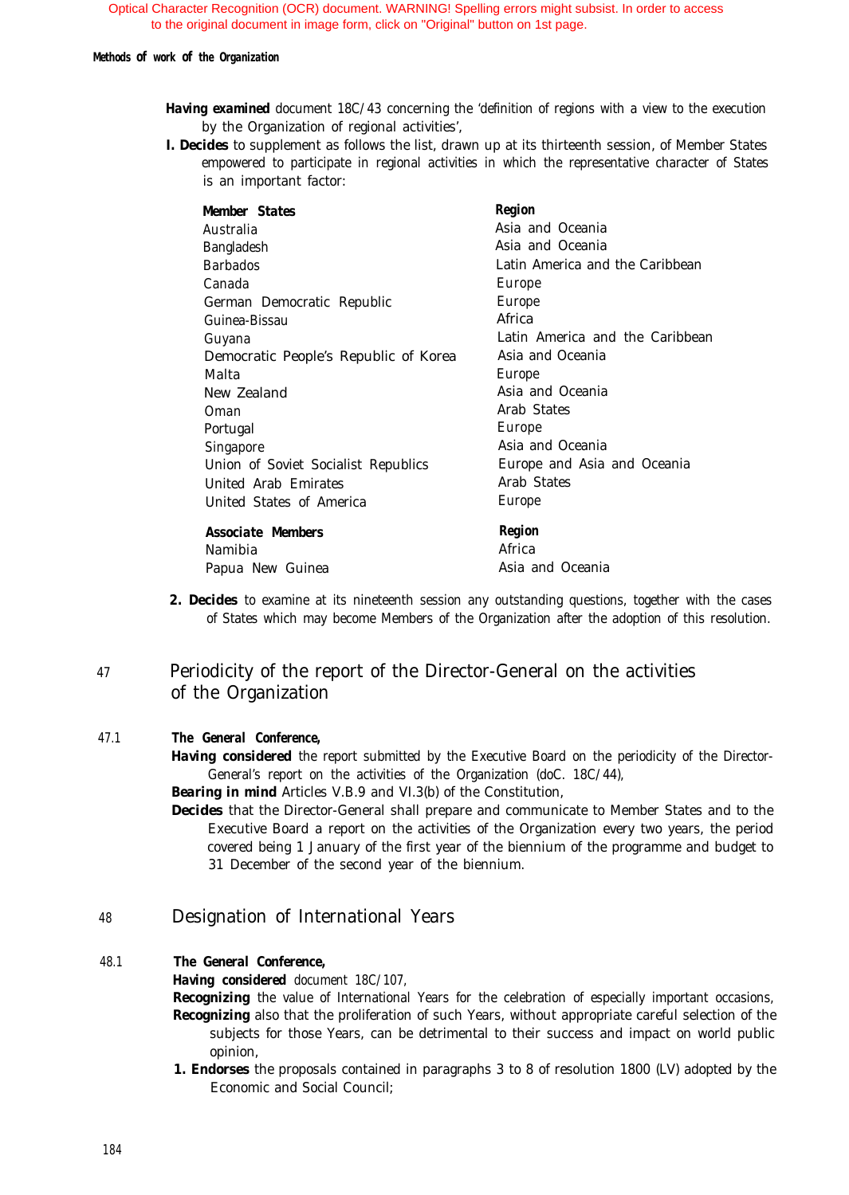Having examined document 18C/43 concerning the 'definition of regions with a view to the execution by the Organization of regional activities',

**I. Decides** to supplement as follows the list, drawn up at its thirteenth session, of Member States empowered to participate in regional activities in which the representative character of States is an important factor:

| Member States | Region |
|---|---|
| Australia | Asia and Oceania |
| Bangladesh | Asia and Oceania |
| Barbados | Latin America and the Caribbean |
| Canada | Europe |
| German Democratic Republic | Europe |
| Guinea-Bissau | Africa |
| Guyana | Latin America and the Caribbean |
| Democratic People's Republic of Korea | Asia and Oceania |
| Malta | Europe |
| New Zealand | Asia and Oceania |
| Oman | Arab States |
| Portugal | Europe |
| Singapore | Asia and Oceania |
| Union of Soviet Socialist Republics | Europe and Asia and Oceania |
| United Arab Emirates | Arab States |
| United States of America | Europe |

| Associate Members | Region |
|---|---|
| Namibia | Africa |
| Papua New Guinea | Asia and Oceania |

**2. Decides** to examine at its nineteenth session any outstanding questions, together with the cases of States which may become Members of the Organization after the adoption of this resolution.

## 47 Periodicity of the report of the Director-General on the activities of the Organization

47.1 **The General Conference,**

**Having considered** the report submitted by the Executive Board on the periodicity of the Director-General's report on the activities of the Organization (doC. 18C/44),

**Bearing in mind** Articles V.B.9 and VI.3(b) of the Constitution,

**Decides** that the Director-General shall prepare and communicate to Member States and to the Executive Board a report on the activities of the Organization every two years, the period covered being 1 January of the first year of the biennium of the programme and budget to 31 December of the second year of the biennium.

## 48 Designation of International Years

48.1 **The General Conference,**

**Having considered** document 18C/107,

**Recognizing** the value of International Years for the celebration of especially important occasions,

**Recognizing** also that the proliferation of such Years, without appropriate careful selection of the subjects for those Years, can be detrimental to their success and impact on world public opinion,

**1. Endorses** the proposals contained in paragraphs 3 to 8 of resolution 1800 (LV) adopted by the Economic and Social Council;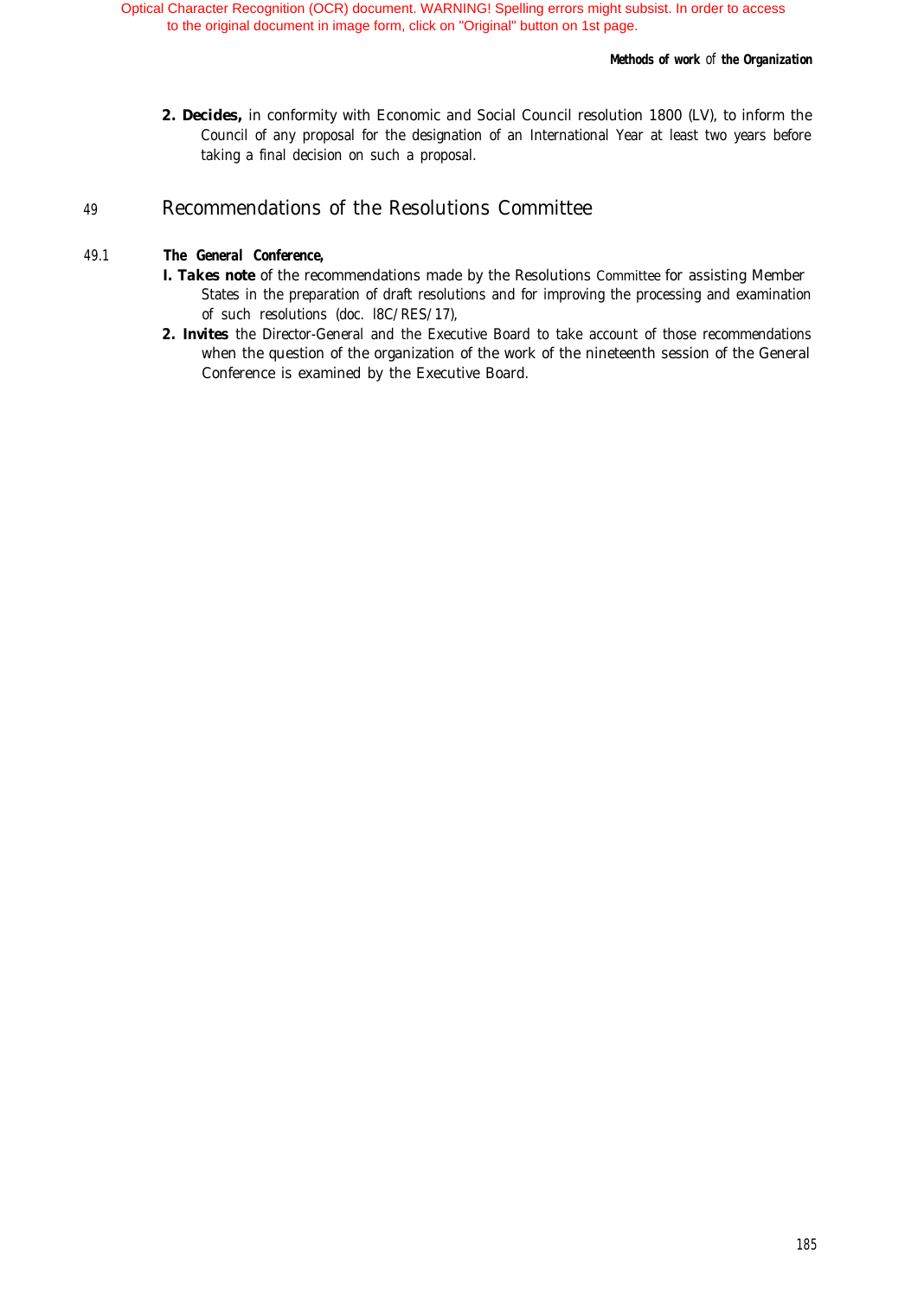**2. Decides,** in conformity with Economic and Social Council resolution 1800 (LV), to inform the Council of any proposal for the designation of an International Year at least two years before taking a final decision on such a proposal.

## 49 Recommendations of the Resolutions Committee

49.1 **The General Conference,**

**I. Takes note** of the recommendations made by the Resolutions Committee for assisting Member States in the preparation of draft resolutions and for improving the processing and examination of such resolutions (doc. l8C/RES/17),

**2. Invites** the Director-General and the Executive Board to take account of those recommendations when the question of the organization of the work of the nineteenth session of the General Conference is examined by the Executive Board.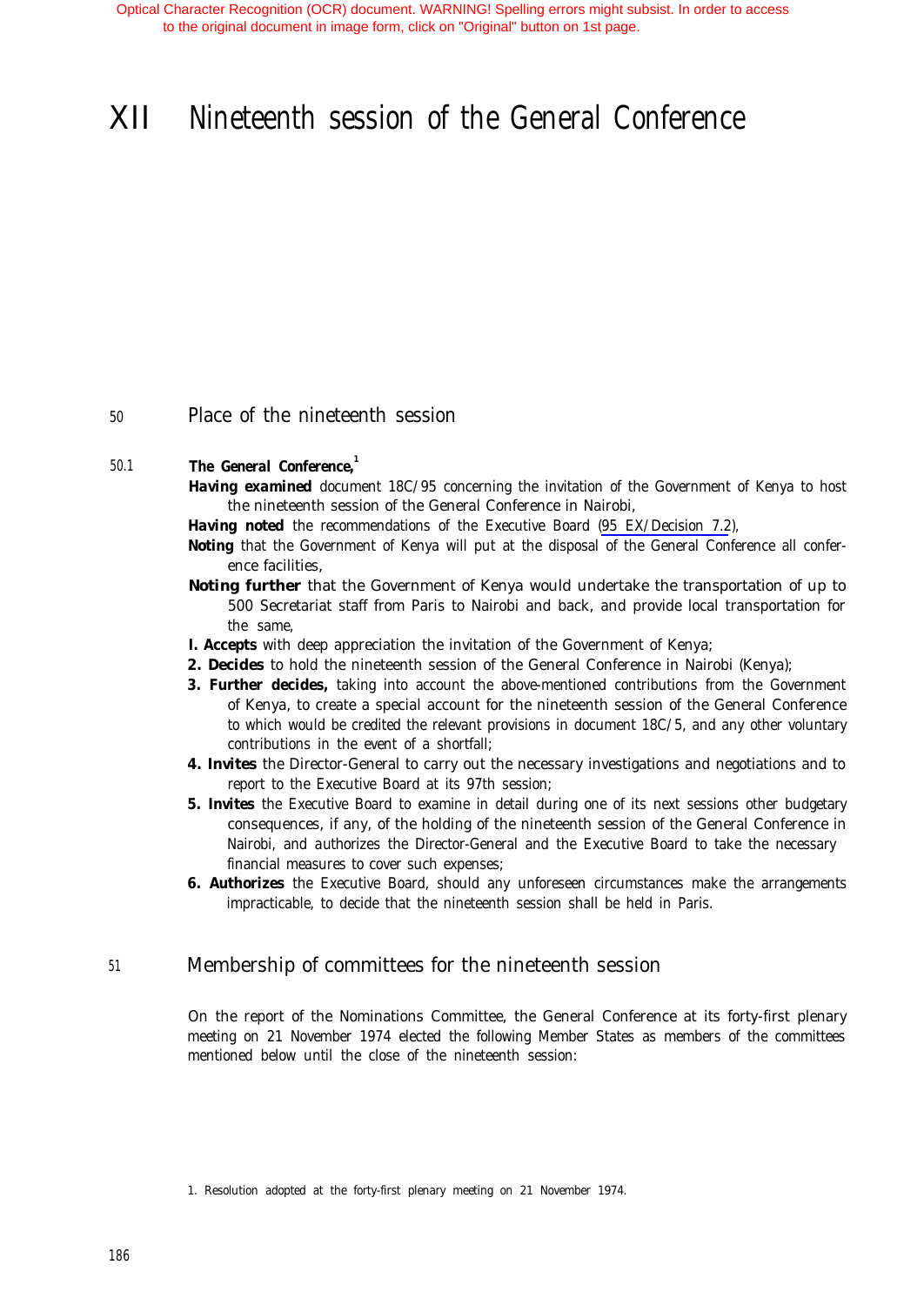# XII Nineteenth session of the General Conference

## 50 Place of the nineteenth session

50.1 **The General Conference,**[1]

***Having examined*** document 18C/95 concerning the invitation of the Government of Kenya to host the nineteenth session of the General Conference in Nairobi,

***Having noted*** the recommendations of the Executive Board (95 EX/Decision 7.2),

**Noting** that the Government of Kenya will put at the disposal of the General Conference all conference facilities,

**Noting further** that the Government of Kenya would undertake the transportation of up to 500 Secretariat staff from Paris to Nairobi and back, and provide local transportation for the same,

**I. Accepts** with deep appreciation the invitation of the Government of Kenya;

**2. Decides** to hold the nineteenth session of the General Conference in Nairobi (Kenya);

**3. Further decides,** taking into account the above-mentioned contributions from the Government of Kenya, to create a special account for the nineteenth session of the General Conference to which would be credited the relevant provisions in document 18C/5, and any other voluntary contributions in the event of a shortfall;

**4. Invites** the Director-General to carry out the necessary investigations and negotiations and to report to the Executive Board at its 97th session;

**5. Invites** the Executive Board to examine in detail during one of its next sessions other budgetary consequences, if any, of the holding of the nineteenth session of the General Conference in Nairobi, and authorizes the Director-General and the Executive Board to take the necessary financial measures to cover such expenses;

**6. Authorizes** the Executive Board, should any unforeseen circumstances make the arrangements impracticable, to decide that the nineteenth session shall be held in Paris.

## 51 Membership of committees for the nineteenth session

On the report of the Nominations Committee, the General Conference at its forty-first plenary meeting on 21 November 1974 elected the following Member States as members of the committees mentioned below until the close of the nineteenth session:

1. Resolution adopted at the forty-first plenary meeting on 21 November 1974.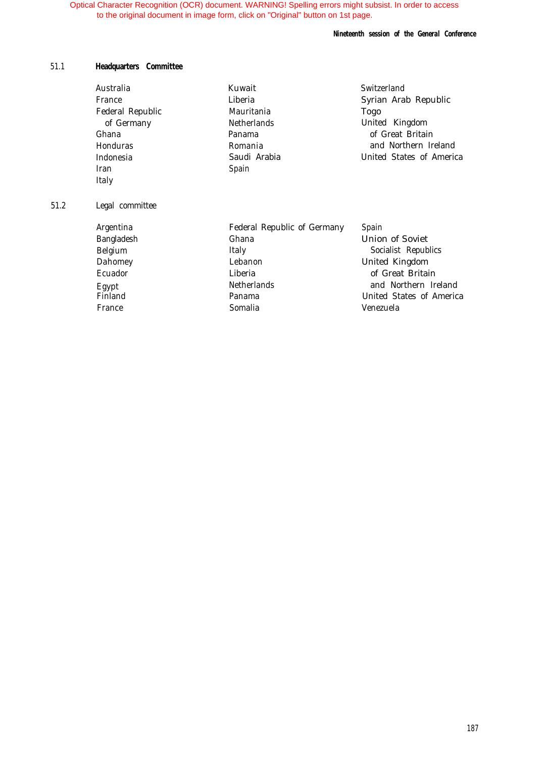51.1 **Headquarters Committee**

Australia
France
Federal Republic of Germany
Ghana
Honduras
Indonesia
Iran
Italy
Kuwait
Liberia
Mauritania
Netherlands
Panama
Romania
Saudi Arabia
Spain
Switzerland
Syrian Arab Republic
Togo
United Kingdom of Great Britain and Northern Ireland
United States of America

51.2 Legal committee

Argentina
Bangladesh
Belgium
Dahomey
Ecuador
Egypt
Finland
France
Federal Republic of Germany
Ghana
Italy
Lebanon
Liberia
Netherlands
Panama
Somalia
Spain
Union of Soviet Socialist Republics
United Kingdom of Great Britain and Northern Ireland
United States of America
Venezuela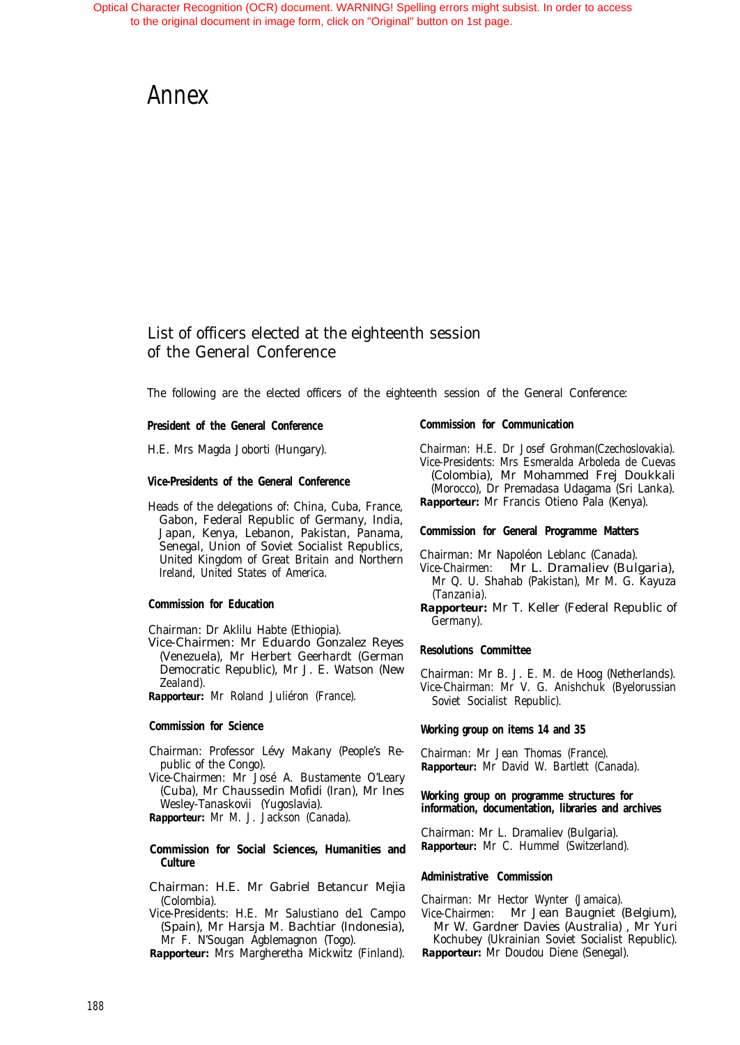Optical Character Recognition (OCR) document. WARNING! Spelling errors might subsist. In order to access to the original document in image form, click on "Original" button on 1st page.

# Annex

## List of officers elected at the eighteenth session of the General Conference

The following are the elected officers of the eighteenth session of the General Conference:

### President of the General Conference

H.E. Mrs Magda Joborti (Hungary).

### Vice-Presidents of the General Conference

Heads of the delegations of: China, Cuba, France, Gabon, Federal Republic of Germany, India, Japan, Kenya, Lebanon, Pakistan, Panama, Senegal, Union of Soviet Socialist Republics, United Kingdom of Great Britain and Northern Ireland, United States of America.

### Commission for Education

Chairman: Dr Aklilu Habte (Ethiopia).
Vice-Chairmen: Mr Eduardo Gonzalez Reyes (Venezuela), Mr Herbert Geerhardt (German Democratic Republic), Mr J. E. Watson (New Zealand).
**Rapporteur:** Mr Roland Juliéron (France).

### Commission for Science

Chairman: Professor Lévy Makany (People's Republic of the Congo).
Vice-Chairmen: Mr José A. Bustamente O'Leary (Cuba), Mr Chaussedin Mofidi (Iran), Mr Ines Wesley-Tanaskovii (Yugoslavia).
**Rapporteur:** Mr M. J. Jackson (Canada).

### Commission for Social Sciences, Humanities and Culture

Chairman: H.E. Mr Gabriel Betancur Mejia (Colombia).
Vice-Presidents: H.E. Mr Salustiano de1 Campo (Spain), Mr Harsja M. Bachtiar (Indonesia), Mr F. N'Sougan Agblemagnon (Togo).
**Rapporteur:** Mrs Margheretha Mickwitz (Finland).

### Commission for Communication

Chairman: H.E. Dr Josef Grohman(Czechoslovakia).
Vice-Presidents: Mrs Esmeralda Arboleda de Cuevas (Colombia), Mr Mohammed Frej Doukkali (Morocco), Dr Premadasa Udagama (Sri Lanka).
**Rapporteur:** Mr Francis Otieno Pala (Kenya).

### Commission for General Programme Matters

Chairman: Mr Napoléon Leblanc (Canada).
Vice-Chairmen: Mr L. Dramaliev (Bulgaria), Mr Q. U. Shahab (Pakistan), Mr M. G. Kayuza (Tanzania).
**Rapporteur:** Mr T. Keller (Federal Republic of Germany).

### Resolutions Committee

Chairman: Mr B. J. E. M. de Hoog (Netherlands).
Vice-Chairman: Mr V. G. Anishchuk (Byelorussian Soviet Socialist Republic).

### Working group on items 14 and 35

Chairman: Mr Jean Thomas (France).
**Rapporteur:** Mr David W. Bartlett (Canada).

### Working group on programme structures for information, documentation, libraries and archives

Chairman: Mr L. Dramaliev (Bulgaria).
**Rapporteur:** Mr C. Hummel (Switzerland).

### Administrative Commission

Chairman: Mr Hector Wynter (Jamaica).
Vice-Chairmen: Mr Jean Baugniet (Belgium), Mr W. Gardner Davies (Australia) , Mr Yuri Kochubey (Ukrainian Soviet Socialist Republic).
**Rapporteur:** Mr Doudou Diene (Senegal).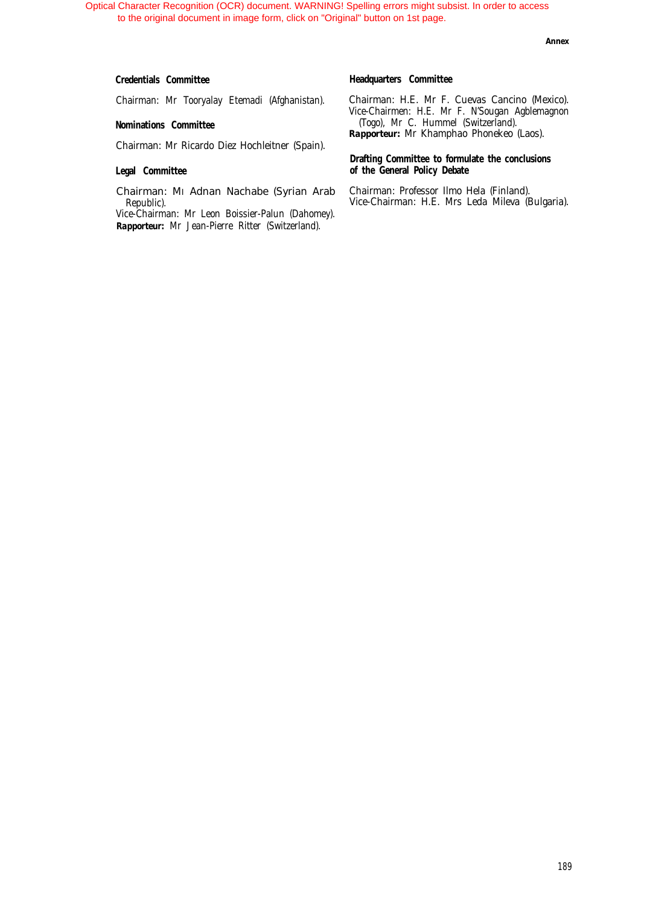### Credentials Committee

Chairman: Mr Tooryalay Etemadi (Afghanistan).

### Nominations Committee

Chairman: Mr Ricardo Diez Hochleitner (Spain).

### Legal Committee

Chairman: Mr Adnan Nachabe (Syrian Arab Republic).
Vice-Chairman: Mr Leon Boissier-Palun (Dahomey).
**Rapporteur:** Mr Jean-Pierre Ritter (Switzerland).

### Headquarters Committee

Chairman: H.E. Mr F. Cuevas Cancino (Mexico).
Vice-Chairmen: H.E. Mr F. N'Sougan Agblemagnon (Togo), Mr C. Hummel (Switzerland).
**Rapporteur:** Mr Khamphao Phonekeo (Laos).

### Drafting Committee to formulate the conclusions of the General Policy Debate

Chairman: Professor Ilmo Hela (Finland).
Vice-Chairman: H.E. Mrs Leda Mileva (Bulgaria).